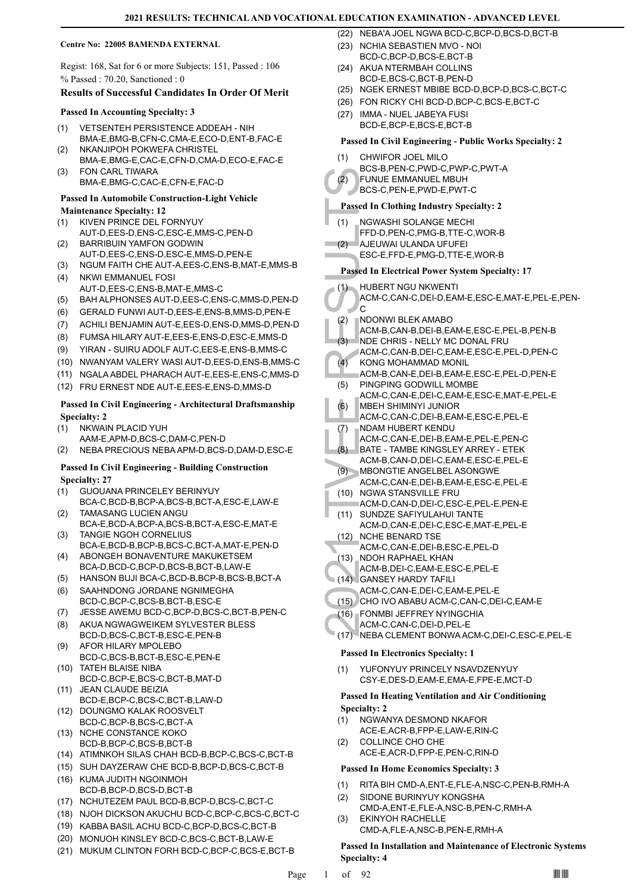**Centre No: 22005 BAMENDA EXTERNAL**

Regist: 168, Sat for 6 or more Subjects: 151, Passed : 106
% Passed : 70.20, Sanctioned : 0

### Results of Successful Candidates In Order Of Merit

#### Passed In Accounting Specialty: 3

(1) VETSENTEH PERSISTENCE ADDEAH - NIH BMA-E,BMG-B,CFN-C,CMA-E,ECO-D,ENT-B,FAC-E
(2) NKANJIPOH POKWEFA CHRISTEL BMA-E,BMG-E,CAC-E,CFN-D,CMA-D,ECO-E,FAC-E
(3) FON CARL TIWARA BMA-E,BMG-C,CAC-E,CFN-E,FAC-D

#### Passed In Automobile Construction-Light Vehicle Maintenance Specialty: 12

(1) KIVEN PRINCE DEL FORNYUY AUT-D,EES-D,ENS-C,ESC-E,MMS-C,PEN-D
(2) BARRIBUIN YAMFON GODWIN AUT-D,EES-C,ENS-D,ESC-E,MMS-D,PEN-E
(3) NGUM FAITH CHE AUT-A,EES-C,ENS-B,MAT-E,MMS-B
(4) NKWI EMMANUEL FOSI AUT-D,EES-C,ENS-B,MAT-E,MMS-C
(5) BAH ALPHONSES AUT-D,EES-C,ENS-C,MMS-D,PEN-D
(6) GERALD FUNWI AUT-D,EES-E,ENS-B,MMS-D,PEN-E
(7) ACHILI BENJAMIN AUT-E,EES-D,ENS-D,MMS-D,PEN-D
(8) FUMSA HILARY AUT-E,EES-E,ENS-D,ESC-E,MMS-D
(9) YIRAN - SUIRU ADOLF AUT-C,EES-E,ENS-B,MMS-C
(10) NWANYAM VALERY WASI AUT-D,EES-D,ENS-B,MMS-C
(11) NGALA ABDEL PHARACH AUT-E,EES-E,ENS-C,MMS-D
(12) FRU ERNEST NDE AUT-E,EES-E,ENS-D,MMS-D

#### Passed In Civil Engineering - Architectural Draftsmanship Specialty: 2

(1) NKWAIN PLACID YUH AAM-E,APM-D,BCS-C,DAM-C,PEN-D
(2) NEBA PRECIOUS NEBA APM-D,BCS-D,DAM-D,ESC-E

#### Passed In Civil Engineering - Building Construction Specialty: 27

(1) GUOUANA PRINCELEY BERINYUY BCA-C,BCD-B,BCP-A,BCS-B,BCT-A,ESC-E,LAW-E
(2) TAMASANG LUCIEN ANGU BCA-E,BCD-A,BCP-A,BCS-B,BCT-A,ESC-E,MAT-E
(3) TANGIE NGOH CORNELIUS BCA-E,BCD-B,BCP-B,BCS-C,BCT-A,MAT-E,PEN-D
(4) ABONGEH BONAVENTURE MAKUKETSEM BCA-D,BCD-C,BCP-D,BCS-B,BCT-B,LAW-E
(5) HANSON BUJI BCA-C,BCD-B,BCP-B,BCS-B,BCT-A
(6) SAAHNDONG JORDANE NGNIMEGHA BCD-C,BCP-C,BCS-B,BCT-B,ESC-E
(7) JESSE AWEMU BCD-C,BCP-D,BCS-C,BCT-B,PEN-C
(8) AKUA NGWAGWEIKEM SYLVESTER BLESS BCD-D,BCS-C,BCT-B,ESC-E,PEN-B
(9) AFOR HILARY MPOLEBO BCD-C,BCS-B,BCT-B,ESC-E,PEN-E
(10) TATEH BLAISE NIBA BCD-C,BCP-E,BCS-C,BCT-B,MAT-D
(11) JEAN CLAUDE BEIZIA BCD-E,BCP-C,BCS-C,BCT-B,LAW-D
(12) DOUNGMO KALAK ROOSVELT BCD-C,BCP-B,BCS-C,BCT-A
(13) NCHE CONSTANCE KOKO BCD-B,BCP-C,BCS-B,BCT-B
(14) ATIMNKOH SILAS CHAH BCD-B,BCP-C,BCS-C,BCT-B
(15) SUH DAYZERAW CHE BCD-B,BCP-D,BCS-C,BCT-B
(16) KUMA JUDITH NGOINMOH BCD-B,BCP-D,BCS-D,BCT-B
(17) NCHUTEZEM PAUL BCD-B,BCP-D,BCS-C,BCT-C
(18) NJOH DICKSON AKUCHU BCD-C,BCP-C,BCS-C,BCT-C
(19) KABBA BASIL ACHU BCD-C,BCP-D,BCS-C,BCT-B
(20) MONUOH KINSLEY BCD-C,BCS-C,BCT-B,LAW-E
(21) MUKUM CLINTON FORH BCD-C,BCP-C,BCS-E,BCT-B
(22) NEBA'A JOEL NGWA BCD-C,BCP-D,BCS-D,BCT-B
(23) NCHIA SEBASTIEN MVO - NOI BCD-C,BCP-D,BCS-E,BCT-B
(24) AKUA NTERMBAH COLLINS BCD-E,BCS-C,BCT-B,PEN-D
(25) NGEK ERNEST MBIBE BCD-D,BCP-D,BCS-C,BCT-C
(26) FON RICKY CHI BCD-D,BCP-C,BCS-E,BCT-C
(27) IMMA - NUEL JABEYA FUSI BCD-E,BCP-E,BCS-E,BCT-B

#### Passed In Civil Engineering - Public Works Specialty: 2

(1) CHWIFOR JOEL MILO BCS-B,PEN-C,PWD-C,PWP-C,PWT-A
(2) FUNUE EMMANUEL MBUH BCS-C,PEN-E,PWD-E,PWT-C

#### Passed In Clothing Industry Specialty: 2

(1) NGWASHI SOLANGE MECHI FFD-D,PEN-C,PMG-B,TTE-C,WOR-B
(2) AJEUWAI ULANDA UFUFEI ESC-E,FFD-E,PMG-D,TTE-E,WOR-B

#### Passed In Electrical Power System Specialty: 17

(1) HUBERT NGU NKWENTI ACM-C,CAN-C,DEI-D,EAM-E,ESC-E,MAT-E,PEL-E,PEN-C
(2) NDONWI BLEK AMABO ACM-B,CAN-B,DEI-B,EAM-E,ESC-E,PEL-B,PEN-B
(3) NDE CHRIS - NELLY MC DONAL FRU ACM-C,CAN-B,DEI-C,EAM-E,ESC-E,PEL-D,PEN-C
(4) KONG MOHAMMAD MONIL ACM-B,CAN-E,DEI-B,EAM-E,ESC-E,PEL-D,PEN-E
(5) PINGPING GODWILL MOMBE ACM-C,CAN-E,DEI-C,EAM-E,ESC-E,MAT-E,PEL-E
(6) MBEH SHIMINYI JUNIOR ACM-C,CAN-C,DEI-B,EAM-E,ESC-E,PEL-E
(7) NDAM HUBERT KENDU ACM-C,CAN-E,DEI-B,EAM-E,PEL-E,PEN-C
(8) BATE - TAMBE KINGSLEY ARREY - ETEK ACM-B,CAN-D,DEI-C,EAM-E,ESC-E,PEL-E
(9) MBONGTIE ANGELBEL ASONGWE ACM-C,CAN-E,DEI-B,EAM-E,ESC-E,PEL-E
(10) NGWA STANSVILLE FRU ACM-D,CAN-D,DEI-C,ESC-E,PEL-E,PEN-E
(11) SUNDZE SAFIYULAHUI TANTE ACM-D,CAN-E,DEI-C,ESC-E,MAT-E,PEL-E
(12) NCHE BENARD TSE ACM-C,CAN-E,DEI-B,ESC-E,PEL-D
(13) NDOH RAPHAEL KHAN ACM-B,DEI-C,EAM-E,ESC-E,PEL-E
(14) GANSEY HARDY TAFILI ACM-C,CAN-E,DEI-C,EAM-E,PEL-E
(15) CHO IVO ABABU ACM-C,CAN-C,DEI-C,EAM-E
(16) FONMBI JEFFREY NYINGCHIA ACM-C,CAN-C,DEI-D,PEL-E
(17) NEBA CLEMENT BONWA ACM-C,DEI-C,ESC-E,PEL-E

#### Passed In Electronics Specialty: 1

(1) YUFONYUY PRINCELY NSAVDZENYUY CSY-E,DES-D,EAM-E,EMA-E,FPE-E,MCT-D

#### Passed In Heating Ventilation and Air Conditioning Specialty: 2

(1) NGWANYA DESMOND NKAFOR ACE-E,ACR-B,FPP-E,LAW-E,RIN-C
(2) COLLINCE CHO CHE ACE-E,ACR-D,FPP-E,PEN-C,RIN-D

#### Passed In Home Economics Specialty: 3

(1) RITA BIH CMD-A,ENT-E,FLE-A,NSC-C,PEN-B,RMH-A
(2) SIDONE BURINYUY KONGSHA CMD-A,ENT-E,FLE-A,NSC-B,PEN-C,RMH-A
(3) EKINYOH RACHELLE CMD-A,FLE-A,NSC-B,PEN-E,RMH-A

#### Passed In Installation and Maintenance of Electronic Systems Specialty: 4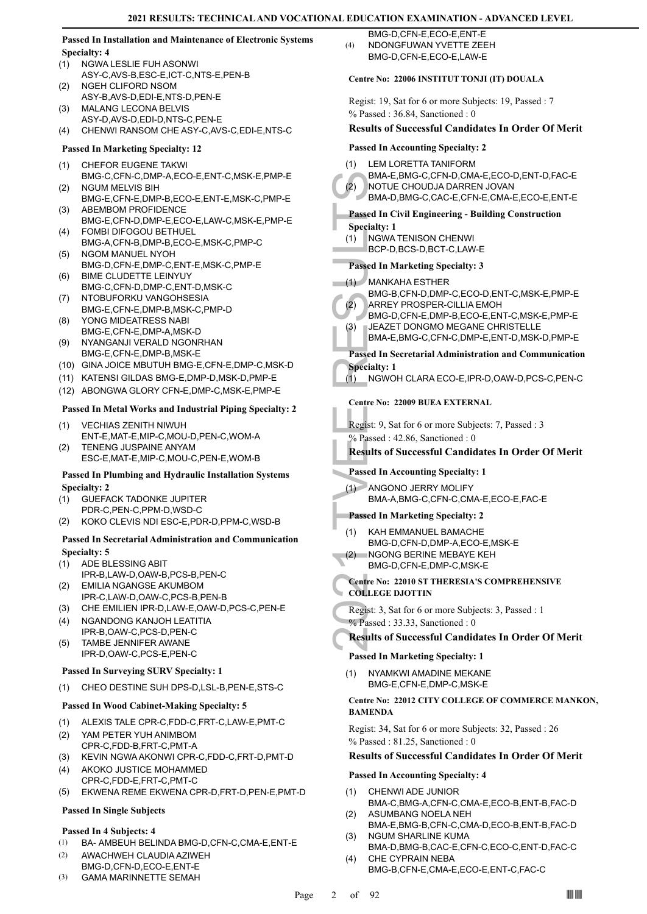#### Passed In Installation and Maintenance of Electronic Systems Specialty: 4

(1) NGWA LESLIE FUH ASONWI ASY-C,AVS-B,ESC-E,ICT-C,NTS-E,PEN-B
(2) NGEH CLIFORD NSOM ASY-B,AVS-D,EDI-E,NTS-D,PEN-E
(3) MALANG LECONA BELVIS ASY-D,AVS-D,EDI-D,NTS-C,PEN-E
(4) CHENWI RANSOM CHE ASY-C,AVS-C,EDI-E,NTS-C

#### Passed In Marketing Specialty: 12

(1) CHEFOR EUGENE TAKWI BMG-C,CFN-C,DMP-A,ECO-E,ENT-C,MSK-E,PMP-E
(2) NGUM MELVIS BIH BMG-E,CFN-E,DMP-B,ECO-E,ENT-E,MSK-C,PMP-E
(3) ABEMBOM PROFIDENCE BMG-E,CFN-D,DMP-E,ECO-E,LAW-C,MSK-E,PMP-E
(4) FOMBI DIFOGOU BETHUEL BMG-A,CFN-B,DMP-B,ECO-E,MSK-C,PMP-C
(5) NGOM MANUEL NYOH BMG-D,CFN-E,DMP-C,ENT-E,MSK-C,PMP-E
(6) BIME CLUDETTE LEINYUY BMG-C,CFN-D,DMP-C,ENT-D,MSK-C
(7) NTOBUFORKU VANGOHSESIA BMG-E,CFN-E,DMP-B,MSK-C,PMP-D
(8) YONG MIDEATRESS NABI BMG-E,CFN-E,DMP-A,MSK-D
(9) NYANGANJI VERALD NGONRHAN BMG-E,CFN-E,DMP-B,MSK-E
(10) GINA JOICE MBUTUH BMG-E,CFN-E,DMP-C,MSK-D
(11) KATENSI GILDAS BMG-E,DMP-D,MSK-D,PMP-E
(12) ABONGWA GLORY CFN-E,DMP-C,MSK-E,PMP-E

#### Passed In Metal Works and Industrial Piping Specialty: 2

(1) VECHIAS ZENITH NIWUH ENT-E,MAT-E,MIP-C,MOU-D,PEN-C,WOM-A
(2) TENENG JUSPAINE ANYAM ESC-E,MAT-E,MIP-C,MOU-C,PEN-E,WOM-B

#### Passed In Plumbing and Hydraulic Installation Systems Specialty: 2

(1) GUEFACK TADONKE JUPITER PDR-C,PEN-C,PPM-D,WSD-C
(2) KOKO CLEVIS NDI ESC-E,PDR-D,PPM-C,WSD-B

#### Passed In Secretarial Administration and Communication Specialty: 5

(1) ADE BLESSING ABIT IPR-B,LAW-D,OAW-B,PCS-B,PEN-C
(2) EMILIA NGANGSE AKUMBOM IPR-C,LAW-D,OAW-C,PCS-B,PEN-B
(3) CHE EMILIEN IPR-D,LAW-E,OAW-D,PCS-C,PEN-E
(4) NGANDONG KANJOH LEATITIA IPR-B,OAW-C,PCS-D,PEN-C
(5) TAMBE JENNIFER AWANE IPR-D,OAW-C,PCS-E,PEN-C

#### Passed In Surveying SURV Specialty: 1

(1) CHEO DESTINE SUH DPS-D,LSL-B,PEN-E,STS-C

#### Passed In Wood Cabinet-Making Specialty: 5

(1) ALEXIS TALE CPR-C,FDD-C,FRT-C,LAW-E,PMT-C
(2) YAM PETER YUH ANIMBOM CPR-C,FDD-B,FRT-C,PMT-A
(3) KEVIN NGWA AKONWI CPR-C,FDD-C,FRT-D,PMT-D
(4) AKOKO JUSTICE MOHAMMED CPR-C,FDD-E,FRT-C,PMT-C
(5) EKWENA REME EKWENA CPR-D,FRT-D,PEN-E,PMT-D

#### Passed In Single Subjects

#### Passed In 4 Subjects: 4

(1) BA- AMBEUH BELINDA BMG-D,CFN-C,CMA-E,ENT-E
(2) AWACHWEH CLAUDIA AZIWEH BMG-D,CFN-D,ECO-E,ENT-E
(3) GAMA MARINNETTE SEMAH BMG-D,CFN-E,ECO-E,ENT-E
(4) NDONGFUWAN YVETTE ZEEH BMG-D,CFN-E,ECO-E,LAW-E

#### Centre No: 22006 INSTITUT TONJI (IT) DOUALA

Regist: 19, Sat for 6 or more Subjects: 19, Passed : 7
% Passed : 36.84, Sanctioned : 0

### Results of Successful Candidates In Order Of Merit

#### Passed In Accounting Specialty: 2

(1) LEM LORETTA TANIFORM BMA-E,BMG-C,CFN-D,CMA-E,ECO-D,ENT-D,FAC-E
(2) NOTUE CHOUDJA DARREN JOVAN BMA-D,BMG-C,CAC-E,CFN-E,CMA-E,ECO-E,ENT-E

#### Passed In Civil Engineering - Building Construction Specialty: 1

(1) NGWA TENISON CHENWI BCP-D,BCS-D,BCT-C,LAW-E

#### Passed In Marketing Specialty: 3

(1) MANKAHA ESTHER BMG-B,CFN-D,DMP-C,ECO-D,ENT-C,MSK-E,PMP-E
(2) ARREY PROSPER-CILLIA EMOH BMG-D,CFN-E,DMP-B,ECO-E,ENT-C,MSK-E,PMP-E
(3) JEAZET DONGMO MEGANE CHRISTELLE BMA-E,BMG-C,CFN-C,DMP-E,ENT-D,MSK-D,PMP-E

#### Passed In Secretarial Administration and Communication Specialty: 1

(1) NGWOH CLARA ECO-E,IPR-D,OAW-D,PCS-C,PEN-C

#### Centre No: 22009 BUEA EXTERNAL

Regist: 9, Sat for 6 or more Subjects: 7, Passed : 3
% Passed : 42.86, Sanctioned : 0

### Results of Successful Candidates In Order Of Merit

#### Passed In Accounting Specialty: 1

(1) ANGONO JERRY MOLIFY BMA-A,BMG-C,CFN-C,CMA-E,ECO-E,FAC-E

#### Passed In Marketing Specialty: 2

(1) KAH EMMANUEL BAMACHE BMG-D,CFN-D,DMP-A,ECO-E,MSK-E
(2) NGONG BERINE MEBAYE KEH BMG-D,CFN-E,DMP-C,MSK-E

#### Centre No: 22010 ST THERESIA'S COMPREHENSIVE COLLEGE DJOTTIN

Regist: 3, Sat for 6 or more Subjects: 3, Passed : 1
% Passed : 33.33, Sanctioned : 0

### Results of Successful Candidates In Order Of Merit

#### Passed In Marketing Specialty: 1

(1) NYAMKWI AMADINE MEKANE BMG-E,CFN-E,DMP-C,MSK-E

#### Centre No: 22012 CITY COLLEGE OF COMMERCE MANKON, BAMENDA

Regist: 34, Sat for 6 or more Subjects: 32, Passed : 26
% Passed : 81.25, Sanctioned : 0

### Results of Successful Candidates In Order Of Merit

#### Passed In Accounting Specialty: 4

(1) CHENWI ADE JUNIOR BMA-C,BMG-A,CFN-C,CMA-E,ECO-B,ENT-B,FAC-D
(2) ASUMBANG NOELA NEH BMA-E,BMG-B,CFN-C,CMA-D,ECO-B,ENT-B,FAC-D
(3) NGUM SHARLINE KUMA BMA-D,BMG-B,CAC-E,CFN-C,ECO-C,ENT-D,FAC-C
(4) CHE CYPRAIN NEBA BMG-B,CFN-E,CMA-E,ECO-E,ENT-C,FAC-C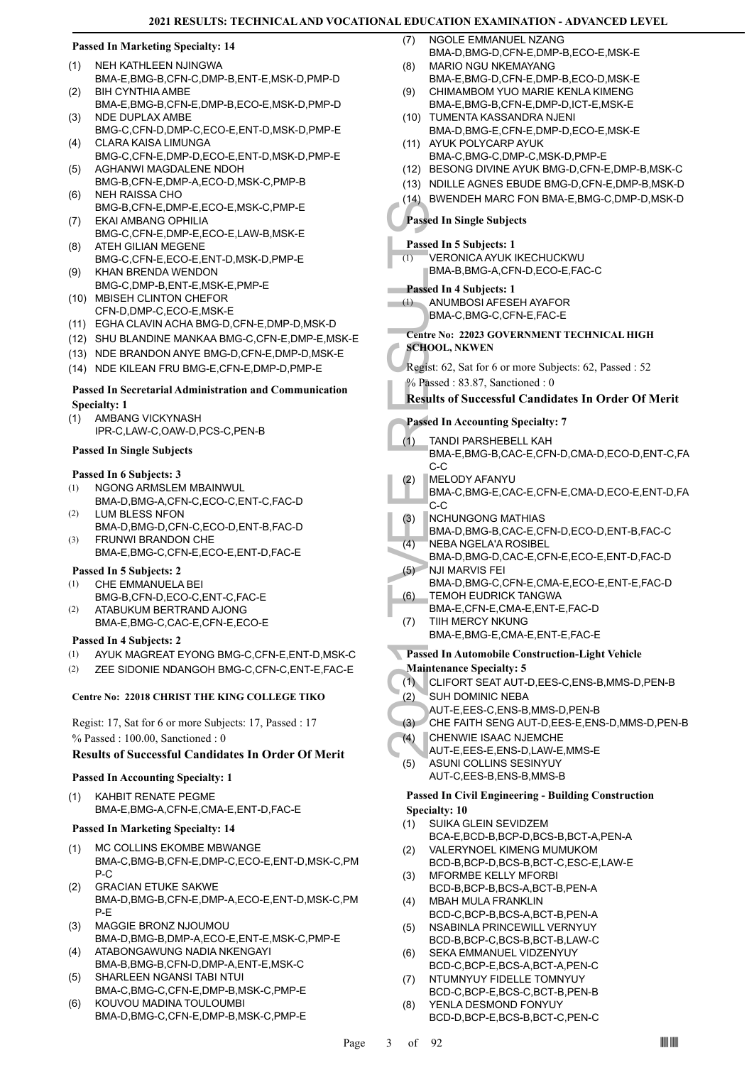### Passed In Marketing Specialty: 14

(1) NEH KATHLEEN NJINGWA
BMA-E,BMG-B,CFN-C,DMP-B,ENT-E,MSK-D,PMP-D
(2) BIH CYNTHIA AMBE
BMA-E,BMG-B,CFN-E,DMP-B,ECO-E,MSK-D,PMP-D
(3) NDE DUPLAX AMBE
BMG-C,CFN-D,DMP-C,ECO-E,ENT-D,MSK-D,PMP-E
(4) CLARA KAISA LIMUNGA
BMG-C,CFN-E,DMP-D,ECO-E,ENT-D,MSK-D,PMP-E
(5) AGHANWI MAGDALENE NDOH
BMG-B,CFN-E,DMP-A,ECO-D,MSK-C,PMP-B
(6) NEH RAISSA CHO
BMG-B,CFN-E,DMP-E,ECO-E,MSK-C,PMP-E
(7) EKAI AMBANG OPHILIA
BMG-C,CFN-E,DMP-E,ECO-E,LAW-B,MSK-E
(8) ATEH GILIAN MEGENE
BMG-C,CFN-E,ECO-E,ENT-D,MSK-D,PMP-E
(9) KHAN BRENDA WENDON
BMG-C,DMP-B,ENT-E,MSK-E,PMP-E
(10) MBISEH CLINTON CHEFOR
CFN-D,DMP-C,ECO-E,MSK-E
(11) EGHA CLAVIN ACHA BMG-D,CFN-E,DMP-D,MSK-D
(12) SHU BLANDINE MANKAA BMG-C,CFN-E,DMP-E,MSK-E
(13) NDE BRANDON ANYE BMG-D,CFN-E,DMP-D,MSK-E
(14) NDE KILEAN FRU BMG-E,CFN-E,DMP-D,PMP-E

### Passed In Secretarial Administration and Communication Specialty: 1

(1) AMBANG VICKYNASH
IPR-C,LAW-C,OAW-D,PCS-C,PEN-B

### Passed In Single Subjects

#### Passed In 6 Subjects: 3

(1) NGONG ARMSLEM MBAINWUL
BMA-D,BMG-A,CFN-C,ECO-C,ENT-C,FAC-D
(2) LUM BLESS NFON
BMA-D,BMG-D,CFN-C,ECO-D,ENT-B,FAC-D
(3) FRUNWI BRANDON CHE
BMA-E,BMG-C,CFN-E,ECO-E,ENT-D,FAC-E

#### Passed In 5 Subjects: 2

(1) CHE EMMANUELA BEI
BMG-B,CFN-D,ECO-C,ENT-C,FAC-E
(2) ATABUKUM BERTRAND AJONG
BMA-E,BMG-C,CAC-E,CFN-E,ECO-E

#### Passed In 4 Subjects: 2

(1) AYUK MAGREAT EYONG BMG-C,CFN-E,ENT-D,MSK-C
(2) ZEE SIDONIE NDANGOH BMG-C,CFN-C,ENT-E,FAC-E

## Centre No: 22018 CHRIST THE KING COLLEGE TIKO

Regist: 17, Sat for 6 or more Subjects: 17, Passed : 17
% Passed : 100.00, Sanctioned : 0

### Results of Successful Candidates In Order Of Merit

#### Passed In Accounting Specialty: 1

(1) KAHBIT RENATE PEGME
BMA-E,BMG-A,CFN-E,CMA-E,ENT-D,FAC-E

#### Passed In Marketing Specialty: 14

(1) MC COLLINS EKOMBE MBWANGE
BMA-C,BMG-B,CFN-E,DMP-C,ECO-E,ENT-D,MSK-C,PMP-C
(2) GRACIAN ETUKE SAKWE
BMA-D,BMG-B,CFN-E,DMP-A,ECO-E,ENT-D,MSK-C,PMP-E
(3) MAGGIE BRONZ NJOUMOU
BMA-D,BMG-B,DMP-A,ECO-E,ENT-E,MSK-C,PMP-E
(4) ATABONGAWUNG NADIA NKENGAYI
BMA-B,BMG-B,CFN-D,DMP-A,ENT-E,MSK-C
(5) SHARLEEN NGANSI TABI NTUI
BMA-C,BMG-C,CFN-E,DMP-B,MSK-C,PMP-E
(6) KOUVOU MADINA TOULOUMBI
BMA-D,BMG-C,CFN-E,DMP-B,MSK-C,PMP-E
(7) NGOLE EMMANUEL NZANG
BMA-D,BMG-D,CFN-E,DMP-B,ECO-E,MSK-E
(8) MARIO NGU NKEMAYANG
BMA-E,BMG-D,CFN-E,DMP-B,ECO-D,MSK-E
(9) CHIMAMBOM YUO MARIE KENLA KIMENG
BMA-E,BMG-B,CFN-E,DMP-D,ICT-E,MSK-E
(10) TUMENTA KASSANDRA NJENI
BMA-D,BMG-E,CFN-E,DMP-D,ECO-E,MSK-E
(11) AYUK POLYCARP AYUK
BMA-C,BMG-C,DMP-C,MSK-D,PMP-E
(12) BESONG DIVINE AYUK BMG-D,CFN-E,DMP-B,MSK-C
(13) NDILLE AGNES EBUDE BMG-D,CFN-E,DMP-B,MSK-D
(14) BWENDEH MARC FON BMA-E,BMG-C,DMP-D,MSK-D

#### Passed In Single Subjects

##### Passed In 5 Subjects: 1

(1) VERONICA AYUK IKECHUCKWU
BMA-B,BMG-A,CFN-D,ECO-E,FAC-C

##### Passed In 4 Subjects: 1

(1) ANUMBOSI AFESEH AYAFOR
BMA-C,BMG-C,CFN-E,FAC-E

## Centre No: 22023 GOVERNMENT TECHNICAL HIGH SCHOOL, NKWEN

Regist: 62, Sat for 6 or more Subjects: 62, Passed : 52
% Passed : 83.87, Sanctioned : 0

### Results of Successful Candidates In Order Of Merit

#### Passed In Accounting Specialty: 7

(1) TANDI PARSHEBELL KAH
BMA-E,BMG-B,CAC-E,CFN-D,CMA-D,ECO-D,ENT-C,FAC-C
(2) MELODY AFANYU
BMA-C,BMG-E,CAC-E,CFN-E,CMA-D,ECO-E,ENT-D,FAC-C
(3) NCHUNGONG MATHIAS
BMA-D,BMG-B,CAC-E,CFN-D,ECO-D,ENT-B,FAC-C
(4) NEBA NGELA'A ROSIBEL
BMA-D,BMG-D,CAC-E,CFN-E,ECO-E,ENT-D,FAC-D
(5) NJI MARVIS FEI
BMA-D,BMG-C,CFN-E,CMA-E,ECO-E,ENT-E,FAC-D
(6) TEMOH EUDRICK TANGWA
BMA-E,CFN-E,CMA-E,ENT-E,FAC-D
(7) TIIH MERCY NKUNG
BMA-E,BMG-E,CMA-E,ENT-E,FAC-E

#### Passed In Automobile Construction-Light Vehicle Maintenance Specialty: 5

(1) CLIFORT SEAT AUT-D,EES-C,ENS-B,MMS-D,PEN-B
(2) SUH DOMINIC NEBA
AUT-E,EES-C,ENS-B,MMS-D,PEN-B
(3) CHE FAITH SENG AUT-D,EES-E,ENS-D,MMS-D,PEN-B
(4) CHENWIE ISAAC NJEMCHE
AUT-E,EES-E,ENS-D,LAW-E,MMS-E
(5) ASUNI COLLINS SESINYUY
AUT-C,EES-B,ENS-B,MMS-B

#### Passed In Civil Engineering - Building Construction Specialty: 10

(1) SUIKA GLEIN SEVIDZEM
BCA-E,BCD-B,BCP-D,BCS-B,BCT-A,PEN-A
(2) VALERYNOEL KIMENG MUMUKOM
BCD-B,BCP-D,BCS-B,BCT-C,ESC-E,LAW-E
(3) MFORMBE KELLY MFORBI
BCD-B,BCP-B,BCS-A,BCT-B,PEN-A
(4) MBAH MULA FRANKLIN
BCD-C,BCP-B,BCS-A,BCT-B,PEN-A
(5) NSABINLA PRINCEWILL VERNYUY
BCD-B,BCP-C,BCS-B,BCT-B,LAW-C
(6) SEKA EMMANUEL VIDZENYUY
BCD-C,BCP-E,BCS-A,BCT-A,PEN-C
(7) NTUMNYUY FIDELLE TOMNYUY
BCD-C,BCP-E,BCS-C,BCT-B,PEN-B
(8) YENLA DESMOND FONYUY
BCD-D,BCP-E,BCS-B,BCT-C,PEN-C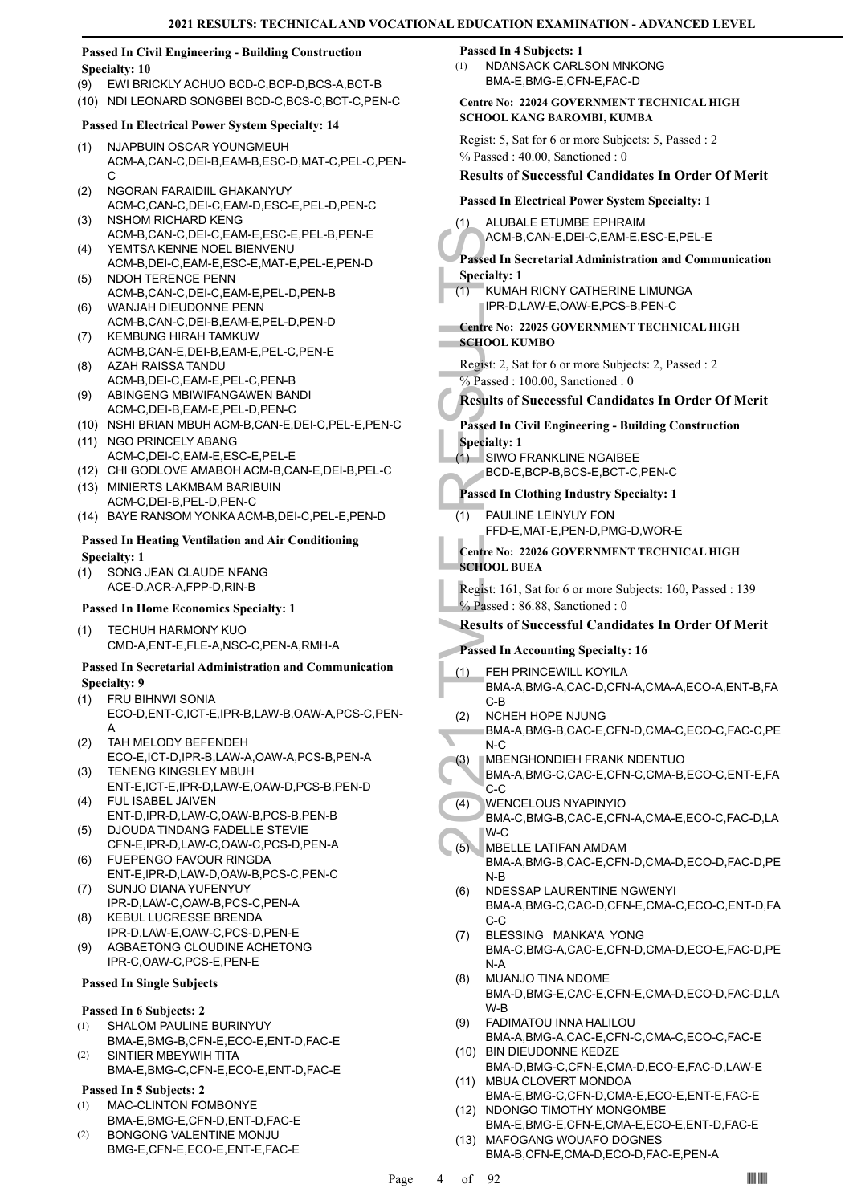#### Passed In Civil Engineering - Building Construction Specialty: 10

(9) EWI BRICKLY ACHUO BCD-C,BCP-D,BCS-A,BCT-B
(10) NDI LEONARD SONGBEI BCD-C,BCS-C,BCT-C,PEN-C

#### Passed In Electrical Power System Specialty: 14

(1) NJAPBUIN OSCAR YOUNGMEUH ACM-A,CAN-C,DEI-B,EAM-B,ESC-D,MAT-C,PEL-C,PEN-C
(2) NGORAN FARAIDIIL GHAKANYUY ACM-C,CAN-C,DEI-C,EAM-D,ESC-E,PEL-D,PEN-C
(3) NSHOM RICHARD KENG ACM-B,CAN-C,DEI-C,EAM-E,ESC-E,PEL-B,PEN-E
(4) YEMTSA KENNE NOEL BIENVENU ACM-B,DEI-C,EAM-E,ESC-E,MAT-E,PEL-E,PEN-D
(5) NDOH TERENCE PENN ACM-B,CAN-C,DEI-C,EAM-E,PEL-D,PEN-B
(6) WANJAH DIEUDONNE PENN ACM-B,CAN-C,DEI-B,EAM-E,PEL-D,PEN-D
(7) KEMBUNG HIRAH TAMKUW ACM-B,CAN-E,DEI-B,EAM-E,PEL-C,PEN-E
(8) AZAH RAISSA TANDU ACM-B,DEI-C,EAM-E,PEL-C,PEN-B
(9) ABINGENG MBIWIFANGAWEN BANDI ACM-C,DEI-B,EAM-E,PEL-D,PEN-C
(10) NSHI BRIAN MBUH ACM-B,CAN-E,DEI-C,PEL-E,PEN-C
(11) NGO PRINCELY ABANG ACM-C,DEI-C,EAM-E,ESC-E,PEL-E
(12) CHI GODLOVE AMABOH ACM-B,CAN-E,DEI-B,PEL-C
(13) MINIERTS LAKMBAM BARIBUIN ACM-C,DEI-B,PEL-D,PEN-C
(14) BAYE RANSOM YONKA ACM-B,DEI-C,PEL-E,PEN-D

#### Passed In Heating Ventilation and Air Conditioning Specialty: 1

(1) SONG JEAN CLAUDE NFANG ACE-D,ACR-A,FPP-D,RIN-B

#### Passed In Home Economics Specialty: 1

(1) TECHUH HARMONY KUO CMD-A,ENT-E,FLE-A,NSC-C,PEN-A,RMH-A

#### Passed In Secretarial Administration and Communication Specialty: 9

(1) FRU BIHNWI SONIA ECO-D,ENT-C,ICT-E,IPR-B,LAW-B,OAW-A,PCS-C,PEN-A
(2) TAH MELODY BEFENDEH ECO-E,ICT-D,IPR-B,LAW-A,OAW-A,PCS-B,PEN-A
(3) TENENG KINGSLEY MBUH ENT-E,ICT-E,IPR-D,LAW-E,OAW-D,PCS-B,PEN-D
(4) FUL ISABEL JAIVEN ENT-D,IPR-D,LAW-C,OAW-B,PCS-B,PEN-B
(5) DJOUDA TINDANG FADELLE STEVIE CFN-E,IPR-D,LAW-C,OAW-C,PCS-D,PEN-A
(6) FUEPENGO FAVOUR RINGDA ENT-E,IPR-D,LAW-D,OAW-B,PCS-C,PEN-C
(7) SUNJO DIANA YUFENYUY IPR-D,LAW-C,OAW-B,PCS-C,PEN-A
(8) KEBUL LUCRESSE BRENDA IPR-D,LAW-E,OAW-C,PCS-D,PEN-E
(9) AGBAETONG CLOUDINE ACHETONG IPR-C,OAW-C,PCS-E,PEN-E

#### Passed In Single Subjects

#### Passed In 6 Subjects: 2

(1) SHALOM PAULINE BURINYUY BMA-E,BMG-B,CFN-E,ECO-E,ENT-D,FAC-E
(2) SINTIER MBEYWIH TITA BMA-E,BMG-C,CFN-E,ECO-E,ENT-D,FAC-E

#### Passed In 5 Subjects: 2

(1) MAC-CLINTON FOMBONYE BMA-E,BMG-E,CFN-D,ENT-D,FAC-E
(2) BONGONG VALENTINE MONJU BMG-E,CFN-E,ECO-E,ENT-E,FAC-E

#### Passed In 4 Subjects: 1

(1) NDANSACK CARLSON MNKONG BMA-E,BMG-E,CFN-E,FAC-D

#### Centre No: 22024 GOVERNMENT TECHNICAL HIGH SCHOOL KANG BAROMBI, KUMBA

Regist: 5, Sat for 6 or more Subjects: 5, Passed : 2
% Passed : 40.00, Sanctioned : 0

### Results of Successful Candidates In Order Of Merit

#### Passed In Electrical Power System Specialty: 1

(1) ALUBALE ETUMBE EPHRAIM ACM-B,CAN-E,DEI-C,EAM-E,ESC-E,PEL-E

#### Passed In Secretarial Administration and Communication Specialty: 1

(1) KUMAH RICNY CATHERINE LIMUNGA IPR-D,LAW-E,OAW-E,PCS-B,PEN-C

#### Centre No: 22025 GOVERNMENT TECHNICAL HIGH SCHOOL KUMBO

Regist: 2, Sat for 6 or more Subjects: 2, Passed : 2
% Passed : 100.00, Sanctioned : 0

### Results of Successful Candidates In Order Of Merit

#### Passed In Civil Engineering - Building Construction Specialty: 1

(1) SIWO FRANKLINE NGAIBEE BCD-E,BCP-B,BCS-E,BCT-C,PEN-C

#### Passed In Clothing Industry Specialty: 1

(1) PAULINE LEINYUY FON FFD-E,MAT-E,PEN-D,PMG-D,WOR-E

#### Centre No: 22026 GOVERNMENT TECHNICAL HIGH SCHOOL BUEA

Regist: 161, Sat for 6 or more Subjects: 160, Passed : 139
% Passed : 86.88, Sanctioned : 0

### Results of Successful Candidates In Order Of Merit

#### Passed In Accounting Specialty: 16

(1) FEH PRINCEWILL KOYILA BMA-A,BMG-A,CAC-D,CFN-A,CMA-A,ECO-A,ENT-B,FAC-B
(2) NCHEH HOPE NJUNG BMA-A,BMG-B,CAC-E,CFN-D,CMA-C,ECO-C,FAC-C,PEN-C
(3) MBENGHONDIEH FRANK NDENTUO BMA-A,BMG-C,CAC-E,CFN-C,CMA-B,ECO-C,ENT-E,FAC-C
(4) WENCELOUS NYAPINYIO BMA-C,BMG-B,CAC-E,CFN-A,CMA-E,ECO-C,FAC-D,LAW-C
(5) MBELLE LATIFAN AMDAM BMA-A,BMG-B,CAC-E,CFN-D,CMA-D,ECO-D,FAC-D,PEN-B
(6) NDESSAP LAURENTINE NGWENYI BMA-A,BMG-C,CAC-D,CFN-E,CMA-C,ECO-C,ENT-D,FAC-C
(7) BLESSING MANKA'A YONG BMA-C,BMG-A,CAC-E,CFN-D,CMA-D,ECO-E,FAC-D,PEN-A
(8) MUANJO TINA NDOME BMA-D,BMG-E,CAC-E,CFN-E,CMA-D,ECO-D,FAC-D,LAW-B
(9) FADIMATOU INNA HALILOU BMA-A,BMG-A,CAC-E,CFN-C,CMA-C,ECO-C,FAC-E
(10) BIN DIEUDONNE KEDZE BMA-D,BMG-C,CFN-E,CMA-D,ECO-E,FAC-D,LAW-E
(11) MBUA CLOVERT MONDOA BMA-E,BMG-C,CFN-D,CMA-E,ECO-E,ENT-E,FAC-E
(12) NDONGO TIMOTHY MONGOMBE BMA-E,BMG-E,CFN-E,CMA-E,ECO-E,ENT-D,FAC-E
(13) MAFOGANG WOUAFO DOGNES BMA-B,CFN-E,CMA-D,ECO-D,FAC-E,PEN-A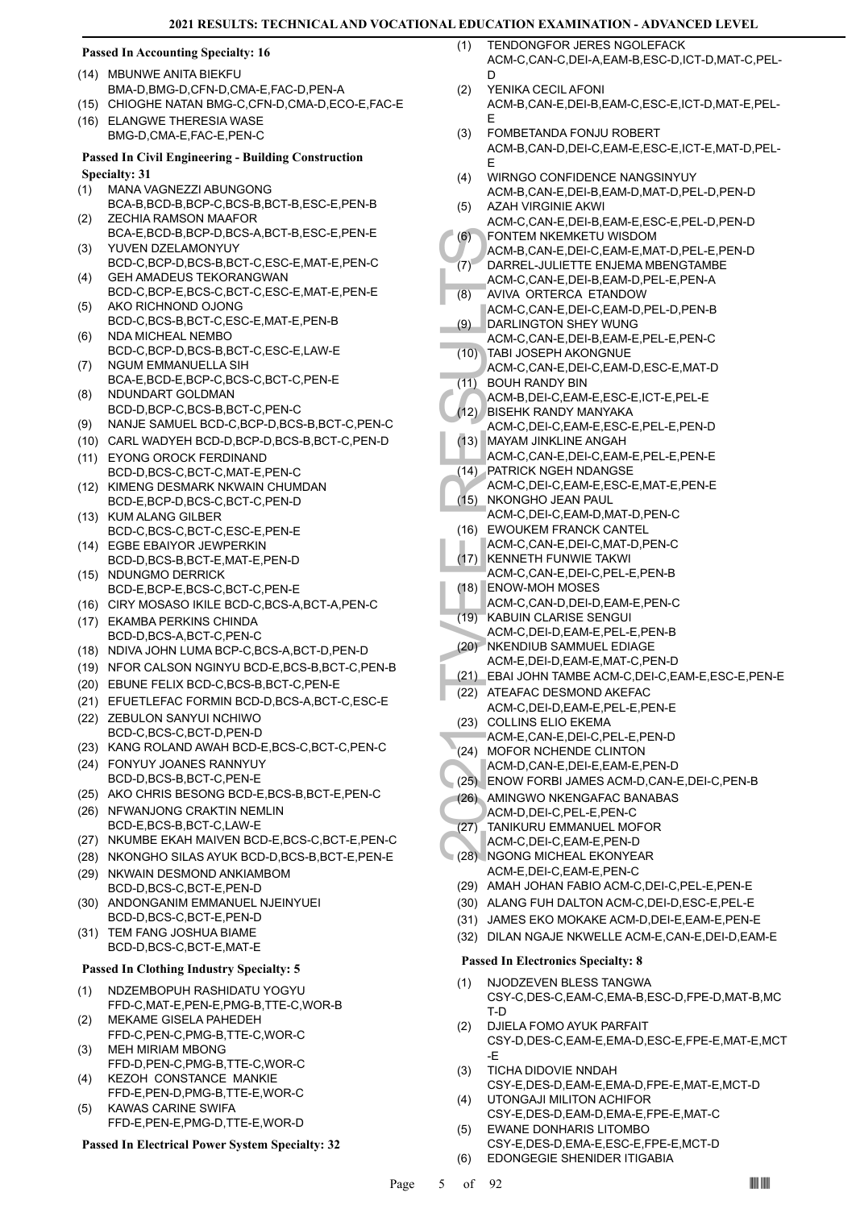### Passed In Accounting Specialty: 16

(14) MBUNWE ANITA BIEKFU
BMA-D,BMG-D,CFN-D,CMA-E,FAC-D,PEN-A
(15) CHIOGHE NATAN BMG-C,CFN-D,CMA-D,ECO-E,FAC-E
(16) ELANGWE THERESIA WASE
BMG-D,CMA-E,FAC-E,PEN-C

### Passed In Civil Engineering - Building Construction Specialty: 31

(1) MANA VAGNEZZI ABUNGONG
BCA-B,BCD-B,BCP-C,BCS-B,BCT-B,ESC-E,PEN-B
(2) ZECHIA RAMSON MAAFOR
BCA-E,BCD-B,BCP-D,BCS-A,BCT-B,ESC-E,PEN-E
(3) YUVEN DZELAMONYUY
BCD-C,BCP-D,BCS-B,BCT-C,ESC-E,MAT-E,PEN-C
(4) GEH AMADEUS TEKORANGWAN
BCD-C,BCP-E,BCS-C,BCT-C,ESC-E,MAT-E,PEN-E
(5) AKO RICHNOND OJONG
BCD-C,BCS-B,BCT-C,ESC-E,MAT-E,PEN-B
(6) NDA MICHEAL NEMBO
BCD-C,BCP-D,BCS-B,BCT-C,ESC-E,LAW-E
(7) NGUM EMMANUELLA SIH
BCA-E,BCD-E,BCP-C,BCS-C,BCT-C,PEN-E
(8) NDUNDART GOLDMAN
BCD-D,BCP-C,BCS-B,BCT-C,PEN-C
(9) NANJE SAMUEL BCD-C,BCP-D,BCS-B,BCT-C,PEN-C
(10) CARL WADYEH BCD-D,BCP-D,BCS-B,BCT-C,PEN-D
(11) EYONG OROCK FERDINAND
BCD-D,BCS-C,BCT-C,MAT-E,PEN-C
(12) KIMENG DESMARK NKWAIN CHUMDAN
BCD-E,BCP-D,BCS-C,BCT-C,PEN-D
(13) KUM ALANG GILBER
BCD-C,BCS-C,BCT-C,ESC-E,PEN-E
(14) EGBE EBAIYOR JEWPERKIN
BCD-D,BCS-B,BCT-E,MAT-E,PEN-D
(15) NDUNGMO DERRICK
BCD-E,BCP-E,BCS-C,BCT-C,PEN-E
(16) CIRY MOSASO IKILE BCD-C,BCS-A,BCT-A,PEN-C
(17) EKAMBA PERKINS CHINDA
BCD-D,BCS-A,BCT-C,PEN-C
(18) NDIVA JOHN LUMA BCP-C,BCS-A,BCT-D,PEN-D
(19) NFOR CALSON NGINYU BCD-E,BCS-B,BCT-C,PEN-B
(20) EBUNE FELIX BCD-C,BCS-B,BCT-C,PEN-E
(21) EFUETLEFAC FORMIN BCD-D,BCS-A,BCT-C,ESC-E
(22) ZEBULON SANYUI NCHIWO
BCD-C,BCS-C,BCT-D,PEN-D
(23) KANG ROLAND AWAH BCD-E,BCS-C,BCT-C,PEN-C
(24) FONYUY JOANES RANNYUY
BCD-D,BCS-B,BCT-C,PEN-E
(25) AKO CHRIS BESONG BCD-E,BCS-B,BCT-E,PEN-C
(26) NFWANJONG CRAKTIN NEMLIN
BCD-E,BCS-B,BCT-C,LAW-E
(27) NKUMBE EKAH MAIVEN BCD-E,BCS-C,BCT-E,PEN-C
(28) NKONGHO SILAS AYUK BCD-D,BCS-B,BCT-E,PEN-E
(29) NKWAIN DESMOND ANKIAMBOM
BCD-D,BCS-C,BCT-E,PEN-D
(30) ANDONGANIM EMMANUEL NJEINYUEI
BCD-D,BCS-C,BCT-E,PEN-D
(31) TEM FANG JOSHUA BIAME
BCD-D,BCS-C,BCT-E,MAT-E

### Passed In Clothing Industry Specialty: 5

(1) NDZEMBOPUH RASHIDATU YOGYU
FFD-C,MAT-E,PEN-E,PMG-B,TTE-C,WOR-B
(2) MEKAME GISELA PAHEDEH
FFD-C,PEN-C,PMG-B,TTE-C,WOR-C
(3) MEH MIRIAM MBONG
FFD-D,PEN-C,PMG-B,TTE-C,WOR-C
(4) KEZOH CONSTANCE MANKIE
FFD-E,PEN-D,PMG-B,TTE-E,WOR-C
(5) KAWAS CARINE SWIFA
FFD-E,PEN-E,PMG-D,TTE-E,WOR-D

### Passed In Electrical Power System Specialty: 32

(1) TENDONGFOR JERES NGOLEFACK
ACM-C,CAN-C,DEI-A,EAM-B,ESC-D,ICT-D,MAT-C,PEL-D
(2) YENIKA CECIL AFONI
ACM-B,CAN-E,DEI-B,EAM-C,ESC-E,ICT-D,MAT-E,PEL-E
(3) FOMBETANDA FONJU ROBERT
ACM-B,CAN-D,DEI-C,EAM-E,ESC-E,ICT-E,MAT-D,PEL-E
(4) WIRNGO CONFIDENCE NANGSINYUY
ACM-B,CAN-E,DEI-B,EAM-D,MAT-D,PEL-D,PEN-D
(5) AZAH VIRGINIE AKWI
ACM-C,CAN-E,DEI-B,EAM-E,ESC-E,PEL-D,PEN-D
(6) FONTEM NKEMKETU WISDOM
ACM-B,CAN-E,DEI-C,EAM-E,MAT-D,PEL-E,PEN-D
(7) DARREL-JULIETTE ENJEMA MBENGTAMBE
ACM-C,CAN-E,DEI-B,EAM-D,PEL-E,PEN-A
(8) AVIVA ORTERCA ETANDOW
ACM-C,CAN-E,DEI-C,EAM-D,PEL-D,PEN-B
(9) DARLINGTON SHEY WUNG
ACM-C,CAN-E,DEI-B,EAM-E,PEL-E,PEN-C
(10) TABI JOSEPH AKONGNUE
ACM-C,CAN-E,DEI-C,EAM-D,ESC-E,MAT-D
(11) BOUH RANDY BIN
ACM-B,DEI-C,EAM-E,ESC-E,ICT-E,PEL-E
(12) BISEHK RANDY MANYAKA
ACM-C,DEI-C,EAM-E,ESC-E,PEL-E,PEN-D
(13) MAYAM JINKLINE ANGAH
ACM-C,CAN-E,DEI-C,EAM-E,PEL-E,PEN-E
(14) PATRICK NGEH NDANGSE
ACM-C,DEI-C,EAM-E,ESC-E,MAT-E,PEN-E
(15) NKONGHO JEAN PAUL
ACM-C,DEI-C,EAM-D,MAT-D,PEN-C
(16) EWOUKEM FRANCK CANTEL
ACM-C,CAN-E,DEI-C,MAT-D,PEN-C
(17) KENNETH FUNWIE TAKWI
ACM-C,CAN-E,DEI-C,PEL-E,PEN-B
(18) ENOW-MOH MOSES
ACM-C,CAN-D,DEI-D,EAM-E,PEN-C
(19) KABUIN CLARISE SENGUI
ACM-C,DEI-D,EAM-E,PEL-E,PEN-B
(20) NKENDIUB SAMMUEL EDIAGE
ACM-E,DEI-D,EAM-E,MAT-C,PEN-D
(21) EBAI JOHN TAMBE ACM-C,DEI-C,EAM-E,ESC-E,PEN-E
(22) ATEAFAC DESMOND AKEFAC
ACM-C,DEI-D,EAM-E,PEL-E,PEN-E
(23) COLLINS ELIO EKEMA
ACM-E,CAN-E,DEI-C,PEL-E,PEN-D
(24) MOFOR NCHENDE CLINTON
ACM-D,CAN-E,DEI-E,EAM-E,PEN-D
(25) ENOW FORBI JAMES ACM-D,CAN-E,DEI-C,PEN-B
(26) AMINGWO NKENGAFAC BANABAS
ACM-D,DEI-C,PEL-E,PEN-C
(27) TANIKURU EMMANUEL MOFOR
ACM-C,DEI-C,EAM-E,PEN-D
(28) NGONG MICHEAL EKONYEAR
ACM-E,DEI-C,EAM-E,PEN-C
(29) AMAH JOHAN FABIO ACM-C,DEI-C,PEL-E,PEN-E
(30) ALANG FUH DALTON ACM-C,DEI-D,ESC-E,PEL-E
(31) JAMES EKO MOKAKE ACM-D,DEI-E,EAM-E,PEN-E
(32) DILAN NGAJE NKWELLE ACM-E,CAN-E,DEI-D,EAM-E

### Passed In Electronics Specialty: 8

(1) NJODZEVEN BLESS TANGWA
CSY-C,DES-C,EAM-C,EMA-B,ESC-D,FPE-D,MAT-B,MCT-D
(2) DJIELA FOMO AYUK PARFAIT
CSY-D,DES-C,EAM-E,EMA-D,ESC-E,FPE-E,MAT-E,MCT-E
(3) TICHA DIDOVIE NNDAH
CSY-E,DES-D,EAM-E,EMA-D,FPE-E,MAT-E,MCT-D
(4) UTONGAJI MILITON ACHIFOR
CSY-E,DES-D,EAM-D,EMA-E,FPE-E,MAT-C
(5) EWANE DONHARIS LITOMBO
CSY-E,DES-D,EMA-E,ESC-E,FPE-E,MCT-D
(6) EDONGEGIE SHENIDER ITIGABIA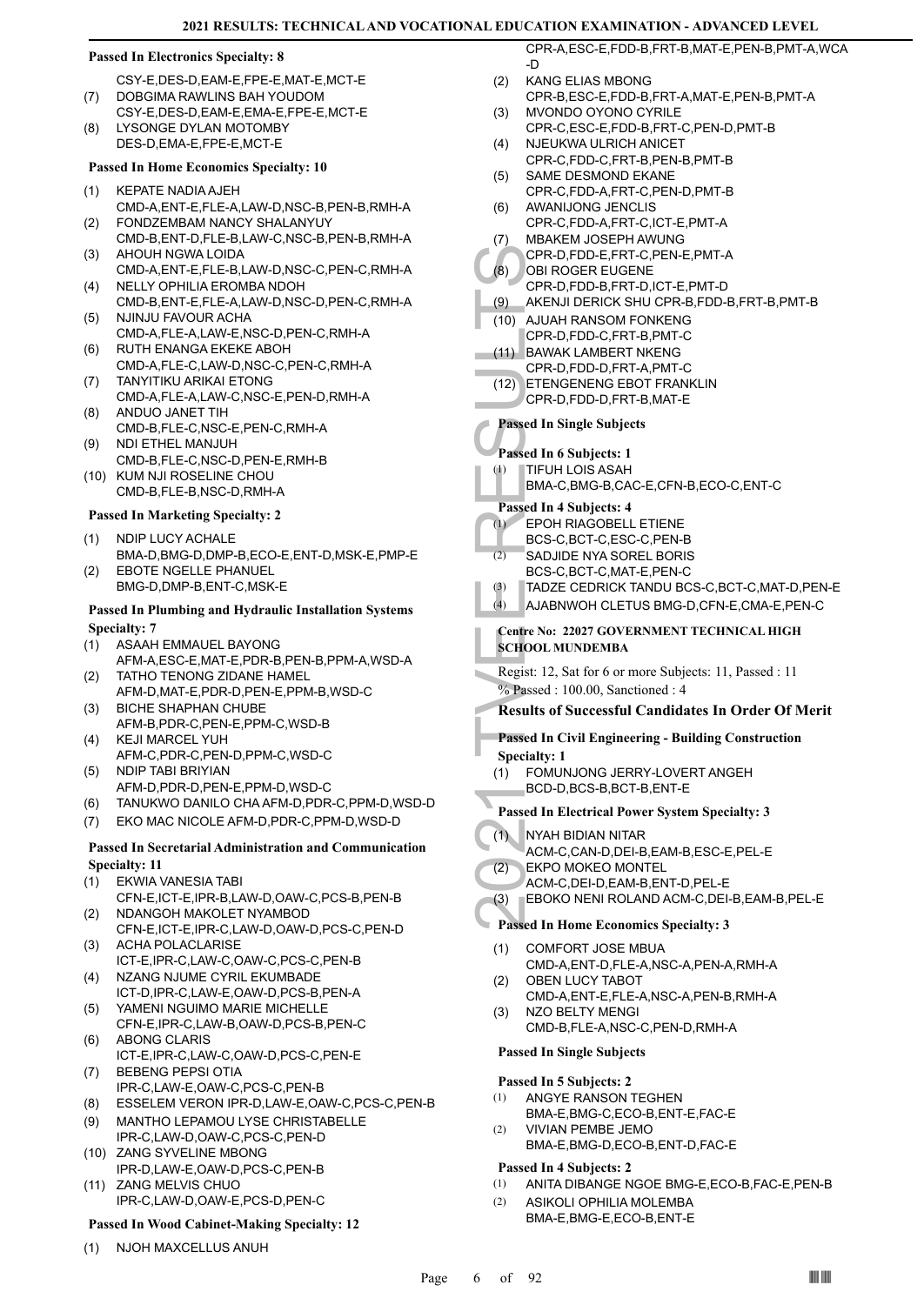#### Passed In Electronics Specialty: 8

CSY-E,DES-D,EAM-E,FPE-E,MAT-E,MCT-E

(7) DOBGIMA RAWLINS BAH YOUDOM
CSY-E,DES-D,EAM-E,EMA-E,FPE-E,MCT-E

(8) LYSONGE DYLAN MOTOMBY
DES-D,EMA-E,FPE-E,MCT-E

#### Passed In Home Economics Specialty: 10

(1) KEPATE NADIA AJEH
CMD-A,ENT-E,FLE-A,LAW-D,NSC-B,PEN-B,RMH-A

(2) FONDZEMBAM NANCY SHALANYUY
CMD-B,ENT-D,FLE-B,LAW-C,NSC-B,PEN-B,RMH-A

(3) AHOUH NGWA LOIDA
CMD-A,ENT-E,FLE-B,LAW-D,NSC-C,PEN-C,RMH-A

(4) NELLY OPHILIA EROMBA NDOH
CMD-B,ENT-E,FLE-A,LAW-D,NSC-D,PEN-C,RMH-A

(5) NJINJU FAVOUR ACHA
CMD-A,FLE-A,LAW-E,NSC-D,PEN-C,RMH-A

(6) RUTH ENANGA EKEKE ABOH
CMD-A,FLE-C,LAW-D,NSC-C,PEN-C,RMH-A

(7) TANYITIKU ARIKAI ETONG
CMD-A,FLE-A,LAW-C,NSC-E,PEN-D,RMH-A

(8) ANDUO JANET TIH
CMD-B,FLE-C,NSC-E,PEN-C,RMH-A

(9) NDI ETHEL MANJUH
CMD-B,FLE-C,NSC-D,PEN-E,RMH-B

(10) KUM NJI ROSELINE CHOU
CMD-B,FLE-B,NSC-D,RMH-A

#### Passed In Marketing Specialty: 2

(1) NDIP LUCY ACHALE
BMA-D,BMG-D,DMP-B,ECO-E,ENT-D,MSK-E,PMP-E

(2) EBOTE NGELLE PHANUEL
BMG-D,DMP-B,ENT-C,MSK-E

#### Passed In Plumbing and Hydraulic Installation Systems Specialty: 7

(1) ASAAH EMMAUEL BAYONG
AFM-A,ESC-E,MAT-E,PDR-B,PEN-B,PPM-A,WSD-A

(2) TATHO TENONG ZIDANE HAMEL
AFM-D,MAT-E,PDR-D,PEN-E,PPM-B,WSD-C

(3) BICHE SHAPHAN CHUBE
AFM-B,PDR-C,PEN-E,PPM-C,WSD-B

(4) KEJI MARCEL YUH
AFM-C,PDR-C,PEN-D,PPM-C,WSD-C

(5) NDIP TABI BRIYIAN
AFM-D,PDR-D,PEN-E,PPM-D,WSD-C

(6) TANUKWO DANILO CHA AFM-D,PDR-C,PPM-D,WSD-D

(7) EKO MAC NICOLE AFM-D,PDR-C,PPM-D,WSD-D

#### Passed In Secretarial Administration and Communication Specialty: 11

(1) EKWIA VANESIA TABI
CFN-E,ICT-E,IPR-B,LAW-D,OAW-C,PCS-B,PEN-B

(2) NDANGOH MAKOLET NYAMBOD
CFN-E,ICT-E,IPR-C,LAW-D,OAW-D,PCS-C,PEN-D

(3) ACHA POLACLARISE
ICT-E,IPR-C,LAW-C,OAW-C,PCS-C,PEN-B

(4) NZANG NJUME CYRIL EKUMBADE
ICT-D,IPR-C,LAW-E,OAW-D,PCS-B,PEN-A

(5) YAMENI NGUIMO MARIE MICHELLE
CFN-E,IPR-C,LAW-B,OAW-D,PCS-B,PEN-C

(6) ABONG CLARIS
ICT-E,IPR-C,LAW-C,OAW-C,PCS-C,PEN-E

(7) BEBENG PEPSI OTIA
IPR-C,LAW-E,OAW-C,PCS-C,PEN-B

(8) ESSELEM VERON IPR-D,LAW-E,OAW-C,PCS-C,PEN-B

(9) MANTHO LEPAMOU LYSE CHRISTABELLE
IPR-C,LAW-D,OAW-C,PCS-C,PEN-D

(10) ZANG SYVELINE MBONG
IPR-D,LAW-E,OAW-D,PCS-C,PEN-B

(11) ZANG MELVIS CHUO
IPR-C,LAW-D,OAW-E,PCS-D,PEN-C

#### Passed In Wood Cabinet-Making Specialty: 12

(1) NJOH MAXCELLUS ANUH
CPR-A,ESC-E,FDD-B,FRT-B,MAT-E,PEN-B,PMT-A,WCA-D

(2) KANG ELIAS MBONG
CPR-B,ESC-E,FDD-B,FRT-A,MAT-E,PEN-B,PMT-A

(3) MVONDO OYONO CYRILE
CPR-C,ESC-E,FDD-B,FRT-C,PEN-D,PMT-B

(4) NJEUKWA ULRICH ANICET
CPR-C,FDD-C,FRT-B,PEN-B,PMT-B

(5) SAME DESMOND EKANE
CPR-C,FDD-A,FRT-C,PEN-D,PMT-B

(6) AWANIJONG JENCLIS
CPR-C,FDD-A,FRT-C,ICT-E,PMT-A

(7) MBAKEM JOSEPH AWUNG
CPR-D,FDD-E,FRT-C,PEN-E,PMT-A

(8) OBI ROGER EUGENE
CPR-D,FDD-B,FRT-D,ICT-E,PMT-D

(9) AKENJI DERICK SHU CPR-B,FDD-B,FRT-B,PMT-B

(10) AJUAH RANSOM FONKENG
CPR-D,FDD-C,FRT-B,PMT-C

(11) BAWAK LAMBERT NKENG
CPR-D,FDD-D,FRT-A,PMT-C

(12) ETENGENENG EBOT FRANKLIN
CPR-D,FDD-D,FRT-B,MAT-E

#### Passed In Single Subjects

#### Passed In 6 Subjects: 1

(1) TIFUH LOIS ASAH
BMA-C,BMG-B,CAC-E,CFN-B,ECO-C,ENT-C

#### Passed In 4 Subjects: 4

(1) EPOH RIAGOBELL ETIENE
BCS-C,BCT-C,ESC-C,PEN-B

(2) SADJIDE NYA SOREL BORIS
BCS-C,BCT-C,MAT-E,PEN-C

(3) TADZE CEDRICK TANDU BCS-C,BCT-C,MAT-D,PEN-E

(4) AJABNWOH CLETUS BMG-D,CFN-E,CMA-E,PEN-C

### Centre No: 22027 GOVERNMENT TECHNICAL HIGH SCHOOL MUNDEMBA

Regist: 12, Sat for 6 or more Subjects: 11, Passed : 11
% Passed : 100.00, Sanctioned : 4

### Results of Successful Candidates In Order Of Merit

#### Passed In Civil Engineering - Building Construction Specialty: 1

(1) FOMUNJONG JERRY-LOVERT ANGEH
BCD-D,BCS-B,BCT-B,ENT-E

#### Passed In Electrical Power System Specialty: 3

(1) NYAH BIDIAN NITAR
ACM-C,CAN-D,DEI-B,EAM-B,ESC-E,PEL-E

(2) EKPO MOKEO MONTEL
ACM-C,DEI-D,EAM-B,ENT-D,PEL-E

(3) EBOKO NENI ROLAND ACM-C,DEI-B,EAM-B,PEL-E

#### Passed In Home Economics Specialty: 3

(1) COMFORT JOSE MBUA
CMD-A,ENT-D,FLE-A,NSC-A,PEN-A,RMH-A

(2) OBEN LUCY TABOT
CMD-A,ENT-E,FLE-A,NSC-A,PEN-B,RMH-A

(3) NZO BELTY MENGI
CMD-B,FLE-A,NSC-C,PEN-D,RMH-A

#### Passed In Single Subjects

#### Passed In 5 Subjects: 2

(1) ANGYE RANSON TEGHEN
BMA-E,BMG-C,ECO-B,ENT-E,FAC-E

(2) VIVIAN PEMBE JEMO
BMA-E,BMG-D,ECO-B,ENT-D,FAC-E

#### Passed In 4 Subjects: 2

(1) ANITA DIBANGE NGOE BMG-E,ECO-B,FAC-E,PEN-B

(2) ASIKOLI OPHILIA MOLEMBA
BMA-E,BMG-E,ECO-B,ENT-E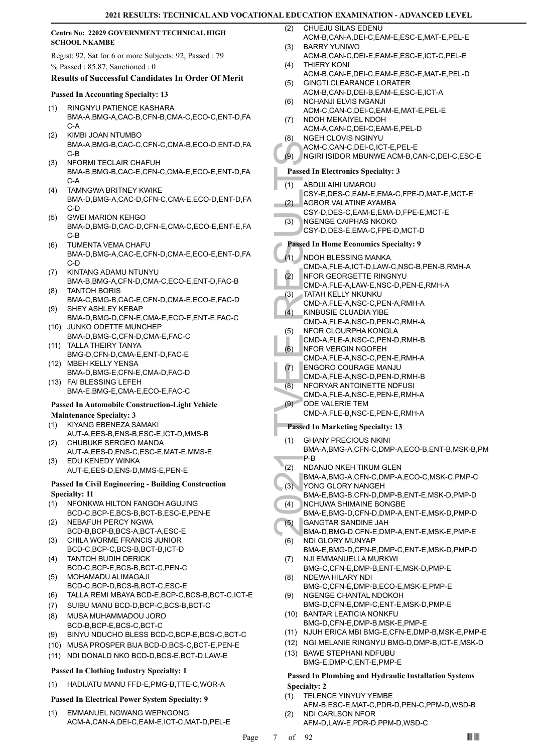**Centre No: 22029 GOVERNMENT TECHNICAL HIGH SCHOOL NKAMBE**

Regist: 92, Sat for 6 or more Subjects: 92, Passed : 79

% Passed : 85.87, Sanctioned : 0

### Results of Successful Candidates In Order Of Merit

#### Passed In Accounting Specialty: 13

(1) RINGNYU PATIENCE KASHARA BMA-A,BMG-A,CAC-B,CFN-B,CMA-C,ECO-C,ENT-D,FAC-A
(2) KIMBI JOAN NTUMBO BMA-A,BMG-B,CAC-C,CFN-C,CMA-B,ECO-D,ENT-D,FAC-B
(3) NFORMI TECLAIR CHAFUH BMA-B,BMG-B,CAC-E,CFN-C,CMA-E,ECO-E,ENT-D,FAC-A
(4) TAMNGWA BRITNEY KWIKE BMA-D,BMG-A,CAC-D,CFN-C,CMA-E,ECO-D,ENT-D,FAC-D
(5) GWEI MARION KEHGO BMA-D,BMG-D,CAC-D,CFN-E,CMA-C,ECO-E,ENT-E,FAC-B
(6) TUMENTA VEMA CHAFU BMA-D,BMG-A,CAC-E,CFN-D,CMA-E,ECO-E,ENT-D,FAC-D
(7) KINTANG ADAMU NTUNYU BMA-B,BMG-A,CFN-D,CMA-C,ECO-E,ENT-D,FAC-B
(8) TANTOH BORIS BMA-C,BMG-B,CAC-E,CFN-D,CMA-E,ECO-E,FAC-D
(9) SHEY ASHLEY KEBAP BMA-D,BMG-D,CFN-E,CMA-E,ECO-E,ENT-E,FAC-C
(10) JUNKO ODETTE MUNCHEP BMA-D,BMG-C,CFN-D,CMA-E,FAC-C
(11) TALLA THEIRY TANYA BMG-D,CFN-D,CMA-E,ENT-D,FAC-E
(12) MBEH KELLY YENSA BMA-D,BMG-E,CFN-E,CMA-D,FAC-D
(13) FAI BLESSING LEFEH BMA-E,BMG-E,CMA-E,ECO-E,FAC-C

#### Passed In Automobile Construction-Light Vehicle Maintenance Specialty: 3

(1) KIYANG EBENEZA SAMAKI AUT-A,EES-B,ENS-B,ESC-E,ICT-D,MMS-B
(2) CHUBUKE SERGEO MANDA AUT-A,EES-D,ENS-C,ESC-E,MAT-E,MMS-E
(3) EDU KENEDY WINKA AUT-E,EES-D,ENS-D,MMS-E,PEN-E

#### Passed In Civil Engineering - Building Construction Specialty: 11

(1) NFONKWA HILTON FANGOH AGUJING BCD-C,BCP-E,BCS-B,BCT-B,ESC-E,PEN-E
(2) NEBAFUH PERCY NGWA BCD-B,BCP-B,BCS-A,BCT-A,ESC-E
(3) CHILA WORME FRANCIS JUNIOR BCD-C,BCP-C,BCS-B,BCT-B,ICT-D
(4) TANTOH BUDIH DERICK BCD-C,BCP-E,BCS-B,BCT-C,PEN-C
(5) MOHAMADU ALIMAGAJI BCD-C,BCP-D,BCS-B,BCT-C,ESC-E
(6) TALLA REMI MBAYA BCD-E,BCP-C,BCS-B,BCT-C,ICT-E
(7) SUIBU MANU BCD-D,BCP-C,BCS-B,BCT-C
(8) MUSA MUHAMMADOU JORO BCD-B,BCP-E,BCS-C,BCT-C
(9) BINYU NDUCHO BLESS BCD-C,BCP-E,BCS-C,BCT-C
(10) MUSA PROSPER BIJA BCD-D,BCS-C,BCT-E,PEN-E
(11) NDI DONALD NKO BCD-D,BCS-E,BCT-D,LAW-E

#### Passed In Clothing Industry Specialty: 1

(1) HADIJATU MANU FFD-E,PMG-B,TTE-C,WOR-A

#### Passed In Electrical Power System Specialty: 9

(1) EMMANUEL NGWANG WEPNGONG ACM-A,CAN-A,DEI-C,EAM-E,ICT-C,MAT-D,PEL-E
(2) CHUEJU SILAS EDENU ACM-B,CAN-A,DEI-C,EAM-E,ESC-E,MAT-E,PEL-E
(3) BARRY YUNIWO ACM-B,CAN-C,DEI-E,EAM-E,ESC-E,ICT-C,PEL-E
(4) THIERY KONI ACM-B,CAN-E,DEI-C,EAM-E,ESC-E,MAT-E,PEL-D
(5) GINGTI CLEARANCE LORATER ACM-B,CAN-D,DEI-B,EAM-E,ESC-E,ICT-A
(6) NCHANJI ELVIS NGANJI ACM-C,CAN-C,DEI-C,EAM-E,MAT-E,PEL-E
(7) NDOH MEKAIYEL NDOH ACM-A,CAN-C,DEI-C,EAM-E,PEL-D
(8) NGEH CLOVIS NGINYU ACM-C,CAN-C,DEI-C,ICT-E,PEL-E
(9) NGIRI ISIDOR MBUNWE ACM-B,CAN-C,DEI-C,ESC-E

#### Passed In Electronics Specialty: 3

(1) ABDULAIHI UMAROU CSY-E,DES-C,EAM-E,EMA-C,FPE-D,MAT-E,MCT-E
(2) AGBOR VALATINE AYAMBA CSY-D,DES-D,EAM-E,EMA-D,FPE-E,MCT-E
(3) NGENGE CAIPHAS NKOKO CSY-D,DES-E,EMA-C,FPE-D,MCT-D

#### Passed In Home Economics Specialty: 9

(1) NDOH BLESSING MANKA CMD-A,FLE-A,ICT-D,LAW-C,NSC-B,PEN-B,RMH-A
(2) NFOR GEORGETTE RINGNYU CMD-A,FLE-A,LAW-E,NSC-D,PEN-E,RMH-A
(3) TATAH KELLY NKUNKU CMD-A,FLE-A,NSC-C,PEN-A,RMH-A
(4) KINBUSIE CLUADIA YIBE CMD-A,FLE-A,NSC-D,PEN-C,RMH-A
(5) NFOR CLOURPHA KONGLA CMD-A,FLE-A,NSC-C,PEN-D,RMH-B
(6) NFOR VERGIN NGOFEH CMD-A,FLE-A,NSC-C,PEN-E,RMH-A
(7) ENGORO COURAGE MANJU CMD-A,FLE-A,NSC-D,PEN-D,RMH-B
(8) NFORYAR ANTOINETTE NDFUSI CMD-A,FLE-A,NSC-E,PEN-E,RMH-A
(9) ODE VALERIE TEM CMD-A,FLE-B,NSC-E,PEN-E,RMH-A

#### Passed In Marketing Specialty: 13

(1) GHANY PRECIOUS NKINI BMA-A,BMG-A,CFN-C,DMP-A,ECO-B,ENT-B,MSK-B,PMP-B
(2) NDANJO NKEH TIKUM GLEN BMA-A,BMG-A,CFN-C,DMP-A,ECO-C,MSK-C,PMP-C
(3) YONG GLORY NANGEH BMA-E,BMG-B,CFN-D,DMP-B,ENT-E,MSK-D,PMP-D
(4) NCHUWA SHIMAINE BONGBE BMA-E,BMG-D,CFN-D,DMP-A,ENT-E,MSK-D,PMP-D
(5) GANGTAR SANDINE JAH BMA-D,BMG-D,CFN-E,DMP-A,ENT-E,MSK-E,PMP-E
(6) NDI GLORY MUNYAP BMA-E,BMG-D,CFN-E,DMP-C,ENT-E,MSK-D,PMP-D
(7) NJI EMMANUELLA MURKWI BMG-C,CFN-E,DMP-B,ENT-E,MSK-D,PMP-E
(8) NDEWA HILARY NDI BMG-C,CFN-E,DMP-B,ECO-E,MSK-E,PMP-E
(9) NGENGE CHANTAL NDOKOH BMG-D,CFN-E,DMP-C,ENT-E,MSK-D,PMP-E
(10) BANTAR LEATICIA NONKFU BMG-D,CFN-E,DMP-B,MSK-E,PMP-E
(11) NJUH ERICA MBI BMG-E,CFN-E,DMP-B,MSK-E,PMP-E
(12) NGI MELANIE RINGNYU BMG-D,DMP-B,ICT-E,MSK-D
(13) BAWE STEPHANI NDFUBU BMG-E,DMP-C,ENT-E,PMP-E

#### Passed In Plumbing and Hydraulic Installation Systems Specialty: 2

(1) TELENCE YINYUY YEMBE AFM-B,ESC-E,MAT-C,PDR-D,PEN-C,PPM-D,WSD-B
(2) NDI CARLSON NFOR AFM-D,LAW-E,PDR-D,PPM-D,WSD-C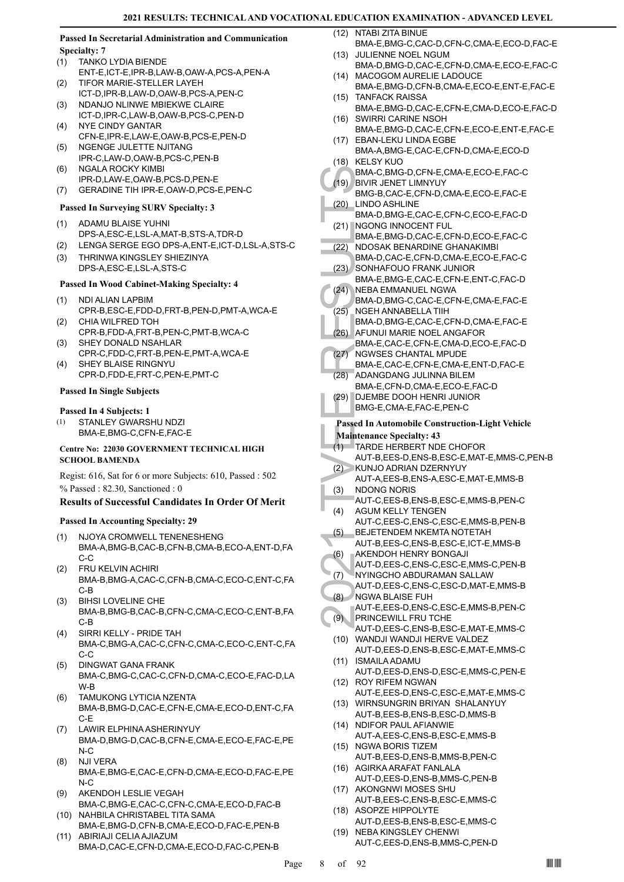#### Passed In Secretarial Administration and Communication Specialty: 7

(1) TANKO LYDIA BIENDE
ENT-E,ICT-E,IPR-B,LAW-B,OAW-A,PCS-A,PEN-A
(2) TIFOR MARIE-STELLER LAYEH
ICT-D,IPR-B,LAW-D,OAW-B,PCS-A,PEN-C
(3) NDANJO NLINWE MBIEKWE CLAIRE
ICT-D,IPR-C,LAW-B,OAW-B,PCS-C,PEN-D
(4) NYE CINDY GANTAR
CFN-E,IPR-E,LAW-E,OAW-B,PCS-E,PEN-D
(5) NGENGE JULETTE NJITANG
IPR-C,LAW-D,OAW-B,PCS-C,PEN-B
(6) NGALA ROCKY KIMBI
IPR-D,LAW-E,OAW-B,PCS-D,PEN-E
(7) GERADINE TIH IPR-E,OAW-D,PCS-E,PEN-C

#### Passed In Surveying SURV Specialty: 3

(1) ADAMU BLAISE YUHNI
DPS-A,ESC-E,LSL-A,MAT-B,STS-A,TDR-D
(2) LENGA SERGE EGO DPS-A,ENT-E,ICT-D,LSL-A,STS-C
(3) THRINWA KINGSLEY SHIEZINYA
DPS-A,ESC-E,LSL-A,STS-C

#### Passed In Wood Cabinet-Making Specialty: 4

(1) NDI ALIAN LAPBIM
CPR-B,ESC-E,FDD-D,FRT-B,PEN-D,PMT-A,WCA-E
(2) CHIA WILFRED TOH
CPR-B,FDD-A,FRT-B,PEN-C,PMT-B,WCA-C
(3) SHEY DONALD NSAHLAR
CPR-C,FDD-C,FRT-B,PEN-E,PMT-A,WCA-E
(4) SHEY BLAISE RINGNYU
CPR-D,FDD-E,FRT-C,PEN-E,PMT-C

#### Passed In Single Subjects

#### Passed In 4 Subjects: 1

(1) STANLEY GWARSHU NDZI
BMA-E,BMG-C,CFN-E,FAC-E

#### Centre No: 22030 GOVERNMENT TECHNICAL HIGH SCHOOL BAMENDA

Regist: 616, Sat for 6 or more Subjects: 610, Passed : 502
% Passed : 82.30, Sanctioned : 0

### Results of Successful Candidates In Order Of Merit

#### Passed In Accounting Specialty: 29

(1) NJOYA CROMWELL TENENESHENG
BMA-A,BMG-B,CAC-B,CFN-B,CMA-B,ECO-A,ENT-D,FAC-C
(2) FRU KELVIN ACHIRI
BMA-B,BMG-A,CAC-C,CFN-B,CMA-C,ECO-C,ENT-C,FAC-B
(3) BIHSI LOVELINE CHE
BMA-B,BMG-B,CAC-B,CFN-C,CMA-C,ECO-C,ENT-B,FAC-B
(4) SIRRI KELLY - PRIDE TAH
BMA-C,BMG-A,CAC-C,CFN-C,CMA-C,ECO-C,ENT-C,FAC-C
(5) DINGWAT GANA FRANK
BMA-C,BMG-C,CAC-C,CFN-D,CMA-C,ECO-E,FAC-D,LAW-B
(6) TAMUKONG LYTICIA NZENTA
BMA-B,BMG-D,CAC-E,CFN-E,CMA-E,ECO-D,ENT-C,FAC-E
(7) LAWIR ELPHINA ASHERINYUY
BMA-D,BMG-D,CAC-B,CFN-E,CMA-E,ECO-E,FAC-E,PEN-C
(8) NJI VERA
BMA-E,BMG-E,CAC-E,CFN-D,CMA-E,ECO-D,FAC-E,PEN-C
(9) AKENDOH LESLIE VEGAH
BMA-C,BMG-E,CAC-C,CFN-C,CMA-E,ECO-D,FAC-B
(10) NAHBILA CHRISTABEL TITA SAMA
BMA-E,BMG-D,CFN-B,CMA-E,ECO-D,FAC-E,PEN-B
(11) ABIRIAJI CELIA AJIAZUM
BMA-D,CAC-E,CFN-D,CMA-E,ECO-D,FAC-C,PEN-B
(12) NTABI ZITA BINUE
BMA-E,BMG-C,CAC-D,CFN-C,CMA-E,ECO-D,FAC-E
(13) JULIENNE NOEL NGUM
BMA-D,BMG-D,CAC-E,CFN-D,CMA-E,ECO-E,FAC-C
(14) MACOGOM AURELIE LADOUCE
BMA-E,BMG-D,CFN-B,CMA-E,ECO-E,ENT-E,FAC-E
(15) TANFACK RAISSA
BMA-E,BMG-D,CAC-E,CFN-E,CMA-D,ECO-E,FAC-D
(16) SWIRRI CARINE NSOH
BMA-E,BMG-D,CAC-E,CFN-E,ECO-E,ENT-E,FAC-E
(17) EBAN-LEKU LINDA EGBE
BMA-A,BMG-E,CAC-E,CFN-D,CMA-E,ECO-D
(18) KELSY KUO
BMA-C,BMG-D,CFN-E,CMA-E,ECO-E,FAC-C
(19) BIVIR JENET LIMNYUY
BMG-B,CAC-E,CFN-D,CMA-E,ECO-E,FAC-E
(20) LINDO ASHLINE
BMA-D,BMG-E,CAC-E,CFN-C,ECO-E,FAC-D
(21) NGONG INNOCENT FUL
BMA-E,BMG-D,CAC-E,CFN-D,ECO-E,FAC-C
(22) NDOSAK BENARDINE GHANAKIMBI
BMA-D,CAC-E,CFN-D,CMA-E,ECO-E,FAC-C
(23) SONHAFOUO FRANK JUNIOR
BMA-E,BMG-E,CAC-E,CFN-E,ENT-C,FAC-D
(24) NEBA EMMANUEL NGWA
BMA-D,BMG-C,CAC-E,CFN-E,CMA-E,FAC-E
(25) NGEH ANNABELLA TIIH
BMA-D,BMG-E,CAC-E,CFN-D,CMA-E,FAC-E
(26) AFUNUI MARIE NOEL ANGAFOR
BMA-E,CAC-E,CFN-E,CMA-D,ECO-E,FAC-D
(27) NGWSES CHANTAL MPUDE
BMA-E,CAC-E,CFN-E,CMA-E,ENT-D,FAC-E
(28) ADANGDANG JULINNA BILEM
BMA-E,CFN-D,CMA-E,ECO-E,FAC-D
(29) DJEMBE DOOH HENRI JUNIOR
BMG-E,CMA-E,FAC-E,PEN-C

#### Passed In Automobile Construction-Light Vehicle Maintenance Specialty: 43

(1) TARDE HERBERT NDE CHOFOR
AUT-B,EES-D,ENS-B,ESC-E,MAT-E,MMS-C,PEN-B
(2) KUNJO ADRIAN DZERNYUY
AUT-A,EES-B,ENS-A,ESC-E,MAT-E,MMS-B
(3) NDONG NORIS
AUT-C,EES-B,ENS-B,ESC-E,MMS-B,PEN-C
(4) AGUM KELLY TENGEN
AUT-C,EES-C,ENS-C,ESC-E,MMS-B,PEN-B
(5) BEJETENDEM NKEMTA NOTETAH
AUT-B,EES-C,ENS-B,ESC-E,ICT-E,MMS-B
(6) AKENDOH HENRY BONGAJI
AUT-D,EES-C,ENS-C,ESC-E,MMS-C,PEN-B
(7) NYINGCHO ABDURAMAN SALLAW
AUT-D,EES-C,ENS-C,ESC-D,MAT-E,MMS-B
(8) NGWA BLAISE FUH
AUT-E,EES-D,ENS-C,ESC-E,MMS-B,PEN-C
(9) PRINCEWILL FRU TCHE
AUT-D,EES-C,ENS-B,ESC-E,MAT-E,MMS-C
(10) WANDJI WANDJI HERVE VALDEZ
AUT-D,EES-D,ENS-B,ESC-E,MAT-E,MMS-C
(11) ISMAILA ADAMU
AUT-D,EES-D,ENS-D,ESC-E,MMS-C,PEN-E
(12) ROY RIFEM NGWAN
AUT-E,EES-D,ENS-C,ESC-E,MAT-E,MMS-C
(13) WIRNSUNGRIN BRIYAN SHALANYUY
AUT-B,EES-B,ENS-B,ESC-D,MMS-B
(14) NDIFOR PAUL AFIANWIE
AUT-A,EES-C,ENS-B,ESC-E,MMS-B
(15) NGWA BORIS TIZEM
AUT-B,EES-D,ENS-B,MMS-B,PEN-C
(16) AGIRKA ARAFAT FANLALA
AUT-D,EES-D,ENS-B,MMS-C,PEN-B
(17) AKONGNWI MOSES SHU
AUT-B,EES-C,ENS-B,ESC-E,MMS-C
(18) ASOPZE HIPPOLYTE
AUT-D,EES-B,ENS-B,ESC-E,MMS-C
(19) NEBA KINGSLEY CHENWI
AUT-C,EES-D,ENS-B,MMS-C,PEN-D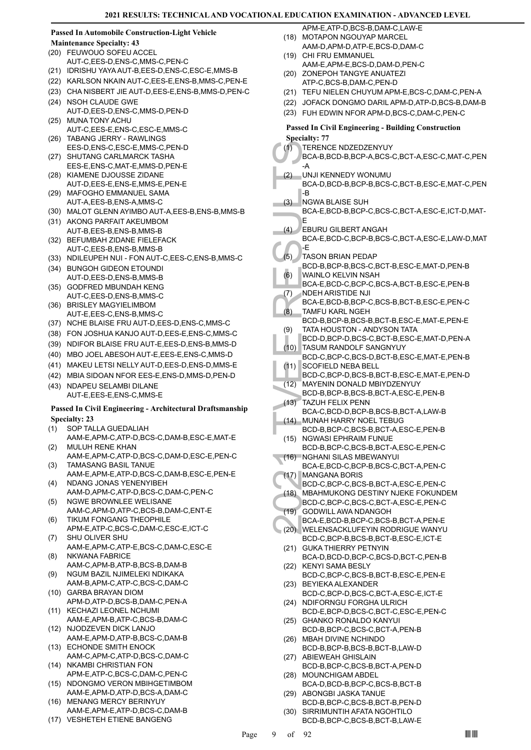### Passed In Automobile Construction-Light Vehicle Maintenance Specialty: 43

(20) FEUWOUO SOFEU ACCEL AUT-C,EES-D,ENS-C,MMS-C,PEN-C
(21) IDRISHU YAYA AUT-B,EES-D,ENS-C,ESC-E,MMS-B
(22) KARLSON NKAIN AUT-C,EES-E,ENS-B,MMS-C,PEN-E
(23) CHA NISBERT JIE AUT-D,EES-E,ENS-B,MMS-D,PEN-C
(24) NSOH CLAUDE GWE AUT-D,EES-D,ENS-C,MMS-D,PEN-D
(25) MUNA TONY ACHU AUT-C,EES-E,ENS-C,ESC-E,MMS-C
(26) TABANG JERRY - RAWLINGS EES-D,ENS-C,ESC-E,MMS-C,PEN-D
(27) SHUTANG CARLMARCK TASHA EES-E,ENS-C,MAT-E,MMS-D,PEN-E
(28) KIAMENE DJOUSSE ZIDANE AUT-D,EES-E,ENS-E,MMS-E,PEN-E
(29) MAFOGHO EMMANUEL SAMA AUT-A,EES-B,ENS-A,MMS-C
(30) MALOT GLENN AYIMBO AUT-A,EES-B,ENS-B,MMS-B
(31) AKONG PARFAIT AKEUMBOM AUT-B,EES-B,ENS-B,MMS-B
(32) BEFUMBAH ZIDANE FIELEFACK AUT-C,EES-B,ENS-B,MMS-B
(33) NDILEUPEH NUI - FON AUT-C,EES-C,ENS-B,MMS-C
(34) BUNGOH GIDEON ETOUNDI AUT-D,EES-D,ENS-B,MMS-B
(35) GODFRED MBUNDAH KENG AUT-C,EES-D,ENS-B,MMS-C
(36) BRISLEY MAGYIELIMBOM AUT-E,EES-C,ENS-B,MMS-C
(37) NCHE BLAISE FRU AUT-D,EES-D,ENS-C,MMS-C
(38) FON JOSHUA KANJO AUT-D,EES-E,ENS-C,MMS-C
(39) NDIFOR BLAISE FRU AUT-E,EES-D,ENS-B,MMS-D
(40) MBO JOEL ABESOH AUT-E,EES-E,ENS-C,MMS-D
(41) MAKEU LETSI NELLY AUT-D,EES-D,ENS-D,MMS-E
(42) MBIA SIDOAN NFOR EES-E,ENS-D,MMS-D,PEN-D
(43) NDAPEU SELAMBI DILANE AUT-E,EES-E,ENS-C,MMS-E

### Passed In Civil Engineering - Architectural Draftsmanship Specialty: 23

(1) SOP TALLA GUEDALIAH AAM-E,APM-C,ATP-D,BCS-C,DAM-B,ESC-E,MAT-E
(2) MULUH RENE KHAN AAM-E,APM-C,ATP-D,BCS-C,DAM-D,ESC-E,PEN-C
(3) TAMASANG BASIL TANUE AAM-E,APM-E,ATP-D,BCS-C,DAM-B,ESC-E,PEN-E
(4) NDANG JONAS YENENYIBEH AAM-D,APM-C,ATP-D,BCS-C,DAM-C,PEN-C
(5) NGWE BROWNLEE WELISANE AAM-C,APM-D,ATP-C,BCS-B,DAM-C,ENT-E
(6) TIKUM FONGANG THEOPHILE APM-E,ATP-C,BCS-C,DAM-C,ESC-E,ICT-C
(7) SHU OLIVER SHU AAM-E,APM-C,ATP-E,BCS-C,DAM-C,ESC-E
(8) NKWANA FABRICE AAM-C,APM-B,ATP-B,BCS-B,DAM-B
(9) NGUM BAZIL NJIMELEKI NDIKAKA AAM-B,APM-C,ATP-C,BCS-C,DAM-C
(10) GARBA BRAYAN DIOM APM-D,ATP-D,BCS-B,DAM-C,PEN-A
(11) KECHAZI LEONEL NCHUMI AAM-E,APM-B,ATP-C,BCS-B,DAM-C
(12) NJODZEVEN DICK LANJO AAM-E,APM-D,ATP-B,BCS-C,DAM-B
(13) ECHONDE SMITH ENOCK AAM-C,APM-C,ATP-D,BCS-C,DAM-C
(14) NKAMBI CHRISTIAN FON APM-E,ATP-C,BCS-C,DAM-C,PEN-C
(15) NDONGMO VERON MBIHGETIMBOM AAM-E,APM-D,ATP-D,BCS-A,DAM-C
(16) MENANG MERCY BERINYUY AAM-E,APM-E,ATP-D,BCS-C,DAM-B
(17) VESHETEH ETIENE BANGENG APM-E,ATP-D,BCS-B,DAM-C,LAW-E
(18) MOTAPON NGOUYAP MARCEL AAM-D,APM-D,ATP-E,BCS-D,DAM-C
(19) CHI FRU EMMANUEL AAM-E,APM-E,BCS-D,DAM-D,PEN-C
(20) ZONEPOH TANGYE ANUATEZI ATP-C,BCS-B,DAM-C,PEN-D
(21) TEFU NIELEN CHUYUM APM-E,BCS-C,DAM-C,PEN-A
(22) JOFACK DONGMO DARIL APM-D,ATP-D,BCS-B,DAM-B
(23) FUH EDWIN NFOR APM-D,BCS-C,DAM-C,PEN-C

### Passed In Civil Engineering - Building Construction Specialty: 77

(1) TERENCE NDZEDZENYUY BCA-B,BCD-B,BCP-A,BCS-C,BCT-A,ESC-C,MAT-C,PEN-A
(2) UNJI KENNEDY WONUMU BCA-D,BCD-B,BCP-B,BCS-C,BCT-B,ESC-E,MAT-C,PEN-B
(3) NGWA BLAISE SUH BCA-E,BCD-B,BCP-C,BCS-C,BCT-A,ESC-E,ICT-D,MAT-E
(4) EBURU GILBERT ANGAH BCA-E,BCD-C,BCP-B,BCS-C,BCT-A,ESC-E,LAW-D,MAT-E
(5) TASON BRIAN PEDAP BCD-B,BCP-B,BCS-C,BCT-B,ESC-E,MAT-D,PEN-B
(6) WAINLO KELVIN NSAH BCA-E,BCD-C,BCP-C,BCS-A,BCT-B,ESC-E,PEN-B
(7) NDEH ARISTIDE NJI BCA-E,BCD-B,BCP-C,BCS-B,BCT-B,ESC-E,PEN-C
(8) TAMFU KARL NGEH BCD-B,BCP-B,BCS-B,BCT-B,ESC-E,MAT-E,PEN-E
(9) TATA HOUSTON - ANDYSON TATA BCD-D,BCP-D,BCS-C,BCT-B,ESC-E,MAT-D,PEN-A
(10) TASUM RANDOLF SANGNYUY BCD-C,BCP-C,BCS-D,BCT-B,ESC-E,MAT-E,PEN-B
(11) SCOFIELD NEBA BELL BCD-C,BCP-D,BCS-B,BCT-B,ESC-E,MAT-E,PEN-D
(12) MAYENIN DONALD MBIYDZENYUY BCD-B,BCP-B,BCS-B,BCT-A,ESC-E,PEN-B
(13) TAZUH FELIX PENN BCA-C,BCD-D,BCP-B,BCS-B,BCT-A,LAW-B
(14) MUNAH HARRY NOEL TEBUG BCD-B,BCP-C,BCS-B,BCT-A,ESC-E,PEN-B
(15) NGWASI EPHRAIM FUNUE BCD-B,BCP-C,BCS-B,BCT-A,ESC-E,PEN-C
(16) NGHANI SILAS MBEWANYUI BCA-E,BCD-C,BCP-B,BCS-C,BCT-A,PEN-C
(17) MANGANA BORIS BCD-C,BCP-C,BCS-B,BCT-A,ESC-E,PEN-C
(18) MBAHMUKONG DESTINY NJEKE FOKUNDEM BCD-C,BCP-C,BCS-C,BCT-A,ESC-E,PEN-C
(19) GODWILL AWA NDANGOH BCA-E,BCD-B,BCP-C,BCS-B,BCT-A,PEN-E
(20) WELENSACKLUFEYIN RODRIGUE WANYU BCD-C,BCP-B,BCS-B,BCT-B,ESC-E,ICT-E
(21) GUKA THIERRY PETNYIN BCA-D,BCD-B,BCP-C,BCS-D,BCT-C,PEN-B
(22) KENYI SAMA BESLY BCD-C,BCP-C,BCS-B,BCT-B,ESC-E,PEN-E
(23) BEYIEKA ALEXANDER BCD-C,BCP-D,BCS-C,BCT-A,ESC-E,ICT-E
(24) NDIFORNGU FORGHA ULRICH BCD-E,BCP-D,BCS-C,BCT-C,ESC-E,PEN-C
(25) GHANKO RONALDO KANYUI BCD-B,BCP-C,BCS-C,BCT-A,PEN-B
(26) MBAH DIVINE NCHINDO BCD-B,BCP-B,BCS-B,BCT-B,LAW-D
(27) ABIEWEAH GHISLAIN BCD-B,BCP-C,BCS-B,BCT-A,PEN-D
(28) MOUNCHIGAM ABDEL BCA-D,BCD-B,BCP-C,BCS-B,BCT-B
(29) ABONGBI JASKA TANUE BCD-B,BCP-C,BCS-B,BCT-B,PEN-D
(30) SIRRIMUNTIH AFATA NGOHTILO BCD-B,BCP-C,BCS-B,BCT-B,LAW-E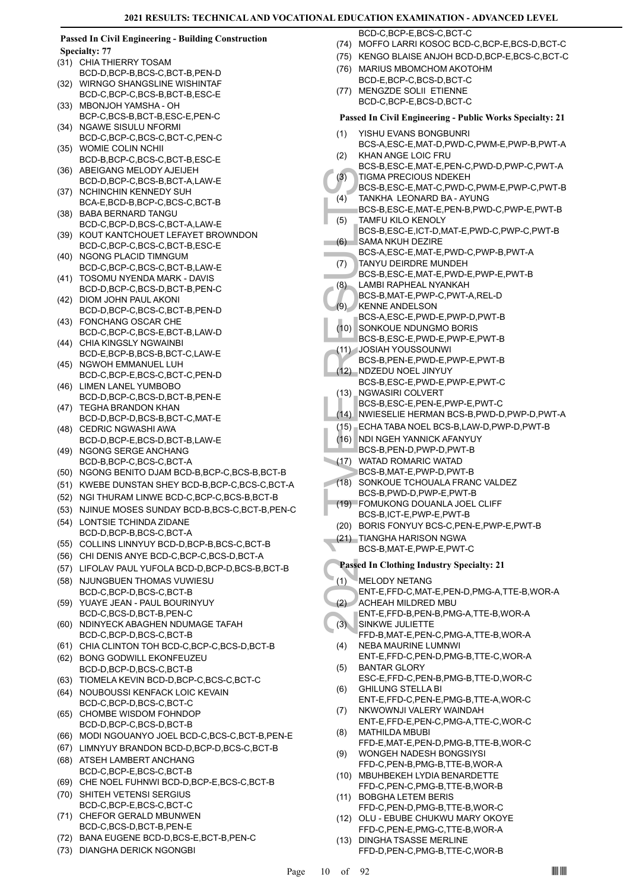### Passed In Civil Engineering - Building Construction Specialty: 77

(31) CHIA THIERRY TOSAM BCD-D,BCP-B,BCS-C,BCT-B,PEN-D
(32) WIRNGO SHANGSLINE WISHINTAF BCD-C,BCP-C,BCS-B,BCT-B,ESC-E
(33) MBONJOH YAMSHA - OH BCP-C,BCS-B,BCT-B,ESC-E,PEN-C
(34) NGAWE SISULU NFORMI BCD-C,BCP-C,BCS-C,BCT-C,PEN-C
(35) WOMIE COLIN NCHII BCD-B,BCP-C,BCS-C,BCT-B,ESC-E
(36) ABEIGANG MELODY AJEIJEH BCD-D,BCP-C,BCS-B,BCT-A,LAW-E
(37) NCHINCHIN KENNEDY SUH BCA-E,BCD-B,BCP-C,BCS-C,BCT-B
(38) BABA BERNARD TANGU BCD-C,BCP-D,BCS-C,BCT-A,LAW-E
(39) KOUT KANTCHOUET LEFAYET BROWNDON BCD-C,BCP-C,BCS-C,BCT-B,ESC-E
(40) NGONG PLACID TIMNGUM BCD-C,BCP-C,BCS-C,BCT-B,LAW-E
(41) TOSOMU NYENDA MARK - DAVIS BCD-D,BCP-C,BCS-D,BCT-B,PEN-C
(42) DIOM JOHN PAUL AKONI BCD-D,BCP-C,BCS-C,BCT-B,PEN-D
(43) FONCHANG OSCAR CHE BCD-C,BCP-C,BCS-E,BCT-B,LAW-D
(44) CHIA KINGSLY NGWAINBI BCD-E,BCP-B,BCS-B,BCT-C,LAW-E
(45) NGWOH EMMANUEL LUH BCD-C,BCP-E,BCS-C,BCT-C,PEN-D
(46) LIMEN LANEL YUMBOBO BCD-D,BCP-C,BCS-D,BCT-B,PEN-E
(47) TEGHA BRANDON KHAN BCD-D,BCP-D,BCS-B,BCT-C,MAT-E
(48) CEDRIC NGWASHI AWA BCD-D,BCP-E,BCS-D,BCT-B,LAW-E
(49) NGONG SERGE ANCHANG BCD-B,BCP-C,BCS-C,BCT-A
(50) NGONG BENITO DJAM BCD-B,BCP-C,BCS-B,BCT-B
(51) KWEBE DUNSTAN SHEY BCD-B,BCP-C,BCS-C,BCT-A
(52) NGI THURAM LINWE BCD-C,BCP-C,BCS-B,BCT-B
(53) NJINUE MOSES SUNDAY BCD-B,BCS-C,BCT-B,PEN-C
(54) LONTSIE TCHINDA ZIDANE BCD-D,BCP-B,BCS-C,BCT-A
(55) COLLINS LINNYUY BCD-D,BCP-B,BCS-C,BCT-B
(56) CHI DENIS ANYE BCD-C,BCP-C,BCS-D,BCT-A
(57) LIFOLAV PAUL YUFOLA BCD-D,BCP-D,BCS-B,BCT-B
(58) NJUNGBUEN THOMAS VUWIESU BCD-C,BCP-D,BCS-C,BCT-B
(59) YUAYE JEAN - PAUL BOURINYUY BCD-C,BCS-D,BCT-B,PEN-C
(60) NDINYECK ABAGHEN NDUMAGE TAFAH BCD-C,BCP-D,BCS-C,BCT-B
(61) CHIA CLINTON TOH BCD-C,BCP-C,BCS-D,BCT-B
(62) BONG GODWILL EKONFEUZEU BCD-D,BCP-D,BCS-C,BCT-B
(63) TIOMELA KEVIN BCD-D,BCP-C,BCS-C,BCT-C
(64) NOUBOUSSI KENFACK LOIC KEVAIN BCD-C,BCP-D,BCS-C,BCT-C
(65) CHOMBE WISDOM FOHNDOP BCD-D,BCP-C,BCS-D,BCT-B
(66) MODI NGOUANYO JOEL BCD-C,BCS-C,BCT-B,PEN-E
(67) LIMNYUY BRANDON BCD-D,BCP-D,BCS-C,BCT-B
(68) ATSEH LAMBERT ANCHANG BCD-C,BCP-E,BCS-C,BCT-B
(69) CHE NOEL FUHNWI BCD-D,BCP-E,BCS-C,BCT-B
(70) SHITEH VETENSI SERGIUS BCD-C,BCP-E,BCS-C,BCT-C
(71) CHEFOR GERALD MBUNWEN BCD-C,BCS-D,BCT-B,PEN-E
(72) BANA EUGENE BCD-D,BCS-E,BCT-B,PEN-C
(73) DIANGHA DERICK NGONGBI BCD-C,BCP-E,BCS-C,BCT-C
(74) MOFFO LARRI KOSOC BCD-C,BCP-E,BCS-D,BCT-C
(75) KENGO BLAISE ANJOH BCD-D,BCP-E,BCS-C,BCT-C
(76) MARIUS MBOMCHOM AKOTOHM BCD-E,BCP-C,BCS-D,BCT-C
(77) MENGZDE SOLII ETIENNE BCD-C,BCP-E,BCS-D,BCT-C

### Passed In Civil Engineering - Public Works Specialty: 21

(1) YISHU EVANS BONGBUNRI BCS-A,ESC-E,MAT-D,PWD-C,PWM-E,PWP-B,PWT-A
(2) KHAN ANGE LOIC FRU BCS-B,ESC-E,MAT-E,PEN-C,PWD-D,PWP-C,PWT-A
(3) TIGMA PRECIOUS NDEKEH BCS-B,ESC-E,MAT-C,PWD-C,PWM-E,PWP-C,PWT-B
(4) TANKHA LEONARD BA - AYUNG BCS-B,ESC-E,MAT-E,PEN-B,PWD-C,PWP-E,PWT-B
(5) TAMFU KILO KENOLY BCS-B,ESC-E,ICT-D,MAT-E,PWD-C,PWP-C,PWT-B
(6) SAMA NKUH DEZIRE BCS-A,ESC-E,MAT-E,PWD-C,PWP-B,PWT-A
(7) TANYU DEIRDRE MUNDEH BCS-B,ESC-E,MAT-E,PWD-E,PWP-E,PWT-B
(8) LAMBI RAPHEAL NYANKAH BCS-B,MAT-E,PWP-C,PWT-A,REL-D
(9) KENNE ANDELSON BCS-A,ESC-E,PWD-E,PWP-D,PWT-B
(10) SONKOUE NDUNGMO BORIS BCS-B,ESC-E,PWD-E,PWP-E,PWT-B
(11) JOSIAH YOUSSOUNWI BCS-B,PEN-E,PWD-E,PWP-E,PWT-B
(12) NDZEDU NOEL JINYUY BCS-B,ESC-E,PWD-E,PWP-E,PWT-C
(13) NGWASIRI COLVERT BCS-B,ESC-E,PEN-E,PWP-E,PWT-C
(14) NWIESELIE HERMAN BCS-B,PWD-D,PWP-D,PWT-A
(15) ECHA TABA NOEL BCS-B,LAW-D,PWP-D,PWT-B
(16) NDI NGEH YANNICK AFANYUY BCS-B,PEN-D,PWP-D,PWT-B
(17) WATAD ROMARIC WATAD BCS-B,MAT-E,PWP-D,PWT-B
(18) SONKOUE TCHOUALA FRANC VALDEZ BCS-B,PWD-E,PWP-E,PWT-B
(19) FOMUKONG DOUANLA JOEL CLIFF BCS-B,ICT-E,PWP-E,PWT-B
(20) BORIS FONYUY BCS-C,PEN-E,PWP-E,PWT-B
(21) TIANGHA HARISON NGWA BCS-B,MAT-E,PWP-E,PWT-C

### Passed In Clothing Industry Specialty: 21

(1) MELODY NETANG ENT-E,FFD-C,MAT-E,PEN-D,PMG-A,TTE-B,WOR-A
(2) ACHEAH MILDRED MBU ENT-E,FFD-B,PEN-B,PMG-A,TTE-B,WOR-A
(3) SINKWE JULIETTE FFD-B,MAT-E,PEN-C,PMG-A,TTE-B,WOR-A
(4) NEBA MAURINE LUMNWI ENT-E,FFD-C,PEN-D,PMG-B,TTE-C,WOR-A
(5) BANTAR GLORY ESC-E,FFD-C,PEN-B,PMG-B,TTE-D,WOR-C
(6) GHILUNG STELLA BI ENT-E,FFD-C,PEN-E,PMG-B,TTE-A,WOR-C
(7) NKWOWNJI VALERY WAINDAH ENT-E,FFD-E,PEN-C,PMG-A,TTE-C,WOR-C
(8) MATHILDA MBUBI FFD-E,MAT-E,PEN-D,PMG-B,TTE-B,WOR-C
(9) WONGEH NADESH BONGSIYSI FFD-C,PEN-B,PMG-B,TTE-B,WOR-A
(10) MBUHBEKEH LYDIA BENARDETTE FFD-C,PEN-C,PMG-B,TTE-B,WOR-B
(11) BOBGHA LETEM BERIS FFD-C,PEN-D,PMG-B,TTE-B,WOR-C
(12) OLU - EBUBE CHUKWU MARY OKOYE FFD-C,PEN-E,PMG-C,TTE-B,WOR-A
(13) DINGHA TSASSE MERLINE FFD-D,PEN-C,PMG-B,TTE-C,WOR-B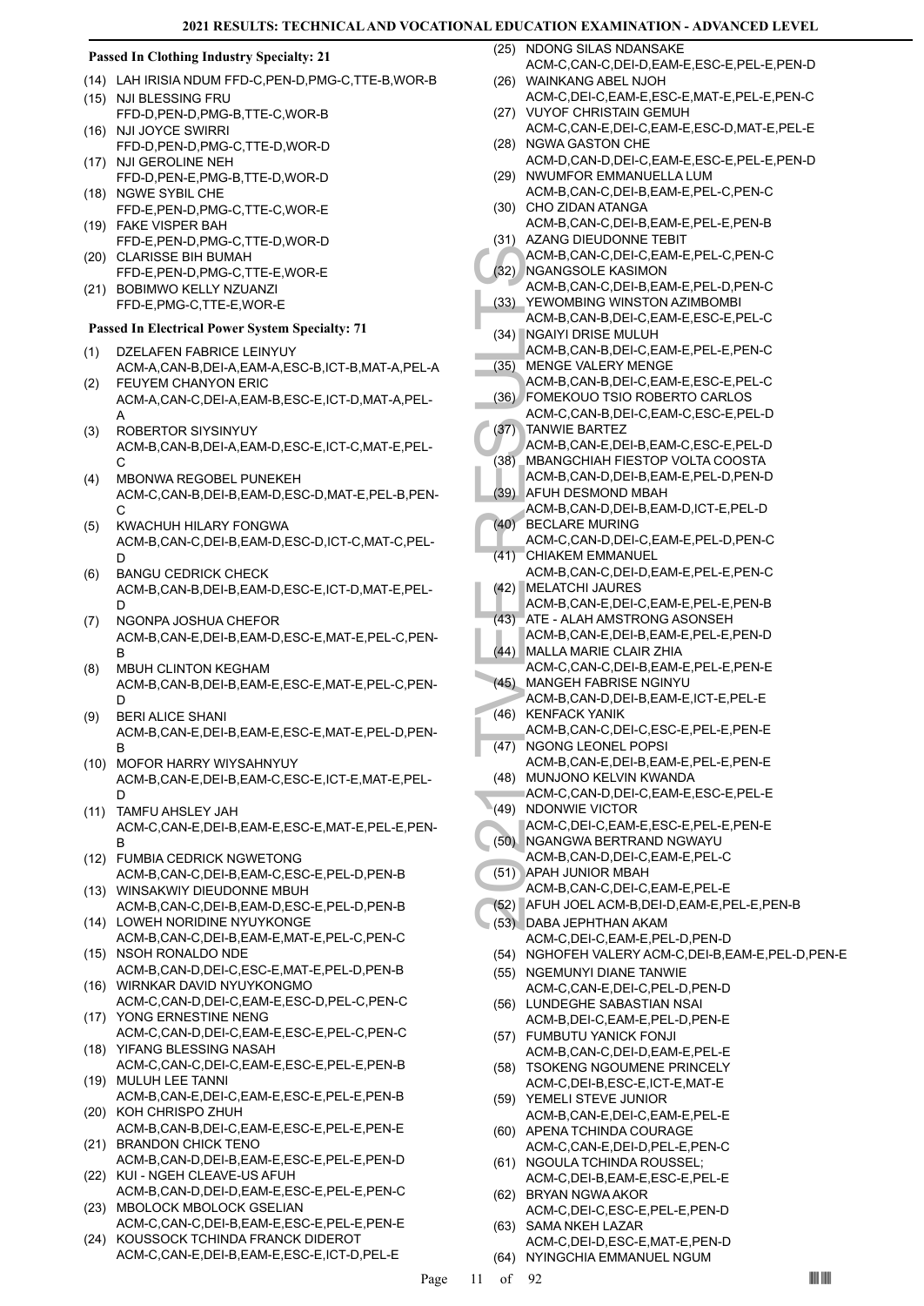### Passed In Clothing Industry Specialty: 21

(14) LAH IRISIA NDUM FFD-C,PEN-D,PMG-C,TTE-B,WOR-B
(15) NJI BLESSING FRU
FFD-D,PEN-D,PMG-B,TTE-C,WOR-B
(16) NJI JOYCE SWIRRI
FFD-D,PEN-D,PMG-C,TTE-D,WOR-D
(17) NJI GEROLINE NEH
FFD-D,PEN-E,PMG-B,TTE-D,WOR-D
(18) NGWE SYBIL CHE
FFD-E,PEN-D,PMG-C,TTE-C,WOR-E
(19) FAKE VISPER BAH
FFD-E,PEN-D,PMG-C,TTE-D,WOR-D
(20) CLARISSE BIH BUMAH
FFD-E,PEN-D,PMG-C,TTE-E,WOR-E
(21) BOBIMWO KELLY NZUANZI
FFD-E,PMG-C,TTE-E,WOR-E

### Passed In Electrical Power System Specialty: 71

(1) DZELAFEN FABRICE LEINYUY
ACM-A,CAN-B,DEI-A,EAM-A,ESC-B,ICT-B,MAT-A,PEL-A
(2) FEUYEM CHANYON ERIC
ACM-A,CAN-C,DEI-A,EAM-B,ESC-E,ICT-D,MAT-A,PEL-A
(3) ROBERTOR SIYSINYUY
ACM-B,CAN-B,DEI-A,EAM-D,ESC-E,ICT-C,MAT-E,PEL-C
(4) MBONWA REGOBEL PUNEKEH
ACM-C,CAN-B,DEI-B,EAM-D,ESC-D,MAT-E,PEL-B,PEN-C
(5) KWACHUH HILARY FONGWA
ACM-B,CAN-C,DEI-B,EAM-D,ESC-D,ICT-C,MAT-C,PEL-D
(6) BANGU CEDRICK CHECK
ACM-B,CAN-B,DEI-B,EAM-D,ESC-E,ICT-D,MAT-E,PEL-D
(7) NGONPA JOSHUA CHEFOR
ACM-B,CAN-E,DEI-B,EAM-D,ESC-E,MAT-E,PEL-C,PEN-B
(8) MBUH CLINTON KEGHAM
ACM-B,CAN-B,DEI-B,EAM-E,ESC-E,MAT-E,PEL-C,PEN-D
(9) BERI ALICE SHANI
ACM-B,CAN-E,DEI-B,EAM-E,ESC-E,MAT-E,PEL-D,PEN-B
(10) MOFOR HARRY WIYSAHNYUY
ACM-B,CAN-E,DEI-B,EAM-C,ESC-E,ICT-E,MAT-E,PEL-D
(11) TAMFU AHSLEY JAH
ACM-C,CAN-E,DEI-B,EAM-E,ESC-E,MAT-E,PEL-E,PEN-B
(12) FUMBIA CEDRICK NGWETONG
ACM-B,CAN-C,DEI-B,EAM-C,ESC-E,PEL-D,PEN-B
(13) WINSAKWIY DIEUDONNE MBUH
ACM-B,CAN-C,DEI-B,EAM-D,ESC-E,PEL-D,PEN-B
(14) LOWEH NORIDINE NYUYKONGE
ACM-B,CAN-C,DEI-B,EAM-E,MAT-E,PEL-C,PEN-C
(15) NSOH RONALDO NDE
ACM-B,CAN-D,DEI-C,ESC-E,MAT-E,PEL-D,PEN-B
(16) WIRNKAR DAVID NYUYKONGMO
ACM-C,CAN-D,DEI-C,EAM-E,ESC-D,PEL-C,PEN-C
(17) YONG ERNESTINE NENG
ACM-C,CAN-D,DEI-C,EAM-E,ESC-E,PEL-C,PEN-C
(18) YIFANG BLESSING NASAH
ACM-C,CAN-C,DEI-C,EAM-E,ESC-E,PEL-E,PEN-B
(19) MULUH LEE TANNI
ACM-B,CAN-E,DEI-C,EAM-E,ESC-E,PEL-E,PEN-B
(20) KOH CHRISPO ZHUH
ACM-B,CAN-B,DEI-C,EAM-E,ESC-E,PEL-E,PEN-E
(21) BRANDON CHICK TENO
ACM-B,CAN-D,DEI-B,EAM-E,ESC-E,PEL-E,PEN-D
(22) KUI - NGEH CLEAVE-US AFUH
ACM-B,CAN-D,DEI-D,EAM-E,ESC-E,PEL-E,PEN-C
(23) MBOLOCK MBOLOCK GSELIAN
ACM-C,CAN-C,DEI-B,EAM-E,ESC-E,PEL-E,PEN-E
(24) KOUSSOCK TCHINDA FRANCK DIDEROT
ACM-C,CAN-E,DEI-B,EAM-E,ESC-E,ICT-D,PEL-E
(25) NDONG SILAS NDANSAKE
ACM-C,CAN-C,DEI-D,EAM-E,ESC-E,PEL-E,PEN-D
(26) WAINKANG ABEL NJOH
ACM-C,DEI-C,EAM-E,ESC-E,MAT-E,PEL-E,PEN-C
(27) VUYOF CHRISTAIN GEMUH
ACM-C,CAN-E,DEI-C,EAM-E,ESC-D,MAT-E,PEL-E
(28) NGWA GASTON CHE
ACM-D,CAN-D,DEI-C,EAM-E,ESC-E,PEL-E,PEN-D
(29) NWUMFOR EMMANUELLA LUM
ACM-B,CAN-C,DEI-B,EAM-E,PEL-C,PEN-C
(30) CHO ZIDAN ATANGA
ACM-B,CAN-C,DEI-B,EAM-E,PEL-E,PEN-B
(31) AZANG DIEUDONNE TEBIT
ACM-B,CAN-C,DEI-C,EAM-E,PEL-C,PEN-C
(32) NGANGSOLE KASIMON
ACM-B,CAN-C,DEI-B,EAM-E,PEL-D,PEN-C
(33) YEWOMBING WINSTON AZIMBOMBI
ACM-B,CAN-B,DEI-C,EAM-E,ESC-E,PEL-C
(34) NGAIYI DRISE MULUH
ACM-B,CAN-B,DEI-C,EAM-E,PEL-E,PEN-C
(35) MENGE VALERY MENGE
ACM-B,CAN-B,DEI-C,EAM-E,ESC-E,PEL-C
(36) FOMEKOUO TSIO ROBERTO CARLOS
ACM-C,CAN-B,DEI-C,EAM-C,ESC-E,PEL-D
(37) TANWIE BARTEZ
ACM-B,CAN-E,DEI-B,EAM-C,ESC-E,PEL-D
(38) MBANGCHIAH FIESTOP VOLTA COOSTA
ACM-B,CAN-D,DEI-B,EAM-E,PEL-D,PEN-D
(39) AFUH DESMOND MBAH
ACM-B,CAN-D,DEI-B,EAM-D,ICT-E,PEL-D
(40) BECLARE MURING
ACM-C,CAN-D,DEI-C,EAM-E,PEL-D,PEN-C
(41) CHIAKEM EMMANUEL
ACM-B,CAN-C,DEI-D,EAM-E,PEL-E,PEN-C
(42) MELATCHI JAURES
ACM-B,CAN-E,DEI-C,EAM-E,PEL-E,PEN-B
(43) ATE - ALAH AMSTRONG ASONSEH
ACM-B,CAN-E,DEI-B,EAM-E,PEL-E,PEN-D
(44) MALLA MARIE CLAIR ZHIA
ACM-C,CAN-C,DEI-B,EAM-E,PEL-E,PEN-E
(45) MANGEH FABRISE NGINYU
ACM-B,CAN-D,DEI-B,EAM-E,ICT-E,PEL-E
(46) KENFACK YANIK
ACM-B,CAN-C,DEI-C,ESC-E,PEL-E,PEN-E
(47) NGONG LEONEL POPSI
ACM-B,CAN-E,DEI-B,EAM-E,PEL-E,PEN-E
(48) MUNJONO KELVIN KWANDA
ACM-C,CAN-D,DEI-C,EAM-E,ESC-E,PEL-E
(49) NDONWIE VICTOR
ACM-C,DEI-C,EAM-E,ESC-E,PEL-E,PEN-E
(50) NGANGWA BERTRAND NGWAYU
ACM-B,CAN-D,DEI-C,EAM-E,PEL-C
(51) APAH JUNIOR MBAH
ACM-B,CAN-C,DEI-C,EAM-E,PEL-E
(52) AFUH JOEL ACM-B,DEI-D,EAM-E,PEL-E,PEN-B
(53) DABA JEPHTHAN AKAM
ACM-C,DEI-C,EAM-E,PEL-D,PEN-D
(54) NGHOFEH VALERY ACM-C,DEI-B,EAM-E,PEL-D,PEN-E
(55) NGEMUNYI DIANE TANWIE
ACM-C,CAN-E,DEI-C,PEL-D,PEN-D
(56) LUNDEGHE SABASTIAN NSAI
ACM-B,DEI-C,EAM-E,PEL-D,PEN-E
(57) FUMBUTU YANICK FONJI
ACM-B,CAN-C,DEI-D,EAM-E,PEL-E
(58) TSOKENG NGOUMENE PRINCELY
ACM-C,DEI-B,ESC-E,ICT-E,MAT-E
(59) YEMELI STEVE JUNIOR
ACM-B,CAN-E,DEI-C,EAM-E,PEL-E
(60) APENA TCHINDA COURAGE
ACM-C,CAN-E,DEI-D,PEL-E,PEN-C
(61) NGOULA TCHINDA ROUSSEL;
ACM-C,DEI-B,EAM-E,ESC-E,PEL-E
(62) BRYAN NGWA AKOR
ACM-C,DEI-C,ESC-E,PEL-E,PEN-D
(63) SAMA NKEH LAZAR
ACM-C,DEI-D,ESC-E,MAT-E,PEN-D
(64) NYINGCHIA EMMANUEL NGUM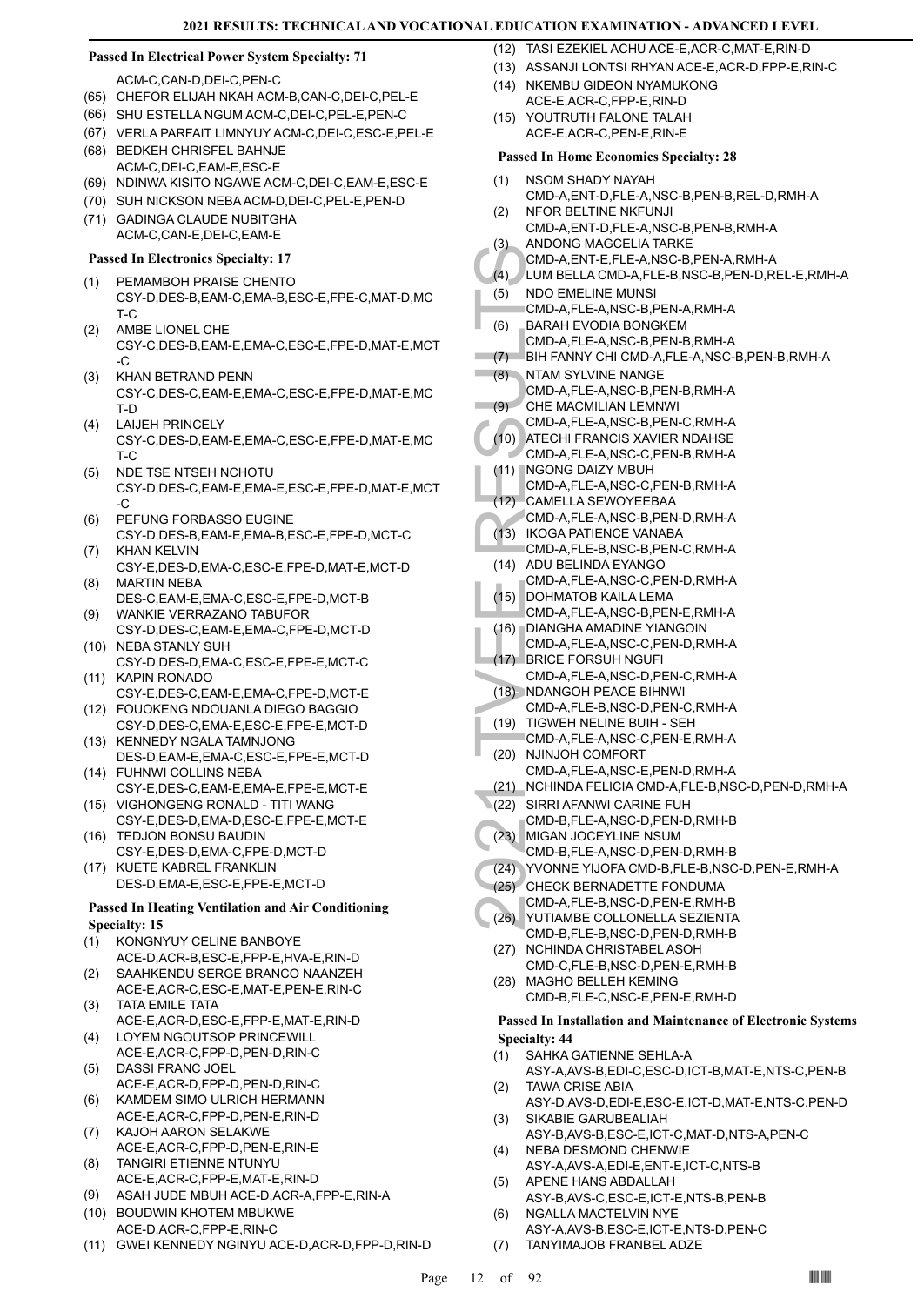**Passed In Electrical Power System Specialty: 71**

ACM-C,CAN-D,DEI-C,PEN-C

(65) CHEFOR ELIJAH NKAH ACM-B,CAN-C,DEI-C,PEL-E
(66) SHU ESTELLA NGUM ACM-C,DEI-C,PEL-E,PEN-C
(67) VERLA PARFAIT LIMNYUY ACM-C,DEI-C,ESC-E,PEL-E
(68) BEDKEH CHRISFEL BAHNJE ACM-C,DEI-C,EAM-E,ESC-E
(69) NDINWA KISITO NGAWE ACM-C,DEI-C,EAM-E,ESC-E
(70) SUH NICKSON NEBA ACM-D,DEI-C,PEL-E,PEN-D
(71) GADINGA CLAUDE NUBITGHA ACM-C,CAN-E,DEI-C,EAM-E

**Passed In Electronics Specialty: 17**

(1) PEMAMBOH PRAISE CHENTO CSY-D,DES-B,EAM-C,EMA-B,ESC-E,FPE-C,MAT-D,MCT-C
(2) AMBE LIONEL CHE CSY-C,DES-B,EAM-E,EMA-C,ESC-E,FPE-D,MAT-E,MCT-C
(3) KHAN BETRAND PENN CSY-C,DES-C,EAM-E,EMA-C,ESC-E,FPE-D,MAT-E,MCT-D
(4) LAIJEH PRINCELY CSY-C,DES-D,EAM-E,EMA-C,ESC-E,FPE-D,MAT-E,MCT-C
(5) NDE TSE NTSEH NCHOTU CSY-D,DES-C,EAM-E,EMA-E,ESC-E,FPE-D,MAT-E,MCT-C
(6) PEFUNG FORBASSO EUGINE CSY-D,DES-B,EAM-E,EMA-B,ESC-E,FPE-D,MCT-C
(7) KHAN KELVIN CSY-E,DES-D,EMA-C,ESC-E,FPE-D,MAT-E,MCT-D
(8) MARTIN NEBA DES-C,EAM-E,EMA-C,ESC-E,FPE-D,MCT-B
(9) WANKIE VERRAZANO TABUFOR CSY-D,DES-C,EAM-E,EMA-C,FPE-D,MCT-D
(10) NEBA STANLY SUH CSY-D,DES-D,EMA-C,ESC-E,FPE-E,MCT-C
(11) KAPIN RONADO CSY-E,DES-C,EAM-E,EMA-C,FPE-D,MCT-E
(12) FOUOKENG NDOUANLA DIEGO BAGGIO CSY-D,DES-C,EMA-E,ESC-E,FPE-E,MCT-D
(13) KENNEDY NGALA TAMNJONG DES-D,EAM-E,EMA-C,ESC-E,FPE-E,MCT-D
(14) FUHNWI COLLINS NEBA CSY-E,DES-C,EAM-E,EMA-E,FPE-E,MCT-E
(15) VIGHONGENG RONALD - TITI WANG CSY-E,DES-D,EMA-D,ESC-E,FPE-E,MCT-E
(16) TEDJON BONSU BAUDIN CSY-E,DES-D,EMA-C,FPE-D,MCT-D
(17) KUETE KABREL FRANKLIN DES-D,EMA-E,ESC-E,FPE-E,MCT-D

**Passed In Heating Ventilation and Air Conditioning Specialty: 15**

(1) KONGNYUY CELINE BANBOYE ACE-D,ACR-B,ESC-E,FPP-E,HVA-E,RIN-D
(2) SAAHKENDU SERGE BRANCO NAANZEH ACE-E,ACR-C,ESC-E,MAT-E,PEN-E,RIN-C
(3) TATA EMILE TATA ACE-E,ACR-D,ESC-E,FPP-E,MAT-E,RIN-D
(4) LOYEM NGOUTSOP PRINCEWILL ACE-E,ACR-C,FPP-D,PEN-D,RIN-C
(5) DASSI FRANC JOEL ACE-E,ACR-D,FPP-D,PEN-D,RIN-C
(6) KAMDEM SIMO ULRICH HERMANN ACE-E,ACR-C,FPP-D,PEN-E,RIN-D
(7) KAJOH AARON SELAKWE ACE-E,ACR-C,FPP-D,PEN-E,RIN-E
(8) TANGIRI ETIENNE NTUNYU ACE-E,ACR-C,FPP-E,MAT-E,RIN-D
(9) ASAH JUDE MBUH ACE-D,ACR-A,FPP-E,RIN-A
(10) BOUDWIN KHOTEM MBUKWE ACE-D,ACR-C,FPP-E,RIN-C
(11) GWEI KENNEDY NGINYU ACE-D,ACR-D,FPP-D,RIN-D
(12) TASI EZEKIEL ACHU ACE-E,ACR-C,MAT-E,RIN-D
(13) ASSANJI LONTSI RHYAN ACE-E,ACR-D,FPP-E,RIN-C
(14) NKEMBU GIDEON NYAMUKONG ACE-E,ACR-C,FPP-E,RIN-D
(15) YOUTRUTH FALONE TALAH ACE-E,ACR-C,PEN-E,RIN-E

**Passed In Home Economics Specialty: 28**

(1) NSOM SHADY NAYAH CMD-A,ENT-D,FLE-A,NSC-B,PEN-B,REL-D,RMH-A
(2) NFOR BELTINE NKFUNJI CMD-A,ENT-D,FLE-A,NSC-B,PEN-B,RMH-A
(3) ANDONG MAGCELIA TARKE CMD-A,ENT-E,FLE-A,NSC-B,PEN-A,RMH-A
(4) LUM BELLA CMD-A,FLE-B,NSC-B,PEN-D,REL-E,RMH-A
(5) NDO EMELINE MUNSI CMD-A,FLE-A,NSC-B,PEN-A,RMH-A
(6) BARAH EVODIA BONGKEM CMD-A,FLE-A,NSC-B,PEN-B,RMH-A
(7) BIH FANNY CHI CMD-A,FLE-A,NSC-B,PEN-B,RMH-A
(8) NTAM SYLVINE NANGE CMD-A,FLE-A,NSC-B,PEN-B,RMH-A
(9) CHE MACMILIAN LEMNWI CMD-A,FLE-A,NSC-B,PEN-C,RMH-A
(10) ATECHI FRANCIS XAVIER NDAHSE CMD-A,FLE-A,NSC-C,PEN-B,RMH-A
(11) NGONG DAIZY MBUH CMD-A,FLE-A,NSC-C,PEN-B,RMH-A
(12) CAMELLA SEWOYEEBAA CMD-A,FLE-A,NSC-B,PEN-D,RMH-A
(13) IKOGA PATIENCE VANABA CMD-A,FLE-B,NSC-B,PEN-C,RMH-A
(14) ADU BELINDA EYANGO CMD-A,FLE-A,NSC-C,PEN-D,RMH-A
(15) DOHMATOB KAILA LEMA CMD-A,FLE-A,NSC-B,PEN-E,RMH-A
(16) DIANGHA AMADINE YIANGOIN CMD-A,FLE-A,NSC-C,PEN-D,RMH-A
(17) BRICE FORSUH NGUFI CMD-A,FLE-A,NSC-D,PEN-C,RMH-A
(18) NDANGOH PEACE BIHNWI CMD-A,FLE-B,NSC-D,PEN-C,RMH-A
(19) TIGWEH NELINE BUIH - SEH CMD-A,FLE-A,NSC-C,PEN-E,RMH-A
(20) NJINJOH COMFORT CMD-A,FLE-A,NSC-E,PEN-D,RMH-A
(21) NCHINDA FELICIA CMD-A,FLE-B,NSC-D,PEN-D,RMH-A
(22) SIRRI AFANWI CARINE FUH CMD-B,FLE-A,NSC-D,PEN-D,RMH-B
(23) MIGAN JOCEYLINE NSUM CMD-B,FLE-A,NSC-D,PEN-D,RMH-B
(24) YVONNE YIJOFA CMD-B,FLE-B,NSC-D,PEN-E,RMH-A
(25) CHECK BERNADETTE FONDUMA CMD-A,FLE-B,NSC-D,PEN-E,RMH-B
(26) YUTIAMBE COLLONELLA SEZIENTA CMD-B,FLE-B,NSC-D,PEN-D,RMH-B
(27) NCHINDA CHRISTABEL ASOH CMD-C,FLE-B,NSC-D,PEN-E,RMH-B
(28) MAGHO BELLEH KEMING CMD-B,FLE-C,NSC-E,PEN-E,RMH-D

**Passed In Installation and Maintenance of Electronic Systems Specialty: 44**

(1) SAHKA GATIENNE SEHLA-A ASY-A,AVS-B,EDI-C,ESC-D,ICT-B,MAT-E,NTS-C,PEN-B
(2) TAWA CRISE ABIA ASY-D,AVS-D,EDI-E,ESC-E,ICT-D,MAT-E,NTS-C,PEN-D
(3) SIKABIE GARUBEALIAH ASY-B,AVS-B,ESC-E,ICT-C,MAT-D,NTS-A,PEN-C
(4) NEBA DESMOND CHENWIE ASY-A,AVS-A,EDI-E,ENT-E,ICT-C,NTS-B
(5) APENE HANS ABDALLAH ASY-B,AVS-C,ESC-E,ICT-E,NTS-B,PEN-B
(6) NGALLA MACTELVIN NYE ASY-A,AVS-B,ESC-E,ICT-E,NTS-D,PEN-C
(7) TANYIMAJOB FRANBEL ADZE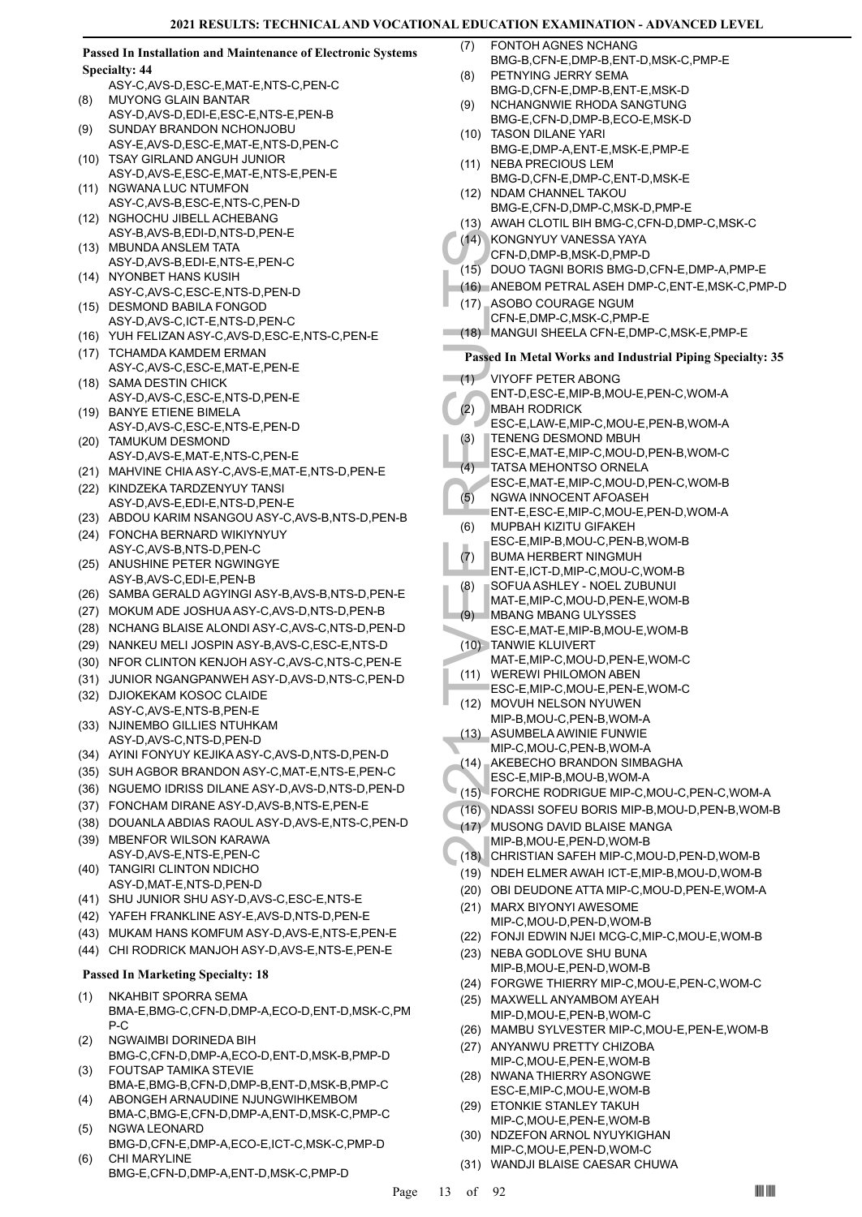### Passed In Installation and Maintenance of Electronic Systems Specialty: 44

ASY-C,AVS-D,ESC-E,MAT-E,NTS-C,PEN-C

(8) MUYONG GLAIN BANTAR ASY-D,AVS-D,EDI-E,ESC-E,NTS-E,PEN-B
(9) SUNDAY BRANDON NCHONJOBU ASY-E,AVS-D,ESC-E,MAT-E,NTS-D,PEN-C
(10) TSAY GIRLAND ANGUH JUNIOR ASY-D,AVS-E,ESC-E,MAT-E,NTS-E,PEN-E
(11) NGWANA LUC NTUMFON ASY-C,AVS-B,ESC-E,NTS-C,PEN-D
(12) NGHOCHU JIBELL ACHEBANG ASY-B,AVS-B,EDI-D,NTS-D,PEN-E
(13) MBUNDA ANSLEM TATA ASY-D,AVS-B,EDI-E,NTS-E,PEN-C
(14) NYONBET HANS KUSIH ASY-C,AVS-C,ESC-E,NTS-D,PEN-D
(15) DESMOND BABILA FONGOD ASY-D,AVS-C,ICT-E,NTS-D,PEN-C
(16) YUH FELIZAN ASY-C,AVS-D,ESC-E,NTS-C,PEN-E
(17) TCHAMDA KAMDEM ERMAN ASY-C,AVS-C,ESC-E,MAT-E,PEN-E
(18) SAMA DESTIN CHICK ASY-D,AVS-C,ESC-E,NTS-D,PEN-E
(19) BANYE ETIENE BIMELA ASY-D,AVS-C,ESC-E,NTS-E,PEN-D
(20) TAMUKUM DESMOND ASY-D,AVS-E,MAT-E,NTS-C,PEN-E
(21) MAHVINE CHIA ASY-C,AVS-E,MAT-E,NTS-D,PEN-E
(22) KINDZEKA TARDZENYUY TANSI ASY-D,AVS-E,EDI-E,NTS-D,PEN-E
(23) ABDOU KARIM NSANGOU ASY-C,AVS-B,NTS-D,PEN-B
(24) FONCHA BERNARD WIKIYNYUY ASY-C,AVS-B,NTS-D,PEN-C
(25) ANUSHINE PETER NGWINGYE ASY-B,AVS-C,EDI-E,PEN-B
(26) SAMBA GERALD AGYINGI ASY-B,AVS-B,NTS-D,PEN-E
(27) MOKUM ADE JOSHUA ASY-C,AVS-D,NTS-D,PEN-B
(28) NCHANG BLAISE ALONDI ASY-C,AVS-C,NTS-D,PEN-D
(29) NANKEU MELI JOSPIN ASY-B,AVS-C,ESC-E,NTS-D
(30) NFOR CLINTON KENJOH ASY-C,AVS-C,NTS-C,PEN-E
(31) JUNIOR NGANGPANWEH ASY-D,AVS-D,NTS-C,PEN-D
(32) DJIOKEKAM KOSOC CLAIDE ASY-C,AVS-E,NTS-B,PEN-E
(33) NJINEMBO GILLIES NTUHKAM ASY-D,AVS-C,NTS-D,PEN-D
(34) AYINI FONYUY KEJIKA ASY-C,AVS-D,NTS-D,PEN-D
(35) SUH AGBOR BRANDON ASY-C,MAT-E,NTS-E,PEN-C
(36) NGUEMO IDRISS DILANE ASY-D,AVS-D,NTS-D,PEN-D
(37) FONCHAM DIRANE ASY-D,AVS-B,NTS-E,PEN-E
(38) DOUANLA ABDIAS RAOUL ASY-D,AVS-E,NTS-C,PEN-D
(39) MBENFOR WILSON KARAWA ASY-D,AVS-E,NTS-E,PEN-C
(40) TANGIRI CLINTON NDICHO ASY-D,MAT-E,NTS-D,PEN-D
(41) SHU JUNIOR SHU ASY-D,AVS-C,ESC-E,NTS-E
(42) YAFEH FRANKLINE ASY-E,AVS-D,NTS-D,PEN-E
(43) MUKAM HANS KOMFUM ASY-D,AVS-E,NTS-E,PEN-E
(44) CHI RODRICK MANJOH ASY-D,AVS-E,NTS-E,PEN-E

### Passed In Marketing Specialty: 18

(1) NKAHBIT SPORRA SEMA BMA-E,BMG-C,CFN-D,DMP-A,ECO-D,ENT-D,MSK-C,PMP-C
(2) NGWAIMBI DORINEDA BIH BMG-C,CFN-D,DMP-A,ECO-D,ENT-D,MSK-B,PMP-D
(3) FOUTSAP TAMIKA STEVIE BMA-E,BMG-B,CFN-D,DMP-B,ENT-D,MSK-B,PMP-C
(4) ABONGEH ARNAUDINE NJUNGWIHKEMBOM BMA-C,BMG-E,CFN-D,DMP-A,ENT-D,MSK-C,PMP-C
(5) NGWA LEONARD BMG-D,CFN-E,DMP-A,ECO-E,ICT-C,MSK-C,PMP-D
(6) CHI MARYLINE BMG-E,CFN-D,DMP-A,ENT-D,MSK-C,PMP-D
(7) FONTOH AGNES NCHANG BMG-B,CFN-E,DMP-B,ENT-D,MSK-C,PMP-E
(8) PETNYING JERRY SEMA BMG-D,CFN-E,DMP-B,ENT-E,MSK-D
(9) NCHANGNWIE RHODA SANGTUNG BMG-E,CFN-D,DMP-B,ECO-E,MSK-D
(10) TASON DILANE YARI BMG-E,DMP-A,ENT-E,MSK-E,PMP-E
(11) NEBA PRECIOUS LEM BMG-D,CFN-E,DMP-C,ENT-D,MSK-E
(12) NDAM CHANNEL TAKOU BMG-E,CFN-D,DMP-C,MSK-D,PMP-E
(13) AWAH CLOTIL BIH BMG-C,CFN-D,DMP-C,MSK-C
(14) KONGNYUY VANESSA YAYA CFN-D,DMP-B,MSK-D,PMP-D
(15) DOUO TAGNI BORIS BMG-D,CFN-E,DMP-A,PMP-E
(16) ANEBOM PETRAL ASEH DMP-C,ENT-E,MSK-C,PMP-D
(17) ASOBO COURAGE NGUM CFN-E,DMP-C,MSK-C,PMP-E
(18) MANGUI SHEELA CFN-E,DMP-C,MSK-E,PMP-E

### Passed In Metal Works and Industrial Piping Specialty: 35

(1) VIYOFF PETER ABONG ENT-D,ESC-E,MIP-B,MOU-E,PEN-C,WOM-A
(2) MBAH RODRICK ESC-E,LAW-E,MIP-C,MOU-E,PEN-B,WOM-A
(3) TENENG DESMOND MBUH ESC-E,MAT-E,MIP-C,MOU-D,PEN-B,WOM-C
(4) TATSA MEHONTSO ORNELA ESC-E,MAT-E,MIP-C,MOU-D,PEN-C,WOM-B
(5) NGWA INNOCENT AFOASEH ENT-E,ESC-E,MIP-C,MOU-E,PEN-D,WOM-A
(6) MUPBAH KIZITU GIFAKEH ESC-E,MIP-B,MOU-C,PEN-B,WOM-B
(7) BUMA HERBERT NINGMUH ENT-E,ICT-D,MIP-C,MOU-C,WOM-B
(8) SOFUA ASHLEY - NOEL ZUBUNUI MAT-E,MIP-C,MOU-D,PEN-E,WOM-B
(9) MBANG MBANG ULYSSES ESC-E,MAT-E,MIP-B,MOU-E,WOM-B
(10) TANWIE KLUIVERT MAT-E,MIP-C,MOU-D,PEN-E,WOM-C
(11) WEREWI PHILOMON ABEN ESC-E,MIP-C,MOU-E,PEN-E,WOM-C
(12) MOVUH NELSON NYUWEN MIP-B,MOU-C,PEN-B,WOM-A
(13) ASUMBELA AWINIE FUNWIE MIP-C,MOU-C,PEN-B,WOM-A
(14) AKEBECHO BRANDON SIMBAGHA ESC-E,MIP-B,MOU-B,WOM-A
(15) FORCHE RODRIGUE MIP-C,MOU-C,PEN-C,WOM-A
(16) NDASSI SOFEU BORIS MIP-B,MOU-D,PEN-B,WOM-B
(17) MUSONG DAVID BLAISE MANGA MIP-B,MOU-E,PEN-D,WOM-B
(18) CHRISTIAN SAFEH MIP-C,MOU-D,PEN-D,WOM-B
(19) NDEH ELMER AWAH ICT-E,MIP-B,MOU-D,WOM-B
(20) OBI DEUDONE ATTA MIP-C,MOU-D,PEN-E,WOM-A
(21) MARX BIYONYI AWESOME MIP-C,MOU-D,PEN-D,WOM-B
(22) FONJI EDWIN NJEI MCG-C,MIP-C,MOU-E,WOM-B
(23) NEBA GODLOVE SHU BUNA MIP-B,MOU-E,PEN-D,WOM-B
(24) FORGWE THIERRY MIP-C,MOU-E,PEN-C,WOM-C
(25) MAXWELL ANYAMBOM AYEAH MIP-D,MOU-E,PEN-B,WOM-C
(26) MAMBU SYLVESTER MIP-C,MOU-E,PEN-E,WOM-B
(27) ANYANWU PRETTY CHIZOBA MIP-C,MOU-E,PEN-E,WOM-B
(28) NWANA THIERRY ASONGWE ESC-E,MIP-C,MOU-E,WOM-B
(29) ETONKIE STANLEY TAKUH MIP-C,MOU-E,PEN-E,WOM-B
(30) NDZEFON ARNOL NYUYKIGHAN MIP-C,MOU-E,PEN-D,WOM-C
(31) WANDJI BLAISE CAESAR CHUWA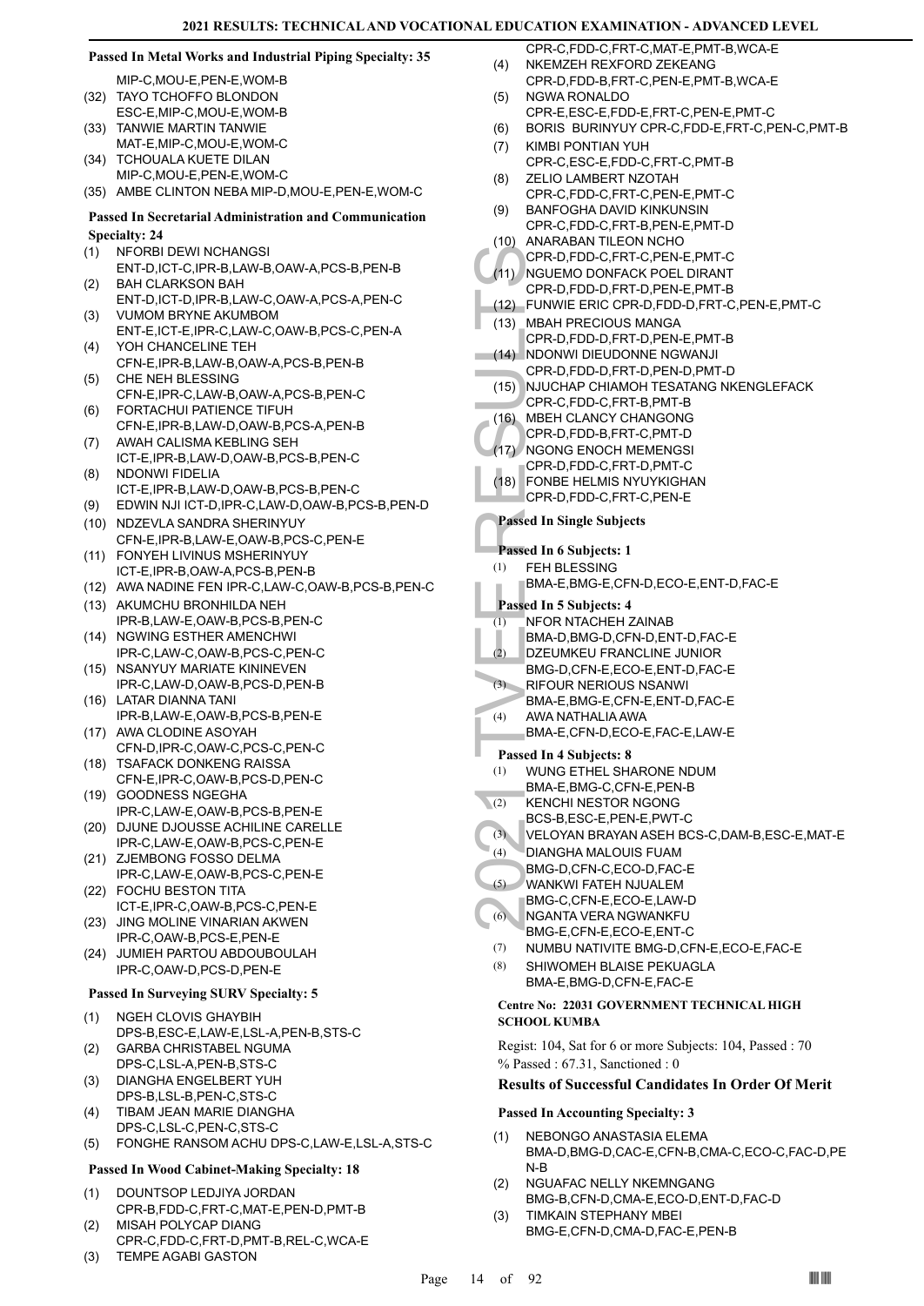### Passed In Metal Works and Industrial Piping Specialty: 35

MIP-C,MOU-E,PEN-E,WOM-B

(32) TAYO TCHOFFO BLONDON
ESC-E,MIP-C,MOU-E,WOM-B

(33) TANWIE MARTIN TANWIE
MAT-E,MIP-C,MOU-E,WOM-C

(34) TCHOUALA KUETE DILAN
MIP-C,MOU-E,PEN-E,WOM-C

(35) AMBE CLINTON NEBA MIP-D,MOU-E,PEN-E,WOM-C

### Passed In Secretarial Administration and Communication Specialty: 24

(1) NFORBI DEWI NCHANGSI
ENT-D,ICT-C,IPR-B,LAW-B,OAW-A,PCS-B,PEN-B

(2) BAH CLARKSON BAH
ENT-D,ICT-D,IPR-B,LAW-C,OAW-A,PCS-A,PEN-C

(3) VUMOM BRYNE AKUMBOM
ENT-E,ICT-E,IPR-C,LAW-C,OAW-B,PCS-C,PEN-A

(4) YOH CHANCELINE TEH
CFN-E,IPR-B,LAW-B,OAW-A,PCS-B,PEN-B

(5) CHE NEH BLESSING
CFN-E,IPR-C,LAW-B,OAW-A,PCS-B,PEN-C

(6) FORTACHUI PATIENCE TIFUH
CFN-E,IPR-B,LAW-D,OAW-B,PCS-A,PEN-B

(7) AWAH CALISMA KEBLING SEH
ICT-E,IPR-B,LAW-D,OAW-B,PCS-B,PEN-C

(8) NDONWI FIDELIA
ICT-E,IPR-B,LAW-D,OAW-B,PCS-B,PEN-C

(9) EDWIN NJI ICT-D,IPR-C,LAW-D,OAW-B,PCS-B,PEN-D

(10) NDZEVLA SANDRA SHERINYUY
CFN-E,IPR-B,LAW-E,OAW-B,PCS-C,PEN-E

(11) FONYEH LIVINUS MSHERINYUY
ICT-E,IPR-B,OAW-A,PCS-B,PEN-B

(12) AWA NADINE FEN IPR-C,LAW-C,OAW-B,PCS-B,PEN-C

(13) AKUMCHU BRONHILDA NEH
IPR-B,LAW-E,OAW-B,PCS-B,PEN-C

(14) NGWING ESTHER AMENCHWI
IPR-C,LAW-C,OAW-B,PCS-C,PEN-C

(15) NSANYUY MARIATE KININEVEN
IPR-C,LAW-D,OAW-B,PCS-D,PEN-B

(16) LATAR DIANNA TANI
IPR-B,LAW-E,OAW-B,PCS-B,PEN-E

(17) AWA CLODINE ASOYAH
CFN-D,IPR-C,OAW-C,PCS-C,PEN-C

(18) TSAFACK DONKENG RAISSA
CFN-E,IPR-C,OAW-B,PCS-D,PEN-C

(19) GOODNESS NGEGHA
IPR-C,LAW-E,OAW-B,PCS-B,PEN-E

(20) DJUNE DJOUSSE ACHILINE CARELLE
IPR-C,LAW-E,OAW-B,PCS-C,PEN-E

(21) ZJEMBONG FOSSO DELMA
IPR-C,LAW-E,OAW-B,PCS-C,PEN-E

(22) FOCHU BESTON TITA
ICT-E,IPR-C,OAW-B,PCS-C,PEN-E

(23) JING MOLINE VINARIAN AKWEN
IPR-C,OAW-B,PCS-E,PEN-E

(24) JUMIEH PARTOU ABDOUBOULAH
IPR-C,OAW-D,PCS-D,PEN-E

### Passed In Surveying SURV Specialty: 5

(1) NGEH CLOVIS GHAYBIH
DPS-B,ESC-E,LAW-E,LSL-A,PEN-B,STS-C

(2) GARBA CHRISTABEL NGUMA
DPS-C,LSL-A,PEN-B,STS-C

(3) DIANGHA ENGELBERT YUH
DPS-B,LSL-B,PEN-C,STS-C

(4) TIBAM JEAN MARIE DIANGHA
DPS-C,LSL-C,PEN-C,STS-C

(5) FONGHE RANSOM ACHU DPS-C,LAW-E,LSL-A,STS-C

### Passed In Wood Cabinet-Making Specialty: 18

(1) DOUNTSOP LEDJIYA JORDAN
CPR-B,FDD-C,FRT-C,MAT-E,PEN-D,PMT-B

(2) MISAH POLYCAP DIANG
CPR-C,FDD-C,FRT-D,PMT-B,REL-C,WCA-E

(3) TEMPE AGABI GASTON
CPR-C,FDD-E,FRT-C,MAT-E,PMT-B,WCA-E

(4) NKEMZEH REXFORD ZEKEANG
CPR-D,FDD-B,FRT-C,PEN-E,PMT-B,WCA-E

(5) NGWA RONALDO
CPR-E,ESC-E,FDD-E,FRT-C,PEN-E,PMT-C

(6) BORIS BURINYUY CPR-C,FDD-E,FRT-C,PEN-C,PMT-B

(7) KIMBI PONTIAN YUH
CPR-C,ESC-E,FDD-C,FRT-C,PMT-B

(8) ZELIO LAMBERT NZOTAH
CPR-C,FDD-C,FRT-C,PEN-E,PMT-C

(9) BANFOGHA DAVID KINKUNSIN
CPR-C,FDD-C,FRT-B,PEN-E,PMT-D

(10) ANARABAN TILEON NCHO
CPR-D,FDD-C,FRT-C,PEN-E,PMT-C

(11) NGUEMO DONFACK POEL DIRANT
CPR-D,FDD-D,FRT-D,PEN-E,PMT-B

(12) FUNWIE ERIC CPR-D,FDD-D,FRT-C,PEN-E,PMT-C

(13) MBAH PRECIOUS MANGA
CPR-D,FDD-D,FRT-D,PEN-E,PMT-B

(14) NDONWI DIEUDONNE NGWANJI
CPR-D,FDD-D,FRT-D,PEN-D,PMT-D

(15) NJUCHAP CHIAMOH TESATANG NKENGLEFACK
CPR-C,FDD-C,FRT-B,PMT-B

(16) MBEH CLANCY CHANGONG
CPR-D,FDD-B,FRT-C,PMT-D

(17) NGONG ENOCH MEMENGSI
CPR-D,FDD-C,FRT-D,PMT-C

(18) FONBE HELMIS NYUYKIGHAN
CPR-D,FDD-C,FRT-C,PEN-E

### Passed In Single Subjects

#### Passed In 6 Subjects: 1

(1) FEH BLESSING
BMA-E,BMG-E,CFN-D,ECO-E,ENT-D,FAC-E

#### Passed In 5 Subjects: 4

(1) NFOR NTACHEH ZAINAB
BMA-D,BMG-D,CFN-D,ENT-D,FAC-E

(2) DZEUMKEU FRANCLINE JUNIOR
BMG-D,CFN-E,ECO-E,ENT-D,FAC-E

(3) RIFOUR NERIOUS NSANWI
BMA-E,BMG-E,CFN-E,ENT-D,FAC-E

(4) AWA NATHALIA AWA
BMA-E,CFN-D,ECO-E,FAC-E,LAW-E

#### Passed In 4 Subjects: 8

(1) WUNG ETHEL SHARONE NDUM
BMA-E,BMG-C,CFN-E,PEN-B

(2) KENCHI NESTOR NGONG
BCS-B,ESC-E,PEN-E,PWT-C

(3) VELOYAN BRAYAN ASEH BCS-C,DAM-B,ESC-E,MAT-E

(4) DIANGHA MALOUIS FUAM
BMG-D,CFN-C,ECO-D,FAC-E

(5) WANKWI FATEH NJUALEM
BMG-C,CFN-E,ECO-E,LAW-D

(6) NGANTA VERA NGWANKFU
BMG-E,CFN-E,ECO-E,ENT-C

(7) NUMBU NATIVITE BMG-D,CFN-E,ECO-E,FAC-E

(8) SHIWOMEH BLAISE PEKUAGLA
BMA-E,BMG-D,CFN-E,FAC-E

### Centre No: 22031 GOVERNMENT TECHNICAL HIGH SCHOOL KUMBA

Regist: 104, Sat for 6 or more Subjects: 104, Passed : 70
% Passed : 67.31, Sanctioned : 0

### Results of Successful Candidates In Order Of Merit

#### Passed In Accounting Specialty: 3

(1) NEBONGO ANASTASIA ELEMA
BMA-D,BMG-D,CAC-E,CFN-B,CMA-C,ECO-C,FAC-D,PEN-B

(2) NGUAFAC NELLY NKEMNGANG
BMG-B,CFN-D,CMA-E,ECO-D,ENT-D,FAC-D

(3) TIMKAIN STEPHANY MBEI
BMG-E,CFN-D,CMA-D,FAC-E,PEN-B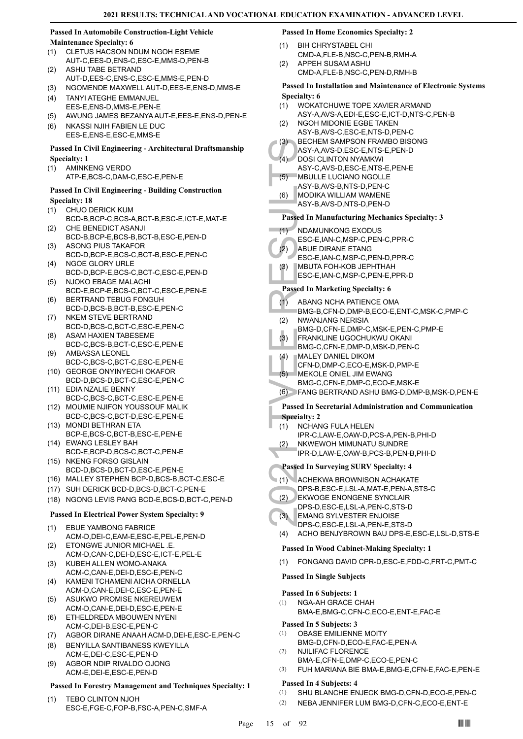# 2021 RESULTS: TECHNICAL AND VOCATIONAL EDUCATION EXAMINATION - ADVANCED LEVEL

### Passed In Automobile Construction-Light Vehicle Maintenance Specialty: 6

(1) CLETUS HACSON NDUM NGOH ESEME AUT-C,EES-D,ENS-C,ESC-E,MMS-D,PEN-B
(2) ASHU TABE BETRAND AUT-D,EES-C,ENS-C,ESC-E,MMS-E,PEN-D
(3) NGOMENDE MAXWELL AUT-D,EES-E,ENS-D,MMS-E
(4) TANYI ATEGHE EMMANUEL EES-E,ENS-D,MMS-E,PEN-E
(5) AWUNG JAMES BEZANYA AUT-E,EES-E,ENS-D,PEN-E
(6) NKASSI NJIH FABIEN LE DUC EES-E,ENS-E,ESC-E,MMS-E

### Passed In Civil Engineering - Architectural Draftsmanship Specialty: 1

(1) AMINKENG VERDO ATP-E,BCS-C,DAM-C,ESC-E,PEN-E

### Passed In Civil Engineering - Building Construction Specialty: 18

(1) CHUO DERICK KUM BCD-B,BCP-C,BCS-A,BCT-B,ESC-E,ICT-E,MAT-E
(2) CHE BENEDICT ASANJI BCD-B,BCP-E,BCS-B,BCT-B,ESC-E,PEN-D
(3) ASONG PIUS TAKAFOR BCD-D,BCP-E,BCS-C,BCT-B,ESC-E,PEN-C
(4) NGOE GLORY URLE BCD-D,BCP-E,BCS-C,BCT-C,ESC-E,PEN-D
(5) NJOKO EBAGE MALACHI BCD-E,BCP-E,BCS-C,BCT-C,ESC-E,PEN-E
(6) BERTRAND TEBUG FONGUH BCD-D,BCS-B,BCT-B,ESC-E,PEN-C
(7) NKEM STEVE BERTRAND BCD-D,BCS-C,BCT-C,ESC-E,PEN-C
(8) ASAM HAXIEN TABESEME BCD-C,BCS-B,BCT-C,ESC-E,PEN-E
(9) AMBASSA LEONEL BCD-C,BCS-C,BCT-C,ESC-E,PEN-E
(10) GEORGE ONYINYECHI OKAFOR BCD-D,BCS-D,BCT-C,ESC-E,PEN-C
(11) EDIA NZALIE BENNY BCD-C,BCS-C,BCT-C,ESC-E,PEN-E
(12) MOUMIE NJIFON YOUSSOUF MALIK BCD-C,BCS-C,BCT-D,ESC-E,PEN-E
(13) MONDI BETHRAN ETA BCP-E,BCS-C,BCT-B,ESC-E,PEN-E
(14) EWANG LESLEY BAH BCD-E,BCP-D,BCS-C,BCT-C,PEN-E
(15) NKENG FORSO GISLAIN BCD-D,BCS-D,BCT-D,ESC-E,PEN-E
(16) MALLEY STEPHEN BCP-D,BCS-B,BCT-C,ESC-E
(17) SUH DERICK BCD-D,BCS-D,BCT-C,PEN-E
(18) NGONG LEVIS PANG BCD-E,BCS-D,BCT-C,PEN-D

### Passed In Electrical Power System Specialty: 9

(1) EBUE YAMBONG FABRICE ACM-D,DEI-C,EAM-E,ESC-E,PEL-E,PEN-D
(2) ETONGWE JUNIOR MICHAEL .E. ACM-D,CAN-C,DEI-D,ESC-E,ICT-E,PEL-E
(3) KUBEH ALLEN WOMO-ANAKA ACM-C,CAN-E,DEI-D,ESC-E,PEN-C
(4) KAMENI TCHAMENI AICHA ORNELLA ACM-D,CAN-E,DEI-C,ESC-E,PEN-E
(5) ASUKWO PROMISE NKEREUWEM ACM-D,CAN-E,DEI-D,ESC-E,PEN-E
(6) ETHELDREDA MBOUWEN NYENI ACM-C,DEI-B,ESC-E,PEN-C
(7) AGBOR DIRANE ANAAH ACM-D,DEI-E,ESC-E,PEN-C
(8) BENYILLA SANTIBANESS KWEYILLA ACM-E,DEI-C,ESC-E,PEN-D
(9) AGBOR NDIP RIVALDO OJONG ACM-E,DEI-E,ESC-E,PEN-D

### Passed In Forestry Management and Techniques Specialty: 1

(1) TEBO CLINTON NJOH ESC-E,FGE-C,FOP-B,FSC-A,PEN-C,SMF-A

### Passed In Home Economics Specialty: 2

(1) BIH CHRYSTABEL CHI CMD-A,FLE-B,NSC-C,PEN-B,RMH-A
(2) APPEH SUSAM ASHU CMD-A,FLE-B,NSC-C,PEN-D,RMH-B

### Passed In Installation and Maintenance of Electronic Systems Specialty: 6

(1) WOKATCHUWE TOPE XAVIER ARMAND ASY-A,AVS-A,EDI-E,ESC-E,ICT-D,NTS-C,PEN-B
(2) NGOH MIDONIE EGBE TAKEN ASY-B,AVS-C,ESC-E,NTS-D,PEN-C
(3) BECHEM SAMPSON FRAMBO BISONG ASY-A,AVS-D,ESC-E,NTS-E,PEN-D
(4) DOSI CLINTON NYAMKWI ASY-C,AVS-D,ESC-E,NTS-E,PEN-E
(5) MBULLE LUCIANO NGOLLE ASY-B,AVS-B,NTS-D,PEN-C
(6) MODIKA WILLIAM WAMENE ASY-B,AVS-D,NTS-D,PEN-D

### Passed In Manufacturing Mechanics Specialty: 3

(1) NDAMUNKONG EXODUS ESC-E,IAN-C,MSP-C,PEN-C,PPR-C
(2) ABUE DIRANE ETANG ESC-E,IAN-C,MSP-C,PEN-D,PPR-C
(3) MBUTA FOH-KOB JEPHTHAH ESC-E,IAN-C,MSP-C,PEN-E,PPR-D

### Passed In Marketing Specialty: 6

(1) ABANG NCHA PATIENCE OMA BMG-B,CFN-D,DMP-B,ECO-E,ENT-C,MSK-C,PMP-C
(2) NWANJANG NERISIA BMG-D,CFN-E,DMP-C,MSK-E,PEN-C,PMP-E
(3) FRANKLINE UGOCHUKWU OKANI BMG-C,CFN-E,DMP-D,MSK-D,PEN-C
(4) MALEY DANIEL DIKOM CFN-D,DMP-C,ECO-E,MSK-D,PMP-E
(5) MEKOLE ONIEL JIM EWANG BMG-C,CFN-E,DMP-C,ECO-E,MSK-E
(6) FANG BERTRAND ASHU BMG-D,DMP-B,MSK-D,PEN-E

### Passed In Secretarial Administration and Communication Specialty: 2

(1) NCHANG FULA HELEN IPR-C,LAW-E,OAW-D,PCS-A,PEN-B,PHI-D
(2) NKWEWOH MIMUNATU SUNDRE IPR-D,LAW-E,OAW-B,PCS-B,PEN-B,PHI-D

### Passed In Surveying SURV Specialty: 4

(1) ACHEKWA BROWNISON ACHAKATE DPS-B,ESC-E,LSL-A,MAT-E,PEN-A,STS-C
(2) EKWOGE ENONGENE SYNCLAIR DPS-D,ESC-E,LSL-A,PEN-C,STS-D
(3) EMANG SYLVESTER ENJOISE DPS-C,ESC-E,LSL-A,PEN-E,STS-D
(4) ACHO BENJYBROWN BAU DPS-E,ESC-E,LSL-D,STS-E

### Passed In Wood Cabinet-Making Specialty: 1

(1) FONGANG DAVID CPR-D,ESC-E,FDD-C,FRT-C,PMT-C

### Passed In Single Subjects

#### Passed In 6 Subjects: 1

(1) NGA-AH GRACE CHAH BMA-E,BMG-C,CFN-C,ECO-E,ENT-E,FAC-E

#### Passed In 5 Subjects: 3

(1) OBASE EMILIENNE MOITY BMG-D,CFN-D,ECO-E,FAC-E,PEN-A
(2) NJILIFAC FLORENCE BMA-E,CFN-E,DMP-C,ECO-E,PEN-C
(3) FUH MARIANA BIE BMA-E,BMG-E,CFN-E,FAC-E,PEN-E

#### Passed In 4 Subjects: 4

(1) SHU BLANCHE ENJECK BMG-D,CFN-D,ECO-E,PEN-C
(2) NEBA JENNIFER LUM BMG-D,CFN-C,ECO-E,ENT-E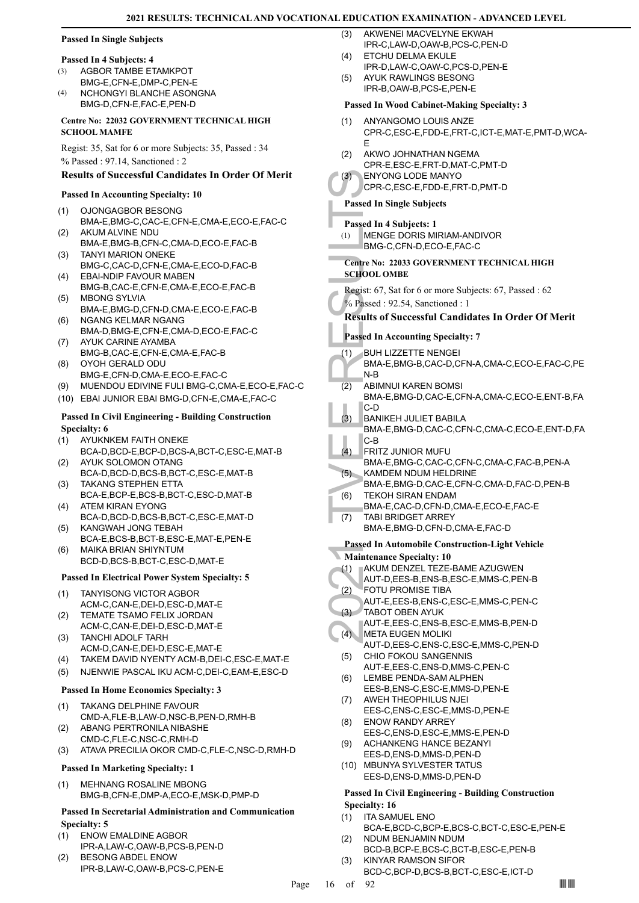### Passed In Single Subjects

#### Passed In 4 Subjects: 4

(3) AGBOR TAMBE ETAMKPOT
BMG-E,CFN-E,DMP-C,PEN-E
(4) NCHONGYI BLANCHE ASONGNA
BMG-D,CFN-E,FAC-E,PEN-D

### Centre No: 22032 GOVERNMENT TECHNICAL HIGH SCHOOL MAMFE

Regist: 35, Sat for 6 or more Subjects: 35, Passed : 34
% Passed : 97.14, Sanctioned : 2

## Results of Successful Candidates In Order Of Merit

### Passed In Accounting Specialty: 10

(1) OJONGAGBOR BESONG
BMA-E,BMG-C,CAC-E,CFN-E,CMA-E,ECO-E,FAC-C
(2) AKUM ALVINE NDU
BMA-E,BMG-B,CFN-C,CMA-D,ECO-E,FAC-B
(3) TANYI MARION ONEKE
BMG-C,CAC-D,CFN-E,CMA-E,ECO-D,FAC-B
(4) EBAI-NDIP FAVOUR MABEN
BMG-B,CAC-E,CFN-E,CMA-E,ECO-E,FAC-B
(5) MBONG SYLVIA
BMA-E,BMG-D,CFN-D,CMA-E,ECO-E,FAC-B
(6) NGANG KELMAR NGANG
BMA-D,BMG-E,CFN-E,CMA-D,ECO-E,FAC-C
(7) AYUK CARINE AYAMBA
BMG-B,CAC-E,CFN-E,CMA-E,FAC-B
(8) OYOH GERALD ODU
BMG-E,CFN-D,CMA-E,ECO-E,FAC-C
(9) MUENDOU EDIVINE FULI BMG-C,CMA-E,ECO-E,FAC-C
(10) EBAI JUNIOR EBAI BMG-D,CFN-E,CMA-E,FAC-C

### Passed In Civil Engineering - Building Construction Specialty: 6

(1) AYUKNKEM FAITH ONEKE
BCA-D,BCD-E,BCP-D,BCS-A,BCT-C,ESC-E,MAT-B
(2) AYUK SOLOMON OTANG
BCA-D,BCD-D,BCS-B,BCT-C,ESC-E,MAT-B
(3) TAKANG STEPHEN ETTA
BCA-E,BCP-E,BCS-B,BCT-C,ESC-D,MAT-B
(4) ATEM KIRAN EYONG
BCA-D,BCD-D,BCS-B,BCT-C,ESC-E,MAT-D
(5) KANGWAH JONG TEBAH
BCA-E,BCS-B,BCT-B,ESC-E,MAT-E,PEN-E
(6) MAIKA BRIAN SHIYNTUM
BCD-D,BCS-B,BCT-C,ESC-D,MAT-E

### Passed In Electrical Power System Specialty: 5

(1) TANYISONG VICTOR AGBOR
ACM-C,CAN-E,DEI-D,ESC-D,MAT-E
(2) TEMATE TSAMO FELIX JORDAN
ACM-C,CAN-E,DEI-D,ESC-D,MAT-E
(3) TANCHI ADOLF TARH
ACM-D,CAN-E,DEI-D,ESC-E,MAT-E
(4) TAKEM DAVID NYENTY ACM-B,DEI-C,ESC-E,MAT-E
(5) NJENWIE PASCAL IKU ACM-C,DEI-C,EAM-E,ESC-D

### Passed In Home Economics Specialty: 3

(1) TAKANG DELPHINE FAVOUR
CMD-A,FLE-B,LAW-D,NSC-B,PEN-D,RMH-B
(2) ABANG PERTRONILA NIBASHE
CMD-C,FLE-C,NSC-C,RMH-D
(3) ATAVA PRECILIA OKOR CMD-C,FLE-C,NSC-D,RMH-D

### Passed In Marketing Specialty: 1

(1) MEHNANG ROSALINE MBONG
BMG-B,CFN-E,DMP-A,ECO-E,MSK-D,PMP-D

### Passed In Secretarial Administration and Communication Specialty: 5

(1) ENOW EMALDINE AGBOR
IPR-A,LAW-C,OAW-B,PCS-B,PEN-D
(2) BESONG ABDEL ENOW
IPR-B,LAW-C,OAW-B,PCS-C,PEN-E
(3) AKWENEI MACVELYNE EKWAH
IPR-C,LAW-D,OAW-B,PCS-C,PEN-D
(4) ETCHU DELMA EKULE
IPR-D,LAW-C,OAW-C,PCS-D,PEN-E
(5) AYUK RAWLINGS BESONG
IPR-B,OAW-B,PCS-E,PEN-E

### Passed In Wood Cabinet-Making Specialty: 3

(1) ANYANGOMO LOUIS ANZE
CPR-C,ESC-E,FDD-E,FRT-C,ICT-E,MAT-E,PMT-D,WCA-E
(2) AKWO JOHNATHAN NGEMA
CPR-E,ESC-E,FRT-D,MAT-C,PMT-D
(3) ENYONG LODE MANYO
CPR-C,ESC-E,FDD-E,FRT-D,PMT-D

### Passed In Single Subjects

#### Passed In 4 Subjects: 1

(1) MENGE DORIS MIRIAM-ANDIVOR
BMG-C,CFN-D,ECO-E,FAC-C

### Centre No: 22033 GOVERNMENT TECHNICAL HIGH SCHOOL OMBE

Regist: 67, Sat for 6 or more Subjects: 67, Passed : 62
% Passed : 92.54, Sanctioned : 1

## Results of Successful Candidates In Order Of Merit

### Passed In Accounting Specialty: 7

(1) BUH LIZZETTE NENGEI
BMA-E,BMG-B,CAC-D,CFN-A,CMA-C,ECO-E,FAC-C,PEN-B
(2) ABIMNUI KAREN BOMSI
BMA-E,BMG-D,CAC-E,CFN-A,CMA-C,ECO-E,ENT-B,FAC-D
(3) BANIKEH JULIET BABILA
BMA-E,BMG-D,CAC-C,CFN-C,CMA-C,ECO-E,ENT-D,FAC-B
(4) FRITZ JUNIOR MUFU
BMA-E,BMG-C,CAC-C,CFN-C,CMA-C,FAC-B,PEN-A
(5) KAMDEM NDUM HELDRINE
BMA-E,BMG-D,CAC-E,CFN-C,CMA-D,FAC-D,PEN-B
(6) TEKOH SIRAN ENDAM
BMA-E,CAC-D,CFN-D,CMA-E,ECO-E,FAC-E
(7) TABI BRIDGET ARREY
BMA-E,BMG-D,CFN-D,CMA-E,FAC-D

### Passed In Automobile Construction-Light Vehicle Maintenance Specialty: 10

(1) AKUM DENZEL TEZE-BAME AZUGWEN
AUT-D,EES-B,ENS-B,ESC-E,MMS-C,PEN-B
(2) FOTU PROMISE TIBA
AUT-E,EES-B,ENS-C,ESC-E,MMS-C,PEN-C
(3) TABOT OBEN AYUK
AUT-E,EES-C,ENS-B,ESC-E,MMS-B,PEN-D
(4) META EUGEN MOLIKI
AUT-D,EES-C,ENS-C,ESC-E,MMS-C,PEN-D
(5) CHIO FOKOU SANGENNIS
AUT-E,EES-C,ENS-D,MMS-C,PEN-C
(6) LEMBE PENDA-SAM ALPHEN
EES-B,ENS-C,ESC-E,MMS-D,PEN-E
(7) AWEH THEOPHILUS NJEI
EES-C,ENS-C,ESC-E,MMS-D,PEN-E
(8) ENOW RANDY ARREY
EES-C,ENS-D,ESC-E,MMS-E,PEN-D
(9) ACHANKENG HANCE BEZANYI
EES-D,ENS-D,MMS-D,PEN-D
(10) MBUNYA SYLVESTER TATUS
EES-D,ENS-D,MMS-D,PEN-D

### Passed In Civil Engineering - Building Construction Specialty: 16

(1) ITA SAMUEL ENO
BCA-E,BCD-C,BCP-E,BCS-C,BCT-C,ESC-E,PEN-E
(2) NDUM BENJAMIN NDUM
BCD-B,BCP-E,BCS-C,BCT-B,ESC-E,PEN-B
(3) KINYAR RAMSON SIFOR
BCD-C,BCP-D,BCS-B,BCT-C,ESC-E,ICT-D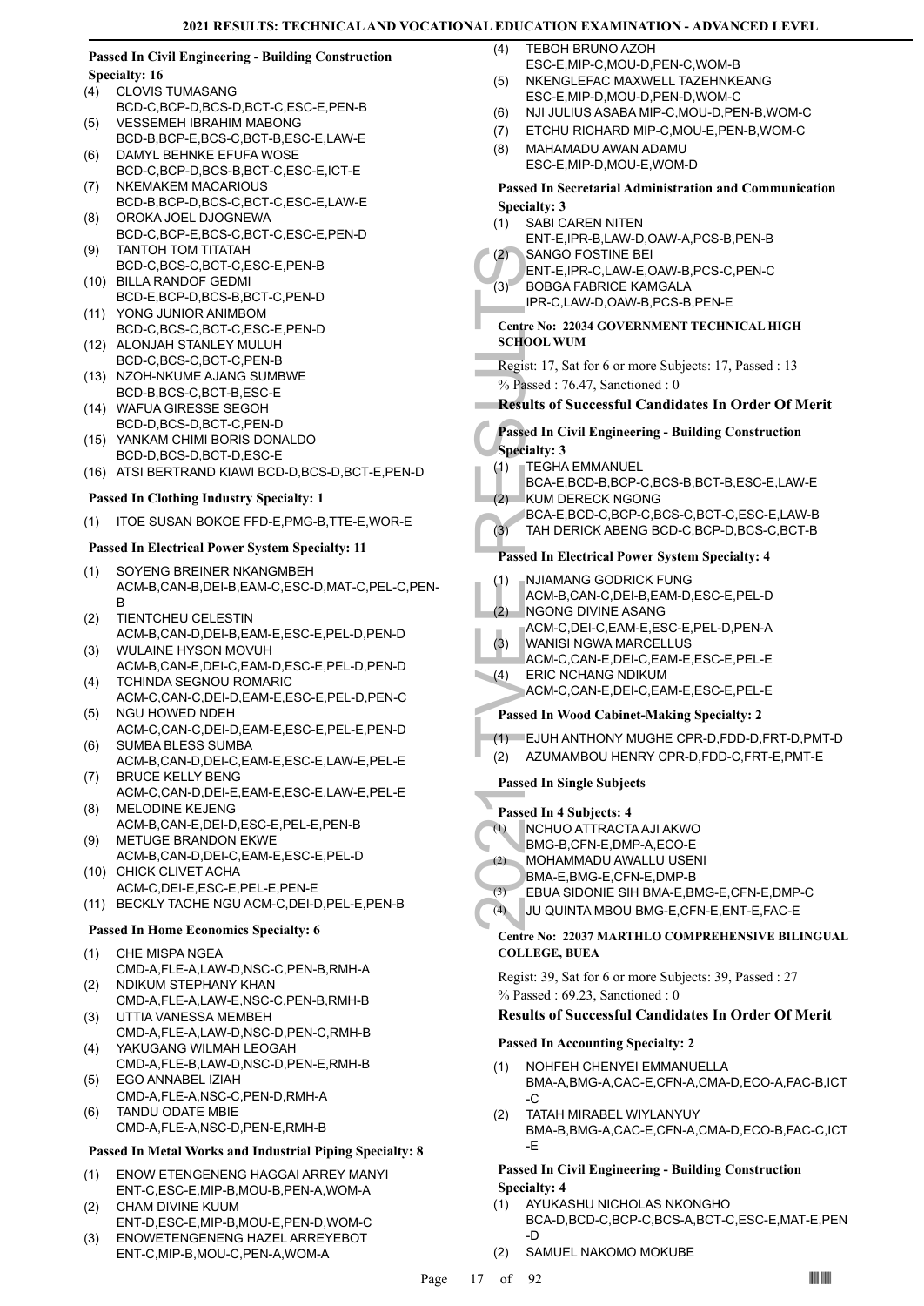**Passed In Civil Engineering - Building Construction Specialty: 16**

(4) CLOVIS TUMASANG BCD-C,BCP-D,BCS-D,BCT-C,ESC-E,PEN-B
(5) VESSEMEH IBRAHIM MABONG BCD-B,BCP-E,BCS-C,BCT-B,ESC-E,LAW-E
(6) DAMYL BEHNKE EFUFA WOSE BCD-C,BCP-D,BCS-B,BCT-C,ESC-E,ICT-E
(7) NKEMAKEM MACARIOUS BCD-B,BCP-D,BCS-C,BCT-C,ESC-E,LAW-E
(8) OROKA JOEL DJOGNEWA BCD-C,BCP-E,BCS-C,BCT-C,ESC-E,PEN-D
(9) TANTOH TOM TITATAH BCD-C,BCS-C,BCT-C,ESC-E,PEN-B
(10) BILLA RANDOF GEDMI BCD-E,BCP-D,BCS-B,BCT-C,PEN-D
(11) YONG JUNIOR ANIMBOM BCD-C,BCS-C,BCT-C,ESC-E,PEN-D
(12) ALONJAH STANLEY MULUH BCD-C,BCS-C,BCT-C,PEN-B
(13) NZOH-NKUME AJANG SUMBWE BCD-B,BCS-C,BCT-B,ESC-E
(14) WAFUA GIRESSE SEGOH BCD-D,BCS-D,BCT-C,PEN-D
(15) YANKAM CHIMI BORIS DONALDO BCD-D,BCS-D,BCT-D,ESC-E
(16) ATSI BERTRAND KIAWI BCD-D,BCS-D,BCT-E,PEN-D

**Passed In Clothing Industry Specialty: 1**

(1) ITOE SUSAN BOKOE FFD-E,PMG-B,TTE-E,WOR-E

**Passed In Electrical Power System Specialty: 11**

(1) SOYENG BREINER NKANGMBEH ACM-B,CAN-B,DEI-B,EAM-C,ESC-D,MAT-C,PEL-C,PEN-B
(2) TIENTCHEU CELESTIN ACM-B,CAN-D,DEI-B,EAM-E,ESC-E,PEL-D,PEN-D
(3) WULAINE HYSON MOVUH ACM-B,CAN-E,DEI-C,EAM-D,ESC-E,PEL-D,PEN-D
(4) TCHINDA SEGNOU ROMARIC ACM-C,CAN-C,DEI-D,EAM-E,ESC-E,PEL-D,PEN-C
(5) NGU HOWED NDEH ACM-C,CAN-C,DEI-D,EAM-E,ESC-E,PEL-E,PEN-D
(6) SUMBA BLESS SUMBA ACM-B,CAN-D,DEI-C,EAM-E,ESC-E,LAW-E,PEL-E
(7) BRUCE KELLY BENG ACM-C,CAN-D,DEI-E,EAM-E,ESC-E,LAW-E,PEL-E
(8) MELODINE KEJENG ACM-B,CAN-E,DEI-D,ESC-E,PEL-E,PEN-B
(9) METUGE BRANDON EKWE ACM-B,CAN-D,DEI-C,EAM-E,ESC-E,PEL-D
(10) CHICK CLIVET ACHA ACM-C,DEI-E,ESC-E,PEL-E,PEN-E
(11) BECKLY TACHE NGU ACM-C,DEI-D,PEL-E,PEN-B

**Passed In Home Economics Specialty: 6**

(1) CHE MISPA NGEA CMD-A,FLE-A,LAW-D,NSC-C,PEN-B,RMH-A
(2) NDIKUM STEPHANY KHAN CMD-A,FLE-A,LAW-E,NSC-C,PEN-B,RMH-B
(3) UTTIA VANESSA MEMBEH CMD-A,FLE-A,LAW-D,NSC-D,PEN-C,RMH-B
(4) YAKUGANG WILMAH LEOGAH CMD-A,FLE-B,LAW-D,NSC-D,PEN-E,RMH-B
(5) EGO ANNABEL IZIAH CMD-A,FLE-A,NSC-C,PEN-D,RMH-A
(6) TANDU ODATE MBIE CMD-A,FLE-A,NSC-D,PEN-E,RMH-B

**Passed In Metal Works and Industrial Piping Specialty: 8**

(1) ENOW ETENGENENG HAGGAI ARREY MANYI ENT-C,ESC-E,MIP-B,MOU-B,PEN-A,WOM-A
(2) CHAM DIVINE KUUM ENT-D,ESC-E,MIP-B,MOU-E,PEN-D,WOM-C
(3) ENOWETENGENENG HAZEL ARREYEBOT ENT-C,MIP-B,MOU-C,PEN-A,WOM-A
(4) TEBOH BRUNO AZOH ESC-E,MIP-C,MOU-D,PEN-C,WOM-B
(5) NKENGLEFAC MAXWELL TAZEHNKEANG ESC-E,MIP-D,MOU-D,PEN-D,WOM-C
(6) NJI JULIUS ASABA MIP-C,MOU-D,PEN-B,WOM-C
(7) ETCHU RICHARD MIP-C,MOU-E,PEN-B,WOM-C
(8) MAHAMADU AWAN ADAMU ESC-E,MIP-D,MOU-E,WOM-D

**Passed In Secretarial Administration and Communication Specialty: 3**

(1) SABI CAREN NITEN ENT-E,IPR-B,LAW-D,OAW-A,PCS-B,PEN-B
(2) SANGO FOSTINE BEI ENT-E,IPR-C,LAW-E,OAW-B,PCS-C,PEN-C
(3) BOBGA FABRICE KAMGALA IPR-C,LAW-D,OAW-B,PCS-B,PEN-E

**Centre No: 22034 GOVERNMENT TECHNICAL HIGH SCHOOL WUM**

Regist: 17, Sat for 6 or more Subjects: 17, Passed : 13

% Passed : 76.47, Sanctioned : 0

### Results of Successful Candidates In Order Of Merit

**Passed In Civil Engineering - Building Construction Specialty: 3**

(1) TEGHA EMMANUEL BCA-E,BCD-B,BCP-C,BCS-B,BCT-B,ESC-E,LAW-E
(2) KUM DERECK NGONG BCA-E,BCD-C,BCP-C,BCS-C,BCT-C,ESC-E,LAW-B
(3) TAH DERICK ABENG BCD-C,BCP-D,BCS-C,BCT-B

**Passed In Electrical Power System Specialty: 4**

(1) NJIAMANG GODRICK FUNG ACM-B,CAN-C,DEI-B,EAM-D,ESC-E,PEL-D
(2) NGONG DIVINE ASANG ACM-C,DEI-C,EAM-E,ESC-E,PEL-D,PEN-A
(3) WANISI NGWA MARCELLUS ACM-C,CAN-E,DEI-C,EAM-E,ESC-E,PEL-E
(4) ERIC NCHANG NDIKUM ACM-C,CAN-E,DEI-C,EAM-E,ESC-E,PEL-E

**Passed In Wood Cabinet-Making Specialty: 2**

(1) EJUH ANTHONY MUGHE CPR-D,FDD-D,FRT-D,PMT-D
(2) AZUMAMBOU HENRY CPR-D,FDD-C,FRT-E,PMT-E

**Passed In Single Subjects**

**Passed In 4 Subjects: 4**

(1) NCHUO ATTRACTA AJI AKWO BMG-B,CFN-E,DMP-A,ECO-E
(2) MOHAMMADU AWALLU USENI BMA-E,BMG-E,CFN-E,DMP-B
(3) EBUA SIDONIE SIH BMA-E,BMG-E,CFN-E,DMP-C
(4) JU QUINTA MBOU BMG-E,CFN-E,ENT-E,FAC-E

**Centre No: 22037 MARTHLO COMPREHENSIVE BILINGUAL COLLEGE, BUEA**

Regist: 39, Sat for 6 or more Subjects: 39, Passed : 27

% Passed : 69.23, Sanctioned : 0

### Results of Successful Candidates In Order Of Merit

**Passed In Accounting Specialty: 2**

(1) NOHFEH CHENYEI EMMANUELLA BMA-A,BMG-A,CAC-E,CFN-A,CMA-D,ECO-A,FAC-B,ICT-C
(2) TATAH MIRABEL WIYLANYUY BMA-B,BMG-A,CAC-E,CFN-A,CMA-D,ECO-B,FAC-C,ICT-E

**Passed In Civil Engineering - Building Construction Specialty: 4**

(1) AYUKASHU NICHOLAS NKONGHO BCA-D,BCD-C,BCP-C,BCS-A,BCT-C,ESC-E,MAT-E,PEN-D
(2) SAMUEL NAKOMO MOKUBE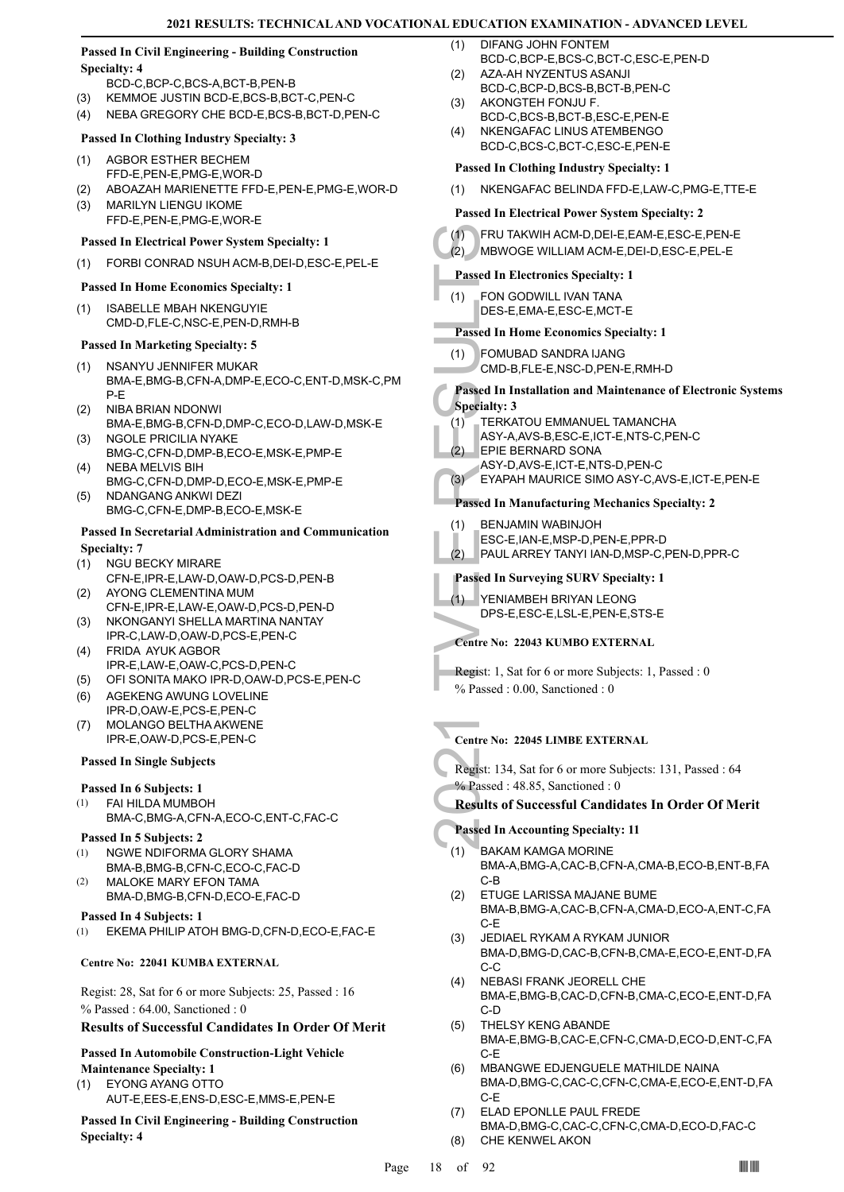**Passed In Civil Engineering - Building Construction Specialty: 4**

BCD-C,BCP-C,BCS-A,BCT-B,PEN-B
(3) KEMMOE JUSTIN BCD-E,BCS-B,BCT-C,PEN-C
(4) NEBA GREGORY CHE BCD-E,BCS-B,BCT-D,PEN-C

**Passed In Clothing Industry Specialty: 3**

(1) AGBOR ESTHER BECHEM FFD-E,PEN-E,PMG-E,WOR-D
(2) ABOAZAH MARIENETTE FFD-E,PEN-E,PMG-E,WOR-D
(3) MARILYN LIENGU IKOME FFD-E,PEN-E,PMG-E,WOR-E

**Passed In Electrical Power System Specialty: 1**

(1) FORBI CONRAD NSUH ACM-B,DEI-D,ESC-E,PEL-E

**Passed In Home Economics Specialty: 1**

(1) ISABELLE MBAH NKENGUYIE CMD-D,FLE-C,NSC-E,PEN-D,RMH-B

**Passed In Marketing Specialty: 5**

(1) NSANYU JENNIFER MUKAR BMA-E,BMG-B,CFN-A,DMP-E,ECO-C,ENT-D,MSK-C,PMP-E
(2) NIBA BRIAN NDONWI BMA-E,BMG-B,CFN-D,DMP-C,ECO-D,LAW-D,MSK-E
(3) NGOLE PRICILIA NYAKE BMG-C,CFN-D,DMP-B,ECO-E,MSK-E,PMP-E
(4) NEBA MELVIS BIH BMG-C,CFN-D,DMP-D,ECO-E,MSK-E,PMP-E
(5) NDANGANG ANKWI DEZI BMG-C,CFN-E,DMP-B,ECO-E,MSK-E

**Passed In Secretarial Administration and Communication Specialty: 7**

(1) NGU BECKY MIRARE CFN-E,IPR-E,LAW-D,OAW-D,PCS-D,PEN-B
(2) AYONG CLEMENTINA MUM CFN-E,IPR-E,LAW-E,OAW-D,PCS-D,PEN-D
(3) NKONGANYI SHELLA MARTINA NANTAY IPR-C,LAW-D,OAW-D,PCS-E,PEN-C
(4) FRIDA AYUK AGBOR IPR-E,LAW-E,OAW-C,PCS-D,PEN-C
(5) OFI SONITA MAKO IPR-D,OAW-D,PCS-E,PEN-C
(6) AGEKENG AWUNG LOVELINE IPR-D,OAW-E,PCS-E,PEN-C
(7) MOLANGO BELTHA AKWENE IPR-E,OAW-D,PCS-E,PEN-C

**Passed In Single Subjects**

**Passed In 6 Subjects: 1**

(1) FAI HILDA MUMBOH BMA-C,BMG-A,CFN-A,ECO-C,ENT-C,FAC-C

**Passed In 5 Subjects: 2**

(1) NGWE NDIFORMA GLORY SHAMA BMA-B,BMG-B,CFN-C,ECO-C,FAC-D
(2) MALOKE MARY EFON TAMA BMA-D,BMG-B,CFN-D,ECO-E,FAC-D

**Passed In 4 Subjects: 1**

(1) EKEMA PHILIP ATOH BMG-D,CFN-D,ECO-E,FAC-E

**Centre No: 22041 KUMBA EXTERNAL**

Regist: 28, Sat for 6 or more Subjects: 25, Passed : 16
% Passed : 64.00, Sanctioned : 0

**Results of Successful Candidates In Order Of Merit**

**Passed In Automobile Construction-Light Vehicle Maintenance Specialty: 1**

(1) EYONG AYANG OTTO AUT-E,EES-E,ENS-D,ESC-E,MMS-E,PEN-E

**Passed In Civil Engineering - Building Construction Specialty: 4**

(1) DIFANG JOHN FONTEM BCD-C,BCP-E,BCS-C,BCT-C,ESC-E,PEN-D
(2) AZA-AH NYZENTUS ASANJI BCD-C,BCP-D,BCS-B,BCT-B,PEN-C
(3) AKONGTEH FONJU F. BCD-C,BCS-B,BCT-B,ESC-E,PEN-E
(4) NKENGAFAC LINUS ATEMBENGO BCD-C,BCS-C,BCT-C,ESC-E,PEN-E

**Passed In Clothing Industry Specialty: 1**

(1) NKENGAFAC BELINDA FFD-E,LAW-C,PMG-E,TTE-E

**Passed In Electrical Power System Specialty: 2**

(1) FRU TAKWIH ACM-D,DEI-E,EAM-E,ESC-E,PEN-E
(2) MBWOGE WILLIAM ACM-E,DEI-D,ESC-E,PEL-E

**Passed In Electronics Specialty: 1**

(1) FON GODWILL IVAN TANA DES-E,EMA-E,ESC-E,MCT-E

**Passed In Home Economics Specialty: 1**

(1) FOMUBAD SANDRA IJANG CMD-B,FLE-E,NSC-D,PEN-E,RMH-D

**Passed In Installation and Maintenance of Electronic Systems Specialty: 3**

(1) TERKATOU EMMANUEL TAMANCHA ASY-A,AVS-B,ESC-E,ICT-E,NTS-C,PEN-C
(2) EPIE BERNARD SONA ASY-D,AVS-E,ICT-E,NTS-D,PEN-C
(3) EYAPAH MAURICE SIMO ASY-C,AVS-E,ICT-E,PEN-E

**Passed In Manufacturing Mechanics Specialty: 2**

(1) BENJAMIN WABINJOH ESC-E,IAN-E,MSP-D,PEN-E,PPR-D
(2) PAUL ARREY TANYI IAN-D,MSP-C,PEN-D,PPR-C

**Passed In Surveying SURV Specialty: 1**

(1) YENIAMBEH BRIYAN LEONG DPS-E,ESC-E,LSL-E,PEN-E,STS-E

**Centre No: 22043 KUMBO EXTERNAL**

Regist: 1, Sat for 6 or more Subjects: 1, Passed : 0
% Passed : 0.00, Sanctioned : 0

**Centre No: 22045 LIMBE EXTERNAL**

Regist: 134, Sat for 6 or more Subjects: 131, Passed : 64
% Passed : 48.85, Sanctioned : 0

**Results of Successful Candidates In Order Of Merit**

**Passed In Accounting Specialty: 11**

(1) BAKAM KAMGA MORINE BMA-A,BMG-A,CAC-B,CFN-A,CMA-B,ECO-B,ENT-B,FAC-B
(2) ETUGE LARISSA MAJANE BUME BMA-B,BMG-A,CAC-B,CFN-A,CMA-D,ECO-A,ENT-C,FAC-E
(3) JEDIAEL RYKAM A RYKAM JUNIOR BMA-D,BMG-D,CAC-B,CFN-B,CMA-E,ECO-E,ENT-D,FAC-C
(4) NEBASI FRANK JEORELL CHE BMA-E,BMG-B,CAC-D,CFN-B,CMA-C,ECO-E,ENT-D,FAC-D
(5) THELSY KENG ABANDE BMA-E,BMG-B,CAC-E,CFN-C,CMA-D,ECO-D,ENT-C,FAC-E
(6) MBANGWE EDJENGUELE MATHILDE NAINA BMA-D,BMG-C,CAC-C,CFN-C,CMA-E,ECO-E,ENT-D,FAC-E
(7) ELAD EPONLLE PAUL FREDE BMA-D,BMG-C,CAC-C,CFN-C,CMA-D,ECO-D,FAC-C
(8) CHE KENWEL AKON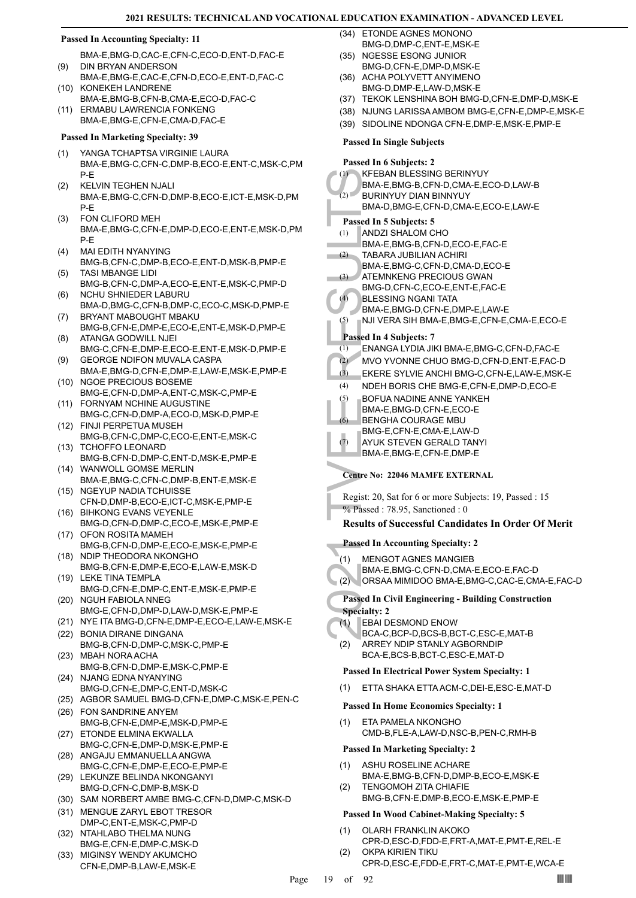### Passed In Accounting Specialty: 11

BMA-E,BMG-D,CAC-E,CFN-C,ECO-D,ENT-D,FAC-E

(9) DIN BRYAN ANDERSON
BMA-E,BMG-E,CAC-E,CFN-D,ECO-E,ENT-D,FAC-C

(10) KONEKEH LANDRENE
BMA-E,BMG-B,CFN-B,CMA-E,ECO-D,FAC-C

(11) ERMABU LAWRENCIA FONKENG
BMA-E,BMG-E,CFN-E,CMA-D,FAC-E

### Passed In Marketing Specialty: 39

(1) YANGA TCHAPTSA VIRGINIE LAURA
BMA-E,BMG-C,CFN-C,DMP-B,ECO-E,ENT-C,MSK-C,PMP-E

(2) KELVIN TEGHEN NJALI
BMA-E,BMG-C,CFN-D,DMP-B,ECO-E,ICT-E,MSK-D,PMP-E

(3) FON CLIFORD MEH
BMA-E,BMG-C,CFN-E,DMP-D,ECO-E,ENT-E,MSK-D,PMP-E

(4) MAI EDITH NYANYING
BMG-B,CFN-C,DMP-B,ECO-E,ENT-D,MSK-B,PMP-E

(5) TASI MBANGE LIDI
BMG-B,CFN-C,DMP-A,ECO-E,ENT-E,MSK-C,PMP-D

(6) NCHU SHNIEDER LABURU
BMA-D,BMG-C,CFN-B,DMP-C,ECO-C,MSK-D,PMP-E

(7) BRYANT MABOUGHT MBAKU
BMG-B,CFN-E,DMP-E,ECO-E,ENT-E,MSK-D,PMP-E

(8) ATANGA GODWILL NJEI
BMG-C,CFN-E,DMP-E,ECO-E,ENT-E,MSK-D,PMP-E

(9) GEORGE NDIFON MUVALA CASPA
BMA-E,BMG-D,CFN-E,DMP-E,LAW-E,MSK-E,PMP-E

(10) NGOE PRECIOUS BOSEME
BMG-E,CFN-D,DMP-A,ENT-C,MSK-C,PMP-E

(11) FORNYAM NCHINE AUGUSTINE
BMG-C,CFN-D,DMP-A,ECO-D,MSK-D,PMP-E

(12) FINJI PERPETUA MUSEH
BMG-B,CFN-C,DMP-C,ECO-E,ENT-E,MSK-C

(13) TCHOFFO LEONARD
BMG-B,CFN-D,DMP-C,ENT-D,MSK-E,PMP-E

(14) WANWOLL GOMSE MERLIN
BMA-E,BMG-C,CFN-C,DMP-B,ENT-E,MSK-E

(15) NGEYUP NADIA TCHUISSE
CFN-D,DMP-B,ECO-E,ICT-C,MSK-E,PMP-E

(16) BIHKONG EVANS VEYENLE
BMG-D,CFN-D,DMP-C,ECO-E,MSK-E,PMP-E

(17) OFON ROSITA MAMEH
BMG-B,CFN-D,DMP-E,ECO-E,MSK-E,PMP-E

(18) NDIP THEODORA NKONGHO
BMG-B,CFN-E,DMP-E,ECO-E,LAW-E,MSK-D

(19) LEKE TINA TEMPLA
BMG-D,CFN-E,DMP-C,ENT-E,MSK-E,PMP-E

(20) NGUH FABIOLA NNEG
BMG-E,CFN-D,DMP-D,LAW-D,MSK-E,PMP-E

(21) NYE ITA BMG-D,CFN-E,DMP-E,ECO-E,LAW-E,MSK-E

(22) BONIA DIRANE DINGANA
BMG-B,CFN-D,DMP-C,MSK-C,PMP-E

(23) MBAH NORA ACHA
BMG-B,CFN-D,DMP-E,MSK-C,PMP-E

(24) NJANG EDNA NYANYING
BMG-D,CFN-E,DMP-C,ENT-D,MSK-C

(25) AGBOR SAMUEL BMG-D,CFN-E,DMP-C,MSK-E,PEN-C

(26) FON SANDRINE ANYEM
BMG-B,CFN-E,DMP-E,MSK-D,PMP-E

(27) ETONDE ELMINA EKWALLA
BMG-C,CFN-E,DMP-D,MSK-E,PMP-E

(28) ANGAJU EMMANUELLA ANGWA
BMG-C,CFN-E,DMP-E,ECO-E,PMP-E

(29) LEKUNZE BELINDA NKONGANYI
BMG-D,CFN-C,DMP-B,MSK-D

(30) SAM NORBERT AMBE BMG-C,CFN-D,DMP-C,MSK-D

(31) MENGUE ZARYL EBOT TRESOR
DMP-C,ENT-E,MSK-C,PMP-D

(32) NTAHLABO THELMA NUNG
BMG-E,CFN-E,DMP-C,MSK-D

(33) MIGINSY WENDY AKUMCHO
CFN-E,DMP-B,LAW-E,MSK-E

(34) ETONDE AGNES MONONO
BMG-D,DMP-C,ENT-E,MSK-E

(35) NGESSE ESONG JUNIOR
BMG-D,CFN-E,DMP-D,MSK-E

(36) ACHA POLYVETT ANYIMENO
BMG-D,DMP-E,LAW-D,MSK-E

(37) TEKOK LENSHINA BOH BMG-D,CFN-E,DMP-D,MSK-E

(38) NJUNG LARISSA AMBOM BMG-E,CFN-E,DMP-E,MSK-E

(39) SIDOLINE NDONGA CFN-E,DMP-E,MSK-E,PMP-E

### Passed In Single Subjects

#### Passed In 6 Subjects: 2

(1) KFEBAN BLESSING BERINYUY
BMA-E,BMG-B,CFN-D,CMA-E,ECO-D,LAW-B

(2) BURINYUY DIAN BINNYUY
BMA-D,BMG-E,CFN-D,CMA-E,ECO-E,LAW-E

#### Passed In 5 Subjects: 5

(1) ANDZI SHALOM CHO
BMA-E,BMG-B,CFN-D,ECO-E,FAC-E

(2) TABARA JUBILIAN ACHIRI
BMA-E,BMG-C,CFN-D,CMA-D,ECO-E

(3) ATEMNKENG PRECIOUS GWAN
BMG-D,CFN-C,ECO-E,ENT-E,FAC-E

(4) BLESSING NGANI TATA
BMA-E,BMG-D,CFN-E,DMP-E,LAW-E

(5) NJI VERA SIH BMA-E,BMG-E,CFN-E,CMA-E,ECO-E

#### Passed In 4 Subjects: 7

(1) ENANGA LYDIA JIKI BMA-E,BMG-C,CFN-D,FAC-E

(2) MVO YVONNE CHUO BMG-D,CFN-D,ENT-E,FAC-D

(3) EKERE SYLVIE ANCHI BMG-C,CFN-E,LAW-E,MSK-E

(4) NDEH BORIS CHE BMG-E,CFN-E,DMP-D,ECO-E

(5) BOFUA NADINE ANNE YANKEH
BMA-E,BMG-D,CFN-E,ECO-E

(6) BENGHA COURAGE MBU
BMG-E,CFN-E,CMA-E,LAW-D

(7) AYUK STEVEN GERALD TANYI
BMA-E,BMG-E,CFN-E,DMP-E

## Centre No: 22046 MAMFE EXTERNAL

Regist: 20, Sat for 6 or more Subjects: 19, Passed : 15
% Passed : 78.95, Sanctioned : 0

### Results of Successful Candidates In Order Of Merit

#### Passed In Accounting Specialty: 2

(1) MENGOT AGNES MANGIEB
BMA-E,BMG-C,CFN-D,CMA-E,ECO-E,FAC-D

(2) ORSAA MIMIDOO BMA-E,BMG-C,CAC-E,CMA-E,FAC-D

#### Passed In Civil Engineering - Building Construction Specialty: 2

(1) EBAI DESMOND ENOW
BCA-C,BCP-D,BCS-B,BCT-C,ESC-E,MAT-B

(2) ARREY NDIP STANLY AGBORNDIP
BCA-E,BCS-B,BCT-C,ESC-E,MAT-D

#### Passed In Electrical Power System Specialty: 1

(1) ETTA SHAKA ETTA ACM-C,DEI-E,ESC-E,MAT-D

#### Passed In Home Economics Specialty: 1

(1) ETA PAMELA NKONGHO
CMD-B,FLE-A,LAW-D,NSC-B,PEN-C,RMH-B

#### Passed In Marketing Specialty: 2

(1) ASHU ROSELINE ACHARE
BMA-E,BMG-B,CFN-D,DMP-B,ECO-E,MSK-E

(2) TENGOMOH ZITA CHIAFIE
BMG-B,CFN-E,DMP-B,ECO-E,MSK-E,PMP-E

#### Passed In Wood Cabinet-Making Specialty: 5

(1) OLARH FRANKLIN AKOKO
CPR-D,ESC-D,FDD-E,FRT-A,MAT-E,PMT-E,REL-E

(2) OKPA KIRIEN TIKU
CPR-D,ESC-E,FDD-E,FRT-C,MAT-E,PMT-E,WCA-E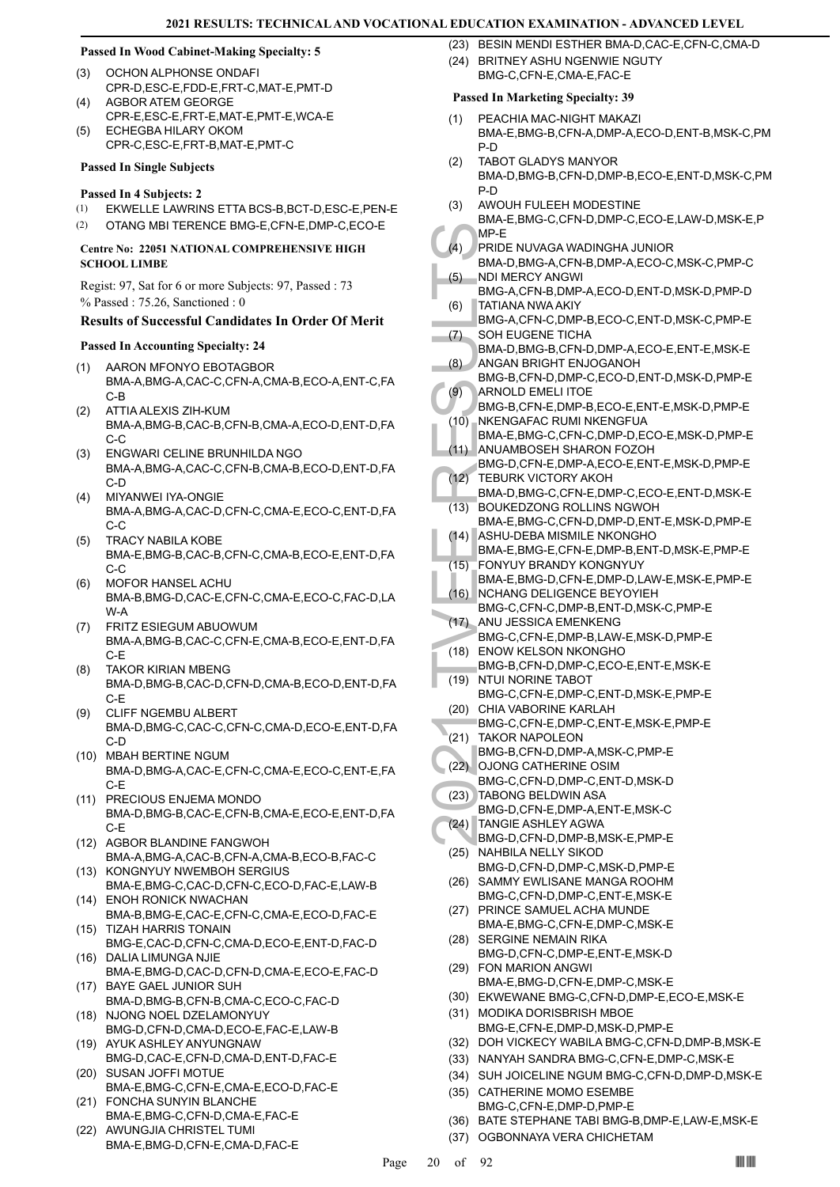#### Passed In Wood Cabinet-Making Specialty: 5

(3) OCHON ALPHONSE ONDAFI
CPR-D,ESC-E,FDD-E,FRT-C,MAT-E,PMT-D
(4) AGBOR ATEM GEORGE
CPR-E,ESC-E,FRT-E,MAT-E,PMT-E,WCA-E
(5) ECHEGBA HILARY OKOM
CPR-C,ESC-E,FRT-B,MAT-E,PMT-C

#### Passed In Single Subjects

#### Passed In 4 Subjects: 2

(1) EKWELLE LAWRINS ETTA BCS-B,BCT-D,ESC-E,PEN-E
(2) OTANG MBI TERENCE BMG-E,CFN-E,DMP-C,ECO-E

### Centre No: 22051 NATIONAL COMPREHENSIVE HIGH SCHOOL LIMBE

Regist: 97, Sat for 6 or more Subjects: 97, Passed : 73
% Passed : 75.26, Sanctioned : 0

### Results of Successful Candidates In Order Of Merit

#### Passed In Accounting Specialty: 24

(1) AARON MFONYO EBOTAGBOR
BMA-A,BMG-A,CAC-C,CFN-A,CMA-B,ECO-A,ENT-C,FAC-B
(2) ATTIA ALEXIS ZIH-KUM
BMA-A,BMG-B,CAC-B,CFN-B,CMA-A,ECO-D,ENT-D,FAC-C
(3) ENGWARI CELINE BRUNHILDA NGO
BMA-A,BMG-A,CAC-C,CFN-B,CMA-B,ECO-D,ENT-D,FAC-D
(4) MIYANWEI IYA-ONGIE
BMA-A,BMG-A,CAC-D,CFN-C,CMA-E,ECO-C,ENT-D,FAC-C
(5) TRACY NABILA KOBE
BMA-E,BMG-B,CAC-B,CFN-C,CMA-B,ECO-E,ENT-D,FAC-C
(6) MOFOR HANSEL ACHU
BMA-B,BMG-D,CAC-E,CFN-C,CMA-E,ECO-C,FAC-D,LAW-A
(7) FRITZ ESIEGUM ABUOWUM
BMA-A,BMG-B,CAC-C,CFN-E,CMA-B,ECO-E,ENT-D,FAC-E
(8) TAKOR KIRIAN MBENG
BMA-D,BMG-B,CAC-D,CFN-D,CMA-B,ECO-D,ENT-D,FAC-E
(9) CLIFF NGEMBU ALBERT
BMA-D,BMG-C,CAC-C,CFN-C,CMA-D,ECO-E,ENT-D,FAC-D
(10) MBAH BERTINE NGUM
BMA-D,BMG-A,CAC-E,CFN-C,CMA-E,ECO-C,ENT-E,FAC-E
(11) PRECIOUS ENJEMA MONDO
BMA-D,BMG-B,CAC-E,CFN-B,CMA-E,ECO-E,ENT-D,FAC-E
(12) AGBOR BLANDINE FANGWOH
BMA-A,BMG-A,CAC-B,CFN-A,CMA-B,ECO-B,FAC-C
(13) KONGNYUY NWEMBOH SERGIUS
BMA-E,BMG-C,CAC-D,CFN-C,ECO-D,FAC-E,LAW-B
(14) ENOH RONICK NWACHAN
BMA-B,BMG-E,CAC-E,CFN-C,CMA-E,ECO-D,FAC-E
(15) TIZAH HARRIS TONAIN
BMG-E,CAC-D,CFN-C,CMA-D,ECO-E,ENT-D,FAC-D
(16) DALIA LIMUNGA NJIE
BMA-E,BMG-D,CAC-D,CFN-D,CMA-E,ECO-E,FAC-D
(17) BAYE GAEL JUNIOR SUH
BMA-D,BMG-B,CFN-B,CMA-C,ECO-C,FAC-D
(18) NJONG NOEL DZELAMONYUY
BMG-D,CFN-D,CMA-D,ECO-E,FAC-E,LAW-B
(19) AYUK ASHLEY ANYUNGNAW
BMG-D,CAC-E,CFN-D,CMA-D,ENT-D,FAC-E
(20) SUSAN JOFFI MOTUE
BMA-E,BMG-C,CFN-E,CMA-E,ECO-D,FAC-E
(21) FONCHA SUNYIN BLANCHE
BMA-E,BMG-C,CFN-D,CMA-E,FAC-E
(22) AWUNGJIA CHRISTEL TUMI
BMA-E,BMG-D,CFN-E,CMA-D,FAC-E
(23) BESIN MENDI ESTHER BMA-D,CAC-E,CFN-C,CMA-D
(24) BRITNEY ASHU NGENWIE NGUTY
BMG-C,CFN-E,CMA-E,FAC-E

#### Passed In Marketing Specialty: 39

(1) PEACHIA MAC-NIGHT MAKAZI
BMA-E,BMG-B,CFN-A,DMP-A,ECO-D,ENT-B,MSK-C,PMP-D
(2) TABOT GLADYS MANYOR
BMA-D,BMG-B,CFN-D,DMP-B,ECO-E,ENT-D,MSK-C,PMP-D
(3) AWOUH FULEEH MODESTINE
BMA-E,BMG-C,CFN-D,DMP-C,ECO-E,LAW-D,MSK-E,PMP-E
(4) PRIDE NUVAGA WADINGHA JUNIOR
BMA-D,BMG-A,CFN-B,DMP-A,ECO-C,MSK-C,PMP-C
(5) NDI MERCY ANGWI
BMG-A,CFN-B,DMP-A,ECO-D,ENT-D,MSK-D,PMP-D
(6) TATIANA NWA AKIY
BMG-A,CFN-C,DMP-B,ECO-C,ENT-D,MSK-C,PMP-E
(7) SOH EUGENE TICHA
BMA-D,BMG-B,CFN-D,DMP-A,ECO-E,ENT-E,MSK-E
(8) ANGAN BRIGHT ENJOGANOH
BMG-B,CFN-D,DMP-C,ECO-D,ENT-D,MSK-D,PMP-E
(9) ARNOLD EMELI ITOE
BMG-B,CFN-E,DMP-B,ECO-E,ENT-E,MSK-D,PMP-E
(10) NKENGAFAC RUMI NKENGFUA
BMA-E,BMG-C,CFN-C,DMP-D,ECO-E,MSK-D,PMP-E
(11) ANUAMBOSEH SHARON FOZOH
BMG-D,CFN-E,DMP-A,ECO-E,ENT-E,MSK-D,PMP-E
(12) TEBURK VICTORY AKOH
BMA-D,BMG-C,CFN-E,DMP-C,ECO-E,ENT-D,MSK-E
(13) BOUKEDZONG ROLLINS NGWOH
BMA-E,BMG-C,CFN-D,DMP-D,ENT-E,MSK-D,PMP-E
(14) ASHU-DEBA MISMILE NKONGHO
BMA-E,BMG-E,CFN-E,DMP-B,ENT-D,MSK-E,PMP-E
(15) FONYUY BRANDY KONGNYUY
BMA-E,BMG-D,CFN-E,DMP-D,LAW-E,MSK-E,PMP-E
(16) NCHANG DELIGENCE BEYOYIEH
BMG-C,CFN-C,DMP-B,ENT-D,MSK-C,PMP-E
(17) ANU JESSICA EMENKENG
BMG-C,CFN-E,DMP-B,LAW-E,MSK-D,PMP-E
(18) ENOW KELSON NKONGHO
BMG-B,CFN-D,DMP-C,ECO-E,ENT-E,MSK-E
(19) NTUI NORINE TABOT
BMG-C,CFN-E,DMP-C,ENT-D,MSK-E,PMP-E
(20) CHIA VABORINE KARLAH
BMG-C,CFN-E,DMP-C,ENT-E,MSK-E,PMP-E
(21) TAKOR NAPOLEON
BMG-B,CFN-D,DMP-A,MSK-C,PMP-E
(22) OJONG CATHERINE OSIM
BMG-C,CFN-D,DMP-C,ENT-D,MSK-D
(23) TABONG BELDWIN ASA
BMG-D,CFN-E,DMP-A,ENT-E,MSK-C
(24) TANGIE ASHLEY AGWA
BMG-D,CFN-D,DMP-B,MSK-E,PMP-E
(25) NAHBILA NELLY SIKOD
BMG-D,CFN-D,DMP-C,MSK-D,PMP-E
(26) SAMMY EWLISANE MANGA ROOHM
BMG-C,CFN-D,DMP-C,ENT-E,MSK-E
(27) PRINCE SAMUEL ACHA MUNDE
BMA-E,BMG-C,CFN-E,DMP-C,MSK-E
(28) SERGINE NEMAIN RIKA
BMG-D,CFN-C,DMP-E,ENT-E,MSK-D
(29) FON MARION ANGWI
BMA-E,BMG-D,CFN-E,DMP-C,MSK-E
(30) EKWEWANE BMG-C,CFN-D,DMP-E,ECO-E,MSK-E
(31) MODIKA DORISBRISH MBOE
BMG-E,CFN-E,DMP-D,MSK-D,PMP-E
(32) DOH VICKECY WABILA BMG-C,CFN-D,DMP-B,MSK-E
(33) NANYAH SANDRA BMG-C,CFN-E,DMP-C,MSK-E
(34) SUH JOICELINE NGUM BMG-C,CFN-D,DMP-D,MSK-E
(35) CATHERINE MOMO ESEMBE
BMG-C,CFN-E,DMP-D,PMP-E
(36) BATE STEPHANE TABI BMG-B,DMP-E,LAW-E,MSK-E
(37) OGBONNAYA VERA CHICHETAM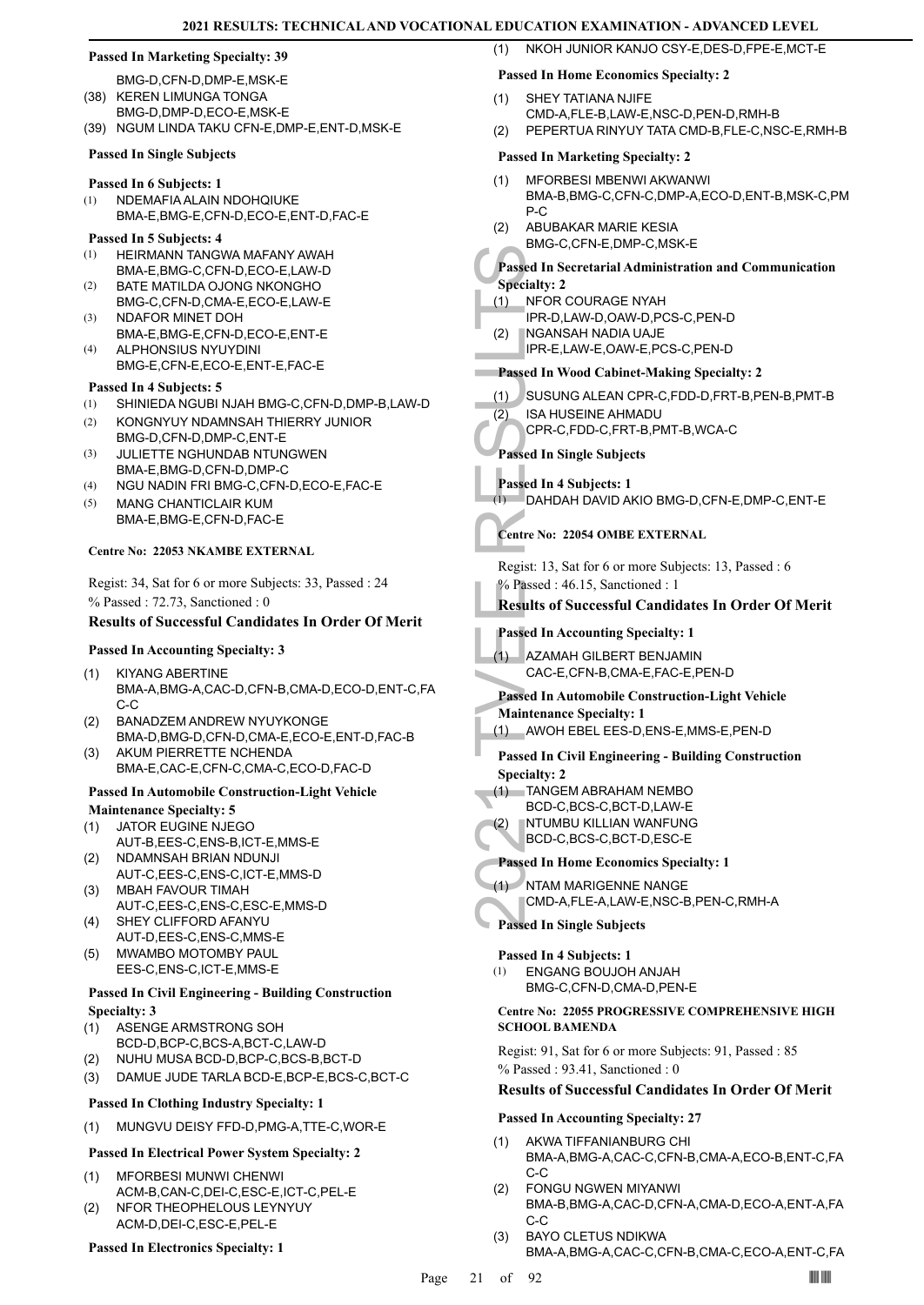### Passed In Marketing Specialty: 39

BMG-D,CFN-D,DMP-E,MSK-E
(38) KEREN LIMUNGA TONGA
BMG-D,DMP-E,ECO-E,MSK-E
(39) NGUM LINDA TAKU CFN-E,DMP-E,ENT-D,MSK-E

### Passed In Single Subjects

#### Passed In 6 Subjects: 1

(1) NDEMAFIA ALAIN NDOHQIUKE
BMA-E,BMG-E,CFN-D,ECO-E,ENT-D,FAC-E

#### Passed In 5 Subjects: 4

(1) HEIRMANN TANGWA MAFANY AWAH
BMA-E,BMG-C,CFN-D,ECO-E,LAW-D
(2) BATE MATILDA OJONG NKONGHO
BMG-C,CFN-D,CMA-E,ECO-E,LAW-E
(3) NDAFOR MINET DOH
BMA-E,BMG-E,CFN-D,ECO-E,ENT-E
(4) ALPHONSIUS NYUYDINI
BMG-E,CFN-E,ECO-E,ENT-E,FAC-E

#### Passed In 4 Subjects: 5

(1) SHINIEDA NGUBI NJAH BMG-C,CFN-D,DMP-B,LAW-D
(2) KONGNYUY NDAMNSAH THIERRY JUNIOR
BMG-D,CFN-D,DMP-C,ENT-E
(3) JULIETTE NGHUNDAB NTUNGWEN
BMA-E,BMG-D,CFN-D,DMP-C
(4) NGU NADIN FRI BMG-C,CFN-D,ECO-E,FAC-E
(5) MANG CHANTICLAIR KUM
BMA-E,BMG-E,CFN-D,FAC-E

## Centre No: 22053 NKAMBE EXTERNAL

Regist: 34, Sat for 6 or more Subjects: 33, Passed : 24

% Passed : 72.73, Sanctioned : 0

### Results of Successful Candidates In Order Of Merit

#### Passed In Accounting Specialty: 3

(1) KIYANG ABERTINE
BMA-A,BMG-A,CAC-D,CFN-B,CMA-D,ECO-D,ENT-C,FAC-C
(2) BANADZEM ANDREW NYUYKONGE
BMA-D,BMG-D,CFN-D,CMA-E,ECO-E,ENT-D,FAC-B
(3) AKUM PIERRETTE NCHENDA
BMA-E,CAC-E,CFN-C,CMA-C,ECO-D,FAC-D

#### Passed In Automobile Construction-Light Vehicle Maintenance Specialty: 5

(1) JATOR EUGINE NJEGO
AUT-B,EES-C,ENS-B,ICT-E,MMS-E
(2) NDAMNSAH BRIAN NDUNJI
AUT-C,EES-C,ENS-C,ICT-E,MMS-D
(3) MBAH FAVOUR TIMAH
AUT-C,EES-C,ENS-C,ESC-E,MMS-D
(4) SHEY CLIFFORD AFANYU
AUT-D,EES-C,ENS-C,MMS-E
(5) MWAMBO MOTOMBY PAUL
EES-C,ENS-C,ICT-E,MMS-E

#### Passed In Civil Engineering - Building Construction Specialty: 3

(1) ASENGE ARMSTRONG SOH
BCD-D,BCP-C,BCS-A,BCT-C,LAW-D
(2) NUHU MUSA BCD-D,BCP-C,BCS-B,BCT-D
(3) DAMUE JUDE TARLA BCD-E,BCP-E,BCS-C,BCT-C

#### Passed In Clothing Industry Specialty: 1

(1) MUNGVU DEISY FFD-D,PMG-A,TTE-C,WOR-E

#### Passed In Electrical Power System Specialty: 2

(1) MFORBESI MUNWI CHENWI
ACM-B,CAN-C,DEI-C,ESC-E,ICT-C,PEL-E
(2) NFOR THEOPHELOUS LEYNYUY
ACM-D,DEI-C,ESC-E,PEL-E

#### Passed In Electronics Specialty: 1

(1) NKOH JUNIOR KANJO CSY-E,DES-D,FPE-E,MCT-E

#### Passed In Home Economics Specialty: 2

(1) SHEY TATIANA NJIFE
CMD-A,FLE-B,LAW-E,NSC-D,PEN-D,RMH-B
(2) PEPERTUA RINYUY TATA CMD-B,FLE-C,NSC-E,RMH-B

#### Passed In Marketing Specialty: 2

(1) MFORBESI MBENWI AKWANWI
BMA-B,BMG-C,CFN-C,DMP-A,ECO-D,ENT-B,MSK-C,PMP-C
(2) ABUBAKAR MARIE KESIA
BMG-C,CFN-E,DMP-C,MSK-E

#### Passed In Secretarial Administration and Communication Specialty: 2

(1) NFOR COURAGE NYAH
IPR-D,LAW-D,OAW-D,PCS-C,PEN-D
(2) NGANSAH NADIA UAJE
IPR-E,LAW-E,OAW-E,PCS-C,PEN-D

#### Passed In Wood Cabinet-Making Specialty: 2

(1) SUSUNG ALEAN CPR-C,FDD-D,FRT-B,PEN-B,PMT-B
(2) ISA HUSEINE AHMADU
CPR-C,FDD-C,FRT-B,PMT-B,WCA-C

### Passed In Single Subjects

#### Passed In 4 Subjects: 1

(1) DAHDAH DAVID AKIO BMG-D,CFN-E,DMP-C,ENT-E

## Centre No: 22054 OMBE EXTERNAL

Regist: 13, Sat for 6 or more Subjects: 13, Passed : 6

% Passed : 46.15, Sanctioned : 1

### Results of Successful Candidates In Order Of Merit

#### Passed In Accounting Specialty: 1

(1) AZAMAH GILBERT BENJAMIN
CAC-E,CFN-B,CMA-E,FAC-E,PEN-D

#### Passed In Automobile Construction-Light Vehicle Maintenance Specialty: 1

(1) AWOH EBEL EES-D,ENS-E,MMS-E,PEN-D

#### Passed In Civil Engineering - Building Construction Specialty: 2

(1) TANGEM ABRAHAM NEMBO
BCD-C,BCS-C,BCT-D,LAW-E
(2) NTUMBU KILLIAN WANFUNG
BCD-C,BCS-C,BCT-D,ESC-E

#### Passed In Home Economics Specialty: 1

(1) NTAM MARIGENNE NANGE
CMD-A,FLE-A,LAW-E,NSC-B,PEN-C,RMH-A

### Passed In Single Subjects

#### Passed In 4 Subjects: 1

(1) ENGANG BOUJOH ANJAH
BMG-C,CFN-D,CMA-D,PEN-E

## Centre No: 22055 PROGRESSIVE COMPREHENSIVE HIGH SCHOOL BAMENDA

Regist: 91, Sat for 6 or more Subjects: 91, Passed : 85

% Passed : 93.41, Sanctioned : 0

### Results of Successful Candidates In Order Of Merit

#### Passed In Accounting Specialty: 27

(1) AKWA TIFFANIANBURG CHI
BMA-A,BMG-A,CAC-C,CFN-B,CMA-A,ECO-B,ENT-C,FAC-C
(2) FONGU NGWEN MIYANWI
BMA-B,BMG-A,CAC-D,CFN-A,CMA-D,ECO-A,ENT-A,FAC-C
(3) BAYO CLETUS NDIKWA
BMA-A,BMG-A,CAC-C,CFN-B,CMA-C,ECO-A,ENT-C,FA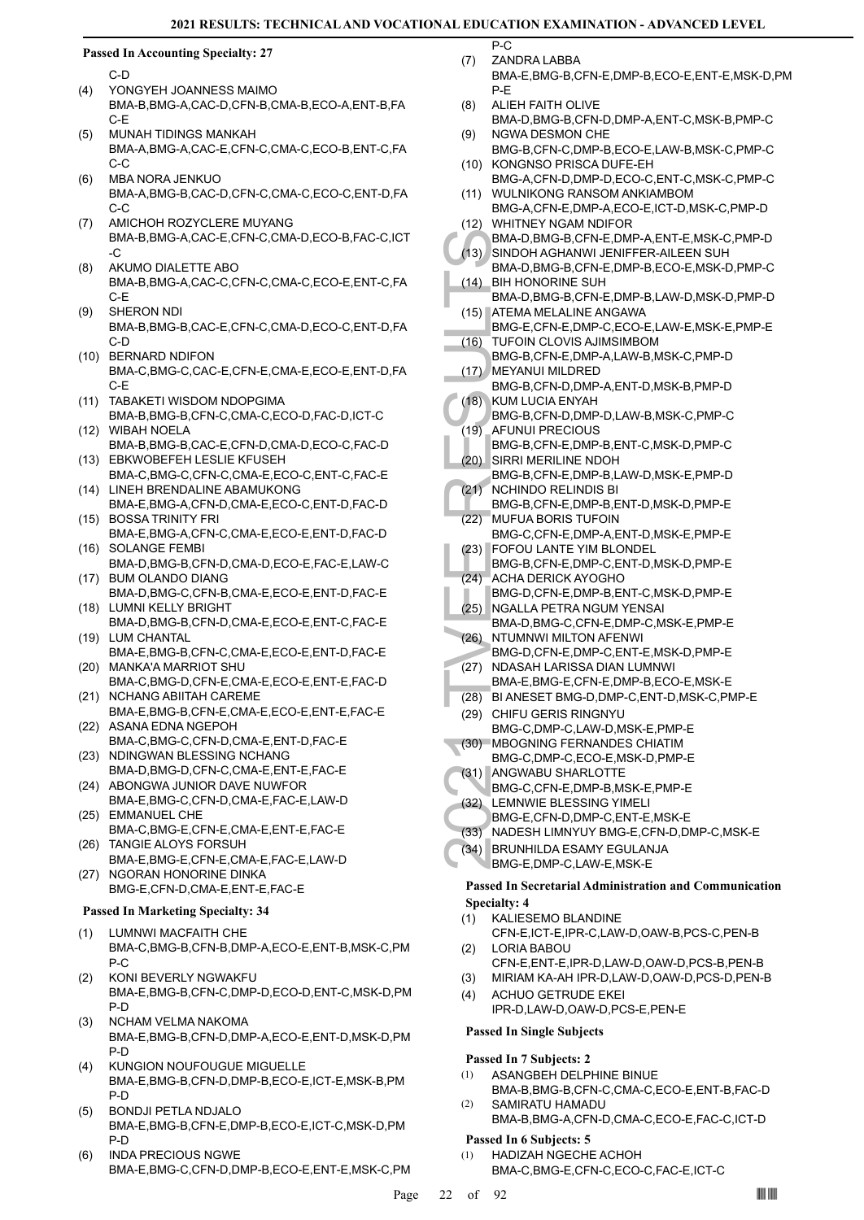### Passed In Accounting Specialty: 27

C-D

(4) YONGYEH JOANNESS MAIMO
BMA-B,BMG-A,CAC-D,CFN-B,CMA-B,ECO-A,ENT-B,FAC-E

(5) MUNAH TIDINGS MANKAH
BMA-A,BMG-A,CAC-E,CFN-C,CMA-C,ECO-B,ENT-C,FAC-C

(6) MBA NORA JENKUO
BMA-A,BMG-B,CAC-D,CFN-C,CMA-C,ECO-C,ENT-D,FAC-C

(7) AMICHOH ROZYCLERE MUYANG
BMA-B,BMG-A,CAC-E,CFN-C,CMA-D,ECO-B,FAC-C,ICT-C

(8) AKUMO DIALETTE ABO
BMA-B,BMG-A,CAC-C,CFN-C,CMA-C,ECO-E,ENT-C,FAC-E

(9) SHERON NDI
BMA-B,BMG-B,CAC-E,CFN-C,CMA-D,ECO-C,ENT-D,FAC-D

(10) BERNARD NDIFON
BMA-C,BMG-C,CAC-E,CFN-E,CMA-E,ECO-E,ENT-D,FAC-E

(11) TABAKETI WISDOM NDOPGIMA
BMA-B,BMG-B,CFN-C,CMA-C,ECO-D,FAC-D,ICT-C

(12) WIBAH NOELA
BMA-B,BMG-B,CAC-E,CFN-D,CMA-D,ECO-C,FAC-D

(13) EBKWOBEFEH LESLIE KFUSEH
BMA-C,BMG-C,CFN-C,CMA-E,ECO-C,ENT-C,FAC-E

(14) LINEH BRENDALINE ABAMUKONG
BMA-E,BMG-A,CFN-D,CMA-E,ECO-C,ENT-D,FAC-D

(15) BOSSA TRINITY FRI
BMA-E,BMG-A,CFN-C,CMA-E,ECO-E,ENT-D,FAC-D

(16) SOLANGE FEMBI
BMA-D,BMG-B,CFN-D,CMA-D,ECO-E,FAC-E,LAW-C

(17) BUM OLANDO DIANG
BMA-D,BMG-C,CFN-B,CMA-E,ECO-E,ENT-D,FAC-E

(18) LUMNI KELLY BRIGHT
BMA-D,BMG-B,CFN-D,CMA-E,ECO-E,ENT-C,FAC-E

(19) LUM CHANTAL
BMA-E,BMG-B,CFN-C,CMA-E,ECO-E,ENT-D,FAC-E

(20) MANKA'A MARRIOT SHU
BMA-C,BMG-D,CFN-E,CMA-E,ECO-E,ENT-E,FAC-D

(21) NCHANG ABIITAH CAREME
BMA-E,BMG-B,CFN-E,CMA-E,ECO-E,ENT-E,FAC-E

(22) ASANA EDNA NGEPOH
BMA-C,BMG-C,CFN-D,CMA-E,ENT-D,FAC-E

(23) NDINGWAN BLESSING NCHANG
BMA-D,BMG-D,CFN-C,CMA-E,ENT-E,FAC-E

(24) ABONGWA JUNIOR DAVE NUWFOR
BMA-E,BMG-C,CFN-D,CMA-E,FAC-E,LAW-D

(25) EMMANUEL CHE
BMA-C,BMG-E,CFN-E,CMA-E,ENT-E,FAC-E

(26) TANGIE ALOYS FORSUH
BMA-E,BMG-E,CFN-E,CMA-E,FAC-E,LAW-D

(27) NGORAN HONORINE DINKA
BMG-E,CFN-D,CMA-E,ENT-E,FAC-E

### Passed In Marketing Specialty: 34

(1) LUMNWI MACFAITH CHE
BMA-C,BMG-B,CFN-B,DMP-A,ECO-E,ENT-B,MSK-C,PMP-C

(2) KONI BEVERLY NGWAKFU
BMA-E,BMG-B,CFN-C,DMP-D,ECO-D,ENT-C,MSK-D,PMP-D

(3) NCHAM VELMA NAKOMA
BMA-E,BMG-B,CFN-D,DMP-A,ECO-E,ENT-D,MSK-D,PMP-D

(4) KUNGION NOUFOUGUE MIGUELLE
BMA-E,BMG-B,CFN-D,DMP-B,ECO-E,ICT-E,MSK-B,PMP-D

(5) BONDJI PETLA NDJALO
BMA-E,BMG-B,CFN-E,DMP-B,ECO-E,ICT-C,MSK-D,PMP-D

(6) INDA PRECIOUS NGWE
BMA-E,BMG-C,CFN-D,DMP-B,ECO-E,ENT-E,MSK-C,PMP-C

(7) ZANDRA LABBA
BMA-E,BMG-B,CFN-E,DMP-B,ECO-E,ENT-E,MSK-D,PMP-E

(8) ALIEH FAITH OLIVE
BMA-D,BMG-B,CFN-D,DMP-A,ENT-C,MSK-B,PMP-C

(9) NGWA DESMON CHE
BMG-B,CFN-C,DMP-B,ECO-E,LAW-B,MSK-C,PMP-C

(10) KONGNSO PRISCA DUFE-EH
BMG-A,CFN-D,DMP-D,ECO-C,ENT-C,MSK-C,PMP-C

(11) WULNIKONG RANSOM ANKIAMBOM
BMG-A,CFN-E,DMP-A,ECO-E,ICT-D,MSK-C,PMP-D

(12) WHITNEY NGAM NDIFOR
BMA-D,BMG-B,CFN-E,DMP-A,ENT-E,MSK-C,PMP-D

(13) SINDOH AGHANWI JENIFFER-AILEEN SUH
BMA-D,BMG-B,CFN-E,DMP-B,ECO-E,MSK-D,PMP-C

(14) BIH HONORINE SUH
BMA-D,BMG-B,CFN-E,DMP-B,LAW-D,MSK-D,PMP-D

(15) ATEMA MELALINE ANGAWA
BMG-E,CFN-E,DMP-C,ECO-E,LAW-E,MSK-E,PMP-E

(16) TUFOIN CLOVIS AJIMSIMBOM
BMG-B,CFN-E,DMP-A,LAW-B,MSK-C,PMP-D

(17) MEYANUI MILDRED
BMG-B,CFN-D,DMP-A,ENT-D,MSK-B,PMP-D

(18) KUM LUCIA ENYAH
BMG-B,CFN-D,DMP-D,LAW-B,MSK-C,PMP-C

(19) AFUNUI PRECIOUS
BMG-B,CFN-E,DMP-B,ENT-C,MSK-D,PMP-C

(20) SIRRI MERILINE NDOH
BMG-B,CFN-E,DMP-B,LAW-D,MSK-E,PMP-D

(21) NCHINDO RELINDIS BI
BMG-B,CFN-E,DMP-B,ENT-D,MSK-D,PMP-E

(22) MUFUA BORIS TUFOIN
BMG-C,CFN-E,DMP-A,ENT-D,MSK-E,PMP-E

(23) FOFOU LANTE YIM BLONDEL
BMG-B,CFN-E,DMP-C,ENT-D,MSK-D,PMP-E

(24) ACHA DERICK AYOGHO
BMG-D,CFN-E,DMP-B,ENT-C,MSK-D,PMP-E

(25) NGALLA PETRA NGUM YENSAI
BMA-D,BMG-C,CFN-E,DMP-C,MSK-E,PMP-E

(26) NTUMNWI MILTON AFENWI
BMG-D,CFN-E,DMP-C,ENT-E,MSK-D,PMP-E

(27) NDASAH LARISSA DIAN LUMNWI
BMA-E,BMG-E,CFN-E,DMP-B,ECO-E,MSK-E

(28) BI ANESET BMG-D,DMP-C,ENT-D,MSK-C,PMP-E

(29) CHIFU GERIS RINGNYU
BMG-C,DMP-C,LAW-D,MSK-E,PMP-E

(30) MBOGNING FERNANDES CHIATIM
BMG-C,DMP-C,ECO-E,MSK-D,PMP-E

(31) ANGWABU SHARLOTTE
BMG-C,CFN-E,DMP-B,MSK-E,PMP-E

(32) LEMNWIE BLESSING YIMELI
BMG-E,CFN-D,DMP-C,ENT-E,MSK-E

(33) NADESH LIMNYUY BMG-E,CFN-D,DMP-C,MSK-E

(34) BRUNHILDA ESAMY EGULANJA
BMG-E,DMP-C,LAW-E,MSK-E

### Passed In Secretarial Administration and Communication Specialty: 4

(1) KALIESEMO BLANDINE
CFN-E,ICT-E,IPR-C,LAW-D,OAW-B,PCS-C,PEN-B

(2) LORIA BABOU
CFN-E,ENT-E,IPR-D,LAW-D,OAW-D,PCS-B,PEN-B

(3) MIRIAM KA-AH IPR-D,LAW-D,OAW-D,PCS-D,PEN-B

(4) ACHUO GETRUDE EKEI
IPR-D,LAW-D,OAW-D,PCS-E,PEN-E

### Passed In Single Subjects

#### Passed In 7 Subjects: 2

(1) ASANGBEH DELPHINE BINUE
BMA-B,BMG-B,CFN-C,CMA-C,ECO-E,ENT-B,FAC-D

(2) SAMIRATU HAMADU
BMA-B,BMG-A,CFN-D,CMA-C,ECO-E,FAC-C,ICT-D

#### Passed In 6 Subjects: 5

(1) HADIZAH NGECHE ACHOH
BMA-C,BMG-E,CFN-C,ECO-C,FAC-E,ICT-C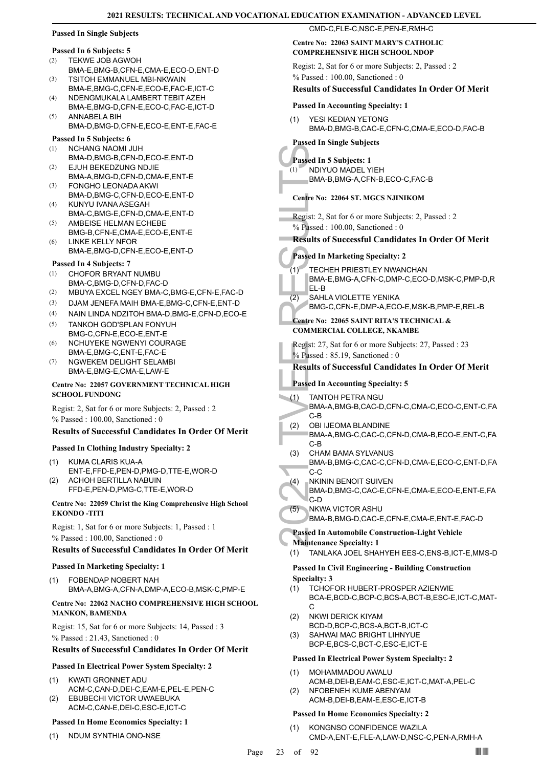**Passed In Single Subjects**

**Passed In 6 Subjects: 5**

(2) TEKWE JOB AGWOH
BMA-E,BMG-B,CFN-E,CMA-E,ECO-D,ENT-D

(3) TSITOH EMMANUEL MBI-NKWAIN
BMA-E,BMG-C,CFN-E,ECO-E,FAC-E,ICT-C

(4) NDENGMUKALA LAMBERT TEBIT AZEH
BMA-E,BMG-D,CFN-E,ECO-C,FAC-E,ICT-D

(5) ANNABELA BIH
BMA-D,BMG-D,CFN-E,ECO-E,ENT-E,FAC-E

**Passed In 5 Subjects: 6**

(1) NCHANG NAOMI JUH
BMA-D,BMG-B,CFN-D,ECO-E,ENT-D

(2) EJUH BEKEDZUNG NDJIE
BMA-A,BMG-D,CFN-D,CMA-E,ENT-E

(3) FONGHO LEONADA AKWI
BMA-D,BMG-C,CFN-D,ECO-E,ENT-D

(4) KUNYU IVANA ASEGAH
BMA-C,BMG-E,CFN-D,CMA-E,ENT-D

(5) AMBEISE HELMAN ECHEBE
BMG-B,CFN-E,CMA-E,ECO-E,ENT-E

(6) LINKE KELLY NFOR
BMA-E,BMG-D,CFN-E,ECO-E,ENT-D

**Passed In 4 Subjects: 7**

(1) CHOFOR BRYANT NUMBU
BMA-C,BMG-D,CFN-D,FAC-D

(2) MBUYA EXCEL NGEY BMA-E,BMG-E,CFN-E,FAC-D

(3) DJAM JENEFA MAIH BMA-E,BMG-C,CFN-E,ENT-D

(4) NAIN LINDA NDZITOH BMA-D,BMG-E,CFN-D,ECO-E

(5) TANKOH GOD'SPLAN FONYUH
BMG-C,CFN-E,ECO-E,ENT-E

(6) NCHUYEKE NGWENYI COURAGE
BMA-E,BMG-C,ENT-E,FAC-E

(7) NGWEKEM DELIGHT SELAMBI
BMA-E,BMG-E,CMA-E,LAW-E

**Centre No: 22057 GOVERNMENT TECHNICAL HIGH SCHOOL FUNDONG**

Regist: 2, Sat for 6 or more Subjects: 2, Passed : 2
% Passed : 100.00, Sanctioned : 0

### Results of Successful Candidates In Order Of Merit

**Passed In Clothing Industry Specialty: 2**

(1) KUMA CLARIS KUA-A
ENT-E,FFD-E,PEN-D,PMG-D,TTE-E,WOR-D

(2) ACHOH BERTILLA NABUIN
FFD-E,PEN-D,PMG-C,TTE-E,WOR-D

**Centre No: 22059 Christ the King Comprehensive High School EKONDO -TITI**

Regist: 1, Sat for 6 or more Subjects: 1, Passed : 1
% Passed : 100.00, Sanctioned : 0

### Results of Successful Candidates In Order Of Merit

**Passed In Marketing Specialty: 1**

(1) FOBENDAP NOBERT NAH
BMA-A,BMG-A,CFN-A,DMP-A,ECO-B,MSK-C,PMP-E

**Centre No: 22062 NACHO COMPREHENSIVE HIGH SCHOOL MANKON, BAMENDA**

Regist: 15, Sat for 6 or more Subjects: 14, Passed : 3
% Passed : 21.43, Sanctioned : 0

### Results of Successful Candidates In Order Of Merit

**Passed In Electrical Power System Specialty: 2**

(1) KWATI GRONNET ADU
ACM-C,CAN-D,DEI-C,EAM-E,PEL-E,PEN-C

(2) EBUBECHI VICTOR UWAEBUKA
ACM-C,CAN-E,DEI-C,ESC-E,ICT-C

**Passed In Home Economics Specialty: 1**

(1) NDUM SYNTHIA ONO-NSE
CMD-C,FLE-C,NSC-E,PEN-E,RMH-C

**Centre No: 22063 SAINT MARY'S CATHOLIC COMPREHENSIVE HIGH SCHOOL NDOP**

Regist: 2, Sat for 6 or more Subjects: 2, Passed : 2
% Passed : 100.00, Sanctioned : 0

### Results of Successful Candidates In Order Of Merit

**Passed In Accounting Specialty: 1**

(1) YESI KEDIAN YETONG
BMA-D,BMG-B,CAC-E,CFN-C,CMA-E,ECO-D,FAC-B

**Passed In Single Subjects**

**Passed In 5 Subjects: 1**

(1) NDIYUO MADEL YIEH
BMA-B,BMG-A,CFN-B,ECO-C,FAC-B

**Centre No: 22064 ST. MGCS NJINIKOM**

Regist: 2, Sat for 6 or more Subjects: 2, Passed : 2
% Passed : 100.00, Sanctioned : 0

### Results of Successful Candidates In Order Of Merit

**Passed In Marketing Specialty: 2**

(1) TECHEH PRIESTLEY NWANCHAN
BMA-E,BMG-A,CFN-C,DMP-C,ECO-D,MSK-C,PMP-D,REL-B

(2) SAHLA VIOLETTE YENIKA
BMG-C,CFN-E,DMP-A,ECO-E,MSK-B,PMP-E,REL-B

**Centre No: 22065 SAINT RITA'S TECHNICAL & COMMERCIAL COLLEGE, NKAMBE**

Regist: 27, Sat for 6 or more Subjects: 27, Passed : 23
% Passed : 85.19, Sanctioned : 0

### Results of Successful Candidates In Order Of Merit

**Passed In Accounting Specialty: 5**

(1) TANTOH PETRA NGU
BMA-A,BMG-B,CAC-D,CFN-C,CMA-C,ECO-C,ENT-C,FAC-B

(2) OBI IJEOMA BLANDINE
BMA-A,BMG-C,CAC-C,CFN-D,CMA-B,ECO-E,ENT-C,FAC-B

(3) CHAM BAMA SYLVANUS
BMA-B,BMG-C,CAC-C,CFN-D,CMA-E,ECO-C,ENT-D,FAC-C

(4) NKININ BENOIT SUIVEN
BMA-D,BMG-C,CAC-E,CFN-E,CMA-E,ECO-E,ENT-E,FAC-D

(5) NKWA VICTOR ASHU
BMA-B,BMG-D,CAC-E,CFN-E,CMA-E,ENT-E,FAC-D

**Passed In Automobile Construction-Light Vehicle Maintenance Specialty: 1**

(1) TANLAKA JOEL SHAHYEH EES-C,ENS-B,ICT-E,MMS-D

**Passed In Civil Engineering - Building Construction Specialty: 3**

(1) TCHOFOR HUBERT-PROSPER AZIENWIE
BCA-E,BCD-C,BCP-C,BCS-A,BCT-B,ESC-E,ICT-C,MAT-C

(2) NKWI DERICK KIYAM
BCD-D,BCP-C,BCS-A,BCT-B,ICT-C

(3) SAHWAI MAC BRIGHT LIHNYUE
BCP-E,BCS-C,BCT-C,ESC-E,ICT-E

**Passed In Electrical Power System Specialty: 2**

(1) MOHAMMADOU AWALU
ACM-B,DEI-B,EAM-C,ESC-E,ICT-C,MAT-A,PEL-C

(2) NFOBENEH KUME ABENYAM
ACM-B,DEI-B,EAM-E,ESC-E,ICT-B

**Passed In Home Economics Specialty: 2**

(1) KONGNSO CONFIDENCE WAZILA
CMD-A,ENT-E,FLE-A,LAW-D,NSC-C,PEN-A,RMH-A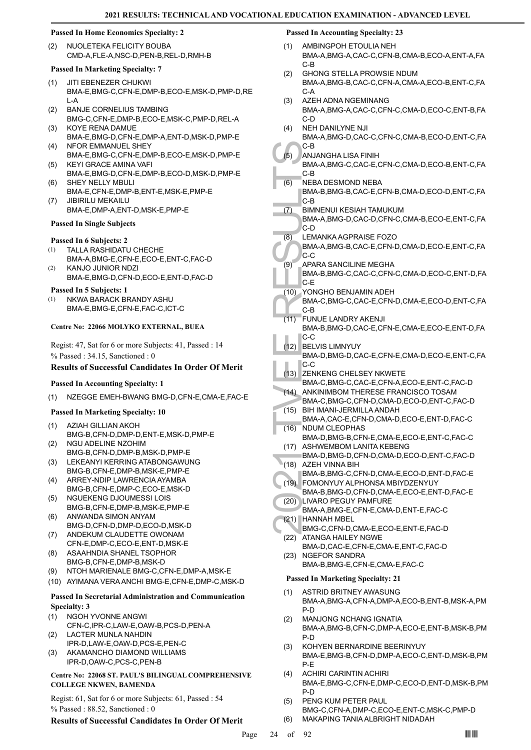### Passed In Home Economics Specialty: 2

(2) NUOLETEKA FELICITY BOUBA
CMD-A,FLE-A,NSC-D,PEN-B,REL-D,RMH-B

### Passed In Marketing Specialty: 7

(1) JITI EBENEZER CHUKWI
BMA-E,BMG-C,CFN-E,DMP-B,ECO-E,MSK-D,PMP-D,REL-A
(2) BANJE CORNELIUS TAMBING
BMG-C,CFN-E,DMP-B,ECO-E,MSK-C,PMP-D,REL-A
(3) KOYE RENA DAMUE
BMA-E,BMG-D,CFN-E,DMP-A,ENT-D,MSK-D,PMP-E
(4) NFOR EMMANUEL SHEY
BMA-E,BMG-C,CFN-E,DMP-B,ECO-E,MSK-D,PMP-E
(5) KEYI GRACE AMINA VAFI
BMA-E,BMG-D,CFN-E,DMP-B,ECO-D,MSK-D,PMP-E
(6) SHEY NELLY MBULI
BMA-E,CFN-E,DMP-B,ENT-E,MSK-E,PMP-E
(7) JIBIRILU MEKAILU
BMA-E,DMP-A,ENT-D,MSK-E,PMP-E

### Passed In Single Subjects

#### Passed In 6 Subjects: 2

(1) TALLA RASHIDATU CHECHE
BMA-A,BMG-E,CFN-E,ECO-E,ENT-C,FAC-D
(2) KANJO JUNIOR NDZI
BMA-E,BMG-D,CFN-D,ECO-E,ENT-D,FAC-D

#### Passed In 5 Subjects: 1

(1) NKWA BARACK BRANDY ASHU
BMA-E,BMG-E,CFN-E,FAC-C,ICT-C

## Centre No: 22066 MOLYKO EXTERNAL, BUEA

Regist: 47, Sat for 6 or more Subjects: 41, Passed : 14
% Passed : 34.15, Sanctioned : 0

### Results of Successful Candidates In Order Of Merit

### Passed In Accounting Specialty: 1

(1) NZEGGE EMEH-BWANG BMG-D,CFN-E,CMA-E,FAC-E

### Passed In Marketing Specialty: 10

(1) AZIAH GILLIAN AKOH
BMG-B,CFN-D,DMP-D,ENT-E,MSK-D,PMP-E
(2) NGU ADELINE NZOHIM
BMG-B,CFN-D,DMP-B,MSK-D,PMP-E
(3) LEKEANYI KERRING ATABONGAWUNG
BMG-B,CFN-E,DMP-B,MSK-E,PMP-E
(4) ARREY-NDIP LAWRENCIA AYAMBA
BMG-B,CFN-E,DMP-C,ECO-E,MSK-D
(5) NGUEKENG DJOUMESSI LOIS
BMG-B,CFN-E,DMP-B,MSK-E,PMP-E
(6) ANWANDA SIMON ANYAM
BMG-D,CFN-D,DMP-D,ECO-D,MSK-D
(7) ANDEKUM CLAUDETTE OWONAM
CFN-E,DMP-C,ECO-E,ENT-D,MSK-E
(8) ASAAHNDIA SHANEL TSOPHOR
BMG-B,CFN-E,DMP-B,MSK-D
(9) NTOH MARIENALE BMG-C,CFN-E,DMP-A,MSK-E
(10) AYIMANA VERA ANCHI BMG-E,CFN-E,DMP-C,MSK-D

### Passed In Secretarial Administration and Communication Specialty: 3

(1) NGOH YVONNE ANGWI
CFN-C,IPR-C,LAW-E,OAW-B,PCS-D,PEN-A
(2) LACTER MUNLA NAHDIN
IPR-D,LAW-E,OAW-D,PCS-E,PEN-C
(3) AKAMANCHO DIAMOND WILLIAMS
IPR-D,OAW-C,PCS-C,PEN-B

## Centre No: 22068 ST. PAUL'S BILINGUAL COMPREHENSIVE COLLEGE NKWEN, BAMENDA

Regist: 61, Sat for 6 or more Subjects: 61, Passed : 54
% Passed : 88.52, Sanctioned : 0

### Results of Successful Candidates In Order Of Merit

### Passed In Accounting Specialty: 23

(1) AMBINGPOH ETOULIA NEH
BMA-A,BMG-A,CAC-C,CFN-B,CMA-B,ECO-A,ENT-A,FAC-B
(2) GHONG STELLA PROWSIE NDUM
BMA-A,BMG-B,CAC-C,CFN-A,CMA-A,ECO-B,ENT-C,FAC-A
(3) AZEH ADNA NGEMINANG
BMA-A,BMG-A,CAC-C,CFN-C,CMA-D,ECO-C,ENT-B,FAC-D
(4) NEH DANILYNE NJI
BMA-A,BMG-D,CAC-C,CFN-C,CMA-B,ECO-D,ENT-C,FAC-B
(5) ANJANGHA LISA FINIH
BMA-A,BMG-C,CAC-E,CFN-C,CMA-D,ECO-B,ENT-C,FAC-B
(6) NEBA DESMOND NEBA
BMA-B,BMG-B,CAC-E,CFN-B,CMA-D,ECO-D,ENT-C,FAC-B
(7) BIMNENUI KESIAH TAMUKUM
BMA-A,BMG-D,CAC-D,CFN-C,CMA-B,ECO-E,ENT-C,FAC-D
(8) LEMANKA AGPRAISE FOZO
BMA-A,BMG-B,CAC-E,CFN-D,CMA-D,ECO-E,ENT-C,FAC-C
(9) APARA SANCILINE MEGHA
BMA-B,BMG-C,CAC-C,CFN-C,CMA-D,ECO-C,ENT-D,FAC-E
(10) YONGHO BENJAMIN ADEH
BMA-C,BMG-C,CAC-E,CFN-D,CMA-E,ECO-D,ENT-C,FAC-B
(11) FUNUE LANDRY AKENJI
BMA-B,BMG-D,CAC-E,CFN-E,CMA-E,ECO-E,ENT-D,FAC-C
(12) BELVIS LIMNYUY
BMA-D,BMG-D,CAC-E,CFN-E,CMA-D,ECO-E,ENT-C,FAC-C
(13) ZENKENG CHELSEY NKWETE
BMA-C,BMG-C,CAC-E,CFN-A,ECO-E,ENT-C,FAC-D
(14) ANKINIMBOM THERESE FRANCISCO TOSAM
BMA-C,BMG-C,CFN-D,CMA-D,ECO-D,ENT-C,FAC-D
(15) BIH IMANI-JERMILLA ANDAH
BMA-A,CAC-E,CFN-D,CMA-D,ECO-E,ENT-D,FAC-C
(16) NDUM CLEOPHAS
BMA-D,BMG-B,CFN-E,CMA-E,ECO-E,ENT-C,FAC-C
(17) ASHWEMBOM LANITA KEBENG
BMA-D,BMG-D,CFN-D,CMA-D,ECO-D,ENT-C,FAC-D
(18) AZEH VINNA BIH
BMA-B,BMG-C,CFN-D,CMA-E,ECO-D,ENT-D,FAC-E
(19) FOMONYUY ALPHONSA MBIYDZENYUY
BMA-B,BMG-D,CFN-D,CMA-E,ECO-E,ENT-D,FAC-E
(20) LIVARO PEGUY PAMFURE
BMA-A,BMG-E,CFN-E,CMA-D,ENT-E,FAC-C
(21) HANNAH MBEL
BMG-C,CFN-D,CMA-E,ECO-E,ENT-E,FAC-D
(22) ATANGA HAILEY NGWE
BMA-D,CAC-E,CFN-E,CMA-E,ENT-C,FAC-D
(23) NGEFOR SANDRA
BMA-B,BMG-E,CFN-E,CMA-E,FAC-C

### Passed In Marketing Specialty: 21

(1) ASTRID BRITNEY AWASUNG
BMA-A,BMG-A,CFN-A,DMP-A,ECO-B,ENT-B,MSK-A,PMP-D
(2) MANJONG NCHANG IGNATIA
BMA-A,BMG-B,CFN-C,DMP-A,ECO-E,ENT-B,MSK-B,PMP-D
(3) KOHYEN BERNARDINE BEERINYUY
BMA-E,BMG-B,CFN-D,DMP-A,ECO-C,ENT-D,MSK-B,PMP-E
(4) ACHIRI CARINTIN ACHIRI
BMA-E,BMG-C,CFN-E,DMP-C,ECO-D,ENT-D,MSK-B,PMP-D
(5) PENG KUM PETER PAUL
BMG-C,CFN-A,DMP-C,ECO-E,ENT-C,MSK-C,PMP-D
(6) MAKAPING TANIA ALBRIGHT NIDADAH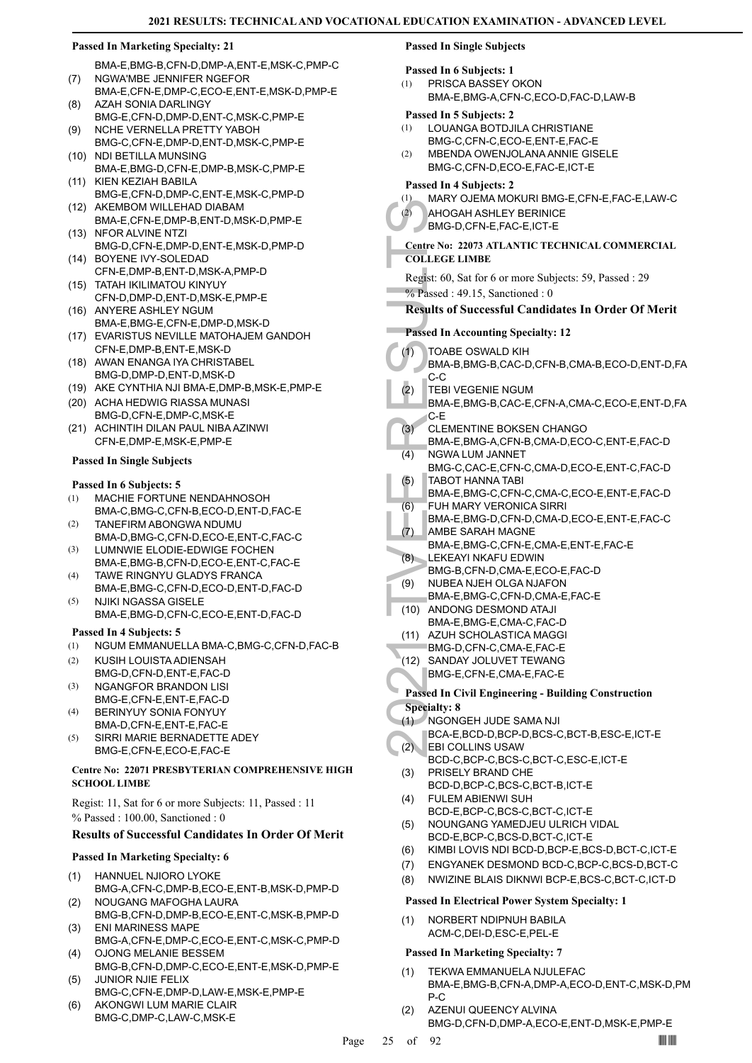**Passed In Marketing Specialty: 21**

BMA-E,BMG-B,CFN-D,DMP-A,ENT-E,MSK-C,PMP-C

(7) NGWA'MBE JENNIFER NGEFOR
BMA-E,CFN-E,DMP-C,ECO-E,ENT-E,MSK-D,PMP-E
(8) AZAH SONIA DARLINGY
BMG-E,CFN-D,DMP-D,ENT-C,MSK-C,PMP-E
(9) NCHE VERNELLA PRETTY YABOH
BMG-C,CFN-E,DMP-D,ENT-D,MSK-C,PMP-E
(10) NDI BETILLA MUNSING
BMA-E,BMG-D,CFN-E,DMP-B,MSK-C,PMP-E
(11) KIEN KEZIAH BABILA
BMG-E,CFN-D,DMP-C,ENT-E,MSK-C,PMP-D
(12) AKEMBOM WILLEHAD DIABAM
BMA-E,CFN-E,DMP-B,ENT-D,MSK-D,PMP-E
(13) NFOR ALVINE NTZI
BMG-D,CFN-E,DMP-D,ENT-E,MSK-D,PMP-D
(14) BOYENE IVY-SOLEDAD
CFN-E,DMP-B,ENT-D,MSK-A,PMP-D
(15) TATAH IKILIMATOU KINYUY
CFN-D,DMP-D,ENT-D,MSK-E,PMP-E
(16) ANYERE ASHLEY NGUM
BMA-E,BMG-E,CFN-E,DMP-D,MSK-D
(17) EVARISTUS NEVILLE MATOHAJEM GANDOH
CFN-E,DMP-B,ENT-E,MSK-D
(18) AWAN ENANGA IYA CHRISTABEL
BMG-D,DMP-D,ENT-D,MSK-D
(19) AKE CYNTHIA NJI BMA-E,DMP-B,MSK-E,PMP-E
(20) ACHA HEDWIG RIASSA MUNASI
BMG-D,CFN-E,DMP-C,MSK-E
(21) ACHINTIH DILAN PAUL NIBA AZINWI
CFN-E,DMP-E,MSK-E,PMP-E

**Passed In Single Subjects**

**Passed In 6 Subjects: 5**

(1) MACHIE FORTUNE NENDAHNOSOH
BMA-C,BMG-C,CFN-B,ECO-D,ENT-D,FAC-E
(2) TANEFIRM ABONGWA NDUMU
BMA-D,BMG-C,CFN-D,ECO-E,ENT-C,FAC-C
(3) LUMNWIE ELODIE-EDWIGE FOCHEN
BMA-E,BMG-B,CFN-D,ECO-E,ENT-C,FAC-E
(4) TAWE RINGNYU GLADYS FRANCA
BMA-E,BMG-C,CFN-D,ECO-D,ENT-D,FAC-D
(5) NJIKI NGASSA GISELE
BMA-E,BMG-D,CFN-C,ECO-E,ENT-D,FAC-D

**Passed In 4 Subjects: 5**

(1) NGUM EMMANUELLA BMA-C,BMG-C,CFN-D,FAC-B
(2) KUSIH LOUISTA ADIENSAH
BMG-D,CFN-D,ENT-E,FAC-D
(3) NGANGFOR BRANDON LISI
BMG-E,CFN-E,ENT-E,FAC-D
(4) BERINYUY SONIA FONYUY
BMA-D,CFN-E,ENT-E,FAC-E
(5) SIRRI MARIE BERNADETTE ADEY
BMG-E,CFN-E,ECO-E,FAC-E

**Centre No: 22071 PRESBYTERIAN COMPREHENSIVE HIGH SCHOOL LIMBE**

Regist: 11, Sat for 6 or more Subjects: 11, Passed : 11
% Passed : 100.00, Sanctioned : 0

### Results of Successful Candidates In Order Of Merit

**Passed In Marketing Specialty: 6**

(1) HANNUEL NJIORO LYOKE
BMG-A,CFN-C,DMP-B,ECO-E,ENT-B,MSK-D,PMP-D
(2) NOUGANG MAFOGHA LAURA
BMG-B,CFN-D,DMP-B,ECO-E,ENT-C,MSK-B,PMP-D
(3) ENI MARINESS MAPE
BMG-A,CFN-E,DMP-C,ECO-E,ENT-C,MSK-C,PMP-D
(4) OJONG MELANIE BESSEM
BMG-B,CFN-D,DMP-C,ECO-E,ENT-E,MSK-D,PMP-E
(5) JUNIOR NJIE FELIX
BMG-C,CFN-E,DMP-D,LAW-E,MSK-E,PMP-E
(6) AKONGWI LUM MARIE CLAIR
BMG-C,DMP-C,LAW-C,MSK-E

**Passed In Single Subjects**

**Passed In 6 Subjects: 1**

(1) PRISCA BASSEY OKON
BMA-E,BMG-A,CFN-C,ECO-D,FAC-D,LAW-B

**Passed In 5 Subjects: 2**

(1) LOUANGA BOTDJILA CHRISTIANE
BMG-C,CFN-C,ECO-E,ENT-E,FAC-E
(2) MBENDA OWENJOLANA ANNIE GISELE
BMG-C,CFN-D,ECO-E,FAC-E,ICT-E

**Passed In 4 Subjects: 2**

(1) MARY OJEMA MOKURI BMG-E,CFN-E,FAC-E,LAW-C
(2) AHOGAH ASHLEY BERINICE
BMG-D,CFN-E,FAC-E,ICT-E

**Centre No: 22073 ATLANTIC TECHNICAL COMMERCIAL COLLEGE LIMBE**

Regist: 60, Sat for 6 or more Subjects: 59, Passed : 29
% Passed : 49.15, Sanctioned : 0

### Results of Successful Candidates In Order Of Merit

**Passed In Accounting Specialty: 12**

(1) TOABE OSWALD KIH
BMA-B,BMG-B,CAC-D,CFN-B,CMA-B,ECO-D,ENT-D,FAC-C
(2) TEBI VEGENIE NGUM
BMA-E,BMG-B,CAC-E,CFN-A,CMA-C,ECO-E,ENT-D,FAC-E
(3) CLEMENTINE BOKSEN CHANGO
BMA-E,BMG-A,CFN-B,CMA-D,ECO-C,ENT-E,FAC-D
(4) NGWA LUM JANNET
BMG-C,CAC-E,CFN-C,CMA-D,ECO-E,ENT-C,FAC-D
(5) TABOT HANNA TABI
BMA-E,BMG-C,CFN-C,CMA-C,ECO-E,ENT-E,FAC-D
(6) FUH MARY VERONICA SIRRI
BMA-E,BMG-D,CFN-D,CMA-D,ECO-E,ENT-E,FAC-C
(7) AMBE SARAH MAGNE
BMA-E,BMG-C,CFN-E,CMA-E,ENT-E,FAC-E
(8) LEKEAYI NKAFU EDWIN
BMG-B,CFN-D,CMA-E,ECO-E,FAC-D
(9) NUBEA NJEH OLGA NJAFON
BMA-E,BMG-C,CFN-D,CMA-E,FAC-E
(10) ANDONG DESMOND ATAJI
BMA-E,BMG-E,CMA-C,FAC-D
(11) AZUH SCHOLASTICA MAGGI
BMG-D,CFN-C,CMA-E,FAC-E
(12) SANDAY JOLUVET TEWANG
BMG-E,CFN-E,CMA-E,FAC-E

**Passed In Civil Engineering - Building Construction Specialty: 8**

(1) NGONGEH JUDE SAMA NJI
BCA-E,BCD-D,BCP-D,BCS-C,BCT-B,ESC-E,ICT-E
(2) EBI COLLINS USAW
BCD-C,BCP-C,BCS-C,BCT-C,ESC-E,ICT-E
(3) PRISELY BRAND CHE
BCD-D,BCP-C,BCS-C,BCT-B,ICT-E
(4) FULEM ABIENWI SUH
BCD-E,BCP-C,BCS-C,BCT-C,ICT-E
(5) NOUNGANG YAMEDJEU ULRICH VIDAL
BCD-E,BCP-C,BCS-D,BCT-C,ICT-E
(6) KIMBI LOVIS NDI BCD-D,BCP-E,BCS-D,BCT-C,ICT-E
(7) ENGYANEK DESMOND BCD-C,BCP-C,BCS-D,BCT-C
(8) NWIZINE BLAIS DIKNWI BCP-E,BCS-C,BCT-C,ICT-D

**Passed In Electrical Power System Specialty: 1**

(1) NORBERT NDIPNUH BABILA
ACM-C,DEI-D,ESC-E,PEL-E

**Passed In Marketing Specialty: 7**

(1) TEKWA EMMANUELA NJULEFAC
BMA-E,BMG-B,CFN-A,DMP-A,ECO-D,ENT-C,MSK-D,PMP-C
(2) AZENUI QUEENCY ALVINA
BMG-D,CFN-D,DMP-A,ECO-E,ENT-D,MSK-E,PMP-E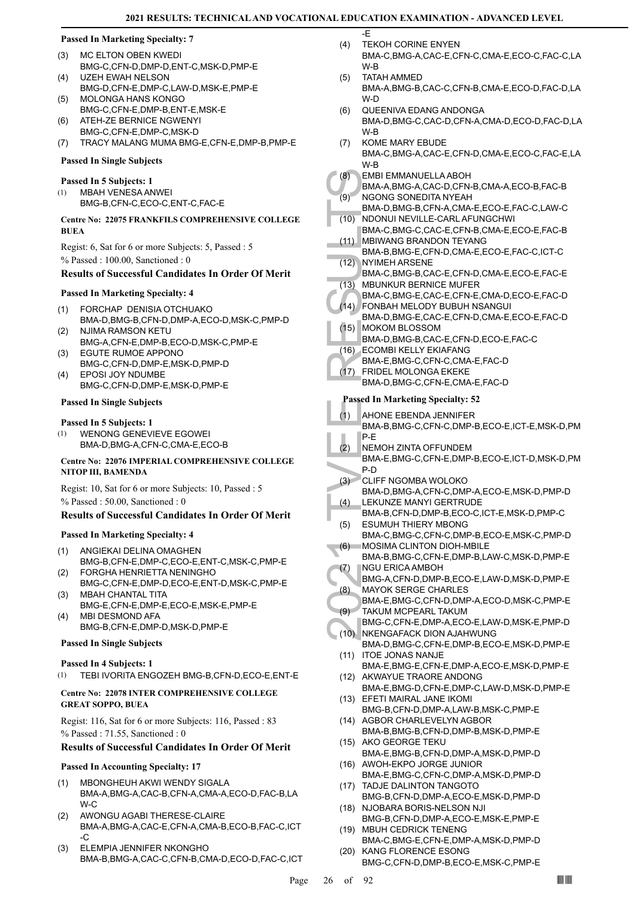#### Passed In Marketing Specialty: 7

(3) MC ELTON OBEN KWEDI
BMG-C,CFN-D,DMP-D,ENT-C,MSK-D,PMP-E
(4) UZEH EWAH NELSON
BMG-D,CFN-E,DMP-C,LAW-D,MSK-E,PMP-E
(5) MOLONGA HANS KONGO
BMG-C,CFN-E,DMP-B,ENT-E,MSK-E
(6) ATEH-ZE BERNICE NGWENYI
BMG-C,CFN-E,DMP-C,MSK-D
(7) TRACY MALANG MUMA BMG-E,CFN-E,DMP-B,PMP-E

#### Passed In Single Subjects

#### Passed In 5 Subjects: 1

(1) MBAH VENESA ANWEI
BMG-B,CFN-C,ECO-C,ENT-C,FAC-E

#### Centre No: 22075 FRANKFILS COMPREHENSIVE COLLEGE BUEA

Regist: 6, Sat for 6 or more Subjects: 5, Passed : 5

% Passed : 100.00, Sanctioned : 0

### Results of Successful Candidates In Order Of Merit

#### Passed In Marketing Specialty: 4

(1) FORCHAP DENISIA OTCHUAKO
BMA-D,BMG-B,CFN-D,DMP-A,ECO-D,MSK-C,PMP-D
(2) NJIMA RAMSON KETU
BMG-A,CFN-E,DMP-B,ECO-D,MSK-C,PMP-E
(3) EGUTE RUMOE APPONO
BMG-C,CFN-D,DMP-E,MSK-D,PMP-D
(4) EPOSI JOY NDUMBE
BMG-C,CFN-D,DMP-E,MSK-D,PMP-E

#### Passed In Single Subjects

#### Passed In 5 Subjects: 1

(1) WENONG GENEVIEVE EGOWEI
BMA-D,BMG-A,CFN-C,CMA-E,ECO-B

#### Centre No: 22076 IMPERIAL COMPREHENSIVE COLLEGE NITOP III, BAMENDA

Regist: 10, Sat for 6 or more Subjects: 10, Passed : 5

% Passed : 50.00, Sanctioned : 0

### Results of Successful Candidates In Order Of Merit

#### Passed In Marketing Specialty: 4

(1) ANGIEKAI DELINA OMAGHEN
BMG-B,CFN-E,DMP-C,ECO-E,ENT-C,MSK-C,PMP-E
(2) FORGHA HENRIETTA NENINGHO
BMG-C,CFN-E,DMP-D,ECO-E,ENT-D,MSK-C,PMP-E
(3) MBAH CHANTAL TITA
BMG-E,CFN-E,DMP-E,ECO-E,MSK-E,PMP-E
(4) MBI DESMOND AFA
BMG-B,CFN-E,DMP-D,MSK-D,PMP-E

#### Passed In Single Subjects

#### Passed In 4 Subjects: 1

(1) TEBI IVORITA ENGOZEH BMG-B,CFN-D,ECO-E,ENT-E

#### Centre No: 22078 INTER COMPREHENSIVE COLLEGE GREAT SOPPO, BUEA

Regist: 116, Sat for 6 or more Subjects: 116, Passed : 83

% Passed : 71.55, Sanctioned : 0

### Results of Successful Candidates In Order Of Merit

#### Passed In Accounting Specialty: 17

(1) MBONGHEUH AKWI WENDY SIGALA
BMA-A,BMG-A,CAC-B,CFN-A,CMA-A,ECO-D,FAC-B,LAW-C
(2) AWONGU AGABI THERESE-CLAIRE
BMA-A,BMG-A,CAC-E,CFN-A,CMA-B,ECO-B,FAC-C,ICT-C
(3) ELEMPIA JENNIFER NKONGHO
BMA-B,BMG-A,CAC-C,CFN-B,CMA-D,ECO-D,FAC-C,ICT-E
(4) TEKOH CORINE ENYEN
BMA-C,BMG-A,CAC-E,CFN-C,CMA-E,ECO-C,FAC-C,LAW-B
(5) TATAH AMMED
BMA-A,BMG-B,CAC-C,CFN-B,CMA-E,ECO-D,FAC-D,LAW-D
(6) QUEENIVA EDANG ANDONGA
BMA-D,BMG-C,CAC-D,CFN-A,CMA-D,ECO-D,FAC-D,LAW-B
(7) KOME MARY EBUDE
BMA-C,BMG-A,CAC-E,CFN-D,CMA-E,ECO-C,FAC-E,LAW-B
(8) EMBI EMMANUELLA ABOH
BMA-A,BMG-A,CAC-D,CFN-B,CMA-A,ECO-B,FAC-B
(9) NGONG SONEDITA NYEAH
BMA-D,BMG-B,CFN-A,CMA-E,ECO-E,FAC-C,LAW-C
(10) NDONUI NEVILLE-CARL AFUNGCHWI
BMA-C,BMG-C,CAC-E,CFN-B,CMA-E,ECO-E,FAC-B
(11) MBIWANG BRANDON TEYANG
BMA-B,BMG-E,CFN-D,CMA-E,ECO-E,FAC-C,ICT-C
(12) NYIMEH ARSENE
BMA-C,BMG-B,CAC-E,CFN-D,CMA-E,ECO-E,FAC-E
(13) MBUNKUR BERNICE MUFER
BMA-C,BMG-E,CAC-E,CFN-E,CMA-D,ECO-E,FAC-D
(14) FONBAH MELODY BUBUH NSANGUI
BMA-D,BMG-E,CAC-E,CFN-D,CMA-E,ECO-E,FAC-D
(15) MOKOM BLOSSOM
BMA-D,BMG-B,CAC-E,CFN-D,ECO-E,FAC-C
(16) ECOMBI KELLY EKIAFANG
BMA-E,BMG-C,CFN-C,CMA-E,FAC-D
(17) FRIDEL MOLONGA EKEKE
BMA-D,BMG-C,CFN-E,CMA-E,FAC-D

#### Passed In Marketing Specialty: 52

(1) AHONE EBENDA JENNIFER
BMA-B,BMG-C,CFN-C,DMP-B,ECO-E,ICT-E,MSK-D,PMP-E
(2) NEMOH ZINTA OFFUNDEM
BMA-E,BMG-C,CFN-E,DMP-B,ECO-E,ICT-D,MSK-D,PMP-D
(3) CLIFF NGOMBA WOLOKO
BMA-D,BMG-A,CFN-C,DMP-A,ECO-E,MSK-D,PMP-D
(4) LEKUNZE MANYI GERTRUDE
BMA-B,CFN-D,DMP-B,ECO-C,ICT-E,MSK-D,PMP-C
(5) ESUMUH THIERY MBONG
BMA-C,BMG-C,CFN-C,DMP-B,ECO-E,MSK-C,PMP-D
(6) MOSIMA CLINTON DIOH-MBILE
BMA-B,BMG-C,CFN-E,DMP-B,LAW-C,MSK-D,PMP-E
(7) NGU ERICA AMBOH
BMG-A,CFN-D,DMP-B,ECO-E,LAW-D,MSK-D,PMP-E
(8) MAYOK SERGE CHARLES
BMA-E,BMG-C,CFN-D,DMP-A,ECO-D,MSK-C,PMP-E
(9) TAKUM MCPEARL TAKUM
BMG-C,CFN-E,DMP-A,ECO-E,LAW-D,MSK-E,PMP-D
(10) NKENGAFACK DION AJAHWUNG
BMA-D,BMG-C,CFN-E,DMP-B,ECO-E,MSK-D,PMP-E
(11) ITOE JONAS NANJE
BMA-E,BMG-E,CFN-E,DMP-A,ECO-E,MSK-D,PMP-E
(12) AKWAYUE TRAORE ANDONG
BMA-E,BMG-D,CFN-E,DMP-C,LAW-D,MSK-D,PMP-E
(13) EFETI MAIRAL JANE IKOMI
BMG-B,CFN-D,DMP-A,LAW-B,MSK-C,PMP-E
(14) AGBOR CHARLEVELYN AGBOR
BMA-B,BMG-B,CFN-D,DMP-B,MSK-D,PMP-E
(15) AKO GEORGE TEKU
BMA-E,BMG-B,CFN-D,DMP-A,MSK-D,PMP-D
(16) AWOH-EKPO JORGE JUNIOR
BMA-E,BMG-C,CFN-C,DMP-A,MSK-D,PMP-D
(17) TADJE DALINTON TANGOTO
BMG-B,CFN-D,DMP-A,ECO-E,MSK-D,PMP-D
(18) NJOBARA BORIS-NELSON NJI
BMG-B,CFN-D,DMP-A,ECO-E,MSK-E,PMP-E
(19) MBUH CEDRICK TENENG
BMA-C,BMG-E,CFN-E,DMP-A,MSK-D,PMP-D
(20) KANG FLORENCE ESONG
BMG-C,CFN-D,DMP-B,ECO-E,MSK-C,PMP-E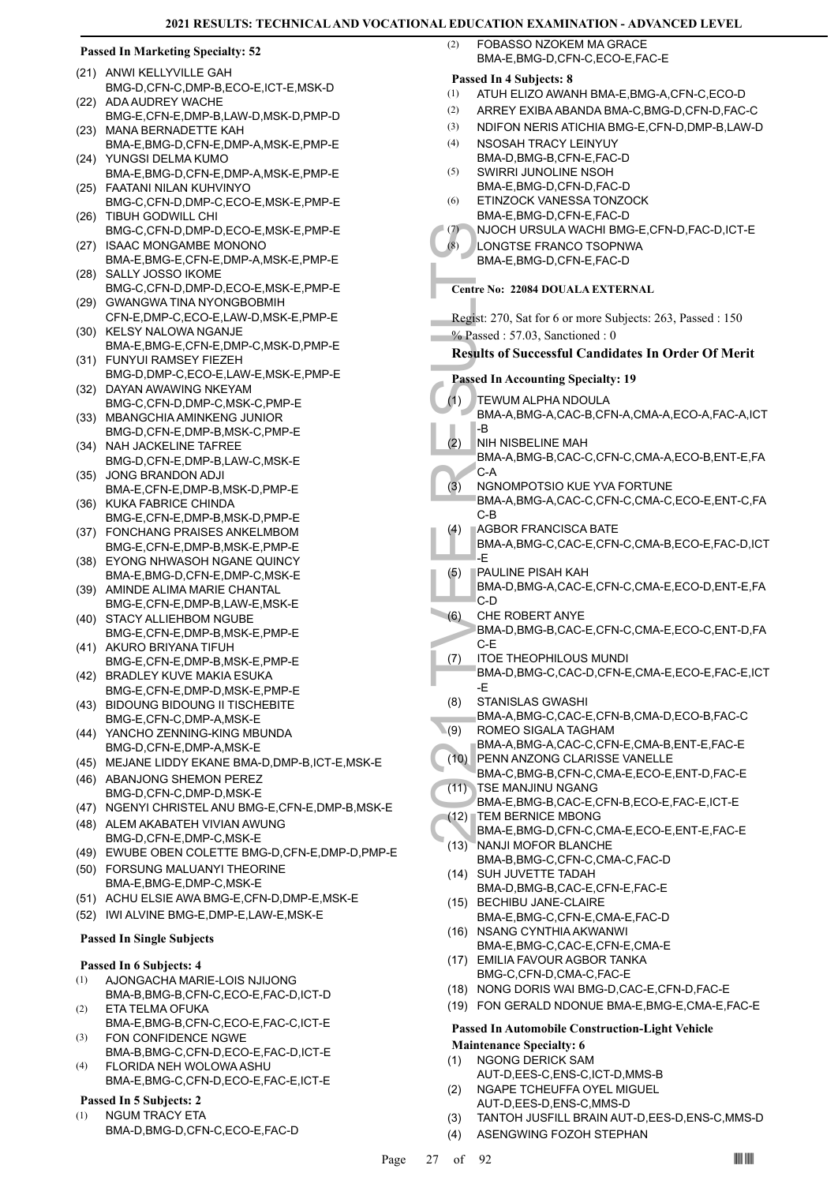**Passed In Marketing Specialty: 52**

(21) ANWI KELLYVILLE GAH
BMG-D,CFN-C,DMP-B,ECO-E,ICT-E,MSK-D
(22) ADA AUDREY WACHE
BMG-E,CFN-E,DMP-B,LAW-D,MSK-D,PMP-D
(23) MANA BERNADETTE KAH
BMA-E,BMG-D,CFN-E,DMP-A,MSK-E,PMP-E
(24) YUNGSI DELMA KUMO
BMA-E,BMG-D,CFN-E,DMP-A,MSK-E,PMP-E
(25) FAATANI NILAN KUHVINYO
BMG-C,CFN-D,DMP-C,ECO-E,MSK-E,PMP-E
(26) TIBUH GODWILL CHI
BMG-C,CFN-D,DMP-D,ECO-E,MSK-E,PMP-E
(27) ISAAC MONGAMBE MONONO
BMA-E,BMG-E,CFN-E,DMP-A,MSK-E,PMP-E
(28) SALLY JOSSO IKOME
BMG-C,CFN-D,DMP-D,ECO-E,MSK-E,PMP-E
(29) GWANGWA TINA NYONGBOBMIH
CFN-E,DMP-C,ECO-E,LAW-D,MSK-E,PMP-E
(30) KELSY NALOWA NGANJE
BMA-E,BMG-E,CFN-E,DMP-C,MSK-D,PMP-E
(31) FUNYUI RAMSEY FIEZEH
BMG-D,DMP-C,ECO-E,LAW-E,MSK-E,PMP-E
(32) DAYAN AWAWING NKEYAM
BMG-C,CFN-D,DMP-C,MSK-C,PMP-E
(33) MBANGCHIA AMINKENG JUNIOR
BMG-D,CFN-E,DMP-B,MSK-C,PMP-E
(34) NAH JACKELINE TAFREE
BMG-D,CFN-E,DMP-B,LAW-C,MSK-E
(35) JONG BRANDON ADJI
BMA-E,CFN-E,DMP-B,MSK-D,PMP-E
(36) KUKA FABRICE CHINDA
BMG-E,CFN-E,DMP-B,MSK-D,PMP-E
(37) FONCHANG PRAISES ANKELMBOM
BMG-E,CFN-E,DMP-B,MSK-E,PMP-E
(38) EYONG NHWASOH NGANE QUINCY
BMA-E,BMG-D,CFN-E,DMP-C,MSK-E
(39) AMINDE ALIMA MARIE CHANTAL
BMG-E,CFN-E,DMP-B,LAW-E,MSK-E
(40) STACY ALLIEHBOM NGUBE
BMG-E,CFN-E,DMP-B,MSK-E,PMP-E
(41) AKURO BRIYANA TIFUH
BMG-E,CFN-E,DMP-B,MSK-E,PMP-E
(42) BRADLEY KUVE MAKIA ESUKA
BMG-E,CFN-E,DMP-D,MSK-E,PMP-E
(43) BIDOUNG BIDOUNG II TISCHEBITE
BMG-E,CFN-C,DMP-A,MSK-E
(44) YANCHO ZENNING-KING MBUNDA
BMG-D,CFN-E,DMP-A,MSK-E
(45) MEJANE LIDDY EKANE BMA-D,DMP-B,ICT-E,MSK-E
(46) ABANJONG SHEMON PEREZ
BMG-D,CFN-C,DMP-D,MSK-E
(47) NGENYI CHRISTEL ANU BMG-E,CFN-E,DMP-B,MSK-E
(48) ALEM AKABATEH VIVIAN AWUNG
BMG-D,CFN-E,DMP-C,MSK-E
(49) EWUBE OBEN COLETTE BMG-D,CFN-E,DMP-D,PMP-E
(50) FORSUNG MALUANYI THEORINE
BMA-E,BMG-E,DMP-C,MSK-E
(51) ACHU ELSIE AWA BMG-E,CFN-D,DMP-E,MSK-E
(52) IWI ALVINE BMG-E,DMP-E,LAW-E,MSK-E

**Passed In Single Subjects**

**Passed In 6 Subjects: 4**

(1) AJONGACHA MARIE-LOIS NJIJONG
BMA-B,BMG-B,CFN-C,ECO-E,FAC-D,ICT-D
(2) ETA TELMA OFUKA
BMA-E,BMG-B,CFN-C,ECO-E,FAC-C,ICT-E
(3) FON CONFIDENCE NGWE
BMA-B,BMG-C,CFN-D,ECO-E,FAC-D,ICT-E
(4) FLORIDA NEH WOLOWA ASHU
BMA-E,BMG-C,CFN-D,ECO-E,FAC-E,ICT-E

**Passed In 5 Subjects: 2**

(1) NGUM TRACY ETA
BMA-D,BMG-D,CFN-C,ECO-E,FAC-D
(2) FOBASSO NZOKEM MA GRACE
BMA-E,BMG-D,CFN-C,ECO-E,FAC-E

**Passed In 4 Subjects: 8**

(1) ATUH ELIZO AWANH BMA-E,BMG-A,CFN-C,ECO-D
(2) ARREY EXIBA ABANDA BMA-C,BMG-D,CFN-D,FAC-C
(3) NDIFON NERIS ATICHIA BMG-E,CFN-D,DMP-B,LAW-D
(4) NSOSAH TRACY LEINYUY
BMA-D,BMG-B,CFN-E,FAC-D
(5) SWIRRI JUNOLINE NSOH
BMA-E,BMG-D,CFN-D,FAC-D
(6) ETINZOCK VANESSA TONZOCK
BMA-E,BMG-D,CFN-E,FAC-D
(7) NJOCH URSULA WACHI BMG-E,CFN-D,FAC-D,ICT-E
(8) LONGTSE FRANCO TSOPNWA
BMA-E,BMG-D,CFN-E,FAC-D

**Centre No: 22084 DOUALA EXTERNAL**

Regist: 270, Sat for 6 or more Subjects: 263, Passed : 150

% Passed : 57.03, Sanctioned : 0

## Results of Successful Candidates In Order Of Merit

**Passed In Accounting Specialty: 19**

(1) TEWUM ALPHA NDOULA
BMA-A,BMG-A,CAC-B,CFN-A,CMA-A,ECO-A,FAC-A,ICT-B
(2) NIH NISBELINE MAH
BMA-A,BMG-B,CAC-C,CFN-C,CMA-A,ECO-B,ENT-E,FAC-A
(3) NGNOMPOTSIO KUE YVA FORTUNE
BMA-A,BMG-A,CAC-C,CFN-C,CMA-C,ECO-E,ENT-C,FAC-B
(4) AGBOR FRANCISCA BATE
BMA-A,BMG-C,CAC-E,CFN-C,CMA-B,ECO-E,FAC-D,ICT-E
(5) PAULINE PISAH KAH
BMA-D,BMG-A,CAC-E,CFN-C,CMA-E,ECO-D,ENT-E,FAC-D
(6) CHE ROBERT ANYE
BMA-D,BMG-B,CAC-E,CFN-C,CMA-E,ECO-C,ENT-D,FAC-E
(7) ITOE THEOPHILOUS MUNDI
BMA-D,BMG-C,CAC-D,CFN-E,CMA-E,ECO-E,FAC-E,ICT-E
(8) STANISLAS GWASHI
BMA-A,BMG-C,CAC-E,CFN-B,CMA-D,ECO-B,FAC-C
(9) ROMEO SIGALA TAGHAM
BMA-A,BMG-A,CAC-C,CFN-E,CMA-B,ENT-E,FAC-E
(10) PENN ANZONG CLARISSE VANELLE
BMA-C,BMG-B,CFN-C,CMA-E,ECO-E,ENT-D,FAC-E
(11) TSE MANJINU NGANG
BMA-E,BMG-B,CAC-E,CFN-B,ECO-E,FAC-E,ICT-E
(12) TEM BERNICE MBONG
BMA-E,BMG-D,CFN-C,CMA-E,ECO-E,ENT-E,FAC-E
(13) NANJI MOFOR BLANCHE
BMA-B,BMG-C,CFN-C,CMA-C,FAC-D
(14) SUH JUVETTE TADAH
BMA-D,BMG-B,CAC-E,CFN-E,FAC-E
(15) BECHIBU JANE-CLAIRE
BMA-E,BMG-C,CFN-E,CMA-E,FAC-D
(16) NSANG CYNTHIA AKWANWI
BMA-E,BMG-C,CAC-E,CFN-E,CMA-E
(17) EMILIA FAVOUR AGBOR TANKA
BMG-C,CFN-D,CMA-C,FAC-E
(18) NONG DORIS WAI BMG-D,CAC-E,CFN-D,FAC-E
(19) FON GERALD NDONUE BMA-E,BMG-E,CMA-E,FAC-E

**Passed In Automobile Construction-Light Vehicle Maintenance Specialty: 6**

(1) NGONG DERICK SAM
AUT-D,EES-C,ENS-C,ICT-D,MMS-B
(2) NGAPE TCHEUFFA OYEL MIGUEL
AUT-D,EES-D,ENS-C,MMS-D
(3) TANTOH JUSFILL BRAIN AUT-D,EES-D,ENS-C,MMS-D
(4) ASENGWING FOZOH STEPHAN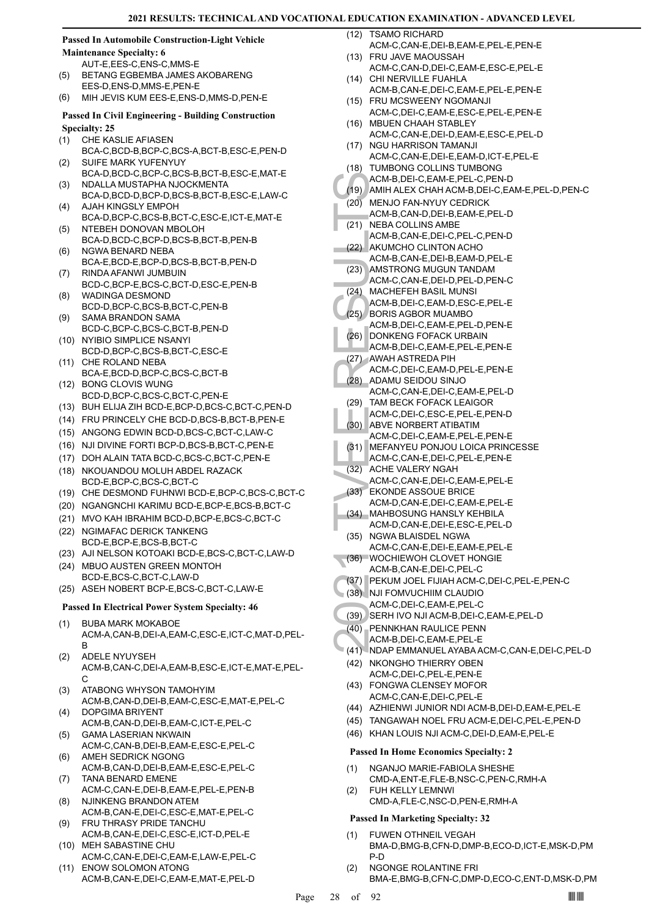### Passed In Automobile Construction-Light Vehicle Maintenance Specialty: 6

AUT-E,EES-C,ENS-C,MMS-E

(5) BETANG EGBEMBA JAMES AKOBARENG
EES-D,ENS-D,MMS-E,PEN-E
(6) MIH JEVIS KUM EES-E,ENS-D,MMS-D,PEN-E

### Passed In Civil Engineering - Building Construction Specialty: 25

(1) CHE KASLIE AFIASEN
BCA-C,BCD-B,BCP-C,BCS-A,BCT-B,ESC-E,PEN-D
(2) SUIFE MARK YUFENYUY
BCA-D,BCD-C,BCP-C,BCS-B,BCT-B,ESC-E,MAT-E
(3) NDALLA MUSTAPHA NJOCKMENTA
BCA-D,BCD-D,BCP-D,BCS-B,BCT-B,ESC-E,LAW-C
(4) AJAH KINGSLY EMPOH
BCA-D,BCP-C,BCS-B,BCT-C,ESC-E,ICT-E,MAT-E
(5) NTEBEH DONOVAN MBOLOH
BCA-D,BCD-C,BCP-D,BCS-B,BCT-B,PEN-B
(6) NGWA BENARD NEBA
BCA-E,BCD-E,BCP-D,BCS-B,BCT-B,PEN-D
(7) RINDA AFANWI JUMBUIN
BCD-C,BCP-E,BCS-C,BCT-D,ESC-E,PEN-B
(8) WADINGA DESMOND
BCD-D,BCP-C,BCS-B,BCT-C,PEN-B
(9) SAMA BRANDON SAMA
BCD-C,BCP-C,BCS-C,BCT-B,PEN-D
(10) NYIBIO SIMPLICE NSANYI
BCD-D,BCP-C,BCS-B,BCT-C,ESC-E
(11) CHE ROLAND NEBA
BCA-E,BCD-D,BCP-C,BCS-C,BCT-B
(12) BONG CLOVIS WUNG
BCD-D,BCP-C,BCS-C,BCT-C,PEN-E
(13) BUH ELIJA ZIH BCD-E,BCP-D,BCS-C,BCT-C,PEN-D
(14) FRU PRINCELY CHE BCD-D,BCS-B,BCT-B,PEN-E
(15) ANGONG EDWIN BCD-D,BCS-C,BCT-C,LAW-C
(16) NJI DIVINE FORTI BCP-D,BCS-B,BCT-C,PEN-E
(17) DOH ALAIN TATA BCD-C,BCS-C,BCT-C,PEN-E
(18) NKOUANDOU MOLUH ABDEL RAZACK
BCD-E,BCP-C,BCS-C,BCT-C
(19) CHE DESMOND FUHNWI BCD-E,BCP-C,BCS-C,BCT-C
(20) NGANGNCHI KARIMU BCD-E,BCP-E,BCS-B,BCT-C
(21) MVO KAH IBRAHIM BCD-D,BCP-E,BCS-C,BCT-C
(22) NGIMAFAC DERICK TANKENG
BCD-E,BCP-E,BCS-B,BCT-C
(23) AJI NELSON KOTOAKI BCD-E,BCS-C,BCT-C,LAW-D
(24) MBUO AUSTEN GREEN MONTOH
BCD-E,BCS-C,BCT-C,LAW-D
(25) ASEH NOBERT BCP-E,BCS-C,BCT-C,LAW-E

### Passed In Electrical Power System Specialty: 46

(1) BUBA MARK MOKABOE
ACM-A,CAN-B,DEI-A,EAM-C,ESC-E,ICT-C,MAT-D,PEL-B
(2) ADELE NYUYSEH
ACM-B,CAN-C,DEI-A,EAM-B,ESC-E,ICT-E,MAT-E,PEL-C
(3) ATABONG WHYSON TAMOHYIM
ACM-B,CAN-D,DEI-B,EAM-C,ESC-E,MAT-E,PEL-C
(4) DOPGIMA BRIYENT
ACM-B,CAN-D,DEI-B,EAM-C,ICT-E,PEL-C
(5) GAMA LASERIAN NKWAIN
ACM-C,CAN-B,DEI-B,EAM-E,ESC-E,PEL-C
(6) AMEH SEDRICK NGONG
ACM-B,CAN-D,DEI-B,EAM-E,ESC-E,PEL-C
(7) TANA BENARD EMENE
ACM-C,CAN-E,DEI-B,EAM-E,PEL-E,PEN-B
(8) NJINKENG BRANDON ATEM
ACM-B,CAN-E,DEI-C,ESC-E,MAT-E,PEL-C
(9) FRU THRASY PRIDE TANCHU
ACM-B,CAN-E,DEI-C,ESC-E,ICT-D,PEL-E
(10) MEH SABASTINE CHU
ACM-C,CAN-E,DEI-C,EAM-E,LAW-E,PEL-C
(11) ENOW SOLOMON ATONG
ACM-B,CAN-E,DEI-C,EAM-E,MAT-E,PEL-D
(12) TSAMO RICHARD
ACM-C,CAN-E,DEI-B,EAM-E,PEL-E,PEN-E
(13) FRU JAVE MAOUSSAH
ACM-C,CAN-D,DEI-C,EAM-E,ESC-E,PEL-E
(14) CHI NERVILLE FUAHLA
ACM-B,CAN-E,DEI-C,EAM-E,PEL-E,PEN-E
(15) FRU MCSWEENY NGOMANJI
ACM-C,DEI-C,EAM-E,ESC-E,PEL-E,PEN-E
(16) MBUEN CHAAH STABLEY
ACM-C,CAN-E,DEI-D,EAM-E,ESC-E,PEL-D
(17) NGU HARRISON TAMANJI
ACM-C,CAN-E,DEI-E,EAM-D,ICT-E,PEL-E
(18) TUMBONG COLLINS TUMBONG
ACM-B,DEI-C,EAM-E,PEL-C,PEN-D
(19) AMIH ALEX CHAH ACM-B,DEI-C,EAM-E,PEL-D,PEN-C
(20) MENJO FAN-NYUY CEDRICK
ACM-B,CAN-D,DEI-B,EAM-E,PEL-D
(21) NEBA COLLINS AMBE
ACM-B,CAN-E,DEI-C,PEL-C,PEN-D
(22) AKUMCHO CLINTON ACHO
ACM-B,CAN-E,DEI-B,EAM-D,PEL-E
(23) AMSTRONG MUGUN TANDAM
ACM-C,CAN-E,DEI-D,PEL-D,PEN-C
(24) MACHEFEH BASIL MUNSI
ACM-B,DEI-C,EAM-D,ESC-E,PEL-E
(25) BORIS AGBOR MUAMBO
ACM-B,DEI-C,EAM-E,PEL-D,PEN-E
(26) DONKENG FOFACK URBAIN
ACM-B,DEI-C,EAM-E,PEL-E,PEN-E
(27) AWAH ASTREDA PIH
ACM-C,DEI-C,EAM-D,PEL-E,PEN-E
(28) ADAMU SEIDOU SINJO
ACM-C,CAN-E,DEI-C,EAM-E,PEL-D
(29) TAM BECK FOFACK LEAIGOR
ACM-C,DEI-C,ESC-E,PEL-E,PEN-D
(30) ABVE NORBERT ATIBATIM
ACM-C,DEI-C,EAM-E,PEL-E,PEN-E
(31) MEFANYEU PONJOU LOICA PRINCESSE
ACM-C,CAN-E,DEI-C,PEL-E,PEN-E
(32) ACHE VALERY NGAH
ACM-C,CAN-E,DEI-C,EAM-E,PEL-E
(33) EKONDE ASSOUE BRICE
ACM-D,CAN-E,DEI-C,EAM-E,PEL-E
(34) MAHBOSUNG HANSLY KEHBILA
ACM-D,CAN-E,DEI-E,ESC-E,PEL-D
(35) NGWA BLAISDEL NGWA
ACM-C,CAN-E,DEI-E,EAM-E,PEL-E
(36) WOCHIEWOH CLOVET HONGIE
ACM-B,CAN-E,DEI-C,PEL-C
(37) PEKUM JOEL FIJIAH ACM-C,DEI-C,PEL-E,PEN-C
(38) NJI FOMVUCHIIM CLAUDIO
ACM-C,DEI-C,EAM-E,PEL-C
(39) SERH IVO NJI ACM-B,DEI-C,EAM-E,PEL-D
(40) PENNKHAN RAULICE PENN
ACM-B,DEI-C,EAM-E,PEL-E
(41) NDAP EMMANUEL AYABA ACM-C,CAN-E,DEI-C,PEL-D
(42) NKONGHO THIERRY OBEN
ACM-C,DEI-C,PEL-E,PEN-E
(43) FONGWA CLENSEY MOFOR
ACM-C,CAN-E,DEI-C,PEL-E
(44) AZHIENWI JUNIOR NDI ACM-B,DEI-D,EAM-E,PEL-E
(45) TANGAWAH NOEL FRU ACM-E,DEI-C,PEL-E,PEN-D
(46) KHAN LOUIS NJI ACM-C,DEI-D,EAM-E,PEL-E

### Passed In Home Economics Specialty: 2

(1) NGANJO MARIE-FABIOLA SHESHE
CMD-A,ENT-E,FLE-B,NSC-C,PEN-C,RMH-A
(2) FUH KELLY LEMNWI
CMD-A,FLE-C,NSC-D,PEN-E,RMH-A

### Passed In Marketing Specialty: 32

(1) FUWEN OTHNEIL VEGAH
BMA-D,BMG-B,CFN-D,DMP-B,ECO-D,ICT-E,MSK-D,PMP-D
(2) NGONGE ROLANTINE FRI
BMA-E,BMG-B,CFN-C,DMP-D,ECO-C,ENT-D,MSK-D,PM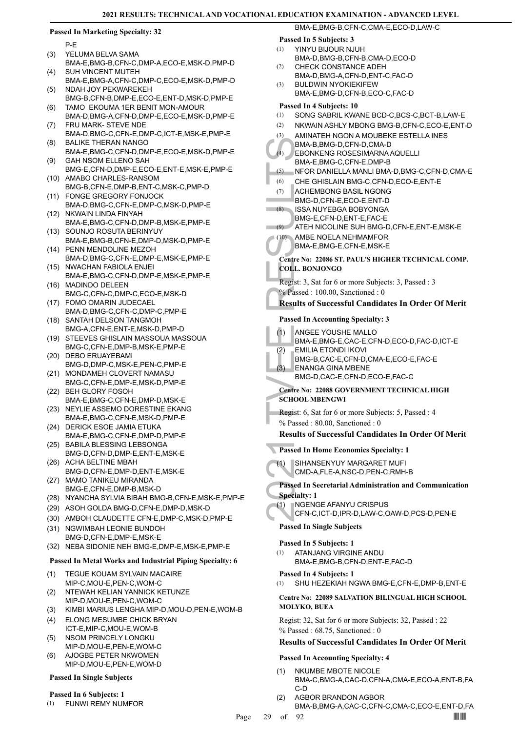#### Passed In Marketing Specialty: 32

P-E

(3) YELUMA BELVA SAMA BMA-E,BMG-B,CFN-C,DMP-A,ECO-E,MSK-D,PMP-D
(4) SUH VINCENT MUTEH BMA-E,BMG-A,CFN-C,DMP-C,ECO-E,MSK-D,PMP-D
(5) NDAH JOY PEKWAREKEH BMG-B,CFN-B,DMP-E,ECO-E,ENT-D,MSK-D,PMP-E
(6) TAMO EKOUMA 1ER BENIT MON-AMOUR BMA-D,BMG-A,CFN-D,DMP-E,ECO-E,MSK-D,PMP-E
(7) FRU MARK- STEVE NDE BMA-D,BMG-C,CFN-E,DMP-C,ICT-E,MSK-E,PMP-E
(8) BALIKE THERAN NANGO BMA-E,BMG-C,CFN-D,DMP-E,ECO-E,MSK-D,PMP-E
(9) GAH NSOM ELLENO SAH BMG-E,CFN-D,DMP-E,ECO-E,ENT-E,MSK-E,PMP-E
(10) AMABO CHARLES-RANSOM BMG-B,CFN-E,DMP-B,ENT-C,MSK-C,PMP-D
(11) FONGE GREGORY FONJOCK BMA-D,BMG-C,CFN-E,DMP-C,MSK-D,PMP-E
(12) NKWAIN LINDA FINYAH BMA-E,BMG-C,CFN-D,DMP-B,MSK-E,PMP-E
(13) SOUNJO ROSUTA BERINYUY BMA-E,BMG-B,CFN-E,DMP-D,MSK-D,PMP-E
(14) PENN MENDOLINE MEZOH BMA-D,BMG-C,CFN-E,DMP-E,MSK-E,PMP-E
(15) NWACHAN FABIOLA ENJEI BMA-E,BMG-C,CFN-D,DMP-E,MSK-E,PMP-E
(16) MADINDO DELEEN BMG-C,CFN-C,DMP-C,ECO-E,MSK-D
(17) FOMO OMARIN JUDECAEL BMA-D,BMG-C,CFN-C,DMP-C,PMP-E
(18) SANTAH DELSON TANGMOH BMG-A,CFN-E,ENT-E,MSK-D,PMP-D
(19) STEEVES GHISLAIN MASSOUA MASSOUA BMG-C,CFN-E,DMP-B,MSK-E,PMP-E
(20) DEBO ERUAYEBAMI BMG-D,DMP-C,MSK-E,PEN-C,PMP-E
(21) MONDAMEH CLOVERT NAMASU BMG-C,CFN-E,DMP-E,MSK-D,PMP-E
(22) BEH GLORY FOSOH BMA-E,BMG-C,CFN-E,DMP-D,MSK-E
(23) NEYLIE ASSEMO DORESTINE EKANG BMA-E,BMG-C,CFN-E,MSK-D,PMP-E
(24) DERICK ESOE JAMIA ETUKA BMA-E,BMG-C,CFN-E,DMP-D,PMP-E
(25) BABILA BLESSING LEBSONGA BMG-D,CFN-D,DMP-E,ENT-E,MSK-E
(26) ACHA BELTINE MBAH BMG-D,CFN-E,DMP-D,ENT-E,MSK-E
(27) MAMO TANIKEU MIRANDA BMG-E,CFN-E,DMP-B,MSK-D
(28) NYANCHA SYLVIA BIBAH BMG-B,CFN-E,MSK-E,PMP-E
(29) ASOH GOLDA BMG-D,CFN-E,DMP-D,MSK-D
(30) AMBOH CLAUDETTE CFN-E,DMP-C,MSK-D,PMP-E
(31) NGWIMBAH LEONIE BUNDOH BMG-D,CFN-E,DMP-E,MSK-E
(32) NEBA SIDONIE NEH BMG-E,DMP-E,MSK-E,PMP-E

#### Passed In Metal Works and Industrial Piping Specialty: 6

(1) TEGUE KOUAM SYLVAIN MACAIRE MIP-C,MOU-E,PEN-C,WOM-C
(2) NTEWAH KELIAN YANNICK KETUNZE MIP-D,MOU-E,PEN-C,WOM-C
(3) KIMBI MARIUS LENGHA MIP-D,MOU-D,PEN-E,WOM-B
(4) ELONG MESUMBE CHICK BRYAN ICT-E,MIP-C,MOU-E,WOM-B
(5) NSOM PRINCELY LONGKU MIP-D,MOU-E,PEN-E,WOM-C
(6) AJOGBE PETER NKWOMEN MIP-D,MOU-E,PEN-E,WOM-D

#### Passed In Single Subjects

#### Passed In 6 Subjects: 1

(1) FUNWI REMY NUMFOR BMA-E,BMG-B,CFN-C,CMA-E,ECO-D,LAW-C

#### Passed In 5 Subjects: 3

(1) YINYU BIJOUR NJUH BMA-D,BMG-B,CFN-B,CMA-D,ECO-D
(2) CHECK CONSTANCE ADEH BMA-D,BMG-A,CFN-D,ENT-C,FAC-D
(3) BULDWIN NYOKIEKIFEW BMA-E,BMG-D,CFN-B,ECO-C,FAC-D

#### Passed In 4 Subjects: 10

(1) SONG SABRIL KWANE BCD-C,BCS-C,BCT-B,LAW-E
(2) NKWAIN ASHLY MBONG BMG-B,CFN-C,ECO-E,ENT-D
(3) AMINATEH NGON A MOUBEKE ESTELLA INES BMA-B,BMG-D,CFN-D,CMA-D
(4) EBONKENG ROSESIMARNA AQUELLI BMA-E,BMG-C,CFN-E,DMP-B
(5) NFOR DANIELLA MANLI BMA-D,BMG-C,CFN-D,CMA-E
(6) CHE GHISLAIN BMG-C,CFN-D,ECO-E,ENT-E
(7) ACHEMBONG BASIL NGONG BMG-D,CFN-E,ECO-E,ENT-D
(8) ISSA NUYEBGA BOBYONGA BMG-E,CFN-D,ENT-E,FAC-E
(9) ATEH NICOLINE SUH BMG-D,CFN-E,ENT-E,MSK-E
(10) AMBE NOELA NEHMAMFOR BMA-E,BMG-E,CFN-E,MSK-E

#### Centre No: 22086 ST. PAUL'S HIGHER TECHNICAL COMP. COLL. BONJONGO

Regist: 3, Sat for 6 or more Subjects: 3, Passed : 3

% Passed : 100.00, Sanctioned : 0

### Results of Successful Candidates In Order Of Merit

#### Passed In Accounting Specialty: 3

(1) ANGEE YOUSHE MALLO BMA-E,BMG-E,CAC-E,CFN-D,ECO-D,FAC-D,ICT-E
(2) EMILIA ETONDI IKOVI BMG-B,CAC-E,CFN-D,CMA-E,ECO-E,FAC-E
(3) ENANGA GINA MBENE BMG-D,CAC-E,CFN-D,ECO-E,FAC-C

#### Centre No: 22088 GOVERNMENT TECHNICAL HIGH SCHOOL MBENGWI

Regist: 6, Sat for 6 or more Subjects: 5, Passed : 4

% Passed : 80.00, Sanctioned : 0

### Results of Successful Candidates In Order Of Merit

#### Passed In Home Economics Specialty: 1

(1) SIHANSENYUY MARGARET MUFI CMD-A,FLE-A,NSC-D,PEN-C,RMH-B

#### Passed In Secretarial Administration and Communication Specialty: 1

(1) NGENGE AFANYU CRISPUS CFN-C,ICT-D,IPR-D,LAW-C,OAW-D,PCS-D,PEN-E

#### Passed In Single Subjects

#### Passed In 5 Subjects: 1

(1) ATANJANG VIRGINE ANDU BMA-E,BMG-B,CFN-D,ENT-E,FAC-D

#### Passed In 4 Subjects: 1

(1) SHU HEZEKIAH NGWA BMG-E,CFN-E,DMP-B,ENT-E

#### Centre No: 22089 SALVATION BILINGUAL HIGH SCHOOL MOLYKO, BUEA

Regist: 32, Sat for 6 or more Subjects: 32, Passed : 22

% Passed : 68.75, Sanctioned : 0

### Results of Successful Candidates In Order Of Merit

#### Passed In Accounting Specialty: 4

(1) NKUMBE MBOTE NICOLE BMA-C,BMG-A,CAC-D,CFN-A,CMA-E,ECO-A,ENT-B,FAC-D
(2) AGBOR BRANDON AGBOR BMA-B,BMG-A,CAC-C,CFN-C,CMA-C,ECO-E,ENT-D,FA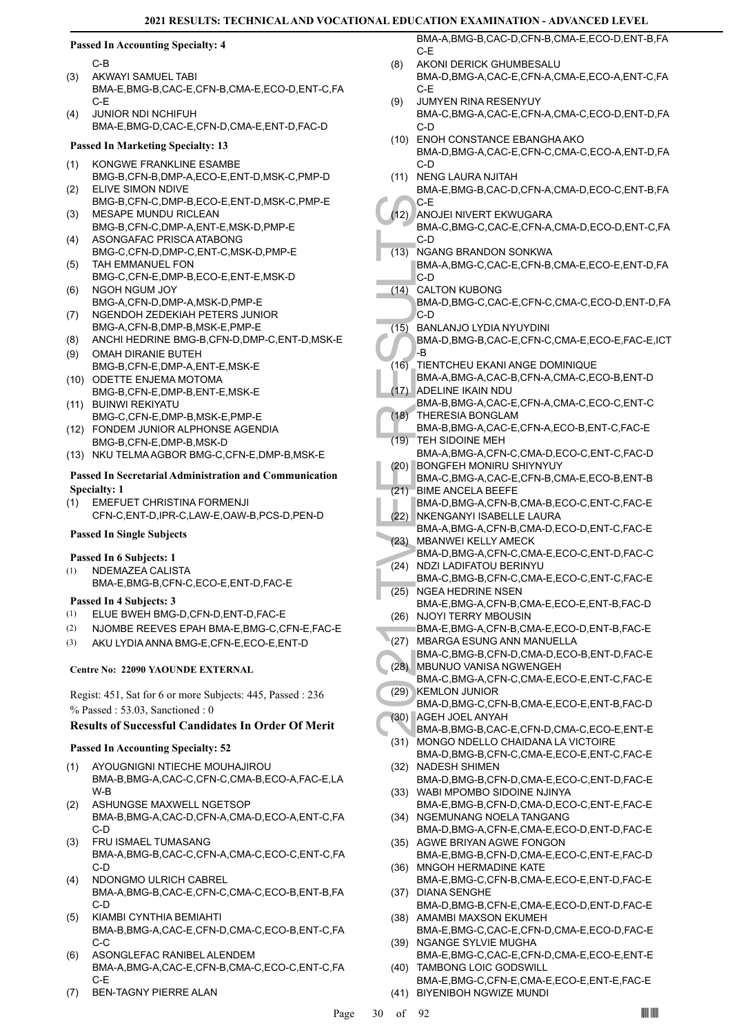**Passed In Accounting Specialty: 4**

C-B

(3) AKWAYI SAMUEL TABI BMA-E,BMG-B,CAC-E,CFN-B,CMA-E,ECO-D,ENT-C,FAC-E
(4) JUNIOR NDI NCHIFUH BMA-E,BMG-D,CAC-E,CFN-D,CMA-E,ENT-D,FAC-D

**Passed In Marketing Specialty: 13**

(1) KONGWE FRANKLINE ESAMBE BMG-B,CFN-B,DMP-A,ECO-E,ENT-D,MSK-C,PMP-D
(2) ELIVE SIMON NDIVE BMG-B,CFN-C,DMP-B,ECO-E,ENT-D,MSK-C,PMP-E
(3) MESAPE MUNDU RICLEAN BMG-B,CFN-C,DMP-A,ENT-E,MSK-D,PMP-E
(4) ASONGAFAC PRISCA ATABONG BMG-C,CFN-D,DMP-C,ENT-C,MSK-D,PMP-E
(5) TAH EMMANUEL FON BMG-C,CFN-E,DMP-B,ECO-E,ENT-E,MSK-D
(6) NGOH NGUM JOY BMG-A,CFN-D,DMP-A,MSK-D,PMP-E
(7) NGENDOH ZEDEKIAH PETERS JUNIOR BMG-A,CFN-B,DMP-B,MSK-E,PMP-E
(8) ANCHI HEDRINE BMG-B,CFN-D,DMP-C,ENT-D,MSK-E
(9) OMAH DIRANIE BUTEH BMG-B,CFN-E,DMP-A,ENT-E,MSK-E
(10) ODETTE ENJEMA MOTOMA BMG-B,CFN-E,DMP-B,ENT-E,MSK-E
(11) BUINWI REKIYATU BMG-C,CFN-E,DMP-B,MSK-E,PMP-E
(12) FONDEM JUNIOR ALPHONSE AGENDIA BMG-B,CFN-E,DMP-B,MSK-D
(13) NKU TELMA AGBOR BMG-C,CFN-E,DMP-B,MSK-E

**Passed In Secretarial Administration and Communication Specialty: 1**

(1) EMEFUET CHRISTINA FORMENJI CFN-C,ENT-D,IPR-C,LAW-E,OAW-B,PCS-D,PEN-D

**Passed In Single Subjects**

**Passed In 6 Subjects: 1**

(1) NDEMAZEA CALISTA BMA-E,BMG-B,CFN-C,ECO-E,ENT-D,FAC-E

**Passed In 4 Subjects: 3**

(1) ELUE BWEH BMG-D,CFN-D,ENT-D,FAC-E
(2) NJOMBE REEVES EPAH BMA-E,BMG-C,CFN-E,FAC-E
(3) AKU LYDIA ANNA BMG-E,CFN-E,ECO-E,ENT-D

**Centre No: 22090 YAOUNDE EXTERNAL**

Regist: 451, Sat for 6 or more Subjects: 445, Passed : 236
% Passed : 53.03, Sanctioned : 0

### Results of Successful Candidates In Order Of Merit

**Passed In Accounting Specialty: 52**

(1) AYOUGNIGNI NTIECHE MOUHAJIROU BMA-B,BMG-A,CAC-C,CFN-C,CMA-B,ECO-A,FAC-E,LAW-B
(2) ASHUNGSE MAXWELL NGETSOP BMA-B,BMG-A,CAC-D,CFN-A,CMA-D,ECO-A,ENT-C,FAC-D
(3) FRU ISMAEL TUMASANG BMA-A,BMG-B,CAC-C,CFN-A,CMA-C,ECO-C,ENT-C,FAC-D
(4) NDONGMO ULRICH CABREL BMA-A,BMG-B,CAC-E,CFN-C,CMA-C,ECO-B,ENT-B,FAC-D
(5) KIAMBI CYNTHIA BEMIAHTI BMA-B,BMG-A,CAC-E,CFN-D,CMA-C,ECO-B,ENT-C,FAC-C
(6) ASONGLEFAC RANIBEL ALENDEM BMA-A,BMG-A,CAC-E,CFN-B,CMA-C,ECO-C,ENT-C,FAC-E
(7) BEN-TAGNY PIERRE ALAN BMA-A,BMG-B,CAC-D,CFN-B,CMA-E,ECO-D,ENT-B,FAC-E
(8) AKONI DERICK GHUMBESALU BMA-D,BMG-A,CAC-E,CFN-A,CMA-E,ECO-A,ENT-C,FAC-E
(9) JUMYEN RINA RESENYUY BMA-C,BMG-A,CAC-E,CFN-A,CMA-C,ECO-D,ENT-D,FAC-D
(10) ENOH CONSTANCE EBANGHA AKO BMA-D,BMG-A,CAC-E,CFN-C,CMA-C,ECO-A,ENT-D,FAC-D
(11) NENG LAURA NJITAH BMA-E,BMG-B,CAC-D,CFN-A,CMA-D,ECO-C,ENT-B,FAC-E
(12) ANOJEI NIVERT EKWUGARA BMA-C,BMG-C,CAC-E,CFN-A,CMA-D,ECO-D,ENT-C,FAC-D
(13) NGANG BRANDON SONKWA BMA-A,BMG-C,CAC-E,CFN-B,CMA-E,ECO-E,ENT-D,FAC-D
(14) CALTON KUBONG BMA-D,BMG-C,CAC-E,CFN-C,CMA-C,ECO-D,ENT-D,FAC-D
(15) BANLANJO LYDIA NYUYDINI BMA-D,BMG-B,CAC-E,CFN-C,CMA-E,ECO-E,FAC-E,ICT-B
(16) TIENTCHEU EKANI ANGE DOMINIQUE BMA-A,BMG-A,CAC-B,CFN-A,CMA-C,ECO-B,ENT-D
(17) ADELINE IKAIN NDU BMA-B,BMG-A,CAC-E,CFN-A,CMA-C,ECO-C,ENT-C
(18) THERESIA BONGLAM BMA-B,BMG-A,CAC-E,CFN-A,ECO-B,ENT-C,FAC-E
(19) TEH SIDOINE MEH BMA-A,BMG-A,CFN-C,CMA-D,ECO-C,ENT-C,FAC-D
(20) BONGFEH MONIRU SHIYNYUY BMA-C,BMG-A,CAC-E,CFN-B,CMA-E,ECO-B,ENT-B
(21) BIME ANCELA BEEFE BMA-D,BMG-A,CFN-B,CMA-B,ECO-C,ENT-C,FAC-E
(22) NKENGANYI ISABELLE LAURA BMA-A,BMG-A,CFN-B,CMA-D,ECO-D,ENT-C,FAC-E
(23) MBANWEI KELLY AMECK BMA-D,BMG-A,CFN-C,CMA-E,ECO-C,ENT-D,FAC-C
(24) NDZI LADIFATOU BERINYU BMA-C,BMG-B,CFN-C,CMA-E,ECO-C,ENT-C,FAC-E
(25) NGEA HEDRINE NSEN BMA-E,BMG-A,CFN-B,CMA-E,ECO-E,ENT-B,FAC-D
(26) NJOYI TERRY MBOUSIN BMA-E,BMG-A,CFN-B,CMA-E,ECO-D,ENT-B,FAC-E
(27) MBARGA ESUNG ANN MANUELLA BMA-C,BMG-B,CFN-D,CMA-D,ECO-B,ENT-D,FAC-E
(28) MBUNUO VANISA NGWENGEH BMA-C,BMG-A,CFN-C,CMA-E,ECO-E,ENT-C,FAC-E
(29) KEMLON JUNIOR BMA-D,BMG-C,CFN-B,CMA-E,ECO-E,ENT-B,FAC-D
(30) AGEH JOEL ANYAH BMA-B,BMG-B,CAC-E,CFN-D,CMA-C,ECO-E,ENT-E
(31) MONGO NDELLO CHAIDANA LA VICTOIRE BMA-D,BMG-B,CFN-C,CMA-E,ECO-E,ENT-C,FAC-E
(32) NADESH SHIMEN BMA-D,BMG-B,CFN-D,CMA-E,ECO-C,ENT-D,FAC-E
(33) WABI MPOMBO SIDOINE NJINYA BMA-E,BMG-B,CFN-D,CMA-D,ECO-C,ENT-E,FAC-E
(34) NGEMUNANG NOELA TANGANG BMA-D,BMG-A,CFN-E,CMA-E,ECO-D,ENT-D,FAC-E
(35) AGWE BRIYAN AGWE FONGON BMA-E,BMG-B,CFN-D,CMA-E,ECO-C,ENT-E,FAC-D
(36) MNGOH HERMADINE KATE BMA-E,BMG-C,CFN-B,CMA-E,ECO-E,ENT-D,FAC-E
(37) DIANA SENGHE BMA-D,BMG-B,CFN-E,CMA-E,ECO-D,ENT-D,FAC-E
(38) AMAMBI MAXSON EKUMEH BMA-E,BMG-C,CAC-E,CFN-D,CMA-E,ECO-D,FAC-E
(39) NGANGE SYLVIE MUGHA BMA-E,BMG-C,CAC-E,CFN-D,CMA-E,ECO-E,ENT-E
(40) TAMBONG LOIC GODSWILL BMA-E,BMG-C,CFN-E,CMA-E,ECO-E,ENT-E,FAC-E
(41) BIYENIBOH NGWIZE MUNDI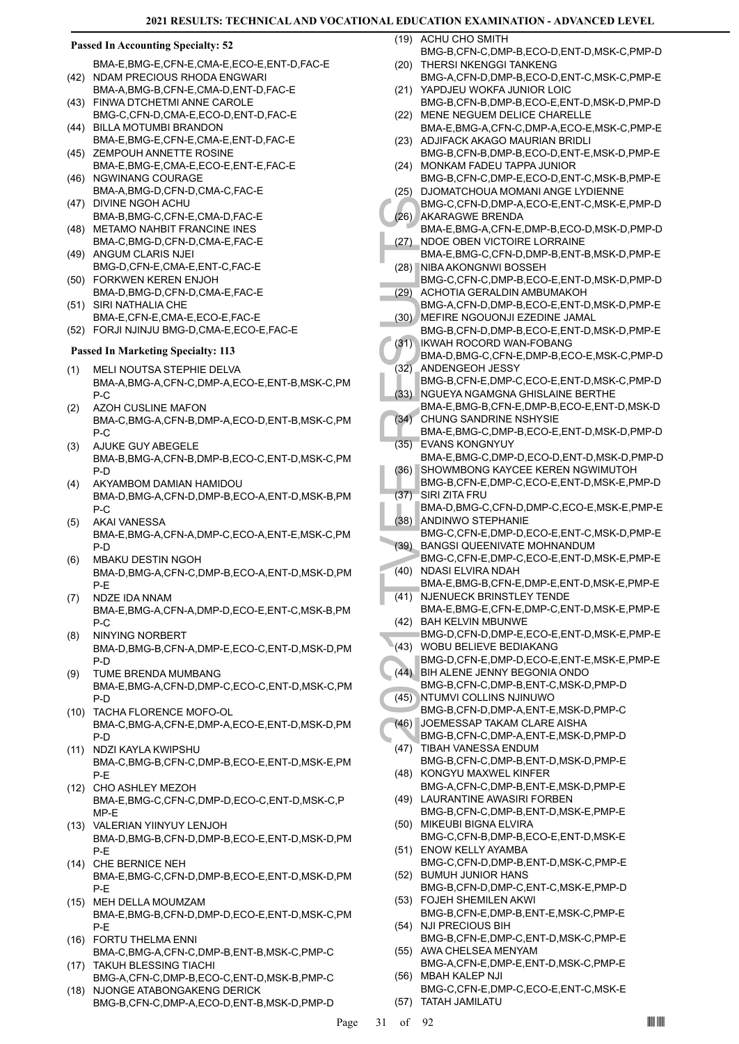**Passed In Accounting Specialty: 52**

BMA-E,BMG-E,CFN-E,CMA-E,ECO-E,ENT-D,FAC-E

(42) NDAM PRECIOUS RHODA ENGWARI
BMA-A,BMG-B,CFN-E,CMA-D,ENT-D,FAC-E
(43) FINWA DTCHETMI ANNE CAROLE
BMG-C,CFN-D,CMA-E,ECO-D,ENT-D,FAC-E
(44) BILLA MOTUMBI BRANDON
BMA-E,BMG-E,CFN-E,CMA-E,ENT-D,FAC-E
(45) ZEMPOUH ANNETTE ROSINE
BMA-E,BMG-E,CMA-E,ECO-E,ENT-E,FAC-E
(46) NGWINANG COURAGE
BMA-A,BMG-D,CFN-D,CMA-C,FAC-E
(47) DIVINE NGOH ACHU
BMA-B,BMG-C,CFN-E,CMA-D,FAC-E
(48) METAMO NAHBIT FRANCINE INES
BMA-C,BMG-D,CFN-D,CMA-E,FAC-E
(49) ANGUM CLARIS NJEI
BMG-D,CFN-E,CMA-E,ENT-C,FAC-E
(50) FORKWEN KEREN ENJOH
BMA-D,BMG-D,CFN-D,CMA-E,FAC-E
(51) SIRI NATHALIA CHE
BMA-E,CFN-E,CMA-E,ECO-E,FAC-E
(52) FORJI NJINJU BMG-D,CMA-E,ECO-E,FAC-E

**Passed In Marketing Specialty: 113**

(1) MELI NOUTSA STEPHIE DELVA
BMA-A,BMG-A,CFN-C,DMP-A,ECO-E,ENT-B,MSK-C,PMP-C
(2) AZOH CUSLINE MAFON
BMA-C,BMG-A,CFN-B,DMP-A,ECO-D,ENT-B,MSK-C,PMP-C
(3) AJUKE GUY ABEGELE
BMA-B,BMG-A,CFN-B,DMP-B,ECO-C,ENT-D,MSK-C,PMP-D
(4) AKYAMBOM DAMIAN HAMIDOU
BMA-D,BMG-A,CFN-D,DMP-B,ECO-A,ENT-D,MSK-B,PMP-C
(5) AKAI VANESSA
BMA-E,BMG-A,CFN-A,DMP-C,ECO-A,ENT-E,MSK-C,PMP-D
(6) MBAKU DESTIN NGOH
BMA-D,BMG-A,CFN-C,DMP-B,ECO-A,ENT-D,MSK-D,PMP-E
(7) NDZE IDA NNAM
BMA-E,BMG-A,CFN-A,DMP-D,ECO-E,ENT-C,MSK-B,PMP-C
(8) NINYING NORBERT
BMA-D,BMG-B,CFN-A,DMP-E,ECO-C,ENT-D,MSK-D,PMP-D
(9) TUME BRENDA MUMBANG
BMA-E,BMG-A,CFN-D,DMP-C,ECO-C,ENT-D,MSK-C,PMP-D
(10) TACHA FLORENCE MOFO-OL
BMA-C,BMG-A,CFN-E,DMP-A,ECO-E,ENT-D,MSK-D,PMP-D
(11) NDZI KAYLA KWIPSHU
BMA-C,BMG-B,CFN-C,DMP-B,ECO-E,ENT-D,MSK-E,PMP-E
(12) CHO ASHLEY MEZOH
BMA-E,BMG-C,CFN-C,DMP-D,ECO-C,ENT-D,MSK-C,PMP-E
(13) VALERIAN YIINYUY LENJOH
BMA-D,BMG-B,CFN-D,DMP-B,ECO-E,ENT-D,MSK-D,PMP-E
(14) CHE BERNICE NEH
BMA-E,BMG-C,CFN-D,DMP-B,ECO-E,ENT-D,MSK-D,PMP-E
(15) MEH DELLA MOUMZAM
BMA-E,BMG-B,CFN-D,DMP-D,ECO-E,ENT-D,MSK-C,PMP-E
(16) FORTU THELMA ENNI
BMA-C,BMG-A,CFN-C,DMP-B,ENT-B,MSK-C,PMP-C
(17) TAKUH BLESSING TIACHI
BMG-A,CFN-C,DMP-B,ECO-C,ENT-D,MSK-B,PMP-C
(18) NJONGE ATABONGAKENG DERICK
BMG-B,CFN-C,DMP-A,ECO-D,ENT-B,MSK-D,PMP-D
(19) ACHU CHO SMITH
BMG-B,CFN-C,DMP-B,ECO-D,ENT-D,MSK-C,PMP-D
(20) THERSI NKENGGI TANKENG
BMG-A,CFN-D,DMP-B,ECO-D,ENT-C,MSK-C,PMP-E
(21) YAPDJEU WOKFA JUNIOR LOIC
BMG-B,CFN-B,DMP-B,ECO-E,ENT-D,MSK-D,PMP-D
(22) MENE NEGUEM DELICE CHARELLE
BMA-E,BMG-A,CFN-C,DMP-A,ECO-E,MSK-C,PMP-E
(23) ADJIFACK AKAGO MAURIAN BRIDLI
BMG-B,CFN-B,DMP-B,ECO-D,ENT-E,MSK-D,PMP-E
(24) MONKAM FADEU TAPPA JUNIOR
BMG-B,CFN-C,DMP-E,ECO-D,ENT-C,MSK-B,PMP-E
(25) DJOMATCHOUA MOMANI ANGE LYDIENNE
BMG-C,CFN-D,DMP-A,ECO-E,ENT-C,MSK-E,PMP-D
(26) AKARAGWE BRENDA
BMA-E,BMG-A,CFN-E,DMP-B,ECO-D,MSK-D,PMP-D
(27) NDOE OBEN VICTOIRE LORRAINE
BMA-E,BMG-C,CFN-D,DMP-B,ENT-B,MSK-D,PMP-E
(28) NIBA AKONGNWI BOSSEH
BMG-C,CFN-C,DMP-B,ECO-E,ENT-D,MSK-D,PMP-D
(29) ACHOTIA GERALDIN AMBUMAKOH
BMG-A,CFN-D,DMP-B,ECO-E,ENT-D,MSK-D,PMP-E
(30) MEFIRE NGOUONJI EZEDINE JAMAL
BMG-B,CFN-D,DMP-B,ECO-E,ENT-D,MSK-D,PMP-E
(31) IKWAH ROCORD WAN-FOBANG
BMA-D,BMG-C,CFN-E,DMP-B,ECO-E,MSK-C,PMP-D
(32) ANDENGEOH JESSY
BMG-B,CFN-E,DMP-C,ECO-E,ENT-D,MSK-C,PMP-D
(33) NGUEYA NGAMGNA GHISLAINE BERTHE
BMA-E,BMG-B,CFN-E,DMP-B,ECO-E,ENT-D,MSK-D
(34) CHUNG SANDRINE NSHYSIE
BMA-E,BMG-C,DMP-B,ECO-E,ENT-D,MSK-D,PMP-D
(35) EVANS KONGNYUY
BMA-E,BMG-C,DMP-D,ECO-D,ENT-D,MSK-D,PMP-D
(36) SHOWMBONG KAYCEE KEREN NGWIMUTOH
BMG-B,CFN-E,DMP-C,ECO-E,ENT-D,MSK-E,PMP-D
(37) SIRI ZITA FRU
BMA-D,BMG-C,CFN-D,DMP-C,ECO-E,MSK-E,PMP-E
(38) ANDINWO STEPHANIE
BMG-C,CFN-E,DMP-D,ECO-E,ENT-C,MSK-D,PMP-E
(39) BANGSI QUEENIVATE MOHNANDUM
BMG-C,CFN-E,DMP-C,ECO-E,ENT-D,MSK-E,PMP-E
(40) NDASI ELVIRA NDAH
BMA-E,BMG-B,CFN-E,DMP-E,ENT-D,MSK-E,PMP-E
(41) NJENUECK BRINSTLEY TENDE
BMA-E,BMG-E,CFN-E,DMP-C,ENT-D,MSK-E,PMP-E
(42) BAH KELVIN MBUNWE
BMG-D,CFN-D,DMP-E,ECO-E,ENT-D,MSK-E,PMP-E
(43) WOBU BELIEVE BEDIAKANG
BMG-D,CFN-E,DMP-D,ECO-E,ENT-E,MSK-E,PMP-E
(44) BIH ALENE JENNY BEGONIA ONDO
BMG-B,CFN-C,DMP-B,ENT-C,MSK-D,PMP-D
(45) NTUMVI COLLINS NJINUWO
BMG-B,CFN-D,DMP-A,ENT-E,MSK-D,PMP-C
(46) JOEMESSAP TAKAM CLARE AISHA
BMG-B,CFN-C,DMP-A,ENT-E,MSK-D,PMP-D
(47) TIBAH VANESSA ENDUM
BMG-B,CFN-C,DMP-B,ENT-D,MSK-D,PMP-E
(48) KONGYU MAXWEL KINFER
BMG-A,CFN-C,DMP-B,ENT-E,MSK-D,PMP-E
(49) LAURANTINE AWASIRI FORBEN
BMG-B,CFN-C,DMP-B,ENT-D,MSK-E,PMP-E
(50) MIKEUBI BIGNA ELVIRA
BMG-C,CFN-B,DMP-B,ECO-E,ENT-D,MSK-E
(51) ENOW KELLY AYAMBA
BMG-C,CFN-D,DMP-B,ENT-D,MSK-C,PMP-E
(52) BUMUH JUNIOR HANS
BMG-B,CFN-D,DMP-C,ENT-C,MSK-E,PMP-D
(53) FOJEH SHEMILEN AKWI
BMG-B,CFN-E,DMP-B,ENT-E,MSK-C,PMP-E
(54) NJI PRECIOUS BIH
BMG-B,CFN-E,DMP-C,ENT-D,MSK-C,PMP-E
(55) AWA CHELSEA MENYAM
BMG-A,CFN-E,DMP-E,ENT-D,MSK-C,PMP-E
(56) MBAH KALEP NJI
BMG-C,CFN-E,DMP-C,ECO-E,ENT-C,MSK-E
(57) TATAH JAMILATU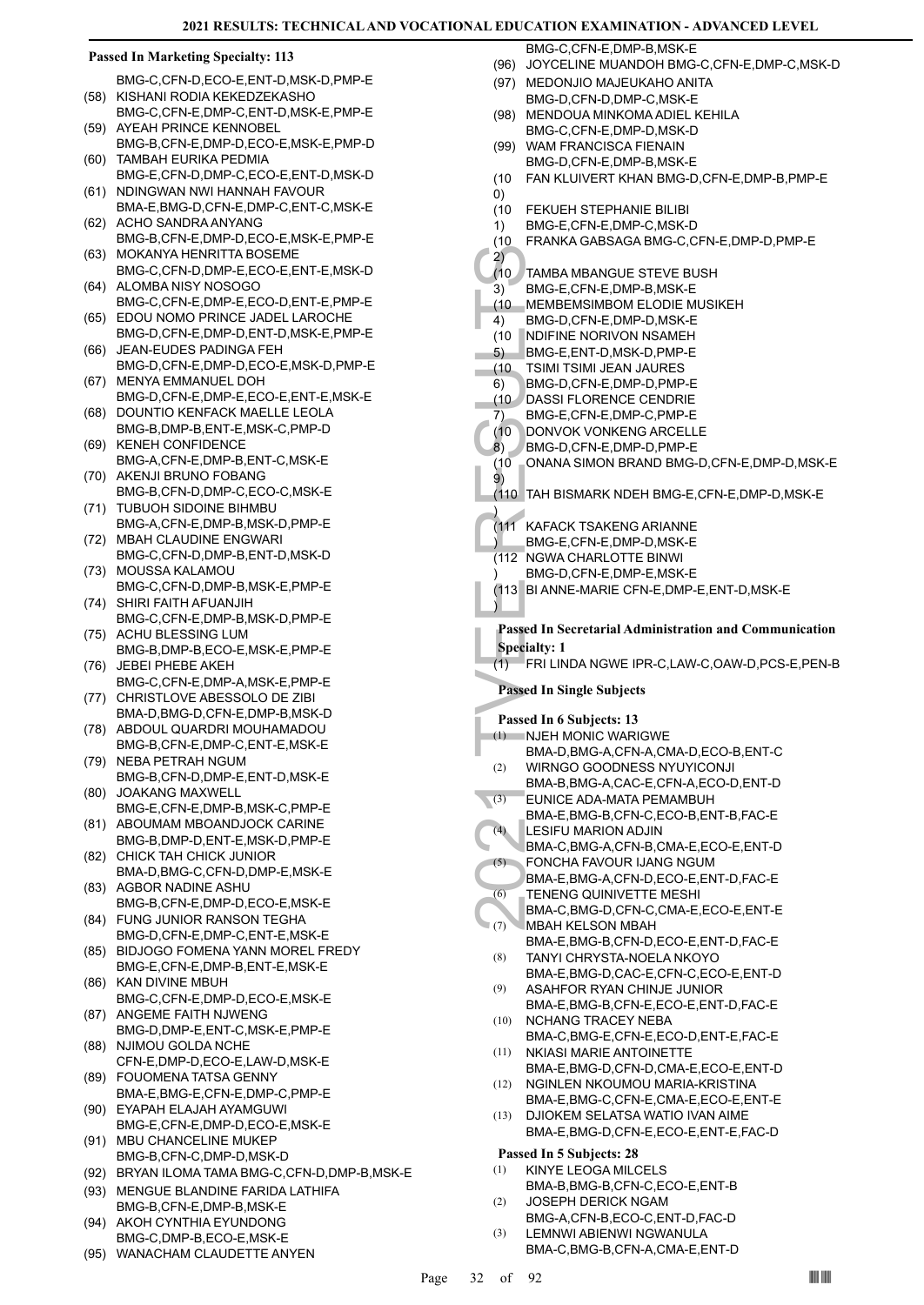**Passed In Marketing Specialty: 113**

BMG-C,CFN-D,ECO-E,ENT-D,MSK-D,PMP-E

(58) KISHANI RODIA KEKEDZEKASHO BMG-C,CFN-E,DMP-C,ENT-D,MSK-E,PMP-E
(59) AYEAH PRINCE KENNOBEL BMG-B,CFN-E,DMP-D,ECO-E,MSK-E,PMP-D
(60) TAMBAH EURIKA PEDMIA BMG-E,CFN-D,DMP-C,ECO-E,ENT-D,MSK-D
(61) NDINGWAN NWI HANNAH FAVOUR BMA-E,BMG-D,CFN-E,DMP-C,ENT-C,MSK-E
(62) ACHO SANDRA ANYANG BMG-B,CFN-E,DMP-D,ECO-E,MSK-E,PMP-E
(63) MOKANYA HENRITTA BOSEME BMG-C,CFN-D,DMP-E,ECO-E,ENT-E,MSK-D
(64) ALOMBA NISY NOSOGO BMG-C,CFN-E,DMP-E,ECO-D,ENT-E,PMP-E
(65) EDOU NOMO PRINCE JADEL LAROCHE BMG-D,CFN-E,DMP-D,ENT-D,MSK-E,PMP-E
(66) JEAN-EUDES PADINGA FEH BMG-D,CFN-E,DMP-D,ECO-E,MSK-D,PMP-E
(67) MENYA EMMANUEL DOH BMG-D,CFN-E,DMP-E,ECO-E,ENT-E,MSK-E
(68) DOUNTIO KENFACK MAELLE LEOLA BMG-B,DMP-B,ENT-E,MSK-C,PMP-D
(69) KENEH CONFIDENCE BMG-A,CFN-E,DMP-B,ENT-C,MSK-E
(70) AKENJI BRUNO FOBANG BMG-B,CFN-D,DMP-C,ECO-C,MSK-E
(71) TUBUOH SIDOINE BIHMBU BMG-A,CFN-E,DMP-B,MSK-D,PMP-E
(72) MBAH CLAUDINE ENGWARI BMG-C,CFN-D,DMP-B,ENT-D,MSK-D
(73) MOUSSA KALAMOU BMG-C,CFN-D,DMP-B,MSK-E,PMP-E
(74) SHIRI FAITH AFUANJIH BMG-C,CFN-E,DMP-B,MSK-D,PMP-E
(75) ACHU BLESSING LUM BMG-B,DMP-B,ECO-E,MSK-E,PMP-E
(76) JEBEI PHEBE AKEH BMG-C,CFN-E,DMP-A,MSK-E,PMP-E
(77) CHRISTLOVE ABESSOLO DE ZIBI BMA-D,BMG-D,CFN-E,DMP-B,MSK-D
(78) ABDOUL QUARDRI MOUHAMADOU BMG-B,CFN-E,DMP-C,ENT-E,MSK-E
(79) NEBA PETRAH NGUM BMG-B,CFN-D,DMP-E,ENT-D,MSK-E
(80) JOAKANG MAXWELL BMG-E,CFN-E,DMP-B,MSK-C,PMP-E
(81) ABOUMAM MBOANDJOCK CARINE BMG-B,DMP-D,ENT-E,MSK-D,PMP-E
(82) CHICK TAH CHICK JUNIOR BMA-D,BMG-C,CFN-D,DMP-E,MSK-E
(83) AGBOR NADINE ASHU BMG-B,CFN-E,DMP-D,ECO-E,MSK-E
(84) FUNG JUNIOR RANSON TEGHA BMG-D,CFN-E,DMP-C,ENT-E,MSK-E
(85) BIDJOGO FOMENA YANN MOREL FREDY BMG-E,CFN-E,DMP-B,ENT-E,MSK-E
(86) KAN DIVINE MBUH BMG-C,CFN-E,DMP-D,ECO-E,MSK-E
(87) ANGEME FAITH NJWENG BMG-D,DMP-E,ENT-C,MSK-E,PMP-E
(88) NJIMOU GOLDA NCHE CFN-E,DMP-D,ECO-E,LAW-D,MSK-E
(89) FOUOMENA TATSA GENNY BMA-E,BMG-E,CFN-E,DMP-C,PMP-E
(90) EYAPAH ELAJAH AYAMGUWI BMG-E,CFN-E,DMP-D,ECO-E,MSK-E
(91) MBU CHANCELINE MUKEP BMG-B,CFN-C,DMP-D,MSK-D
(92) BRYAN ILOMA TAMA BMG-C,CFN-D,DMP-B,MSK-E
(93) MENGUE BLANDINE FARIDA LATHIFA BMG-B,CFN-E,DMP-B,MSK-E
(94) AKOH CYNTHIA EYUNDONG BMG-C,DMP-B,ECO-E,MSK-E
(95) WANACHAM CLAUDETTE ANYEN BMG-C,CFN-E,DMP-B,MSK-E
(96) JOYCELINE MUANDOH BMG-C,CFN-E,DMP-C,MSK-D
(97) MEDONJIO MAJEUKAHO ANITA BMG-D,CFN-D,DMP-C,MSK-E
(98) MENDOUA MINKOMA ADIEL KEHILA BMG-C,CFN-E,DMP-D,MSK-D
(99) WAM FRANCISCA FIENAIN BMG-D,CFN-E,DMP-B,MSK-E
(100) FAN KLUIVERT KHAN BMG-D,CFN-E,DMP-B,PMP-E
(101) FEKUEH STEPHANIE BILIBI BMG-E,CFN-E,DMP-C,MSK-D
(102) FRANKA GABSAGA BMG-C,CFN-E,DMP-D,PMP-E
(103) TAMBA MBANGUE STEVE BUSH BMG-E,CFN-E,DMP-B,MSK-E
(104) MEMBEMSIMBOM ELODIE MUSIKEH BMG-D,CFN-E,DMP-D,MSK-E
(105) NDIFINE NORIVON NSAMEH BMG-E,ENT-D,MSK-D,PMP-E
(106) TSIMI TSIMI JEAN JAURES BMG-D,CFN-E,DMP-D,PMP-E
(107) DASSI FLORENCE CENDRIE BMG-E,CFN-E,DMP-C,PMP-E
(108) DONVOK VONKENG ARCELLE BMG-D,CFN-E,DMP-D,PMP-E
(109) ONANA SIMON BRAND BMG-D,CFN-E,DMP-D,MSK-E
(110) TAH BISMARK NDEH BMG-E,CFN-E,DMP-D,MSK-E
(111) KAFACK TSAKENG ARIANNE BMG-E,CFN-E,DMP-D,MSK-E
(112) NGWA CHARLOTTE BINWI BMG-D,CFN-E,DMP-E,MSK-E
(113) BI ANNE-MARIE CFN-E,DMP-E,ENT-D,MSK-E

**Passed In Secretarial Administration and Communication Specialty: 1**

(1) FRI LINDA NGWE IPR-C,LAW-C,OAW-D,PCS-E,PEN-B

**Passed In Single Subjects**

**Passed In 6 Subjects: 13**

(1) NJEH MONIC WARIGWE BMA-D,BMG-A,CFN-A,CMA-D,ECO-B,ENT-C
(2) WIRNGO GOODNESS NYUYICONJI BMA-B,BMG-A,CAC-E,CFN-A,ECO-D,ENT-D
(3) EUNICE ADA-MATA PEMAMBUH BMA-E,BMG-B,CFN-C,ECO-B,ENT-B,FAC-E
(4) LESIFU MARION ADJIN BMA-C,BMG-A,CFN-B,CMA-E,ECO-E,ENT-D
(5) FONCHA FAVOUR IJANG NGUM BMA-E,BMG-A,CFN-D,ECO-E,ENT-D,FAC-E
(6) TENENG QUINIVETTE MESHI BMA-C,BMG-D,CFN-C,CMA-E,ECO-E,ENT-E
(7) MBAH KELSON MBAH BMA-E,BMG-B,CFN-D,ECO-E,ENT-D,FAC-E
(8) TANYI CHRYSTA-NOELA NKOYO BMA-E,BMG-D,CAC-E,CFN-C,ECO-E,ENT-D
(9) ASAHFOR RYAN CHINJE JUNIOR BMA-E,BMG-B,CFN-E,ECO-E,ENT-D,FAC-E
(10) NCHANG TRACEY NEBA BMA-C,BMG-E,CFN-E,ECO-D,ENT-E,FAC-E
(11) NKIASI MARIE ANTOINETTE BMA-E,BMG-D,CFN-D,CMA-E,ECO-E,ENT-D
(12) NGINLEN NKOUMOU MARIA-KRISTINA BMA-E,BMG-C,CFN-E,CMA-E,ECO-E,ENT-E
(13) DJIOKEM SELATSA WATIO IVAN AIME BMA-E,BMG-D,CFN-E,ECO-E,ENT-E,FAC-D

**Passed In 5 Subjects: 28**

(1) KINYE LEOGA MILCELS BMA-B,BMG-B,CFN-C,ECO-E,ENT-B
(2) JOSEPH DERICK NGAM BMG-A,CFN-B,ECO-C,ENT-D,FAC-D
(3) LEMNWI ABIENWI NGWANULA BMA-C,BMG-B,CFN-A,CMA-E,ENT-D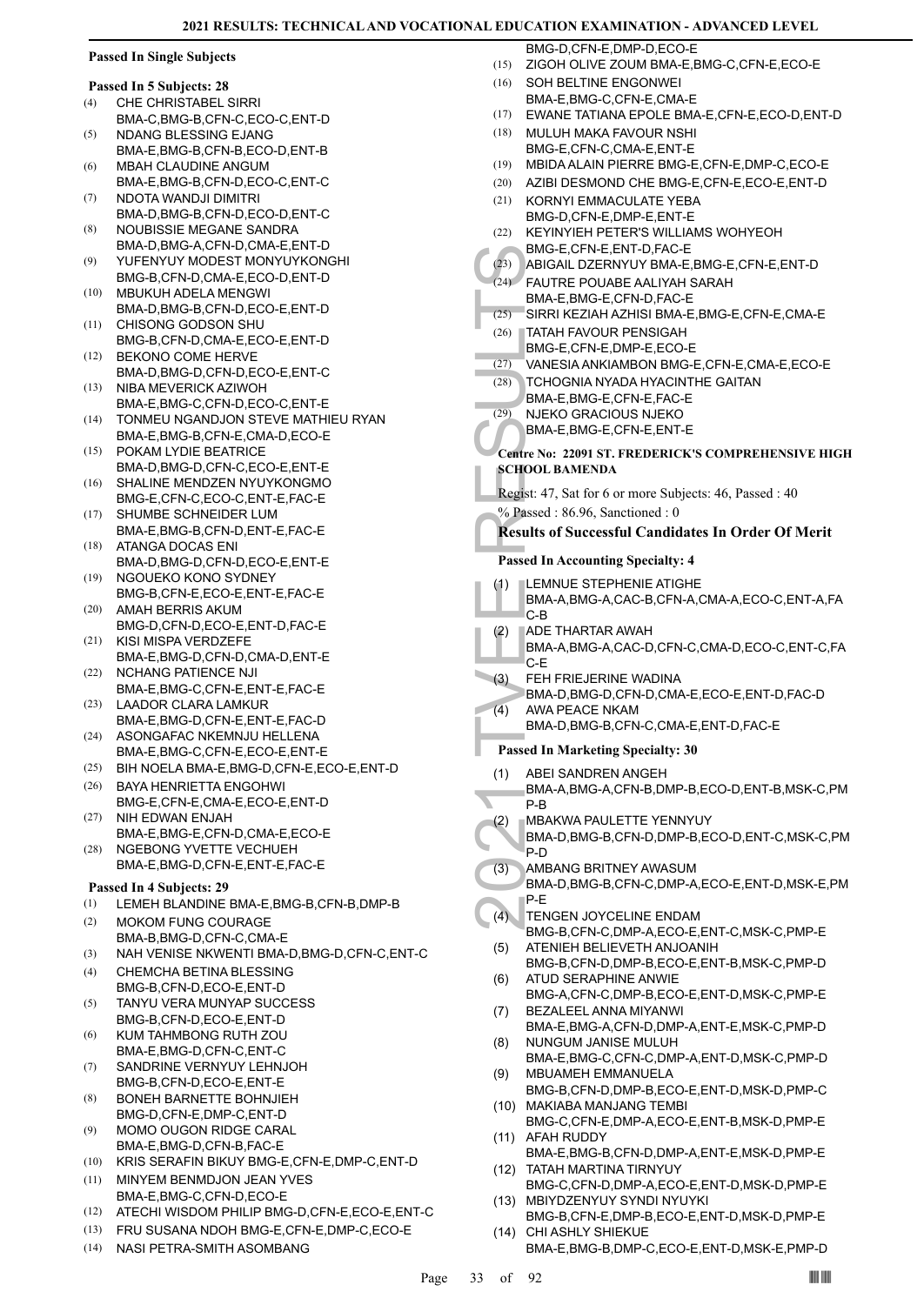### Passed In Single Subjects

**Passed In 5 Subjects: 28**

(4) CHE CHRISTABEL SIRRI BMA-C,BMG-B,CFN-C,ECO-C,ENT-D
(5) NDANG BLESSING EJANG BMA-E,BMG-B,CFN-B,ECO-D,ENT-B
(6) MBAH CLAUDINE ANGUM BMA-E,BMG-B,CFN-D,ECO-C,ENT-C
(7) NDOTA WANDJI DIMITRI BMA-D,BMG-B,CFN-D,ECO-D,ENT-C
(8) NOUBISSIE MEGANE SANDRA BMA-D,BMG-A,CFN-D,CMA-E,ENT-D
(9) YUFENYUY MODEST MONYUYKONGHI BMG-B,CFN-D,CMA-E,ECO-D,ENT-D
(10) MBUKUH ADELA MENGWI BMA-D,BMG-B,CFN-D,ECO-E,ENT-D
(11) CHISONG GODSON SHU BMG-B,CFN-D,CMA-E,ECO-E,ENT-D
(12) BEKONO COME HERVE BMA-D,BMG-D,CFN-D,ECO-E,ENT-C
(13) NIBA MEVERICK AZIWOH BMA-E,BMG-C,CFN-D,ECO-C,ENT-E
(14) TONMEU NGANDJON STEVE MATHIEU RYAN BMA-E,BMG-B,CFN-E,CMA-D,ECO-E
(15) POKAM LYDIE BEATRICE BMA-D,BMG-D,CFN-C,ECO-E,ENT-E
(16) SHALINE MENDZEN NYUYKONGMO BMG-E,CFN-C,ECO-C,ENT-E,FAC-E
(17) SHUMBE SCHNEIDER LUM BMA-E,BMG-B,CFN-D,ENT-E,FAC-E
(18) ATANGA DOCAS ENI BMA-D,BMG-D,CFN-D,ECO-E,ENT-E
(19) NGOUEKO KONO SYDNEY BMG-B,CFN-E,ECO-E,ENT-E,FAC-E
(20) AMAH BERRIS AKUM BMG-D,CFN-D,ECO-E,ENT-D,FAC-E
(21) KISI MISPA VERDZEFE BMA-E,BMG-D,CFN-D,CMA-D,ENT-E
(22) NCHANG PATIENCE NJI BMA-E,BMG-C,CFN-E,ENT-E,FAC-E
(23) LAADOR CLARA LAMKUR BMA-E,BMG-D,CFN-E,ENT-E,FAC-D
(24) ASONGAFAC NKEMNJU HELLENA BMA-E,BMG-C,CFN-E,ECO-E,ENT-E
(25) BIH NOELA BMA-E,BMG-D,CFN-E,ECO-E,ENT-D
(26) BAYA HENRIETTA ENGOHWI BMG-E,CFN-E,CMA-E,ECO-E,ENT-D
(27) NIH EDWAN ENJAH BMA-E,BMG-E,CFN-D,CMA-E,ECO-E
(28) NGEBONG YVETTE VECHUEH BMA-E,BMG-D,CFN-E,ENT-E,FAC-E

**Passed In 4 Subjects: 29**

(1) LEMEH BLANDINE BMA-E,BMG-B,CFN-B,DMP-B
(2) MOKOM FUNG COURAGE BMA-B,BMG-D,CFN-C,CMA-E
(3) NAH VENISE NKWENTI BMA-D,BMG-D,CFN-C,ENT-C
(4) CHEMCHA BETINA BLESSING BMG-B,CFN-D,ECO-E,ENT-D
(5) TANYU VERA MUNYAP SUCCESS BMG-B,CFN-D,ECO-E,ENT-D
(6) KUM TAHMBONG RUTH ZOU BMA-E,BMG-D,CFN-C,ENT-C
(7) SANDRINE VERNYUY LEHNJOH BMG-B,CFN-D,ECO-E,ENT-E
(8) BONEH BARNETTE BOHNJIEH BMG-D,CFN-E,DMP-C,ENT-D
(9) MOMO OUGON RIDGE CARAL BMA-E,BMG-D,CFN-B,FAC-E
(10) KRIS SERAFIN BIKUY BMG-E,CFN-E,DMP-C,ENT-D
(11) MINYEM BENMDJON JEAN YVES BMA-E,BMG-C,CFN-D,ECO-E
(12) ATECHI WISDOM PHILIP BMG-D,CFN-E,ECO-E,ENT-C
(13) FRU SUSANA NDOH BMG-E,CFN-E,DMP-C,ECO-E
(14) NASI PETRA-SMITH ASOMBANG BMG-D,CFN-E,DMP-D,ECO-E
(15) ZIGOH OLIVE ZOUM BMA-E,BMG-C,CFN-E,ECO-E
(16) SOH BELTINE ENGONWEI BMA-E,BMG-C,CFN-E,CMA-E
(17) EWANE TATIANA EPOLE BMA-E,CFN-E,ECO-D,ENT-D
(18) MULUH MAKA FAVOUR NSHI BMG-E,CFN-C,CMA-E,ENT-E
(19) MBIDA ALAIN PIERRE BMG-E,CFN-E,DMP-C,ECO-E
(20) AZIBI DESMOND CHE BMG-E,CFN-E,ECO-E,ENT-D
(21) KORNYI EMMACULATE YEBA BMG-D,CFN-E,DMP-E,ENT-E
(22) KEYINYIEH PETER'S WILLIAMS WOHYEOH BMG-E,CFN-E,ENT-D,FAC-E
(23) ABIGAIL DZERNYUY BMA-E,BMG-E,CFN-E,ENT-D
(24) FAUTRE POUABE AALIYAH SARAH BMA-E,BMG-E,CFN-D,FAC-E
(25) SIRRI KEZIAH AZHISI BMA-E,BMG-E,CFN-E,CMA-E
(26) TATAH FAVOUR PENSIGAH BMG-E,CFN-E,DMP-E,ECO-E
(27) VANESIA ANKIAMBON BMG-E,CFN-E,CMA-E,ECO-E
(28) TCHOGNIA NYADA HYACINTHE GAITAN BMA-E,BMG-E,CFN-E,FAC-E
(29) NJEKO GRACIOUS NJEKO BMA-E,BMG-E,CFN-E,ENT-E

### Centre No: 22091 ST. FREDERICK'S COMPREHENSIVE HIGH SCHOOL BAMENDA

Regist: 47, Sat for 6 or more Subjects: 46, Passed : 40

% Passed : 86.96, Sanctioned : 0

### Results of Successful Candidates In Order Of Merit

**Passed In Accounting Specialty: 4**

(1) LEMNUE STEPHENIE ATIGHE BMA-A,BMG-A,CAC-B,CFN-A,CMA-A,ECO-C,ENT-A,FAC-B
(2) ADE THARTAR AWAH BMA-A,BMG-A,CAC-D,CFN-C,CMA-D,ECO-C,ENT-C,FAC-E
(3) FEH FRIEJERINE WADINA BMA-D,BMG-D,CFN-D,CMA-E,ECO-E,ENT-D,FAC-D
(4) AWA PEACE NKAM BMA-D,BMG-B,CFN-C,CMA-E,ENT-D,FAC-E

**Passed In Marketing Specialty: 30**

(1) ABEI SANDREN ANGEH BMA-A,BMG-A,CFN-B,DMP-B,ECO-D,ENT-B,MSK-C,PMP-B
(2) MBAKWA PAULETTE YENNYUY BMA-D,BMG-B,CFN-D,DMP-B,ECO-D,ENT-C,MSK-C,PMP-D
(3) AMBANG BRITNEY AWASUM BMA-D,BMG-B,CFN-C,DMP-A,ECO-E,ENT-D,MSK-E,PMP-E
(4) TENGEN JOYCELINE ENDAM BMG-B,CFN-C,DMP-A,ECO-E,ENT-C,MSK-C,PMP-E
(5) ATENIEH BELIEVETH ANJOANIH BMG-B,CFN-D,DMP-B,ECO-E,ENT-B,MSK-C,PMP-D
(6) ATUD SERAPHINE ANWIE BMG-A,CFN-C,DMP-B,ECO-E,ENT-D,MSK-C,PMP-E
(7) BEZALEEL ANNA MIYANWI BMA-E,BMG-A,CFN-D,DMP-A,ENT-E,MSK-C,PMP-D
(8) NUNGUM JANISE MULUH BMA-E,BMG-C,CFN-C,DMP-A,ENT-D,MSK-C,PMP-D
(9) MBUAMEH EMMANUELA BMG-B,CFN-D,DMP-B,ECO-E,ENT-D,MSK-D,PMP-C
(10) MAKIABA MANJANG TEMBI BMG-C,CFN-E,DMP-A,ECO-E,ENT-B,MSK-D,PMP-E
(11) AFAH RUDDY BMA-E,BMG-B,CFN-D,DMP-A,ENT-E,MSK-D,PMP-E
(12) TATAH MARTINA TIRNYUY BMG-C,CFN-D,DMP-A,ECO-E,ENT-D,MSK-D,PMP-E
(13) MBIYDZENYUY SYNDI NYUYKI BMG-B,CFN-E,DMP-B,ECO-E,ENT-D,MSK-D,PMP-E
(14) CHI ASHLY SHIEKUE BMA-E,BMG-B,DMP-C,ECO-E,ENT-D,MSK-E,PMP-D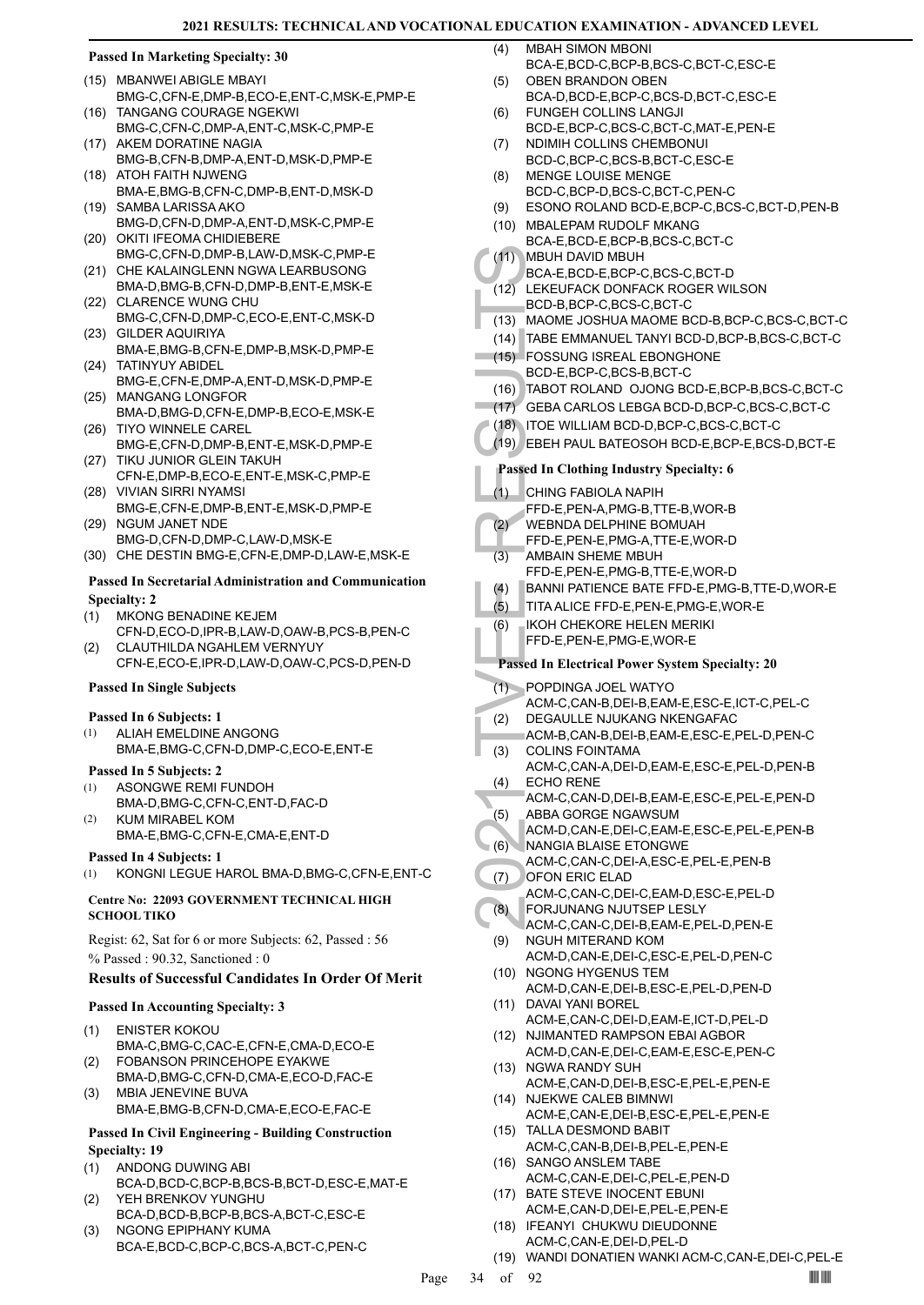#### Passed In Marketing Specialty: 30

(15) MBANWEI ABIGLE MBAYI
BMG-C,CFN-E,DMP-B,ECO-E,ENT-C,MSK-E,PMP-E
(16) TANGANG COURAGE NGEKWI
BMG-C,CFN-C,DMP-A,ENT-C,MSK-C,PMP-E
(17) AKEM DORATINE NAGIA
BMG-B,CFN-B,DMP-A,ENT-D,MSK-D,PMP-E
(18) ATOH FAITH NJWENG
BMA-E,BMG-B,CFN-C,DMP-B,ENT-D,MSK-D
(19) SAMBA LARISSA AKO
BMG-D,CFN-D,DMP-A,ENT-D,MSK-C,PMP-E
(20) OKITI IFEOMA CHIDIEBERE
BMG-C,CFN-D,DMP-B,LAW-D,MSK-C,PMP-E
(21) CHE KALAINGLENN NGWA LEARBUSONG
BMA-D,BMG-B,CFN-D,DMP-B,ENT-E,MSK-E
(22) CLARENCE WUNG CHU
BMG-C,CFN-D,DMP-C,ECO-E,ENT-C,MSK-D
(23) GILDER AQUIRIYA
BMA-E,BMG-B,CFN-E,DMP-B,MSK-D,PMP-E
(24) TATINYUY ABIDEL
BMG-E,CFN-E,DMP-A,ENT-D,MSK-D,PMP-E
(25) MANGANG LONGFOR
BMA-D,BMG-D,CFN-E,DMP-B,ECO-E,MSK-E
(26) TIYO WINNELE CAREL
BMG-E,CFN-D,DMP-B,ENT-E,MSK-D,PMP-E
(27) TIKU JUNIOR GLEIN TAKUH
CFN-E,DMP-B,ECO-E,ENT-E,MSK-C,PMP-E
(28) VIVIAN SIRRI NYAMSI
BMG-E,CFN-E,DMP-B,ENT-E,MSK-D,PMP-E
(29) NGUM JANET NDE
BMG-D,CFN-D,DMP-C,LAW-D,MSK-E
(30) CHE DESTIN BMG-E,CFN-E,DMP-D,LAW-E,MSK-E

#### Passed In Secretarial Administration and Communication Specialty: 2

(1) MKONG BENADINE KEJEM
CFN-D,ECO-D,IPR-B,LAW-D,OAW-B,PCS-B,PEN-C
(2) CLAUTHILDA NGAHLEM VERNYUY
CFN-E,ECO-E,IPR-D,LAW-D,OAW-C,PCS-D,PEN-D

#### Passed In Single Subjects

#### Passed In 6 Subjects: 1

(1) ALIAH EMELDINE ANGONG
BMA-E,BMG-C,CFN-D,DMP-C,ECO-E,ENT-E

#### Passed In 5 Subjects: 2

(1) ASONGWE REMI FUNDOH
BMA-D,BMG-C,CFN-C,ENT-D,FAC-D
(2) KUM MIRABEL KOM
BMA-E,BMG-C,CFN-E,CMA-E,ENT-D

#### Passed In 4 Subjects: 1

(1) KONGNI LEGUE HAROL BMA-D,BMG-C,CFN-E,ENT-C

### Centre No: 22093 GOVERNMENT TECHNICAL HIGH SCHOOL TIKO

Regist: 62, Sat for 6 or more Subjects: 62, Passed : 56
% Passed : 90.32, Sanctioned : 0

### Results of Successful Candidates In Order Of Merit

#### Passed In Accounting Specialty: 3

(1) ENISTER KOKOU
BMA-C,BMG-C,CAC-E,CFN-E,CMA-D,ECO-E
(2) FOBANSON PRINCEHOPE EYAKWE
BMA-D,BMG-C,CFN-D,CMA-E,ECO-D,FAC-E
(3) MBIA JENEVINE BUVA
BMA-E,BMG-B,CFN-D,CMA-E,ECO-E,FAC-E

#### Passed In Civil Engineering - Building Construction Specialty: 19

(1) ANDONG DUWING ABI
BCA-D,BCD-C,BCP-B,BCS-B,BCT-D,ESC-E,MAT-E
(2) YEH BRENKOV YUNGHU
BCA-D,BCD-B,BCP-B,BCS-A,BCT-C,ESC-E
(3) NGONG EPIPHANY KUMA
BCA-E,BCD-C,BCP-C,BCS-A,BCT-C,PEN-C
(4) MBAH SIMON MBONI
BCA-E,BCD-C,BCP-B,BCS-C,BCT-C,ESC-E
(5) OBEN BRANDON OBEN
BCA-D,BCD-E,BCP-C,BCS-D,BCT-C,ESC-E
(6) FUNGEH COLLINS LANGJI
BCD-E,BCP-C,BCS-C,BCT-C,MAT-E,PEN-E
(7) NDIMIH COLLINS CHEMBONUI
BCD-C,BCP-C,BCS-B,BCT-C,ESC-E
(8) MENGE LOUISE MENGE
BCD-C,BCP-D,BCS-C,BCT-C,PEN-C
(9) ESONO ROLAND BCD-E,BCP-C,BCS-C,BCT-D,PEN-B
(10) MBALEPAM RUDOLF MKANG
BCA-E,BCD-E,BCP-B,BCS-C,BCT-C
(11) MBUH DAVID MBUH
BCA-E,BCD-E,BCP-C,BCS-C,BCT-D
(12) LEKEUFACK DONFACK ROGER WILSON
BCD-B,BCP-C,BCS-C,BCT-C
(13) MAOME JOSHUA MAOME BCD-B,BCP-C,BCS-C,BCT-C
(14) TABE EMMANUEL TANYI BCD-D,BCP-B,BCS-C,BCT-C
(15) FOSSUNG ISREAL EBONGHONE
BCD-E,BCP-C,BCS-B,BCT-C
(16) TABOT ROLAND OJONG BCD-E,BCP-B,BCS-C,BCT-C
(17) GEBA CARLOS LEBGA BCD-D,BCP-C,BCS-C,BCT-C
(18) ITOE WILLIAM BCD-D,BCP-C,BCS-C,BCT-C
(19) EBEH PAUL BATEOSOH BCD-E,BCP-E,BCS-D,BCT-E

#### Passed In Clothing Industry Specialty: 6

(1) CHING FABIOLA NAPIH
FFD-E,PEN-A,PMG-B,TTE-B,WOR-B
(2) WEBNDA DELPHINE BOMUAH
FFD-E,PEN-E,PMG-A,TTE-E,WOR-D
(3) AMBAIN SHEME MBUH
FFD-E,PEN-E,PMG-B,TTE-E,WOR-D
(4) BANNI PATIENCE BATE FFD-E,PMG-B,TTE-D,WOR-E
(5) TITA ALICE FFD-E,PEN-E,PMG-E,WOR-E
(6) IKOH CHEKORE HELEN MERIKI
FFD-E,PEN-E,PMG-E,WOR-E

#### Passed In Electrical Power System Specialty: 20

(1) POPDINGA JOEL WATYO
ACM-C,CAN-B,DEI-B,EAM-E,ESC-E,ICT-C,PEL-C
(2) DEGAULLE NJUKANG NKENGAFAC
ACM-B,CAN-B,DEI-B,EAM-E,ESC-E,PEL-D,PEN-C
(3) COLINS FOINTAMA
ACM-C,CAN-A,DEI-D,EAM-E,ESC-E,PEL-D,PEN-B
(4) ECHO RENE
ACM-C,CAN-D,DEI-B,EAM-E,ESC-E,PEL-E,PEN-D
(5) ABBA GORGE NGAWSUM
ACM-D,CAN-E,DEI-C,EAM-E,ESC-E,PEL-E,PEN-B
(6) NANGIA BLAISE ETONGWE
ACM-C,CAN-C,DEI-A,ESC-E,PEL-E,PEN-B
(7) OFON ERIC ELAD
ACM-C,CAN-C,DEI-C,EAM-D,ESC-E,PEL-D
(8) FORJUNANG NJUTSEP LESLY
ACM-C,CAN-C,DEI-B,EAM-E,PEL-D,PEN-E
(9) NGUH MITERAND KOM
ACM-D,CAN-E,DEI-C,ESC-E,PEL-D,PEN-C
(10) NGONG HYGENUS TEM
ACM-D,CAN-E,DEI-B,ESC-E,PEL-D,PEN-D
(11) DAVAI YANI BOREL
ACM-E,CAN-C,DEI-D,EAM-E,ICT-D,PEL-D
(12) NJIMANTED RAMPSON EBAI AGBOR
ACM-D,CAN-E,DEI-C,EAM-E,ESC-E,PEN-C
(13) NGWA RANDY SUH
ACM-E,CAN-D,DEI-B,ESC-E,PEL-E,PEN-E
(14) NJEKWE CALEB BIMNWI
ACM-E,CAN-E,DEI-B,ESC-E,PEL-E,PEN-E
(15) TALLA DESMOND BABIT
ACM-C,CAN-B,DEI-B,PEL-E,PEN-E
(16) SANGO ANSLEM TABE
ACM-C,CAN-E,DEI-C,PEL-E,PEN-D
(17) BATE STEVE INOCENT EBUNI
ACM-E,CAN-D,DEI-E,PEL-E,PEN-E
(18) IFEANYI CHUKWU DIEUDONNE
ACM-C,CAN-E,DEI-D,PEL-D
(19) WANDI DONATIEN WANKI ACM-C,CAN-E,DEI-C,PEL-E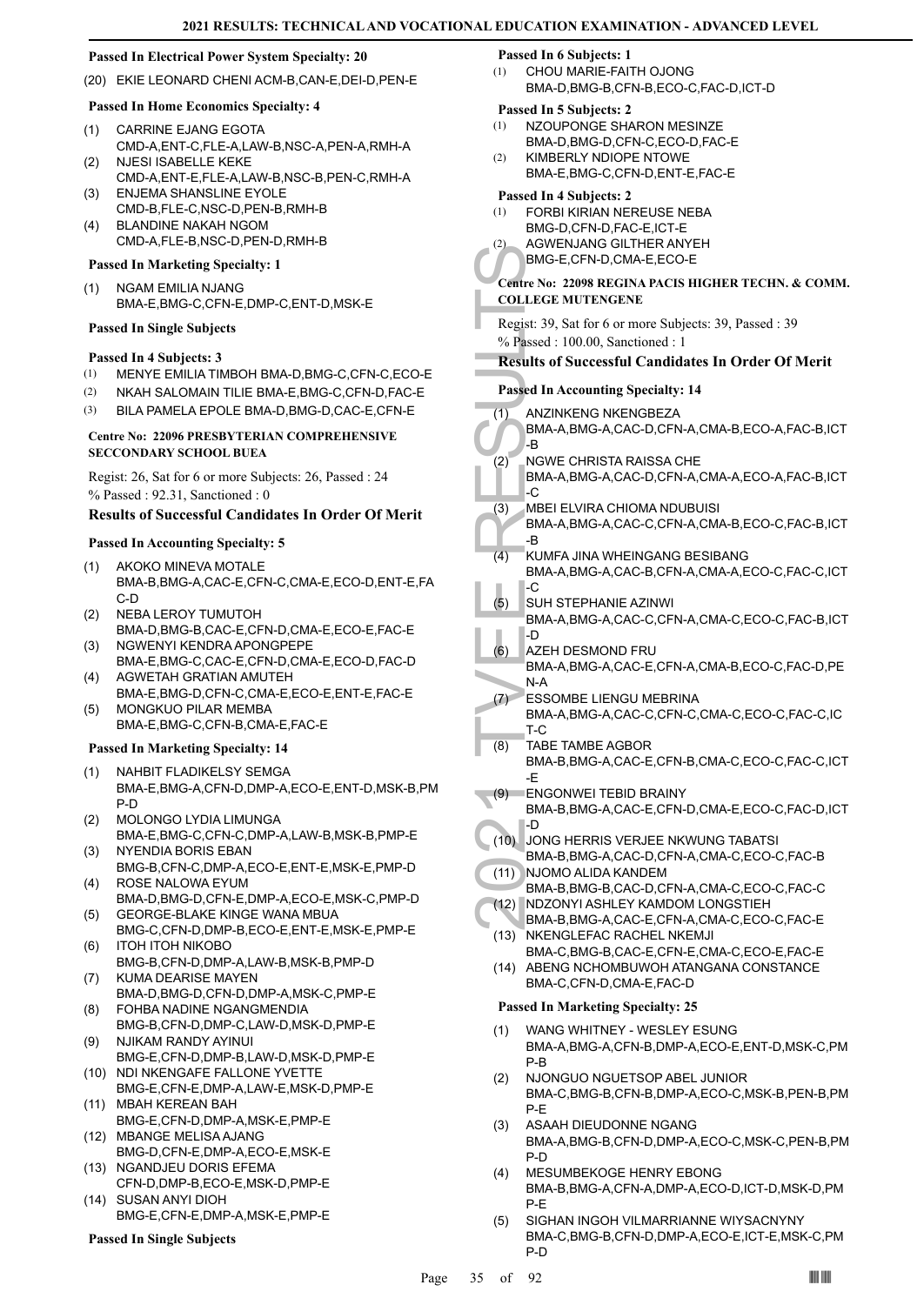#### Passed In Electrical Power System Specialty: 20

(20) EKIE LEONARD CHENI ACM-B,CAN-E,DEI-D,PEN-E

#### Passed In Home Economics Specialty: 4

(1) CARRINE EJANG EGOTA
CMD-A,ENT-C,FLE-A,LAW-B,NSC-A,PEN-A,RMH-A
(2) NJESI ISABELLE KEKE
CMD-A,ENT-E,FLE-A,LAW-B,NSC-B,PEN-C,RMH-A
(3) ENJEMA SHANSLINE EYOLE
CMD-B,FLE-C,NSC-D,PEN-B,RMH-B
(4) BLANDINE NAKAH NGOM
CMD-A,FLE-B,NSC-D,PEN-D,RMH-B

#### Passed In Marketing Specialty: 1

(1) NGAM EMILIA NJANG
BMA-E,BMG-C,CFN-E,DMP-C,ENT-D,MSK-E

#### Passed In Single Subjects

#### Passed In 4 Subjects: 3

(1) MENYE EMILIA TIMBOH BMA-D,BMG-C,CFN-C,ECO-E
(2) NKAH SALOMAIN TILIE BMA-E,BMG-C,CFN-D,FAC-E
(3) BILA PAMELA EPOLE BMA-D,BMG-D,CAC-E,CFN-E

### Centre No: 22096 PRESBYTERIAN COMPREHENSIVE SECCONDARY SCHOOL BUEA

Regist: 26, Sat for 6 or more Subjects: 26, Passed : 24
% Passed : 92.31, Sanctioned : 0

### Results of Successful Candidates In Order Of Merit

#### Passed In Accounting Specialty: 5

(1) AKOKO MINEVA MOTALE
BMA-B,BMG-A,CAC-E,CFN-C,CMA-E,ECO-D,ENT-E,FAC-D
(2) NEBA LEROY TUMUTOH
BMA-D,BMG-B,CAC-E,CFN-D,CMA-E,ECO-E,FAC-E
(3) NGWENYI KENDRA APONGPEPE
BMA-E,BMG-C,CAC-E,CFN-D,CMA-E,ECO-D,FAC-D
(4) AGWETAH GRATIAN AMUTEH
BMA-E,BMG-D,CFN-C,CMA-E,ECO-E,ENT-E,FAC-E
(5) MONGKUO PILAR MEMBA
BMA-E,BMG-C,CFN-B,CMA-E,FAC-E

#### Passed In Marketing Specialty: 14

(1) NAHBIT FLADIKELSY SEMGA
BMA-E,BMG-A,CFN-D,DMP-A,ECO-E,ENT-D,MSK-B,PMP-D
(2) MOLONGO LYDIA LIMUNGA
BMA-E,BMG-C,CFN-C,DMP-A,LAW-B,MSK-B,PMP-E
(3) NYENDIA BORIS EBAN
BMG-B,CFN-C,DMP-A,ECO-E,ENT-E,MSK-E,PMP-D
(4) ROSE NALOWA EYUM
BMA-D,BMG-D,CFN-E,DMP-A,ECO-E,MSK-C,PMP-D
(5) GEORGE-BLAKE KINGE WANA MBUA
BMG-C,CFN-D,DMP-B,ECO-E,ENT-E,MSK-E,PMP-E
(6) ITOH ITOH NIKOBO
BMG-B,CFN-D,DMP-A,LAW-B,MSK-B,PMP-D
(7) KUMA DEARISE MAYEN
BMA-D,BMG-D,CFN-D,DMP-A,MSK-C,PMP-E
(8) FOHBA NADINE NGANGMENDIA
BMG-B,CFN-D,DMP-C,LAW-D,MSK-D,PMP-E
(9) NJIKAM RANDY AYINUI
BMG-E,CFN-D,DMP-B,LAW-D,MSK-D,PMP-E
(10) NDI NKENGAFE FALLONE YVETTE
BMG-E,CFN-E,DMP-A,LAW-E,MSK-D,PMP-E
(11) MBAH KEREAN BAH
BMG-E,CFN-D,DMP-A,MSK-E,PMP-E
(12) MBANGE MELISA AJANG
BMG-D,CFN-E,DMP-A,ECO-E,MSK-E
(13) NGANDJEU DORIS EFEMA
CFN-D,DMP-B,ECO-E,MSK-D,PMP-E
(14) SUSAN ANYI DIOH
BMG-E,CFN-E,DMP-A,MSK-E,PMP-E

#### Passed In Single Subjects

#### Passed In 6 Subjects: 1

(1) CHOU MARIE-FAITH OJONG
BMA-D,BMG-B,CFN-B,ECO-C,FAC-D,ICT-D

#### Passed In 5 Subjects: 2

(1) NZOUPONGE SHARON MESINZE
BMA-D,BMG-D,CFN-C,ECO-D,FAC-E
(2) KIMBERLY NDIOPE NTOWE
BMA-E,BMG-C,CFN-D,ENT-E,FAC-E

#### Passed In 4 Subjects: 2

(1) FORBI KIRIAN NEREUSE NEBA
BMG-D,CFN-D,FAC-E,ICT-E
(2) AGWENJANG GILTHER ANYEH
BMG-E,CFN-D,CMA-E,ECO-E

### Centre No: 22098 REGINA PACIS HIGHER TECHN. & COMM. COLLEGE MUTENGENE

Regist: 39, Sat for 6 or more Subjects: 39, Passed : 39
% Passed : 100.00, Sanctioned : 1

### Results of Successful Candidates In Order Of Merit

#### Passed In Accounting Specialty: 14

(1) ANZINKENG NKENGBEZA
BMA-A,BMG-A,CAC-D,CFN-A,CMA-B,ECO-A,FAC-B,ICT-B
(2) NGWE CHRISTA RAISSA CHE
BMA-A,BMG-A,CAC-D,CFN-A,CMA-A,ECO-A,FAC-B,ICT-C
(3) MBEI ELVIRA CHIOMA NDUBUISI
BMA-A,BMG-A,CAC-C,CFN-A,CMA-B,ECO-C,FAC-B,ICT-B
(4) KUMFA JINA WHEINGANG BESIBANG
BMA-A,BMG-A,CAC-B,CFN-A,CMA-A,ECO-C,FAC-C,ICT-C
(5) SUH STEPHANIE AZINWI
BMA-A,BMG-A,CAC-C,CFN-A,CMA-C,ECO-C,FAC-B,ICT-D
(6) AZEH DESMOND FRU
BMA-A,BMG-A,CAC-E,CFN-A,CMA-B,ECO-C,FAC-D,PEN-A
(7) ESSOMBE LIENGU MEBRINA
BMA-A,BMG-A,CAC-C,CFN-C,CMA-C,ECO-C,FAC-C,ICT-C
(8) TABE TAMBE AGBOR
BMA-B,BMG-A,CAC-E,CFN-B,CMA-C,ECO-C,FAC-C,ICT-E
(9) ENGONWEI TEBID BRAINY
BMA-B,BMG-A,CAC-E,CFN-D,CMA-E,ECO-C,FAC-D,ICT-D
(10) JONG HERRIS VERJEE NKWUNG TABATSI
BMA-B,BMG-A,CAC-D,CFN-A,CMA-C,ECO-C,FAC-B
(11) NJOMO ALIDA KANDEM
BMA-B,BMG-B,CAC-D,CFN-A,CMA-C,ECO-C,FAC-C
(12) NDZONYI ASHLEY KAMDOM LONGSTIEH
BMA-B,BMG-A,CAC-E,CFN-A,CMA-C,ECO-C,FAC-E
(13) NKENGLEFAC RACHEL NKEMJI
BMA-C,BMG-B,CAC-E,CFN-E,CMA-C,ECO-E,FAC-E
(14) ABENG NCHOMBUWOH ATANGANA CONSTANCE
BMA-C,CFN-D,CMA-E,FAC-D

#### Passed In Marketing Specialty: 25

(1) WANG WHITNEY - WESLEY ESUNG
BMA-A,BMG-A,CFN-B,DMP-A,ECO-E,ENT-D,MSK-C,PMP-B
(2) NJONGUO NGUETSOP ABEL JUNIOR
BMA-C,BMG-B,CFN-B,DMP-A,ECO-C,MSK-B,PEN-B,PMP-E
(3) ASAAH DIEUDONNE NGANG
BMA-A,BMG-B,CFN-D,DMP-A,ECO-C,MSK-C,PEN-B,PMP-D
(4) MESUMBEKOGE HENRY EBONG
BMA-B,BMG-A,CFN-A,DMP-A,ECO-D,ICT-D,MSK-D,PMP-E
(5) SIGHAN INGOH VILMARRIANNE WIYSACNYNY
BMA-C,BMG-B,CFN-D,DMP-A,ECO-E,ICT-E,MSK-C,PMP-D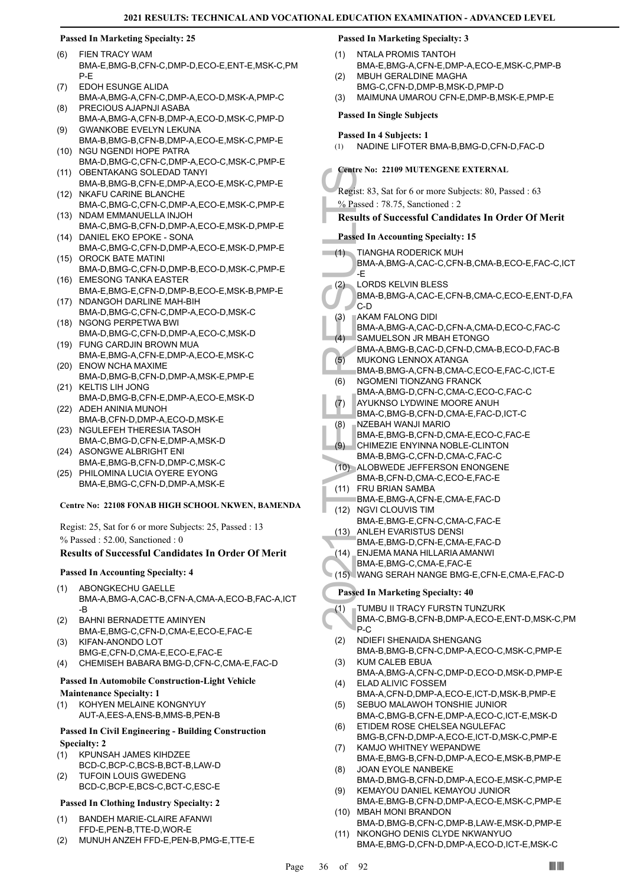**Passed In Marketing Specialty: 25**

(6) FIEN TRACY WAM
BMA-E,BMG-B,CFN-C,DMP-D,ECO-E,ENT-E,MSK-C,PMP-E
(7) EDOH ESUNGE ALIDA
BMA-A,BMG-A,CFN-C,DMP-A,ECO-D,MSK-A,PMP-C
(8) PRECIOUS AJAPNJI ASABA
BMA-A,BMG-A,CFN-B,DMP-A,ECO-D,MSK-C,PMP-D
(9) GWANKOBE EVELYN LEKUNA
BMA-B,BMG-B,CFN-B,DMP-A,ECO-E,MSK-C,PMP-E
(10) NGU NGENDI HOPE PATRA
BMA-D,BMG-C,CFN-C,DMP-A,ECO-C,MSK-C,PMP-E
(11) OBENTAKANG SOLEDAD TANYI
BMA-B,BMG-B,CFN-E,DMP-A,ECO-E,MSK-C,PMP-E
(12) NKAFU CARINE BLANCHE
BMA-C,BMG-C,CFN-C,DMP-A,ECO-E,MSK-C,PMP-E
(13) NDAM EMMANUELLA INJOH
BMA-C,BMG-B,CFN-D,DMP-A,ECO-E,MSK-D,PMP-E
(14) DANIEL EKO EPOKE - SONA
BMA-C,BMG-C,CFN-D,DMP-A,ECO-E,MSK-D,PMP-E
(15) OROCK BATE MATINI
BMA-D,BMG-C,CFN-D,DMP-B,ECO-D,MSK-C,PMP-E
(16) EMESONG TANKA EASTER
BMA-E,BMG-E,CFN-D,DMP-B,ECO-E,MSK-B,PMP-E
(17) NDANGOH DARLINE MAH-BIH
BMA-D,BMG-C,CFN-C,DMP-A,ECO-D,MSK-C
(18) NGONG PERPETWA BWI
BMA-D,BMG-C,CFN-D,DMP-A,ECO-C,MSK-D
(19) FUNG CARDJIN BROWN MUA
BMA-E,BMG-A,CFN-E,DMP-A,ECO-E,MSK-C
(20) ENOW NCHA MAXIME
BMA-D,BMG-B,CFN-D,DMP-A,MSK-E,PMP-E
(21) KELTIS LIH JONG
BMA-D,BMG-B,CFN-E,DMP-A,ECO-E,MSK-D
(22) ADEH ANINIA MUNOH
BMA-B,CFN-D,DMP-A,ECO-D,MSK-E
(23) NGULEFEH THERESIA TASOH
BMA-C,BMG-D,CFN-E,DMP-A,MSK-D
(24) ASONGWE ALBRIGHT ENI
BMA-E,BMG-B,CFN-D,DMP-C,MSK-C
(25) PHILOMINA LUCIA OYERE EYONG
BMA-E,BMG-C,CFN-D,DMP-A,MSK-E

**Centre No: 22108 FONAB HIGH SCHOOL NKWEN, BAMENDA**

Regist: 25, Sat for 6 or more Subjects: 25, Passed : 13
% Passed : 52.00, Sanctioned : 0

### Results of Successful Candidates In Order Of Merit

**Passed In Accounting Specialty: 4**

(1) ABONGKECHU GAELLE
BMA-A,BMG-A,CAC-B,CFN-A,CMA-A,ECO-B,FAC-A,ICT-B
(2) BAHNI BERNADETTE AMINYEN
BMA-E,BMG-C,CFN-D,CMA-E,ECO-E,FAC-E
(3) KIFAN-ANONDO LOT
BMG-E,CFN-D,CMA-E,ECO-E,FAC-E
(4) CHEMISEH BABARA BMG-D,CFN-C,CMA-E,FAC-D

**Passed In Automobile Construction-Light Vehicle Maintenance Specialty: 1**

(1) KOHYEN MELAINE KONGNYUY
AUT-A,EES-A,ENS-B,MMS-B,PEN-B

**Passed In Civil Engineering - Building Construction Specialty: 2**

(1) KPUNSAH JAMES KIHDZEE
BCD-C,BCP-C,BCS-B,BCT-B,LAW-D
(2) TUFOIN LOUIS GWEDENG
BCD-C,BCP-E,BCS-C,BCT-C,ESC-E

**Passed In Clothing Industry Specialty: 2**

(1) BANDEH MARIE-CLAIRE AFANWI
FFD-E,PEN-B,TTE-D,WOR-E
(2) MUNUH ANZEH FFD-E,PEN-B,PMG-E,TTE-E

**Passed In Marketing Specialty: 3**

(1) NTALA PROMIS TANTOH
BMA-E,BMG-A,CFN-E,DMP-A,ECO-E,MSK-C,PMP-B
(2) MBUH GERALDINE MAGHA
BMG-C,CFN-D,DMP-B,MSK-D,PMP-D
(3) MAIMUNA UMAROU CFN-E,DMP-B,MSK-E,PMP-E

**Passed In Single Subjects**

**Passed In 4 Subjects: 1**

(1) NADINE LIFOTER BMA-B,BMG-D,CFN-D,FAC-D

**Centre No: 22109 MUTENGENE EXTERNAL**

Regist: 83, Sat for 6 or more Subjects: 80, Passed : 63
% Passed : 78.75, Sanctioned : 2

### Results of Successful Candidates In Order Of Merit

**Passed In Accounting Specialty: 15**

(1) TIANGHA RODERICK MUH
BMA-A,BMG-A,CAC-C,CFN-B,CMA-B,ECO-E,FAC-C,ICT-E
(2) LORDS KELVIN BLESS
BMA-B,BMG-A,CAC-E,CFN-B,CMA-C,ECO-E,ENT-D,FAC-D
(3) AKAM FALONG DIDI
BMA-A,BMG-A,CAC-D,CFN-A,CMA-D,ECO-C,FAC-C
(4) SAMUELSON JR MBAH ETONGO
BMA-A,BMG-B,CAC-D,CFN-D,CMA-B,ECO-D,FAC-B
(5) MUKONG LENNOX ATANGA
BMA-B,BMG-A,CFN-B,CMA-C,ECO-E,FAC-C,ICT-E
(6) NGOMENI TIONZANG FRANCK
BMA-A,BMG-D,CFN-C,CMA-C,ECO-C,FAC-C
(7) AYUKNSO LYDWINE MOORE ANUH
BMA-C,BMG-B,CFN-D,CMA-E,FAC-D,ICT-C
(8) NZEBAH WANJI MARIO
BMA-E,BMG-B,CFN-D,CMA-E,ECO-C,FAC-E
(9) CHIMEZIE ENYINNA NOBLE-CLINTON
BMA-B,BMG-C,CFN-D,CMA-C,FAC-C
(10) ALOBWEDE JEFFERSON ENONGENE
BMA-B,CFN-D,CMA-C,ECO-E,FAC-E
(11) FRU BRIAN SAMBA
BMA-E,BMG-A,CFN-E,CMA-E,FAC-D
(12) NGVI CLOUVIS TIM
BMA-E,BMG-E,CFN-C,CMA-C,FAC-E
(13) ANLEH EVARISTUS DENSI
BMA-E,BMG-D,CFN-E,CMA-E,FAC-D
(14) ENJEMA MANA HILLARIA AMANWI
BMA-E,BMG-C,CMA-E,FAC-E
(15) WANG SERAH NANGE BMG-E,CFN-E,CMA-E,FAC-D

**Passed In Marketing Specialty: 40**

(1) TUMBU II TRACY FURSTN TUNZURK
BMA-C,BMG-B,CFN-B,DMP-A,ECO-E,ENT-D,MSK-C,PMP-C
(2) NDIEFI SHENAIDA SHENGANG
BMA-B,BMG-B,CFN-C,DMP-A,ECO-C,MSK-C,PMP-E
(3) KUM CALEB EBUA
BMA-A,BMG-A,CFN-C,DMP-D,ECO-D,MSK-D,PMP-E
(4) ELAD ALIVIC FOSSEM
BMA-A,CFN-D,DMP-A,ECO-E,ICT-D,MSK-B,PMP-E
(5) SEBUO MALAWOH TONSHIE JUNIOR
BMA-C,BMG-B,CFN-E,DMP-A,ECO-C,ICT-E,MSK-D
(6) ETIDEM ROSE CHELSEA NGULEFAC
BMG-B,CFN-D,DMP-A,ECO-E,ICT-D,MSK-C,PMP-E
(7) KAMJO WHITNEY WEPANDWE
BMA-E,BMG-B,CFN-D,DMP-A,ECO-E,MSK-B,PMP-E
(8) JOAN EYOLE NANBEKE
BMA-D,BMG-B,CFN-D,DMP-A,ECO-E,MSK-C,PMP-E
(9) KEMAYOU DANIEL KEMAYOU JUNIOR
BMA-E,BMG-B,CFN-D,DMP-A,ECO-E,MSK-C,PMP-E
(10) MBAH MONI BRANDON
BMA-D,BMG-B,CFN-C,DMP-B,LAW-E,MSK-D,PMP-E
(11) NKONGHO DENIS CLYDE NKWANYUO
BMA-E,BMG-D,CFN-D,DMP-A,ECO-D,ICT-E,MSK-C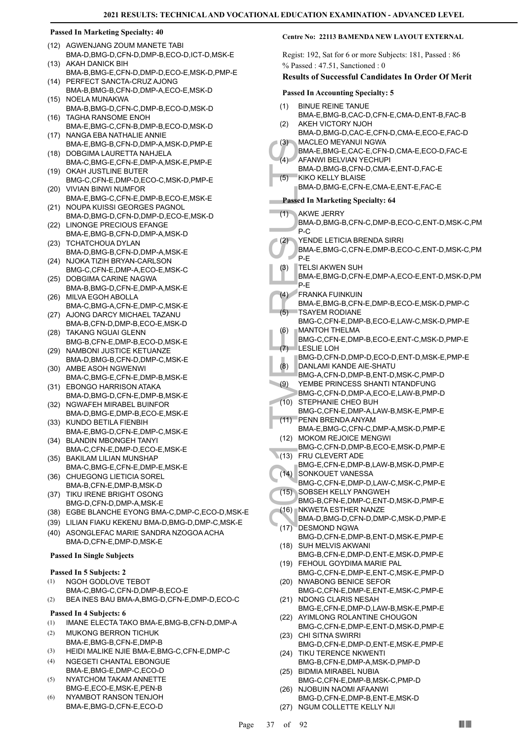#### Passed In Marketing Specialty: 40

(12) AGWENJANG ZOUM MANETE TABI
BMA-D,BMG-D,CFN-D,DMP-B,ECO-D,ICT-D,MSK-E
(13) AKAH DANICK BIH
BMA-B,BMG-E,CFN-D,DMP-D,ECO-E,MSK-D,PMP-E
(14) PERFECT SANCTA-CRUZ AJONG
BMA-B,BMG-B,CFN-D,DMP-A,ECO-E,MSK-D
(15) NOELA MUNAKWA
BMA-B,BMG-D,CFN-C,DMP-B,ECO-D,MSK-D
(16) TAGHA RANSOME ENOH
BMA-E,BMG-C,CFN-B,DMP-B,ECO-D,MSK-D
(17) NANGA EBA NATHALIE ANNIE
BMA-E,BMG-B,CFN-D,DMP-A,MSK-D,PMP-E
(18) DOBGIMA LAURETTA NAHJELA
BMA-C,BMG-E,CFN-E,DMP-A,MSK-E,PMP-E
(19) OKAH JUSTLINE BUTER
BMG-C,CFN-E,DMP-D,ECO-C,MSK-D,PMP-E
(20) VIVIAN BINWI NUMFOR
BMA-E,BMG-C,CFN-E,DMP-B,ECO-E,MSK-E
(21) NOUPA KUISSI GEORGES PAGNOL
BMA-D,BMG-D,CFN-D,DMP-D,ECO-E,MSK-D
(22) LINONGE PRECIOUS EFANGE
BMA-E,BMG-B,CFN-D,DMP-A,MSK-D
(23) TCHATCHOUA DYLAN
BMA-D,BMG-B,CFN-D,DMP-A,MSK-E
(24) NJOKA TIZIH BRYAN-CARLSON
BMG-C,CFN-E,DMP-A,ECO-E,MSK-C
(25) DOBGIMA CARINE NAGWA
BMA-B,BMG-D,CFN-E,DMP-A,MSK-E
(26) MILVA EGOH ABOLLA
BMA-C,BMG-A,CFN-E,DMP-C,MSK-E
(27) AJONG DARCY MICHAEL TAZANU
BMA-B,CFN-D,DMP-B,ECO-E,MSK-D
(28) TAKANG NGUAI GLENN
BMG-B,CFN-E,DMP-B,ECO-D,MSK-E
(29) NAMBONI JUSTICE KETUANZE
BMA-D,BMG-B,CFN-D,DMP-C,MSK-E
(30) AMBE ASOH NGWENWI
BMA-C,BMG-E,CFN-E,DMP-B,MSK-E
(31) EBONGO HARRISON ATAKA
BMA-D,BMG-D,CFN-E,DMP-B,MSK-E
(32) NGWAFEH MIRABEL BUINFOR
BMA-D,BMG-E,DMP-B,ECO-E,MSK-E
(33) KUNDO BETILA FIENBIH
BMA-E,BMG-D,CFN-E,DMP-C,MSK-E
(34) BLANDIN MBONGEH TANYI
BMA-C,CFN-E,DMP-D,ECO-E,MSK-E
(35) BAKILAM LILIAN MUNSHAP
BMA-C,BMG-E,CFN-E,DMP-E,MSK-E
(36) CHUEGONG LIETICIA SOREL
BMA-B,CFN-E,DMP-B,MSK-D
(37) TIKU IRENE BRIGHT OSONG
BMG-D,CFN-D,DMP-A,MSK-E
(38) EGBE BLANCHE EYONG BMA-C,DMP-C,ECO-D,MSK-E
(39) LILIAN FIAKU KEKENU BMA-D,BMG-D,DMP-C,MSK-E
(40) ASONGLEFAC MARIE SANDRA NZOGOA ACHA
BMA-D,CFN-E,DMP-D,MSK-E

#### Passed In Single Subjects

#### Passed In 5 Subjects: 2

(1) NGOH GODLOVE TEBOT
BMA-C,BMG-C,CFN-D,DMP-B,ECO-E
(2) BEA INES BAU BMA-A,BMG-D,CFN-E,DMP-D,ECO-C

#### Passed In 4 Subjects: 6

(1) IMANE ELECTA TAKO BMA-E,BMG-B,CFN-D,DMP-A
(2) MUKONG BERRON TICHUK
BMA-E,BMG-B,CFN-E,DMP-B
(3) HEIDI MALIKE NJIE BMA-E,BMG-C,CFN-E,DMP-C
(4) NGEGETI CHANTAL EBONGUE
BMA-E,BMG-E,DMP-C,ECO-D
(5) NYATCHOM TAKAM ANNETTE
BMG-E,ECO-E,MSK-E,PEN-B
(6) NYAMBOT RANSON TENJOH
BMA-E,BMG-D,CFN-E,ECO-D

#### Centre No: 22113 BAMENDA NEW LAYOUT EXTERNAL

Regist: 192, Sat for 6 or more Subjects: 181, Passed : 86
% Passed : 47.51, Sanctioned : 0

### Results of Successful Candidates In Order Of Merit

#### Passed In Accounting Specialty: 5

(1) BINUE REINE TANUE
BMA-E,BMG-B,CAC-D,CFN-E,CMA-D,ENT-B,FAC-B
(2) AKEH VICTORY NJOH
BMA-D,BMG-D,CAC-E,CFN-D,CMA-E,ECO-E,FAC-D
(3) MACLEO MEYANUI NGWA
BMA-E,BMG-E,CAC-E,CFN-D,CMA-E,ECO-D,FAC-E
(4) AFANWI BELVIAN YECHUPI
BMA-D,BMG-B,CFN-D,CMA-E,ENT-D,FAC-E
(5) KIKO KELLY BLAISE
BMA-D,BMG-E,CFN-E,CMA-E,ENT-E,FAC-E

#### Passed In Marketing Specialty: 64

(1) AKWE JERRY
BMA-D,BMG-B,CFN-C,DMP-B,ECO-C,ENT-D,MSK-C,PMP-C
(2) YENDE LETICIA BRENDA SIRRI
BMA-E,BMG-C,CFN-E,DMP-B,ECO-C,ENT-D,MSK-C,PMP-E
(3) TELSI AKWEN SUH
BMA-E,BMG-D,CFN-E,DMP-A,ECO-E,ENT-D,MSK-D,PMP-E
(4) FRANKA FUINKUIN
BMA-E,BMG-B,CFN-E,DMP-B,ECO-E,MSK-D,PMP-C
(5) TSAYEM RODIANE
BMG-C,CFN-E,DMP-B,ECO-E,LAW-C,MSK-D,PMP-E
(6) MANTOH THELMA
BMG-C,CFN-E,DMP-B,ECO-E,ENT-C,MSK-D,PMP-E
(7) LESLIE LOH
BMG-D,CFN-D,DMP-D,ECO-D,ENT-D,MSK-E,PMP-E
(8) DANLAMI KANDE AIE-SHATU
BMG-A,CFN-D,DMP-B,ENT-D,MSK-C,PMP-D
(9) YEMBE PRINCESS SHANTI NTANDFUNG
BMG-C,CFN-D,DMP-A,ECO-E,LAW-B,PMP-D
(10) STEPHANIE CHEO BUH
BMG-C,CFN-E,DMP-A,LAW-B,MSK-E,PMP-E
(11) PENN BRENDA ANYAM
BMA-E,BMG-C,CFN-C,DMP-A,MSK-D,PMP-E
(12) MOKOM REJOICE MENGWI
BMG-C,CFN-D,DMP-B,ECO-E,MSK-D,PMP-E
(13) FRU CLEVERT ADE
BMG-E,CFN-E,DMP-B,LAW-B,MSK-D,PMP-E
(14) SONKOUET VANESSA
BMG-C,CFN-E,DMP-D,LAW-C,MSK-C,PMP-E
(15) SOBSEH KELLY PANGWEH
BMG-B,CFN-E,DMP-C,ENT-D,MSK-D,PMP-E
(16) NKWETA ESTHER NANZE
BMA-D,BMG-D,CFN-D,DMP-C,MSK-D,PMP-E
(17) DESMOND NGWA
BMG-D,CFN-E,DMP-B,ENT-D,MSK-E,PMP-E
(18) SUH MELVIS AKWANI
BMG-B,CFN-E,DMP-D,ENT-E,MSK-D,PMP-E
(19) FEHOUL GOYDIMA MARIE PAL
BMG-C,CFN-E,DMP-E,ENT-C,MSK-E,PMP-D
(20) NWABONG BENICE SEFOR
BMG-C,CFN-E,DMP-E,ENT-E,MSK-C,PMP-E
(21) NDONG CLARIS NESAH
BMG-E,CFN-E,DMP-D,LAW-B,MSK-E,PMP-E
(22) AYIMLONG ROLANTINE CHOUGON
BMG-C,CFN-E,DMP-E,ENT-D,MSK-D,PMP-E
(23) CHI SITNA SWIRRI
BMG-D,CFN-E,DMP-D,ENT-E,MSK-E,PMP-E
(24) TIKU TERENCE NKWENTI
BMG-B,CFN-E,DMP-A,MSK-D,PMP-D
(25) BIDMIA MIRABEL NUBIA
BMG-C,CFN-E,DMP-B,MSK-C,PMP-D
(26) NJOBUIN NAOMI AFAANWI
BMG-D,CFN-E,DMP-B,ENT-E,MSK-D
(27) NGUM COLLETTE KELLY NJI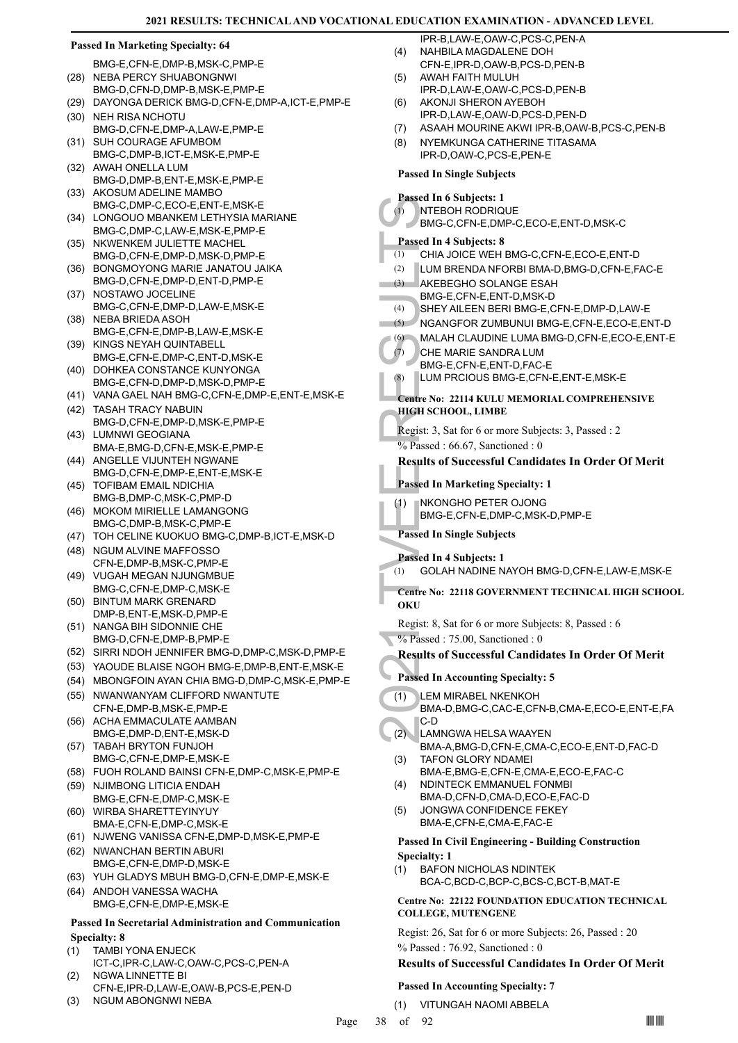**Passed In Marketing Specialty: 64**

BMG-E,CFN-E,DMP-B,MSK-C,PMP-E

(28) NEBA PERCY SHUABONGNWI BMG-D,CFN-D,DMP-B,MSK-E,PMP-E
(29) DAYONGA DERICK BMG-D,CFN-E,DMP-A,ICT-E,PMP-E
(30) NEH RISA NCHOTU BMG-D,CFN-E,DMP-A,LAW-E,PMP-E
(31) SUH COURAGE AFUMBOM BMG-C,DMP-B,ICT-E,MSK-E,PMP-E
(32) AWAH ONELLA LUM BMG-D,DMP-B,ENT-E,MSK-E,PMP-E
(33) AKOSUM ADELINE MAMBO BMG-C,DMP-C,ECO-E,ENT-E,MSK-E
(34) LONGOUO MBANKEM LETHYSIA MARIANE BMG-C,DMP-C,LAW-E,MSK-E,PMP-E
(35) NKWENKEM JULIETTE MACHEL BMG-D,CFN-E,DMP-D,MSK-D,PMP-E
(36) BONGMOYONG MARIE JANATOU JAIKA BMG-D,CFN-E,DMP-D,ENT-D,PMP-E
(37) NOSTAWO JOCELINE BMG-C,CFN-E,DMP-D,LAW-E,MSK-E
(38) NEBA BRIEDA ASOH BMG-E,CFN-E,DMP-B,LAW-E,MSK-E
(39) KINGS NEYAH QUINTABELL BMG-E,CFN-E,DMP-C,ENT-D,MSK-E
(40) DOHKEA CONSTANCE KUNYONGA BMG-E,CFN-D,DMP-D,MSK-D,PMP-E
(41) VANA GAEL NAH BMG-C,CFN-E,DMP-E,ENT-E,MSK-E
(42) TASAH TRACY NABUIN BMG-D,CFN-E,DMP-D,MSK-E,PMP-E
(43) LUMNWI GEOGIANA BMA-E,BMG-D,CFN-E,MSK-E,PMP-E
(44) ANGELLE VIJUNTEH NGWANE BMG-D,CFN-E,DMP-E,ENT-E,MSK-E
(45) TOFIBAM EMAIL NDICHIA BMG-B,DMP-C,MSK-C,PMP-D
(46) MOKOM MIRIELLE LAMANGONG BMG-C,DMP-B,MSK-C,PMP-E
(47) TOH CELINE KUOKUO BMG-C,DMP-B,ICT-E,MSK-D
(48) NGUM ALVINE MAFFOSSO CFN-E,DMP-B,MSK-C,PMP-E
(49) VUGAH MEGAN NJUNGMBUE BMG-C,CFN-E,DMP-C,MSK-E
(50) BINTUM MARK GRENARD DMP-B,ENT-E,MSK-D,PMP-E
(51) NANGA BIH SIDONNIE CHE BMG-D,CFN-E,DMP-B,PMP-E
(52) SIRRI NDOH JENNIFER BMG-D,DMP-C,MSK-D,PMP-E
(53) YAOUDE BLAISE NGOH BMG-E,DMP-B,ENT-E,MSK-E
(54) MBONGFOIN AYAN CHIA BMG-D,DMP-C,MSK-E,PMP-E
(55) NWANWANYAM CLIFFORD NWANTUTE CFN-E,DMP-B,MSK-E,PMP-E
(56) ACHA EMMACULATE AAMBAN BMG-E,DMP-D,ENT-E,MSK-D
(57) TABAH BRYTON FUNJOH BMG-C,CFN-E,DMP-E,MSK-E
(58) FUOH ROLAND BAINSI CFN-E,DMP-C,MSK-E,PMP-E
(59) NJIMBONG LITICIA ENDAH BMG-E,CFN-E,DMP-C,MSK-E
(60) WIRBA SHARETTEYINYUY BMA-E,CFN-E,DMP-C,MSK-E
(61) NJWENG VANISSA CFN-E,DMP-D,MSK-E,PMP-E
(62) NWANCHAN BERTIN ABURI BMG-E,CFN-E,DMP-D,MSK-E
(63) YUH GLADYS MBUH BMG-D,CFN-E,DMP-E,MSK-E
(64) ANDOH VANESSA WACHA BMG-E,CFN-E,DMP-E,MSK-E

**Passed In Secretarial Administration and Communication Specialty: 8**

(1) TAMBI YONA ENJECK ICT-C,IPR-C,LAW-C,OAW-C,PCS-C,PEN-A
(2) NGWA LINNETTE BI CFN-E,IPR-D,LAW-E,OAW-B,PCS-E,PEN-D
(3) NGUM ABONGNWI NEBA IPR-B,LAW-E,OAW-C,PCS-C,PEN-A
(4) NAHBILA MAGDALENE DOH CFN-E,IPR-D,OAW-B,PCS-D,PEN-B
(5) AWAH FAITH MULUH IPR-D,LAW-E,OAW-C,PCS-D,PEN-B
(6) AKONJI SHERON AYEBOH IPR-D,LAW-E,OAW-D,PCS-D,PEN-D
(7) ASAAH MOURINE AKWI IPR-B,OAW-B,PCS-C,PEN-B
(8) NYEMKUNGA CATHERINE TITASAMA IPR-D,OAW-C,PCS-E,PEN-E

**Passed In Single Subjects**

**Passed In 6 Subjects: 1**

(1) NTEBOH RODRIQUE BMG-C,CFN-E,DMP-C,ECO-E,ENT-D,MSK-C

**Passed In 4 Subjects: 8**

(1) CHIA JOICE WEH BMG-C,CFN-E,ECO-E,ENT-D
(2) LUM BRENDA NFORBI BMA-D,BMG-D,CFN-E,FAC-E
(3) AKEBEGHO SOLANGE ESAH BMG-E,CFN-E,ENT-D,MSK-D
(4) SHEY AILEEN BERI BMG-E,CFN-E,DMP-D,LAW-E
(5) NGANGFOR ZUMBUNUI BMG-E,CFN-E,ECO-E,ENT-D
(6) MALAH CLAUDINE LUMA BMG-D,CFN-E,ECO-E,ENT-E
(7) CHE MARIE SANDRA LUM BMG-E,CFN-E,ENT-D,FAC-E
(8) LUM PRCIOUS BMG-E,CFN-E,ENT-E,MSK-E

**Centre No: 22114 KULU MEMORIAL COMPREHENSIVE HIGH SCHOOL, LIMBE**

Regist: 3, Sat for 6 or more Subjects: 3, Passed : 2

% Passed : 66.67, Sanctioned : 0

### Results of Successful Candidates In Order Of Merit

**Passed In Marketing Specialty: 1**

(1) NKONGHO PETER OJONG BMG-E,CFN-E,DMP-C,MSK-D,PMP-E

**Passed In Single Subjects**

**Passed In 4 Subjects: 1**

(1) GOLAH NADINE NAYOH BMG-D,CFN-E,LAW-E,MSK-E

**Centre No: 22118 GOVERNMENT TECHNICAL HIGH SCHOOL OKU**

Regist: 8, Sat for 6 or more Subjects: 8, Passed : 6

% Passed : 75.00, Sanctioned : 0

### Results of Successful Candidates In Order Of Merit

**Passed In Accounting Specialty: 5**

(1) LEM MIRABEL NKENKOH BMA-D,BMG-C,CAC-E,CFN-B,CMA-E,ECO-E,ENT-E,FAC-D
(2) LAMNGWA HELSA WAAYEN BMA-A,BMG-D,CFN-E,CMA-C,ECO-E,ENT-D,FAC-D
(3) TAFON GLORY NDAMEI BMA-E,BMG-E,CFN-E,CMA-E,ECO-E,FAC-C
(4) NDINTECK EMMANUEL FONMBI BMA-D,CFN-D,CMA-D,ECO-E,FAC-D
(5) JONGWA CONFIDENCE FEKEY BMA-E,CFN-E,CMA-E,FAC-E

**Passed In Civil Engineering - Building Construction Specialty: 1**

(1) BAFON NICHOLAS NDINTEK BCA-C,BCD-C,BCP-C,BCS-C,BCT-B,MAT-E

**Centre No: 22122 FOUNDATION EDUCATION TECHNICAL COLLEGE, MUTENGENE**

Regist: 26, Sat for 6 or more Subjects: 26, Passed : 20

% Passed : 76.92, Sanctioned : 0

### Results of Successful Candidates In Order Of Merit

**Passed In Accounting Specialty: 7**

(1) VITUNGAH NAOMI ABBELA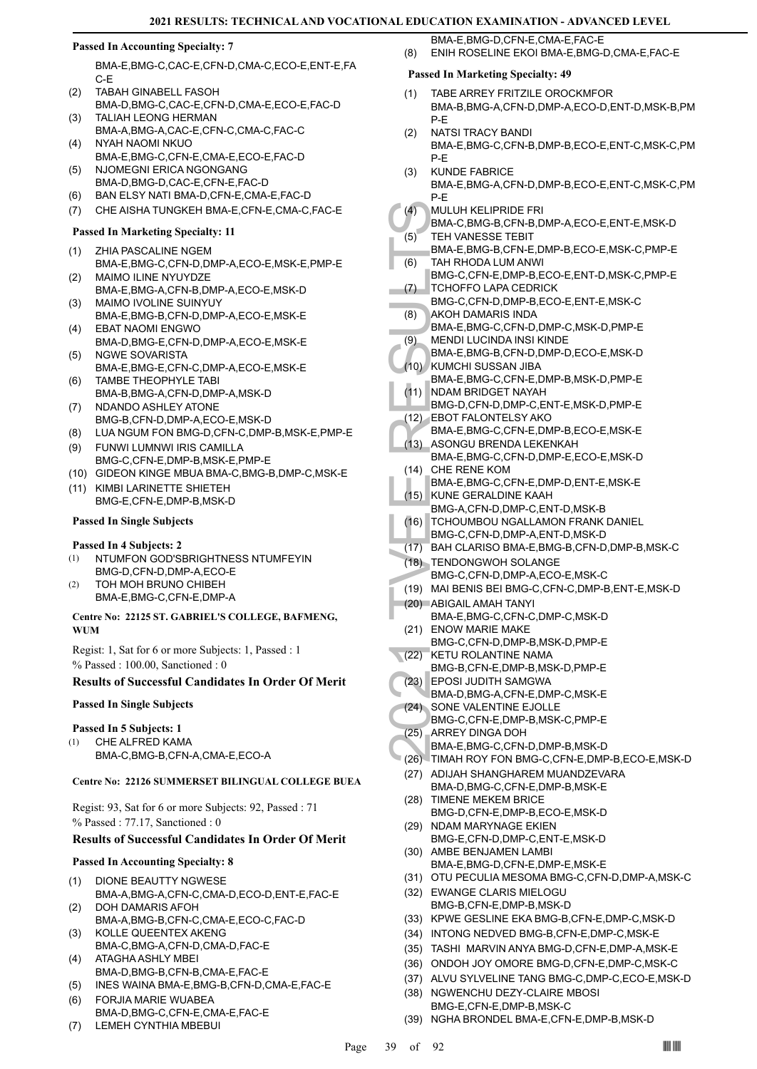**Passed In Accounting Specialty: 7**

BMA-E,BMG-C,CAC-E,CFN-D,CMA-C,ECO-E,ENT-E,FAC-E

(2) TABAH GINABELL FASOH BMA-D,BMG-C,CAC-E,CFN-D,CMA-E,ECO-E,FAC-D
(3) TALIAH LEONG HERMAN BMA-A,BMG-A,CAC-E,CFN-C,CMA-C,FAC-C
(4) NYAH NAOMI NKUO BMA-E,BMG-C,CFN-E,CMA-E,ECO-E,FAC-D
(5) NJOMEGNI ERICA NGONGANG BMA-D,BMG-D,CAC-E,CFN-E,FAC-D
(6) BAN ELSY NATI BMA-D,CFN-E,CMA-E,FAC-D
(7) CHE AISHA TUNGKEH BMA-E,CFN-E,CMA-C,FAC-E

**Passed In Marketing Specialty: 11**

(1) ZHIA PASCALINE NGEM BMA-E,BMG-C,CFN-D,DMP-A,ECO-E,MSK-E,PMP-E
(2) MAIMO ILINE NYUYDZE BMA-E,BMG-A,CFN-B,DMP-A,ECO-E,MSK-D
(3) MAIMO IVOLINE SUINYUY BMA-E,BMG-B,CFN-D,DMP-A,ECO-E,MSK-E
(4) EBAT NAOMI ENGWO BMA-D,BMG-E,CFN-D,DMP-A,ECO-E,MSK-E
(5) NGWE SOVARISTA BMA-E,BMG-E,CFN-C,DMP-A,ECO-E,MSK-E
(6) TAMBE THEOPHYLE TABI BMA-B,BMG-A,CFN-D,DMP-A,MSK-D
(7) NDANDO ASHLEY ATONE BMG-B,CFN-D,DMP-A,ECO-E,MSK-D
(8) LUA NGUM FON BMG-D,CFN-C,DMP-B,MSK-E,PMP-E
(9) FUNWI LUMNWI IRIS CAMILLA BMG-C,CFN-E,DMP-B,MSK-E,PMP-E
(10) GIDEON KINGE MBUA BMA-C,BMG-B,DMP-C,MSK-E
(11) KIMBI LARINETTE SHIETEH BMG-E,CFN-E,DMP-B,MSK-D

**Passed In Single Subjects**

**Passed In 4 Subjects: 2**

(1) NTUMFON GOD'SBRIGHTNESS NTUMFEYIN BMG-D,CFN-D,DMP-A,ECO-E
(2) TOH MOH BRUNO CHIBEH BMA-E,BMG-C,CFN-E,DMP-A

**Centre No: 22125 ST. GABRIEL'S COLLEGE, BAFMENG, WUM**

Regist: 1, Sat for 6 or more Subjects: 1, Passed : 1
% Passed : 100.00, Sanctioned : 0

### Results of Successful Candidates In Order Of Merit

**Passed In Single Subjects**

**Passed In 5 Subjects: 1**

(1) CHE ALFRED KAMA BMA-C,BMG-B,CFN-A,CMA-E,ECO-A

**Centre No: 22126 SUMMERSET BILINGUAL COLLEGE BUEA**

Regist: 93, Sat for 6 or more Subjects: 92, Passed : 71
% Passed : 77.17, Sanctioned : 0

### Results of Successful Candidates In Order Of Merit

**Passed In Accounting Specialty: 8**

(1) DIONE BEAUTTY NGWESE BMA-A,BMG-A,CFN-C,CMA-D,ECO-D,ENT-E,FAC-E
(2) DOH DAMARIS AFOH BMA-A,BMG-B,CFN-C,CMA-E,ECO-C,FAC-D
(3) KOLLE QUEENTEX AKENG BMA-C,BMG-A,CFN-D,CMA-D,FAC-E
(4) ATAGHA ASHLY MBEI BMA-D,BMG-B,CFN-B,CMA-E,FAC-E
(5) INES WAINA BMA-E,BMG-B,CFN-D,CMA-E,FAC-E
(6) FORJIA MARIE WUABEA BMA-D,BMG-C,CFN-E,CMA-E,FAC-E
(7) LEMEH CYNTHIA MBEBUI BMA-E,BMG-D,CFN-E,CMA-E,FAC-E
(8) ENIH ROSELINE EKOI BMA-E,BMG-D,CMA-E,FAC-E

**Passed In Marketing Specialty: 49**

(1) TABE ARREY FRITZILE OROCKMFOR BMA-B,BMG-A,CFN-D,DMP-A,ECO-D,ENT-D,MSK-B,PMP-E
(2) NATSI TRACY BANDI BMA-E,BMG-C,CFN-B,DMP-B,ECO-E,ENT-C,MSK-C,PMP-E
(3) KUNDE FABRICE BMA-E,BMG-A,CFN-D,DMP-B,ECO-E,ENT-C,MSK-C,PMP-E
(4) MULUH KELIPRIDE FRI BMA-C,BMG-B,CFN-B,DMP-A,ECO-E,ENT-E,MSK-D
(5) TEH VANESSE TEBIT BMA-E,BMG-B,CFN-E,DMP-B,ECO-E,MSK-C,PMP-E
(6) TAH RHODA LUM ANWI BMG-C,CFN-E,DMP-B,ECO-E,ENT-D,MSK-C,PMP-E
(7) TCHOFFO LAPA CEDRICK BMG-C,CFN-D,DMP-B,ECO-E,ENT-E,MSK-C
(8) AKOH DAMARIS INDA BMA-E,BMG-C,CFN-D,DMP-C,MSK-D,PMP-E
(9) MENDI LUCINDA INSI KINDE BMA-E,BMG-B,CFN-D,DMP-D,ECO-E,MSK-D
(10) KUMCHI SUSSAN JIBA BMA-E,BMG-C,CFN-E,DMP-B,MSK-D,PMP-E
(11) NDAM BRIDGET NAYAH BMG-D,CFN-D,DMP-C,ENT-E,MSK-D,PMP-E
(12) EBOT FALONTELSY AKO BMA-E,BMG-C,CFN-E,DMP-B,ECO-E,MSK-E
(13) ASONGU BRENDA LEKENKAH BMA-E,BMG-C,CFN-D,DMP-E,ECO-E,MSK-D
(14) CHE RENE KOM BMA-E,BMG-C,CFN-E,DMP-D,ENT-E,MSK-E
(15) KUNE GERALDINE KAAH BMG-A,CFN-D,DMP-C,ENT-D,MSK-B
(16) TCHOUMBOU NGALLAMON FRANK DANIEL BMG-C,CFN-D,DMP-A,ENT-D,MSK-D
(17) BAH CLARISO BMA-E,BMG-B,CFN-D,DMP-B,MSK-C
(18) TENDONGWOH SOLANGE BMG-C,CFN-D,DMP-A,ECO-E,MSK-C
(19) MAI BENIS BEI BMG-C,CFN-C,DMP-B,ENT-E,MSK-D
(20) ABIGAIL AMAH TANYI BMA-E,BMG-C,CFN-C,DMP-C,MSK-D
(21) ENOW MARIE MAKE BMG-C,CFN-D,DMP-B,MSK-D,PMP-E
(22) KETU ROLANTINE NAMA BMG-B,CFN-E,DMP-B,MSK-D,PMP-E
(23) EPOSI JUDITH SAMGWA BMA-D,BMG-A,CFN-E,DMP-C,MSK-E
(24) SONE VALENTINE EJOLLE BMG-C,CFN-E,DMP-B,MSK-C,PMP-E
(25) ARREY DINGA DOH BMA-E,BMG-C,CFN-D,DMP-B,MSK-D
(26) TIMAH ROY FON BMG-C,CFN-E,DMP-B,ECO-E,MSK-D
(27) ADIJAH SHANGHAREM MUANDZEVARA BMA-D,BMG-C,CFN-E,DMP-B,MSK-E
(28) TIMENE MEKEM BRICE BMG-D,CFN-E,DMP-B,ECO-E,MSK-D
(29) NDAM MARYNAGE EKIEN BMG-E,CFN-D,DMP-C,ENT-E,MSK-D
(30) AMBE BENJAMEN LAMBI BMA-E,BMG-D,CFN-E,DMP-E,MSK-E
(31) OTU PECULIA MESOMA BMG-C,CFN-D,DMP-A,MSK-C
(32) EWANGE CLARIS MIELOGU BMG-B,CFN-E,DMP-B,MSK-D
(33) KPWE GESLINE EKA BMG-B,CFN-E,DMP-C,MSK-D
(34) INTONG NEDVED BMG-B,CFN-E,DMP-C,MSK-E
(35) TASHI MARVIN ANYA BMG-D,CFN-E,DMP-A,MSK-E
(36) ONDOH JOY OMORE BMG-D,CFN-E,DMP-C,MSK-C
(37) ALVU SYLVELINE TANG BMG-C,DMP-C,ECO-E,MSK-D
(38) NGWENCHU DEZY-CLAIRE MBOSI BMG-E,CFN-E,DMP-B,MSK-C
(39) NGHA BRONDEL BMA-E,CFN-E,DMP-B,MSK-D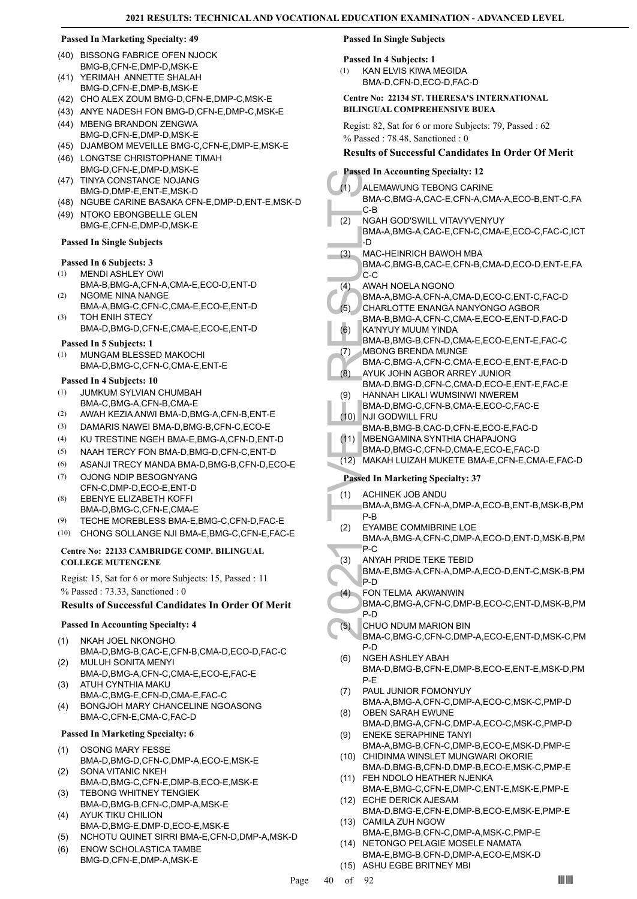### Passed In Marketing Specialty: 49

(40) BISSONG FABRICE OFEN NJOCK BMG-B,CFN-E,DMP-D,MSK-E
(41) YERIMAH ANNETTE SHALAH BMG-D,CFN-E,DMP-B,MSK-E
(42) CHO ALEX ZOUM BMG-D,CFN-E,DMP-C,MSK-E
(43) ANYE NADESH FON BMG-D,CFN-E,DMP-C,MSK-E
(44) MBENG BRANDON ZENGWA BMG-D,CFN-E,DMP-D,MSK-E
(45) DJAMBOM MEVEILLE BMG-C,CFN-E,DMP-E,MSK-E
(46) LONGTSE CHRISTOPHANE TIMAH BMG-D,CFN-E,DMP-D,MSK-E
(47) TINYA CONSTANCE NOJANG BMG-D,DMP-E,ENT-E,MSK-D
(48) NGUBE CARINE BASAKA CFN-E,DMP-D,ENT-E,MSK-D
(49) NTOKO EBONGBELLE GLEN BMG-E,CFN-E,DMP-D,MSK-E

### Passed In Single Subjects

#### Passed In 6 Subjects: 3

(1) MENDI ASHLEY OWI BMA-B,BMG-A,CFN-A,CMA-E,ECO-D,ENT-D
(2) NGOME NINA NANGE BMA-A,BMG-C,CFN-C,CMA-E,ECO-E,ENT-D
(3) TOH ENIH STECY BMA-D,BMG-D,CFN-E,CMA-E,ECO-E,ENT-D

#### Passed In 5 Subjects: 1

(1) MUNGAM BLESSED MAKOCHI BMA-D,BMG-C,CFN-C,CMA-E,ENT-E

#### Passed In 4 Subjects: 10

(1) JUMKUM SYLVIAN CHUMBAH BMA-C,BMG-A,CFN-B,CMA-E
(2) AWAH KEZIA ANWI BMA-D,BMG-A,CFN-B,ENT-E
(3) DAMARIS NAWEI BMA-D,BMG-B,CFN-C,ECO-E
(4) KU TRESTINE NGEH BMA-E,BMG-A,CFN-D,ENT-D
(5) NAAH TERCY FON BMA-D,BMG-D,CFN-C,ENT-D
(6) ASANJI TRECY MANDA BMA-D,BMG-B,CFN-D,ECO-E
(7) OJONG NDIP BESOGNYANG CFN-C,DMP-D,ECO-E,ENT-D
(8) EBENYE ELIZABETH KOFFI BMA-D,BMG-C,CFN-E,CMA-E
(9) TECHE MOREBLESS BMA-E,BMG-C,CFN-D,FAC-E
(10) CHONG SOLLANGE NJI BMA-E,BMG-C,CFN-E,FAC-E

## Centre No: 22133 CAMBRIDGE COMP. BILINGUAL COLLEGE MUTENGENE

Regist: 15, Sat for 6 or more Subjects: 15, Passed : 11
% Passed : 73.33, Sanctioned : 0

### Results of Successful Candidates In Order Of Merit

#### Passed In Accounting Specialty: 4

(1) NKAH JOEL NKONGHO BMA-D,BMG-B,CAC-E,CFN-B,CMA-D,ECO-D,FAC-C
(2) MULUH SONITA MENYI BMA-D,BMG-A,CFN-C,CMA-E,ECO-E,FAC-E
(3) ATUH CYNTHIA MAKU BMA-C,BMG-E,CFN-D,CMA-E,FAC-C
(4) BONGJOH MARY CHANCELINE NGOASONG BMA-C,CFN-E,CMA-C,FAC-D

#### Passed In Marketing Specialty: 6

(1) OSONG MARY FESSE BMA-D,BMG-D,CFN-C,DMP-A,ECO-E,MSK-E
(2) SONA VITANIC NKEH BMA-D,BMG-C,CFN-E,DMP-B,ECO-E,MSK-E
(3) TEBONG WHITNEY TENGIEK BMA-D,BMG-B,CFN-C,DMP-A,MSK-E
(4) AYUK TIKU CHILION BMA-D,BMG-E,DMP-D,ECO-E,MSK-E
(5) NCHOTU QUINET SIRRI BMA-E,CFN-D,DMP-A,MSK-D
(6) ENOW SCHOLASTICA TAMBE BMG-D,CFN-E,DMP-A,MSK-E

### Passed In Single Subjects

#### Passed In 4 Subjects: 1

(1) KAN ELVIS KIWA MEGIDA BMA-D,CFN-D,ECO-D,FAC-D

## Centre No: 22134 ST. THERESA'S INTERNATIONAL BILINGUAL COMPREHENSIVE BUEA

Regist: 82, Sat for 6 or more Subjects: 79, Passed : 62
% Passed : 78.48, Sanctioned : 0

### Results of Successful Candidates In Order Of Merit

#### Passed In Accounting Specialty: 12

(1) ALEMAWUNG TEBONG CARINE BMA-C,BMG-A,CAC-E,CFN-A,CMA-A,ECO-B,ENT-C,FAC-B
(2) NGAH GOD'SWILL VITAVYVENYUY BMA-A,BMG-A,CAC-E,CFN-C,CMA-E,ECO-C,FAC-C,ICT-D
(3) MAC-HEINRICH BAWOH MBA BMA-C,BMG-B,CAC-E,CFN-B,CMA-D,ECO-D,ENT-E,FAC-C
(4) AWAH NOELA NGONO BMA-A,BMG-A,CFN-A,CMA-D,ECO-C,ENT-C,FAC-D
(5) CHARLOTTE ENANGA NANYONGO AGBOR BMA-B,BMG-A,CFN-C,CMA-E,ECO-E,ENT-D,FAC-D
(6) KA'NYUY MUUM YINDA BMA-B,BMG-B,CFN-D,CMA-E,ECO-E,ENT-E,FAC-C
(7) MBONG BRENDA MUNGE BMA-C,BMG-A,CFN-C,CMA-E,ECO-E,ENT-E,FAC-D
(8) AYUK JOHN AGBOR ARREY JUNIOR BMA-D,BMG-D,CFN-C,CMA-D,ECO-E,ENT-E,FAC-E
(9) HANNAH LIKALI WUMSINWI NWEREM BMA-D,BMG-C,CFN-B,CMA-E,ECO-C,FAC-E
(10) NJI GODWILL FRU BMA-B,BMG-B,CAC-D,CFN-E,ECO-E,FAC-D
(11) MBENGAMINA SYNTHIA CHAPAJONG BMA-D,BMG-C,CFN-D,CMA-E,ECO-E,FAC-D
(12) MAKAH LUIZAH MUKETE BMA-E,CFN-E,CMA-E,FAC-D

#### Passed In Marketing Specialty: 37

(1) ACHINEK JOB ANDU BMA-A,BMG-A,CFN-A,DMP-A,ECO-B,ENT-B,MSK-B,PMP-B
(2) EYAMBE COMMIBRINE LOE BMA-A,BMG-A,CFN-C,DMP-A,ECO-D,ENT-D,MSK-B,PMP-C
(3) ANYAH PRIDE TEKE TEBID BMA-E,BMG-A,CFN-A,DMP-A,ECO-D,ENT-C,MSK-B,PMP-D
(4) FON TELMA AKWANWIN BMA-C,BMG-A,CFN-C,DMP-B,ECO-C,ENT-D,MSK-B,PMP-D
(5) CHUO NDUM MARION BIN BMA-C,BMG-C,CFN-C,DMP-A,ECO-E,ENT-D,MSK-C,PMP-D
(6) NGEH ASHLEY ABAH BMA-D,BMG-B,CFN-E,DMP-B,ECO-E,ENT-E,MSK-D,PMP-E
(7) PAUL JUNIOR FOMONYUY BMA-A,BMG-A,CFN-C,DMP-A,ECO-C,MSK-C,PMP-D
(8) OBEN SARAH EWUNE BMA-D,BMG-A,CFN-C,DMP-A,ECO-C,MSK-C,PMP-D
(9) ENEKE SERAPHINE TANYI BMA-A,BMG-B,CFN-C,DMP-B,ECO-E,MSK-D,PMP-E
(10) CHIDINMA WINSLET MUNGWARI OKORIE BMA-D,BMG-B,CFN-D,DMP-B,ECO-E,MSK-C,PMP-E
(11) FEH NDOLO HEATHER NJENKA BMA-E,BMG-C,CFN-E,DMP-C,ENT-E,MSK-E,PMP-E
(12) ECHE DERICK AJESAM BMA-D,BMG-E,CFN-E,DMP-B,ECO-E,MSK-E,PMP-E
(13) CAMILA ZUH NGOW BMA-E,BMG-B,CFN-C,DMP-A,MSK-C,PMP-E
(14) NETONGO PELAGIE MOSELE NAMATA BMA-E,BMG-B,CFN-D,DMP-A,ECO-E,MSK-D
(15) ASHU EGBE BRITNEY MBI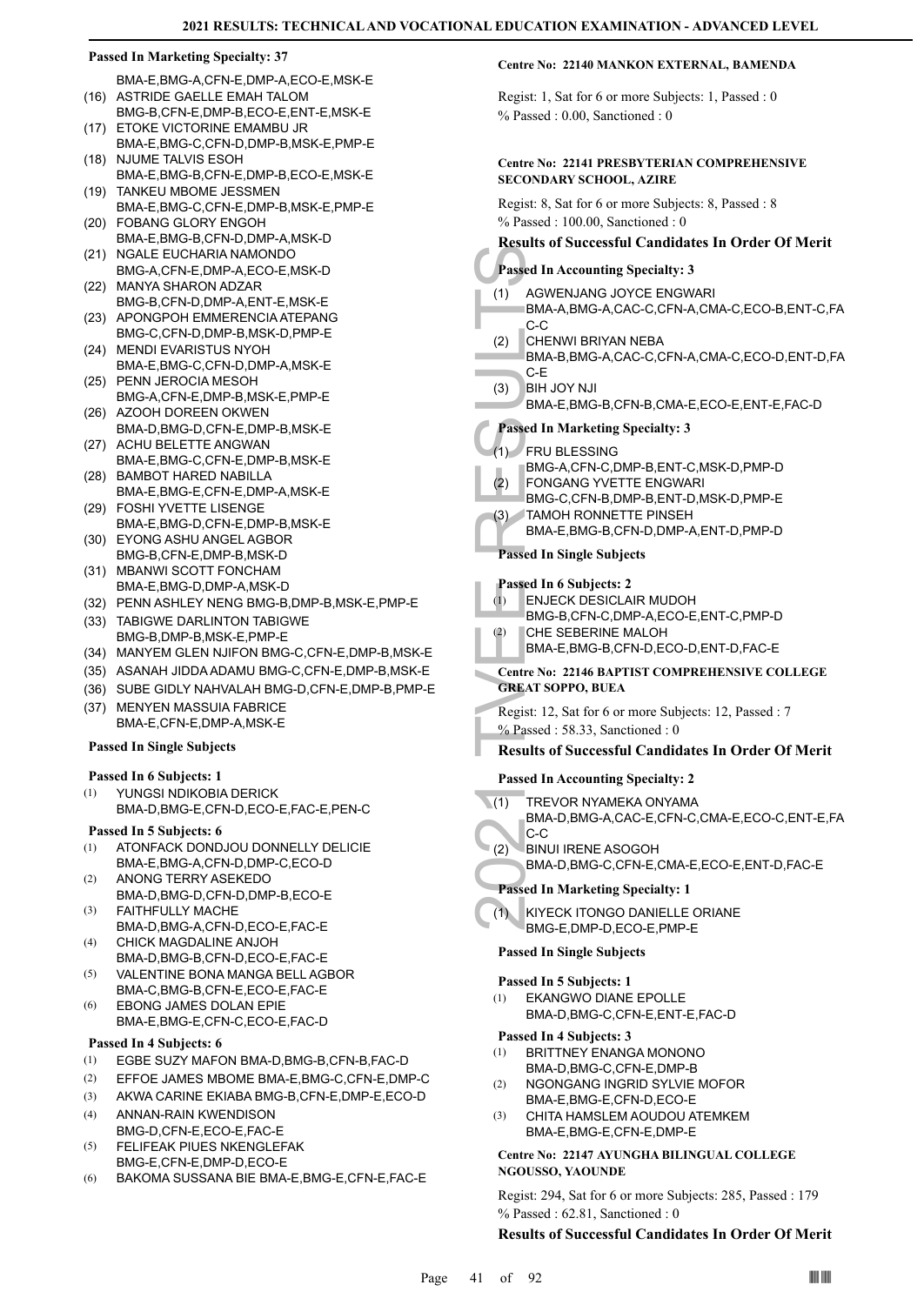#### Passed In Marketing Specialty: 37

BMA-E,BMG-A,CFN-E,DMP-A,ECO-E,MSK-E

(16) ASTRIDE GAELLE EMAH TALOM
BMG-B,CFN-E,DMP-B,ECO-E,ENT-E,MSK-E
(17) ETOKE VICTORINE EMAMBU JR
BMA-E,BMG-C,CFN-D,DMP-B,MSK-E,PMP-E
(18) NJUME TALVIS ESOH
BMA-E,BMG-B,CFN-E,DMP-B,ECO-E,MSK-E
(19) TANKEU MBOME JESSMEN
BMA-E,BMG-C,CFN-E,DMP-B,MSK-E,PMP-E
(20) FOBANG GLORY ENGOH
BMA-E,BMG-B,CFN-D,DMP-A,MSK-D
(21) NGALE EUCHARIA NAMONDO
BMG-A,CFN-E,DMP-A,ECO-E,MSK-D
(22) MANYA SHARON ADZAR
BMG-B,CFN-D,DMP-A,ENT-E,MSK-E
(23) APONGPOH EMMERENCIA ATEPANG
BMG-C,CFN-D,DMP-B,MSK-D,PMP-E
(24) MENDI EVARISTUS NYOH
BMA-E,BMG-C,CFN-D,DMP-A,MSK-E
(25) PENN JEROCIA MESOH
BMG-A,CFN-E,DMP-B,MSK-E,PMP-E
(26) AZOOH DOREEN OKWEN
BMA-D,BMG-D,CFN-E,DMP-B,MSK-E
(27) ACHU BELETTE ANGWAN
BMA-E,BMG-C,CFN-E,DMP-B,MSK-E
(28) BAMBOT HARED NABILLA
BMA-E,BMG-E,CFN-E,DMP-A,MSK-E
(29) FOSHI YVETTE LISENGE
BMA-E,BMG-D,CFN-E,DMP-B,MSK-E
(30) EYONG ASHU ANGEL AGBOR
BMG-B,CFN-E,DMP-B,MSK-D
(31) MBANWI SCOTT FONCHAM
BMA-E,BMG-D,DMP-A,MSK-D
(32) PENN ASHLEY NENG BMG-B,DMP-B,MSK-E,PMP-E
(33) TABIGWE DARLINTON TABIGWE
BMG-B,DMP-B,MSK-E,PMP-E
(34) MANYEM GLEN NJIFON BMG-C,CFN-E,DMP-B,MSK-E
(35) ASANAH JIDDA ADAMU BMG-C,CFN-E,DMP-B,MSK-E
(36) SUBE GIDLY NAHVALAH BMG-D,CFN-E,DMP-B,PMP-E
(37) MENYEN MASSUIA FABRICE
BMA-E,CFN-E,DMP-A,MSK-E

#### Passed In Single Subjects

#### Passed In 6 Subjects: 1

(1) YUNGSI NDIKOBIA DERICK
BMA-D,BMG-E,CFN-D,ECO-E,FAC-E,PEN-C

#### Passed In 5 Subjects: 6

(1) ATONFACK DONDJOU DONNELLY DELICIE
BMA-E,BMG-A,CFN-D,DMP-C,ECO-D
(2) ANONG TERRY ASEKEDO
BMA-D,BMG-D,CFN-D,DMP-B,ECO-E
(3) FAITHFULLY MACHE
BMA-D,BMG-A,CFN-D,ECO-E,FAC-E
(4) CHICK MAGDALINE ANJOH
BMA-D,BMG-B,CFN-D,ECO-E,FAC-E
(5) VALENTINE BONA MANGA BELL AGBOR
BMA-C,BMG-B,CFN-E,ECO-E,FAC-E
(6) EBONG JAMES DOLAN EPIE
BMA-E,BMG-E,CFN-C,ECO-E,FAC-D

#### Passed In 4 Subjects: 6

(1) EGBE SUZY MAFON BMA-D,BMG-B,CFN-B,FAC-D
(2) EFFOE JAMES MBOME BMA-E,BMG-C,CFN-E,DMP-C
(3) AKWA CARINE EKIABA BMG-B,CFN-E,DMP-E,ECO-D
(4) ANNAN-RAIN KWENDISON
BMG-D,CFN-E,ECO-E,FAC-E
(5) FELIFEAK PIUES NKENGLEFAK
BMG-E,CFN-E,DMP-D,ECO-E
(6) BAKOMA SUSSANA BIE BMA-E,BMG-E,CFN-E,FAC-E

#### Centre No: 22140 MANKON EXTERNAL, BAMENDA

Regist: 1, Sat for 6 or more Subjects: 1, Passed : 0
% Passed : 0.00, Sanctioned : 0

#### Centre No: 22141 PRESBYTERIAN COMPREHENSIVE SECONDARY SCHOOL, AZIRE

Regist: 8, Sat for 6 or more Subjects: 8, Passed : 8
% Passed : 100.00, Sanctioned : 0

### Results of Successful Candidates In Order Of Merit

#### Passed In Accounting Specialty: 3

(1) AGWENJANG JOYCE ENGWARI
BMA-A,BMG-A,CAC-C,CFN-A,CMA-C,ECO-B,ENT-C,FAC-C
(2) CHENWI BRIYAN NEBA
BMA-B,BMG-A,CAC-C,CFN-A,CMA-C,ECO-D,ENT-D,FAC-E
(3) BIH JOY NJI
BMA-E,BMG-B,CFN-B,CMA-E,ECO-E,ENT-E,FAC-D

#### Passed In Marketing Specialty: 3

(1) FRU BLESSING
BMG-A,CFN-C,DMP-B,ENT-C,MSK-D,PMP-D
(2) FONGANG YVETTE ENGWARI
BMG-C,CFN-B,DMP-B,ENT-D,MSK-D,PMP-E
(3) TAMOH RONNETTE PINSEH
BMA-E,BMG-B,CFN-D,DMP-A,ENT-D,PMP-D

#### Passed In Single Subjects

#### Passed In 6 Subjects: 2

(1) ENJECK DESICLAIR MUDOH
BMG-B,CFN-C,DMP-A,ECO-E,ENT-C,PMP-D
(2) CHE SEBERINE MALOH
BMA-E,BMG-B,CFN-D,ECO-D,ENT-D,FAC-E

#### Centre No: 22146 BAPTIST COMPREHENSIVE COLLEGE GREAT SOPPO, BUEA

Regist: 12, Sat for 6 or more Subjects: 12, Passed : 7
% Passed : 58.33, Sanctioned : 0

### Results of Successful Candidates In Order Of Merit

#### Passed In Accounting Specialty: 2

(1) TREVOR NYAMEKA ONYAMA
BMA-D,BMG-A,CAC-E,CFN-C,CMA-E,ECO-C,ENT-E,FAC-C
(2) BINUI IRENE ASOGOH
BMA-D,BMG-C,CFN-E,CMA-E,ECO-E,ENT-D,FAC-E

#### Passed In Marketing Specialty: 1

(1) KIYECK ITONGO DANIELLE ORIANE
BMG-E,DMP-D,ECO-E,PMP-E

#### Passed In Single Subjects

#### Passed In 5 Subjects: 1

(1) EKANGWO DIANE EPOLLE
BMA-D,BMG-C,CFN-E,ENT-E,FAC-D

#### Passed In 4 Subjects: 3

(1) BRITTNEY ENANGA MONONO
BMA-D,BMG-C,CFN-E,DMP-B
(2) NGONGANG INGRID SYLVIE MOFOR
BMA-E,BMG-E,CFN-D,ECO-E
(3) CHITA HAMSLEM AOUDOU ATEMKEM
BMA-E,BMG-E,CFN-E,DMP-E

#### Centre No: 22147 AYUNGHA BILINGUAL COLLEGE NGOUSSO, YAOUNDE

Regist: 294, Sat for 6 or more Subjects: 285, Passed : 179
% Passed : 62.81, Sanctioned : 0

### Results of Successful Candidates In Order Of Merit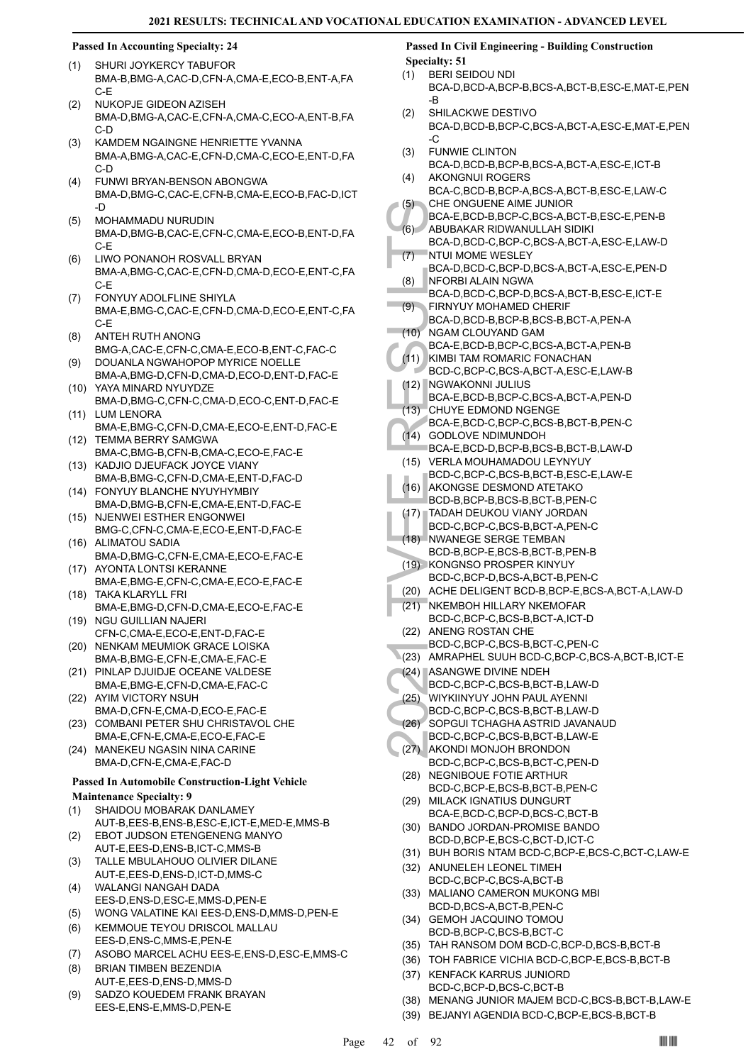### Passed In Accounting Specialty: 24

(1) SHURI JOYKERCY TABUFOR BMA-B,BMG-A,CAC-D,CFN-A,CMA-E,ECO-B,ENT-A,FAC-E
(2) NUKOPJE GIDEON AZISEH BMA-D,BMG-A,CAC-E,CFN-A,CMA-C,ECO-A,ENT-B,FAC-D
(3) KAMDEM NGAINGNE HENRIETTE YVANNA BMA-A,BMG-A,CAC-E,CFN-D,CMA-C,ECO-E,ENT-D,FAC-D
(4) FUNWI BRYAN-BENSON ABONGWA BMA-D,BMG-C,CAC-E,CFN-B,CMA-E,ECO-B,FAC-D,ICT-D
(5) MOHAMMADU NURUDIN BMA-D,BMG-B,CAC-E,CFN-C,CMA-E,ECO-B,ENT-D,FAC-E
(6) LIWO PONANOH ROSVALL BRYAN BMA-A,BMG-C,CAC-E,CFN-D,CMA-D,ECO-E,ENT-C,FAC-E
(7) FONYUY ADOLFLINE SHIYLA BMA-E,BMG-C,CAC-E,CFN-D,CMA-D,ECO-E,ENT-C,FAC-E
(8) ANTEH RUTH ANONG BMG-A,CAC-E,CFN-C,CMA-E,ECO-B,ENT-C,FAC-C
(9) DOUANLA NGWAHOPOP MYRICE NOELLE BMA-A,BMG-D,CFN-D,CMA-D,ECO-D,ENT-D,FAC-E
(10) YAYA MINARD NYUYDZE BMA-D,BMG-C,CFN-C,CMA-D,ECO-C,ENT-D,FAC-E
(11) LUM LENORA BMA-E,BMG-C,CFN-D,CMA-E,ECO-E,ENT-D,FAC-E
(12) TEMMA BERRY SAMGWA BMA-C,BMG-B,CFN-B,CMA-C,ECO-E,FAC-E
(13) KADJIO DJEUFACK JOYCE VIANY BMA-B,BMG-C,CFN-D,CMA-E,ENT-D,FAC-D
(14) FONYUY BLANCHE NYUYHYMBIY BMA-D,BMG-B,CFN-E,CMA-E,ENT-D,FAC-E
(15) NJENWEI ESTHER ENGONWEI BMG-C,CFN-C,CMA-E,ECO-E,ENT-D,FAC-E
(16) ALIMATOU SADIA BMA-D,BMG-C,CFN-E,CMA-E,ECO-E,FAC-E
(17) AYONTA LONTSI KERANNE BMA-E,BMG-E,CFN-C,CMA-E,ECO-E,FAC-E
(18) TAKA KLARYLL FRI BMA-E,BMG-D,CFN-D,CMA-E,ECO-E,FAC-E
(19) NGU GUILLIAN NAJERI CFN-C,CMA-E,ECO-E,ENT-D,FAC-E
(20) NENKAM MEUMIOK GRACE LOISKA BMA-B,BMG-E,CFN-E,CMA-E,FAC-E
(21) PINLAP DJUIDJE OCEANE VALDESE BMA-E,BMG-E,CFN-D,CMA-E,FAC-C
(22) AYIM VICTORY NSUH BMA-D,CFN-E,CMA-D,ECO-E,FAC-E
(23) COMBANI PETER SHU CHRISTAVOL CHE BMA-E,CFN-E,CMA-E,ECO-E,FAC-E
(24) MANEKEU NGASIN NINA CARINE BMA-D,CFN-E,CMA-E,FAC-D

### Passed In Automobile Construction-Light Vehicle Maintenance Specialty: 9

(1) SHAIDOU MOBARAK DANLAMEY AUT-B,EES-B,ENS-B,ESC-E,ICT-E,MED-E,MMS-B
(2) EBOT JUDSON ETENGENENG MANYO AUT-E,EES-D,ENS-B,ICT-C,MMS-B
(3) TALLE MBULAHOUO OLIVIER DILANE AUT-E,EES-D,ENS-D,ICT-D,MMS-C
(4) WALANGI NANGAH DADA EES-D,ENS-D,ESC-E,MMS-D,PEN-E
(5) WONG VALATINE KAI EES-D,ENS-D,MMS-D,PEN-E
(6) KEMMOUE TEYOU DRISCOL MALLAU EES-D,ENS-C,MMS-E,PEN-E
(7) ASOBO MARCEL ACHU EES-E,ENS-D,ESC-E,MMS-C
(8) BRIAN TIMBEN BEZENDIA AUT-E,EES-D,ENS-D,MMS-D
(9) SADZO KOUEDEM FRANK BRAYAN EES-E,ENS-E,MMS-D,PEN-E

### Passed In Civil Engineering - Building Construction Specialty: 51

(1) BERI SEIDOU NDI BCA-D,BCD-A,BCP-B,BCS-A,BCT-B,ESC-E,MAT-E,PEN-B
(2) SHILACKWE DESTIVO BCA-D,BCD-B,BCP-C,BCS-A,BCT-A,ESC-E,MAT-E,PEN-C
(3) FUNWIE CLINTON BCA-D,BCD-B,BCP-B,BCS-A,BCT-A,ESC-E,ICT-B
(4) AKONGNUI ROGERS BCA-C,BCD-B,BCP-A,BCS-A,BCT-B,ESC-E,LAW-C
(5) CHE ONGUENE AIME JUNIOR BCA-E,BCD-B,BCP-C,BCS-A,BCT-B,ESC-E,PEN-B
(6) ABUBAKAR RIDWANULLAH SIDIKI BCA-D,BCD-C,BCP-C,BCS-A,BCT-A,ESC-E,LAW-D
(7) NTUI MOME WESLEY BCA-D,BCD-C,BCP-D,BCS-A,BCT-A,ESC-E,PEN-D
(8) NFORBI ALAIN NGWA BCA-D,BCD-C,BCP-D,BCS-A,BCT-B,ESC-E,ICT-E
(9) FIRNYUY MOHAMED CHERIF BCA-D,BCD-B,BCP-B,BCS-B,BCT-A,PEN-A
(10) NGAM CLOUYAND GAM BCA-E,BCD-B,BCP-C,BCS-A,BCT-A,PEN-B
(11) KIMBI TAM ROMARIC FONACHAN BCD-C,BCP-C,BCS-A,BCT-A,ESC-E,LAW-B
(12) NGWAKONNI JULIUS BCA-E,BCD-B,BCP-C,BCS-A,BCT-A,PEN-D
(13) CHUYE EDMOND NGENGE BCA-E,BCD-C,BCP-C,BCS-B,BCT-B,PEN-C
(14) GODLOVE NDIMUNDOH BCA-E,BCD-D,BCP-B,BCS-B,BCT-B,LAW-D
(15) VERLA MOUHAMADOU LEYNYUY BCD-C,BCP-C,BCS-B,BCT-B,ESC-E,LAW-E
(16) AKONGSE DESMOND ATETAKO BCD-B,BCP-B,BCS-B,BCT-B,PEN-C
(17) TADAH DEUKOU VIANY JORDAN BCD-C,BCP-C,BCS-B,BCT-A,PEN-C
(18) NWANEGE SERGE TEMBAN BCD-B,BCP-E,BCS-B,BCT-B,PEN-B
(19) KONGNSO PROSPER KINYUY BCD-C,BCP-D,BCS-A,BCT-B,PEN-C
(20) ACHE DELIGENT BCD-B,BCP-E,BCS-A,BCT-A,LAW-D
(21) NKEMBOH HILLARY NKEMOFAR BCD-C,BCP-C,BCS-B,BCT-A,ICT-D
(22) ANENG ROSTAN CHE BCD-C,BCP-C,BCS-B,BCT-C,PEN-C
(23) AMRAPHEL SUUH BCD-C,BCP-C,BCS-A,BCT-B,ICT-E
(24) ASANGWE DIVINE NDEH BCD-C,BCP-C,BCS-B,BCT-B,LAW-D
(25) WIYKIINYUY JOHN PAUL AYENNI BCD-C,BCP-C,BCS-B,BCT-B,LAW-D
(26) SOPGUI TCHAGHA ASTRID JAVANAUD BCD-C,BCP-C,BCS-B,BCT-B,LAW-E
(27) AKONDI MONJOH BRONDON BCD-C,BCP-C,BCS-B,BCT-C,PEN-D
(28) NEGNIBOUE FOTIE ARTHUR BCD-C,BCP-E,BCS-B,BCT-B,PEN-C
(29) MILACK IGNATIUS DUNGURT BCA-E,BCD-C,BCP-D,BCS-C,BCT-B
(30) BANDO JORDAN-PROMISE BANDO BCD-D,BCP-E,BCS-C,BCT-D,ICT-C
(31) BUH BORIS NTAM BCD-C,BCP-E,BCS-C,BCT-C,LAW-E
(32) ANUNELEH LEONEL TIMEH BCD-C,BCP-C,BCS-A,BCT-B
(33) MALIANO CAMERON MUKONG MBI BCD-D,BCS-A,BCT-B,PEN-C
(34) GEMOH JACQUINO TOMOU BCD-B,BCP-C,BCS-B,BCT-C
(35) TAH RANSOM DOM BCD-C,BCP-D,BCS-B,BCT-B
(36) TOH FABRICE VICHIA BCD-C,BCP-E,BCS-B,BCT-B
(37) KENFACK KARRUS JUNIORD BCD-C,BCP-D,BCS-C,BCT-B
(38) MENANG JUNIOR MAJEM BCD-C,BCS-B,BCT-B,LAW-E
(39) BEJANYI AGENDIA BCD-C,BCP-E,BCS-B,BCT-B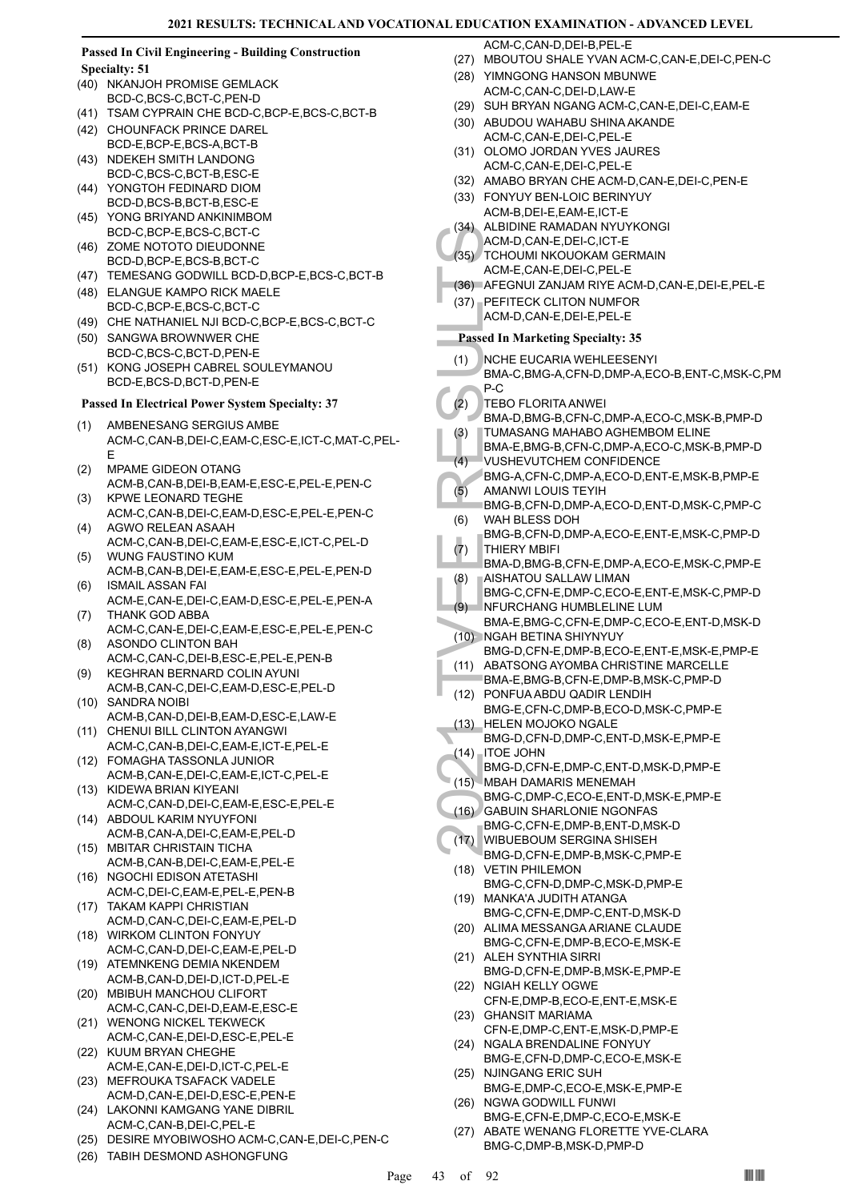**Passed In Civil Engineering - Building Construction Specialty: 51**

(40) NKANJOH PROMISE GEMLACK BCD-C,BCS-C,BCT-C,PEN-D
(41) TSAM CYPRAIN CHE BCD-C,BCP-E,BCS-C,BCT-B
(42) CHOUNFACK PRINCE DAREL BCD-E,BCP-E,BCS-A,BCT-B
(43) NDEKEH SMITH LANDONG BCD-C,BCS-C,BCT-B,ESC-E
(44) YONGTOH FEDINARD DIOM BCD-D,BCS-B,BCT-B,ESC-E
(45) YONG BRIYAND ANKINIMBOM BCD-C,BCP-E,BCS-C,BCT-C
(46) ZOME NOTOTO DIEUDONNE BCD-D,BCP-E,BCS-B,BCT-C
(47) TEMESANG GODWILL BCD-D,BCP-E,BCS-C,BCT-B
(48) ELANGUE KAMPO RICK MAELE BCD-C,BCP-E,BCS-C,BCT-C
(49) CHE NATHANIEL NJI BCD-C,BCP-E,BCS-C,BCT-C
(50) SANGWA BROWNWER CHE BCD-C,BCS-C,BCT-D,PEN-E
(51) KONG JOSEPH CABREL SOULEYMANOU BCD-E,BCS-D,BCT-D,PEN-E

**Passed In Electrical Power System Specialty: 37**

(1) AMBENESANG SERGIUS AMBE ACM-C,CAN-B,DEI-C,EAM-C,ESC-E,ICT-C,MAT-C,PEL-E
(2) MPAME GIDEON OTANG ACM-B,CAN-B,DEI-B,EAM-E,ESC-E,PEL-E,PEN-C
(3) KPWE LEONARD TEGHE ACM-C,CAN-B,DEI-C,EAM-D,ESC-E,PEL-E,PEN-C
(4) AGWO RELEAN ASAAH ACM-C,CAN-B,DEI-C,EAM-E,ESC-E,ICT-C,PEL-D
(5) WUNG FAUSTINO KUM ACM-B,CAN-B,DEI-E,EAM-E,ESC-E,PEL-E,PEN-D
(6) ISMAIL ASSAN FAI ACM-E,CAN-E,DEI-C,EAM-D,ESC-E,PEL-E,PEN-A
(7) THANK GOD ABBA ACM-C,CAN-E,DEI-C,EAM-E,ESC-E,PEL-E,PEN-C
(8) ASONDO CLINTON BAH ACM-C,CAN-C,DEI-B,ESC-E,PEL-E,PEN-B
(9) KEGHRAN BERNARD COLIN AYUNI ACM-B,CAN-C,DEI-C,EAM-D,ESC-E,PEL-D
(10) SANDRA NOIBI ACM-B,CAN-D,DEI-B,EAM-D,ESC-E,LAW-E
(11) CHENUI BILL CLINTON AYANGWI ACM-C,CAN-B,DEI-C,EAM-E,ICT-E,PEL-E
(12) FOMAGHA TASSONLA JUNIOR ACM-B,CAN-E,DEI-C,EAM-E,ICT-C,PEL-E
(13) KIDEWA BRIAN KIYEANI ACM-C,CAN-D,DEI-C,EAM-E,ESC-E,PEL-E
(14) ABDOUL KARIM NYUYFONI ACM-B,CAN-A,DEI-C,EAM-E,PEL-D
(15) MBITAR CHRISTAIN TICHA ACM-B,CAN-B,DEI-C,EAM-E,PEL-E
(16) NGOCHI EDISON ATETASHI ACM-C,DEI-C,EAM-E,PEL-E,PEN-B
(17) TAKAM KAPPI CHRISTIAN ACM-D,CAN-C,DEI-C,EAM-E,PEL-D
(18) WIRKOM CLINTON FONYUY ACM-C,CAN-D,DEI-C,EAM-E,PEL-D
(19) ATEMNKENG DEMIA NKENDEM ACM-B,CAN-D,DEI-D,ICT-D,PEL-E
(20) MBIBUH MANCHOU CLIFORT ACM-C,CAN-C,DEI-D,EAM-E,ESC-E
(21) WENONG NICKEL TEKWECK ACM-C,CAN-E,DEI-D,ESC-E,PEL-E
(22) KUUM BRYAN CHEGHE ACM-E,CAN-E,DEI-D,ICT-C,PEL-E
(23) MEFROUKA TSAFACK VADELE ACM-D,CAN-E,DEI-D,ESC-E,PEN-E
(24) LAKONNI KAMGANG YANE DIBRIL ACM-C,CAN-B,DEI-C,PEL-E
(25) DESIRE MYOBIWOSHO ACM-C,CAN-E,DEI-C,PEN-C
(26) TABIH DESMOND ASHONGFUNG ACM-C,CAN-D,DEI-B,PEL-E
(27) MBOUTOU SHALE YVAN ACM-C,CAN-E,DEI-C,PEN-C
(28) YIMNGONG HANSON MBUNWE ACM-C,CAN-C,DEI-D,LAW-E
(29) SUH BRYAN NGANG ACM-C,CAN-E,DEI-C,EAM-E
(30) ABUDOU WAHABU SHINA AKANDE ACM-C,CAN-E,DEI-C,PEL-E
(31) OLOMO JORDAN YVES JAURES ACM-C,CAN-E,DEI-C,PEL-E
(32) AMABO BRYAN CHE ACM-D,CAN-E,DEI-C,PEN-E
(33) FONYUY BEN-LOIC BERINYUY ACM-B,DEI-E,EAM-E,ICT-E
(34) ALBIDINE RAMADAN NYUYKONGI ACM-D,CAN-E,DEI-C,ICT-E
(35) TCHOUMI NKOUOKAM GERMAIN ACM-E,CAN-E,DEI-C,PEL-E
(36) AFEGNUI ZANJAM RIYE ACM-D,CAN-E,DEI-E,PEL-E
(37) PEFITECK CLITON NUMFOR ACM-D,CAN-E,DEI-E,PEL-E

**Passed In Marketing Specialty: 35**

(1) NCHE EUCARIA WEHLEESENYI BMA-C,BMG-A,CFN-D,DMP-A,ECO-B,ENT-C,MSK-C,PMP-C
(2) TEBO FLORITA ANWEI BMA-D,BMG-B,CFN-C,DMP-A,ECO-C,MSK-B,PMP-D
(3) TUMASANG MAHABO AGHEMBOM ELINE BMA-E,BMG-B,CFN-C,DMP-A,ECO-C,MSK-B,PMP-D
(4) VUSHEVUTCHEM CONFIDENCE BMG-A,CFN-C,DMP-A,ECO-D,ENT-E,MSK-B,PMP-E
(5) AMANWI LOUIS TEYIH BMG-B,CFN-D,DMP-A,ECO-D,ENT-D,MSK-C,PMP-C
(6) WAH BLESS DOH BMG-B,CFN-D,DMP-A,ECO-E,ENT-E,MSK-C,PMP-D
(7) THIERY MBIFI BMA-D,BMG-B,CFN-E,DMP-A,ECO-E,MSK-C,PMP-E
(8) AISHATOU SALLAW LIMAN BMG-C,CFN-E,DMP-C,ECO-E,ENT-E,MSK-C,PMP-D
(9) NFURCHANG HUMBLELINE LUM BMA-E,BMG-C,CFN-E,DMP-C,ECO-E,ENT-D,MSK-D
(10) NGAH BETINA SHIYNYUY BMG-D,CFN-E,DMP-B,ECO-E,ENT-E,MSK-E,PMP-E
(11) ABATSONG AYOMBA CHRISTINE MARCELLE BMA-E,BMG-B,CFN-E,DMP-B,MSK-C,PMP-D
(12) PONFUA ABDU QADIR LENDIH BMG-E,CFN-C,DMP-B,ECO-D,MSK-C,PMP-E
(13) HELEN MOJOKO NGALE BMG-D,CFN-D,DMP-C,ENT-D,MSK-E,PMP-E
(14) ITOE JOHN BMG-D,CFN-E,DMP-C,ENT-D,MSK-D,PMP-E
(15) MBAH DAMARIS MENEMAH BMG-C,DMP-C,ECO-E,ENT-D,MSK-E,PMP-E
(16) GABUIN SHARLONIE NGONFAS BMG-C,CFN-E,DMP-B,ENT-D,MSK-D
(17) WIBUEBOUM SERGINA SHISEH BMG-D,CFN-E,DMP-B,MSK-C,PMP-E
(18) VETIN PHILEMON BMG-C,CFN-D,DMP-C,MSK-D,PMP-E
(19) MANKA'A JUDITH ATANGA BMG-C,CFN-E,DMP-C,ENT-D,MSK-D
(20) ALIMA MESSANGA ARIANE CLAUDE BMG-C,CFN-E,DMP-B,ECO-E,MSK-E
(21) ALEH SYNTHIA SIRRI BMG-D,CFN-E,DMP-B,MSK-E,PMP-E
(22) NGIAH KELLY OGWE CFN-E,DMP-B,ECO-E,ENT-E,MSK-E
(23) GHANSIT MARIAMA CFN-E,DMP-C,ENT-E,MSK-D,PMP-E
(24) NGALA BRENDALINE FONYUY BMG-E,CFN-D,DMP-C,ECO-E,MSK-E
(25) NJINGANG ERIC SUH BMG-E,DMP-C,ECO-E,MSK-E,PMP-E
(26) NGWA GODWILL FUNWI BMG-E,CFN-E,DMP-C,ECO-E,MSK-E
(27) ABATE WENANG FLORETTE YVE-CLARA BMG-C,DMP-B,MSK-D,PMP-D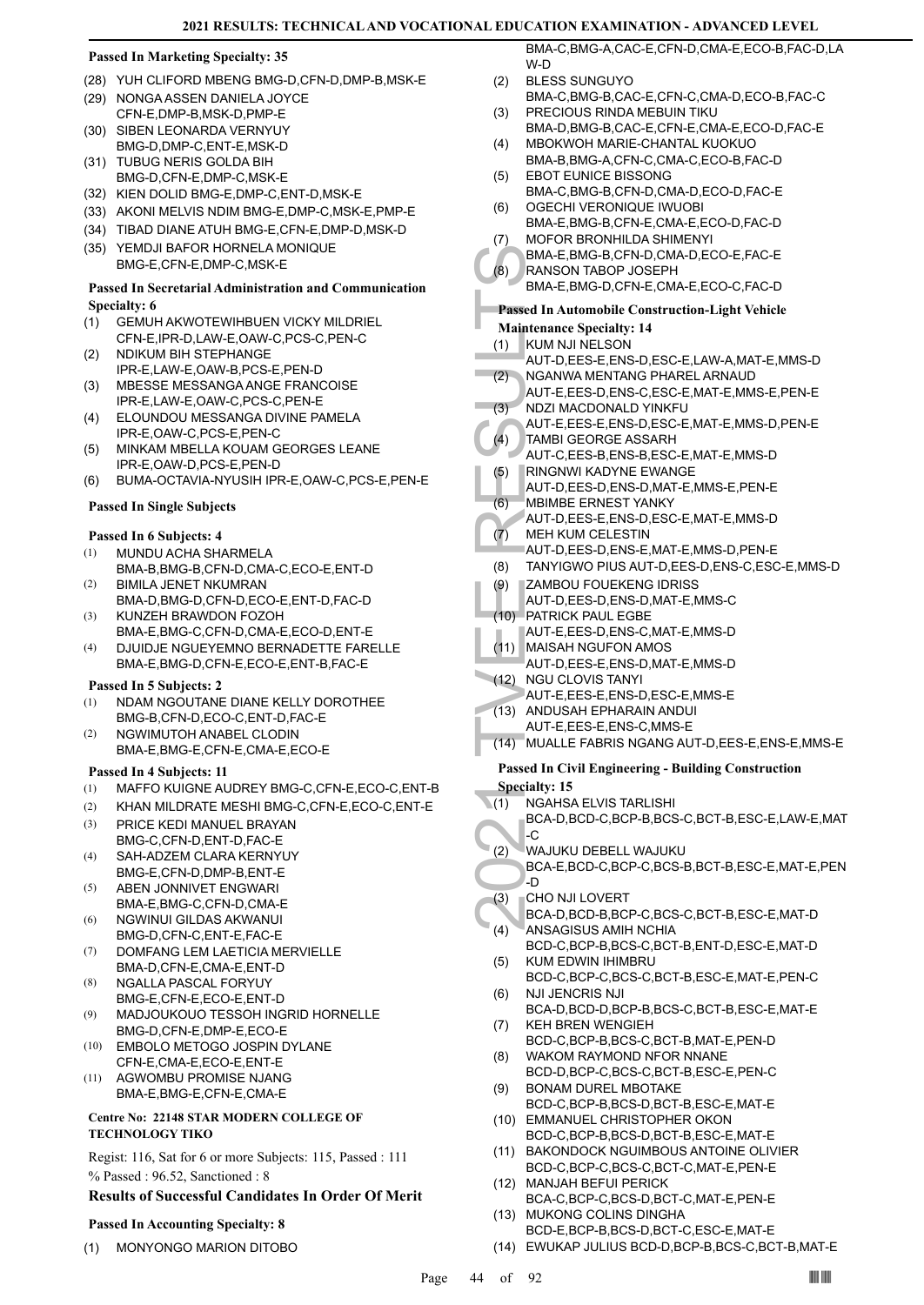### Passed In Marketing Specialty: 35

(28) YUH CLIFORD MBENG BMG-D,CFN-D,DMP-B,MSK-E
(29) NONGA ASSEN DANIELA JOYCE CFN-E,DMP-B,MSK-D,PMP-E
(30) SIBEN LEONARDA VERNYUY BMG-D,DMP-C,ENT-E,MSK-D
(31) TUBUG NERIS GOLDA BIH BMG-D,CFN-E,DMP-C,MSK-E
(32) KIEN DOLID BMG-E,DMP-C,ENT-D,MSK-E
(33) AKONI MELVIS NDIM BMG-E,DMP-C,MSK-E,PMP-E
(34) TIBAD DIANE ATUH BMG-E,CFN-E,DMP-D,MSK-D
(35) YEMDJI BAFOR HORNELA MONIQUE BMG-E,CFN-E,DMP-C,MSK-E

### Passed In Secretarial Administration and Communication Specialty: 6

(1) GEMUH AKWOTEWIHBUEN VICKY MILDRIEL CFN-E,IPR-D,LAW-E,OAW-C,PCS-C,PEN-C
(2) NDIKUM BIH STEPHANGE IPR-E,LAW-E,OAW-B,PCS-E,PEN-D
(3) MBESSE MESSANGA ANGE FRANCOISE IPR-E,LAW-E,OAW-C,PCS-C,PEN-E
(4) ELOUNDOU MESSANGA DIVINE PAMELA IPR-E,OAW-C,PCS-E,PEN-C
(5) MINKAM MBELLA KOUAM GEORGES LEANE IPR-E,OAW-D,PCS-E,PEN-D
(6) BUMA-OCTAVIA-NYUSIH IPR-E,OAW-C,PCS-E,PEN-E

### Passed In Single Subjects

#### Passed In 6 Subjects: 4

(1) MUNDU ACHA SHARMELA BMA-B,BMG-B,CFN-D,CMA-C,ECO-E,ENT-D
(2) BIMILA JENET NKUMRAN BMA-D,BMG-D,CFN-D,ECO-E,ENT-D,FAC-D
(3) KUNZEH BRAWDON FOZOH BMA-E,BMG-C,CFN-D,CMA-E,ECO-D,ENT-E
(4) DJUIDJE NGUEYEMNO BERNADETTE FARELLE BMA-E,BMG-D,CFN-E,ECO-E,ENT-B,FAC-E

#### Passed In 5 Subjects: 2

(1) NDAM NGOUTANE DIANE KELLY DOROTHEE BMG-B,CFN-D,ECO-C,ENT-D,FAC-E
(2) NGWIMUTOH ANABEL CLODIN BMA-E,BMG-E,CFN-E,CMA-E,ECO-E

#### Passed In 4 Subjects: 11

(1) MAFFO KUIGNE AUDREY BMG-C,CFN-E,ECO-C,ENT-B
(2) KHAN MILDRATE MESHI BMG-C,CFN-E,ECO-C,ENT-E
(3) PRICE KEDI MANUEL BRAYAN BMG-C,CFN-D,ENT-D,FAC-E
(4) SAH-ADZEM CLARA KERNYUY BMG-E,CFN-D,DMP-B,ENT-E
(5) ABEN JONNIVET ENGWARI BMA-E,BMG-C,CFN-D,CMA-E
(6) NGWINUI GILDAS AKWANUI BMG-D,CFN-C,ENT-E,FAC-E
(7) DOMFANG LEM LAETICIA MERVIELLE BMA-D,CFN-E,CMA-E,ENT-D
(8) NGALLA PASCAL FORYUY BMG-E,CFN-E,ECO-E,ENT-D
(9) MADJOUKOUO TESSOH INGRID HORNELLE BMG-D,CFN-E,DMP-E,ECO-E
(10) EMBOLO METOGO JOSPIN DYLANE CFN-E,CMA-E,ECO-E,ENT-E
(11) AGWOMBU PROMISE NJANG BMA-E,BMG-E,CFN-E,CMA-E

## Centre No: 22148 STAR MODERN COLLEGE OF TECHNOLOGY TIKO

Regist: 116, Sat for 6 or more Subjects: 115, Passed : 111
% Passed : 96.52, Sanctioned : 8

### Results of Successful Candidates In Order Of Merit

### Passed In Accounting Specialty: 8

(1) MONYONGO MARION DITOBO BMA-C,BMG-A,CAC-E,CFN-D,CMA-E,ECO-B,FAC-D,LAW-D
(2) BLESS SUNGUYO BMA-C,BMG-B,CAC-E,CFN-C,CMA-D,ECO-B,FAC-C
(3) PRECIOUS RINDA MEBUIN TIKU BMA-D,BMG-B,CAC-E,CFN-E,CMA-E,ECO-D,FAC-E
(4) MBOKWOH MARIE-CHANTAL KUOKUO BMA-B,BMG-A,CFN-C,CMA-C,ECO-B,FAC-D
(5) EBOT EUNICE BISSONG BMA-C,BMG-B,CFN-D,CMA-D,ECO-D,FAC-E
(6) OGECHI VERONIQUE IWUOBI BMA-E,BMG-B,CFN-E,CMA-E,ECO-D,FAC-D
(7) MOFOR BRONHILDA SHIMENYI BMA-E,BMG-B,CFN-D,CMA-D,ECO-E,FAC-E
(8) RANSON TABOP JOSEPH BMA-E,BMG-D,CFN-E,CMA-E,ECO-C,FAC-D

### Passed In Automobile Construction-Light Vehicle Maintenance Specialty: 14

(1) KUM NJI NELSON AUT-D,EES-E,ENS-D,ESC-E,LAW-A,MAT-E,MMS-D
(2) NGANWA MENTANG PHAREL ARNAUD AUT-E,EES-D,ENS-C,ESC-E,MAT-E,MMS-E,PEN-E
(3) NDZI MACDONALD YINKFU AUT-E,EES-E,ENS-D,ESC-E,MAT-E,MMS-D,PEN-E
(4) TAMBI GEORGE ASSARH AUT-C,EES-B,ENS-B,ESC-E,MAT-E,MMS-D
(5) RINGNWI KADYNE EWANGE AUT-D,EES-D,ENS-D,MAT-E,MMS-E,PEN-E
(6) MBIMBE ERNEST YANKY AUT-D,EES-E,ENS-D,ESC-E,MAT-E,MMS-D
(7) MEH KUM CELESTIN AUT-D,EES-D,ENS-E,MAT-E,MMS-D,PEN-E
(8) TANYIGWO PIUS AUT-D,EES-D,ENS-C,ESC-E,MMS-D
(9) ZAMBOU FOUEKENG IDRISS AUT-D,EES-D,ENS-D,MAT-E,MMS-C
(10) PATRICK PAUL EGBE AUT-E,EES-D,ENS-C,MAT-E,MMS-D
(11) MAISAH NGUFON AMOS AUT-D,EES-E,ENS-D,MAT-E,MMS-D
(12) NGU CLOVIS TANYI AUT-E,EES-E,ENS-D,ESC-E,MMS-E
(13) ANDUSAH EPHARAIN ANDUI AUT-E,EES-E,ENS-C,MMS-E
(14) MUALLE FABRIS NGANG AUT-D,EES-E,ENS-E,MMS-E

### Passed In Civil Engineering - Building Construction Specialty: 15

(1) NGAHSA ELVIS TARLISHI BCA-D,BCD-C,BCP-B,BCS-C,BCT-B,ESC-E,LAW-E,MAT-C
(2) WAJUKU DEBELL WAJUKU BCA-E,BCD-C,BCP-C,BCS-B,BCT-B,ESC-E,MAT-E,PEN-D
(3) CHO NJI LOVERT BCA-D,BCD-B,BCP-C,BCS-C,BCT-B,ESC-E,MAT-D
(4) ANSAGIUS AMIH NCHIA BCD-C,BCP-B,BCS-C,BCT-B,ENT-D,ESC-E,MAT-D
(5) KUM EDWIN IHIMBRU BCD-C,BCP-C,BCS-C,BCT-B,ESC-E,MAT-E,PEN-C
(6) NJI JENCRIS NJI BCA-D,BCD-D,BCP-B,BCS-C,BCT-B,ESC-E,MAT-E
(7) KEH BREN WENGIEH BCD-C,BCP-B,BCS-C,BCT-B,MAT-E,PEN-D
(8) WAKOM RAYMOND NFOR NNANE BCD-D,BCP-C,BCS-C,BCT-B,ESC-E,PEN-C
(9) BONAM DUREL MBOTAKE BCD-C,BCP-B,BCS-D,BCT-B,ESC-E,MAT-E
(10) EMMANUEL CHRISTOPHER OKON BCD-C,BCP-B,BCS-D,BCT-B,ESC-E,MAT-E
(11) BAKONDOCK NGUIMBOUS ANTOINE OLIVIER BCD-C,BCP-C,BCS-C,BCT-C,MAT-E,PEN-E
(12) MANJAH BEFUI PERICK BCA-C,BCP-C,BCS-D,BCT-C,MAT-E,PEN-E
(13) MUKONG COLINS DINGHA BCD-E,BCP-B,BCS-D,BCT-C,ESC-E,MAT-E
(14) EWUKAP JULIUS BCD-D,BCP-B,BCS-C,BCT-B,MAT-E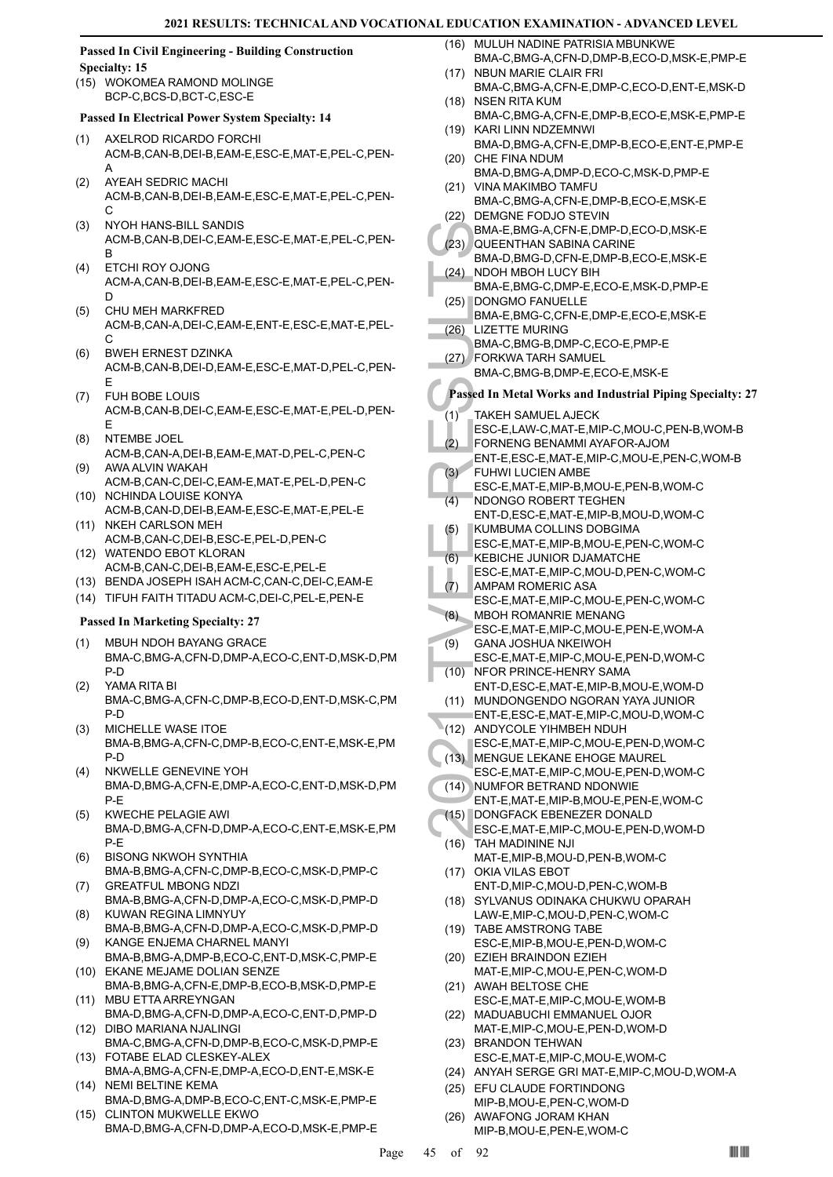### Passed In Civil Engineering - Building Construction Specialty: 15

(15) WOKOMEA RAMOND MOLINGE BCP-C,BCS-D,BCT-C,ESC-E

### Passed In Electrical Power System Specialty: 14

(1) AXELROD RICARDO FORCHI ACM-B,CAN-B,DEI-B,EAM-E,ESC-E,MAT-E,PEL-C,PEN-A
(2) AYEAH SEDRIC MACHI ACM-B,CAN-B,DEI-B,EAM-E,ESC-E,MAT-E,PEL-C,PEN-C
(3) NYOH HANS-BILL SANDIS ACM-B,CAN-B,DEI-C,EAM-E,ESC-E,MAT-E,PEL-C,PEN-B
(4) ETCHI ROY OJONG ACM-A,CAN-B,DEI-B,EAM-E,ESC-E,MAT-E,PEL-C,PEN-D
(5) CHU MEH MARKFRED ACM-B,CAN-A,DEI-C,EAM-E,ENT-E,ESC-E,MAT-E,PEL-C
(6) BWEH ERNEST DZINKA ACM-B,CAN-B,DEI-D,EAM-E,ESC-E,MAT-D,PEL-C,PEN-E
(7) FUH BOBE LOUIS ACM-B,CAN-B,DEI-C,EAM-E,ESC-E,MAT-E,PEL-D,PEN-E
(8) NTEMBE JOEL ACM-B,CAN-A,DEI-B,EAM-E,MAT-D,PEL-C,PEN-C
(9) AWA ALVIN WAKAH ACM-B,CAN-C,DEI-C,EAM-E,MAT-E,PEL-D,PEN-C
(10) NCHINDA LOUISE KONYA ACM-B,CAN-D,DEI-B,EAM-E,ESC-E,MAT-E,PEL-E
(11) NKEH CARLSON MEH ACM-B,CAN-C,DEI-B,ESC-E,PEL-D,PEN-C
(12) WATENDO EBOT KLORAN ACM-B,CAN-C,DEI-B,EAM-E,ESC-E,PEL-E
(13) BENDA JOSEPH ISAH ACM-C,CAN-C,DEI-C,EAM-E
(14) TIFUH FAITH TITADU ACM-C,DEI-C,PEL-E,PEN-E

### Passed In Marketing Specialty: 27

(1) MBUH NDOH BAYANG GRACE BMA-C,BMG-A,CFN-D,DMP-A,ECO-C,ENT-D,MSK-D,PMP-D
(2) YAMA RITA BI BMA-C,BMG-A,CFN-C,DMP-B,ECO-D,ENT-D,MSK-C,PMP-D
(3) MICHELLE WASE ITOE BMA-B,BMG-A,CFN-C,DMP-B,ECO-C,ENT-E,MSK-E,PMP-D
(4) NKWELLE GENEVINE YOH BMA-D,BMG-A,CFN-E,DMP-A,ECO-C,ENT-D,MSK-D,PMP-E
(5) KWECHE PELAGIE AWI BMA-D,BMG-A,CFN-D,DMP-A,ECO-C,ENT-E,MSK-E,PMP-E
(6) BISONG NKWOH SYNTHIA BMA-B,BMG-A,CFN-C,DMP-B,ECO-C,MSK-D,PMP-C
(7) GREATFUL MBONG NDZI BMA-B,BMG-A,CFN-D,DMP-A,ECO-C,MSK-D,PMP-D
(8) KUWAN REGINA LIMNYUY BMA-B,BMG-A,CFN-D,DMP-A,ECO-C,MSK-D,PMP-D
(9) KANGE ENJEMA CHARNEL MANYI BMA-B,BMG-A,DMP-B,ECO-C,ENT-D,MSK-C,PMP-E
(10) EKANE MEJAME DOLIAN SENZE BMA-B,BMG-A,CFN-E,DMP-B,ECO-B,MSK-D,PMP-E
(11) MBU ETTA ARREYNGAN BMA-D,BMG-A,CFN-D,DMP-A,ECO-C,ENT-D,PMP-D
(12) DIBO MARIANA NJALINGI BMA-C,BMG-A,CFN-D,DMP-B,ECO-C,MSK-D,PMP-E
(13) FOTABE ELAD CLESKEY-ALEX BMA-A,BMG-A,CFN-E,DMP-E,ECO-D,ENT-E,MSK-E
(14) NEMI BELTINE KEMA BMA-D,BMG-A,DMP-B,ECO-C,ENT-C,MSK-E,PMP-E
(15) CLINTON MUKWELLE EKWO BMA-D,BMG-A,CFN-D,DMP-A,ECO-D,MSK-E,PMP-E
(16) MULUH NADINE PATRISIA MBUNKWE BMA-C,BMG-A,CFN-D,DMP-B,ECO-D,MSK-E,PMP-E
(17) NBUN MARIE CLAIR FRI BMA-C,BMG-A,CFN-E,DMP-C,ECO-D,ENT-E,MSK-D
(18) NSEN RITA KUM BMA-C,BMG-A,CFN-E,DMP-B,ECO-E,MSK-E,PMP-E
(19) KARI LINN NDZEMNWI BMA-D,BMG-A,CFN-E,DMP-B,ECO-E,ENT-E,PMP-E
(20) CHE FINA NDUM BMA-D,BMG-A,DMP-D,ECO-C,MSK-D,PMP-E
(21) VINA MAKIMBO TAMFU BMA-C,BMG-A,CFN-E,DMP-B,ECO-E,MSK-E
(22) DEMGNE FODJO STEVIN BMA-E,BMG-A,CFN-E,DMP-D,ECO-D,MSK-E
(23) QUEENTHAN SABINA CARINE BMA-D,BMG-D,CFN-E,DMP-B,ECO-E,MSK-E
(24) NDOH MBOH LUCY BIH BMA-E,BMG-C,DMP-E,ECO-E,MSK-D,PMP-E
(25) DONGMO FANUELLE BMA-E,BMG-C,CFN-E,DMP-E,ECO-E,MSK-E
(26) LIZETTE MURING BMA-C,BMG-B,DMP-C,ECO-E,PMP-E
(27) FORKWA TARH SAMUEL BMA-C,BMG-B,DMP-E,ECO-E,MSK-E

### Passed In Metal Works and Industrial Piping Specialty: 27

(1) TAKEH SAMUEL AJECK ESC-E,LAW-C,MAT-E,MIP-C,MOU-C,PEN-B,WOM-B
(2) FORNENG BENAMMI AYAFOR-AJOM ENT-E,ESC-E,MAT-E,MIP-C,MOU-E,PEN-C,WOM-B
(3) FUHWI LUCIEN AMBE ESC-E,MAT-E,MIP-B,MOU-E,PEN-B,WOM-C
(4) NDONGO ROBERT TEGHEN ENT-D,ESC-E,MAT-E,MIP-B,MOU-D,WOM-C
(5) KUMBUMA COLLINS DOBGIMA ESC-E,MAT-E,MIP-B,MOU-E,PEN-C,WOM-C
(6) KEBICHE JUNIOR DJAMATCHE ESC-E,MAT-E,MIP-C,MOU-D,PEN-C,WOM-C
(7) AMPAM ROMERIC ASA ESC-E,MAT-E,MIP-C,MOU-E,PEN-C,WOM-C
(8) MBOH ROMANRIE MENANG ESC-E,MAT-E,MIP-C,MOU-E,PEN-E,WOM-A
(9) GANA JOSHUA NKEIWOH ESC-E,MAT-E,MIP-C,MOU-E,PEN-D,WOM-C
(10) NFOR PRINCE-HENRY SAMA ENT-D,ESC-E,MAT-E,MIP-B,MOU-E,WOM-D
(11) MUNDONGENDO NGORAN YAYA JUNIOR ENT-E,ESC-E,MAT-E,MIP-C,MOU-D,WOM-C
(12) ANDYCOLE YIHMBEH NDUH ESC-E,MAT-E,MIP-C,MOU-E,PEN-D,WOM-C
(13) MENGUE LEKANE EHOGE MAUREL ESC-E,MAT-E,MIP-C,MOU-E,PEN-D,WOM-C
(14) NUMFOR BETRAND NDONWIE ENT-E,MAT-E,MIP-B,MOU-E,PEN-E,WOM-C
(15) DONGFACK EBENEZER DONALD ESC-E,MAT-E,MIP-C,MOU-E,PEN-D,WOM-D
(16) TAH MADININE NJI MAT-E,MIP-B,MOU-D,PEN-B,WOM-C
(17) OKIA VILAS EBOT ENT-D,MIP-C,MOU-D,PEN-C,WOM-B
(18) SYLVANUS ODINAKA CHUKWU OPARAH LAW-E,MIP-C,MOU-D,PEN-C,WOM-C
(19) TABE AMSTRONG TABE ESC-E,MIP-B,MOU-E,PEN-D,WOM-C
(20) EZIEH BRAINDON EZIEH MAT-E,MIP-C,MOU-E,PEN-C,WOM-D
(21) AWAH BELTOSE CHE ESC-E,MAT-E,MIP-C,MOU-E,WOM-B
(22) MADUABUCHI EMMANUEL OJOR MAT-E,MIP-C,MOU-E,PEN-D,WOM-D
(23) BRANDON TEHWAN ESC-E,MAT-E,MIP-C,MOU-E,WOM-C
(24) ANYAH SERGE GRI MAT-E,MIP-C,MOU-D,WOM-A
(25) EFU CLAUDE FORTINDONG MIP-B,MOU-E,PEN-C,WOM-D
(26) AWAFONG JORAM KHAN MIP-B,MOU-E,PEN-E,WOM-C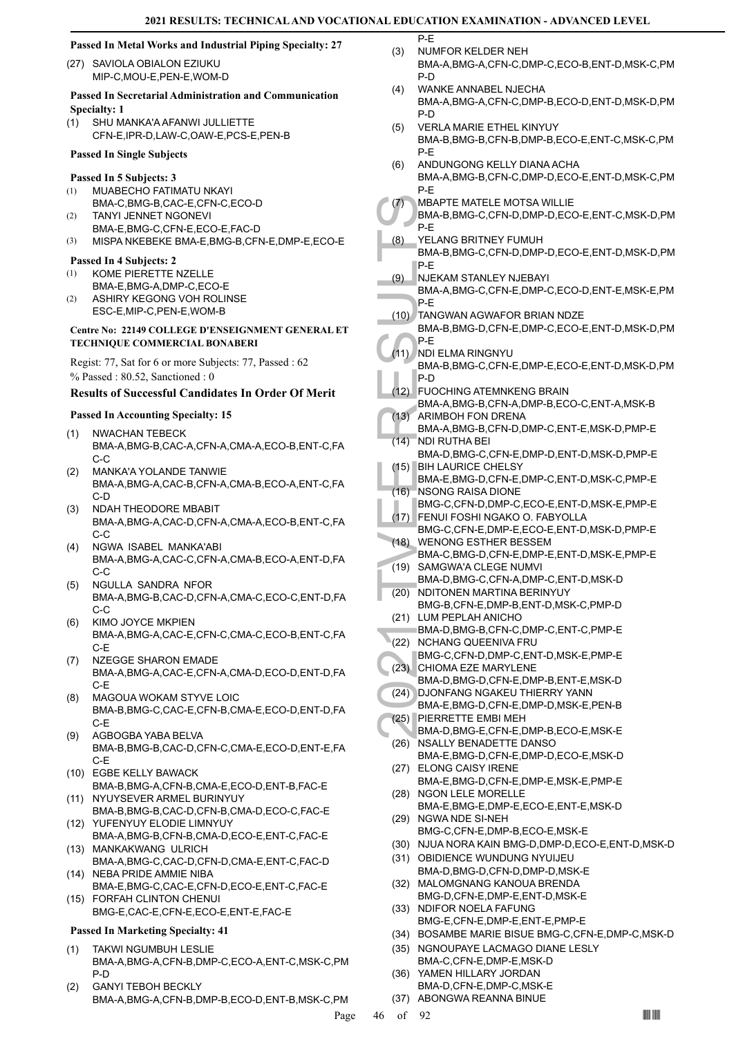**Passed In Metal Works and Industrial Piping Specialty: 27**

(27) SAVIOLA OBIALON EZIUKU
MIP-C,MOU-E,PEN-E,WOM-D

**Passed In Secretarial Administration and Communication Specialty: 1**

(1) SHU MANKA'A AFANWI JULLIETTE
CFN-E,IPR-D,LAW-C,OAW-E,PCS-E,PEN-B

**Passed In Single Subjects**

**Passed In 5 Subjects: 3**

(1) MUABECHO FATIMATU NKAYI
BMA-C,BMG-B,CAC-E,CFN-C,ECO-D
(2) TANYI JENNET NGONEVI
BMA-E,BMG-C,CFN-E,ECO-E,FAC-D
(3) MISPA NKEBEKE BMA-E,BMG-B,CFN-E,DMP-E,ECO-E

**Passed In 4 Subjects: 2**

(1) KOME PIERETTE NZELLE
BMA-E,BMG-A,DMP-C,ECO-E
(2) ASHIRY KEGONG VOH ROLINSE
ESC-E,MIP-C,PEN-E,WOM-B

**Centre No: 22149 COLLEGE D'ENSEIGNMENT GENERAL ET TECHNIQUE COMMERCIAL BONABERI**

Regist: 77, Sat for 6 or more Subjects: 77, Passed : 62
% Passed : 80.52, Sanctioned : 0

### Results of Successful Candidates In Order Of Merit

**Passed In Accounting Specialty: 15**

(1) NWACHAN TEBECK
BMA-A,BMG-B,CAC-A,CFN-A,CMA-A,ECO-B,ENT-C,FAC-C
(2) MANKA'A YOLANDE TANWIE
BMA-A,BMG-A,CAC-B,CFN-A,CMA-B,ECO-A,ENT-C,FAC-D
(3) NDAH THEODORE MBABIT
BMA-A,BMG-A,CAC-D,CFN-A,CMA-A,ECO-B,ENT-C,FAC-C
(4) NGWA ISABEL MANKA'ABI
BMA-A,BMG-A,CAC-C,CFN-A,CMA-B,ECO-A,ENT-D,FAC-C
(5) NGULLA SANDRA NFOR
BMA-A,BMG-B,CAC-D,CFN-A,CMA-C,ECO-C,ENT-D,FAC-C
(6) KIMO JOYCE MKPIEN
BMA-A,BMG-A,CAC-E,CFN-C,CMA-C,ECO-B,ENT-C,FAC-E
(7) NZEGGE SHARON EMADE
BMA-A,BMG-A,CAC-E,CFN-A,CMA-D,ECO-D,ENT-D,FAC-E
(8) MAGOUA WOKAM STYVE LOIC
BMA-B,BMG-C,CAC-E,CFN-B,CMA-E,ECO-D,ENT-D,FAC-E
(9) AGBOGBA YABA BELVA
BMA-B,BMG-B,CAC-D,CFN-C,CMA-E,ECO-D,ENT-E,FAC-E
(10) EGBE KELLY BAWACK
BMA-B,BMG-A,CFN-B,CMA-E,ECO-D,ENT-B,FAC-E
(11) NYUYSEVER ARMEL BURINYUY
BMA-B,BMG-B,CAC-D,CFN-B,CMA-D,ECO-C,FAC-E
(12) YUFENYUY ELODIE LIMNYUY
BMA-A,BMG-B,CFN-B,CMA-D,ECO-E,ENT-C,FAC-E
(13) MANKAKWANG ULRICH
BMA-A,BMG-C,CAC-D,CFN-D,CMA-E,ENT-C,FAC-D
(14) NEBA PRIDE AMMIE NIBA
BMA-E,BMG-C,CAC-E,CFN-D,ECO-E,ENT-C,FAC-E
(15) FORFAH CLINTON CHENUI
BMG-E,CAC-E,CFN-E,ECO-E,ENT-E,FAC-E

**Passed In Marketing Specialty: 41**

(1) TAKWI NGUMBUH LESLIE
BMA-A,BMG-A,CFN-B,DMP-C,ECO-A,ENT-C,MSK-C,PMP-D
(2) GANYI TEBOH BECKLY
BMA-A,BMG-A,CFN-B,DMP-B,ECO-D,ENT-B,MSK-C,PMP-E
(3) NUMFOR KELDER NEH
BMA-A,BMG-A,CFN-C,DMP-C,ECO-B,ENT-D,MSK-C,PMP-D
(4) WANKE ANNABEL NJECHA
BMA-A,BMG-A,CFN-C,DMP-B,ECO-D,ENT-D,MSK-D,PMP-D
(5) VERLA MARIE ETHEL KINYUY
BMA-B,BMG-B,CFN-B,DMP-B,ECO-E,ENT-C,MSK-C,PMP-E
(6) ANDUNGONG KELLY DIANA ACHA
BMA-A,BMG-B,CFN-C,DMP-D,ECO-E,ENT-D,MSK-C,PMP-E
(7) MBAPTE MATELE MOTSA WILLIE
BMA-B,BMG-C,CFN-D,DMP-D,ECO-E,ENT-C,MSK-D,PMP-E
(8) YELANG BRITNEY FUMUH
BMA-B,BMG-C,CFN-D,DMP-D,ECO-E,ENT-D,MSK-D,PMP-E
(9) NJEKAM STANLEY NJEBAYI
BMA-A,BMG-C,CFN-E,DMP-C,ECO-D,ENT-E,MSK-E,PMP-E
(10) TANGWAN AGWAFOR BRIAN NDZE
BMA-B,BMG-D,CFN-E,DMP-C,ECO-E,ENT-D,MSK-D,PMP-E
(11) NDI ELMA RINGNYU
BMA-B,BMG-C,CFN-E,DMP-E,ECO-E,ENT-D,MSK-D,PMP-D
(12) FUOCHING ATEMNKENG BRAIN
BMA-A,BMG-B,CFN-A,DMP-B,ECO-C,ENT-A,MSK-B
(13) ARIMBOH FON DRENA
BMA-A,BMG-B,CFN-D,DMP-C,ENT-E,MSK-D,PMP-E
(14) NDI RUTHA BEI
BMA-D,BMG-C,CFN-E,DMP-D,ENT-D,MSK-D,PMP-E
(15) BIH LAURICE CHELSY
BMA-E,BMG-D,CFN-E,DMP-C,ENT-D,MSK-C,PMP-E
(16) NSONG RAISA DIONE
BMG-C,CFN-D,DMP-C,ECO-E,ENT-D,MSK-E,PMP-E
(17) FENUI FOSHI NGAKO O. FABYOLLA
BMG-C,CFN-E,DMP-E,ECO-E,ENT-D,MSK-D,PMP-E
(18) WENONG ESTHER BESSEM
BMA-C,BMG-D,CFN-E,DMP-E,ENT-D,MSK-E,PMP-E
(19) SAMGWA'A CLEGE NUMVI
BMA-D,BMG-C,CFN-A,DMP-C,ENT-D,MSK-D
(20) NDITONEN MARTINA BERINYUY
BMG-B,CFN-E,DMP-B,ENT-D,MSK-C,PMP-D
(21) LUM PEPLAH ANICHO
BMA-D,BMG-B,CFN-C,DMP-C,ENT-C,PMP-E
(22) NCHANG QUEENIVA FRU
BMG-C,CFN-D,DMP-C,ENT-D,MSK-E,PMP-E
(23) CHIOMA EZE MARYLENE
BMA-D,BMG-D,CFN-E,DMP-B,ENT-E,MSK-D
(24) DJONFANG NGAKEU THIERRY YANN
BMA-E,BMG-D,CFN-E,DMP-D,MSK-E,PEN-B
(25) PIERRETTE EMBI MEH
BMA-D,BMG-E,CFN-E,DMP-B,ECO-E,MSK-E
(26) NSALLY BENADETTE DANSO
BMA-E,BMG-D,CFN-E,DMP-D,ECO-E,MSK-D
(27) ELONG CAISY IRENE
BMA-E,BMG-D,CFN-E,DMP-E,MSK-E,PMP-E
(28) NGON LELE MORELLE
BMA-E,BMG-E,DMP-E,ECO-E,ENT-E,MSK-D
(29) NGWA NDE SI-NEH
BMG-C,CFN-E,DMP-B,ECO-E,MSK-E
(30) NJUA NORA KAIN BMG-D,DMP-D,ECO-E,ENT-D,MSK-D
(31) OBIDIENCE WUNDUNG NYUIJEU
BMA-D,BMG-D,CFN-D,DMP-D,MSK-E
(32) MALOMGNANG KANOUA BRENDA
BMG-D,CFN-E,DMP-E,ENT-D,MSK-E
(33) NDIFOR NOELA FAFUNG
BMG-E,CFN-E,DMP-E,ENT-E,PMP-E
(34) BOSAMBE MARIE BISUE BMG-C,CFN-E,DMP-C,MSK-D
(35) NGNOUPAYE LACMAGO DIANE LESLY
BMA-C,CFN-E,DMP-E,MSK-D
(36) YAMEN HILLARY JORDAN
BMA-D,CFN-E,DMP-C,MSK-E
(37) ABONGWA REANNA BINUE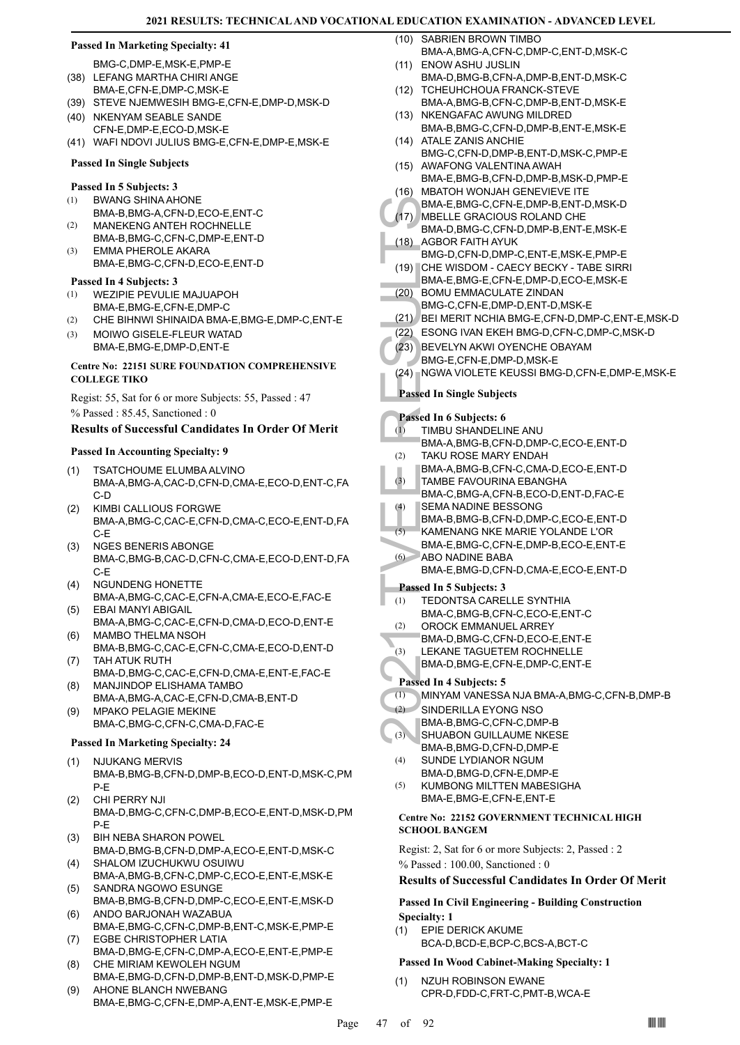#### Passed In Marketing Specialty: 41

BMG-C,DMP-E,MSK-E,PMP-E

(38) LEFANG MARTHA CHIRI ANGE
BMA-E,CFN-E,DMP-C,MSK-E
(39) STEVE NJEMWESIH BMG-E,CFN-E,DMP-D,MSK-D
(40) NKENYAM SEABLE SANDE
CFN-E,DMP-E,ECO-D,MSK-E
(41) WAFI NDOVI JULIUS BMG-E,CFN-E,DMP-E,MSK-E

#### Passed In Single Subjects

#### Passed In 5 Subjects: 3

(1) BWANG SHINA AHONE
BMA-B,BMG-A,CFN-D,ECO-E,ENT-C
(2) MANEKENG ANTEH ROCHNELLE
BMA-B,BMG-C,CFN-C,DMP-E,ENT-D
(3) EMMA PHEROLE AKARA
BMA-E,BMG-C,CFN-D,ECO-E,ENT-D

#### Passed In 4 Subjects: 3

(1) WEZIPIE PEVULIE MAJUAPOH
BMA-E,BMG-E,CFN-E,DMP-C
(2) CHE BIHNWI SHINAIDA BMA-E,BMG-E,DMP-C,ENT-E
(3) MOIWO GISELE-FLEUR WATAD
BMA-E,BMG-E,DMP-D,ENT-E

### Centre No: 22151 SURE FOUNDATION COMPREHENSIVE COLLEGE TIKO

Regist: 55, Sat for 6 or more Subjects: 55, Passed : 47

% Passed : 85.45, Sanctioned : 0

### Results of Successful Candidates In Order Of Merit

#### Passed In Accounting Specialty: 9

(1) TSATCHOUME ELUMBA ALVINO
BMA-A,BMG-A,CAC-D,CFN-D,CMA-E,ECO-D,ENT-C,FAC-D
(2) KIMBI CALLIOUS FORGWE
BMA-A,BMG-C,CAC-E,CFN-D,CMA-C,ECO-E,ENT-D,FAC-E
(3) NGES BENERIS ABONGE
BMA-C,BMG-B,CAC-D,CFN-C,CMA-E,ECO-D,ENT-D,FAC-E
(4) NGUNDENG HONETTE
BMA-A,BMG-C,CAC-E,CFN-A,CMA-E,ECO-E,FAC-E
(5) EBAI MANYI ABIGAIL
BMA-A,BMG-C,CAC-E,CFN-D,CMA-D,ECO-D,ENT-E
(6) MAMBO THELMA NSOH
BMA-B,BMG-C,CAC-E,CFN-C,CMA-E,ECO-D,ENT-D
(7) TAH ATUK RUTH
BMA-D,BMG-C,CAC-E,CFN-D,CMA-E,ENT-E,FAC-E
(8) MANJINDOP ELISHAMA TAMBO
BMA-A,BMG-A,CAC-E,CFN-D,CMA-B,ENT-D
(9) MPAKO PELAGIE MEKINE
BMA-C,BMG-C,CFN-C,CMA-D,FAC-E

#### Passed In Marketing Specialty: 24

(1) NJUKANG MERVIS
BMA-B,BMG-B,CFN-D,DMP-B,ECO-D,ENT-D,MSK-C,PMP-E
(2) CHI PERRY NJI
BMA-D,BMG-C,CFN-C,DMP-B,ECO-E,ENT-D,MSK-D,PMP-E
(3) BIH NEBA SHARON POWEL
BMA-D,BMG-B,CFN-D,DMP-A,ECO-E,ENT-D,MSK-C
(4) SHALOM IZUCHUKWU OSUIWU
BMA-A,BMG-B,CFN-C,DMP-C,ECO-E,ENT-E,MSK-E
(5) SANDRA NGOWO ESUNGE
BMA-B,BMG-B,CFN-D,DMP-C,ECO-E,ENT-E,MSK-D
(6) ANDO BARJONAH WAZABUA
BMA-E,BMG-C,CFN-C,DMP-B,ENT-C,MSK-E,PMP-E
(7) EGBE CHRISTOPHER LATIA
BMA-D,BMG-E,CFN-C,DMP-A,ECO-E,ENT-E,PMP-E
(8) CHE MIRIAM KEWOLEH NGUM
BMA-E,BMG-D,CFN-D,DMP-B,ENT-D,MSK-D,PMP-E
(9) AHONE BLANCH NWEBANG
BMA-E,BMG-C,CFN-E,DMP-A,ENT-E,MSK-E,PMP-E
(10) SABRIEN BROWN TIMBO
BMA-A,BMG-A,CFN-C,DMP-C,ENT-D,MSK-C
(11) ENOW ASHU JUSLIN
BMA-D,BMG-B,CFN-A,DMP-B,ENT-D,MSK-C
(12) TCHEUHCHOUA FRANCK-STEVE
BMA-A,BMG-B,CFN-C,DMP-B,ENT-D,MSK-E
(13) NKENGAFAC AWUNG MILDRED
BMA-B,BMG-C,CFN-D,DMP-B,ENT-E,MSK-E
(14) ATALE ZANIS ANCHIE
BMG-C,CFN-D,DMP-B,ENT-D,MSK-C,PMP-E
(15) AWAFONG VALENTINA AWAH
BMA-E,BMG-B,CFN-D,DMP-B,MSK-D,PMP-E
(16) MBATOH WONJAH GENEVIEVE ITE
BMA-E,BMG-C,CFN-E,DMP-B,ENT-D,MSK-D
(17) MBELLE GRACIOUS ROLAND CHE
BMA-D,BMG-C,CFN-D,DMP-B,ENT-E,MSK-E
(18) AGBOR FAITH AYUK
BMG-D,CFN-D,DMP-C,ENT-E,MSK-E,PMP-E
(19) CHE WISDOM - CAECY BECKY - TABE SIRRI
BMA-E,BMG-E,CFN-E,DMP-D,ECO-E,MSK-E
(20) BOMU EMMACULATE ZINDAN
BMG-C,CFN-E,DMP-D,ENT-D,MSK-E
(21) BEI MERIT NCHIA BMG-E,CFN-D,DMP-C,ENT-E,MSK-D
(22) ESONG IVAN EKEH BMG-D,CFN-C,DMP-C,MSK-D
(23) BEVELYN AKWI OYENCHE OBAYAM
BMG-E,CFN-E,DMP-D,MSK-E
(24) NGWA VIOLETE KEUSSI BMG-D,CFN-E,DMP-E,MSK-E

#### Passed In Single Subjects

#### Passed In 6 Subjects: 6

(1) TIMBU SHANDELINE ANU
BMA-A,BMG-B,CFN-D,DMP-C,ECO-E,ENT-D
(2) TAKU ROSE MARY ENDAH
BMA-A,BMG-B,CFN-C,CMA-D,ECO-E,ENT-D
(3) TAMBE FAVOURINA EBANGHA
BMA-C,BMG-A,CFN-B,ECO-D,ENT-D,FAC-E
(4) SEMA NADINE BESSONG
BMA-B,BMG-B,CFN-D,DMP-C,ECO-E,ENT-D
(5) KAMENANG NKE MARIE YOLANDE L'OR
BMA-E,BMG-C,CFN-E,DMP-B,ECO-E,ENT-E
(6) ABO NADINE BABA
BMA-E,BMG-D,CFN-D,CMA-E,ECO-E,ENT-D

#### Passed In 5 Subjects: 3

(1) TEDONTSA CARELLE SYNTHIA
BMA-C,BMG-B,CFN-C,ECO-E,ENT-C
(2) OROCK EMMANUEL ARREY
BMA-D,BMG-C,CFN-D,ECO-E,ENT-E
(3) LEKANE TAGUETEM ROCHNELLE
BMA-D,BMG-E,CFN-E,DMP-C,ENT-E

#### Passed In 4 Subjects: 5

(1) MINYAM VANESSA NJA BMA-A,BMG-C,CFN-B,DMP-B
(2) SINDERILLA EYONG NSO
BMA-B,BMG-C,CFN-C,DMP-B
(3) SHUABON GUILLAUME NKESE
BMA-B,BMG-D,CFN-D,DMP-E
(4) SUNDE LYDIANOR NGUM
BMA-D,BMG-D,CFN-E,DMP-E
(5) KUMBONG MILTTEN MABESIGHA
BMA-E,BMG-E,CFN-E,ENT-E

### Centre No: 22152 GOVERNMENT TECHNICAL HIGH SCHOOL BANGEM

Regist: 2, Sat for 6 or more Subjects: 2, Passed : 2

% Passed : 100.00, Sanctioned : 0

### Results of Successful Candidates In Order Of Merit

#### Passed In Civil Engineering - Building Construction Specialty: 1

(1) EPIE DERICK AKUME
BCA-D,BCD-E,BCP-C,BCS-A,BCT-C

#### Passed In Wood Cabinet-Making Specialty: 1

(1) NZUH ROBINSON EWANE
CPR-D,FDD-C,FRT-C,PMT-B,WCA-E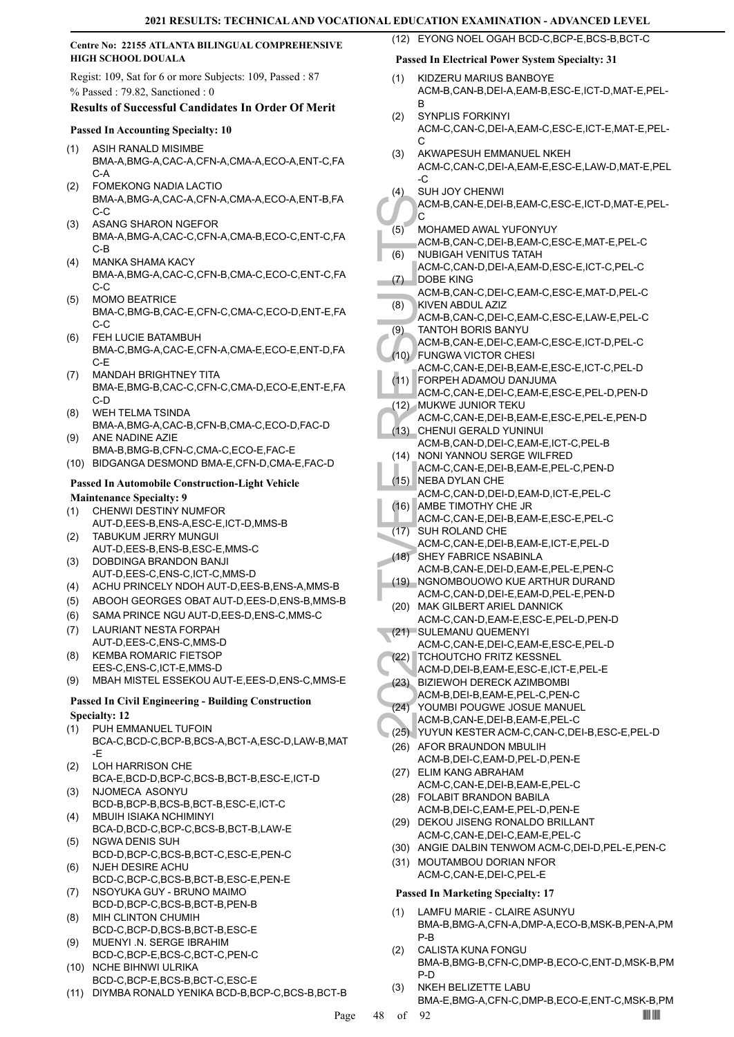**Centre No: 22155 ATLANTA BILINGUAL COMPREHENSIVE HIGH SCHOOL DOUALA**

Regist: 109, Sat for 6 or more Subjects: 109, Passed : 87

% Passed : 79.82, Sanctioned : 0

### Results of Successful Candidates In Order Of Merit

#### Passed In Accounting Specialty: 10

(1) ASIH RANALD MISIMBE BMA-A,BMG-A,CAC-A,CFN-A,CMA-A,ECO-A,ENT-C,FAC-A
(2) FOMEKONG NADIA LACTIO BMA-A,BMG-A,CAC-A,CFN-A,CMA-A,ECO-A,ENT-B,FAC-C
(3) ASANG SHARON NGEFOR BMA-A,BMG-A,CAC-C,CFN-A,CMA-B,ECO-C,ENT-C,FAC-B
(4) MANKA SHAMA KACY BMA-A,BMG-A,CAC-C,CFN-B,CMA-C,ECO-C,ENT-C,FAC-C
(5) MOMO BEATRICE BMA-C,BMG-B,CAC-E,CFN-C,CMA-C,ECO-D,ENT-E,FAC-C
(6) FEH LUCIE BATAMBUH BMA-C,BMG-A,CAC-E,CFN-A,CMA-E,ECO-E,ENT-D,FAC-E
(7) MANDAH BRIGHTNEY TITA BMA-E,BMG-B,CAC-C,CFN-C,CMA-D,ECO-E,ENT-E,FAC-D
(8) WEH TELMA TSINDA BMA-A,BMG-A,CAC-B,CFN-B,CMA-C,ECO-D,FAC-D
(9) ANE NADINE AZIE BMA-B,BMG-B,CFN-C,CMA-C,ECO-E,FAC-E
(10) BIDGANGA DESMOND BMA-E,CFN-D,CMA-E,FAC-D

#### Passed In Automobile Construction-Light Vehicle Maintenance Specialty: 9

(1) CHENWI DESTINY NUMFOR AUT-D,EES-B,ENS-A,ESC-E,ICT-D,MMS-B
(2) TABUKUM JERRY MUNGUI AUT-D,EES-B,ENS-B,ESC-E,MMS-C
(3) DOBDINGA BRANDON BANJI AUT-D,EES-C,ENS-C,ICT-C,MMS-D
(4) ACHU PRINCELY NDOH AUT-D,EES-B,ENS-A,MMS-B
(5) ABOOH GEORGES OBAT AUT-D,EES-D,ENS-B,MMS-B
(6) SAMA PRINCE NGU AUT-D,EES-D,ENS-C,MMS-C
(7) LAURIANT NESTA FORPAH AUT-D,EES-C,ENS-C,MMS-D
(8) KEMBA ROMARIC FIETSOP EES-C,ENS-C,ICT-E,MMS-D
(9) MBAH MISTEL ESSEKOU AUT-E,EES-D,ENS-C,MMS-E

#### Passed In Civil Engineering - Building Construction Specialty: 12

(1) PUH EMMANUEL TUFOIN BCA-C,BCD-C,BCP-B,BCS-A,BCT-A,ESC-D,LAW-B,MAT-E
(2) LOH HARRISON CHE BCA-E,BCD-D,BCP-C,BCS-B,BCT-B,ESC-E,ICT-D
(3) NJOMECA ASONYU BCD-B,BCP-B,BCS-B,BCT-B,ESC-E,ICT-C
(4) MBUIH ISIAKA NCHIMINYI BCA-D,BCD-C,BCP-C,BCS-B,BCT-B,LAW-E
(5) NGWA DENIS SUH BCD-D,BCP-C,BCS-B,BCT-C,ESC-E,PEN-C
(6) NJEH DESIRE ACHU BCD-C,BCP-C,BCS-B,BCT-B,ESC-E,PEN-E
(7) NSOYUKA GUY - BRUNO MAIMO BCD-D,BCP-C,BCS-B,BCT-B,PEN-B
(8) MIH CLINTON CHUMIH BCD-C,BCP-D,BCS-B,BCT-B,ESC-E
(9) MUENYI .N. SERGE IBRAHIM BCD-C,BCP-E,BCS-C,BCT-C,PEN-C
(10) NCHE BIHNWI ULRIKA BCD-C,BCP-E,BCS-B,BCT-C,ESC-E
(11) DIYMBA RONALD YENIKA BCD-B,BCP-C,BCS-B,BCT-B
(12) EYONG NOEL OGAH BCD-C,BCP-E,BCS-B,BCT-C

#### Passed In Electrical Power System Specialty: 31

(1) KIDZERU MARIUS BANBOYE ACM-B,CAN-B,DEI-A,EAM-B,ESC-E,ICT-D,MAT-E,PEL-B
(2) SYNPLIS FORKINYI ACM-C,CAN-C,DEI-A,EAM-C,ESC-E,ICT-E,MAT-E,PEL-C
(3) AKWAPESUH EMMANUEL NKEH ACM-C,CAN-C,DEI-A,EAM-E,ESC-E,LAW-D,MAT-E,PEL-C
(4) SUH JOY CHENWI ACM-B,CAN-E,DEI-B,EAM-C,ESC-E,ICT-D,MAT-E,PEL-C
(5) MOHAMED AWAL YUFONYUY ACM-B,CAN-C,DEI-B,EAM-C,ESC-E,MAT-E,PEL-C
(6) NUBIGAH VENITUS TATAH ACM-C,CAN-D,DEI-A,EAM-D,ESC-E,ICT-C,PEL-C
(7) DOBE KING ACM-B,CAN-C,DEI-C,EAM-C,ESC-E,MAT-D,PEL-C
(8) KIVEN ABDUL AZIZ ACM-B,CAN-C,DEI-C,EAM-C,ESC-E,LAW-E,PEL-C
(9) TANTOH BORIS BANYU ACM-B,CAN-E,DEI-C,EAM-C,ESC-E,ICT-D,PEL-C
(10) FUNGWA VICTOR CHESI ACM-C,CAN-E,DEI-B,EAM-E,ESC-E,ICT-C,PEL-D
(11) FORPEH ADAMOU DANJUMA ACM-C,CAN-E,DEI-C,EAM-E,ESC-E,PEL-D,PEN-D
(12) MUKWE JUNIOR TEKU ACM-C,CAN-E,DEI-B,EAM-E,ESC-E,PEL-E,PEN-D
(13) CHENUI GERALD YUNINUI ACM-B,CAN-D,DEI-C,EAM-E,ICT-C,PEL-B
(14) NONI YANNOU SERGE WILFRED ACM-C,CAN-E,DEI-B,EAM-E,PEL-C,PEN-D
(15) NEBA DYLAN CHE ACM-C,CAN-D,DEI-D,EAM-D,ICT-E,PEL-C
(16) AMBE TIMOTHY CHE JR ACM-C,CAN-E,DEI-B,EAM-E,ESC-E,PEL-C
(17) SUH ROLAND CHE ACM-C,CAN-E,DEI-B,EAM-E,ICT-E,PEL-D
(18) SHEY FABRICE NSABINLA ACM-B,CAN-E,DEI-D,EAM-E,PEL-E,PEN-C
(19) NGNOMBOUOWO KUE ARTHUR DURAND ACM-C,CAN-D,DEI-E,EAM-D,PEL-E,PEN-D
(20) MAK GILBERT ARIEL DANNICK ACM-C,CAN-D,EAM-E,ESC-E,PEL-D,PEN-D
(21) SULEMANU QUEMENYI ACM-C,CAN-E,DEI-C,EAM-E,ESC-E,PEL-D
(22) TCHOUTCHO FRITZ KESSNEL ACM-D,DEI-B,EAM-E,ESC-E,ICT-E,PEL-E
(23) BIZIEWOH DERECK AZIMBOMBI ACM-B,DEI-B,EAM-E,PEL-C,PEN-C
(24) YOUMBI POUGWE JOSUE MANUEL ACM-B,CAN-E,DEI-B,EAM-E,PEL-C
(25) YUYUN KESTER ACM-C,CAN-C,DEI-B,ESC-E,PEL-D
(26) AFOR BRAUNDON MBULIH ACM-B,DEI-C,EAM-D,PEL-D,PEN-E
(27) ELIM KANG ABRAHAM ACM-C,CAN-E,DEI-B,EAM-E,PEL-C
(28) FOLABIT BRANDON BABILA ACM-B,DEI-C,EAM-E,PEL-D,PEN-E
(29) DEKOU JISENG RONALDO BRILLANT ACM-C,CAN-E,DEI-C,EAM-E,PEL-C
(30) ANGIE DALBIN TENWOM ACM-C,DEI-D,PEL-E,PEN-C
(31) MOUTAMBOU DORIAN NFOR ACM-C,CAN-E,DEI-C,PEL-E

#### Passed In Marketing Specialty: 17

(1) LAMFU MARIE - CLAIRE ASUNYU BMA-B,BMG-A,CFN-A,DMP-A,ECO-B,MSK-B,PEN-A,PMP-B
(2) CALISTA KUNA FONGU BMA-B,BMG-B,CFN-C,DMP-B,ECO-C,ENT-D,MSK-B,PMP-D
(3) NKEH BELIZETTE LABU BMA-E,BMG-A,CFN-C,DMP-B,ECO-E,ENT-C,MSK-B,PM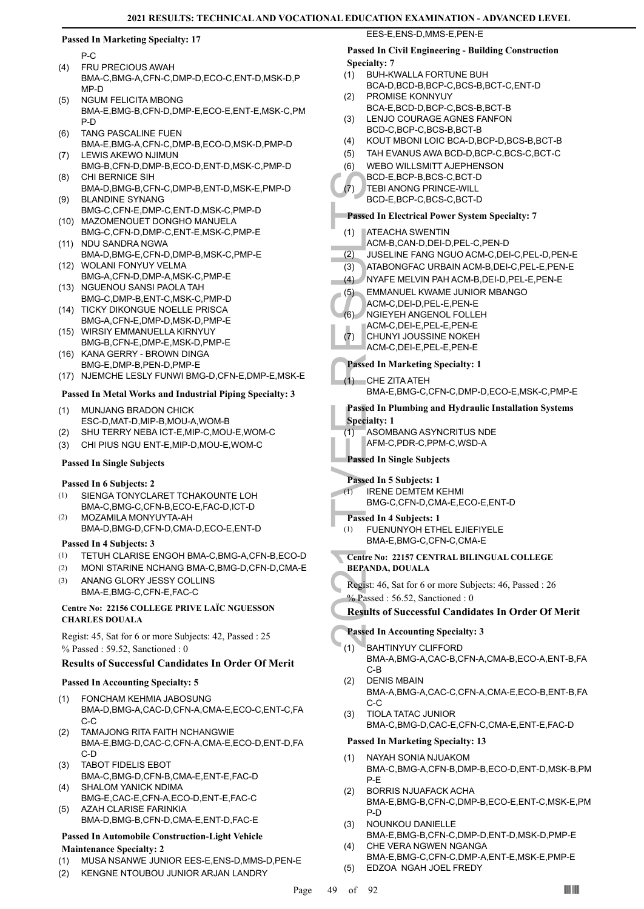### Passed In Marketing Specialty: 17

P-C

(4) FRU PRECIOUS AWAH
BMA-C,BMG-A,CFN-C,DMP-D,ECO-C,ENT-D,MSK-D,PMP-D

(5) NGUM FELICITA MBONG
BMA-E,BMG-B,CFN-D,DMP-E,ECO-E,ENT-E,MSK-C,PMP-D

(6) TANG PASCALINE FUEN
BMA-E,BMG-A,CFN-C,DMP-B,ECO-D,MSK-D,PMP-D

(7) LEWIS AKEWO NJIMUN
BMG-B,CFN-D,DMP-B,ECO-D,ENT-D,MSK-C,PMP-D

(8) CHI BERNICE SIH
BMA-D,BMG-B,CFN-C,DMP-B,ENT-D,MSK-E,PMP-D

(9) BLANDINE SYNANG
BMG-C,CFN-E,DMP-C,ENT-D,MSK-C,PMP-D

(10) MAZOMENOUET DONGHO MANUELA
BMG-C,CFN-D,DMP-C,ENT-E,MSK-C,PMP-E

(11) NDU SANDRA NGWA
BMA-D,BMG-E,CFN-D,DMP-B,MSK-C,PMP-E

(12) WOLANI FONYUY VELMA
BMG-A,CFN-D,DMP-A,MSK-C,PMP-E

(13) NGUENOU SANSI PAOLA TAH
BMG-C,DMP-B,ENT-C,MSK-C,PMP-D

(14) TICKY DIKONGUE NOELLE PRISCA
BMG-A,CFN-E,DMP-D,MSK-D,PMP-E

(15) WIRSIY EMMANUELLA KIRNYUY
BMG-B,CFN-E,DMP-E,MSK-D,PMP-E

(16) KANA GERRY - BROWN DINGA
BMG-E,DMP-B,PEN-D,PMP-E

(17) NJEMCHE LESLY FUNWI BMG-D,CFN-E,DMP-E,MSK-E

### Passed In Metal Works and Industrial Piping Specialty: 3

(1) MUNJANG BRADON CHICK
ESC-D,MAT-D,MIP-B,MOU-A,WOM-B

(2) SHU TERRY NEBA ICT-E,MIP-C,MOU-E,WOM-C

(3) CHI PIUS NGU ENT-E,MIP-D,MOU-E,WOM-C

### Passed In Single Subjects

#### Passed In 6 Subjects: 2

(1) SIENGA TONYCLARET TCHAKOUNTE LOH
BMA-C,BMG-C,CFN-B,ECO-E,FAC-D,ICT-D

(2) MOZAMILA MONYUYTA-AH
BMA-D,BMG-D,CFN-D,CMA-D,ECO-E,ENT-D

#### Passed In 4 Subjects: 3

(1) TETUH CLARISE ENGOH BMA-C,BMG-A,CFN-B,ECO-D

(2) MONI STARINE NCHANG BMA-C,BMG-D,CFN-D,CMA-E

(3) ANANG GLORY JESSY COLLINS
BMA-E,BMG-C,CFN-E,FAC-C

## Centre No: 22156 COLLEGE PRIVE LAÏC NGUESSON CHARLES DOUALA

Regist: 45, Sat for 6 or more Subjects: 42, Passed : 25
% Passed : 59.52, Sanctioned : 0

### Results of Successful Candidates In Order Of Merit

### Passed In Accounting Specialty: 5

(1) FONCHAM KEHMIA JABOSUNG
BMA-D,BMG-A,CAC-B,CFN-A,CMA-E,ECO-C,ENT-C,FAC-C

(2) TAMAJONG RITA FAITH NCHANGWIE
BMA-E,BMG-D,CAC-C,CFN-A,CMA-E,ECO-D,ENT-D,FAC-D

(3) TABOT FIDELIS EBOT
BMA-C,BMG-D,CFN-B,CMA-E,ENT-E,FAC-D

(4) SHALOM YANICK NDIMA
BMG-E,CAC-E,CFN-A,ECO-D,ENT-E,FAC-C

(5) AZAH CLARISE FARINKIA
BMA-D,BMG-B,CFN-D,CMA-E,ENT-D,FAC-E

### Passed In Automobile Construction-Light Vehicle Maintenance Specialty: 2

(1) MUSA NSANWE JUNIOR EES-E,ENS-D,MMS-D,PEN-E

(2) KENGNE NTOUBOU JUNIOR ARJAN LANDRY
EES-E,ENS-D,MMS-E,PEN-E

### Passed In Civil Engineering - Building Construction Specialty: 7

(1) BUH-KWALLA FORTUNE BUH
BCA-D,BCD-B,BCP-C,BCS-B,BCT-C,ENT-D

(2) PROMISE KONNYUY
BCA-E,BCD-D,BCP-C,BCS-B,BCT-B

(3) LENJO COURAGE AGNES FANFON
BCD-C,BCP-C,BCS-B,BCT-B

(4) KOUT MBONI LOIC BCA-D,BCP-D,BCS-B,BCT-B

(5) TAH EVANUS AWA BCD-D,BCP-C,BCS-C,BCT-C

(6) WEBO WILLSMITT AJEPHENSON
BCD-E,BCP-B,BCS-C,BCT-D

(7) TEBI ANONG PRINCE-WILL
BCD-E,BCP-C,BCS-C,BCT-D

### Passed In Electrical Power System Specialty: 7

(1) ATEACHA SWENTIN
ACM-B,CAN-D,DEI-D,PEL-C,PEN-D

(2) JUSELINE FANG NGUO ACM-C,DEI-C,PEL-D,PEN-E

(3) ATABONGFAC URBAIN ACM-B,DEI-C,PEL-E,PEN-E

(4) NYAFE MELVIN PAH ACM-B,DEI-D,PEL-E,PEN-E

(5) EMMANUEL KWAME JUNIOR MBANGO
ACM-C,DEI-D,PEL-E,PEN-E

(6) NGIEYEH ANGENOL FOLLEH
ACM-C,DEI-E,PEL-E,PEN-E

(7) CHUNYI JOUSSINE NOKEH
ACM-C,DEI-E,PEL-E,PEN-E

### Passed In Marketing Specialty: 1

(1) CHE ZITA ATEH
BMA-E,BMG-C,CFN-C,DMP-D,ECO-E,MSK-C,PMP-E

### Passed In Plumbing and Hydraulic Installation Systems Specialty: 1

(1) ASOMBANG ASYNCRITUS NDE
AFM-C,PDR-C,PPM-C,WSD-A

### Passed In Single Subjects

#### Passed In 5 Subjects: 1

(1) IRENE DEMTEM KEHMI
BMG-C,CFN-D,CMA-E,ECO-E,ENT-D

#### Passed In 4 Subjects: 1

(1) FUENUNYOH ETHEL EJIEFIYELE
BMA-E,BMG-C,CFN-C,CMA-E

## Centre No: 22157 CENTRAL BILINGUAL COLLEGE BEPANDA, DOUALA

Regist: 46, Sat for 6 or more Subjects: 46, Passed : 26
% Passed : 56.52, Sanctioned : 0

### Results of Successful Candidates In Order Of Merit

### Passed In Accounting Specialty: 3

(1) BAHTINYUY CLIFFORD
BMA-A,BMG-A,CAC-B,CFN-A,CMA-B,ECO-A,ENT-B,FAC-B

(2) DENIS MBAIN
BMA-A,BMG-A,CAC-C,CFN-A,CMA-E,ECO-B,ENT-B,FAC-C

(3) TIOLA TATAC JUNIOR
BMA-C,BMG-D,CAC-E,CFN-C,CMA-E,ENT-E,FAC-D

### Passed In Marketing Specialty: 13

(1) NAYAH SONIA NJUAKOM
BMA-C,BMG-A,CFN-B,DMP-B,ECO-D,ENT-D,MSK-B,PMP-E

(2) BORRIS NJUAFACK ACHA
BMA-E,BMG-B,CFN-C,DMP-B,ECO-E,ENT-C,MSK-E,PMP-D

(3) NOUNKOU DANIELLE
BMA-E,BMG-B,CFN-C,DMP-D,ENT-D,MSK-D,PMP-E

(4) CHE VERA NGWEN NGANGA
BMA-E,BMG-C,CFN-C,DMP-A,ENT-E,MSK-E,PMP-E

(5) EDZOA NGAH JOEL FREDY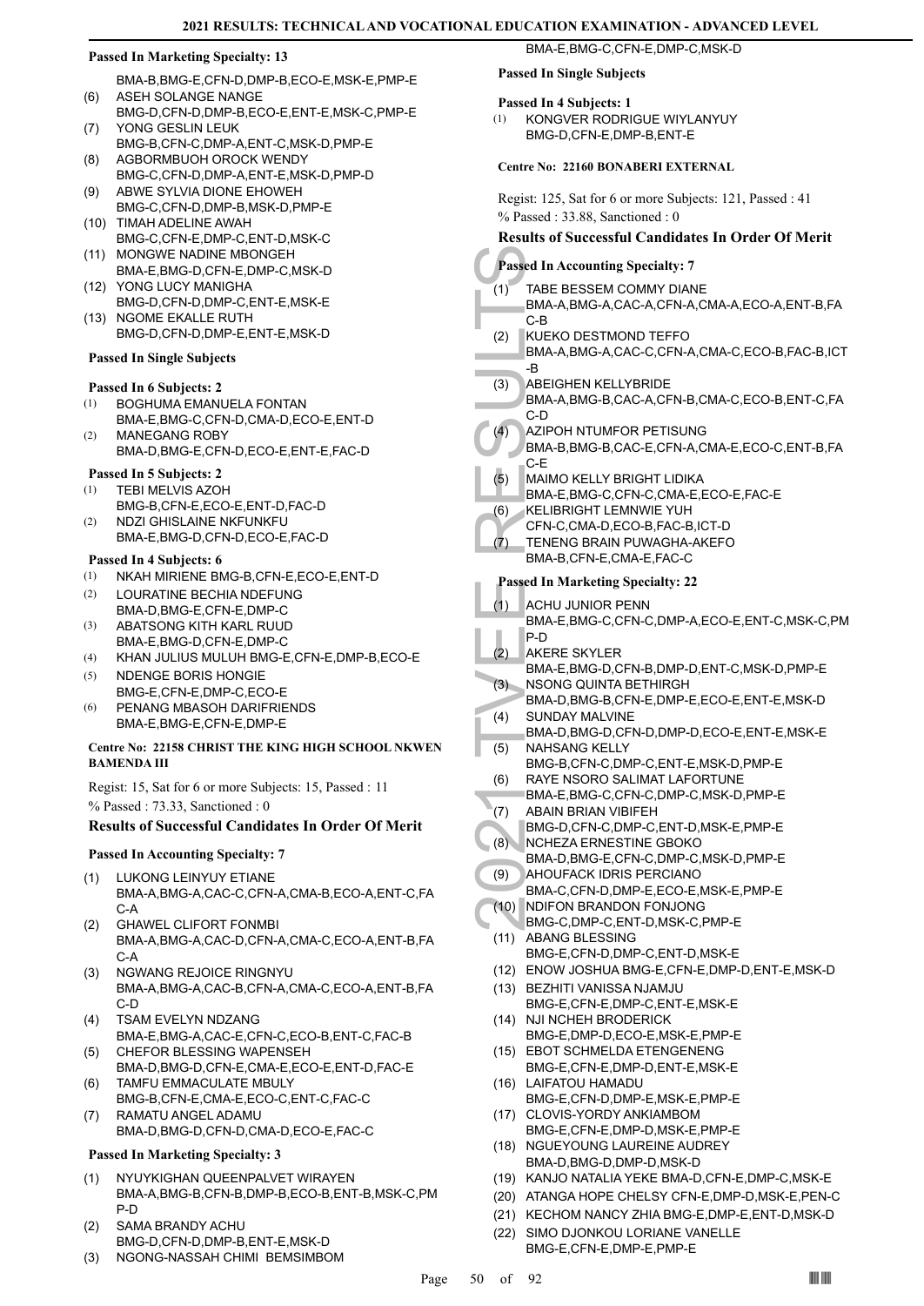### Passed In Marketing Specialty: 13

BMA-B,BMG-E,CFN-D,DMP-B,ECO-E,MSK-E,PMP-E

(6) ASEH SOLANGE NANGE
BMG-D,CFN-D,DMP-B,ECO-E,ENT-E,MSK-C,PMP-E
(7) YONG GESLIN LEUK
BMG-B,CFN-C,DMP-A,ENT-C,MSK-D,PMP-E
(8) AGBORMBUOH OROCK WENDY
BMG-C,CFN-D,DMP-A,ENT-E,MSK-D,PMP-D
(9) ABWE SYLVIA DIONE EHOWEH
BMG-C,CFN-D,DMP-B,MSK-D,PMP-E
(10) TIMAH ADELINE AWAH
BMG-C,CFN-E,DMP-C,ENT-D,MSK-C
(11) MONGWE NADINE MBONGEH
BMA-E,BMG-D,CFN-E,DMP-C,MSK-D
(12) YONG LUCY MANIGHA
BMG-D,CFN-D,DMP-C,ENT-E,MSK-E
(13) NGOME EKALLE RUTH
BMG-D,CFN-D,DMP-E,ENT-E,MSK-D

### Passed In Single Subjects

#### Passed In 6 Subjects: 2

(1) BOGHUMA EMANUELA FONTAN
BMA-E,BMG-C,CFN-D,CMA-D,ECO-E,ENT-D
(2) MANEGANG ROBY
BMA-D,BMG-E,CFN-D,ECO-E,ENT-E,FAC-D

#### Passed In 5 Subjects: 2

(1) TEBI MELVIS AZOH
BMG-B,CFN-E,ECO-E,ENT-D,FAC-D
(2) NDZI GHISLAINE NKFUNKFU
BMA-E,BMG-D,CFN-D,ECO-E,FAC-D

#### Passed In 4 Subjects: 6

(1) NKAH MIRIENE BMG-B,CFN-E,ECO-E,ENT-D
(2) LOURATINE BECHIA NDEFUNG
BMA-D,BMG-E,CFN-E,DMP-C
(3) ABATSONG KITH KARL RUUD
BMA-E,BMG-D,CFN-E,DMP-C
(4) KHAN JULIUS MULUH BMG-E,CFN-E,DMP-B,ECO-E
(5) NDENGE BORIS HONGIE
BMG-E,CFN-E,DMP-C,ECO-E
(6) PENANG MBASOH DARIFRIENDS
BMA-E,BMG-E,CFN-E,DMP-E

## Centre No: 22158 CHRIST THE KING HIGH SCHOOL NKWEN BAMENDA III

Regist: 15, Sat for 6 or more Subjects: 15, Passed : 11
% Passed : 73.33, Sanctioned : 0

### Results of Successful Candidates In Order Of Merit

#### Passed In Accounting Specialty: 7

(1) LUKONG LEINYUY ETIANE
BMA-A,BMG-A,CAC-C,CFN-A,CMA-B,ECO-A,ENT-C,FAC-A
(2) GHAWEL CLIFORT FONMBI
BMA-A,BMG-A,CAC-D,CFN-A,CMA-C,ECO-A,ENT-B,FAC-A
(3) NGWANG REJOICE RINGNYU
BMA-A,BMG-A,CAC-B,CFN-A,CMA-C,ECO-A,ENT-B,FAC-D
(4) TSAM EVELYN NDZANG
BMA-E,BMG-A,CAC-E,CFN-C,ECO-B,ENT-C,FAC-B
(5) CHEFOR BLESSING WAPENSEH
BMA-D,BMG-D,CFN-E,CMA-E,ECO-E,ENT-D,FAC-E
(6) TAMFU EMMACULATE MBULY
BMG-B,CFN-E,CMA-E,ECO-C,ENT-C,FAC-C
(7) RAMATU ANGEL ADAMU
BMA-D,BMG-D,CFN-D,CMA-D,ECO-E,FAC-C

#### Passed In Marketing Specialty: 3

(1) NYUYKIGHAN QUEENPALVET WIRAYEN
BMA-A,BMG-B,CFN-B,DMP-B,ECO-B,ENT-B,MSK-C,PMP-D
(2) SAMA BRANDY ACHU
BMG-D,CFN-D,DMP-B,ENT-E,MSK-D
(3) NGONG-NASSAH CHIMI BEMSIMBOM
BMA-E,BMG-C,CFN-E,DMP-C,MSK-D

### Passed In Single Subjects

#### Passed In 4 Subjects: 1

(1) KONGVER RODRIGUE WIYLANYUY
BMG-D,CFN-E,DMP-B,ENT-E

## Centre No: 22160 BONABERI EXTERNAL

Regist: 125, Sat for 6 or more Subjects: 121, Passed : 41
% Passed : 33.88, Sanctioned : 0

### Results of Successful Candidates In Order Of Merit

#### Passed In Accounting Specialty: 7

(1) TABE BESSEM COMMY DIANE
BMA-A,BMG-A,CAC-A,CFN-A,CMA-A,ECO-A,ENT-B,FAC-B
(2) KUEKO DESTMOND TEFFO
BMA-A,BMG-A,CAC-C,CFN-A,CMA-C,ECO-B,FAC-B,ICT-B
(3) ABEIGHEN KELLYBRIDE
BMA-A,BMG-B,CAC-A,CFN-B,CMA-C,ECO-B,ENT-C,FAC-D
(4) AZIPOH NTUMFOR PETISUNG
BMA-B,BMG-B,CAC-E,CFN-A,CMA-E,ECO-C,ENT-B,FAC-E
(5) MAIMO KELLY BRIGHT LIDIKA
BMA-E,BMG-C,CFN-C,CMA-E,ECO-E,FAC-E
(6) KELIBRIGHT LEMNWIE YUH
CFN-C,CMA-D,ECO-B,FAC-B,ICT-D
(7) TENENG BRAIN PUWAGHA-AKEFO
BMA-B,CFN-E,CMA-E,FAC-C

#### Passed In Marketing Specialty: 22

(1) ACHU JUNIOR PENN
BMA-E,BMG-C,CFN-C,DMP-A,ECO-E,ENT-C,MSK-C,PMP-D
(2) AKERE SKYLER
BMA-E,BMG-D,CFN-B,DMP-D,ENT-C,MSK-D,PMP-E
(3) NSONG QUINTA BETHIRGH
BMA-D,BMG-B,CFN-E,DMP-E,ECO-E,ENT-E,MSK-D
(4) SUNDAY MALVINE
BMA-D,BMG-D,CFN-D,DMP-D,ECO-E,ENT-E,MSK-E
(5) NAHSANG KELLY
BMG-B,CFN-C,DMP-C,ENT-E,MSK-D,PMP-E
(6) RAYE NSORO SALIMAT LAFORTUNE
BMA-E,BMG-C,CFN-C,DMP-C,MSK-D,PMP-E
(7) ABAIN BRIAN VIBIFEH
BMG-D,CFN-C,DMP-C,ENT-D,MSK-E,PMP-E
(8) NCHEZA ERNESTINE GBOKO
BMA-D,BMG-E,CFN-C,DMP-C,MSK-D,PMP-E
(9) AHOUFACK IDRIS PERCIANO
BMA-C,CFN-D,DMP-E,ECO-E,MSK-E,PMP-E
(10) NDIFON BRANDON FONJONG
BMG-C,DMP-C,ENT-D,MSK-C,PMP-E
(11) ABANG BLESSING
BMG-E,CFN-D,DMP-C,ENT-D,MSK-E
(12) ENOW JOSHUA BMG-E,CFN-E,DMP-D,ENT-E,MSK-D
(13) BEZHITI VANISSA NJAMJU
BMG-E,CFN-E,DMP-C,ENT-E,MSK-E
(14) NJI NCHEH BRODERICK
BMG-E,DMP-D,ECO-E,MSK-E,PMP-E
(15) EBOT SCHMELDA ETENGENENG
BMG-E,CFN-E,DMP-D,ENT-E,MSK-E
(16) LAIFATOU HAMADU
BMG-E,CFN-D,DMP-E,MSK-E,PMP-E
(17) CLOVIS-YORDY ANKIAMBOM
BMG-E,CFN-E,DMP-D,MSK-E,PMP-E
(18) NGUEYOUNG LAUREINE AUDREY
BMA-D,BMG-D,DMP-D,MSK-D
(19) KANJO NATALIA YEKE BMA-D,CFN-E,DMP-C,MSK-E
(20) ATANGA HOPE CHELSY CFN-E,DMP-D,MSK-E,PEN-C
(21) KECHOM NANCY ZHIA BMG-E,DMP-E,ENT-D,MSK-D
(22) SIMO DJONKOU LORIANE VANELLE
BMG-E,CFN-E,DMP-E,PMP-E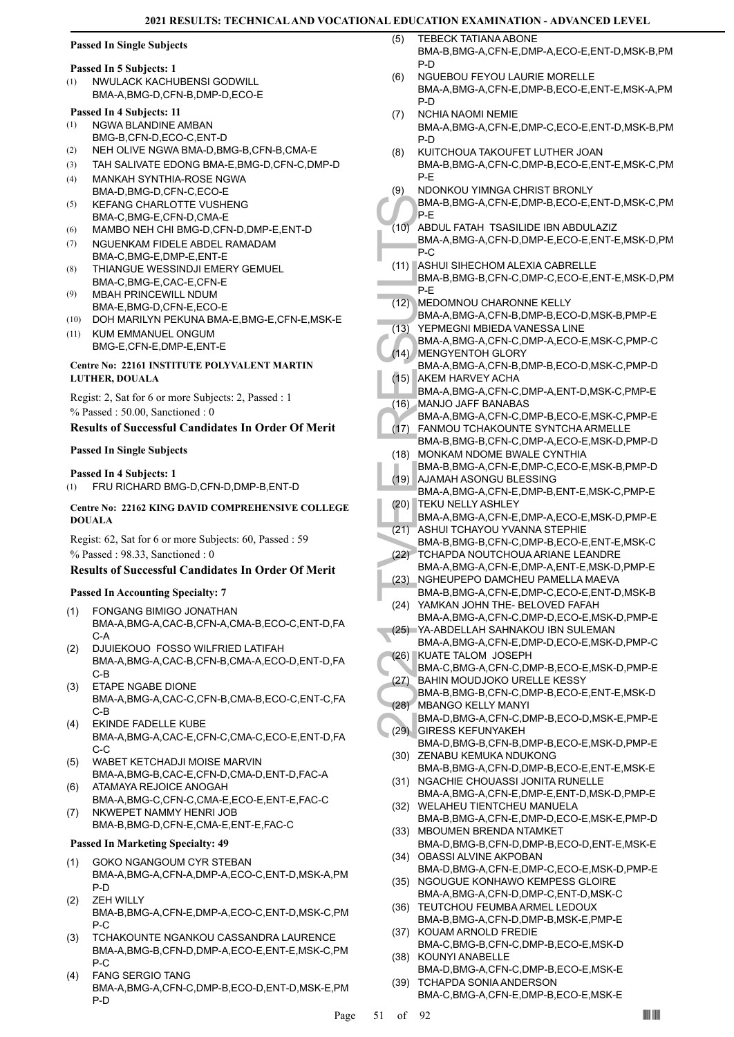**Passed In Single Subjects**

**Passed In 5 Subjects: 1**

(1) NWULACK KACHUBENSI GODWILL
BMA-A,BMG-D,CFN-B,DMP-D,ECO-E

**Passed In 4 Subjects: 11**

(1) NGWA BLANDINE AMBAN
BMG-B,CFN-D,ECO-C,ENT-D
(2) NEH OLIVE NGWA BMA-D,BMG-B,CFN-B,CMA-E
(3) TAH SALIVATE EDONG BMA-E,BMG-D,CFN-C,DMP-D
(4) MANKAH SYNTHIA-ROSE NGWA
BMA-D,BMG-D,CFN-C,ECO-E
(5) KEFANG CHARLOTTE VUSHENG
BMA-C,BMG-E,CFN-D,CMA-E
(6) MAMBO NEH CHI BMG-D,CFN-D,DMP-E,ENT-D
(7) NGUENKAM FIDELE ABDEL RAMADAM
BMA-C,BMG-E,DMP-E,ENT-E
(8) THIANGUE WESSINDJI EMERY GEMUEL
BMA-C,BMG-E,CAC-E,CFN-E
(9) MBAH PRINCEWILL NDUM
BMA-E,BMG-D,CFN-E,ECO-E
(10) DOH MARILYN PEKUNA BMA-E,BMG-E,CFN-E,MSK-E
(11) KUM EMMANUEL ONGUM
BMG-E,CFN-E,DMP-E,ENT-E

**Centre No: 22161 INSTITUTE POLYVALENT MARTIN LUTHER, DOUALA**

Regist: 2, Sat for 6 or more Subjects: 2, Passed : 1
% Passed : 50.00, Sanctioned : 0

### Results of Successful Candidates In Order Of Merit

**Passed In Single Subjects**

**Passed In 4 Subjects: 1**

(1) FRU RICHARD BMG-D,CFN-D,DMP-B,ENT-D

**Centre No: 22162 KING DAVID COMPREHENSIVE COLLEGE DOUALA**

Regist: 62, Sat for 6 or more Subjects: 60, Passed : 59
% Passed : 98.33, Sanctioned : 0

### Results of Successful Candidates In Order Of Merit

**Passed In Accounting Specialty: 7**

(1) FONGANG BIMIGO JONATHAN
BMA-A,BMG-A,CAC-B,CFN-A,CMA-B,ECO-C,ENT-D,FAC-A
(2) DJUIEKOUO FOSSO WILFRIED LATIFAH
BMA-A,BMG-A,CAC-B,CFN-B,CMA-A,ECO-D,ENT-D,FAC-B
(3) ETAPE NGABE DIONE
BMA-A,BMG-A,CAC-C,CFN-B,CMA-B,ECO-C,ENT-C,FAC-B
(4) EKINDE FADELLE KUBE
BMA-A,BMG-A,CAC-E,CFN-C,CMA-C,ECO-E,ENT-D,FAC-C
(5) WABET KETCHADJI MOISE MARVIN
BMA-A,BMG-B,CAC-E,CFN-D,CMA-D,ENT-D,FAC-A
(6) ATAMAYA REJOICE ANOGAH
BMA-A,BMG-C,CFN-C,CMA-E,ECO-E,ENT-E,FAC-C
(7) NKWEPET NAMMY HENRI JOB
BMA-B,BMG-D,CFN-E,CMA-E,ENT-E,FAC-C

**Passed In Marketing Specialty: 49**

(1) GOKO NGANGOUM CYR STEBAN
BMA-A,BMG-A,CFN-A,DMP-A,ECO-C,ENT-D,MSK-A,PMP-D
(2) ZEH WILLY
BMA-B,BMG-A,CFN-E,DMP-A,ECO-C,ENT-D,MSK-C,PMP-C
(3) TCHAKOUNTE NGANKOU CASSANDRA LAURENCE
BMA-A,BMG-B,CFN-D,DMP-A,ECO-E,ENT-E,MSK-C,PMP-C
(4) FANG SERGIO TANG
BMA-A,BMG-A,CFN-C,DMP-B,ECO-D,ENT-D,MSK-E,PMP-D
(5) TEBECK TATIANA ABONE
BMA-B,BMG-A,CFN-E,DMP-A,ECO-E,ENT-D,MSK-B,PMP-D
(6) NGUEBOU FEYOU LAURIE MORELLE
BMA-A,BMG-A,CFN-E,DMP-B,ECO-E,ENT-E,MSK-A,PMP-D
(7) NCHIA NAOMI NEMIE
BMA-A,BMG-A,CFN-E,DMP-C,ECO-E,ENT-D,MSK-B,PMP-D
(8) KUITCHOUA TAKOUFET LUTHER JOAN
BMA-B,BMG-A,CFN-C,DMP-B,ECO-E,ENT-E,MSK-C,PMP-E
(9) NDONKOU YIMNGA CHRIST BRONLY
BMA-B,BMG-A,CFN-E,DMP-B,ECO-E,ENT-D,MSK-C,PMP-E
(10) ABDUL FATAH TSASILIDE IBN ABDULAZIZ
BMA-A,BMG-A,CFN-D,DMP-E,ECO-E,ENT-E,MSK-D,PMP-C
(11) ASHUI SIHECHOM ALEXIA CABRELLE
BMA-B,BMG-B,CFN-C,DMP-C,ECO-E,ENT-E,MSK-D,PMP-E
(12) MEDOMNOU CHARONNE KELLY
BMA-A,BMG-A,CFN-B,DMP-B,ECO-D,MSK-B,PMP-E
(13) YEPMEGNI MBIEDA VANESSA LINE
BMA-A,BMG-A,CFN-C,DMP-A,ECO-E,MSK-C,PMP-C
(14) MENGYENTOH GLORY
BMA-A,BMG-A,CFN-B,DMP-B,ECO-D,MSK-C,PMP-D
(15) AKEM HARVEY ACHA
BMA-A,BMG-A,CFN-C,DMP-A,ENT-D,MSK-C,PMP-E
(16) MANJO JAFF BANABAS
BMA-A,BMG-A,CFN-C,DMP-B,ECO-E,MSK-C,PMP-E
(17) FANMOU TCHAKOUNTE SYNTCHA ARMELLE
BMA-B,BMG-B,CFN-C,DMP-A,ECO-E,MSK-D,PMP-D
(18) MONKAM NDOME BWALE CYNTHIA
BMA-B,BMG-A,CFN-E,DMP-C,ECO-E,MSK-B,PMP-D
(19) AJAMAH ASONGU BLESSING
BMA-A,BMG-A,CFN-E,DMP-B,ENT-E,MSK-C,PMP-E
(20) TEKU NELLY ASHLEY
BMA-A,BMG-A,CFN-E,DMP-A,ECO-E,MSK-D,PMP-E
(21) ASHUI TCHAYOU YVANNA STEPHIE
BMA-B,BMG-B,CFN-C,DMP-B,ECO-E,ENT-E,MSK-C
(22) TCHAPDA NOUTCHOUA ARIANE LEANDRE
BMA-A,BMG-A,CFN-E,DMP-A,ENT-E,MSK-D,PMP-E
(23) NGHEUPEPO DAMCHEU PAMELLA MAEVA
BMA-B,BMG-A,CFN-E,DMP-C,ECO-E,ENT-D,MSK-B
(24) YAMKAN JOHN THE- BELOVED FAFAH
BMA-A,BMG-A,CFN-C,DMP-D,ECO-E,MSK-D,PMP-E
(25) YA-ABDELLAH SAHNAKOU IBN SULEMAN
BMA-A,BMG-A,CFN-E,DMP-D,ECO-E,MSK-D,PMP-C
(26) KUATE TALOM JOSEPH
BMA-C,BMG-A,CFN-C,DMP-B,ECO-E,MSK-D,PMP-E
(27) BAHIN MOUDJOKO URELLE KESSY
BMA-B,BMG-B,CFN-C,DMP-B,ECO-E,ENT-E,MSK-D
(28) MBANGO KELLY MANYI
BMA-D,BMG-A,CFN-C,DMP-B,ECO-D,MSK-E,PMP-E
(29) GIRESS KEFUNYAKEH
BMA-D,BMG-B,CFN-B,DMP-B,ECO-E,MSK-D,PMP-E
(30) ZENABU KEMUKA NDUKONG
BMA-B,BMG-A,CFN-D,DMP-B,ECO-E,ENT-E,MSK-E
(31) NGACHIE CHOUASSI JONITA RUNELLE
BMA-A,BMG-A,CFN-E,DMP-E,ENT-D,MSK-D,PMP-E
(32) WELAHEU TIENTCHEU MANUELA
BMA-B,BMG-A,CFN-E,DMP-D,ECO-E,MSK-E,PMP-D
(33) MBOUMEN BRENDA NTAMKET
BMA-D,BMG-B,CFN-D,DMP-B,ECO-D,ENT-E,MSK-E
(34) OBASSI ALVINE AKPOBAN
BMA-D,BMG-A,CFN-E,DMP-C,ECO-E,MSK-D,PMP-E
(35) NGOUGUE KONHAWO KEMPESS GLOIRE
BMA-A,BMG-A,CFN-D,DMP-C,ENT-D,MSK-C
(36) TEUTCHOU FEUMBA ARMEL LEDOUX
BMA-B,BMG-A,CFN-D,DMP-B,MSK-E,PMP-E
(37) KOUAM ARNOLD FREDIE
BMA-C,BMG-B,CFN-C,DMP-B,ECO-E,MSK-D
(38) KOUNYI ANABELLE
BMA-D,BMG-A,CFN-C,DMP-B,ECO-E,MSK-E
(39) TCHAPDA SONIA ANDERSON
BMA-C,BMG-A,CFN-E,DMP-B,ECO-E,MSK-E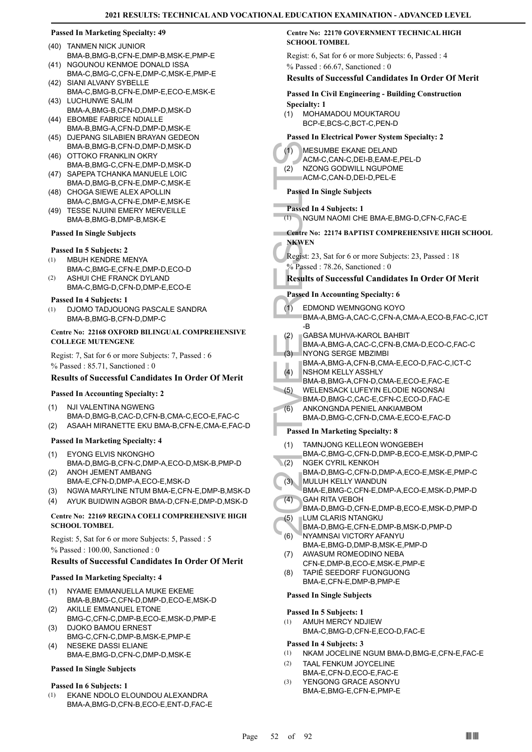#### Passed In Marketing Specialty: 49

(40) TANMEN NICK JUNIOR
BMA-B,BMG-B,CFN-E,DMP-B,MSK-E,PMP-E
(41) NGOUNOU KENMOE DONALD ISSA
BMA-C,BMG-C,CFN-E,DMP-C,MSK-E,PMP-E
(42) SIANI ALVANY SYBELLE
BMA-C,BMG-B,CFN-E,DMP-E,ECO-E,MSK-E
(43) LUCHUNWE SALIM
BMA-A,BMG-B,CFN-D,DMP-D,MSK-D
(44) EBOMBE FABRICE NDIALLE
BMA-B,BMG-A,CFN-D,DMP-D,MSK-E
(45) DJEPANG SILABIEN BRAYAN GEDEON
BMA-B,BMG-B,CFN-D,DMP-D,MSK-D
(46) OTTOKO FRANKLIN OKRY
BMA-B,BMG-C,CFN-E,DMP-D,MSK-D
(47) SAPEPA TCHANKA MANUELE LOIC
BMA-D,BMG-B,CFN-E,DMP-C,MSK-E
(48) CHOGA SIEWE ALEX APOLLIN
BMA-C,BMG-A,CFN-E,DMP-E,MSK-E
(49) TESSE NJUINI EMERY MERVEILLE
BMA-B,BMG-B,DMP-B,MSK-E

#### Passed In Single Subjects

#### Passed In 5 Subjects: 2

(1) MBUH KENDRE MENYA
BMA-C,BMG-E,CFN-E,DMP-D,ECO-D
(2) ASHUI CHE FRANCK DYLAND
BMA-C,BMG-D,CFN-D,DMP-E,ECO-E

#### Passed In 4 Subjects: 1

(1) DJOMO TADJOUONG PASCALE SANDRA
BMA-B,BMG-B,CFN-D,DMP-C

#### Centre No: 22168 OXFORD BILINGUAL COMPREHENSIVE COLLEGE MUTENGENE

Regist: 7, Sat for 6 or more Subjects: 7, Passed : 6
% Passed : 85.71, Sanctioned : 0

### Results of Successful Candidates In Order Of Merit

#### Passed In Accounting Specialty: 2

(1) NJI VALENTINA NGWENG
BMA-D,BMG-B,CAC-D,CFN-B,CMA-C,ECO-E,FAC-C
(2) ASAAH MIRANETTE EKU BMA-B,CFN-E,CMA-E,FAC-D

#### Passed In Marketing Specialty: 4

(1) EYONG ELVIS NKONGHO
BMA-D,BMG-B,CFN-C,DMP-A,ECO-D,MSK-B,PMP-D
(2) ANOH JEMENT AMBANG
BMA-E,CFN-D,DMP-A,ECO-E,MSK-D
(3) NGWA MARYLINE NTUM BMA-E,CFN-E,DMP-B,MSK-D
(4) AYUK BUIDWIN AGBOR BMA-D,CFN-E,DMP-D,MSK-D

#### Centre No: 22169 REGINA COELI COMPREHENSIVE HIGH SCHOOL TOMBEL

Regist: 5, Sat for 6 or more Subjects: 5, Passed : 5
% Passed : 100.00, Sanctioned : 0

### Results of Successful Candidates In Order Of Merit

#### Passed In Marketing Specialty: 4

(1) NYAME EMMANUELLA MUKE EKEME
BMA-B,BMG-C,CFN-D,DMP-D,ECO-E,MSK-D
(2) AKILLE EMMANUEL ETONE
BMG-C,CFN-C,DMP-B,ECO-E,MSK-D,PMP-E
(3) DJOKO BAMOU ERNEST
BMG-C,CFN-C,DMP-B,MSK-E,PMP-E
(4) NESEKE DASSI ELIANE
BMA-E,BMG-D,CFN-C,DMP-D,MSK-E

#### Passed In Single Subjects

#### Passed In 6 Subjects: 1

(1) EKANE NDOLO ELOUNDOU ALEXANDRA
BMA-A,BMG-D,CFN-B,ECO-E,ENT-D,FAC-E

#### Centre No: 22170 GOVERNMENT TECHNICAL HIGH SCHOOL TOMBEL

Regist: 6, Sat for 6 or more Subjects: 6, Passed : 4
% Passed : 66.67, Sanctioned : 0

### Results of Successful Candidates In Order Of Merit

#### Passed In Civil Engineering - Building Construction Specialty: 1

(1) MOHAMADOU MOUKTAROU
BCP-E,BCS-C,BCT-C,PEN-D

#### Passed In Electrical Power System Specialty: 2

(1) MESUMBE EKANE DELAND
ACM-C,CAN-C,DEI-B,EAM-E,PEL-D
(2) NZONG GODWILL NGUPOME
ACM-C,CAN-D,DEI-D,PEL-E

#### Passed In Single Subjects

#### Passed In 4 Subjects: 1

(1) NGUM NAOMI CHE BMA-E,BMG-D,CFN-C,FAC-E

#### Centre No: 22174 BAPTIST COMPREHENSIVE HIGH SCHOOL NKWEN

Regist: 23, Sat for 6 or more Subjects: 23, Passed : 18
% Passed : 78.26, Sanctioned : 0

### Results of Successful Candidates In Order Of Merit

#### Passed In Accounting Specialty: 6

(1) EDMOND WEMNGONG KOYO
BMA-A,BMG-A,CAC-C,CFN-A,CMA-A,ECO-B,FAC-C,ICT-B
(2) GABSA MUHVA-KAROL BAHBIT
BMA-A,BMG-A,CAC-C,CFN-B,CMA-D,ECO-C,FAC-C
(3) NYONG SERGE MBZIMBI
BMA-A,BMG-A,CFN-B,CMA-E,ECO-D,FAC-C,ICT-C
(4) NSHOM KELLY ASSHLY
BMA-B,BMG-A,CFN-D,CMA-E,ECO-E,FAC-E
(5) WELENSACK LUFEYIN ELODIE NGONSAI
BMA-D,BMG-C,CAC-E,CFN-C,ECO-D,FAC-E
(6) ANKONGNDA PENIEL ANKIAMBOM
BMA-D,BMG-C,CFN-D,CMA-E,ECO-E,FAC-D

#### Passed In Marketing Specialty: 8

(1) TAMNJONG KELLEON WONGEBEH
BMA-C,BMG-C,CFN-D,DMP-B,ECO-E,MSK-D,PMP-C
(2) NGEK CYRIL KENKOH
BMA-D,BMG-C,CFN-D,DMP-A,ECO-E,MSK-E,PMP-C
(3) MULUH KELLY WANDUN
BMA-E,BMG-C,CFN-E,DMP-A,ECO-E,MSK-D,PMP-D
(4) GAH RITA VEBOH
BMA-D,BMG-D,CFN-E,DMP-B,ECO-E,MSK-D,PMP-D
(5) LUM CLARIS NTANGKU
BMA-D,BMG-E,CFN-E,DMP-B,MSK-D,PMP-D
(6) NYAMNSAI VICTORY AFANYU
BMA-E,BMG-D,DMP-B,MSK-E,PMP-D
(7) AWASUM ROMEODINO NEBA
CFN-E,DMP-B,ECO-E,MSK-E,PMP-E
(8) TAPIÉ SEEDORF FUONGUONG
BMA-E,CFN-E,DMP-B,PMP-E

#### Passed In Single Subjects

#### Passed In 5 Subjects: 1

(1) AMUH MERCY NDJIEW
BMA-C,BMG-D,CFN-E,ECO-D,FAC-E

#### Passed In 4 Subjects: 3

(1) NKAM JOCELINE NGUM BMA-D,BMG-E,CFN-E,FAC-E
(2) TAAL FENKUM JOYCELINE
BMA-E,CFN-D,ECO-E,FAC-E
(3) YENGONG GRACE ASONYU
BMA-E,BMG-E,CFN-E,PMP-E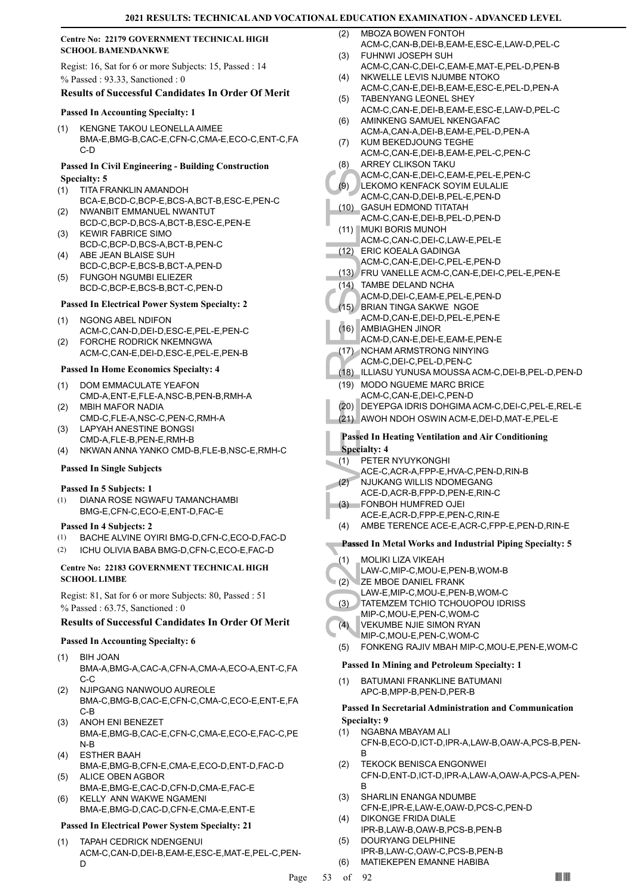**Centre No: 22179 GOVERNMENT TECHNICAL HIGH SCHOOL BAMENDANKWE**

Regist: 16, Sat for 6 or more Subjects: 15, Passed : 14

% Passed : 93.33, Sanctioned : 0

### Results of Successful Candidates In Order Of Merit

#### Passed In Accounting Specialty: 1

(1) KENGNE TAKOU LEONELLA AIMEE BMA-E,BMG-B,CAC-E,CFN-C,CMA-E,ECO-C,ENT-C,FAC-D

#### Passed In Civil Engineering - Building Construction Specialty: 5

(1) TITA FRANKLIN AMANDOH BCA-E,BCD-C,BCP-E,BCS-A,BCT-B,ESC-E,PEN-C
(2) NWANBIT EMMANUEL NWANTUT BCD-C,BCP-D,BCS-A,BCT-B,ESC-E,PEN-E
(3) KEWIR FABRICE SIMO BCD-C,BCP-D,BCS-A,BCT-B,PEN-C
(4) ABE JEAN BLAISE SUH BCD-C,BCP-E,BCS-B,BCT-A,PEN-D
(5) FUNGOH NGUMBI ELIEZER BCD-C,BCP-E,BCS-B,BCT-C,PEN-D

#### Passed In Electrical Power System Specialty: 2

(1) NGONG ABEL NDIFON ACM-C,CAN-D,DEI-D,ESC-E,PEL-E,PEN-C
(2) FORCHE RODRICK NKEMNGWA ACM-C,CAN-E,DEI-D,ESC-E,PEL-E,PEN-B

#### Passed In Home Economics Specialty: 4

(1) DOM EMMACULATE YEAFON CMD-A,ENT-E,FLE-A,NSC-B,PEN-B,RMH-A
(2) MBIH MAFOR NADIA CMD-C,FLE-A,NSC-C,PEN-C,RMH-A
(3) LAPYAH ANESTINE BONGSI CMD-A,FLE-B,PEN-E,RMH-B
(4) NKWAN ANNA YANKO CMD-B,FLE-B,NSC-E,RMH-C

#### Passed In Single Subjects

**Passed In 5 Subjects: 1**

(1) DIANA ROSE NGWAFU TAMANCHAMBI BMG-E,CFN-C,ECO-E,ENT-D,FAC-E

**Passed In 4 Subjects: 2**

(1) BACHE ALVINE OYIRI BMG-D,CFN-C,ECO-D,FAC-D
(2) ICHU OLIVIA BABA BMG-D,CFN-C,ECO-E,FAC-D

**Centre No: 22183 GOVERNMENT TECHNICAL HIGH SCHOOL LIMBE**

Regist: 81, Sat for 6 or more Subjects: 80, Passed : 51

% Passed : 63.75, Sanctioned : 0

### Results of Successful Candidates In Order Of Merit

#### Passed In Accounting Specialty: 6

(1) BIH JOAN BMA-A,BMG-A,CAC-A,CFN-A,CMA-A,ECO-A,ENT-C,FAC-C
(2) NJIPGANG NANWOUO AUREOLE BMA-C,BMG-B,CAC-E,CFN-C,CMA-C,ECO-E,ENT-E,FAC-B
(3) ANOH ENI BENEZET BMA-E,BMG-B,CAC-E,CFN-C,CMA-E,ECO-E,FAC-C,PEN-B
(4) ESTHER BAAH BMA-E,BMG-B,CFN-E,CMA-E,ECO-D,ENT-D,FAC-D
(5) ALICE OBEN AGBOR BMA-E,BMG-E,CAC-D,CFN-D,CMA-E,FAC-E
(6) KELLY ANN WAKWE NGAMENI BMA-E,BMG-D,CAC-D,CFN-E,CMA-E,ENT-E

#### Passed In Electrical Power System Specialty: 21

(1) TAPAH CEDRICK NDENGENUI ACM-C,CAN-D,DEI-B,EAM-E,ESC-E,MAT-E,PEL-C,PEN-D
(2) MBOZA BOWEN FONTOH ACM-C,CAN-B,DEI-B,EAM-E,ESC-E,LAW-D,PEL-C
(3) FUHNWI JOSEPH SUH ACM-C,CAN-C,DEI-C,EAM-E,MAT-E,PEL-D,PEN-B
(4) NKWELLE LEVIS NJUMBE NTOKO ACM-C,CAN-E,DEI-B,EAM-E,ESC-E,PEL-D,PEN-A
(5) TABENYANG LEONEL SHEY ACM-C,CAN-E,DEI-B,EAM-E,ESC-E,LAW-D,PEL-C
(6) AMINKENG SAMUEL NKENGAFAC ACM-A,CAN-A,DEI-B,EAM-E,PEL-D,PEN-A
(7) KUM BEKEDJOUNG TEGHE ACM-C,CAN-E,DEI-B,EAM-E,PEL-C,PEN-C
(8) ARREY CLIKSON TAKU ACM-C,CAN-E,DEI-C,EAM-E,PEL-E,PEN-C
(9) LEKOMO KENFACK SOYIM EULALIE ACM-C,CAN-D,DEI-B,PEL-E,PEN-D
(10) GASUH EDMOND TITATAH ACM-C,CAN-E,DEI-B,PEL-D,PEN-D
(11) MUKI BORIS MUNOH ACM-C,CAN-C,DEI-C,LAW-E,PEL-E
(12) ERIC KOEALA GADINGA ACM-C,CAN-E,DEI-C,PEL-E,PEN-D
(13) FRU VANELLE ACM-C,CAN-E,DEI-C,PEL-E,PEN-E
(14) TAMBE DELAND NCHA ACM-D,DEI-C,EAM-E,PEL-E,PEN-D
(15) BRIAN TINGA SAKWE NGOE ACM-D,CAN-E,DEI-D,PEL-E,PEN-E
(16) AMBIAGHEN JINOR ACM-D,CAN-E,DEI-E,EAM-E,PEN-E
(17) NCHAM ARMSTRONG NINYING ACM-C,DEI-C,PEL-D,PEN-C
(18) ILLIASU YUNUSA MOUSSA ACM-C,DEI-B,PEL-D,PEN-D
(19) MODO NGUEME MARC BRICE ACM-C,CAN-E,DEI-C,PEN-D
(20) DEYEPGA IDRIS DOHGIMA ACM-C,DEI-C,PEL-E,REL-E
(21) AWOH NDOH OSWIN ACM-E,DEI-D,MAT-E,PEL-E

#### Passed In Heating Ventilation and Air Conditioning Specialty: 4

(1) PETER NYUYKONGHI ACE-C,ACR-A,FPP-E,HVA-C,PEN-D,RIN-B
(2) NJUKANG WILLIS NDOMEGANG ACE-D,ACR-B,FPP-D,PEN-E,RIN-C
(3) FONBOH HUMFRED OJEI ACE-E,ACR-D,FPP-E,PEN-C,RIN-E
(4) AMBE TERENCE ACE-E,ACR-C,FPP-E,PEN-D,RIN-E

#### Passed In Metal Works and Industrial Piping Specialty: 5

(1) MOLIKI LIZA VIKEAH LAW-C,MIP-C,MOU-E,PEN-B,WOM-B
(2) ZE MBOE DANIEL FRANK LAW-E,MIP-C,MOU-E,PEN-B,WOM-C
(3) TATEMZEM TCHIO TCHOUOPOU IDRISS MIP-C,MOU-E,PEN-C,WOM-C
(4) VEKUMBE NJIE SIMON RYAN MIP-C,MOU-E,PEN-C,WOM-C
(5) FONKENG RAJIV MBAH MIP-C,MOU-E,PEN-E,WOM-C

#### Passed In Mining and Petroleum Specialty: 1

(1) BATUMANI FRANKLINE BATUMANI APC-B,MPP-B,PEN-D,PER-B

#### Passed In Secretarial Administration and Communication Specialty: 9

(1) NGABNA MBAYAM ALI CFN-B,ECO-D,ICT-D,IPR-A,LAW-B,OAW-A,PCS-B,PEN-B
(2) TEKOCK BENISCA ENGONWEI CFN-D,ENT-D,ICT-D,IPR-A,LAW-A,OAW-A,PCS-A,PEN-B
(3) SHARLIN ENANGA NDUMBE CFN-E,IPR-E,LAW-E,OAW-D,PCS-C,PEN-D
(4) DIKONGE FRIDA DIALE IPR-B,LAW-B,OAW-B,PCS-B,PEN-B
(5) DOURYANG DELPHINE IPR-B,LAW-C,OAW-C,PCS-B,PEN-B
(6) MATIEKEPEN EMANNE HABIBA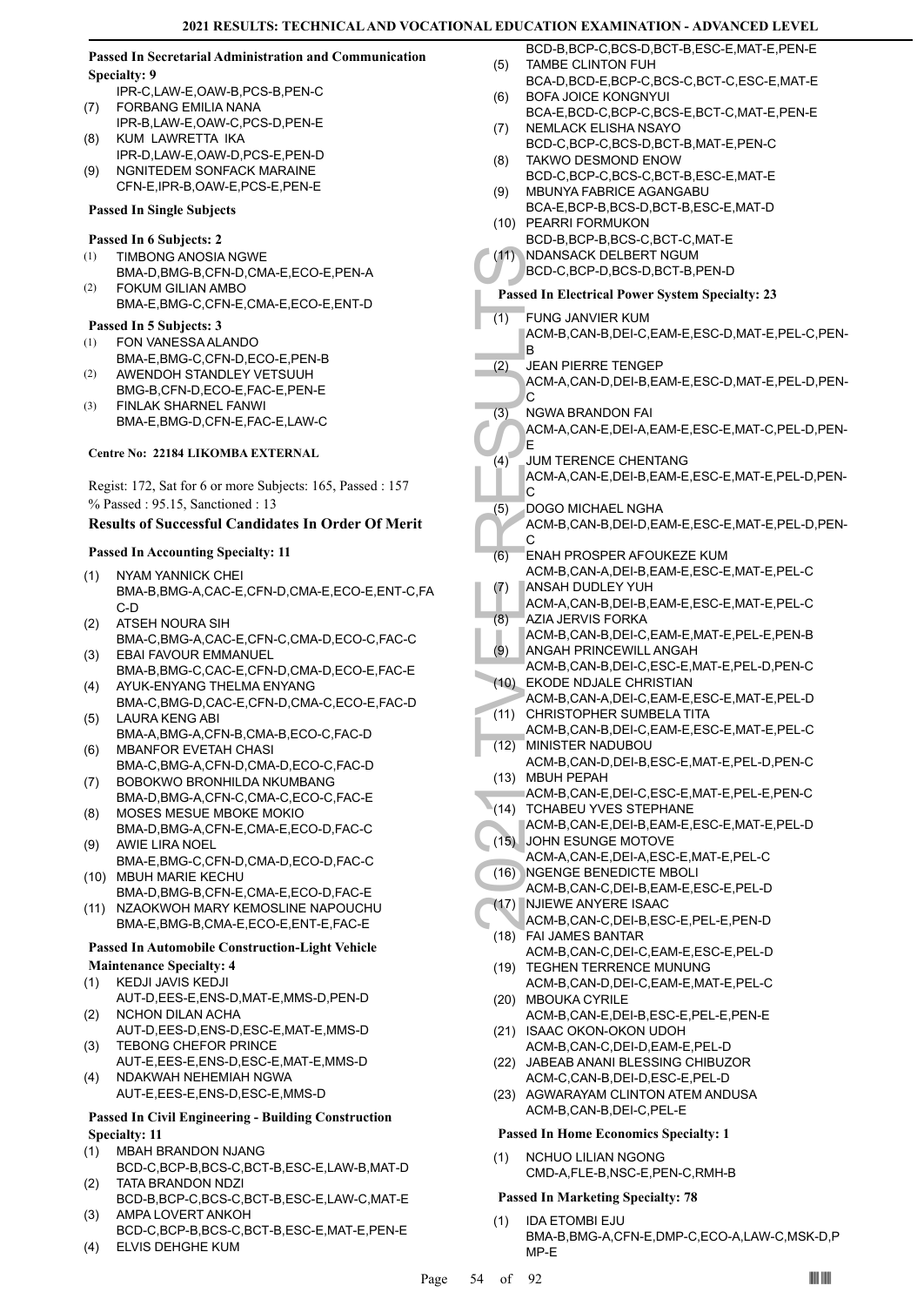### Passed In Secretarial Administration and Communication Specialty: 9

IPR-C,LAW-E,OAW-B,PCS-B,PEN-C

(7) FORBANG EMILIA NANA
IPR-B,LAW-E,OAW-C,PCS-D,PEN-E

(8) KUM LAWRETTA IKA
IPR-D,LAW-E,OAW-D,PCS-E,PEN-D

(9) NGNITEDEM SONFACK MARAINE
CFN-E,IPR-B,OAW-E,PCS-E,PEN-E

### Passed In Single Subjects

#### Passed In 6 Subjects: 2

(1) TIMBONG ANOSIA NGWE
BMA-D,BMG-B,CFN-D,CMA-E,ECO-E,PEN-A

(2) FOKUM GILIAN AMBO
BMA-E,BMG-C,CFN-E,CMA-E,ECO-E,ENT-D

#### Passed In 5 Subjects: 3

(1) FON VANESSA ALANDO
BMA-E,BMG-C,CFN-D,ECO-E,PEN-B

(2) AWENDOH STANDLEY VETSUUH
BMG-B,CFN-D,ECO-E,FAC-E,PEN-E

(3) FINLAK SHARNEL FANWI
BMA-E,BMG-D,CFN-E,FAC-E,LAW-C

## Centre No: 22184 LIKOMBA EXTERNAL

Regist: 172, Sat for 6 or more Subjects: 165, Passed : 157
% Passed : 95.15, Sanctioned : 13

### Results of Successful Candidates In Order Of Merit

#### Passed In Accounting Specialty: 11

(1) NYAM YANNICK CHEI
BMA-B,BMG-A,CAC-E,CFN-D,CMA-E,ECO-E,ENT-C,FAC-D

(2) ATSEH NOURA SIH
BMA-C,BMG-A,CAC-E,CFN-C,CMA-D,ECO-C,FAC-C

(3) EBAI FAVOUR EMMANUEL
BMA-B,BMG-C,CAC-E,CFN-D,CMA-D,ECO-E,FAC-E

(4) AYUK-ENYANG THELMA ENYANG
BMA-C,BMG-D,CAC-E,CFN-D,CMA-C,ECO-E,FAC-D

(5) LAURA KENG ABI
BMA-A,BMG-A,CFN-B,CMA-B,ECO-C,FAC-D

(6) MBANFOR EVETAH CHASI
BMA-C,BMG-A,CFN-D,CMA-D,ECO-C,FAC-D

(7) BOBOKWO BRONHILDA NKUMBANG
BMA-D,BMG-A,CFN-C,CMA-C,ECO-C,FAC-E

(8) MOSES MESUE MBOKE MOKIO
BMA-D,BMG-A,CFN-E,CMA-E,ECO-D,FAC-C

(9) AWIE LIRA NOEL
BMA-E,BMG-C,CFN-D,CMA-D,ECO-D,FAC-C

(10) MBUH MARIE KECHU
BMA-D,BMG-B,CFN-E,CMA-E,ECO-D,FAC-E

(11) NZAOKWOH MARY KEMOSLINE NAPOUCHU
BMA-E,BMG-B,CMA-E,ECO-E,ENT-E,FAC-E

#### Passed In Automobile Construction-Light Vehicle Maintenance Specialty: 4

(1) KEDJI JAVIS KEDJI
AUT-D,EES-E,ENS-D,MAT-E,MMS-D,PEN-D

(2) NCHON DILAN ACHA
AUT-D,EES-D,ENS-D,ESC-E,MAT-E,MMS-D

(3) TEBONG CHEFOR PRINCE
AUT-E,EES-E,ENS-D,ESC-E,MAT-E,MMS-D

(4) NDAKWAH NEHEMIAH NGWA
AUT-E,EES-E,ENS-D,ESC-E,MMS-D

#### Passed In Civil Engineering - Building Construction Specialty: 11

(1) MBAH BRANDON NJANG
BCD-C,BCP-B,BCS-C,BCT-B,ESC-E,LAW-B,MAT-D

(2) TATA BRANDON NDZI
BCD-B,BCP-C,BCS-C,BCT-B,ESC-E,LAW-C,MAT-E

(3) AMPA LOVERT ANKOH
BCD-C,BCP-B,BCS-C,BCT-B,ESC-E,MAT-E,PEN-E

(4) ELVIS DEHGHE KUM
BCD-B,BCP-C,BCS-D,BCT-B,ESC-E,MAT-E,PEN-E

(5) TAMBE CLINTON FUH
BCA-D,BCD-E,BCP-C,BCS-C,BCT-C,ESC-E,MAT-E

(6) BOFA JOICE KONGNYUI
BCA-E,BCD-C,BCP-C,BCS-E,BCT-C,MAT-E,PEN-E

(7) NEMLACK ELISHA NSAYO
BCD-C,BCP-C,BCS-D,BCT-B,MAT-E,PEN-C

(8) TAKWO DESMOND ENOW
BCD-C,BCP-C,BCS-C,BCT-B,ESC-E,MAT-E

(9) MBUNYA FABRICE AGANGABU
BCA-E,BCP-B,BCS-D,BCT-B,ESC-E,MAT-D

(10) PEARRI FORMUKON
BCD-B,BCP-B,BCS-C,BCT-C,MAT-E

(11) NDANSACK DELBERT NGUM
BCD-C,BCP-D,BCS-D,BCT-B,PEN-D

#### Passed In Electrical Power System Specialty: 23

(1) FUNG JANVIER KUM
ACM-B,CAN-B,DEI-C,EAM-E,ESC-D,MAT-E,PEL-C,PEN-B

(2) JEAN PIERRE TENGEP
ACM-A,CAN-D,DEI-B,EAM-E,ESC-D,MAT-E,PEL-D,PEN-C

(3) NGWA BRANDON FAI
ACM-A,CAN-E,DEI-A,EAM-E,ESC-E,MAT-C,PEL-D,PEN-E

(4) JUM TERENCE CHENTANG
ACM-A,CAN-E,DEI-B,EAM-E,ESC-E,MAT-E,PEL-D,PEN-C

(5) DOGO MICHAEL NGHA
ACM-B,CAN-B,DEI-D,EAM-E,ESC-E,MAT-E,PEL-D,PEN-C

(6) ENAH PROSPER AFOUKEZE KUM
ACM-B,CAN-A,DEI-B,EAM-E,ESC-E,MAT-E,PEL-C

(7) ANSAH DUDLEY YUH
ACM-A,CAN-B,DEI-B,EAM-E,ESC-E,MAT-E,PEL-C

(8) AZIA JERVIS FORKA
ACM-B,CAN-B,DEI-C,EAM-E,MAT-E,PEL-E,PEN-B

(9) ANGAH PRINCEWILL ANGAH
ACM-B,CAN-B,DEI-C,ESC-E,MAT-E,PEL-D,PEN-C

(10) EKODE NDJALE CHRISTIAN
ACM-B,CAN-A,DEI-C,EAM-E,ESC-E,MAT-E,PEL-D

(11) CHRISTOPHER SUMBELA TITA
ACM-B,CAN-B,DEI-C,EAM-E,ESC-E,MAT-E,PEL-C

(12) MINISTER NADUBOU
ACM-B,CAN-D,DEI-B,ESC-E,MAT-E,PEL-D,PEN-C

(13) MBUH PEPAH
ACM-B,CAN-E,DEI-C,ESC-E,MAT-E,PEL-E,PEN-C

(14) TCHABEU YVES STEPHANE
ACM-B,CAN-E,DEI-B,EAM-E,ESC-E,MAT-E,PEL-D

(15) JOHN ESUNGE MOTOVE
ACM-A,CAN-E,DEI-A,ESC-E,MAT-E,PEL-C

(16) NGENGE BENEDICTE MBOLI
ACM-B,CAN-C,DEI-B,EAM-E,ESC-E,PEL-D

(17) NJIEWE ANYERE ISAAC
ACM-B,CAN-C,DEI-B,ESC-E,PEL-E,PEN-D

(18) FAI JAMES BANTAR
ACM-B,CAN-C,DEI-C,EAM-E,ESC-E,PEL-D

(19) TEGHEN TERRENCE MUNUNG
ACM-B,CAN-D,DEI-C,EAM-E,MAT-E,PEL-C

(20) MBOUKA CYRILE
ACM-B,CAN-E,DEI-B,ESC-E,PEL-E,PEN-E

(21) ISAAC OKON-OKON UDOH
ACM-B,CAN-C,DEI-D,EAM-E,PEL-D

(22) JABEAB ANANI BLESSING CHIBUZOR
ACM-C,CAN-B,DEI-D,ESC-E,PEL-D

(23) AGWARAYAM CLINTON ATEM ANDUSA
ACM-B,CAN-B,DEI-C,PEL-E

#### Passed In Home Economics Specialty: 1

(1) NCHUO LILIAN NGONG
CMD-A,FLE-B,NSC-E,PEN-C,RMH-B

#### Passed In Marketing Specialty: 78

(1) IDA ETOMBI EJU
BMA-B,BMG-A,CFN-E,DMP-C,ECO-A,LAW-C,MSK-D,PMP-E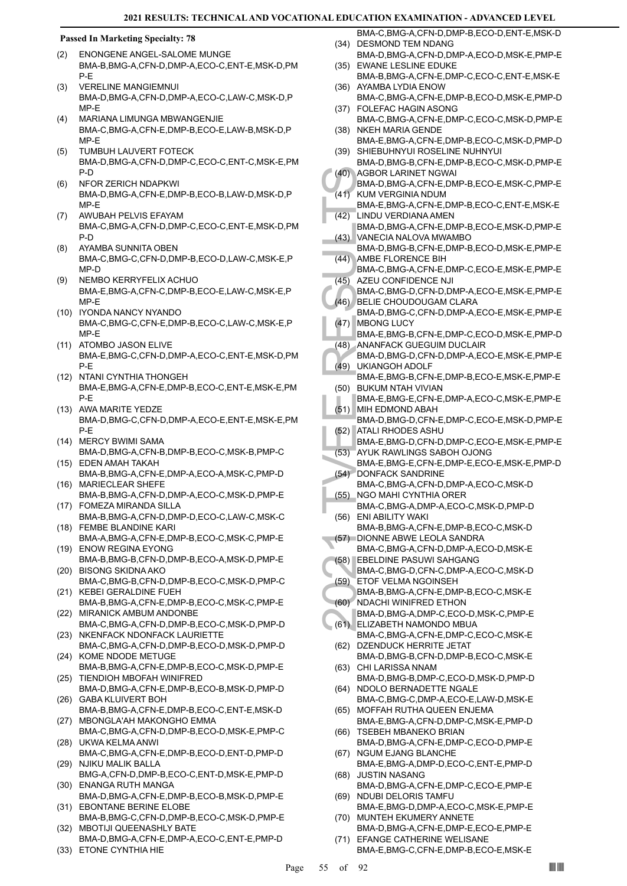**Passed In Marketing Specialty: 78**

(2) ENONGENE ANGEL-SALOME MUNGE
BMA-B,BMG-A,CFN-D,DMP-A,ECO-C,ENT-E,MSK-D,PMP-E

(3) VERELINE MANGIEMNUI
BMA-D,BMG-A,CFN-D,DMP-A,ECO-C,LAW-C,MSK-D,PMP-E

(4) MARIANA LIMUNGA MBWANGENJIE
BMA-C,BMG-A,CFN-E,DMP-B,ECO-E,LAW-B,MSK-D,PMP-E

(5) TUMBUH LAUVERT FOTECK
BMA-D,BMG-A,CFN-D,DMP-C,ECO-C,ENT-C,MSK-E,PMP-D

(6) NFOR ZERICH NDAPKWI
BMA-D,BMG-A,CFN-E,DMP-B,ECO-B,LAW-D,MSK-D,PMP-E

(7) AWUBAH PELVIS EFAYAM
BMA-C,BMG-A,CFN-D,DMP-C,ECO-C,ENT-E,MSK-D,PMP-D

(8) AYAMBA SUNNITA OBEN
BMA-C,BMG-C,CFN-D,DMP-B,ECO-D,LAW-C,MSK-E,PMP-D

(9) NEMBO KERRYFELIX ACHUO
BMA-E,BMG-A,CFN-C,DMP-B,ECO-E,LAW-C,MSK-E,PMP-E

(10) IYONDA NANCY NYANDO
BMA-C,BMG-C,CFN-E,DMP-B,ECO-C,LAW-C,MSK-E,PMP-E

(11) ATOMBO JASON ELIVE
BMA-E,BMG-C,CFN-D,DMP-A,ECO-C,ENT-E,MSK-D,PMP-E

(12) NTANI CYNTHIA THONGEH
BMA-E,BMG-A,CFN-E,DMP-B,ECO-C,ENT-E,MSK-E,PMP-E

(13) AWA MARITE YEDZE
BMA-D,BMG-C,CFN-D,DMP-A,ECO-E,ENT-E,MSK-E,PMP-E

(14) MERCY BWIMI SAMA
BMA-D,BMG-A,CFN-B,DMP-B,ECO-C,MSK-B,PMP-C

(15) EDEN AMAH TAKAH
BMA-B,BMG-A,CFN-E,DMP-A,ECO-A,MSK-C,PMP-D

(16) MARIECLEAR SHEFE
BMA-B,BMG-A,CFN-D,DMP-A,ECO-C,MSK-D,PMP-E

(17) FOMEZA MIRANDA SILLA
BMA-B,BMG-A,CFN-D,DMP-D,ECO-C,LAW-C,MSK-C

(18) FEMBE BLANDINE KARI
BMA-A,BMG-A,CFN-E,DMP-B,ECO-C,MSK-C,PMP-E

(19) ENOW REGINA EYONG
BMA-B,BMG-B,CFN-D,DMP-B,ECO-A,MSK-D,PMP-E

(20) BISONG SKIDNA AKO
BMA-C,BMG-B,CFN-D,DMP-B,ECO-C,MSK-D,PMP-C

(21) KEBEI GERALDINE FUEH
BMA-B,BMG-A,CFN-E,DMP-B,ECO-C,MSK-C,PMP-E

(22) MIRANICK AMBUM ANDONBE
BMA-C,BMG-A,CFN-D,DMP-B,ECO-C,MSK-D,PMP-D

(23) NKENFACK NDONFACK LAURIETTE
BMA-C,BMG-A,CFN-D,DMP-B,ECO-D,MSK-D,PMP-D

(24) KOME NDODE METUGE
BMA-B,BMG-A,CFN-E,DMP-B,ECO-C,MSK-D,PMP-E

(25) TIENDIOH MBOFAH WINIFRED
BMA-D,BMG-A,CFN-E,DMP-B,ECO-B,MSK-D,PMP-D

(26) GABA KLUIVERT BOH
BMA-B,BMG-A,CFN-E,DMP-B,ECO-C,ENT-E,MSK-D

(27) MBONGLA'AH MAKONGHO EMMA
BMA-C,BMG-A,CFN-D,DMP-B,ECO-D,MSK-E,PMP-C

(28) UKWA KELMA ANWI
BMA-C,BMG-A,CFN-E,DMP-B,ECO-D,ENT-D,PMP-D

(29) NJIKU MALIK BALLA
BMG-A,CFN-D,DMP-B,ECO-C,ENT-D,MSK-E,PMP-D

(30) ENANGA RUTH MANGA
BMA-D,BMG-A,CFN-E,DMP-B,ECO-B,MSK-D,PMP-E

(31) EBONTANE BERINE ELOBE
BMA-B,BMG-C,CFN-D,DMP-B,ECO-C,MSK-D,PMP-E

(32) MBOTIJI QUEENASHLY BATE
BMA-D,BMG-A,CFN-E,DMP-A,ECO-C,ENT-E,PMP-D

(33) ETONE CYNTHIA HIE
BMA-C,BMG-A,CFN-D,DMP-B,ECO-D,ENT-E,MSK-D

(34) DESMOND TEM NDANG
BMA-D,BMG-A,CFN-D,DMP-A,ECO-D,MSK-E,PMP-E

(35) EWANE LESLINE EDUKE
BMA-B,BMG-A,CFN-E,DMP-C,ECO-C,ENT-E,MSK-E

(36) AYAMBA LYDIA ENOW
BMA-C,BMG-A,CFN-E,DMP-B,ECO-D,MSK-E,PMP-D

(37) FOLEFAC HAGIN ASONG
BMA-C,BMG-A,CFN-E,DMP-C,ECO-C,MSK-D,PMP-E

(38) NKEH MARIA GENDE
BMA-E,BMG-A,CFN-E,DMP-B,ECO-C,MSK-D,PMP-D

(39) SHIEBUHNYUI ROSELINE NUHNYUI
BMA-D,BMG-B,CFN-E,DMP-B,ECO-C,MSK-D,PMP-E

(40) AGBOR LARINET NGWAI
BMA-D,BMG-A,CFN-E,DMP-B,ECO-E,MSK-C,PMP-E

(41) KUM VERGINIA NDUM
BMA-E,BMG-A,CFN-E,DMP-B,ECO-C,ENT-E,MSK-E

(42) LINDU VERDIANA AMEN
BMA-D,BMG-A,CFN-E,DMP-B,ECO-E,MSK-D,PMP-E

(43) VANECIA NALOVA MWAMBO
BMA-D,BMG-B,CFN-E,DMP-B,ECO-D,MSK-E,PMP-E

(44) AMBE FLORENCE BIH
BMA-C,BMG-A,CFN-E,DMP-C,ECO-E,MSK-E,PMP-E

(45) AZEU CONFIDENCE NJI
BMA-C,BMG-D,CFN-D,DMP-A,ECO-E,MSK-E,PMP-E

(46) BELIE CHOUDOUGAM CLARA
BMA-D,BMG-C,CFN-D,DMP-A,ECO-E,MSK-E,PMP-E

(47) MBONG LUCY
BMA-E,BMG-B,CFN-E,DMP-C,ECO-D,MSK-E,PMP-D

(48) ANANFACK GUEGUIM DUCLAIR
BMA-D,BMG-D,CFN-D,DMP-A,ECO-E,MSK-E,PMP-E

(49) UKIANGOH ADOLF
BMA-E,BMG-B,CFN-E,DMP-B,ECO-E,MSK-E,PMP-E

(50) BUKUM NTAH VIVIAN
BMA-E,BMG-E,CFN-E,DMP-A,ECO-C,MSK-E,PMP-E

(51) MIH EDMOND ABAH
BMA-D,BMG-D,CFN-E,DMP-C,ECO-E,MSK-D,PMP-E

(52) ATALI RHODES ASHU
BMA-E,BMG-D,CFN-D,DMP-C,ECO-E,MSK-E,PMP-E

(53) AYUK RAWLINGS SABOH OJONG
BMA-E,BMG-E,CFN-E,DMP-E,ECO-E,MSK-E,PMP-D

(54) DONFACK SANDRINE
BMA-C,BMG-A,CFN-D,DMP-A,ECO-C,MSK-D

(55) NGO MAHI CYNTHIA ORER
BMA-C,BMG-A,DMP-A,ECO-C,MSK-D,PMP-D

(56) ENI ABILITY WAKI
BMA-B,BMG-A,CFN-E,DMP-B,ECO-C,MSK-D

(57) DIONNE ABWE LEOLA SANDRA
BMA-C,BMG-A,CFN-D,DMP-A,ECO-D,MSK-E

(58) EBELDINE PASUWI SAHGANG
BMA-C,BMG-D,CFN-C,DMP-A,ECO-C,MSK-D

(59) ETOF VELMA NGOINSEH
BMA-B,BMG-A,CFN-E,DMP-B,ECO-C,MSK-E

(60) NDACHI WINIFRED ETHON
BMA-D,BMG-A,DMP-C,ECO-D,MSK-C,PMP-E

(61) ELIZABETH NAMONDO MBUA
BMA-C,BMG-A,CFN-E,DMP-C,ECO-C,MSK-E

(62) DZENDUCK HERRITE JETAT
BMA-D,BMG-B,CFN-D,DMP-B,ECO-C,MSK-E

(63) CHI LARISSA NNAM
BMA-D,BMG-B,DMP-C,ECO-D,MSK-D,PMP-D

(64) NDOLO BERNADETTE NGALE
BMA-C,BMG-C,DMP-A,ECO-E,LAW-D,MSK-E

(65) MOFFAH RUTHA QUEEN ENJEMA
BMA-E,BMG-A,CFN-D,DMP-C,MSK-E,PMP-D

(66) TSEBEH MBANEKO BRIAN
BMA-D,BMG-A,CFN-E,DMP-C,ECO-D,PMP-E

(67) NGUM EJANG BLANCHE
BMA-E,BMG-A,DMP-D,ECO-C,ENT-E,PMP-D

(68) JUSTIN NASANG
BMA-D,BMG-A,CFN-E,DMP-C,ECO-E,PMP-E

(69) NDUBI DELORIS TAMFU
BMA-E,BMG-D,DMP-A,ECO-C,MSK-E,PMP-E

(70) MUNTEH EKUMERY ANNETE
BMA-D,BMG-A,CFN-E,DMP-E,ECO-E,PMP-E

(71) EFANGE CATHERINE WELISANE
BMA-E,BMG-C,CFN-E,DMP-B,ECO-E,MSK-E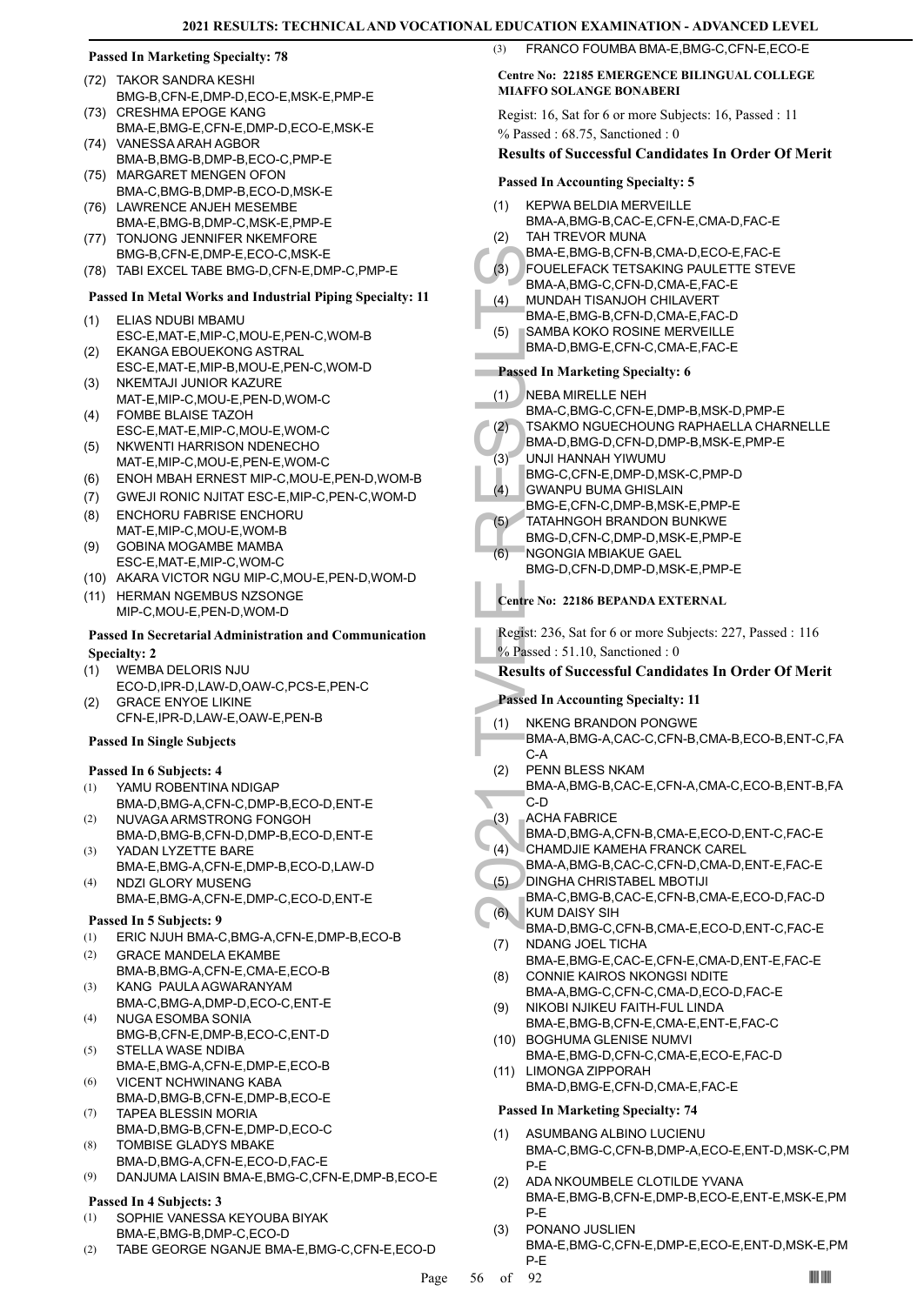### Passed In Marketing Specialty: 78

(72) TAKOR SANDRA KESHI
BMG-B,CFN-E,DMP-D,ECO-E,MSK-E,PMP-E
(73) CRESHMA EPOGE KANG
BMA-E,BMG-E,CFN-E,DMP-D,ECO-E,MSK-E
(74) VANESSA ARAH AGBOR
BMA-B,BMG-B,DMP-B,ECO-C,PMP-E
(75) MARGARET MENGEN OFON
BMA-C,BMG-B,DMP-B,ECO-D,MSK-E
(76) LAWRENCE ANJEH MESEMBE
BMA-E,BMG-B,DMP-C,MSK-E,PMP-E
(77) TONJONG JENNIFER NKEMFORE
BMG-B,CFN-E,DMP-E,ECO-C,MSK-E
(78) TABI EXCEL TABE BMG-D,CFN-E,DMP-C,PMP-E

### Passed In Metal Works and Industrial Piping Specialty: 11

(1) ELIAS NDUBI MBAMU
ESC-E,MAT-E,MIP-C,MOU-E,PEN-C,WOM-B
(2) EKANGA EBOUEKONG ASTRAL
ESC-E,MAT-E,MIP-B,MOU-E,PEN-C,WOM-D
(3) NKEMTAJI JUNIOR KAZURE
MAT-E,MIP-C,MOU-E,PEN-D,WOM-C
(4) FOMBE BLAISE TAZOH
ESC-E,MAT-E,MIP-C,MOU-E,WOM-C
(5) NKWENTI HARRISON NDENECHO
MAT-E,MIP-C,MOU-E,PEN-E,WOM-C
(6) ENOH MBAH ERNEST MIP-C,MOU-E,PEN-D,WOM-B
(7) GWEJI RONIC NJITAT ESC-E,MIP-C,PEN-C,WOM-D
(8) ENCHORU FABRISE ENCHORU
MAT-E,MIP-C,MOU-E,WOM-B
(9) GOBINA MOGAMBE MAMBA
ESC-E,MAT-E,MIP-C,WOM-C
(10) AKARA VICTOR NGU MIP-C,MOU-E,PEN-D,WOM-D
(11) HERMAN NGEMBUS NZSONGE
MIP-C,MOU-E,PEN-D,WOM-D

### Passed In Secretarial Administration and Communication Specialty: 2

(1) WEMBA DELORIS NJU
ECO-D,IPR-D,LAW-D,OAW-C,PCS-E,PEN-C
(2) GRACE ENYOE LIKINE
CFN-E,IPR-D,LAW-E,OAW-E,PEN-B

### Passed In Single Subjects

#### Passed In 6 Subjects: 4

(1) YAMU ROBENTINA NDIGAP
BMA-D,BMG-A,CFN-C,DMP-B,ECO-D,ENT-E
(2) NUVAGA ARMSTRONG FONGOH
BMA-D,BMG-B,CFN-D,DMP-B,ECO-D,ENT-E
(3) YADAN LYZETTE BARE
BMA-E,BMG-A,CFN-E,DMP-B,ECO-D,LAW-D
(4) NDZI GLORY MUSENG
BMA-E,BMG-A,CFN-E,DMP-C,ECO-D,ENT-E

#### Passed In 5 Subjects: 9

(1) ERIC NJUH BMA-C,BMG-A,CFN-E,DMP-B,ECO-B
(2) GRACE MANDELA EKAMBE
BMA-B,BMG-A,CFN-E,CMA-E,ECO-B
(3) KANG PAULA AGWARANYAM
BMA-C,BMG-A,DMP-D,ECO-C,ENT-E
(4) NUGA ESOMBA SONIA
BMG-B,CFN-E,DMP-B,ECO-C,ENT-D
(5) STELLA WASE NDIBA
BMA-E,BMG-A,CFN-E,DMP-E,ECO-B
(6) VICENT NCHWINANG KABA
BMA-D,BMG-B,CFN-E,DMP-B,ECO-E
(7) TAPEA BLESSIN MORIA
BMA-D,BMG-B,CFN-E,DMP-D,ECO-C
(8) TOMBISE GLADYS MBAKE
BMA-D,BMG-A,CFN-E,ECO-D,FAC-E
(9) DANJUMA LAISIN BMA-E,BMG-C,CFN-E,DMP-B,ECO-E

#### Passed In 4 Subjects: 3

(1) SOPHIE VANESSA KEYOUBA BIYAK
BMA-E,BMG-B,DMP-C,ECO-D
(2) TABE GEORGE NGANJE BMA-E,BMG-C,CFN-E,ECO-D
(3) FRANCO FOUMBA BMA-E,BMG-C,CFN-E,ECO-E

### Centre No: 22185 EMERGENCE BILINGUAL COLLEGE MIAFFO SOLANGE BONABERI

Regist: 16, Sat for 6 or more Subjects: 16, Passed : 11
% Passed : 68.75, Sanctioned : 0

### Results of Successful Candidates In Order Of Merit

#### Passed In Accounting Specialty: 5

(1) KEPWA BELDIA MERVEILLE
BMA-A,BMG-B,CAC-E,CFN-E,CMA-D,FAC-E
(2) TAH TREVOR MUNA
BMA-E,BMG-B,CFN-B,CMA-D,ECO-E,FAC-E
(3) FOUELEFACK TETSAKING PAULETTE STEVE
BMA-A,BMG-C,CFN-D,CMA-E,FAC-E
(4) MUNDAH TISANJOH CHILAVERT
BMA-E,BMG-B,CFN-D,CMA-E,FAC-D
(5) SAMBA KOKO ROSINE MERVEILLE
BMA-D,BMG-E,CFN-C,CMA-E,FAC-E

#### Passed In Marketing Specialty: 6

(1) NEBA MIRELLE NEH
BMA-C,BMG-C,CFN-E,DMP-B,MSK-D,PMP-E
(2) TSAKMO NGUECHOUNG RAPHAELLA CHARNELLE
BMA-D,BMG-D,CFN-D,DMP-B,MSK-E,PMP-E
(3) UNJI HANNAH YIWUMU
BMG-C,CFN-E,DMP-D,MSK-C,PMP-D
(4) GWANPU BUMA GHISLAIN
BMG-E,CFN-C,DMP-B,MSK-E,PMP-E
(5) TATAHNGOH BRANDON BUNKWE
BMG-D,CFN-C,DMP-D,MSK-E,PMP-E
(6) NGONGIA MBIAKUE GAEL
BMG-D,CFN-D,DMP-D,MSK-E,PMP-E

### Centre No: 22186 BEPANDA EXTERNAL

Regist: 236, Sat for 6 or more Subjects: 227, Passed : 116
% Passed : 51.10, Sanctioned : 0

### Results of Successful Candidates In Order Of Merit

#### Passed In Accounting Specialty: 11

(1) NKENG BRANDON PONGWE
BMA-A,BMG-A,CAC-C,CFN-B,CMA-B,ECO-B,ENT-C,FAC-A
(2) PENN BLESS NKAM
BMA-A,BMG-B,CAC-E,CFN-A,CMA-C,ECO-B,ENT-B,FAC-D
(3) ACHA FABRICE
BMA-D,BMG-A,CFN-B,CMA-E,ECO-D,ENT-C,FAC-E
(4) CHAMDJIE KAMEHA FRANCK CAREL
BMA-A,BMG-B,CAC-C,CFN-D,CMA-D,ENT-E,FAC-E
(5) DINGHA CHRISTABEL MBOTIJI
BMA-C,BMG-B,CAC-E,CFN-B,CMA-E,ECO-D,FAC-D
(6) KUM DAISY SIH
BMA-D,BMG-C,CFN-B,CMA-E,ECO-D,ENT-C,FAC-E
(7) NDANG JOEL TICHA
BMA-E,BMG-E,CAC-E,CFN-E,CMA-D,ENT-E,FAC-E
(8) CONNIE KAIROS NKONGSI NDITE
BMA-A,BMG-C,CFN-C,CMA-D,ECO-D,FAC-E
(9) NIKOBI NJIKEU FAITH-FUL LINDA
BMA-E,BMG-B,CFN-E,CMA-E,ENT-E,FAC-C
(10) BOGHUMA GLENISE NUMVI
BMA-E,BMG-D,CFN-C,CMA-E,ECO-E,FAC-D
(11) LIMONGA ZIPPORAH
BMA-D,BMG-E,CFN-D,CMA-E,FAC-E

#### Passed In Marketing Specialty: 74

(1) ASUMBANG ALBINO LUCIENU
BMA-C,BMG-C,CFN-B,DMP-A,ECO-E,ENT-D,MSK-C,PMP-E
(2) ADA NKOUMBELE CLOTILDE YVANA
BMA-E,BMG-B,CFN-E,DMP-B,ECO-E,ENT-E,MSK-E,PMP-E
(3) PONANO JUSLIEN
BMA-E,BMG-C,CFN-E,DMP-E,ECO-E,ENT-D,MSK-E,PMP-E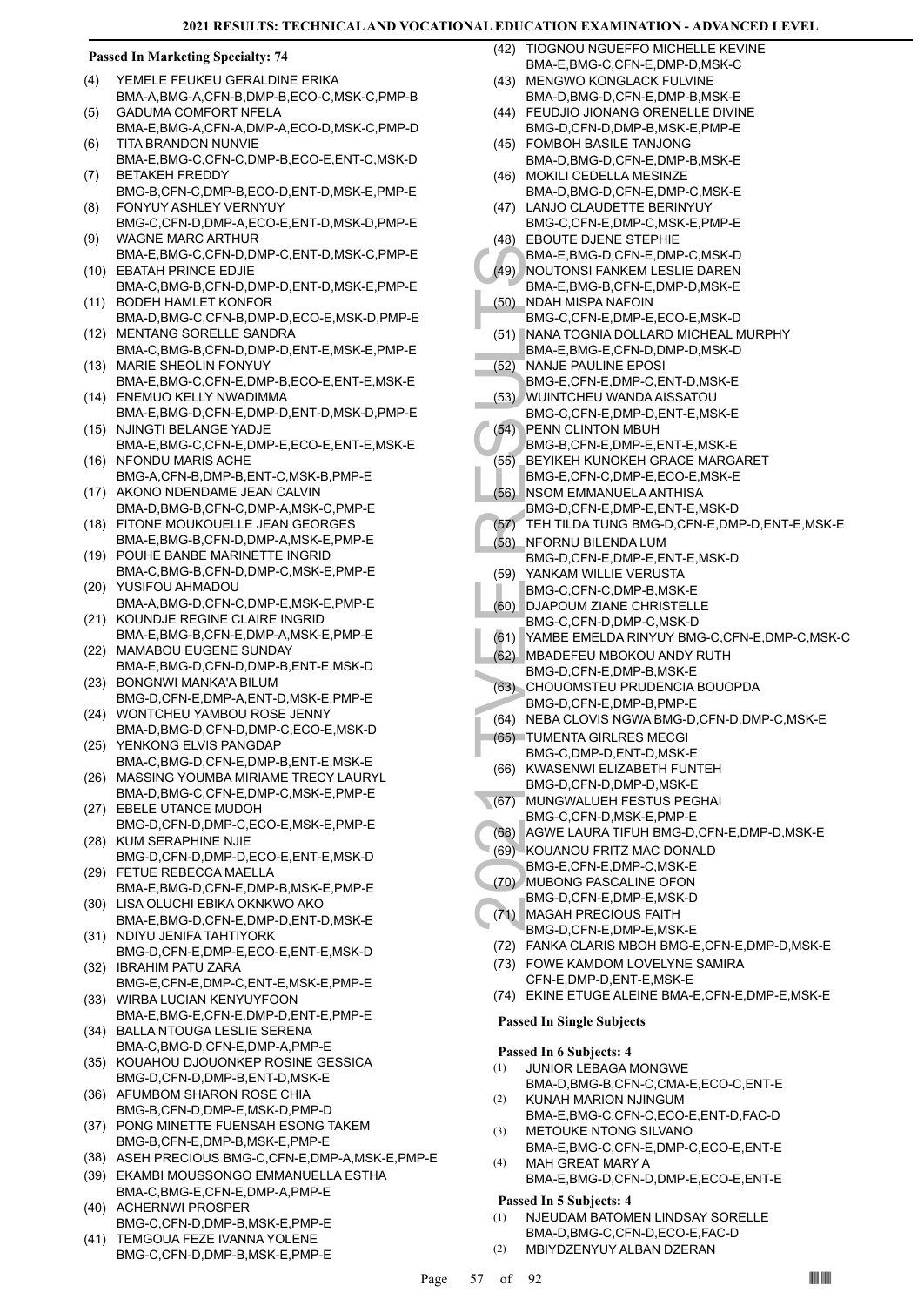**Passed In Marketing Specialty: 74**

(4) YEMELE FEUKEU GERALDINE ERIKA BMA-A,BMG-A,CFN-B,DMP-B,ECO-C,MSK-C,PMP-B
(5) GADUMA COMFORT NFELA BMA-E,BMG-A,CFN-A,DMP-A,ECO-D,MSK-C,PMP-D
(6) TITA BRANDON NUNVIE BMA-E,BMG-C,CFN-C,DMP-B,ECO-E,ENT-C,MSK-D
(7) BETAKEH FREDDY BMG-B,CFN-C,DMP-B,ECO-D,ENT-D,MSK-E,PMP-E
(8) FONYUY ASHLEY VERNYUY BMG-C,CFN-D,DMP-A,ECO-E,ENT-D,MSK-D,PMP-E
(9) WAGNE MARC ARTHUR BMA-E,BMG-C,CFN-D,DMP-C,ENT-D,MSK-C,PMP-E
(10) EBATAH PRINCE EDJIE BMA-C,BMG-B,CFN-D,DMP-D,ENT-D,MSK-E,PMP-E
(11) BODEH HAMLET KONFOR BMA-D,BMG-C,CFN-B,DMP-D,ECO-E,MSK-D,PMP-E
(12) MENTANG SORELLE SANDRA BMA-C,BMG-B,CFN-D,DMP-D,ENT-E,MSK-E,PMP-E
(13) MARIE SHEOLIN FONYUY BMA-E,BMG-C,CFN-E,DMP-B,ECO-E,ENT-E,MSK-E
(14) ENEMUO KELLY NWADIMMA BMA-E,BMG-D,CFN-E,DMP-D,ENT-D,MSK-D,PMP-E
(15) NJINGTI BELANGE YADJE BMA-E,BMG-C,CFN-E,DMP-E,ECO-E,ENT-E,MSK-E
(16) NFONDU MARIS ACHE BMG-A,CFN-B,DMP-B,ENT-C,MSK-B,PMP-E
(17) AKONO NDENDAME JEAN CALVIN BMA-D,BMG-B,CFN-C,DMP-A,MSK-C,PMP-E
(18) FITONE MOUKOUELLE JEAN GEORGES BMA-E,BMG-B,CFN-D,DMP-A,MSK-E,PMP-E
(19) POUHE BANBE MARINETTE INGRID BMA-C,BMG-B,CFN-D,DMP-C,MSK-E,PMP-E
(20) YUSIFOU AHMADOU BMA-A,BMG-D,CFN-C,DMP-E,MSK-E,PMP-E
(21) KOUNDJE REGINE CLAIRE INGRID BMA-E,BMG-B,CFN-E,DMP-A,MSK-E,PMP-E
(22) MAMABOU EUGENE SUNDAY BMA-E,BMG-D,CFN-D,DMP-B,ENT-E,MSK-D
(23) BONGNWI MANKA'A BILUM BMG-D,CFN-E,DMP-A,ENT-D,MSK-E,PMP-E
(24) WONTCHEU YAMBOU ROSE JENNY BMA-D,BMG-D,CFN-D,DMP-C,ECO-E,MSK-D
(25) YENKONG ELVIS PANGDAP BMA-C,BMG-D,CFN-E,DMP-B,ENT-E,MSK-E
(26) MASSING YOUMBA MIRIAME TRECY LAURYL BMA-D,BMG-C,CFN-E,DMP-C,MSK-E,PMP-E
(27) EBELE UTANCE MUDOH BMG-D,CFN-D,DMP-C,ECO-E,MSK-E,PMP-E
(28) KUM SERAPHINE NJIE BMG-D,CFN-D,DMP-D,ECO-E,ENT-E,MSK-D
(29) FETUE REBECCA MAELLA BMA-E,BMG-D,CFN-E,DMP-B,MSK-E,PMP-E
(30) LISA OLUCHI EBIKA OKNKWO AKO BMA-E,BMG-D,CFN-E,DMP-D,ENT-D,MSK-E
(31) NDIYU JENIFA TAHTIYORK BMG-D,CFN-E,DMP-E,ECO-E,ENT-E,MSK-D
(32) IBRAHIM PATU ZARA BMG-E,CFN-E,DMP-C,ENT-E,MSK-E,PMP-E
(33) WIRBA LUCIAN KENYUYFOON BMA-E,BMG-E,CFN-E,DMP-D,ENT-E,PMP-E
(34) BALLA NTOUGA LESLIE SERENA BMA-C,BMG-D,CFN-E,DMP-A,PMP-E
(35) KOUAHOU DJOUONKEP ROSINE GESSICA BMG-D,CFN-D,DMP-B,ENT-D,MSK-E
(36) AFUMBOM SHARON ROSE CHIA BMG-B,CFN-D,DMP-E,MSK-D,PMP-D
(37) PONG MINETTE FUENSAH ESONG TAKEM BMG-B,CFN-E,DMP-B,MSK-E,PMP-E
(38) ASEH PRECIOUS BMG-C,CFN-E,DMP-A,MSK-E,PMP-E
(39) EKAMBI MOUSSONGO EMMANUELLA ESTHA BMA-C,BMG-E,CFN-E,DMP-A,PMP-E
(40) ACHERNWI PROSPER BMG-C,CFN-D,DMP-B,MSK-E,PMP-E
(41) TEMGOUA FEZE IVANNA YOLENE BMG-C,CFN-D,DMP-B,MSK-E,PMP-E
(42) TIOGNOU NGUEFFO MICHELLE KEVINE BMA-E,BMG-C,CFN-E,DMP-D,MSK-C
(43) MENGWO KONGLACK FULVINE BMA-D,BMG-D,CFN-E,DMP-B,MSK-E
(44) FEUDJIO JIONANG ORENELLE DIVINE BMG-D,CFN-D,DMP-B,MSK-E,PMP-E
(45) FOMBOH BASILE TANJONG BMA-D,BMG-D,CFN-E,DMP-B,MSK-E
(46) MOKILI CEDELLA MESINZE BMA-D,BMG-D,CFN-E,DMP-C,MSK-E
(47) LANJO CLAUDETTE BERINYUY BMG-C,CFN-E,DMP-C,MSK-E,PMP-E
(48) EBOUTE DJENE STEPHIE BMA-E,BMG-D,CFN-E,DMP-C,MSK-D
(49) NOUTONSI FANKEM LESLIE DAREN BMA-E,BMG-B,CFN-E,DMP-D,MSK-E
(50) NDAH MISPA NAFOIN BMG-C,CFN-E,DMP-E,ECO-E,MSK-D
(51) NANA TOGNIA DOLLARD MICHEAL MURPHY BMA-E,BMG-E,CFN-D,DMP-D,MSK-D
(52) NANJE PAULINE EPOSI BMG-E,CFN-E,DMP-C,ENT-D,MSK-E
(53) WUINTCHEU WANDA AISSATOU BMG-C,CFN-E,DMP-D,ENT-E,MSK-E
(54) PENN CLINTON MBUH BMG-B,CFN-E,DMP-E,ENT-E,MSK-E
(55) BEYIKEH KUNOKEH GRACE MARGARET BMG-E,CFN-C,DMP-E,ECO-E,MSK-E
(56) NSOM EMMANUELA ANTHISA BMG-D,CFN-E,DMP-E,ENT-E,MSK-D
(57) TEH TILDA TUNG BMG-D,CFN-E,DMP-D,ENT-E,MSK-E
(58) NFORNU BILENDA LUM BMG-D,CFN-E,DMP-E,ENT-E,MSK-D
(59) YANKAM WILLIE VERUSTA BMG-C,CFN-C,DMP-B,MSK-E
(60) DJAPOUM ZIANE CHRISTELLE BMG-C,CFN-D,DMP-C,MSK-D
(61) YAMBE EMELDA RINYUY BMG-C,CFN-E,DMP-C,MSK-C
(62) MBADEFEU MBOKOU ANDY RUTH BMG-D,CFN-E,DMP-B,MSK-E
(63) CHOUOMSTEU PRUDENCIA BOUOPDA BMG-D,CFN-E,DMP-B,PMP-E
(64) NEBA CLOVIS NGWA BMG-D,CFN-D,DMP-C,MSK-E
(65) TUMENTA GIRLRES MECGI BMG-C,DMP-D,ENT-D,MSK-E
(66) KWASENWI ELIZABETH FUNTEH BMG-D,CFN-D,DMP-D,MSK-E
(67) MUNGWALUEH FESTUS PEGHAI BMG-C,CFN-D,MSK-E,PMP-E
(68) AGWE LAURA TIFUH BMG-D,CFN-E,DMP-D,MSK-E
(69) KOUANOU FRITZ MAC DONALD BMG-E,CFN-E,DMP-C,MSK-E
(70) MUBONG PASCALINE OFON BMG-D,CFN-E,DMP-E,MSK-D
(71) MAGAH PRECIOUS FAITH BMG-D,CFN-E,DMP-E,MSK-E
(72) FANKA CLARIS MBOH BMG-E,CFN-E,DMP-D,MSK-E
(73) FOWE KAMDOM LOVELYNE SAMIRA CFN-E,DMP-D,ENT-E,MSK-E
(74) EKINE ETUGE ALEINE BMA-E,CFN-E,DMP-E,MSK-E

**Passed In Single Subjects**

**Passed In 6 Subjects: 4**

(1) JUNIOR LEBAGA MONGWE BMA-D,BMG-B,CFN-C,CMA-E,ECO-C,ENT-E
(2) KUNAH MARION NJINGUM BMA-E,BMG-C,CFN-C,ECO-E,ENT-D,FAC-D
(3) METOUKE NTONG SILVANO BMA-E,BMG-C,CFN-E,DMP-C,ECO-E,ENT-E
(4) MAH GREAT MARY A BMA-E,BMG-D,CFN-D,DMP-E,ECO-E,ENT-E

**Passed In 5 Subjects: 4**

(1) NJEUDAM BATOMEN LINDSAY SORELLE BMA-D,BMG-C,CFN-D,ECO-E,FAC-D
(2) MBIYDZENYUY ALBAN DZERAN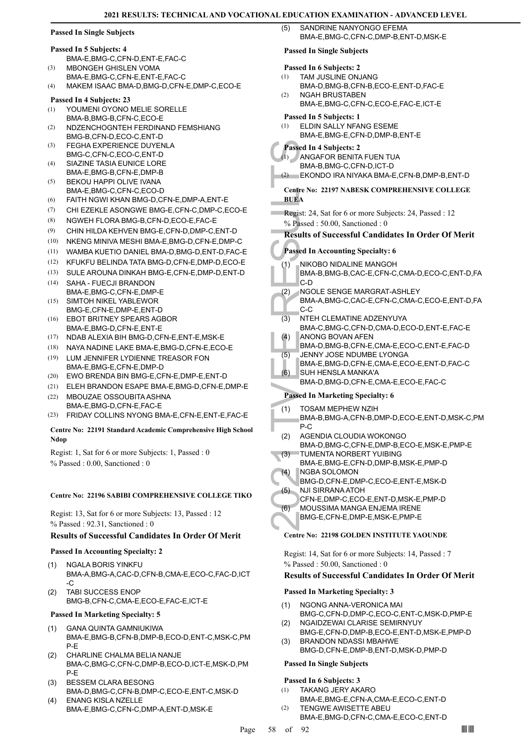### Passed In Single Subjects

#### Passed In 5 Subjects: 4

BMA-E,BMG-C,CFN-D,ENT-E,FAC-C

(3) MBONGEH GHISLEN VOMA
BMA-E,BMG-C,CFN-E,ENT-E,FAC-C

(4) MAKEM ISAAC BMA-D,BMG-D,CFN-E,DMP-C,ECO-E

#### Passed In 4 Subjects: 23

(1) YOUMENI OYONO MELIE SORELLE
BMA-B,BMG-B,CFN-C,ECO-E

(2) NDZENCHOGNTEH FERDINAND FEMSHIANG
BMG-B,CFN-D,ECO-C,ENT-D

(3) FEGHA EXPERIENCE DUYENLA
BMG-C,CFN-C,ECO-C,ENT-D

(4) SIAZINE TASIA EUNICE LORE
BMA-E,BMG-B,CFN-E,DMP-B

(5) BEKOU HAPPI OLIVE IVANA
BMA-E,BMG-C,CFN-C,ECO-D

(6) FAITH NGWI KHAN BMG-D,CFN-E,DMP-A,ENT-E

(7) CHI EZEKLE ASONGWE BMG-E,CFN-C,DMP-C,ECO-E

(8) NGWEH FLORA BMG-B,CFN-D,ECO-E,FAC-E

(9) CHIN HILDA KEHVEN BMG-E,CFN-D,DMP-C,ENT-D

(10) NKENG MINIVA MESHI BMA-E,BMG-D,CFN-E,DMP-C

(11) WAMBA KUETIO DANIEL BMA-D,BMG-D,ENT-D,FAC-E

(12) KFUKFU BELINDA TATA BMG-D,CFN-E,DMP-D,ECO-E

(13) SULE AROUNA DINKAH BMG-E,CFN-E,DMP-D,ENT-D

(14) SAHA - FUECJI BRANDON
BMA-E,BMG-C,CFN-E,DMP-E

(15) SIMTOH NIKEL YABLEWOR
BMG-E,CFN-E,DMP-E,ENT-D

(16) EBOT BRITNEY SPEARS AGBOR
BMA-E,BMG-D,CFN-E,ENT-E

(17) NDAB ALEXIA BIH BMG-D,CFN-E,ENT-E,MSK-E

(18) NAYA NADINE LAKE BMA-E,BMG-D,CFN-E,ECO-E

(19) LUM JENNIFER LYDIENNE TREASOR FON
BMA-E,BMG-E,CFN-E,DMP-D

(20) EWO BRENDA BIN BMG-E,CFN-E,DMP-E,ENT-D

(21) ELEH BRANDON ESAPE BMA-E,BMG-D,CFN-E,DMP-E

(22) MBOUZAE OSSOUBITA ASHNA
BMA-E,BMG-D,CFN-E,FAC-E

(23) FRIDAY COLLINS NYONG BMA-E,CFN-E,ENT-E,FAC-E

### Centre No: 22191 Standard Academic Comprehensive High School Ndop

Regist: 1, Sat for 6 or more Subjects: 1, Passed : 0
% Passed : 0.00, Sanctioned : 0

### Centre No: 22196 SABIBI COMPREHENSIVE COLLEGE TIKO

Regist: 13, Sat for 6 or more Subjects: 13, Passed : 12
% Passed : 92.31, Sanctioned : 0

### Results of Successful Candidates In Order Of Merit

#### Passed In Accounting Specialty: 2

(1) NGALA BORIS YINKFU
BMA-A,BMG-A,CAC-D,CFN-B,CMA-E,ECO-C,FAC-D,ICT-C

(2) TABI SUCCESS ENOP
BMG-B,CFN-C,CMA-E,ECO-E,FAC-E,ICT-E

#### Passed In Marketing Specialty: 5

(1) GANA QUINTA GAMNIUKIWA
BMA-E,BMG-B,CFN-B,DMP-B,ECO-D,ENT-C,MSK-C,PMP-E

(2) CHARLINE CHALMA BELIA NANJE
BMA-C,BMG-C,CFN-C,DMP-B,ECO-D,ICT-E,MSK-D,PMP-E

(3) BESSEM CLARA BESONG
BMA-D,BMG-C,CFN-B,DMP-C,ECO-E,ENT-C,MSK-D

(4) ENANG KISLA NZELLE
BMA-E,BMG-C,CFN-C,DMP-A,ENT-D,MSK-E

(5) SANDRINE NANYONGO EFEMA
BMA-E,BMG-C,CFN-C,DMP-B,ENT-D,MSK-E

#### Passed In Single Subjects

#### Passed In 6 Subjects: 2

(1) TAM JUSLINE ONJANG
BMA-D,BMG-B,CFN-B,ECO-E,ENT-D,FAC-E

(2) NGAH BRUSTABEN
BMA-E,BMG-C,CFN-C,ECO-E,FAC-E,ICT-E

#### Passed In 5 Subjects: 1

(1) ELDIN SALLY NFANG ESEME
BMA-E,BMG-E,CFN-D,DMP-B,ENT-E

#### Passed In 4 Subjects: 2

(1) ANGAFOR BENITA FUEN TUA
BMA-B,BMG-C,CFN-D,ICT-D

(2) EKONDO IRA NIYAKA BMA-E,CFN-B,DMP-B,ENT-D

### Centre No: 22197 NABESK COMPREHENSIVE COLLEGE BUEA

Regist: 24, Sat for 6 or more Subjects: 24, Passed : 12
% Passed : 50.00, Sanctioned : 0

### Results of Successful Candidates In Order Of Merit

#### Passed In Accounting Specialty: 6

(1) NIKOBO NIDALINE MANGOH
BMA-B,BMG-B,CAC-E,CFN-C,CMA-D,ECO-C,ENT-D,FAC-D

(2) NGOLE SENGE MARGRAT-ASHLEY
BMA-A,BMG-C,CAC-E,CFN-C,CMA-C,ECO-E,ENT-D,FAC-C

(3) NTEH CLEMATINE ADZENYUYA
BMA-C,BMG-C,CFN-D,CMA-D,ECO-D,ENT-E,FAC-E

(4) ANONG BOVAN AFEN
BMA-D,BMG-B,CFN-E,CMA-E,ECO-C,ENT-E,FAC-D

(5) JENNY JOSE NDUMBE LYONGA
BMA-E,BMG-D,CFN-E,CMA-E,ECO-E,ENT-D,FAC-C

(6) SUH HENSLA MANKA'A
BMA-D,BMG-D,CFN-E,CMA-E,ECO-E,FAC-C

#### Passed In Marketing Specialty: 6

(1) TOSAM MEPHEW NZIH
BMA-B,BMG-A,CFN-B,DMP-D,ECO-E,ENT-D,MSK-C,PMP-C

(2) AGENDIA CLOUDIA WOKONGO
BMA-D,BMG-C,CFN-E,DMP-B,ECO-E,MSK-E,PMP-E

(3) TUMENTA NORBERT YUIBING
BMA-E,BMG-E,CFN-D,DMP-B,MSK-E,PMP-D

(4) NGBA SOLOMON
BMG-D,CFN-E,DMP-C,ECO-E,ENT-E,MSK-D

(5) NJI SIRRANA ATOH
CFN-E,DMP-C,ECO-E,ENT-D,MSK-E,PMP-D

(6) MOUSSIMA MANGA ENJEMA IRENE
BMG-E,CFN-E,DMP-E,MSK-E,PMP-E

### Centre No: 22198 GOLDEN INSTITUTE YAOUNDE

Regist: 14, Sat for 6 or more Subjects: 14, Passed : 7
% Passed : 50.00, Sanctioned : 0

### Results of Successful Candidates In Order Of Merit

#### Passed In Marketing Specialty: 3

(1) NGONG ANNA-VERONICA MAI
BMG-C,CFN-D,DMP-C,ECO-C,ENT-C,MSK-D,PMP-E

(2) NGAIDZEWAI CLARISE SEMIRNYUY
BMG-E,CFN-D,DMP-B,ECO-E,ENT-D,MSK-E,PMP-D

(3) BRANDON NDASSI MBAHWE
BMG-D,CFN-E,DMP-B,ENT-D,MSK-D,PMP-D

#### Passed In Single Subjects

#### Passed In 6 Subjects: 3

(1) TAKANG JERY AKARO
BMA-E,BMG-E,CFN-A,CMA-E,ECO-C,ENT-D

(2) TENGWE AWISETTE ABEU
BMA-E,BMG-D,CFN-C,CMA-E,ECO-C,ENT-D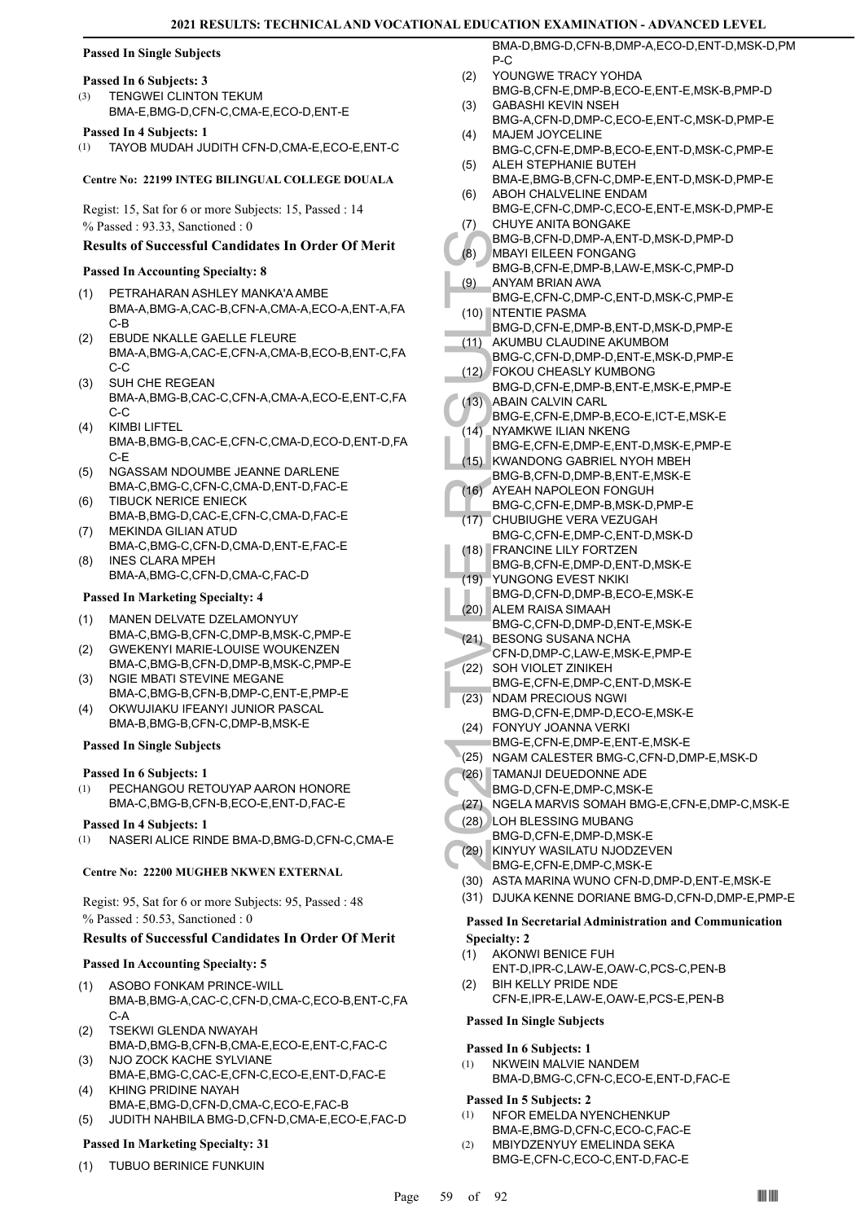### Passed In Single Subjects

#### Passed In 6 Subjects: 3

(3) TENGWEI CLINTON TEKUM
BMA-E,BMG-D,CFN-C,CMA-E,ECO-D,ENT-E

#### Passed In 4 Subjects: 1

(1) TAYOB MUDAH JUDITH CFN-D,CMA-E,ECO-E,ENT-C

## Centre No: 22199 INTEG BILINGUAL COLLEGE DOUALA

Regist: 15, Sat for 6 or more Subjects: 15, Passed : 14
% Passed : 93.33, Sanctioned : 0

### Results of Successful Candidates In Order Of Merit

#### Passed In Accounting Specialty: 8

(1) PETRAHARAN ASHLEY MANKA'A AMBE
BMA-A,BMG-A,CAC-B,CFN-A,CMA-A,ECO-A,ENT-A,FAC-B
(2) EBUDE NKALLE GAELLE FLEURE
BMA-A,BMG-A,CAC-E,CFN-A,CMA-B,ECO-B,ENT-C,FAC-C
(3) SUH CHE REGEAN
BMA-A,BMG-B,CAC-C,CFN-A,CMA-A,ECO-E,ENT-C,FAC-C
(4) KIMBI LIFTEL
BMA-B,BMG-B,CAC-E,CFN-C,CMA-D,ECO-D,ENT-D,FAC-E
(5) NGASSAM NDOUMBE JEANNE DARLENE
BMA-C,BMG-C,CFN-C,CMA-D,ENT-D,FAC-E
(6) TIBUCK NERICE ENIECK
BMA-B,BMG-D,CAC-E,CFN-C,CMA-D,FAC-E
(7) MEKINDA GILIAN ATUD
BMA-C,BMG-C,CFN-D,CMA-D,ENT-E,FAC-E
(8) INES CLARA MPEH
BMA-A,BMG-C,CFN-D,CMA-C,FAC-D

#### Passed In Marketing Specialty: 4

(1) MANEN DELVATE DZELAMONYUY
BMA-C,BMG-B,CFN-C,DMP-B,MSK-C,PMP-E
(2) GWEKENYI MARIE-LOUISE WOUKENZEN
BMA-C,BMG-C,CFN-D,DMP-B,MSK-C,PMP-E
(3) NGIE MBATI STEVINE MEGANE
BMA-C,BMG-B,CFN-B,DMP-C,ENT-E,PMP-E
(4) OKWUJIAKU IFEANYI JUNIOR PASCAL
BMA-B,BMG-B,CFN-C,DMP-B,MSK-E

### Passed In Single Subjects

#### Passed In 6 Subjects: 1

(1) PECHANGOU RETOUYAP AARON HONORE
BMA-C,BMG-B,CFN-B,ECO-E,ENT-D,FAC-E

#### Passed In 4 Subjects: 1

(1) NASERI ALICE RINDE BMA-D,BMG-D,CFN-C,CMA-E

## Centre No: 22200 MUGHEB NKWEN EXTERNAL

Regist: 95, Sat for 6 or more Subjects: 95, Passed : 48
% Passed : 50.53, Sanctioned : 0

### Results of Successful Candidates In Order Of Merit

#### Passed In Accounting Specialty: 5

(1) ASOBO FONKAM PRINCE-WILL
BMA-B,BMG-A,CAC-C,CFN-D,CMA-C,ECO-B,ENT-C,FAC-A
(2) TSEKWI GLENDA NWAYAH
BMA-D,BMG-B,CFN-B,CMA-E,ECO-E,ENT-C,FAC-C
(3) NJO ZOCK KACHE SYLVIANE
BMA-E,BMG-C,CAC-E,CFN-C,ECO-E,ENT-D,FAC-E
(4) KHING PRIDINE NAYAH
BMA-E,BMG-D,CFN-D,CMA-C,ECO-E,FAC-B
(5) JUDITH NAHBILA BMG-D,CFN-D,CMA-E,ECO-E,FAC-D

#### Passed In Marketing Specialty: 31

(1) TUBUO BERINICE FUNKUIN
BMA-D,BMG-D,CFN-B,DMP-A,ECO-D,ENT-D,MSK-D,PMP-C
(2) YOUNGWE TRACY YOHDA
BMG-B,CFN-E,DMP-B,ECO-E,ENT-E,MSK-B,PMP-D
(3) GABASHI KEVIN NSEH
BMG-A,CFN-D,DMP-C,ECO-E,ENT-C,MSK-D,PMP-E
(4) MAJEM JOYCELINE
BMG-C,CFN-E,DMP-B,ECO-E,ENT-D,MSK-C,PMP-E
(5) ALEH STEPHANIE BUTEH
BMA-E,BMG-B,CFN-C,DMP-E,ENT-D,MSK-D,PMP-E
(6) ABOH CHALVELINE ENDAM
BMG-E,CFN-C,DMP-C,ECO-E,ENT-E,MSK-D,PMP-E
(7) CHUYE ANITA BONGAKE
BMG-B,CFN-D,DMP-A,ENT-D,MSK-D,PMP-D
(8) MBAYI EILEEN FONGANG
BMG-B,CFN-E,DMP-B,LAW-E,MSK-C,PMP-D
(9) ANYAM BRIAN AWA
BMG-E,CFN-C,DMP-C,ENT-D,MSK-C,PMP-E
(10) NTENTIE PASMA
BMG-D,CFN-E,DMP-B,ENT-D,MSK-D,PMP-E
(11) AKUMBU CLAUDINE AKUMBOM
BMG-C,CFN-D,DMP-D,ENT-E,MSK-D,PMP-E
(12) FOKOU CHEASLY KUMBONG
BMG-D,CFN-E,DMP-B,ENT-E,MSK-E,PMP-E
(13) ABAIN CALVIN CARL
BMG-E,CFN-E,DMP-B,ECO-E,ICT-E,MSK-E
(14) NYAMKWE ILIAN NKENG
BMG-E,CFN-E,DMP-E,ENT-D,MSK-E,PMP-E
(15) KWANDONG GABRIEL NYOH MBEH
BMG-B,CFN-D,DMP-B,ENT-E,MSK-E
(16) AYEAH NAPOLEON FONGUH
BMG-C,CFN-E,DMP-B,MSK-D,PMP-E
(17) CHUBIUGHE VERA VEZUGAH
BMG-C,CFN-E,DMP-C,ENT-D,MSK-D
(18) FRANCINE LILY FORTZEN
BMG-B,CFN-E,DMP-D,ENT-D,MSK-E
(19) YUNGONG EVEST NKIKI
BMG-D,CFN-D,DMP-B,ECO-E,MSK-E
(20) ALEM RAISA SIMAAH
BMG-C,CFN-D,DMP-D,ENT-E,MSK-E
(21) BESONG SUSANA NCHA
CFN-D,DMP-C,LAW-E,MSK-E,PMP-E
(22) SOH VIOLET ZINIKEH
BMG-E,CFN-E,DMP-C,ENT-D,MSK-E
(23) NDAM PRECIOUS NGWI
BMG-D,CFN-E,DMP-D,ECO-E,MSK-E
(24) FONYUY JOANNA VERKI
BMG-E,CFN-E,DMP-E,ENT-E,MSK-E
(25) NGAM CALESTER BMG-C,CFN-D,DMP-E,MSK-D
(26) TAMANJI DEUEDONNE ADE
BMG-D,CFN-E,DMP-C,MSK-E
(27) NGELA MARVIS SOMAH BMG-E,CFN-E,DMP-C,MSK-E
(28) LOH BLESSING MUBANG
BMG-D,CFN-E,DMP-D,MSK-E
(29) KINYUY WASILATU NJODZEVEN
BMG-E,CFN-E,DMP-C,MSK-E
(30) ASTA MARINA WUNO CFN-D,DMP-D,ENT-E,MSK-E
(31) DJUKA KENNE DORIANE BMG-D,CFN-D,DMP-E,PMP-E

#### Passed In Secretarial Administration and Communication Specialty: 2

(1) AKONWI BENICE FUH
ENT-D,IPR-C,LAW-E,OAW-C,PCS-C,PEN-B
(2) BIH KELLY PRIDE NDE
CFN-E,IPR-E,LAW-E,OAW-E,PCS-E,PEN-B

### Passed In Single Subjects

#### Passed In 6 Subjects: 1

(1) NKWEIN MALVIE NANDEM
BMA-D,BMG-C,CFN-C,ECO-E,ENT-D,FAC-E

#### Passed In 5 Subjects: 2

(1) NFOR EMELDA NYENCHENKUP
BMA-E,BMG-D,CFN-C,ECO-C,FAC-E
(2) MBIYDZENYUY EMELINDA SEKA
BMG-E,CFN-C,ECO-C,ENT-D,FAC-E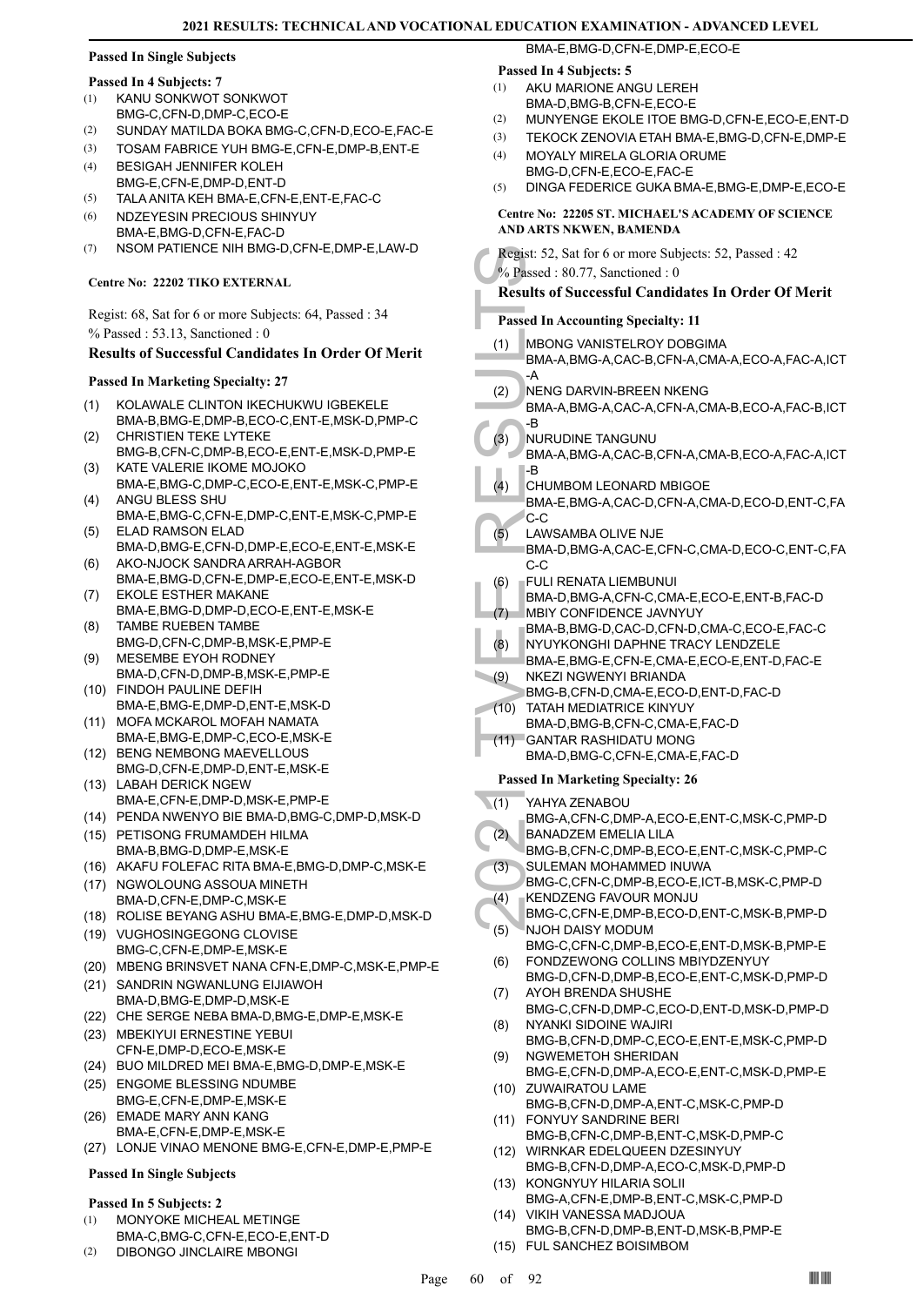### Passed In Single Subjects

#### Passed In 4 Subjects: 7

(1) KANU SONKWOT SONKWOT BMG-C,CFN-D,DMP-C,ECO-E
(2) SUNDAY MATILDA BOKA BMG-C,CFN-D,ECO-E,FAC-E
(3) TOSAM FABRICE YUH BMG-E,CFN-E,DMP-B,ENT-E
(4) BESIGAH JENNIFER KOLEH BMG-E,CFN-E,DMP-D,ENT-D
(5) TALA ANITA KEH BMA-E,CFN-E,ENT-E,FAC-C
(6) NDZEYESIN PRECIOUS SHINYUY BMA-E,BMG-D,CFN-E,FAC-D
(7) NSOM PATIENCE NIH BMG-D,CFN-E,DMP-E,LAW-D

### Centre No: 22202 TIKO EXTERNAL

Regist: 68, Sat for 6 or more Subjects: 64, Passed : 34
% Passed : 53.13, Sanctioned : 0

### Results of Successful Candidates In Order Of Merit

#### Passed In Marketing Specialty: 27

(1) KOLAWALE CLINTON IKECHUKWU IGBEKELE BMA-B,BMG-E,DMP-B,ECO-C,ENT-E,MSK-D,PMP-C
(2) CHRISTIEN TEKE LYTEKE BMG-B,CFN-C,DMP-B,ECO-E,ENT-E,MSK-D,PMP-E
(3) KATE VALERIE IKOME MOJOKO BMA-E,BMG-C,DMP-C,ECO-E,ENT-E,MSK-C,PMP-E
(4) ANGU BLESS SHU BMA-E,BMG-C,CFN-E,DMP-C,ENT-E,MSK-C,PMP-E
(5) ELAD RAMSON ELAD BMA-D,BMG-E,CFN-D,DMP-E,ECO-E,ENT-E,MSK-E
(6) AKO-NJOCK SANDRA ARRAH-AGBOR BMA-E,BMG-D,CFN-E,DMP-E,ECO-E,ENT-E,MSK-D
(7) EKOLE ESTHER MAKANE BMA-E,BMG-D,DMP-D,ECO-E,ENT-E,MSK-E
(8) TAMBE RUEBEN TAMBE BMG-D,CFN-C,DMP-B,MSK-E,PMP-E
(9) MESEMBE EYOH RODNEY BMA-D,CFN-D,DMP-B,MSK-E,PMP-E
(10) FINDOH PAULINE DEFIH BMA-E,BMG-E,DMP-D,ENT-E,MSK-D
(11) MOFA MCKAROL MOFAH NAMATA BMA-E,BMG-E,DMP-C,ECO-E,MSK-E
(12) BENG NEMBONG MAEVELLOUS BMG-D,CFN-E,DMP-D,ENT-E,MSK-E
(13) LABAH DERICK NGEW BMA-E,CFN-E,DMP-D,MSK-E,PMP-E
(14) PENDA NWENYO BIE BMA-D,BMG-C,DMP-D,MSK-D
(15) PETISONG FRUMAMDEH HILMA BMA-B,BMG-D,DMP-E,MSK-E
(16) AKAFU FOLEFAC RITA BMA-E,BMG-D,DMP-C,MSK-E
(17) NGWOLOUNG ASSOUA MINETH BMA-D,CFN-E,DMP-C,MSK-E
(18) ROLISE BEYANG ASHU BMA-E,BMG-E,DMP-D,MSK-D
(19) VUGHOSINGEGONG CLOVISE BMG-C,CFN-E,DMP-E,MSK-E
(20) MBENG BRINSVET NANA CFN-E,DMP-C,MSK-E,PMP-E
(21) SANDRIN NGWANLUNG EIJIAWOH BMA-D,BMG-E,DMP-D,MSK-E
(22) CHE SERGE NEBA BMA-D,BMG-E,DMP-E,MSK-E
(23) MBEKIYUI ERNESTINE YEBUI CFN-E,DMP-D,ECO-E,MSK-E
(24) BUO MILDRED MEI BMA-E,BMG-D,DMP-E,MSK-E
(25) ENGOME BLESSING NDUMBE BMG-E,CFN-E,DMP-E,MSK-E
(26) EMADE MARY ANN KANG BMA-E,CFN-E,DMP-E,MSK-E
(27) LONJE VINAO MENONE BMG-E,CFN-E,DMP-E,PMP-E

### Passed In Single Subjects

#### Passed In 5 Subjects: 2

(1) MONYOKE MICHEAL METINGE BMA-C,BMG-C,CFN-E,ECO-E,ENT-D
(2) DIBONGO JINCLAIRE MBONGI BMA-E,BMG-D,CFN-E,DMP-E,ECO-E

#### Passed In 4 Subjects: 5

(1) AKU MARIONE ANGU LEREH BMA-D,BMG-B,CFN-E,ECO-E
(2) MUNYENGE EKOLE ITOE BMG-D,CFN-E,ECO-E,ENT-D
(3) TEKOCK ZENOVIA ETAH BMA-E,BMG-D,CFN-E,DMP-E
(4) MOYALY MIRELA GLORIA ORUME BMG-D,CFN-E,ECO-E,FAC-E
(5) DINGA FEDERICE GUKA BMA-E,BMG-E,DMP-E,ECO-E

### Centre No: 22205 ST. MICHAEL'S ACADEMY OF SCIENCE AND ARTS NKWEN, BAMENDA

Regist: 52, Sat for 6 or more Subjects: 52, Passed : 42
% Passed : 80.77, Sanctioned : 0

### Results of Successful Candidates In Order Of Merit

#### Passed In Accounting Specialty: 11

(1) MBONG VANISTELROY DOBGIMA BMA-A,BMG-A,CAC-B,CFN-A,CMA-A,ECO-A,FAC-A,ICT-A
(2) NENG DARVIN-BREEN NKENG BMA-A,BMG-A,CAC-A,CFN-A,CMA-B,ECO-A,FAC-B,ICT-B
(3) NURUDINE TANGUNU BMA-A,BMG-A,CAC-B,CFN-A,CMA-B,ECO-A,FAC-A,ICT-B
(4) CHUMBOM LEONARD MBIGOE BMA-E,BMG-A,CAC-D,CFN-A,CMA-D,ECO-D,ENT-C,FAC-C
(5) LAWSAMBA OLIVE NJE BMA-D,BMG-A,CAC-E,CFN-C,CMA-D,ECO-C,ENT-C,FAC-C
(6) FULI RENATA LIEMBUNUI BMA-D,BMG-A,CFN-C,CMA-E,ECO-E,ENT-B,FAC-D
(7) MBIY CONFIDENCE JAVNYUY BMA-B,BMG-D,CAC-D,CFN-D,CMA-C,ECO-E,FAC-C
(8) NYUYKONGHI DAPHNE TRACY LENDZELE BMA-E,BMG-E,CFN-E,CMA-E,ECO-E,ENT-D,FAC-E
(9) NKEZI NGWENYI BRIANDA BMG-B,CFN-D,CMA-E,ECO-D,ENT-D,FAC-D
(10) TATAH MEDIATRICE KINYUY BMA-D,BMG-B,CFN-C,CMA-E,FAC-D
(11) GANTAR RASHIDATU MONG BMA-D,BMG-C,CFN-E,CMA-E,FAC-D

#### Passed In Marketing Specialty: 26

(1) YAHYA ZENABOU BMG-A,CFN-C,DMP-A,ECO-E,ENT-C,MSK-C,PMP-D
(2) BANADZEM EMELIA LILA BMG-B,CFN-C,DMP-B,ECO-E,ENT-C,MSK-C,PMP-C
(3) SULEMAN MOHAMMED INUWA BMG-C,CFN-C,DMP-B,ECO-E,ICT-B,MSK-C,PMP-D
(4) KENDZENG FAVOUR MONJU BMG-C,CFN-E,DMP-B,ECO-D,ENT-C,MSK-B,PMP-D
(5) NJOH DAISY MODUM BMG-C,CFN-C,DMP-B,ECO-E,ENT-D,MSK-B,PMP-E
(6) FONDZEWONG COLLINS MBIYDZENYUY BMG-D,CFN-D,DMP-B,ECO-E,ENT-C,MSK-D,PMP-D
(7) AYOH BRENDA SHUSHE BMG-C,CFN-D,DMP-C,ECO-D,ENT-D,MSK-D,PMP-D
(8) NYANKI SIDOINE WAJIRI BMG-B,CFN-D,DMP-C,ECO-E,ENT-E,MSK-C,PMP-D
(9) NGWEMETOH SHERIDAN BMG-E,CFN-D,DMP-A,ECO-E,ENT-C,MSK-D,PMP-E
(10) ZUWAIRATOU LAME BMG-B,CFN-D,DMP-A,ENT-C,MSK-C,PMP-D
(11) FONYUY SANDRINE BERI BMG-B,CFN-C,DMP-B,ENT-C,MSK-D,PMP-C
(12) WIRNKAR EDELQUEEN DZESINYUY BMG-B,CFN-D,DMP-A,ECO-C,MSK-D,PMP-D
(13) KONGNYUY HILARIA SOLII BMG-A,CFN-E,DMP-B,ENT-C,MSK-C,PMP-D
(14) VIKIH VANESSA MADJOUA BMG-B,CFN-D,DMP-B,ENT-D,MSK-B,PMP-E
(15) FUL SANCHEZ BOISIMBOM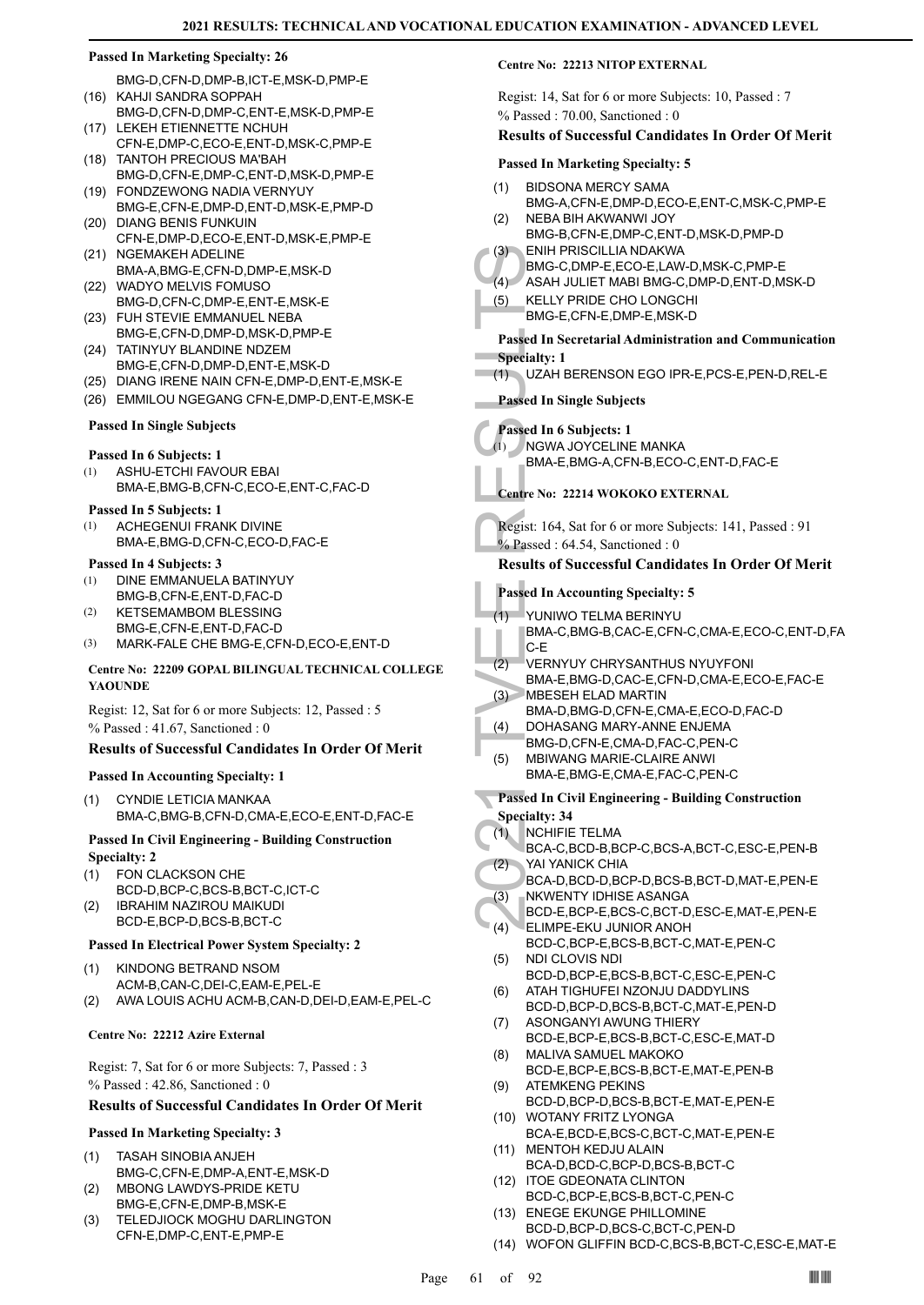#### Passed In Marketing Specialty: 26

BMG-D,CFN-D,DMP-B,ICT-E,MSK-D,PMP-E

(16) KAHJI SANDRA SOPPAH
BMG-D,CFN-D,DMP-C,ENT-E,MSK-D,PMP-E
(17) LEKEH ETIENNETTE NCHUH
CFN-E,DMP-C,ECO-E,ENT-D,MSK-C,PMP-E
(18) TANTOH PRECIOUS MA'BAH
BMG-D,CFN-E,DMP-C,ENT-D,MSK-D,PMP-E
(19) FONDZEWONG NADIA VERNYUY
BMG-E,CFN-E,DMP-D,ENT-D,MSK-E,PMP-D
(20) DIANG BENIS FUNKUIN
CFN-E,DMP-D,ECO-E,ENT-D,MSK-E,PMP-E
(21) NGEMAKEH ADELINE
BMA-A,BMG-E,CFN-D,DMP-E,MSK-D
(22) WADYO MELVIS FOMUSO
BMG-D,CFN-C,DMP-E,ENT-E,MSK-E
(23) FUH STEVIE EMMANUEL NEBA
BMG-E,CFN-D,DMP-D,MSK-D,PMP-E
(24) TATINYUY BLANDINE NDZEM
BMG-E,CFN-D,DMP-D,ENT-E,MSK-D
(25) DIANG IRENE NAIN CFN-E,DMP-D,ENT-E,MSK-E
(26) EMMILOU NGEGANG CFN-E,DMP-D,ENT-E,MSK-E

#### Passed In Single Subjects

#### Passed In 6 Subjects: 1

(1) ASHU-ETCHI FAVOUR EBAI
BMA-E,BMG-B,CFN-C,ECO-E,ENT-C,FAC-D

#### Passed In 5 Subjects: 1

(1) ACHEGENUI FRANK DIVINE
BMA-E,BMG-D,CFN-C,ECO-D,FAC-E

#### Passed In 4 Subjects: 3

(1) DINE EMMANUELA BATINYUY
BMG-B,CFN-E,ENT-D,FAC-D
(2) KETSEMAMBOM BLESSING
BMG-E,CFN-E,ENT-D,FAC-D
(3) MARK-FALE CHE BMG-E,CFN-D,ECO-E,ENT-D

### Centre No: 22209 GOPAL BILINGUAL TECHNICAL COLLEGE YAOUNDE

Regist: 12, Sat for 6 or more Subjects: 12, Passed : 5
% Passed : 41.67, Sanctioned : 0

### Results of Successful Candidates In Order Of Merit

#### Passed In Accounting Specialty: 1

(1) CYNDIE LETICIA MANKAA
BMA-C,BMG-B,CFN-D,CMA-E,ECO-E,ENT-D,FAC-E

#### Passed In Civil Engineering - Building Construction Specialty: 2

(1) FON CLACKSON CHE
BCD-D,BCP-C,BCS-B,BCT-C,ICT-C
(2) IBRAHIM NAZIROU MAIKUDI
BCD-E,BCP-D,BCS-B,BCT-C

#### Passed In Electrical Power System Specialty: 2

(1) KINDONG BETRAND NSOM
ACM-B,CAN-C,DEI-C,EAM-E,PEL-E
(2) AWA LOUIS ACHU ACM-B,CAN-D,DEI-D,EAM-E,PEL-C

### Centre No: 22212 Azire External

Regist: 7, Sat for 6 or more Subjects: 7, Passed : 3
% Passed : 42.86, Sanctioned : 0

### Results of Successful Candidates In Order Of Merit

#### Passed In Marketing Specialty: 3

(1) TASAH SINOBIA ANJEH
BMG-C,CFN-E,DMP-A,ENT-E,MSK-D
(2) MBONG LAWDYS-PRIDE KETU
BMG-E,CFN-E,DMP-B,MSK-E
(3) TELEDJIOCK MOGHU DARLINGTON
CFN-E,DMP-C,ENT-E,PMP-E

### Centre No: 22213 NITOP EXTERNAL

Regist: 14, Sat for 6 or more Subjects: 10, Passed : 7
% Passed : 70.00, Sanctioned : 0

### Results of Successful Candidates In Order Of Merit

#### Passed In Marketing Specialty: 5

(1) BIDSONA MERCY SAMA
BMG-A,CFN-E,DMP-D,ECO-E,ENT-C,MSK-C,PMP-E
(2) NEBA BIH AKWANWI JOY
BMG-B,CFN-E,DMP-C,ENT-D,MSK-D,PMP-D
(3) ENIH PRISCILLIA NDAKWA
BMG-C,DMP-E,ECO-E,LAW-D,MSK-C,PMP-E
(4) ASAH JULIET MABI BMG-C,DMP-D,ENT-D,MSK-D
(5) KELLY PRIDE CHO LONGCHI
BMG-E,CFN-E,DMP-E,MSK-D

#### Passed In Secretarial Administration and Communication Specialty: 1

(1) UZAH BERENSON EGO IPR-E,PCS-E,PEN-D,REL-E

#### Passed In Single Subjects

#### Passed In 6 Subjects: 1

(1) NGWA JOYCELINE MANKA
BMA-E,BMG-A,CFN-B,ECO-C,ENT-D,FAC-E

### Centre No: 22214 WOKOKO EXTERNAL

Regist: 164, Sat for 6 or more Subjects: 141, Passed : 91
% Passed : 64.54, Sanctioned : 0

### Results of Successful Candidates In Order Of Merit

#### Passed In Accounting Specialty: 5

(1) YUNIWO TELMA BERINYU
BMA-C,BMG-B,CAC-E,CFN-C,CMA-E,ECO-C,ENT-D,FAC-E
(2) VERNYUY CHRYSANTHUS NYUYFONI
BMA-E,BMG-D,CAC-E,CFN-D,CMA-E,ECO-E,FAC-E
(3) MBESEH ELAD MARTIN
BMA-D,BMG-D,CFN-E,CMA-E,ECO-D,FAC-D
(4) DOHASANG MARY-ANNE ENJEMA
BMG-D,CFN-E,CMA-D,FAC-C,PEN-C
(5) MBIWANG MARIE-CLAIRE ANWI
BMA-E,BMG-E,CMA-E,FAC-C,PEN-C

#### Passed In Civil Engineering - Building Construction Specialty: 34

(1) NCHIFIE TELMA
BCA-C,BCD-B,BCP-C,BCS-A,BCT-C,ESC-E,PEN-B
(2) YAI YANICK CHIA
BCA-D,BCD-D,BCP-D,BCS-B,BCT-D,MAT-E,PEN-E
(3) NKWENTY IDHISE ASANGA
BCD-E,BCP-E,BCS-C,BCT-D,ESC-E,MAT-E,PEN-E
(4) ELIMPE-EKU JUNIOR ANOH
BCD-C,BCP-E,BCS-B,BCT-C,MAT-E,PEN-C
(5) NDI CLOVIS NDI
BCD-D,BCP-E,BCS-B,BCT-C,ESC-E,PEN-C
(6) ATAH TIGHUFEI NZONJU DADDYLINS
BCD-D,BCP-D,BCS-B,BCT-C,MAT-E,PEN-D
(7) ASONGANYI AWUNG THIERY
BCD-E,BCP-E,BCS-B,BCT-C,ESC-E,MAT-D
(8) MALIVA SAMUEL MAKOKO
BCD-E,BCP-E,BCS-B,BCT-E,MAT-E,PEN-B
(9) ATEMKENG PEKINS
BCD-D,BCP-D,BCS-B,BCT-E,MAT-E,PEN-E
(10) WOTANY FRITZ LYONGA
BCA-E,BCD-E,BCS-C,BCT-C,MAT-E,PEN-E
(11) MENTOH KEDJU ALAIN
BCA-D,BCD-C,BCP-D,BCS-B,BCT-C
(12) ITOE GDEONATA CLINTON
BCD-C,BCP-E,BCS-B,BCT-C,PEN-C
(13) ENEGE EKUNGE PHILLOMINE
BCD-D,BCP-D,BCS-C,BCT-C,PEN-D
(14) WOFON GLIFFIN BCD-C,BCS-B,BCT-C,ESC-E,MAT-E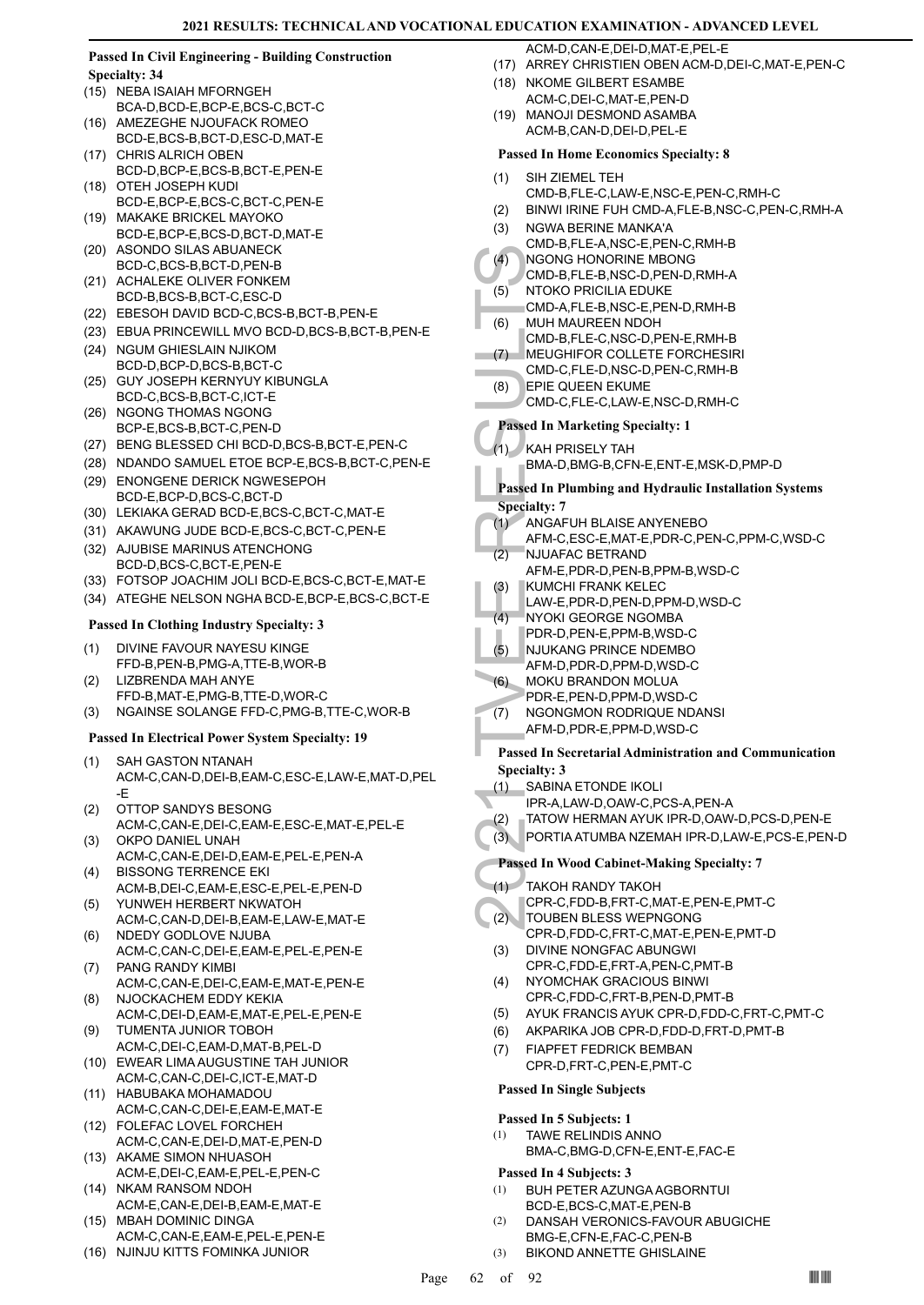#### Passed In Civil Engineering - Building Construction Specialty: 34

(15) NEBA ISAIAH MFORNGEH BCA-D,BCD-E,BCP-E,BCS-C,BCT-C
(16) AMEZEGHE NJOUFACK ROMEO BCD-E,BCS-B,BCT-D,ESC-D,MAT-E
(17) CHRIS ALRICH OBEN BCD-D,BCP-E,BCS-B,BCT-E,PEN-E
(18) OTEH JOSEPH KUDI BCD-E,BCP-E,BCS-C,BCT-C,PEN-E
(19) MAKAKE BRICKEL MAYOKO BCD-E,BCP-E,BCS-D,BCT-D,MAT-E
(20) ASONDO SILAS ABUANECK BCD-C,BCS-B,BCT-D,PEN-B
(21) ACHALEKE OLIVER FONKEM BCD-B,BCS-B,BCT-C,ESC-D
(22) EBESOH DAVID BCD-C,BCS-B,BCT-B,PEN-E
(23) EBUA PRINCEWILL MVO BCD-D,BCS-B,BCT-B,PEN-E
(24) NGUM GHIESLAIN NJIKOM BCD-D,BCP-D,BCS-B,BCT-C
(25) GUY JOSEPH KERNYUY KIBUNGLA BCD-C,BCS-B,BCT-C,ICT-E
(26) NGONG THOMAS NGONG BCP-E,BCS-B,BCT-C,PEN-D
(27) BENG BLESSED CHI BCD-D,BCS-B,BCT-E,PEN-C
(28) NDANDO SAMUEL ETOE BCP-E,BCS-B,BCT-C,PEN-E
(29) ENONGENE DERICK NGWESEPOH BCD-E,BCP-D,BCS-C,BCT-D
(30) LEKIAKA GERAD BCD-E,BCS-C,BCT-C,MAT-E
(31) AKAWUNG JUDE BCD-E,BCS-C,BCT-C,PEN-E
(32) AJUBISE MARINUS ATENCHONG BCD-D,BCS-C,BCT-E,PEN-E
(33) FOTSOP JOACHIM JOLI BCD-E,BCS-C,BCT-E,MAT-E
(34) ATEGHE NELSON NGHA BCD-E,BCP-E,BCS-C,BCT-E

#### Passed In Clothing Industry Specialty: 3

(1) DIVINE FAVOUR NAYESU KINGE FFD-B,PEN-B,PMG-A,TTE-B,WOR-B
(2) LIZBRENDA MAH ANYE FFD-B,MAT-E,PMG-B,TTE-D,WOR-C
(3) NGAINSE SOLANGE FFD-C,PMG-B,TTE-C,WOR-B

#### Passed In Electrical Power System Specialty: 19

(1) SAH GASTON NTANAH ACM-C,CAN-D,DEI-B,EAM-C,ESC-E,LAW-E,MAT-D,PEL-E
(2) OTTOP SANDYS BESONG ACM-C,CAN-E,DEI-C,EAM-E,ESC-E,MAT-E,PEL-E
(3) OKPO DANIEL UNAH ACM-C,CAN-E,DEI-D,EAM-E,PEL-E,PEN-A
(4) BISSONG TERRENCE EKI ACM-B,DEI-C,EAM-E,ESC-E,PEL-E,PEN-D
(5) YUNWEH HERBERT NKWATOH ACM-C,CAN-D,DEI-B,EAM-E,LAW-E,MAT-E
(6) NDEDY GODLOVE NJUBA ACM-C,CAN-C,DEI-E,EAM-E,PEL-E,PEN-E
(7) PANG RANDY KIMBI ACM-C,CAN-E,DEI-C,EAM-E,MAT-E,PEN-E
(8) NJOCKACHEM EDDY KEKIA ACM-C,DEI-D,EAM-E,MAT-E,PEL-E,PEN-E
(9) TUMENTA JUNIOR TOBOH ACM-C,DEI-C,EAM-D,MAT-B,PEL-D
(10) EWEAR LIMA AUGUSTINE TAH JUNIOR ACM-C,CAN-C,DEI-C,ICT-E,MAT-D
(11) HABUBAKA MOHAMADOU ACM-C,CAN-C,DEI-E,EAM-E,MAT-E
(12) FOLEFAC LOVEL FORCHEH ACM-C,CAN-E,DEI-D,MAT-E,PEN-D
(13) AKAME SIMON NHUASOH ACM-E,DEI-C,EAM-E,PEL-E,PEN-C
(14) NKAM RANSOM NDOH ACM-E,CAN-E,DEI-B,EAM-E,MAT-E
(15) MBAH DOMINIC DINGA ACM-C,CAN-E,EAM-E,PEL-E,PEN-E
(16) NJINJU KITTS FOMINKA JUNIOR ACM-D,CAN-E,DEI-D,MAT-E,PEL-E
(17) ARREY CHRISTIEN OBEN ACM-D,DEI-C,MAT-E,PEN-C
(18) NKOME GILBERT ESAMBE ACM-C,DEI-C,MAT-E,PEN-D
(19) MANOJI DESMOND ASAMBA ACM-B,CAN-D,DEI-D,PEL-E

#### Passed In Home Economics Specialty: 8

(1) SIH ZIEMEL TEH CMD-B,FLE-C,LAW-E,NSC-E,PEN-C,RMH-C
(2) BINWI IRINE FUH CMD-A,FLE-B,NSC-C,PEN-C,RMH-A
(3) NGWA BERINE MANKA'A CMD-B,FLE-A,NSC-E,PEN-C,RMH-B
(4) NGONG HONORINE MBONG CMD-B,FLE-B,NSC-D,PEN-D,RMH-A
(5) NTOKO PRICILIA EDUKE CMD-A,FLE-B,NSC-E,PEN-D,RMH-B
(6) MUH MAUREEN NDOH CMD-B,FLE-C,NSC-D,PEN-E,RMH-B
(7) MEUGHIFOR COLLETE FORCHESIRI CMD-C,FLE-D,NSC-D,PEN-C,RMH-B
(8) EPIE QUEEN EKUME CMD-C,FLE-C,LAW-E,NSC-D,RMH-C

#### Passed In Marketing Specialty: 1

(1) KAH PRISELY TAH BMA-D,BMG-B,CFN-E,ENT-E,MSK-D,PMP-D

#### Passed In Plumbing and Hydraulic Installation Systems Specialty: 7

(1) ANGAFUH BLAISE ANYENEBO AFM-C,ESC-E,MAT-E,PDR-C,PEN-C,PPM-C,WSD-C
(2) NJUAFAC BETRAND AFM-E,PDR-D,PEN-B,PPM-B,WSD-C
(3) KUMCHI FRANK KELEC LAW-E,PDR-D,PEN-D,PPM-D,WSD-C
(4) NYOKI GEORGE NGOMBA PDR-D,PEN-E,PPM-B,WSD-C
(5) NJUKANG PRINCE NDEMBO AFM-D,PDR-D,PPM-D,WSD-C
(6) MOKU BRANDON MOLUA PDR-E,PEN-D,PPM-D,WSD-C
(7) NGONGMON RODRIQUE NDANSI AFM-D,PDR-E,PPM-D,WSD-C

#### Passed In Secretarial Administration and Communication Specialty: 3

(1) SABINA ETONDE IKOLI IPR-A,LAW-D,OAW-C,PCS-A,PEN-A
(2) TATOW HERMAN AYUK IPR-D,OAW-D,PCS-D,PEN-E
(3) PORTIA ATUMBA NZEMAH IPR-D,LAW-E,PCS-E,PEN-D

#### Passed In Wood Cabinet-Making Specialty: 7

(1) TAKOH RANDY TAKOH CPR-C,FDD-B,FRT-C,MAT-E,PEN-E,PMT-C
(2) TOUBEN BLESS WEPNGONG CPR-D,FDD-C,FRT-C,MAT-E,PEN-E,PMT-D
(3) DIVINE NONGFAC ABUNGWI CPR-C,FDD-E,FRT-A,PEN-C,PMT-B
(4) NYOMCHAK GRACIOUS BINWI CPR-C,FDD-C,FRT-B,PEN-D,PMT-B
(5) AYUK FRANCIS AYUK CPR-D,FDD-C,FRT-C,PMT-C
(6) AKPARIKA JOB CPR-D,FDD-D,FRT-D,PMT-B
(7) FIAPFET FEDRICK BEMBAN CPR-D,FRT-C,PEN-E,PMT-C

#### Passed In Single Subjects

#### Passed In 5 Subjects: 1

(1) TAWE RELINDIS ANNO BMA-C,BMG-D,CFN-E,ENT-E,FAC-E

#### Passed In 4 Subjects: 3

(1) BUH PETER AZUNGA AGBORNTUI BCD-E,BCS-C,MAT-E,PEN-B
(2) DANSAH VERONICS-FAVOUR ABUGICHE BMG-E,CFN-E,FAC-C,PEN-B
(3) BIKOND ANNETTE GHISLAINE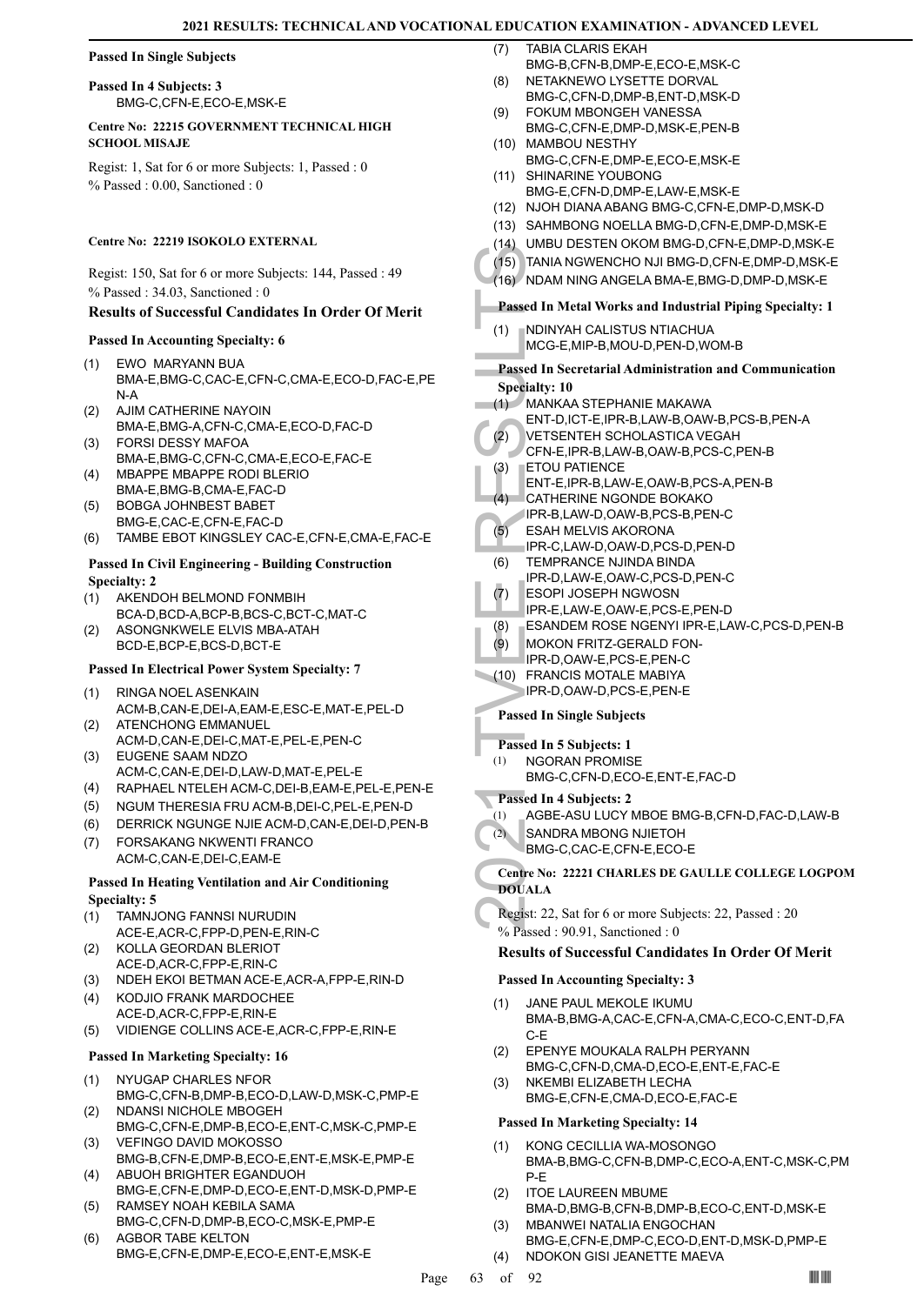#### Passed In Single Subjects

**Passed In 4 Subjects: 3**

BMG-C,CFN-E,ECO-E,MSK-E

**Centre No: 22215 GOVERNMENT TECHNICAL HIGH SCHOOL MISAJE**

Regist: 1, Sat for 6 or more Subjects: 1, Passed : 0

% Passed : 0.00, Sanctioned : 0

**Centre No: 22219 ISOKOLO EXTERNAL**

Regist: 150, Sat for 6 or more Subjects: 144, Passed : 49

% Passed : 34.03, Sanctioned : 0

### Results of Successful Candidates In Order Of Merit

#### Passed In Accounting Specialty: 6

(1) EWO MARYANN BUA
BMA-E,BMG-C,CAC-E,CFN-C,CMA-E,ECO-D,FAC-E,PEN-A
(2) AJIM CATHERINE NAYOIN
BMA-E,BMG-A,CFN-C,CMA-E,ECO-D,FAC-D
(3) FORSI DESSY MAFOA
BMA-E,BMG-C,CFN-C,CMA-E,ECO-E,FAC-E
(4) MBAPPE MBAPPE RODI BLERIO
BMA-E,BMG-B,CMA-E,FAC-D
(5) BOBGA JOHNBEST BABET
BMG-E,CAC-E,CFN-E,FAC-D
(6) TAMBE EBOT KINGSLEY CAC-E,CFN-E,CMA-E,FAC-E

#### Passed In Civil Engineering - Building Construction Specialty: 2

(1) AKENDOH BELMOND FONMBIH
BCA-D,BCD-A,BCP-B,BCS-C,BCT-C,MAT-C
(2) ASONGNKWELE ELVIS MBA-ATAH
BCD-E,BCP-E,BCS-D,BCT-E

#### Passed In Electrical Power System Specialty: 7

(1) RINGA NOEL ASENKAIN
ACM-B,CAN-E,DEI-A,EAM-E,ESC-E,MAT-E,PEL-D
(2) ATENCHONG EMMANUEL
ACM-D,CAN-E,DEI-C,MAT-E,PEL-E,PEN-C
(3) EUGENE SAAM NDZO
ACM-C,CAN-E,DEI-D,LAW-D,MAT-E,PEL-E
(4) RAPHAEL NTELEH ACM-C,DEI-B,EAM-E,PEL-E,PEN-E
(5) NGUM THERESIA FRU ACM-B,DEI-C,PEL-E,PEN-D
(6) DERRICK NGUNGE NJIE ACM-D,CAN-E,DEI-D,PEN-B
(7) FORSAKANG NKWENTI FRANCO
ACM-C,CAN-E,DEI-C,EAM-E

#### Passed In Heating Ventilation and Air Conditioning Specialty: 5

(1) TAMNJONG FANNSI NURUDIN
ACE-E,ACR-C,FPP-D,PEN-E,RIN-C
(2) KOLLA GEORDAN BLERIOT
ACE-D,ACR-C,FPP-E,RIN-C
(3) NDEH EKOI BETMAN ACE-E,ACR-A,FPP-E,RIN-D
(4) KODJIO FRANK MARDOCHEE
ACE-D,ACR-C,FPP-E,RIN-E
(5) VIDIENGE COLLINS ACE-E,ACR-C,FPP-E,RIN-E

#### Passed In Marketing Specialty: 16

(1) NYUGAP CHARLES NFOR
BMG-C,CFN-B,DMP-B,ECO-D,LAW-D,MSK-C,PMP-E
(2) NDANSI NICHOLE MBOGEH
BMG-C,CFN-E,DMP-B,ECO-E,ENT-C,MSK-C,PMP-E
(3) VEFINGO DAVID MOKOSSO
BMG-B,CFN-E,DMP-B,ECO-E,ENT-E,MSK-E,PMP-E
(4) ABUOH BRIGHTER EGANDUOH
BMG-E,CFN-E,DMP-D,ECO-E,ENT-D,MSK-D,PMP-E
(5) RAMSEY NOAH KEBILA SAMA
BMG-C,CFN-D,DMP-B,ECO-C,MSK-E,PMP-E
(6) AGBOR TABE KELTON
BMG-E,CFN-E,DMP-E,ECO-E,ENT-E,MSK-E
(7) TABIA CLARIS EKAH
BMG-B,CFN-B,DMP-E,ECO-E,MSK-C
(8) NETAKNEWO LYSETTE DORVAL
BMG-C,CFN-D,DMP-B,ENT-D,MSK-D
(9) FOKUM MBONGEH VANESSA
BMG-C,CFN-E,DMP-D,MSK-E,PEN-B
(10) MAMBOU NESTHY
BMG-C,CFN-E,DMP-E,ECO-E,MSK-E
(11) SHINARINE YOUBONG
BMG-E,CFN-D,DMP-E,LAW-E,MSK-E
(12) NJOH DIANA ABANG BMG-C,CFN-E,DMP-D,MSK-D
(13) SAHMBONG NOELLA BMG-D,CFN-E,DMP-D,MSK-E
(14) UMBU DESTEN OKOM BMG-D,CFN-E,DMP-D,MSK-E
(15) TANIA NGWENCHO NJI BMG-D,CFN-E,DMP-D,MSK-E
(16) NDAM NING ANGELA BMA-E,BMG-D,DMP-D,MSK-E

#### Passed In Metal Works and Industrial Piping Specialty: 1

(1) NDINYAH CALISTUS NTIACHUA
MCG-E,MIP-B,MOU-D,PEN-D,WOM-B

#### Passed In Secretarial Administration and Communication Specialty: 10

(1) MANKAA STEPHANIE MAKAWA
ENT-D,ICT-E,IPR-B,LAW-B,OAW-B,PCS-B,PEN-A
(2) VETSENTEH SCHOLASTICA VEGAH
CFN-E,IPR-B,LAW-B,OAW-B,PCS-C,PEN-B
(3) ETOU PATIENCE
ENT-E,IPR-B,LAW-E,OAW-B,PCS-A,PEN-B
(4) CATHERINE NGONDE BOKAKO
IPR-B,LAW-D,OAW-B,PCS-B,PEN-C
(5) ESAH MELVIS AKORONA
IPR-C,LAW-D,OAW-D,PCS-D,PEN-D
(6) TEMPRANCE NJINDA BINDA
IPR-D,LAW-E,OAW-C,PCS-D,PEN-C
(7) ESOPI JOSEPH NGWOSN
IPR-E,LAW-E,OAW-E,PCS-E,PEN-D
(8) ESANDEM ROSE NGENYI IPR-E,LAW-C,PCS-D,PEN-B
(9) MOKON FRITZ-GERALD FON-
IPR-D,OAW-E,PCS-E,PEN-C
(10) FRANCIS MOTALE MABIYA
IPR-D,OAW-D,PCS-E,PEN-E

#### Passed In Single Subjects

**Passed In 5 Subjects: 1**

(1) NGORAN PROMISE
BMG-C,CFN-D,ECO-E,ENT-E,FAC-D

**Passed In 4 Subjects: 2**

(1) AGBE-ASU LUCY MBOE BMG-B,CFN-D,FAC-D,LAW-B
(2) SANDRA MBONG NJIETOH
BMG-C,CAC-E,CFN-E,ECO-E

**Centre No: 22221 CHARLES DE GAULLE COLLEGE LOGPOM DOUALA**

Regist: 22, Sat for 6 or more Subjects: 22, Passed : 20

% Passed : 90.91, Sanctioned : 0

### Results of Successful Candidates In Order Of Merit

#### Passed In Accounting Specialty: 3

(1) JANE PAUL MEKOLE IKUMU
BMA-B,BMG-A,CAC-E,CFN-A,CMA-C,ECO-C,ENT-D,FAC-E
(2) EPENYE MOUKALA RALPH PERYANN
BMG-C,CFN-D,CMA-D,ECO-E,ENT-E,FAC-E
(3) NKEMBI ELIZABETH LECHA
BMG-E,CFN-E,CMA-D,ECO-E,FAC-E

#### Passed In Marketing Specialty: 14

(1) KONG CECILLIA WA-MOSONGO
BMA-B,BMG-C,CFN-B,DMP-C,ECO-A,ENT-C,MSK-C,PMP-E
(2) ITOE LAUREEN MBUME
BMA-D,BMG-B,CFN-B,DMP-B,ECO-C,ENT-D,MSK-E
(3) MBANWEI NATALIA ENGOCHAN
BMG-E,CFN-E,DMP-C,ECO-D,ENT-D,MSK-D,PMP-E
(4) NDOKON GISI JEANETTE MAEVA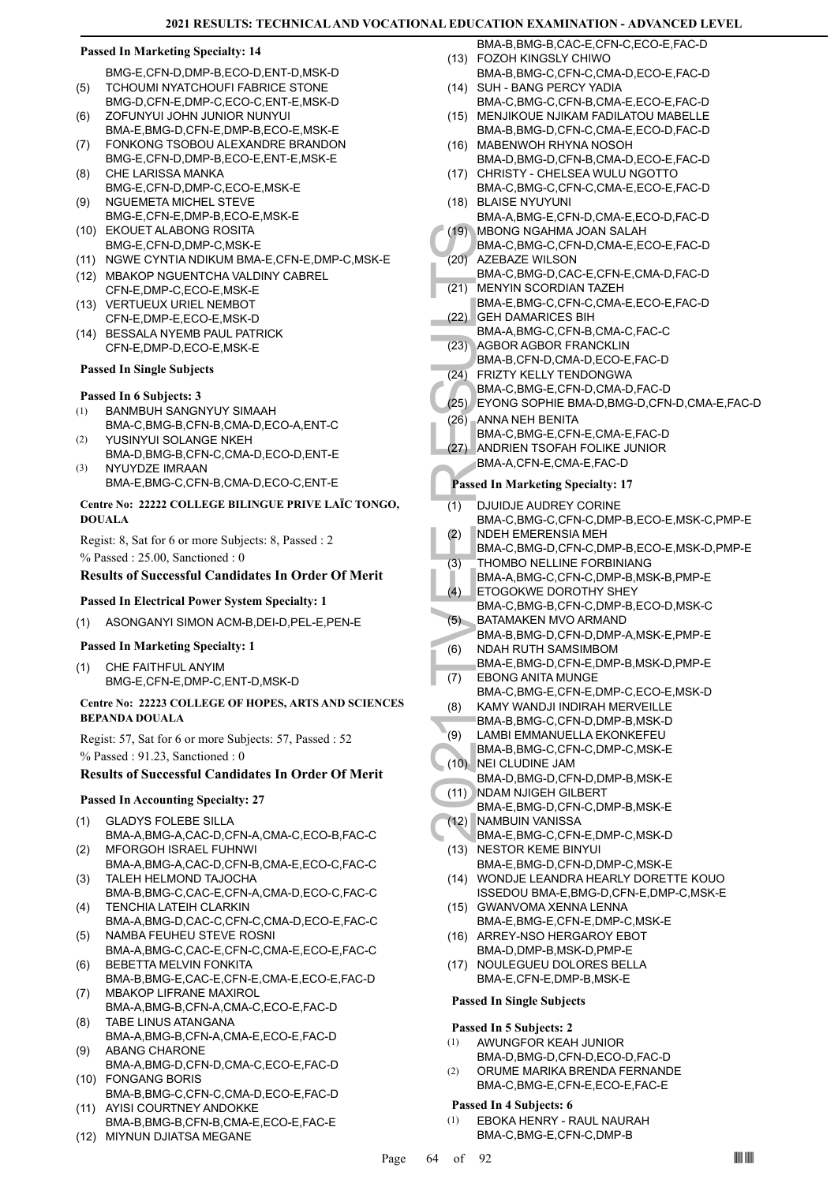**Passed In Marketing Specialty: 14**

BMG-E,CFN-D,DMP-B,ECO-D,ENT-D,MSK-D

(5) TCHOUMI NYATCHOUFI FABRICE STONE BMG-D,CFN-E,DMP-C,ECO-C,ENT-E,MSK-D
(6) ZOFUNYUI JOHN JUNIOR NUNYUI BMA-E,BMG-D,CFN-E,DMP-B,ECO-E,MSK-E
(7) FONKONG TSOBOU ALEXANDRE BRANDON BMG-E,CFN-D,DMP-B,ECO-E,ENT-E,MSK-E
(8) CHE LARISSA MANKA BMG-E,CFN-D,DMP-C,ECO-E,MSK-E
(9) NGUEMETA MICHEL STEVE BMG-E,CFN-E,DMP-B,ECO-E,MSK-E
(10) EKOUET ALABONG ROSITA BMG-E,CFN-D,DMP-C,MSK-E
(11) NGWE CYNTIA NDIKUM BMA-E,CFN-E,DMP-C,MSK-E
(12) MBAKOP NGUENTCHA VALDINY CABREL CFN-E,DMP-C,ECO-E,MSK-E
(13) VERTUEUX URIEL NEMBOT CFN-E,DMP-E,ECO-E,MSK-D
(14) BESSALA NYEMB PAUL PATRICK CFN-E,DMP-D,ECO-E,MSK-E

**Passed In Single Subjects**

**Passed In 6 Subjects: 3**

(1) BANMBUH SANGNYUY SIMAAH BMA-C,BMG-B,CFN-B,CMA-D,ECO-A,ENT-C
(2) YUSINYUI SOLANGE NKEH BMA-D,BMG-B,CFN-C,CMA-D,ECO-D,ENT-E
(3) NYUYDZE IMRAAN BMA-E,BMG-C,CFN-B,CMA-D,ECO-C,ENT-E

**Centre No: 22222 COLLEGE BILINGUE PRIVE LAÏC TONGO, DOUALA**

Regist: 8, Sat for 6 or more Subjects: 8, Passed : 2

% Passed : 25.00, Sanctioned : 0

**Results of Successful Candidates In Order Of Merit**

**Passed In Electrical Power System Specialty: 1**

(1) ASONGANYI SIMON ACM-B,DEI-D,PEL-E,PEN-E

**Passed In Marketing Specialty: 1**

(1) CHE FAITHFUL ANYIM BMG-E,CFN-E,DMP-C,ENT-D,MSK-D

**Centre No: 22223 COLLEGE OF HOPES, ARTS AND SCIENCES BEPANDA DOUALA**

Regist: 57, Sat for 6 or more Subjects: 57, Passed : 52

% Passed : 91.23, Sanctioned : 0

**Results of Successful Candidates In Order Of Merit**

**Passed In Accounting Specialty: 27**

(1) GLADYS FOLEBE SILLA BMA-A,BMG-A,CAC-D,CFN-A,CMA-C,ECO-B,FAC-C
(2) MFORGOH ISRAEL FUHNWI BMA-A,BMG-A,CAC-D,CFN-B,CMA-E,ECO-C,FAC-C
(3) TALEH HELMOND TAJOCHA BMA-B,BMG-C,CAC-E,CFN-A,CMA-D,ECO-C,FAC-C
(4) TENCHIA LATEIH CLARKIN BMA-A,BMG-D,CAC-C,CFN-C,CMA-D,ECO-E,FAC-C
(5) NAMBA FEUHEU STEVE ROSNI BMA-A,BMG-C,CAC-E,CFN-C,CMA-E,ECO-E,FAC-C
(6) BEBETTA MELVIN FONKITA BMA-B,BMG-E,CAC-E,CFN-E,CMA-E,ECO-E,FAC-D
(7) MBAKOP LIFRANE MAXIROL BMA-A,BMG-B,CFN-A,CMA-C,ECO-E,FAC-D
(8) TABE LINUS ATANGANA BMA-A,BMG-B,CFN-A,CMA-E,ECO-E,FAC-D
(9) ABANG CHARONE BMA-A,BMG-D,CFN-D,CMA-C,ECO-E,FAC-D
(10) FONGANG BORIS BMA-B,BMG-C,CFN-C,CMA-D,ECO-E,FAC-D
(11) AYISI COURTNEY ANDOKKE BMA-B,BMG-B,CFN-B,CMA-E,ECO-E,FAC-E
(12) MIYNUN DJIATSA MEGANE BMA-B,BMG-B,CAC-E,CFN-C,ECO-E,FAC-D
(13) FOZOH KINGSLY CHIWO BMA-B,BMG-C,CFN-C,CMA-D,ECO-E,FAC-D
(14) SUH - BANG PERCY YADIA BMA-C,BMG-C,CFN-B,CMA-E,ECO-E,FAC-D
(15) MENJIKOUE NJIKAM FADILATOU MABELLE BMA-B,BMG-D,CFN-C,CMA-E,ECO-D,FAC-D
(16) MABENWOH RHYNA NOSOH BMA-D,BMG-D,CFN-B,CMA-D,ECO-E,FAC-D
(17) CHRISTY - CHELSEA WULU NGOTTO BMA-C,BMG-C,CFN-C,CMA-E,ECO-E,FAC-D
(18) BLAISE NYUYUNI BMA-A,BMG-E,CFN-D,CMA-E,ECO-D,FAC-D
(19) MBONG NGAHMA JOAN SALAH BMA-C,BMG-C,CFN-D,CMA-E,ECO-E,FAC-D
(20) AZEBAZE WILSON BMA-C,BMG-D,CAC-E,CFN-E,CMA-D,FAC-D
(21) MENYIN SCORDIAN TAZEH BMA-E,BMG-C,CFN-C,CMA-E,ECO-E,FAC-D
(22) GEH DAMARICES BIH BMA-A,BMG-C,CFN-B,CMA-C,FAC-C
(23) AGBOR AGBOR FRANCKLIN BMA-B,CFN-D,CMA-D,ECO-E,FAC-D
(24) FRIZTY KELLY TENDONGWA BMA-C,BMG-E,CFN-D,CMA-D,FAC-D
(25) EYONG SOPHIE BMA-D,BMG-D,CFN-D,CMA-E,FAC-D
(26) ANNA NEH BENITA BMA-C,BMG-E,CFN-E,CMA-E,FAC-D
(27) ANDRIEN TSOFAH FOLIKE JUNIOR BMA-A,CFN-E,CMA-E,FAC-D

**Passed In Marketing Specialty: 17**

(1) DJUIDJE AUDREY CORINE BMA-C,BMG-C,CFN-C,DMP-B,ECO-E,MSK-C,PMP-E
(2) NDEH EMERENSIA MEH BMA-C,BMG-D,CFN-C,DMP-B,ECO-E,MSK-D,PMP-E
(3) THOMBO NELLINE FORBINIANG BMA-A,BMG-C,CFN-C,DMP-B,MSK-B,PMP-E
(4) ETOGOKWE DOROTHY SHEY BMA-C,BMG-B,CFN-C,DMP-B,ECO-D,MSK-C
(5) BATAMAKEN MVO ARMAND BMA-B,BMG-D,CFN-D,DMP-A,MSK-E,PMP-E
(6) NDAH RUTH SAMSIMBOM BMA-E,BMG-D,CFN-E,DMP-B,MSK-D,PMP-E
(7) EBONG ANITA MUNGE BMA-C,BMG-E,CFN-E,DMP-C,ECO-E,MSK-D
(8) KAMY WANDJI INDIRAH MERVEILLE BMA-B,BMG-C,CFN-D,DMP-B,MSK-D
(9) LAMBI EMMANUELLA EKONKEFEU BMA-B,BMG-C,CFN-C,DMP-C,MSK-E
(10) NEI CLUDINE JAM BMA-D,BMG-D,CFN-D,DMP-B,MSK-E
(11) NDAM NJIGEH GILBERT BMA-E,BMG-D,CFN-C,DMP-B,MSK-E
(12) NAMBUIN VANISSA BMA-E,BMG-C,CFN-E,DMP-C,MSK-D
(13) NESTOR KEME BINYUI BMA-E,BMG-D,CFN-D,DMP-C,MSK-E
(14) WONDJE LEANDRA HEARLY DORETTE KOUO ISSEDOU BMA-E,BMG-D,CFN-E,DMP-C,MSK-E
(15) GWANVOMA XENNA LENNA BMA-E,BMG-E,CFN-E,DMP-C,MSK-E
(16) ARREY-NSO HERGAROY EBOT BMA-D,DMP-B,MSK-D,PMP-E
(17) NOULEGUEU DOLORES BELLA BMA-E,CFN-E,DMP-B,MSK-E

**Passed In Single Subjects**

**Passed In 5 Subjects: 2**

(1) AWUNGFOR KEAH JUNIOR BMA-D,BMG-D,CFN-D,ECO-D,FAC-D
(2) ORUME MARIKA BRENDA FERNANDE BMA-C,BMG-E,CFN-E,ECO-E,FAC-E

**Passed In 4 Subjects: 6**

(1) EBOKA HENRY - RAUL NAURAH BMA-C,BMG-E,CFN-C,DMP-B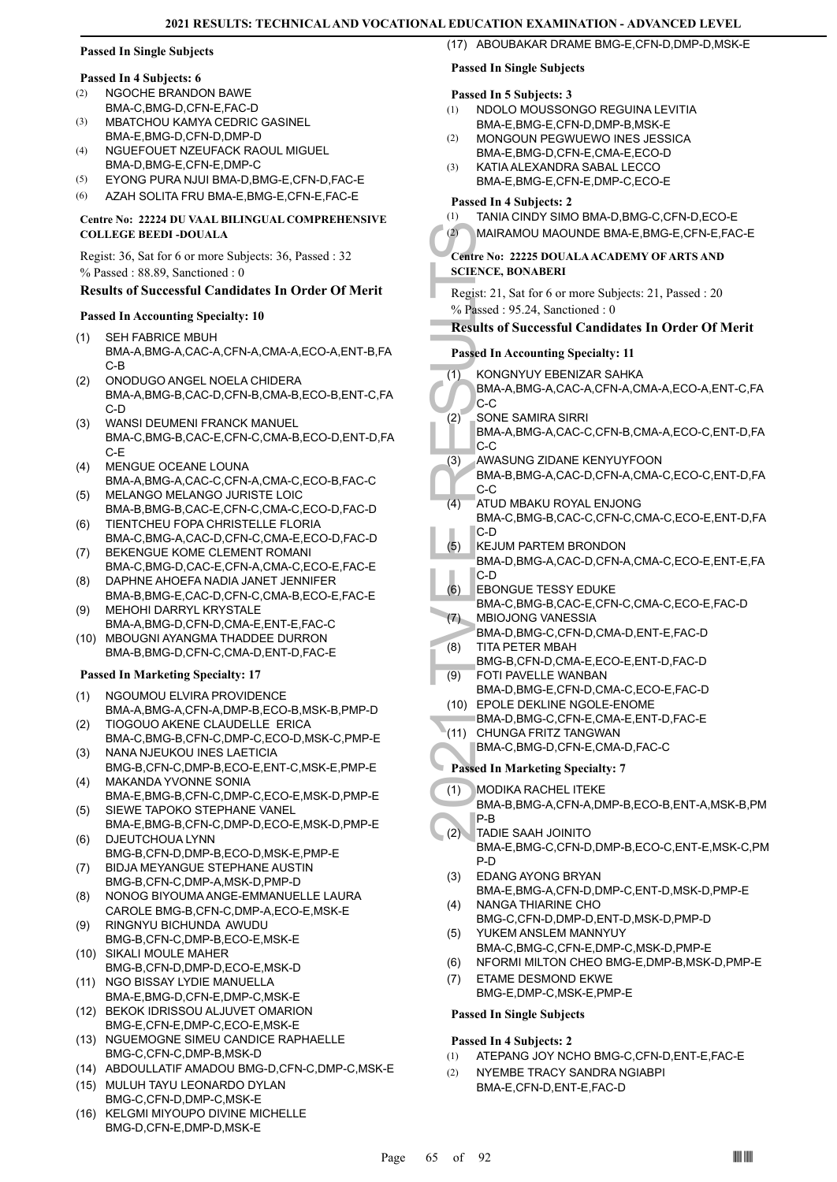**Passed In Single Subjects**

**Passed In 4 Subjects: 6**

(2) NGOCHE BRANDON BAWE BMA-C,BMG-D,CFN-E,FAC-D
(3) MBATCHOU KAMYA CEDRIC GASINEL BMA-E,BMG-D,CFN-D,DMP-D
(4) NGUEFOUET NZEUFACK RAOUL MIGUEL BMA-D,BMG-E,CFN-E,DMP-C
(5) EYONG PURA NJUI BMA-D,BMG-E,CFN-D,FAC-E
(6) AZAH SOLITA FRU BMA-E,BMG-E,CFN-E,FAC-E

**Centre No: 22224 DU VAAL BILINGUAL COMPREHENSIVE COLLEGE BEEDI -DOUALA**

Regist: 36, Sat for 6 or more Subjects: 36, Passed : 32
% Passed : 88.89, Sanctioned : 0

### Results of Successful Candidates In Order Of Merit

**Passed In Accounting Specialty: 10**

(1) SEH FABRICE MBUH BMA-A,BMG-A,CAC-A,CFN-A,CMA-A,ECO-A,ENT-B,FAC-B
(2) ONODUGO ANGEL NOELA CHIDERA BMA-A,BMG-B,CAC-D,CFN-B,CMA-B,ECO-B,ENT-C,FAC-D
(3) WANSI DEUMENI FRANCK MANUEL BMA-C,BMG-B,CAC-E,CFN-C,CMA-B,ECO-D,ENT-D,FAC-E
(4) MENGUE OCEANE LOUNA BMA-A,BMG-A,CAC-C,CFN-A,CMA-C,ECO-B,FAC-C
(5) MELANGO MELANGO JURISTE LOIC BMA-B,BMG-B,CAC-E,CFN-C,CMA-C,ECO-D,FAC-D
(6) TIENTCHEU FOPA CHRISTELLE FLORIA BMA-C,BMG-A,CAC-D,CFN-C,CMA-E,ECO-D,FAC-D
(7) BEKENGUE KOME CLEMENT ROMANI BMA-C,BMG-D,CAC-E,CFN-A,CMA-C,ECO-E,FAC-E
(8) DAPHNE AHOEFA NADIA JANET JENNIFER BMA-B,BMG-E,CAC-D,CFN-C,CMA-B,ECO-E,FAC-E
(9) MEHOHI DARRYL KRYSTALE BMA-A,BMG-D,CFN-D,CMA-E,ENT-E,FAC-C
(10) MBOUGNI AYANGMA THADDEE DURRON BMA-B,BMG-D,CFN-C,CMA-D,ENT-D,FAC-E

**Passed In Marketing Specialty: 17**

(1) NGOUMOU ELVIRA PROVIDENCE BMA-A,BMG-A,CFN-A,DMP-B,ECO-B,MSK-B,PMP-D
(2) TIOGOUO AKENE CLAUDELLE ERICA BMA-C,BMG-B,CFN-C,DMP-C,ECO-D,MSK-C,PMP-E
(3) NANA NJEUKOU INES LAETICIA BMG-B,CFN-C,DMP-B,ECO-E,ENT-C,MSK-E,PMP-E
(4) MAKANDA YVONNE SONIA BMA-E,BMG-B,CFN-C,DMP-C,ECO-E,MSK-D,PMP-E
(5) SIEWE TAPOKO STEPHANE VANEL BMA-E,BMG-B,CFN-C,DMP-D,ECO-E,MSK-D,PMP-E
(6) DJEUTCHOUA LYNN BMG-B,CFN-D,DMP-B,ECO-D,MSK-E,PMP-E
(7) BIDJA MEYANGUE STEPHANE AUSTIN BMG-B,CFN-C,DMP-A,MSK-D,PMP-D
(8) NONOG BIYOUMA ANGE-EMMANUELLE LAURA CAROLE BMG-B,CFN-C,DMP-A,ECO-E,MSK-E
(9) RINGNYU BICHUNDA AWUDU BMG-B,CFN-C,DMP-B,ECO-E,MSK-E
(10) SIKALI MOULE MAHER BMG-B,CFN-D,DMP-D,ECO-E,MSK-D
(11) NGO BISSAY LYDIE MANUELLA BMA-E,BMG-D,CFN-E,DMP-C,MSK-E
(12) BEKOK IDRISSOU ALJUVET OMARION BMG-E,CFN-E,DMP-C,ECO-E,MSK-E
(13) NGUEMOGNE SIMEU CANDICE RAPHAELLE BMG-C,CFN-C,DMP-B,MSK-D
(14) ABDOULLATIF AMADOU BMG-D,CFN-C,DMP-C,MSK-E
(15) MULUH TAYU LEONARDO DYLAN BMG-C,CFN-D,DMP-C,MSK-E
(16) KELGMI MIYOUPO DIVINE MICHELLE BMG-D,CFN-E,DMP-D,MSK-E
(17) ABOUBAKAR DRAME BMG-E,CFN-D,DMP-D,MSK-E

**Passed In Single Subjects**

**Passed In 5 Subjects: 3**

(1) NDOLO MOUSSONGO REGUINA LEVITIA BMA-E,BMG-E,CFN-D,DMP-B,MSK-E
(2) MONGOUN PEGWUEWO INES JESSICA BMA-E,BMG-D,CFN-E,CMA-E,ECO-D
(3) KATIA ALEXANDRA SABAL LECCO BMA-E,BMG-E,CFN-E,DMP-C,ECO-E

**Passed In 4 Subjects: 2**

(1) TANIA CINDY SIMO BMA-D,BMG-C,CFN-D,ECO-E
(2) MAIRAMOU MAOUNDE BMA-E,BMG-E,CFN-E,FAC-E

**Centre No: 22225 DOUALA ACADEMY OF ARTS AND SCIENCE, BONABERI**

Regist: 21, Sat for 6 or more Subjects: 21, Passed : 20
% Passed : 95.24, Sanctioned : 0

### Results of Successful Candidates In Order Of Merit

**Passed In Accounting Specialty: 11**

(1) KONGNYUY EBENIZAR SAHKA BMA-A,BMG-A,CAC-A,CFN-A,CMA-A,ECO-A,ENT-C,FAC-C
(2) SONE SAMIRA SIRRI BMA-A,BMG-A,CAC-C,CFN-B,CMA-A,ECO-C,ENT-D,FAC-C
(3) AWASUNG ZIDANE KENYUYFOON BMA-B,BMG-A,CAC-D,CFN-A,CMA-C,ECO-C,ENT-D,FAC-C
(4) ATUD MBAKU ROYAL ENJONG BMA-C,BMG-B,CAC-C,CFN-C,CMA-C,ECO-E,ENT-D,FAC-D
(5) KEJUM PARTEM BRONDON BMA-D,BMG-A,CAC-D,CFN-A,CMA-C,ECO-E,ENT-E,FAC-D
(6) EBONGUE TESSY EDUKE BMA-C,BMG-B,CAC-E,CFN-C,CMA-C,ECO-E,FAC-D
(7) MBIOJONG VANESSIA BMA-D,BMG-C,CFN-D,CMA-D,ENT-E,FAC-D
(8) TITA PETER MBAH BMG-B,CFN-D,CMA-E,ECO-E,ENT-D,FAC-D
(9) FOTI PAVELLE WANBAN BMA-D,BMG-E,CFN-D,CMA-C,ECO-E,FAC-D
(10) EPOLE DEKLINE NGOLE-ENOME BMA-D,BMG-C,CFN-E,CMA-E,ENT-D,FAC-E
(11) CHUNGA FRITZ TANGWAN BMA-C,BMG-D,CFN-E,CMA-D,FAC-C

**Passed In Marketing Specialty: 7**

(1) MODIKA RACHEL ITEKE BMA-B,BMG-A,CFN-A,DMP-B,ECO-B,ENT-A,MSK-B,PMP-B
(2) TADIE SAAH JOINITO BMA-E,BMG-C,CFN-D,DMP-B,ECO-C,ENT-E,MSK-C,PMP-D
(3) EDANG AYONG BRYAN BMA-E,BMG-A,CFN-D,DMP-C,ENT-D,MSK-D,PMP-E
(4) NANGA THIARINE CHO BMG-C,CFN-D,DMP-D,ENT-D,MSK-D,PMP-D
(5) YUKEM ANSLEM MANNYUY BMA-C,BMG-C,CFN-E,DMP-C,MSK-D,PMP-E
(6) NFORMI MILTON CHEO BMG-E,DMP-B,MSK-D,PMP-E
(7) ETAME DESMOND EKWE BMG-E,DMP-C,MSK-E,PMP-E

**Passed In Single Subjects**

**Passed In 4 Subjects: 2**

(1) ATEPANG JOY NCHO BMG-C,CFN-D,ENT-E,FAC-E
(2) NYEMBE TRACY SANDRA NGIABPI BMA-E,CFN-D,ENT-E,FAC-D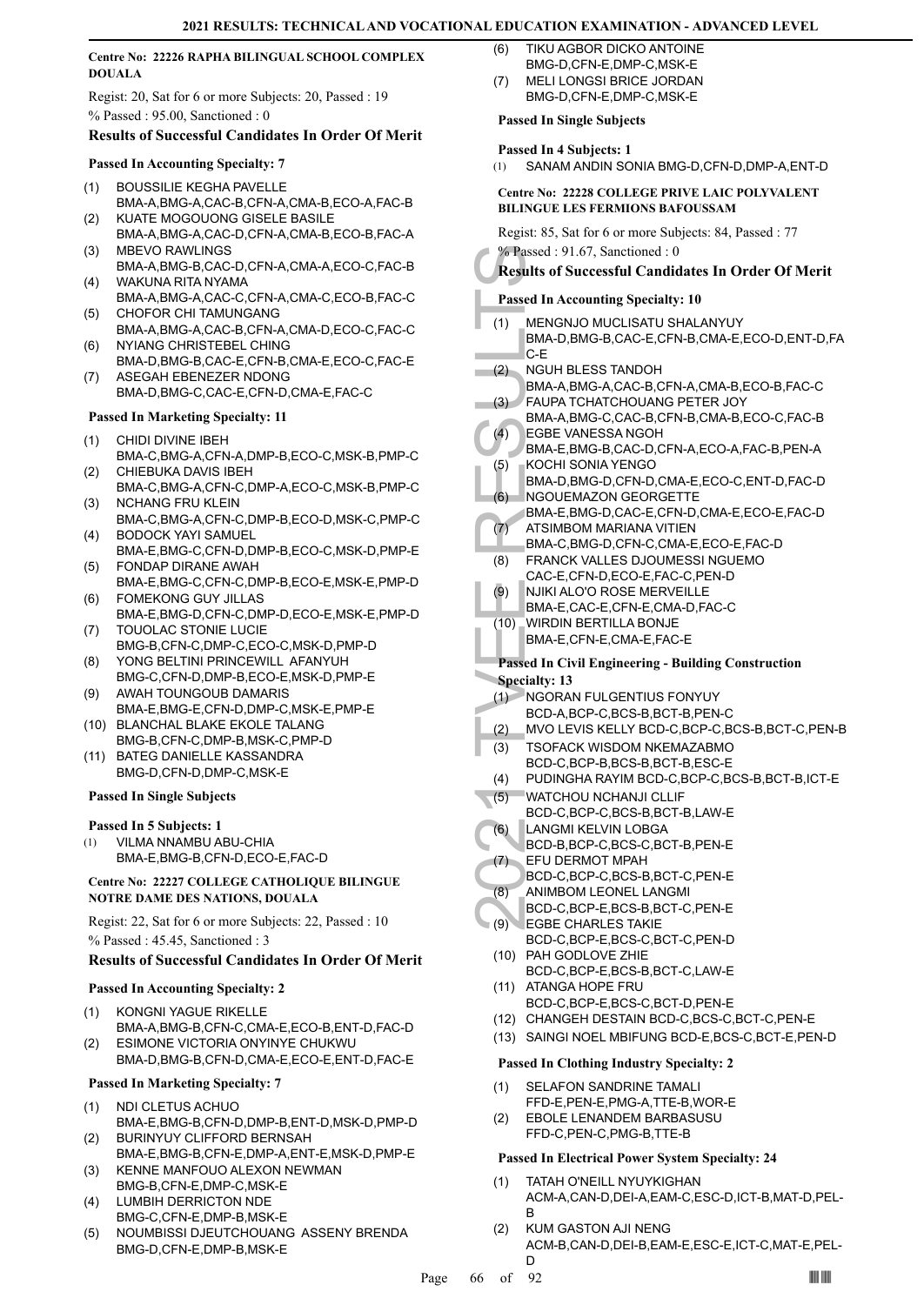**Centre No: 22226 RAPHA BILINGUAL SCHOOL COMPLEX DOUALA**

Regist: 20, Sat for 6 or more Subjects: 20, Passed : 19

% Passed : 95.00, Sanctioned : 0

### Results of Successful Candidates In Order Of Merit

**Passed In Accounting Specialty: 7**

(1) BOUSSILIE KEGHA PAVELLE
BMA-A,BMG-A,CAC-B,CFN-A,CMA-B,ECO-A,FAC-B
(2) KUATE MOGOUONG GISELE BASILE
BMA-A,BMG-A,CAC-D,CFN-A,CMA-B,ECO-B,FAC-A
(3) MBEVO RAWLINGS
BMA-A,BMG-B,CAC-D,CFN-A,CMA-A,ECO-C,FAC-B
(4) WAKUNA RITA NYAMA
BMA-A,BMG-A,CAC-C,CFN-A,CMA-C,ECO-B,FAC-C
(5) CHOFOR CHI TAMUNGANG
BMA-A,BMG-A,CAC-B,CFN-A,CMA-D,ECO-C,FAC-C
(6) NYIANG CHRISTEBEL CHING
BMA-D,BMG-B,CAC-E,CFN-B,CMA-E,ECO-C,FAC-E
(7) ASEGAH EBENEZER NDONG
BMA-D,BMG-C,CAC-E,CFN-D,CMA-E,FAC-C

**Passed In Marketing Specialty: 11**

(1) CHIDI DIVINE IBEH
BMA-C,BMG-A,CFN-A,DMP-B,ECO-C,MSK-B,PMP-C
(2) CHIEBUKA DAVIS IBEH
BMA-C,BMG-A,CFN-C,DMP-A,ECO-C,MSK-B,PMP-C
(3) NCHANG FRU KLEIN
BMA-C,BMG-A,CFN-C,DMP-B,ECO-D,MSK-C,PMP-C
(4) BODOCK YAYI SAMUEL
BMA-E,BMG-C,CFN-D,DMP-B,ECO-C,MSK-D,PMP-E
(5) FONDAP DIRANE AWAH
BMA-E,BMG-C,CFN-C,DMP-B,ECO-E,MSK-E,PMP-D
(6) FOMEKONG GUY JILLAS
BMA-E,BMG-D,CFN-C,DMP-D,ECO-E,MSK-E,PMP-D
(7) TOUOLAC STONIE LUCIE
BMG-B,CFN-C,DMP-C,ECO-C,MSK-D,PMP-D
(8) YONG BELTINI PRINCEWILL AFANYUH
BMG-C,CFN-D,DMP-B,ECO-E,MSK-D,PMP-E
(9) AWAH TOUNGOUB DAMARIS
BMA-E,BMG-E,CFN-D,DMP-C,MSK-E,PMP-E
(10) BLANCHAL BLAKE EKOLE TALANG
BMG-B,CFN-C,DMP-B,MSK-C,PMP-D
(11) BATEG DANIELLE KASSANDRA
BMG-D,CFN-D,DMP-C,MSK-E

**Passed In Single Subjects**

**Passed In 5 Subjects: 1**

(1) VILMA NNAMBU ABU-CHIA
BMA-E,BMG-B,CFN-D,ECO-E,FAC-D

**Centre No: 22227 COLLEGE CATHOLIQUE BILINGUE NOTRE DAME DES NATIONS, DOUALA**

Regist: 22, Sat for 6 or more Subjects: 22, Passed : 10

% Passed : 45.45, Sanctioned : 3

### Results of Successful Candidates In Order Of Merit

**Passed In Accounting Specialty: 2**

(1) KONGNI YAGUE RIKELLE
BMA-A,BMG-B,CFN-C,CMA-E,ECO-B,ENT-D,FAC-D
(2) ESIMONE VICTORIA ONYINYE CHUKWU
BMA-D,BMG-B,CFN-D,CMA-E,ECO-E,ENT-D,FAC-E

**Passed In Marketing Specialty: 7**

(1) NDI CLETUS ACHUO
BMA-E,BMG-B,CFN-D,DMP-B,ENT-D,MSK-D,PMP-D
(2) BURINYUY CLIFFORD BERNSAH
BMA-E,BMG-B,CFN-E,DMP-A,ENT-E,MSK-D,PMP-E
(3) KENNE MANFOUO ALEXON NEWMAN
BMG-B,CFN-E,DMP-C,MSK-E
(4) LUMBIH DERRICTON NDE
BMG-C,CFN-E,DMP-B,MSK-E
(5) NOUMBISSI DJEUTCHOUANG ASSENY BRENDA
BMG-D,CFN-E,DMP-B,MSK-E
(6) TIKU AGBOR DICKO ANTOINE
BMG-D,CFN-E,DMP-C,MSK-E
(7) MELI LONGSI BRICE JORDAN
BMG-D,CFN-E,DMP-C,MSK-E

**Passed In Single Subjects**

**Passed In 4 Subjects: 1**

(1) SANAM ANDIN SONIA BMG-D,CFN-D,DMP-A,ENT-D

**Centre No: 22228 COLLEGE PRIVE LAIC POLYVALENT BILINGUE LES FERMIONS BAFOUSSAM**

Regist: 85, Sat for 6 or more Subjects: 84, Passed : 77

% Passed : 91.67, Sanctioned : 0

### Results of Successful Candidates In Order Of Merit

**Passed In Accounting Specialty: 10**

(1) MENGNJO MUCLISATU SHALANYUY
BMA-D,BMG-B,CAC-E,CFN-B,CMA-E,ECO-D,ENT-D,FAC-E
(2) NGUH BLESS TANDOH
BMA-A,BMG-A,CAC-B,CFN-A,CMA-B,ECO-B,FAC-C
(3) FAUPA TCHATCHOUANG PETER JOY
BMA-A,BMG-C,CAC-B,CFN-B,CMA-B,ECO-C,FAC-B
(4) EGBE VANESSA NGOH
BMA-E,BMG-B,CAC-D,CFN-A,ECO-A,FAC-B,PEN-A
(5) KOCHI SONIA YENGO
BMA-D,BMG-D,CFN-D,CMA-E,ECO-C,ENT-D,FAC-D
(6) NGOUEMAZON GEORGETTE
BMA-E,BMG-D,CAC-E,CFN-D,CMA-E,ECO-E,FAC-D
(7) ATSIMBOM MARIANA VITIEN
BMA-C,BMG-D,CFN-C,CMA-E,ECO-E,FAC-D
(8) FRANCK VALLES DJOUMESSI NGUEMO
CAC-E,CFN-D,ECO-E,FAC-C,PEN-D
(9) NJIKI ALO'O ROSE MERVEILLE
BMA-E,CAC-E,CFN-E,CMA-D,FAC-C
(10) WIRDIN BERTILLA BONJE
BMA-E,CFN-E,CMA-E,FAC-E

**Passed In Civil Engineering - Building Construction Specialty: 13**

(1) NGORAN FULGENTIUS FONYUY
BCD-A,BCP-C,BCS-B,BCT-B,PEN-C
(2) MVO LEVIS KELLY BCD-C,BCP-C,BCS-B,BCT-C,PEN-B
(3) TSOFACK WISDOM NKEMAZABMO
BCD-C,BCP-B,BCS-B,BCT-B,ESC-E
(4) PUDINGHA RAYIM BCD-C,BCP-C,BCS-B,BCT-B,ICT-E
(5) WATCHOU NCHANJI CLLIF
BCD-C,BCP-C,BCS-B,BCT-B,LAW-E
(6) LANGMI KELVIN LOBGA
BCD-B,BCP-C,BCS-C,BCT-B,PEN-E
(7) EFU DERMOT MPAH
BCD-C,BCP-C,BCS-B,BCT-C,PEN-E
(8) ANIMBOM LEONEL LANGMI
BCD-C,BCP-E,BCS-B,BCT-C,PEN-E
(9) EGBE CHARLES TAKIE
BCD-C,BCP-E,BCS-C,BCT-C,PEN-D
(10) PAH GODLOVE ZHIE
BCD-C,BCP-E,BCS-B,BCT-C,LAW-E
(11) ATANGA HOPE FRU
BCD-C,BCP-E,BCS-C,BCT-D,PEN-E
(12) CHANGEH DESTAIN BCD-C,BCS-C,BCT-C,PEN-E
(13) SAINGI NOEL MBIFUNG BCD-E,BCS-C,BCT-E,PEN-D

**Passed In Clothing Industry Specialty: 2**

(1) SELAFON SANDRINE TAMALI
FFD-E,PEN-E,PMG-A,TTE-B,WOR-E
(2) EBOLE LENANDEM BARBASUSU
FFD-C,PEN-C,PMG-B,TTE-B

**Passed In Electrical Power System Specialty: 24**

(1) TATAH O'NEILL NYUYKIGHAN
ACM-A,CAN-D,DEI-A,EAM-C,ESC-D,ICT-B,MAT-D,PEL-B
(2) KUM GASTON AJI NENG
ACM-B,CAN-D,DEI-B,EAM-E,ESC-E,ICT-C,MAT-E,PEL-D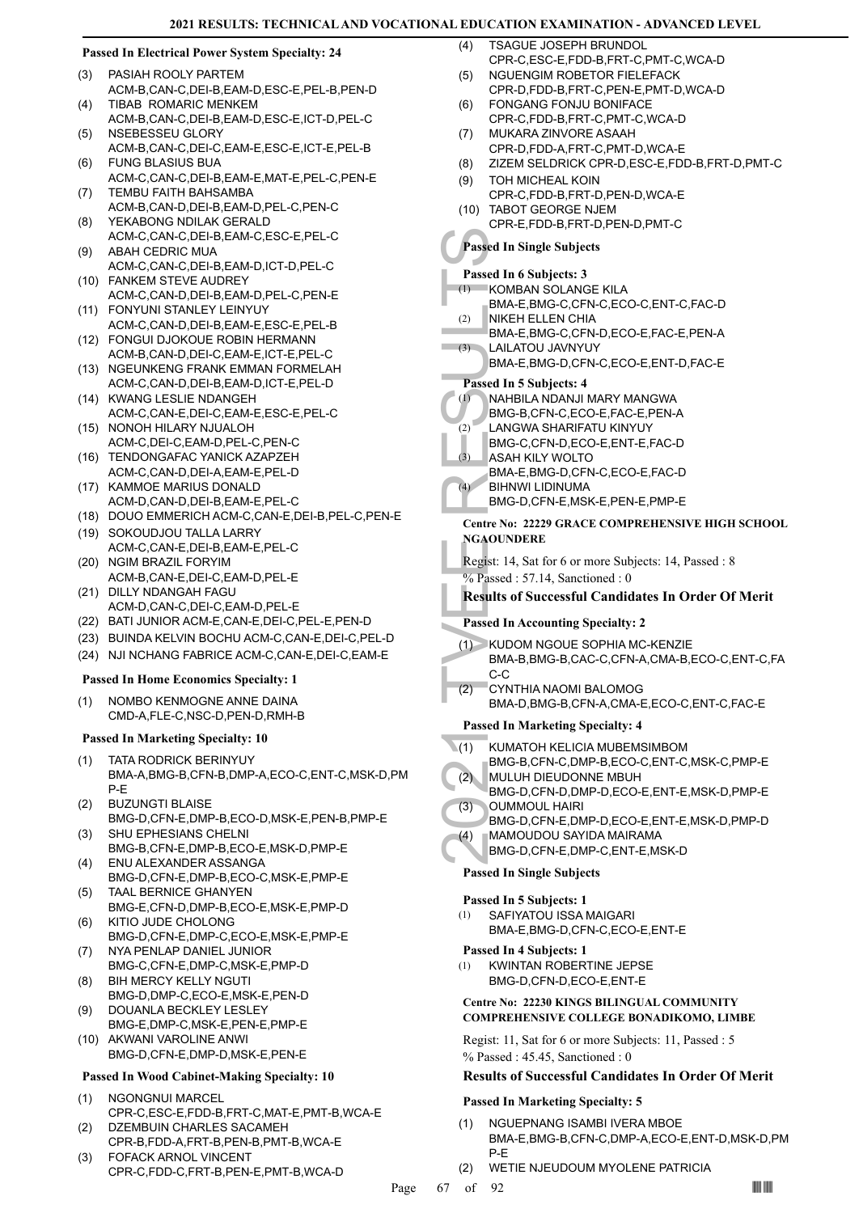#### Passed In Electrical Power System Specialty: 24

(3) PASIAH ROOLY PARTEM
ACM-B,CAN-C,DEI-B,EAM-D,ESC-E,PEL-B,PEN-D
(4) TIBAB ROMARIC MENKEM
ACM-B,CAN-C,DEI-B,EAM-D,ESC-E,ICT-D,PEL-C
(5) NSEBESSEU GLORY
ACM-B,CAN-C,DEI-C,EAM-E,ESC-E,ICT-E,PEL-B
(6) FUNG BLASIUS BUA
ACM-C,CAN-C,DEI-B,EAM-E,MAT-E,PEL-C,PEN-E
(7) TEMBU FAITH BAHSAMBA
ACM-B,CAN-D,DEI-B,EAM-D,PEL-C,PEN-C
(8) YEKABONG NDILAK GERALD
ACM-C,CAN-C,DEI-B,EAM-C,ESC-E,PEL-C
(9) ABAH CEDRIC MUA
ACM-C,CAN-C,DEI-B,EAM-D,ICT-D,PEL-C
(10) FANKEM STEVE AUDREY
ACM-C,CAN-D,DEI-B,EAM-D,PEL-C,PEN-E
(11) FONYUNI STANLEY LEINYUY
ACM-C,CAN-D,DEI-B,EAM-E,ESC-E,PEL-B
(12) FONGUI DJOKOUE ROBIN HERMANN
ACM-B,CAN-D,DEI-C,EAM-E,ICT-E,PEL-C
(13) NGEUNKENG FRANK EMMAN FORMELAH
ACM-C,CAN-D,DEI-B,EAM-D,ICT-E,PEL-D
(14) KWANG LESLIE NDANGEH
ACM-C,CAN-E,DEI-C,EAM-E,ESC-E,PEL-C
(15) NONOH HILARY NJUALOH
ACM-C,DEI-C,EAM-D,PEL-C,PEN-C
(16) TENDONGAFAC YANICK AZAPZEH
ACM-C,CAN-D,DEI-A,EAM-E,PEL-D
(17) KAMMOE MARIUS DONALD
ACM-D,CAN-D,DEI-B,EAM-E,PEL-C
(18) DOUO EMMERICH ACM-C,CAN-E,DEI-B,PEL-C,PEN-E
(19) SOKOUDJOU TALLA LARRY
ACM-C,CAN-E,DEI-B,EAM-E,PEL-C
(20) NGIM BRAZIL FORYIM
ACM-B,CAN-E,DEI-C,EAM-D,PEL-E
(21) DILLY NDANGAH FAGU
ACM-D,CAN-C,DEI-C,EAM-D,PEL-E
(22) BATI JUNIOR ACM-E,CAN-E,DEI-C,PEL-E,PEN-D
(23) BUINDA KELVIN BOCHU ACM-C,CAN-E,DEI-C,PEL-D
(24) NJI NCHANG FABRICE ACM-C,CAN-E,DEI-C,EAM-E

#### Passed In Home Economics Specialty: 1

(1) NOMBO KENMOGNE ANNE DAINA
CMD-A,FLE-C,NSC-D,PEN-D,RMH-B

#### Passed In Marketing Specialty: 10

(1) TATA RODRICK BERINYUY
BMA-A,BMG-B,CFN-B,DMP-A,ECO-C,ENT-C,MSK-D,PMP-E
(2) BUZUNGTI BLAISE
BMG-D,CFN-E,DMP-B,ECO-D,MSK-E,PEN-B,PMP-E
(3) SHU EPHESIANS CHELNI
BMG-B,CFN-E,DMP-B,ECO-E,MSK-D,PMP-E
(4) ENU ALEXANDER ASSANGA
BMG-D,CFN-E,DMP-B,ECO-C,MSK-E,PMP-E
(5) TAAL BERNICE GHANYEN
BMG-E,CFN-D,DMP-B,ECO-E,MSK-E,PMP-D
(6) KITIO JUDE CHOLONG
BMG-D,CFN-E,DMP-C,ECO-E,MSK-E,PMP-E
(7) NYA PENLAP DANIEL JUNIOR
BMG-C,CFN-E,DMP-C,MSK-E,PMP-D
(8) BIH MERCY KELLY NGUTI
BMG-D,DMP-C,ECO-E,MSK-E,PEN-D
(9) DOUANLA BECKLEY LESLEY
BMG-E,DMP-C,MSK-E,PEN-E,PMP-E
(10) AKWANI VAROLINE ANWI
BMG-D,CFN-E,DMP-D,MSK-E,PEN-E

#### Passed In Wood Cabinet-Making Specialty: 10

(1) NGONGNUI MARCEL
CPR-C,ESC-E,FDD-B,FRT-C,MAT-E,PMT-B,WCA-E
(2) DZEMBUIN CHARLES SACAMEH
CPR-B,FDD-A,FRT-B,PEN-B,PMT-B,WCA-E
(3) FOFACK ARNOL VINCENT
CPR-C,FDD-C,FRT-B,PEN-E,PMT-B,WCA-D
(4) TSAGUE JOSEPH BRUNDOL
CPR-C,ESC-E,FDD-B,FRT-C,PMT-C,WCA-D
(5) NGUENGIM ROBETOR FIELEFACK
CPR-D,FDD-B,FRT-C,PEN-E,PMT-D,WCA-D
(6) FONGANG FONJU BONIFACE
CPR-C,FDD-B,FRT-C,PMT-C,WCA-D
(7) MUKARA ZINVORE ASAAH
CPR-D,FDD-A,FRT-C,PMT-D,WCA-E
(8) ZIZEM SELDRICK CPR-D,ESC-E,FDD-B,FRT-D,PMT-C
(9) TOH MICHEAL KOIN
CPR-C,FDD-B,FRT-D,PEN-D,WCA-E
(10) TABOT GEORGE NJEM
CPR-E,FDD-B,FRT-D,PEN-D,PMT-C

#### Passed In Single Subjects

**Passed In 6 Subjects: 3**

(1) KOMBAN SOLANGE KILA
BMA-E,BMG-C,CFN-C,ECO-C,ENT-C,FAC-D
(2) NIKEH ELLEN CHIA
BMA-E,BMG-C,CFN-D,ECO-E,FAC-E,PEN-A
(3) LAILATOU JAVNYUY
BMA-E,BMG-D,CFN-C,ECO-E,ENT-D,FAC-E

**Passed In 5 Subjects: 4**

(1) NAHBILA NDANJI MARY MANGWA
BMG-B,CFN-C,ECO-E,FAC-E,PEN-A
(2) LANGWA SHARIFATU KINYUY
BMG-C,CFN-D,ECO-E,ENT-E,FAC-D
(3) ASAH KILY WOLTO
BMA-E,BMG-D,CFN-C,ECO-E,FAC-D
(4) BIHNWI LIDINUMA
BMG-D,CFN-E,MSK-E,PEN-E,PMP-E

#### Centre No: 22229 GRACE COMPREHENSIVE HIGH SCHOOL NGAOUNDERE

Regist: 14, Sat for 6 or more Subjects: 14, Passed : 8
% Passed : 57.14, Sanctioned : 0

### Results of Successful Candidates In Order Of Merit

#### Passed In Accounting Specialty: 2

(1) KUDOM NGOUE SOPHIA MC-KENZIE
BMA-B,BMG-B,CAC-C,CFN-A,CMA-B,ECO-C,ENT-C,FAC-C
(2) CYNTHIA NAOMI BALOMOG
BMA-D,BMG-B,CFN-A,CMA-E,ECO-C,ENT-C,FAC-E

#### Passed In Marketing Specialty: 4

(1) KUMATOH KELICIA MUBEMSIMBOM
BMG-B,CFN-C,DMP-B,ECO-C,ENT-C,MSK-C,PMP-E
(2) MULUH DIEUDONNE MBUH
BMG-D,CFN-D,DMP-D,ECO-E,ENT-E,MSK-D,PMP-E
(3) OUMMOUL HAIRI
BMG-D,CFN-E,DMP-D,ECO-E,ENT-E,MSK-D,PMP-D
(4) MAMOUDOU SAYIDA MAIRAMA
BMG-D,CFN-E,DMP-C,ENT-E,MSK-D

#### Passed In Single Subjects

**Passed In 5 Subjects: 1**

(1) SAFIYATOU ISSA MAIGARI
BMA-E,BMG-D,CFN-C,ECO-E,ENT-E

**Passed In 4 Subjects: 1**

(1) KWINTAN ROBERTINE JEPSE
BMG-D,CFN-D,ECO-E,ENT-E

#### Centre No: 22230 KINGS BILINGUAL COMMUNITY COMPREHENSIVE COLLEGE BONADIKOMO, LIMBE

Regist: 11, Sat for 6 or more Subjects: 11, Passed : 5
% Passed : 45.45, Sanctioned : 0

### Results of Successful Candidates In Order Of Merit

#### Passed In Marketing Specialty: 5

(1) NGUEPNANG ISAMBI IVERA MBOE
BMA-E,BMG-B,CFN-C,DMP-A,ECO-E,ENT-D,MSK-D,PMP-E
(2) WETIE NJEUDOUM MYOLENE PATRICIA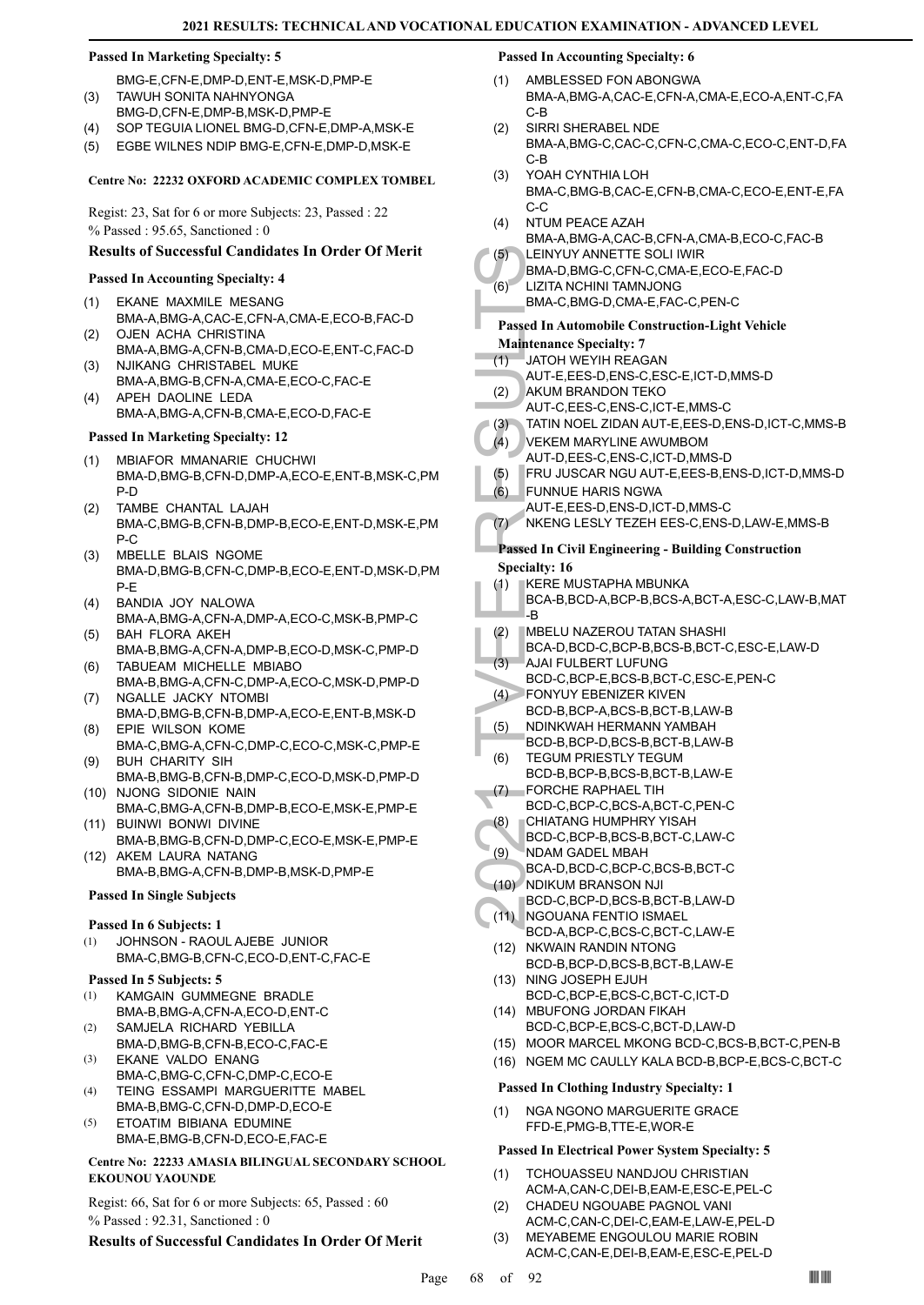#### Passed In Marketing Specialty: 5

BMG-E,CFN-E,DMP-D,ENT-E,MSK-D,PMP-E

(3) TAWUH SONITA NAHNYONGA BMG-D,CFN-E,DMP-B,MSK-D,PMP-E
(4) SOP TEGUIA LIONEL BMG-D,CFN-E,DMP-A,MSK-E
(5) EGBE WILNES NDIP BMG-E,CFN-E,DMP-D,MSK-E

#### Centre No: 22232 OXFORD ACADEMIC COMPLEX TOMBEL

Regist: 23, Sat for 6 or more Subjects: 23, Passed : 22
% Passed : 95.65, Sanctioned : 0

### Results of Successful Candidates In Order Of Merit

#### Passed In Accounting Specialty: 4

(1) EKANE MAXMILE MESANG BMA-A,BMG-A,CAC-E,CFN-A,CMA-E,ECO-B,FAC-D
(2) OJEN ACHA CHRISTINA BMA-A,BMG-A,CFN-B,CMA-D,ECO-E,ENT-C,FAC-D
(3) NJIKANG CHRISTABEL MUKE BMA-A,BMG-B,CFN-A,CMA-E,ECO-C,FAC-E
(4) APEH DAOLINE LEDA BMA-A,BMG-A,CFN-B,CMA-E,ECO-D,FAC-E

#### Passed In Marketing Specialty: 12

(1) MBIAFOR MMANARIE CHUCHWI BMA-D,BMG-B,CFN-D,DMP-A,ECO-E,ENT-B,MSK-C,PMP-D
(2) TAMBE CHANTAL LAJAH BMA-C,BMG-B,CFN-B,DMP-B,ECO-E,ENT-D,MSK-E,PMP-C
(3) MBELLE BLAIS NGOME BMA-D,BMG-B,CFN-C,DMP-B,ECO-E,ENT-D,MSK-D,PMP-E
(4) BANDIA JOY NALOWA BMA-A,BMG-A,CFN-A,DMP-A,ECO-C,MSK-B,PMP-C
(5) BAH FLORA AKEH BMA-B,BMG-A,CFN-A,DMP-B,ECO-D,MSK-C,PMP-D
(6) TABUEAM MICHELLE MBIABO BMA-B,BMG-A,CFN-C,DMP-A,ECO-C,MSK-D,PMP-D
(7) NGALLE JACKY NTOMBI BMA-D,BMG-C,CFN-B,DMP-A,ECO-E,ENT-B,MSK-D
(8) EPIE WILSON KOME BMA-C,BMG-A,CFN-C,DMP-C,ECO-C,MSK-C,PMP-E
(9) BUH CHARITY SIH BMA-B,BMG-B,CFN-B,DMP-C,ECO-D,MSK-D,PMP-D
(10) NJONG SIDONIE NAIN BMA-C,BMG-A,CFN-B,DMP-B,ECO-E,MSK-E,PMP-E
(11) BUINWI BONWI DIVINE BMA-B,BMG-B,CFN-D,DMP-C,ECO-E,MSK-E,PMP-E
(12) AKEM LAURA NATANG BMA-B,BMG-A,CFN-B,DMP-B,MSK-D,PMP-E

#### Passed In Single Subjects

#### Passed In 6 Subjects: 1

(1) JOHNSON - RAOUL AJEBE JUNIOR BMA-C,BMG-B,CFN-C,ECO-D,ENT-C,FAC-E

#### Passed In 5 Subjects: 5

(1) KAMGAIN GUMMEGNE BRADLE BMA-B,BMG-A,CFN-A,ECO-D,ENT-C
(2) SAMJELA RICHARD YEBILLA BMA-D,BMG-B,CFN-B,ECO-C,FAC-E
(3) EKANE VALDO ENANG BMA-C,BMG-C,CFN-C,DMP-C,ECO-E
(4) TEING ESSAMPI MARGUERITTE MABEL BMA-B,BMG-C,CFN-D,DMP-D,ECO-E
(5) ETOATIM BIBIANA EDUMINE BMA-E,BMG-B,CFN-D,ECO-E,FAC-E

#### Centre No: 22233 AMASIA BILINGUAL SECONDARY SCHOOL EKOUNOU YAOUNDE

Regist: 66, Sat for 6 or more Subjects: 65, Passed : 60
% Passed : 92.31, Sanctioned : 0

### Results of Successful Candidates In Order Of Merit

#### Passed In Accounting Specialty: 6

(1) AMBLESSED FON ABONGWA BMA-A,BMG-A,CAC-E,CFN-A,CMA-E,ECO-A,ENT-C,FAC-B
(2) SIRRI SHERABEL NDE BMA-A,BMG-C,CAC-C,CFN-C,CMA-C,ECO-C,ENT-D,FAC-B
(3) YOAH CYNTHIA LOH BMA-C,BMG-B,CAC-E,CFN-B,CMA-C,ECO-E,ENT-E,FAC-C
(4) NTUM PEACE AZAH BMA-A,BMG-A,CAC-B,CFN-A,CMA-B,ECO-C,FAC-B
(5) LEINYUY ANNETTE SOLI IWIR BMA-D,BMG-C,CFN-C,CMA-E,ECO-E,FAC-D
(6) LIZITA NCHINI TAMNJONG BMA-C,BMG-D,CMA-E,FAC-C,PEN-C

#### Passed In Automobile Construction-Light Vehicle Maintenance Specialty: 7

(1) JATOH WEYIH REAGAN AUT-E,EES-D,ENS-C,ESC-E,ICT-D,MMS-D
(2) AKUM BRANDON TEKO AUT-C,EES-C,ENS-C,ICT-E,MMS-C
(3) TATIN NOEL ZIDAN AUT-E,EES-D,ENS-D,ICT-C,MMS-B
(4) VEKEM MARYLINE AWUMBOM AUT-D,EES-C,ENS-C,ICT-D,MMS-D
(5) FRU JUSCAR NGU AUT-E,EES-B,ENS-D,ICT-D,MMS-D
(6) FUNNUE HARIS NGWA AUT-E,EES-D,ENS-D,ICT-D,MMS-C
(7) NKENG LESLY TEZEH EES-C,ENS-D,LAW-E,MMS-B

#### Passed In Civil Engineering - Building Construction Specialty: 16

(1) KERE MUSTAPHA MBUNKA BCA-B,BCD-A,BCP-B,BCS-A,BCT-A,ESC-C,LAW-B,MAT-B
(2) MBELU NAZEROU TATAN SHASHI BCA-D,BCD-C,BCP-B,BCS-B,BCT-C,ESC-E,LAW-D
(3) AJAI FULBERT LUFUNG BCD-C,BCP-E,BCS-B,BCT-C,ESC-E,PEN-C
(4) FONYUY EBENIZER KIVEN BCD-B,BCP-A,BCS-B,BCT-B,LAW-B
(5) NDINKWAH HERMANN YAMBAH BCD-B,BCP-D,BCS-B,BCT-B,LAW-B
(6) TEGUM PRIESTLY TEGUM BCD-B,BCP-B,BCS-B,BCT-B,LAW-E
(7) FORCHE RAPHAEL TIH BCD-C,BCP-C,BCS-A,BCT-C,PEN-C
(8) CHIATANG HUMPHRY YISAH BCD-C,BCP-B,BCS-B,BCT-C,LAW-C
(9) NDAM GADEL MBAH BCA-D,BCD-C,BCP-C,BCS-B,BCT-C
(10) NDIKUM BRANSON NJI BCD-C,BCP-D,BCS-B,BCT-B,LAW-D
(11) NGOUANA FENTIO ISMAEL BCD-A,BCP-C,BCS-C,BCT-C,LAW-E
(12) NKWAIN RANDIN NTONG BCD-B,BCP-D,BCS-B,BCT-B,LAW-E
(13) NING JOSEPH EJUH BCD-C,BCP-E,BCS-C,BCT-C,ICT-D
(14) MBUFONG JORDAN FIKAH BCD-C,BCP-E,BCS-C,BCT-D,LAW-D
(15) MOOR MARCEL MKONG BCD-C,BCS-B,BCT-C,PEN-B
(16) NGEM MC CAULLY KALA BCD-B,BCP-E,BCS-C,BCT-C

#### Passed In Clothing Industry Specialty: 1

(1) NGA NGONO MARGUERITE GRACE FFD-E,PMG-B,TTE-E,WOR-E

#### Passed In Electrical Power System Specialty: 5

(1) TCHOUASSEU NANDJOU CHRISTIAN ACM-A,CAN-C,DEI-B,EAM-E,ESC-E,PEL-C
(2) CHADEU NGOUABE PAGNOL VANI ACM-C,CAN-C,DEI-C,EAM-E,LAW-E,PEL-D
(3) MEYABEME ENGOULOU MARIE ROBIN ACM-C,CAN-E,DEI-B,EAM-E,ESC-E,PEL-D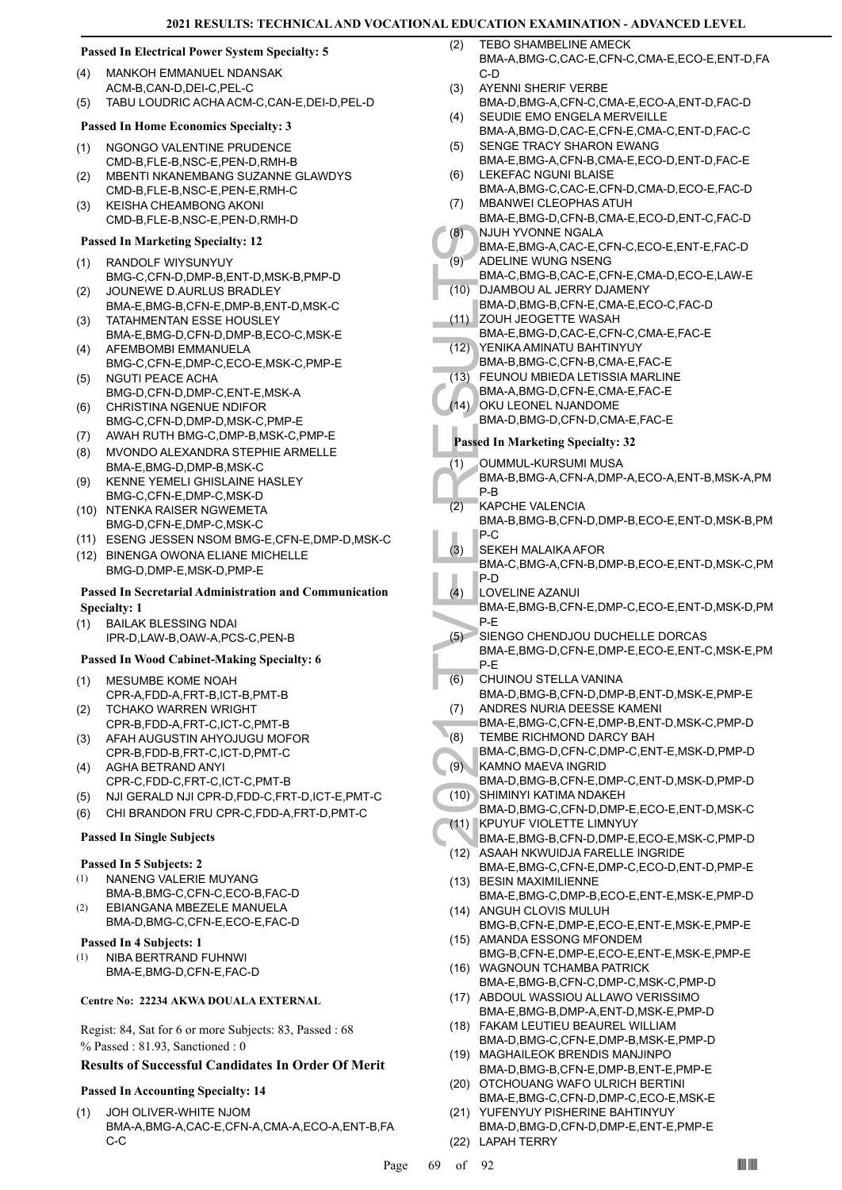**Passed In Electrical Power System Specialty: 5**

(4) MANKOH EMMANUEL NDANSAK ACM-B,CAN-D,DEI-C,PEL-C
(5) TABU LOUDRIC ACHA ACM-C,CAN-E,DEI-D,PEL-D

**Passed In Home Economics Specialty: 3**

(1) NGONGO VALENTINE PRUDENCE CMD-B,FLE-B,NSC-E,PEN-D,RMH-B
(2) MBENTI NKANEMBANG SUZANNE GLAWDYS CMD-B,FLE-B,NSC-E,PEN-E,RMH-C
(3) KEISHA CHEAMBONG AKONI CMD-B,FLE-B,NSC-E,PEN-D,RMH-D

**Passed In Marketing Specialty: 12**

(1) RANDOLF WIYSUNYUY BMG-C,CFN-D,DMP-B,ENT-D,MSK-B,PMP-D
(2) JOUNEWE D.AURLUS BRADLEY BMA-E,BMG-B,CFN-E,DMP-B,ENT-D,MSK-C
(3) TATAHMENTAN ESSE HOUSLEY BMA-E,BMG-D,CFN-D,DMP-B,ECO-C,MSK-E
(4) AFEMBOMBI EMMANUELA BMG-C,CFN-E,DMP-C,ECO-E,MSK-C,PMP-E
(5) NGUTI PEACE ACHA BMG-D,CFN-D,DMP-C,ENT-E,MSK-A
(6) CHRISTINA NGENUE NDIFOR BMG-C,CFN-D,DMP-D,MSK-C,PMP-E
(7) AWAH RUTH BMG-C,DMP-B,MSK-C,PMP-E
(8) MVONDO ALEXANDRA STEPHIE ARMELLE BMA-E,BMG-D,DMP-B,MSK-C
(9) KENNE YEMELI GHISLAINE HASLEY BMG-C,CFN-E,DMP-C,MSK-D
(10) NTENKA RAISER NGWEMETA BMG-D,CFN-E,DMP-C,MSK-C
(11) ESENG JESSEN NSOM BMG-E,CFN-E,DMP-D,MSK-C
(12) BINENGA OWONA ELIANE MICHELLE BMG-D,DMP-E,MSK-D,PMP-E

**Passed In Secretarial Administration and Communication Specialty: 1**

(1) BAILAK BLESSING NDAI IPR-D,LAW-B,OAW-A,PCS-C,PEN-B

**Passed In Wood Cabinet-Making Specialty: 6**

(1) MESUMBE KOME NOAH CPR-A,FDD-A,FRT-B,ICT-B,PMT-B
(2) TCHAKO WARREN WRIGHT CPR-B,FDD-A,FRT-C,ICT-C,PMT-B
(3) AFAH AUGUSTIN AHYOJUGU MOFOR CPR-B,FDD-B,FRT-C,ICT-D,PMT-C
(4) AGHA BETRAND ANYI CPR-C,FDD-C,FRT-C,ICT-C,PMT-B
(5) NJI GERALD NJI CPR-D,FDD-C,FRT-D,ICT-E,PMT-C
(6) CHI BRANDON FRU CPR-C,FDD-A,FRT-D,PMT-C

**Passed In Single Subjects**

**Passed In 5 Subjects: 2**

(1) NANENG VALERIE MUYANG BMA-B,BMG-C,CFN-C,ECO-B,FAC-D
(2) EBIANGANA MBEZELE MANUELA BMA-D,BMG-C,CFN-E,ECO-E,FAC-D

**Passed In 4 Subjects: 1**

(1) NIBA BERTRAND FUHNWI BMA-E,BMG-D,CFN-E,FAC-D

**Centre No: 22234 AKWA DOUALA EXTERNAL**

Regist: 84, Sat for 6 or more Subjects: 83, Passed : 68
% Passed : 81.93, Sanctioned : 0

**Results of Successful Candidates In Order Of Merit**

**Passed In Accounting Specialty: 14**

(1) JOH OLIVER-WHITE NJOM BMA-A,BMG-A,CAC-E,CFN-A,CMA-A,ECO-A,ENT-B,FAC-C
(2) TEBO SHAMBELINE AMECK BMA-A,BMG-C,CAC-E,CFN-C,CMA-E,ECO-E,ENT-D,FAC-D
(3) AYENNI SHERIF VERBE BMA-D,BMG-A,CFN-C,CMA-E,ECO-A,ENT-D,FAC-D
(4) SEUDIE EMO ENGELA MERVEILLE BMA-A,BMG-D,CAC-E,CFN-E,CMA-C,ENT-D,FAC-C
(5) SENGE TRACY SHARON EWANG BMA-E,BMG-A,CFN-B,CMA-E,ECO-D,ENT-D,FAC-E
(6) LEKEFAC NGUNI BLAISE BMA-A,BMG-C,CAC-E,CFN-D,CMA-D,ECO-E,FAC-D
(7) MBANWEI CLEOPHAS ATUH BMA-E,BMG-D,CFN-B,CMA-E,ECO-D,ENT-C,FAC-D
(8) NJUH YVONNE NGALA BMA-E,BMG-A,CAC-E,CFN-C,ECO-E,ENT-E,FAC-D
(9) ADELINE WUNG NSENG BMA-C,BMG-B,CAC-E,CFN-E,CMA-D,ECO-E,LAW-E
(10) DJAMBOU AL JERRY DJAMENY BMA-D,BMG-B,CFN-E,CMA-E,ECO-C,FAC-D
(11) ZOUH JEOGETTE WASAH BMA-E,BMG-D,CAC-E,CFN-C,CMA-E,FAC-E
(12) YENIKA AMINATU BAHTINYUY BMA-B,BMG-C,CFN-B,CMA-E,FAC-E
(13) FEUNOU MBIEDA LETISSIA MARLINE BMA-A,BMG-D,CFN-E,CMA-E,FAC-E
(14) OKU LEONEL NJANDOME BMA-D,BMG-D,CFN-D,CMA-E,FAC-E

**Passed In Marketing Specialty: 32**

(1) OUMMUL-KURSUMI MUSA BMA-B,BMG-A,CFN-A,DMP-A,ECO-A,ENT-B,MSK-A,PMP-B
(2) KAPCHE VALENCIA BMA-B,BMG-B,CFN-D,DMP-B,ECO-E,ENT-D,MSK-B,PMP-C
(3) SEKEH MALAIKA AFOR BMA-C,BMG-A,CFN-B,DMP-B,ECO-E,ENT-D,MSK-C,PMP-D
(4) LOVELINE AZANUI BMA-E,BMG-B,CFN-E,DMP-C,ECO-E,ENT-D,MSK-D,PMP-E
(5) SIENGO CHENDJOU DUCHELLE DORCAS BMA-E,BMG-D,CFN-E,DMP-E,ECO-E,ENT-C,MSK-E,PMP-E
(6) CHUINOU STELLA VANINA BMA-D,BMG-B,CFN-D,DMP-B,ENT-D,MSK-E,PMP-E
(7) ANDRES NURIA DEESSE KAMENI BMA-E,BMG-C,CFN-E,DMP-B,ENT-D,MSK-C,PMP-D
(8) TEMBE RICHMOND DARCY BAH BMA-C,BMG-D,CFN-C,DMP-C,ENT-E,MSK-D,PMP-D
(9) KAMNO MAEVA INGRID BMA-D,BMG-B,CFN-E,DMP-C,ENT-D,MSK-D,PMP-D
(10) SHIMINYI KATIMA NDAKEH BMA-D,BMG-C,CFN-D,DMP-E,ECO-E,ENT-D,MSK-C
(11) KPUYUF VIOLETTE LIMNYUY BMA-E,BMG-B,CFN-D,DMP-E,ECO-E,MSK-C,PMP-D
(12) ASAAH NKWUIDJA FARELLE INGRIDE BMA-E,BMG-C,CFN-E,DMP-C,ECO-D,ENT-D,PMP-E
(13) BESIN MAXIMILIENNE BMA-E,BMG-C,DMP-B,ECO-E,ENT-E,MSK-E,PMP-D
(14) ANGUH CLOVIS MULUH BMG-B,CFN-E,DMP-E,ECO-E,ENT-E,MSK-E,PMP-E
(15) AMANDA ESSONG MFONDEM BMG-B,CFN-E,DMP-E,ECO-E,ENT-E,MSK-E,PMP-E
(16) WAGNOUN TCHAMBA PATRICK BMA-E,BMG-B,CFN-C,DMP-C,MSK-C,PMP-D
(17) ABDOUL WASSIOU ALLAWO VERISSIMO BMA-E,BMG-B,DMP-A,ENT-D,MSK-E,PMP-D
(18) FAKAM LEUTIEU BEAUREL WILLIAM BMA-D,BMG-C,CFN-E,DMP-B,MSK-E,PMP-D
(19) MAGHAILEOK BRENDIS MANJINPO BMA-D,BMG-B,CFN-E,DMP-B,ENT-E,PMP-E
(20) OTCHOUANG WAFO ULRICH BERTINI BMA-E,BMG-C,CFN-D,DMP-C,ECO-E,MSK-E
(21) YUFENYUY PISHERINE BAHTINYUY BMA-D,BMG-D,CFN-D,DMP-E,ENT-E,PMP-E
(22) LAPAH TERRY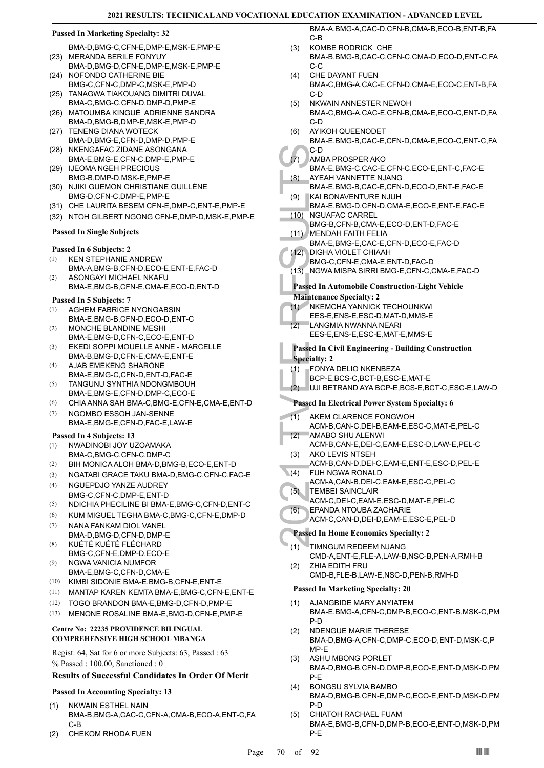**Passed In Marketing Specialty: 32**

BMA-D,BMG-C,CFN-E,DMP-E,MSK-E,PMP-E

(23) MERANDA BERILE FONYUY
BMA-D,BMG-D,CFN-E,DMP-E,MSK-E,PMP-E
(24) NOFONDO CATHERINE BIE
BMG-C,CFN-C,DMP-C,MSK-E,PMP-D
(25) TANAGWA TIAKOUANG DIMITRI DUVAL
BMA-C,BMG-C,CFN-D,DMP-D,PMP-E
(26) MATOUMBA KINGUÉ ADRIENNE SANDRA
BMA-D,BMG-B,DMP-E,MSK-E,PMP-D
(27) TENENG DIANA WOTECK
BMA-D,BMG-E,CFN-D,DMP-D,PMP-E
(28) NKENGAFAC ZIDANE ASONGANA
BMA-E,BMG-E,CFN-C,DMP-E,PMP-E
(29) IJEOMA NGEH PRECIOUS
BMG-B,DMP-D,MSK-E,PMP-E
(30) NJIKI GUEMON CHRISTIANE GUILLÈNE
BMG-D,CFN-C,DMP-E,PMP-E
(31) CHE LAURITA BESEM CFN-E,DMP-C,ENT-E,PMP-E
(32) NTOH GILBERT NGONG CFN-E,DMP-D,MSK-E,PMP-E

**Passed In Single Subjects**

**Passed In 6 Subjects: 2**

(1) KEN STEPHANIE ANDREW
BMA-A,BMG-B,CFN-D,ECO-E,ENT-E,FAC-D
(2) ASONGAYI MICHAEL NKAFU
BMA-E,BMG-B,CFN-E,CMA-E,ECO-D,ENT-D

**Passed In 5 Subjects: 7**

(1) AGHEM FABRICE NYONGABSIN
BMA-E,BMG-B,CFN-D,ECO-D,ENT-C
(2) MONCHE BLANDINE MESHI
BMA-E,BMG-D,CFN-C,ECO-E,ENT-D
(3) EKEDI SOPPI MOUELLE ANNE - MARCELLE
BMA-B,BMG-D,CFN-E,CMA-E,ENT-E
(4) AJAB EMEKENG SHARONE
BMA-E,BMG-C,CFN-D,ENT-D,FAC-E
(5) TANGUNU SYNTHIA NDONGMBOUH
BMA-E,BMG-E,CFN-D,DMP-C,ECO-E
(6) CHIA ANNA SAH BMA-C,BMG-E,CFN-E,CMA-E,ENT-D
(7) NGOMBO ESSOH JAN-SENNE
BMA-E,BMG-E,CFN-D,FAC-E,LAW-E

**Passed In 4 Subjects: 13**

(1) NWADINOBI JOY UZOAMAKA
BMA-C,BMG-C,CFN-C,DMP-C
(2) BIH MONICA ALOH BMA-D,BMG-B,ECO-E,ENT-D
(3) NGATABI GRACE TAKU BMA-D,BMG-C,CFN-C,FAC-E
(4) NGUEPDJO YANZE AUDREY
BMG-C,CFN-C,DMP-E,ENT-D
(5) NDICHIA PHECILINE BI BMA-E,BMG-C,CFN-D,ENT-C
(6) KUM MIGUEL TEGHA BMA-C,BMG-C,CFN-E,DMP-D
(7) NANA FANKAM DIOL VANEL
BMA-D,BMG-D,CFN-D,DMP-E
(8) KUÉTÉ KUÉTÉ FLÉCHARD
BMG-C,CFN-E,DMP-D,ECO-E
(9) NGWA VANICIA NUMFOR
BMA-E,BMG-C,CFN-D,CMA-E
(10) KIMBI SIDONIE BMA-E,BMG-B,CFN-E,ENT-E
(11) MANTAP KAREN KEMTA BMA-E,BMG-C,CFN-E,ENT-E
(12) TOGO BRANDON BMA-E,BMG-D,CFN-D,PMP-E
(13) MENONE ROSALINE BMA-E,BMG-D,CFN-E,PMP-E

**Centre No: 22235 PROVIDENCE BILINGUAL COMPREHENSIVE HIGH SCHOOL MBANGA**

Regist: 64, Sat for 6 or more Subjects: 63, Passed : 63
% Passed : 100.00, Sanctioned : 0

**Results of Successful Candidates In Order Of Merit**

**Passed In Accounting Specialty: 13**

(1) NKWAIN ESTHEL NAIN
BMA-B,BMG-A,CAC-C,CFN-A,CMA-B,ECO-A,ENT-C,FAC-B
(2) CHEKOM RHODA FUEN
BMA-A,BMG-A,CAC-D,CFN-B,CMA-B,ECO-B,ENT-B,FAC-B
(3) KOMBE RODRICK CHE
BMA-B,BMG-B,CAC-C,CFN-C,CMA-D,ECO-D,ENT-C,FAC-C
(4) CHE DAYANT FUEN
BMA-C,BMG-A,CAC-E,CFN-D,CMA-E,ECO-C,ENT-B,FAC-D
(5) NKWAIN ANNESTER NEWOH
BMA-C,BMG-A,CAC-E,CFN-B,CMA-E,ECO-C,ENT-D,FAC-D
(6) AYIKOH QUEENODET
BMA-E,BMG-B,CAC-E,CFN-D,CMA-E,ECO-C,ENT-C,FAC-D
(7) AMBA PROSPER AKO
BMA-E,BMG-C,CAC-E,CFN-C,ECO-E,ENT-C,FAC-E
(8) AYEAH VANNETTE NJANG
BMA-E,BMG-B,CAC-E,CFN-D,ECO-D,ENT-E,FAC-E
(9) KAI BONAVENTURE NJUH
BMA-E,BMG-D,CFN-D,CMA-E,ECO-E,ENT-E,FAC-E
(10) NGUAFAC CARREL
BMG-B,CFN-B,CMA-E,ECO-D,ENT-D,FAC-E
(11) MENDAH FAITH FELIA
BMA-E,BMG-E,CAC-E,CFN-D,ECO-E,FAC-D
(12) DIGHA VIOLET CHIAAH
BMG-C,CFN-E,CMA-E,ENT-D,FAC-D
(13) NGWA MISPA SIRRI BMG-E,CFN-C,CMA-E,FAC-D

**Passed In Automobile Construction-Light Vehicle Maintenance Specialty: 2**

(1) NKEMCHA YANNICK TECHOUNKWI
EES-E,ENS-E,ESC-D,MAT-D,MMS-E
(2) LANGMIA NWANNA NEARI
EES-E,ENS-E,ESC-E,MAT-E,MMS-E

**Passed In Civil Engineering - Building Construction Specialty: 2**

(1) FONYA DELIO NKENBEZA
BCP-E,BCS-C,BCT-B,ESC-E,MAT-E
(2) UJI BETRAND AYA BCP-E,BCS-E,BCT-C,ESC-E,LAW-D

**Passed In Electrical Power System Specialty: 6**

(1) AKEM CLARENCE FONGWOH
ACM-B,CAN-C,DEI-B,EAM-E,ESC-C,MAT-E,PEL-C
(2) AMABO SHU ALENWI
ACM-B,CAN-E,DEI-C,EAM-E,ESC-D,LAW-E,PEL-C
(3) AKO LEVIS NTSEH
ACM-B,CAN-D,DEI-C,EAM-E,ENT-E,ESC-D,PEL-E
(4) FUH NGWA RONALD
ACM-A,CAN-B,DEI-C,EAM-E,ESC-C,PEL-C
(5) TEMBEI SAINCLAIR
ACM-C,DEI-C,EAM-E,ESC-D,MAT-E,PEL-C
(6) EPANDA NTOUBA ZACHARIE
ACM-C,CAN-D,DEI-D,EAM-E,ESC-E,PEL-D

**Passed In Home Economics Specialty: 2**

(1) TIMNGUM REDEEM NJANG
CMD-A,ENT-E,FLE-A,LAW-B,NSC-B,PEN-A,RMH-B
(2) ZHIA EDITH FRU
CMD-B,FLE-B,LAW-E,NSC-D,PEN-B,RMH-D

**Passed In Marketing Specialty: 20**

(1) AJANGBIDE MARY ANYIATEM
BMA-E,BMG-A,CFN-C,DMP-B,ECO-C,ENT-B,MSK-C,PMP-D
(2) NDENGUE MARIE THERESE
BMA-D,BMG-A,CFN-C,DMP-C,ECO-D,ENT-D,MSK-C,PMP-E
(3) ASHU MBONG PORLET
BMA-D,BMG-B,CFN-D,DMP-B,ECO-E,ENT-D,MSK-D,PMP-E
(4) BONGSU SYLVIA BAMBO
BMA-D,BMG-B,CFN-E,DMP-C,ECO-E,ENT-D,MSK-D,PMP-D
(5) CHIATOH RACHAEL FUAM
BMA-E,BMG-B,CFN-D,DMP-B,ECO-E,ENT-D,MSK-D,PMP-E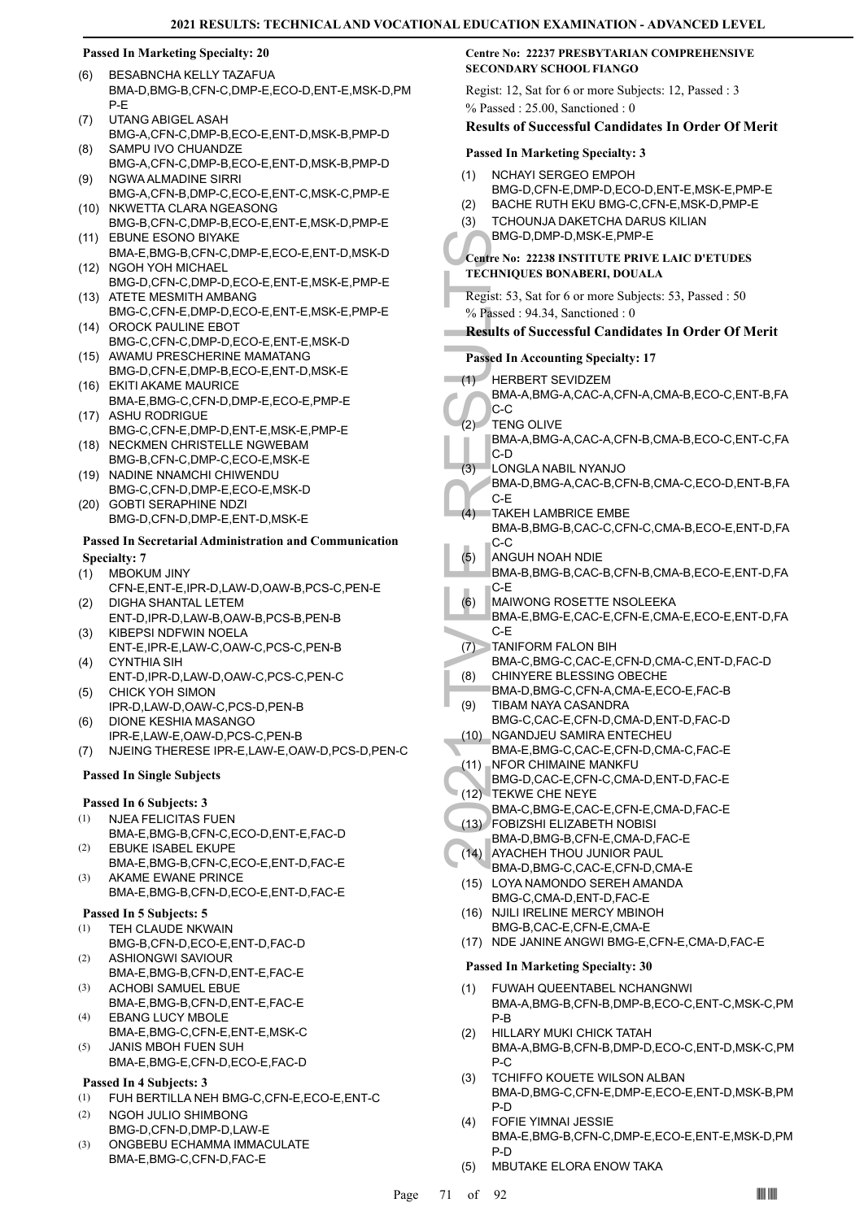### Passed In Marketing Specialty: 20

(6) BESABNCHA KELLY TAZAFUA
BMA-D,BMG-B,CFN-C,DMP-E,ECO-D,ENT-E,MSK-D,PMP-E

(7) UTANG ABIGEL ASAH
BMG-A,CFN-C,DMP-B,ECO-E,ENT-D,MSK-B,PMP-D

(8) SAMPU IVO CHUANDZE
BMG-A,CFN-C,DMP-B,ECO-E,ENT-D,MSK-B,PMP-D

(9) NGWA ALMADINE SIRRI
BMG-A,CFN-B,DMP-C,ECO-E,ENT-C,MSK-C,PMP-E

(10) NKWETTA CLARA NGEASONG
BMG-B,CFN-C,DMP-B,ECO-E,ENT-E,MSK-D,PMP-E

(11) EBUNE ESONO BIYAKE
BMA-E,BMG-B,CFN-C,DMP-E,ECO-E,ENT-D,MSK-D

(12) NGOH YOH MICHAEL
BMG-D,CFN-C,DMP-D,ECO-E,ENT-E,MSK-E,PMP-E

(13) ATETE MESMITH AMBANG
BMG-C,CFN-E,DMP-D,ECO-E,ENT-E,MSK-E,PMP-E

(14) OROCK PAULINE EBOT
BMG-C,CFN-C,DMP-D,ECO-E,ENT-E,MSK-D

(15) AWAMU PRESCHERINE MAMATANG
BMG-D,CFN-E,DMP-B,ECO-E,ENT-D,MSK-E

(16) EKITI AKAME MAURICE
BMA-E,BMG-C,CFN-D,DMP-E,ECO-E,PMP-E

(17) ASHU RODRIGUE
BMG-C,CFN-E,DMP-D,ENT-E,MSK-E,PMP-E

(18) NECKMEN CHRISTELLE NGWEBAM
BMG-B,CFN-C,DMP-C,ECO-E,MSK-E

(19) NADINE NNAMCHI CHIWENDU
BMG-C,CFN-D,DMP-E,ECO-E,MSK-D

(20) GOBTI SERAPHINE NDZI
BMG-D,CFN-D,DMP-E,ENT-D,MSK-E

### Passed In Secretarial Administration and Communication Specialty: 7

(1) MBOKUM JINY
CFN-E,ENT-E,IPR-D,LAW-D,OAW-B,PCS-C,PEN-E

(2) DIGHA SHANTAL LETEM
ENT-D,IPR-D,LAW-B,OAW-B,PCS-B,PEN-B

(3) KIBEPSI NDFWIN NOELA
ENT-E,IPR-E,LAW-C,OAW-C,PCS-C,PEN-B

(4) CYNTHIA SIH
ENT-D,IPR-D,LAW-D,OAW-C,PCS-C,PEN-C

(5) CHICK YOH SIMON
IPR-D,LAW-D,OAW-C,PCS-D,PEN-B

(6) DIONE KESHIA MASANGO
IPR-E,LAW-E,OAW-D,PCS-C,PEN-B

(7) NJEING THERESE IPR-E,LAW-E,OAW-D,PCS-D,PEN-C

### Passed In Single Subjects

#### Passed In 6 Subjects: 3

(1) NJEA FELICITAS FUEN
BMA-E,BMG-B,CFN-C,ECO-D,ENT-E,FAC-D

(2) EBUKE ISABEL EKUPE
BMA-E,BMG-B,CFN-C,ECO-E,ENT-D,FAC-E

(3) AKAME EWANE PRINCE
BMA-E,BMG-B,CFN-D,ECO-E,ENT-D,FAC-E

#### Passed In 5 Subjects: 5

(1) TEH CLAUDE NKWAIN
BMG-B,CFN-D,ECO-E,ENT-D,FAC-D

(2) ASHIONGWI SAVIOUR
BMA-E,BMG-B,CFN-D,ENT-E,FAC-E

(3) ACHOBI SAMUEL EBUE
BMA-E,BMG-B,CFN-D,ENT-E,FAC-E

(4) EBANG LUCY MBOLE
BMA-E,BMG-C,CFN-E,ENT-E,MSK-C

(5) JANIS MBOH FUEN SUH
BMA-E,BMG-E,CFN-D,ECO-E,FAC-D

#### Passed In 4 Subjects: 3

(1) FUH BERTILLA NEH BMG-C,CFN-E,ECO-E,ENT-C

(2) NGOH JULIO SHIMBONG
BMG-D,CFN-D,DMP-D,LAW-E

(3) ONGBEBU ECHAMMA IMMACULATE
BMA-E,BMG-C,CFN-D,FAC-E

### Centre No: 22237 PRESBYTARIAN COMPREHENSIVE SECONDARY SCHOOL FIANGO

Regist: 12, Sat for 6 or more Subjects: 12, Passed : 3

% Passed : 25.00, Sanctioned : 0

### Results of Successful Candidates In Order Of Merit

#### Passed In Marketing Specialty: 3

(1) NCHAYI SERGEO EMPOH
BMG-D,CFN-E,DMP-E,ECO-D,ENT-E,MSK-E,PMP-E

(2) BACHE RUTH EKU BMG-C,CFN-E,MSK-D,PMP-E

(3) TCHOUNJA DAKETCHA DARUS KILIAN
BMG-D,DMP-D,MSK-E,PMP-E

### Centre No: 22238 INSTITUTE PRIVE LAIC D'ETUDES TECHNIQUES BONABERI, DOUALA

Regist: 53, Sat for 6 or more Subjects: 53, Passed : 50

% Passed : 94.34, Sanctioned : 0

### Results of Successful Candidates In Order Of Merit

#### Passed In Accounting Specialty: 17

(1) HERBERT SEVIDZEM
BMA-A,BMG-A,CAC-A,CFN-A,CMA-B,ECO-C,ENT-B,FAC-C

(2) TENG OLIVE
BMA-A,BMG-A,CAC-A,CFN-B,CMA-B,ECO-C,ENT-C,FAC-D

(3) LONGLA NABIL NYANJO
BMA-D,BMG-A,CAC-B,CFN-B,CMA-C,ECO-D,ENT-B,FAC-E

(4) TAKEH LAMBRICE EMBE
BMA-B,BMG-B,CAC-C,CFN-C,CMA-B,ECO-E,ENT-D,FAC-C

(5) ANGUH NOAH NDIE
BMA-B,BMG-B,CAC-B,CFN-B,CMA-B,ECO-E,ENT-D,FAC-E

(6) MAIWONG ROSETTE NSOLEEKA
BMA-E,BMG-E,CAC-E,CFN-E,CMA-E,ECO-E,ENT-D,FAC-E

(7) TANIFORM FALON BIH
BMA-C,BMG-C,CAC-E,CFN-D,CMA-C,ENT-D,FAC-D

(8) CHINYERE BLESSING OBECHE
BMA-D,BMG-C,CFN-A,CMA-E,ECO-E,FAC-B

(9) TIBAM NAYA CASANDRA
BMG-C,CAC-E,CFN-D,CMA-D,ENT-D,FAC-D

(10) NGANDJEU SAMIRA ENTECHEU
BMA-E,BMG-C,CAC-E,CFN-D,CMA-C,FAC-E

(11) NFOR CHIMAINE MANKFU
BMG-D,CAC-E,CFN-C,CMA-D,ENT-D,FAC-E

(12) TEKWE CHE NEYE
BMA-C,BMG-E,CAC-E,CFN-E,CMA-D,FAC-E

(13) FOBIZSHI ELIZABETH NOBISI
BMA-D,BMG-B,CFN-E,CMA-D,FAC-E

(14) AYACHEH THOU JUNIOR PAUL
BMA-D,BMG-C,CAC-E,CFN-D,CMA-E

(15) LOYA NAMONDO SEREH AMANDA
BMG-C,CMA-D,ENT-D,FAC-E

(16) NJILI IRELINE MERCY MBINOH
BMG-B,CAC-E,CFN-E,CMA-E

(17) NDE JANINE ANGWI BMG-E,CFN-E,CMA-D,FAC-E

#### Passed In Marketing Specialty: 30

(1) FUWAH QUEENTABEL NCHANGNWI
BMA-A,BMG-B,CFN-B,DMP-B,ECO-C,ENT-C,MSK-C,PMP-B

(2) HILLARY MUKI CHICK TATAH
BMA-A,BMG-B,CFN-B,DMP-D,ECO-C,ENT-D,MSK-C,PMP-C

(3) TCHIFFO KOUETE WILSON ALBAN
BMA-D,BMG-C,CFN-E,DMP-E,ECO-E,ENT-D,MSK-B,PMP-D

(4) FOFIE YIMNAI JESSIE
BMA-E,BMG-B,CFN-C,DMP-E,ECO-E,ENT-E,MSK-D,PMP-D

(5) MBUTAKE ELORA ENOW TAKA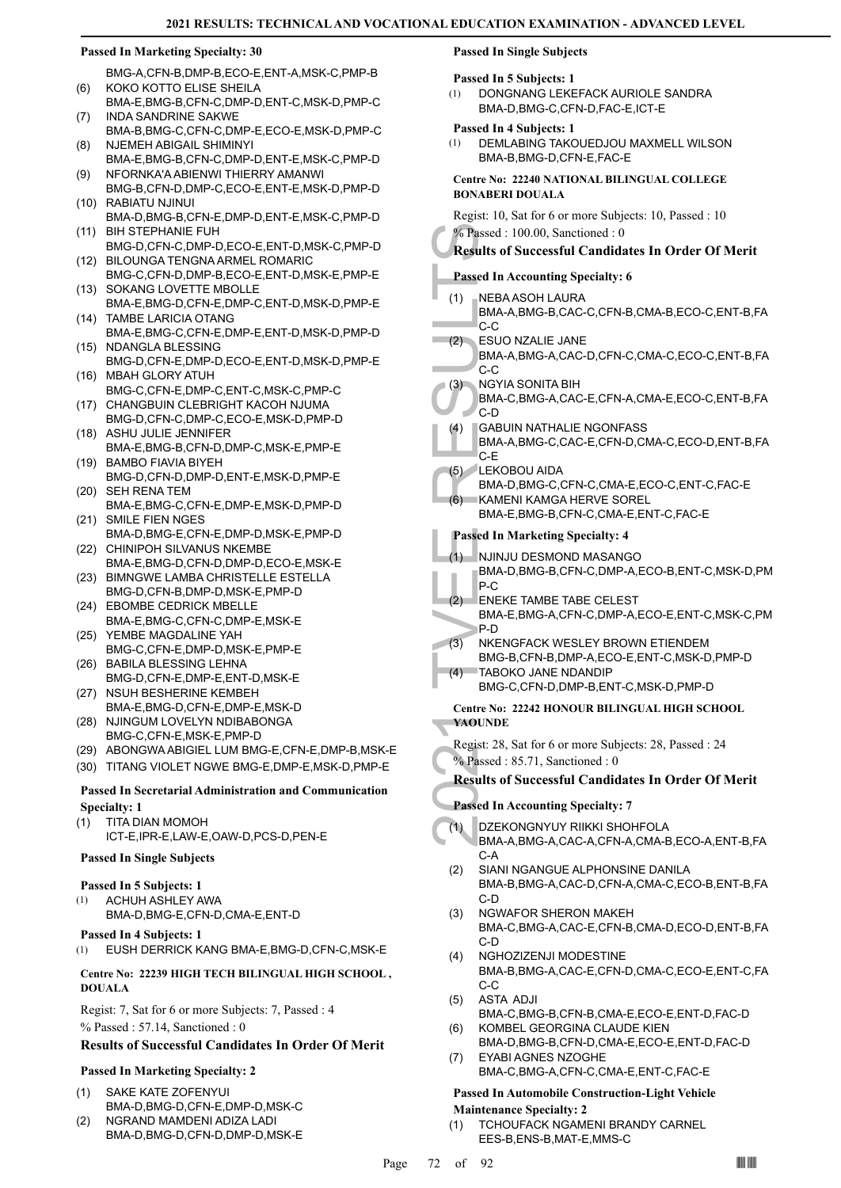### Passed In Marketing Specialty: 30

BMG-A,CFN-B,DMP-B,ECO-E,ENT-A,MSK-C,PMP-B

(6) KOKO KOTTO ELISE SHEILA
BMA-E,BMG-B,CFN-C,DMP-D,ENT-C,MSK-D,PMP-C
(7) INDA SANDRINE SAKWE
BMA-B,BMG-C,CFN-C,DMP-E,ECO-E,MSK-D,PMP-C
(8) NJEMEH ABIGAIL SHIMINYI
BMA-E,BMG-B,CFN-C,DMP-D,ENT-E,MSK-C,PMP-D
(9) NFORNKA'A ABIENWI THIERRY AMANWI
BMG-B,CFN-D,DMP-C,ECO-E,ENT-E,MSK-D,PMP-D
(10) RABIATU NJINUI
BMA-D,BMG-B,CFN-E,DMP-D,ENT-E,MSK-C,PMP-D
(11) BIH STEPHANIE FUH
BMG-D,CFN-C,DMP-D,ECO-E,ENT-D,MSK-C,PMP-D
(12) BILOUNGA TENGNA ARMEL ROMARIC
BMG-C,CFN-D,DMP-B,ECO-E,ENT-D,MSK-E,PMP-E
(13) SOKANG LOVETTE MBOLLE
BMA-E,BMG-D,CFN-E,DMP-C,ENT-D,MSK-D,PMP-E
(14) TAMBE LARICIA OTANG
BMA-E,BMG-C,CFN-E,DMP-E,ENT-D,MSK-D,PMP-D
(15) NDANGLA BLESSING
BMG-D,CFN-E,DMP-D,ECO-E,ENT-D,MSK-D,PMP-E
(16) MBAH GLORY ATUH
BMG-C,CFN-E,DMP-C,ENT-C,MSK-C,PMP-C
(17) CHANGBUIN CLEBRIGHT KACOH NJUMA
BMG-D,CFN-C,DMP-C,ECO-E,MSK-D,PMP-D
(18) ASHU JULIE JENNIFER
BMA-E,BMG-B,CFN-D,DMP-C,MSK-E,PMP-E
(19) BAMBO FIAVIA BIYEH
BMG-D,CFN-D,DMP-D,ENT-E,MSK-D,PMP-E
(20) SEH RENA TEM
BMA-E,BMG-C,CFN-E,DMP-E,MSK-D,PMP-D
(21) SMILE FIEN NGES
BMA-D,BMG-E,CFN-E,DMP-D,MSK-E,PMP-D
(22) CHINIPOH SILVANUS NKEMBE
BMA-E,BMG-D,CFN-D,DMP-D,ECO-E,MSK-E
(23) BIMNGWE LAMBA CHRISTELLE ESTELLA
BMG-D,CFN-B,DMP-D,MSK-E,PMP-D
(24) EBOMBE CEDRICK MBELLE
BMA-E,BMG-C,CFN-C,DMP-E,MSK-E
(25) YEMBE MAGDALINE YAH
BMG-C,CFN-E,DMP-D,MSK-E,PMP-E
(26) BABILA BLESSING LEHNA
BMG-D,CFN-E,DMP-E,ENT-D,MSK-E
(27) NSUH BESHERINE KEMBEH
BMA-E,BMG-D,CFN-E,DMP-E,MSK-D
(28) NJINGUM LOVELYN NDIBABONGA
BMG-C,CFN-E,MSK-E,PMP-D
(29) ABONGWA ABIGIEL LUM BMG-E,CFN-E,DMP-B,MSK-E
(30) TITANG VIOLET NGWE BMG-E,DMP-E,MSK-D,PMP-E

### Passed In Secretarial Administration and Communication Specialty: 1

(1) TITA DIAN MOMOH
ICT-E,IPR-E,LAW-E,OAW-D,PCS-D,PEN-E

### Passed In Single Subjects

#### Passed In 5 Subjects: 1

(1) ACHUH ASHLEY AWA
BMA-D,BMG-E,CFN-D,CMA-E,ENT-D

#### Passed In 4 Subjects: 1

(1) EUSH DERRICK KANG BMA-E,BMG-D,CFN-C,MSK-E

## Centre No: 22239 HIGH TECH BILINGUAL HIGH SCHOOL , DOUALA

Regist: 7, Sat for 6 or more Subjects: 7, Passed : 4
% Passed : 57.14, Sanctioned : 0

### Results of Successful Candidates In Order Of Merit

### Passed In Marketing Specialty: 2

(1) SAKE KATE ZOFENYUI
BMA-D,BMG-D,CFN-E,DMP-D,MSK-C
(2) NGRAND MAMDENI ADIZA LADI
BMA-D,BMG-D,CFN-D,DMP-D,MSK-E

### Passed In Single Subjects

#### Passed In 5 Subjects: 1

(1) DONGNANG LEKEFACK AURIOLE SANDRA
BMA-D,BMG-C,CFN-D,FAC-E,ICT-E

#### Passed In 4 Subjects: 1

(1) DEMLABING TAKOUEDJOU MAXMELL WILSON
BMA-B,BMG-D,CFN-E,FAC-E

## Centre No: 22240 NATIONAL BILINGUAL COLLEGE BONABERI DOUALA

Regist: 10, Sat for 6 or more Subjects: 10, Passed : 10
% Passed : 100.00, Sanctioned : 0

### Results of Successful Candidates In Order Of Merit

### Passed In Accounting Specialty: 6

(1) NEBA ASOH LAURA
BMA-A,BMG-B,CAC-C,CFN-B,CMA-B,ECO-C,ENT-B,FAC-C
(2) ESUO NZALIE JANE
BMA-A,BMG-A,CAC-D,CFN-C,CMA-C,ECO-C,ENT-B,FAC-C
(3) NGYIA SONITA BIH
BMA-C,BMG-A,CAC-E,CFN-A,CMA-E,ECO-C,ENT-B,FAC-D
(4) GABUIN NATHALIE NGONFASS
BMA-A,BMG-C,CAC-E,CFN-D,CMA-C,ECO-D,ENT-B,FAC-E
(5) LEKOBOU AIDA
BMA-D,BMG-C,CFN-C,CMA-E,ECO-C,ENT-C,FAC-E
(6) KAMENI KAMGA HERVE SOREL
BMA-E,BMG-B,CFN-C,CMA-E,ENT-C,FAC-E

### Passed In Marketing Specialty: 4

(1) NJINJU DESMOND MASANGO
BMA-D,BMG-B,CFN-C,DMP-A,ECO-B,ENT-C,MSK-D,PMP-C
(2) ENEKE TAMBE TABE CELEST
BMA-E,BMG-A,CFN-C,DMP-A,ECO-E,ENT-C,MSK-C,PMP-D
(3) NKENGFACK WESLEY BROWN ETIENDEM
BMG-B,CFN-B,DMP-A,ECO-E,ENT-C,MSK-D,PMP-D
(4) TABOKO JANE NDANDIP
BMG-C,CFN-D,DMP-B,ENT-C,MSK-D,PMP-D

## Centre No: 22242 HONOUR BILINGUAL HIGH SCHOOL YAOUNDE

Regist: 28, Sat for 6 or more Subjects: 28, Passed : 24
% Passed : 85.71, Sanctioned : 0

### Results of Successful Candidates In Order Of Merit

### Passed In Accounting Specialty: 7

(1) DZEKONGNYUY RIIKKI SHOHFOLA
BMA-A,BMG-A,CAC-A,CFN-A,CMA-B,ECO-A,ENT-B,FAC-A
(2) SIANI NGANGUE ALPHONSINE DANILA
BMA-B,BMG-A,CAC-D,CFN-A,CMA-C,ECO-B,ENT-B,FAC-D
(3) NGWAFOR SHERON MAKEH
BMA-C,BMG-A,CAC-E,CFN-B,CMA-D,ECO-D,ENT-B,FAC-D
(4) NGHOZIZENJI MODESTINE
BMA-B,BMG-A,CAC-E,CFN-D,CMA-C,ECO-E,ENT-C,FAC-C
(5) ASTA ADJI
BMA-C,BMG-B,CFN-B,CMA-E,ECO-E,ENT-D,FAC-D
(6) KOMBEL GEORGINA CLAUDE KIEN
BMA-D,BMG-B,CFN-D,CMA-E,ECO-E,ENT-D,FAC-D
(7) EYABI AGNES NZOGHE
BMA-C,BMG-A,CFN-C,CMA-E,ENT-C,FAC-E

### Passed In Automobile Construction-Light Vehicle Maintenance Specialty: 2

(1) TCHOUFACK NGAMENI BRANDY CARNEL
EES-B,ENS-B,MAT-E,MMS-C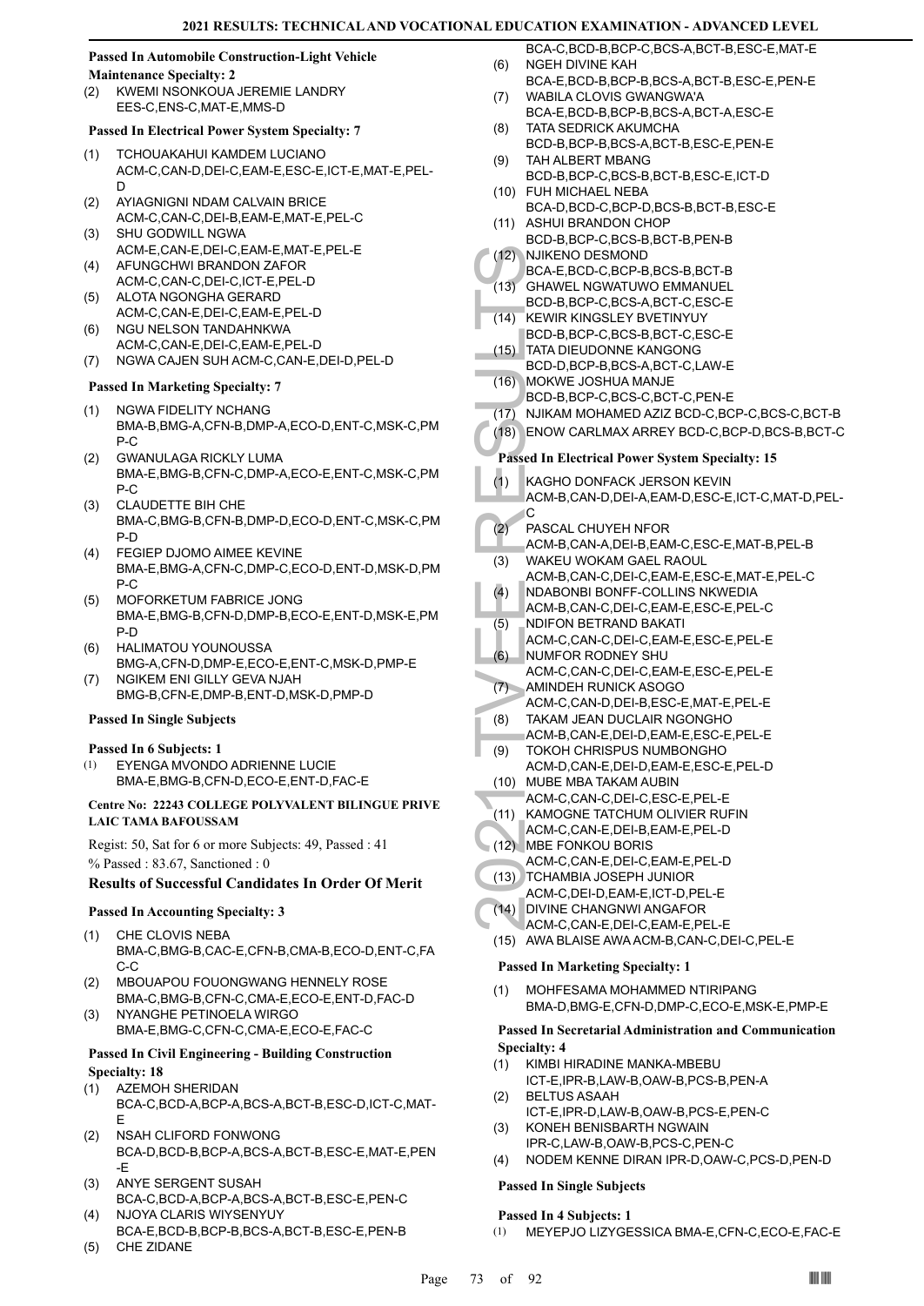**Passed In Automobile Construction-Light Vehicle Maintenance Specialty: 2**

(2) KWEMI NSONKOUA JEREMIE LANDRY
EES-C,ENS-C,MAT-E,MMS-D

**Passed In Electrical Power System Specialty: 7**

(1) TCHOUAKAHUI KAMDEM LUCIANO
ACM-C,CAN-D,DEI-C,EAM-E,ESC-E,ICT-E,MAT-E,PEL-D
(2) AYIAGNIGNI NDAM CALVAIN BRICE
ACM-C,CAN-C,DEI-B,EAM-E,MAT-E,PEL-C
(3) SHU GODWILL NGWA
ACM-E,CAN-E,DEI-C,EAM-E,MAT-E,PEL-E
(4) AFUNGCHWI BRANDON ZAFOR
ACM-C,CAN-C,DEI-C,ICT-E,PEL-D
(5) ALOTA NGONGHA GERARD
ACM-C,CAN-E,DEI-C,EAM-E,PEL-D
(6) NGU NELSON TANDAHNKWA
ACM-C,CAN-E,DEI-C,EAM-E,PEL-D
(7) NGWA CAJEN SUH ACM-C,CAN-E,DEI-D,PEL-D

**Passed In Marketing Specialty: 7**

(1) NGWA FIDELITY NCHANG
BMA-B,BMG-A,CFN-B,DMP-A,ECO-D,ENT-C,MSK-C,PMP-C
(2) GWANULAGA RICKLY LUMA
BMA-E,BMG-B,CFN-C,DMP-A,ECO-E,ENT-C,MSK-C,PMP-C
(3) CLAUDETTE BIH CHE
BMA-C,BMG-B,CFN-B,DMP-D,ECO-D,ENT-C,MSK-C,PMP-D
(4) FEGIEP DJOMO AIMEE KEVINE
BMA-E,BMG-A,CFN-C,DMP-C,ECO-D,ENT-D,MSK-D,PMP-C
(5) MOFORKETUM FABRICE JONG
BMA-E,BMG-B,CFN-D,DMP-B,ECO-E,ENT-D,MSK-E,PMP-D
(6) HALIMATOU YOUNOUSSA
BMG-A,CFN-D,DMP-E,ECO-E,ENT-C,MSK-D,PMP-E
(7) NGIKEM ENI GILLY GEVA NJAH
BMG-B,CFN-E,DMP-B,ENT-D,MSK-D,PMP-D

**Passed In Single Subjects**

**Passed In 6 Subjects: 1**

(1) EYENGA MVONDO ADRIENNE LUCIE
BMA-E,BMG-B,CFN-D,ECO-E,ENT-D,FAC-E

**Centre No: 22243 COLLEGE POLYVALENT BILINGUE PRIVE LAIC TAMA BAFOUSSAM**

Regist: 50, Sat for 6 or more Subjects: 49, Passed : 41
% Passed : 83.67, Sanctioned : 0

### Results of Successful Candidates In Order Of Merit

**Passed In Accounting Specialty: 3**

(1) CHE CLOVIS NEBA
BMA-C,BMG-B,CAC-E,CFN-B,CMA-B,ECO-D,ENT-C,FAC-C
(2) MBOUAPOU FOUONGWANG HENNELY ROSE
BMA-C,BMG-B,CFN-C,CMA-E,ECO-E,ENT-D,FAC-D
(3) NYANGHE PETINOELA WIRGO
BMA-E,BMG-C,CFN-C,CMA-E,ECO-E,FAC-C

**Passed In Civil Engineering - Building Construction Specialty: 18**

(1) AZEMOH SHERIDAN
BCA-C,BCD-A,BCP-A,BCS-A,BCT-B,ESC-D,ICT-C,MAT-E
(2) NSAH CLIFORD FONWONG
BCA-D,BCD-B,BCP-A,BCS-A,BCT-B,ESC-E,MAT-E,PEN-E
(3) ANYE SERGENT SUSAH
BCA-C,BCD-A,BCP-A,BCS-A,BCT-B,ESC-E,PEN-C
(4) NJOYA CLARIS WIYSENYUY
BCA-E,BCD-B,BCP-B,BCS-A,BCT-B,ESC-E,PEN-B
(5) CHE ZIDANE
BCA-C,BCD-B,BCP-C,BCS-A,BCT-B,ESC-E,MAT-E
(6) NGEH DIVINE KAH
BCA-E,BCD-B,BCP-B,BCS-A,BCT-B,ESC-E,PEN-E
(7) WABILA CLOVIS GWANGWA'A
BCA-E,BCD-B,BCP-B,BCS-A,BCT-A,ESC-E
(8) TATA SEDRICK AKUMCHA
BCD-B,BCP-B,BCS-A,BCT-B,ESC-E,PEN-E
(9) TAH ALBERT MBANG
BCD-B,BCP-C,BCS-B,BCT-B,ESC-E,ICT-D
(10) FUH MICHAEL NEBA
BCA-D,BCD-C,BCP-D,BCS-B,BCT-B,ESC-E
(11) ASHUI BRANDON CHOP
BCD-B,BCP-C,BCS-B,BCT-B,PEN-B
(12) NJIKENO DESMOND
BCA-E,BCD-C,BCP-B,BCS-B,BCT-B
(13) GHAWEL NGWATUWO EMMANUEL
BCD-B,BCP-C,BCS-A,BCT-C,ESC-E
(14) KEWIR KINGSLEY BVETINYUY
BCD-B,BCP-C,BCS-B,BCT-C,ESC-E
(15) TATA DIEUDONNE KANGONG
BCD-D,BCP-B,BCS-A,BCT-C,LAW-E
(16) MOKWE JOSHUA MANJE
BCD-B,BCP-C,BCS-C,BCT-C,PEN-E
(17) NJIKAM MOHAMED AZIZ BCD-C,BCP-C,BCS-C,BCT-B
(18) ENOW CARLMAX ARREY BCD-C,BCP-D,BCS-B,BCT-C

**Passed In Electrical Power System Specialty: 15**

(1) KAGHO DONFACK JERSON KEVIN
ACM-B,CAN-D,DEI-A,EAM-D,ESC-E,ICT-C,MAT-D,PEL-C
(2) PASCAL CHUYEH NFOR
ACM-B,CAN-A,DEI-B,EAM-C,ESC-E,MAT-B,PEL-B
(3) WAKEU WOKAM GAEL RAOUL
ACM-B,CAN-C,DEI-C,EAM-E,ESC-E,MAT-E,PEL-C
(4) NDABONBI BONFF-COLLINS NKWEDIA
ACM-B,CAN-C,DEI-C,EAM-E,ESC-E,PEL-C
(5) NDIFON BETRAND BAKATI
ACM-C,CAN-C,DEI-C,EAM-E,ESC-E,PEL-E
(6) NUMFOR RODNEY SHU
ACM-C,CAN-C,DEI-C,EAM-E,ESC-E,PEL-E
(7) AMINDEH RUNICK ASOGO
ACM-C,CAN-D,DEI-B,ESC-E,MAT-E,PEL-E
(8) TAKAM JEAN DUCLAIR NGONGHO
ACM-B,CAN-E,DEI-D,EAM-E,ESC-E,PEL-E
(9) TOKOH CHRISPUS NUMBONGHO
ACM-D,CAN-E,DEI-D,EAM-E,ESC-E,PEL-D
(10) MUBE MBA TAKAM AUBIN
ACM-C,CAN-C,DEI-C,ESC-E,PEL-E
(11) KAMOGNE TATCHUM OLIVIER RUFIN
ACM-C,CAN-E,DEI-B,EAM-E,PEL-D
(12) MBE FONKOU BORIS
ACM-C,CAN-E,DEI-C,EAM-E,PEL-D
(13) TCHAMBIA JOSEPH JUNIOR
ACM-C,DEI-D,EAM-E,ICT-D,PEL-E
(14) DIVINE CHANGNWI ANGAFOR
ACM-C,CAN-E,DEI-C,EAM-E,PEL-E
(15) AWA BLAISE AWA ACM-B,CAN-C,DEI-C,PEL-E

**Passed In Marketing Specialty: 1**

(1) MOHFESAMA MOHAMMED NTIRIPANG
BMA-D,BMG-E,CFN-D,DMP-C,ECO-E,MSK-E,PMP-E

**Passed In Secretarial Administration and Communication Specialty: 4**

(1) KIMBI HIRADINE MANKA-MBEBU
ICT-E,IPR-B,LAW-B,OAW-B,PCS-B,PEN-A
(2) BELTUS ASAAH
ICT-E,IPR-D,LAW-B,OAW-B,PCS-E,PEN-C
(3) KONEH BENISBARTH NGWAIN
IPR-C,LAW-B,OAW-B,PCS-C,PEN-C
(4) NODEM KENNE DIRAN IPR-D,OAW-C,PCS-D,PEN-D

**Passed In Single Subjects**

**Passed In 4 Subjects: 1**

(1) MEYEPJO LIZYGESSICA BMA-E,CFN-C,ECO-E,FAC-E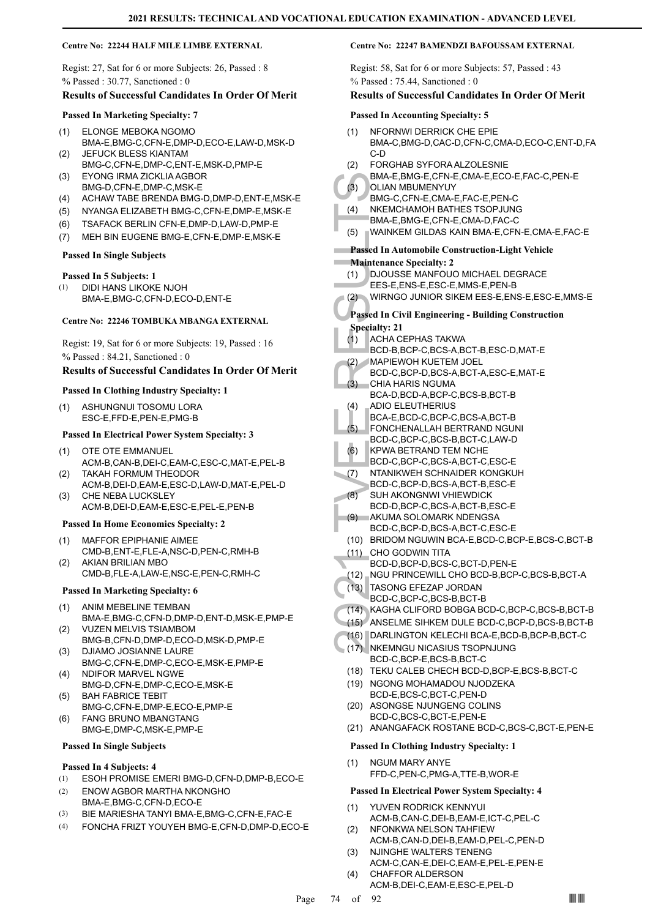### Centre No: 22244 HALF MILE LIMBE EXTERNAL

Regist: 27, Sat for 6 or more Subjects: 26, Passed : 8

% Passed : 30.77, Sanctioned : 0

#### Results of Successful Candidates In Order Of Merit

**Passed In Marketing Specialty: 7**

(1) ELONGE MEBOKA NGOMO BMA-E,BMG-C,CFN-E,DMP-D,ECO-E,LAW-D,MSK-D
(2) JEFUCK BLESS KIANTAM BMG-C,CFN-E,DMP-C,ENT-E,MSK-D,PMP-E
(3) EYONG IRMA ZICKLIA AGBOR BMG-D,CFN-E,DMP-C,MSK-E
(4) ACHAW TABE BRENDA BMG-D,DMP-D,ENT-E,MSK-E
(5) NYANGA ELIZABETH BMG-C,CFN-E,DMP-E,MSK-E
(6) TSAFACK BERLIN CFN-E,DMP-D,LAW-D,PMP-E
(7) MEH BIN EUGENE BMG-E,CFN-E,DMP-E,MSK-E

**Passed In Single Subjects**

**Passed In 5 Subjects: 1**

(1) DIDI HANS LIKOKE NJOH BMA-E,BMG-C,CFN-D,ECO-D,ENT-E

### Centre No: 22246 TOMBUKA MBANGA EXTERNAL

Regist: 19, Sat for 6 or more Subjects: 19, Passed : 16

% Passed : 84.21, Sanctioned : 0

#### Results of Successful Candidates In Order Of Merit

**Passed In Clothing Industry Specialty: 1**

(1) ASHUNGNUI TOSOMU LORA ESC-E,FFD-E,PEN-E,PMG-B

**Passed In Electrical Power System Specialty: 3**

(1) OTE OTE EMMANUEL ACM-B,CAN-B,DEI-C,EAM-C,ESC-C,MAT-E,PEL-B
(2) TAKAH FORMUM THEODOR ACM-B,DEI-D,EAM-E,ESC-D,LAW-D,MAT-E,PEL-D
(3) CHE NEBA LUCKSLEY ACM-B,DEI-D,EAM-E,ESC-E,PEL-E,PEN-B

**Passed In Home Economics Specialty: 2**

(1) MAFFOR EPIPHANIE AIMEE CMD-B,ENT-E,FLE-A,NSC-D,PEN-C,RMH-B
(2) AKIAN BRILIAN MBO CMD-B,FLE-A,LAW-E,NSC-E,PEN-C,RMH-C

**Passed In Marketing Specialty: 6**

(1) ANIM MEBELINE TEMBAN BMA-E,BMG-C,CFN-D,DMP-D,ENT-D,MSK-E,PMP-E
(2) VUZEN MELVIS TSIAMBOM BMG-B,CFN-D,DMP-D,ECO-D,MSK-D,PMP-E
(3) DJIAMO JOSIANNE LAURE BMG-C,CFN-E,DMP-C,ECO-E,MSK-E,PMP-E
(4) NDIFOR MARVEL NGWE BMG-D,CFN-E,DMP-C,ECO-E,MSK-E
(5) BAH FABRICE TEBIT BMG-C,CFN-E,DMP-E,ECO-E,PMP-E
(6) FANG BRUNO MBANGTANG BMG-E,DMP-C,MSK-E,PMP-E

**Passed In Single Subjects**

**Passed In 4 Subjects: 4**

(1) ESOH PROMISE EMERI BMG-D,CFN-D,DMP-B,ECO-E
(2) ENOW AGBOR MARTHA NKONGHO BMA-E,BMG-C,CFN-D,ECO-E
(3) BIE MARIESHA TANYI BMA-E,BMG-C,CFN-E,FAC-E
(4) FONCHA FRIZT YOUYEH BMG-E,CFN-D,DMP-D,ECO-E

### Centre No: 22247 BAMENDZI BAFOUSSAM EXTERNAL

Regist: 58, Sat for 6 or more Subjects: 57, Passed : 43

% Passed : 75.44, Sanctioned : 0

#### Results of Successful Candidates In Order Of Merit

**Passed In Accounting Specialty: 5**

(1) NFORNWI DERRICK CHE EPIE BMA-C,BMG-D,CAC-D,CFN-C,CMA-D,ECO-C,ENT-D,FAC-D
(2) FORGHAB SYFORA ALZOLESNIE BMA-E,BMG-E,CFN-E,CMA-E,ECO-E,FAC-C,PEN-E
(3) OLIAN MBUMENYUY BMG-C,CFN-E,CMA-E,FAC-E,PEN-C
(4) NKEMCHAMOH BATHES TSOPJUNG BMA-E,BMG-E,CFN-E,CMA-D,FAC-C
(5) WAINKEM GILDAS KAIN BMA-E,CFN-E,CMA-E,FAC-E

**Passed In Automobile Construction-Light Vehicle Maintenance Specialty: 2**

(1) DJOUSSE MANFOUO MICHAEL DEGRACE EES-E,ENS-E,ESC-E,MMS-E,PEN-B
(2) WIRNGO JUNIOR SIKEM EES-E,ENS-E,ESC-E,MMS-E

**Passed In Civil Engineering - Building Construction Specialty: 21**

(1) ACHA CEPHAS TAKWA BCD-B,BCP-C,BCS-A,BCT-B,ESC-D,MAT-E
(2) MAPIEWOH KUETEM JOEL BCD-C,BCP-D,BCS-A,BCT-A,ESC-E,MAT-E
(3) CHIA HARIS NGUMA BCA-D,BCD-A,BCP-C,BCS-B,BCT-B
(4) ADIO ELEUTHERIUS BCA-E,BCD-C,BCP-C,BCS-A,BCT-B
(5) FONCHENALLAH BERTRAND NGUNI BCD-C,BCP-C,BCS-B,BCT-C,LAW-D
(6) KPWA BETRAND TEM NCHE BCD-C,BCP-C,BCS-A,BCT-C,ESC-E
(7) NTANIKWEH SCHNAIDER KONGKUH BCD-C,BCP-D,BCS-A,BCT-B,ESC-E
(8) SUH AKONGNWI VHIEWDICK BCD-D,BCP-C,BCS-A,BCT-B,ESC-E
(9) AKUMA SOLOMARK NDENGSA BCD-C,BCP-D,BCS-A,BCT-C,ESC-E
(10) BRIDOM NGUWIN BCA-E,BCD-C,BCP-E,BCS-C,BCT-B
(11) CHO GODWIN TITA BCD-D,BCP-D,BCS-C,BCT-D,PEN-E
(12) NGU PRINCEWILL CHO BCD-B,BCP-C,BCS-B,BCT-A
(13) TASONG EFEZAP JORDAN BCD-C,BCP-C,BCS-B,BCT-B
(14) KAGHA CLIFORD BOBGA BCD-C,BCP-C,BCS-B,BCT-B
(15) ANSELME SIHKEM DULE BCD-C,BCP-D,BCS-B,BCT-B
(16) DARLINGTON KELECHI BCA-E,BCD-B,BCP-B,BCT-C
(17) NKEMNGU NICASIUS TSOPNJUNG BCD-C,BCP-E,BCS-B,BCT-C
(18) TEKU CALEB CHECH BCD-D,BCP-E,BCS-B,BCT-C
(19) NGONG MOHAMADOU NJODZEKA BCD-E,BCS-C,BCT-C,PEN-D
(20) ASONGSE NJUNGENG COLINS BCD-C,BCS-C,BCT-E,PEN-E
(21) ANANGAFACK ROSTANE BCD-C,BCS-C,BCT-E,PEN-E

**Passed In Clothing Industry Specialty: 1**

(1) NGUM MARY ANYE FFD-C,PEN-C,PMG-A,TTE-B,WOR-E

**Passed In Electrical Power System Specialty: 4**

(1) YUVEN RODRICK KENNYUI ACM-B,CAN-C,DEI-B,EAM-E,ICT-C,PEL-C
(2) NFONKWA NELSON TAHFIEW ACM-B,CAN-D,DEI-B,EAM-D,PEL-C,PEN-D
(3) NJINGHE WALTERS TENENG ACM-C,CAN-E,DEI-C,EAM-E,PEL-E,PEN-E
(4) CHAFFOR ALDERSON ACM-B,DEI-C,EAM-E,ESC-E,PEL-D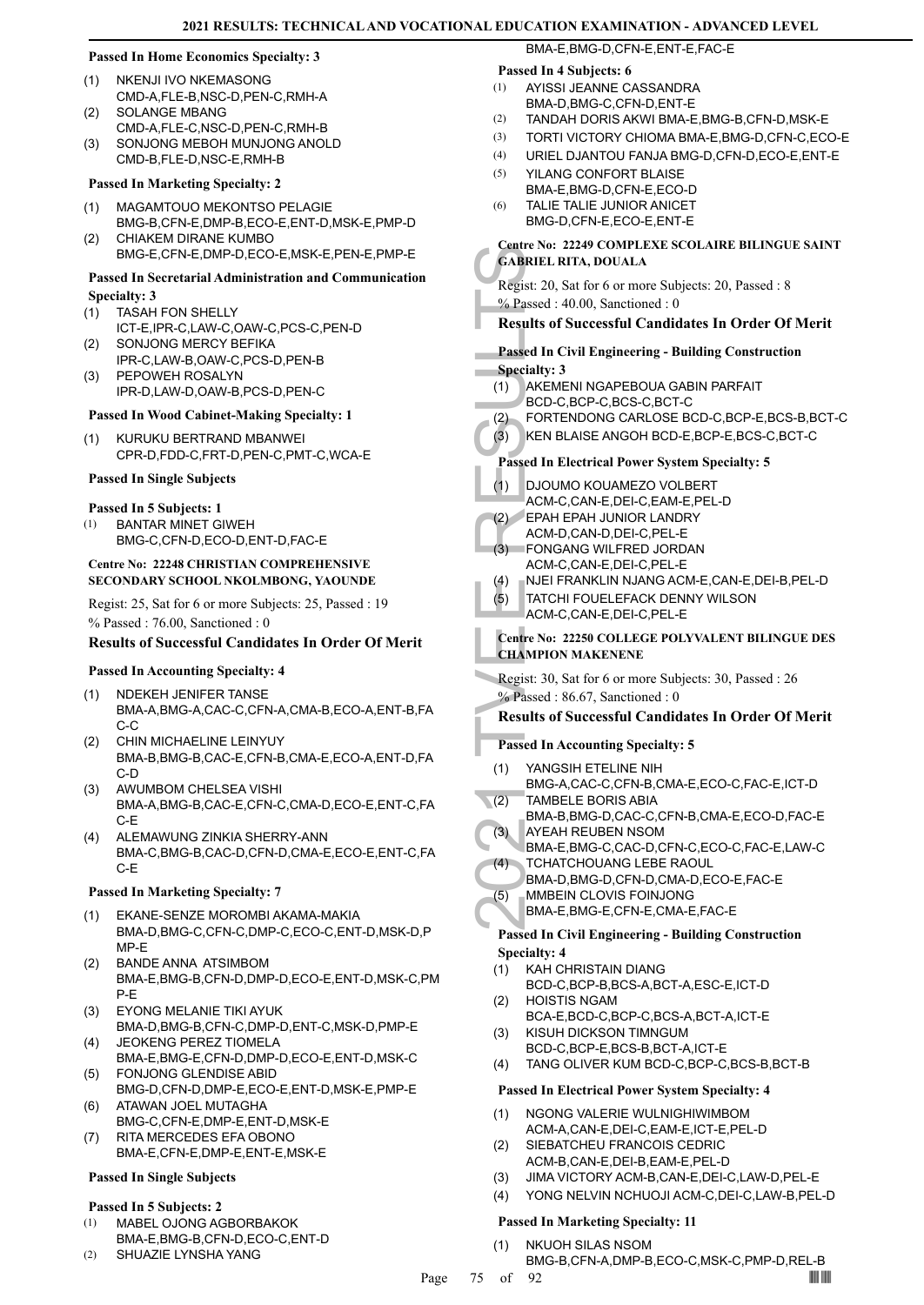**Passed In Home Economics Specialty: 3**

(1) NKENJI IVO NKEMASONG
CMD-A,FLE-B,NSC-D,PEN-C,RMH-A
(2) SOLANGE MBANG
CMD-A,FLE-C,NSC-D,PEN-C,RMH-B
(3) SONJONG MEBOH MUNJONG ANOLD
CMD-B,FLE-D,NSC-E,RMH-B

**Passed In Marketing Specialty: 2**

(1) MAGAMTOUO MEKONTSO PELAGIE
BMG-B,CFN-E,DMP-B,ECO-E,ENT-D,MSK-E,PMP-D
(2) CHIAKEM DIRANE KUMBO
BMG-E,CFN-E,DMP-D,ECO-E,MSK-E,PEN-E,PMP-E

**Passed In Secretarial Administration and Communication Specialty: 3**

(1) TASAH FON SHELLY
ICT-E,IPR-C,LAW-C,OAW-C,PCS-C,PEN-D
(2) SONJONG MERCY BEFIKA
IPR-C,LAW-B,OAW-C,PCS-D,PEN-B
(3) PEPOWEH ROSALYN
IPR-D,LAW-D,OAW-B,PCS-D,PEN-C

**Passed In Wood Cabinet-Making Specialty: 1**

(1) KURUKU BERTRAND MBANWEI
CPR-D,FDD-C,FRT-D,PEN-C,PMT-C,WCA-E

**Passed In Single Subjects**

**Passed In 5 Subjects: 1**

(1) BANTAR MINET GIWEH
BMG-C,CFN-D,ECO-D,ENT-D,FAC-E

**Centre No: 22248 CHRISTIAN COMPREHENSIVE SECONDARY SCHOOL NKOLMBONG, YAOUNDE**

Regist: 25, Sat for 6 or more Subjects: 25, Passed : 19
% Passed : 76.00, Sanctioned : 0

**Results of Successful Candidates In Order Of Merit**

**Passed In Accounting Specialty: 4**

(1) NDEKEH JENIFER TANSE
BMA-A,BMG-A,CAC-C,CFN-A,CMA-B,ECO-A,ENT-B,FAC-C
(2) CHIN MICHAELINE LEINYUY
BMA-B,BMG-B,CAC-E,CFN-B,CMA-E,ECO-A,ENT-D,FAC-D
(3) AWUMBOM CHELSEA VISHI
BMA-A,BMG-B,CAC-E,CFN-C,CMA-D,ECO-E,ENT-C,FAC-E
(4) ALEMAWUNG ZINKIA SHERRY-ANN
BMA-C,BMG-B,CAC-D,CFN-D,CMA-E,ECO-E,ENT-C,FAC-E

**Passed In Marketing Specialty: 7**

(1) EKANE-SENZE MOROMBI AKAMA-MAKIA
BMA-D,BMG-C,CFN-C,DMP-C,ECO-C,ENT-D,MSK-D,PMP-E
(2) BANDE ANNA ATSIMBOM
BMA-E,BMG-B,CFN-D,DMP-D,ECO-E,ENT-D,MSK-C,PMP-E
(3) EYONG MELANIE TIKI AYUK
BMA-D,BMG-B,CFN-C,DMP-C,ENT-C,MSK-D,PMP-E
(4) JEOKENG PEREZ TIOMELA
BMA-E,BMG-E,CFN-D,DMP-D,ECO-E,ENT-D,MSK-C
(5) FONJONG GLENDISE ABID
BMG-D,CFN-D,DMP-E,ECO-E,ENT-D,MSK-E,PMP-E
(6) ATAWAN JOEL MUTAGHA
BMG-C,CFN-E,DMP-E,ENT-D,MSK-E
(7) RITA MERCEDES EFA OBONO
BMA-E,CFN-E,DMP-E,ENT-E,MSK-E

**Passed In Single Subjects**

**Passed In 5 Subjects: 2**

(1) MABEL OJONG AGBORBAKOK
BMA-E,BMG-B,CFN-D,ECO-C,ENT-D
(2) SHUAZIE LYNSHA YANG
BMA-E,BMG-D,CFN-E,ENT-E,FAC-E

**Passed In 4 Subjects: 6**

(1) AYISSI JEANNE CASSANDRA
BMA-D,BMG-C,CFN-D,ENT-E
(2) TANDAH DORIS AKWI BMA-E,BMG-B,CFN-D,MSK-E
(3) TORTI VICTORY CHIOMA BMA-E,BMG-D,CFN-C,ECO-E
(4) URIEL DJANTOU FANJA BMG-D,CFN-D,ECO-E,ENT-E
(5) YILANG CONFORT BLAISE
BMA-E,BMG-D,CFN-E,ECO-D
(6) TALIE TALIE JUNIOR ANICET
BMG-D,CFN-E,ECO-E,ENT-E

**Centre No: 22249 COMPLEXE SCOLAIRE BILINGUE SAINT GABRIEL RITA, DOUALA**

Regist: 20, Sat for 6 or more Subjects: 20, Passed : 8
% Passed : 40.00, Sanctioned : 0

**Results of Successful Candidates In Order Of Merit**

**Passed In Civil Engineering - Building Construction Specialty: 3**

(1) AKEMENI NGAPEBOUA GABIN PARFAIT
BCD-C,BCP-C,BCS-C,BCT-C
(2) FORTENDONG CARLOSE BCD-C,BCP-E,BCS-B,BCT-C
(3) KEN BLAISE ANGOH BCD-E,BCP-E,BCS-C,BCT-C

**Passed In Electrical Power System Specialty: 5**

(1) DJOUMO KOUAMEZO VOLBERT
ACM-C,CAN-E,DEI-C,EAM-E,PEL-D
(2) EPAH EPAH JUNIOR LANDRY
ACM-D,CAN-D,DEI-C,PEL-E
(3) FONGANG WILFRED JORDAN
ACM-C,CAN-E,DEI-C,PEL-E
(4) NJEI FRANKLIN NJANG ACM-E,CAN-E,DEI-B,PEL-D
(5) TATCHI FOUELEFACK DENNY WILSON
ACM-C,CAN-E,DEI-C,PEL-E

**Centre No: 22250 COLLEGE POLYVALENT BILINGUE DES CHAMPION MAKENENE**

Regist: 30, Sat for 6 or more Subjects: 30, Passed : 26
% Passed : 86.67, Sanctioned : 0

**Results of Successful Candidates In Order Of Merit**

**Passed In Accounting Specialty: 5**

(1) YANGSIH ETELINE NIH
BMG-A,CAC-C,CFN-B,CMA-E,ECO-C,FAC-E,ICT-D
(2) TAMBELE BORIS ABIA
BMA-B,BMG-D,CAC-C,CFN-B,CMA-E,ECO-D,FAC-E
(3) AYEAH REUBEN NSOM
BMA-E,BMG-C,CAC-D,CFN-C,ECO-C,FAC-E,LAW-C
(4) TCHATCHOUANG LEBE RAOUL
BMA-D,BMG-D,CFN-D,CMA-D,ECO-E,FAC-E
(5) MMBEIN CLOVIS FOINJONG
BMA-E,BMG-E,CFN-E,CMA-E,FAC-E

**Passed In Civil Engineering - Building Construction Specialty: 4**

(1) KAH CHRISTAIN DIANG
BCD-C,BCP-B,BCS-A,BCT-A,ESC-E,ICT-D
(2) HOISTIS NGAM
BCA-E,BCD-C,BCP-C,BCS-A,BCT-A,ICT-E
(3) KISUH DICKSON TIMNGUM
BCD-C,BCP-E,BCS-B,BCT-A,ICT-E
(4) TANG OLIVER KUM BCD-C,BCP-C,BCS-B,BCT-B

**Passed In Electrical Power System Specialty: 4**

(1) NGONG VALERIE WULNIGHIWIMBOM
ACM-A,CAN-E,DEI-C,EAM-E,ICT-E,PEL-D
(2) SIEBATCHEU FRANCOIS CEDRIC
ACM-B,CAN-E,DEI-B,EAM-E,PEL-D
(3) JIMA VICTORY ACM-B,CAN-E,DEI-C,LAW-D,PEL-E
(4) YONG NELVIN NCHUOJI ACM-C,DEI-C,LAW-B,PEL-D

**Passed In Marketing Specialty: 11**

(1) NKUOH SILAS NSOM
BMG-B,CFN-A,DMP-B,ECO-C,MSK-C,PMP-D,REL-B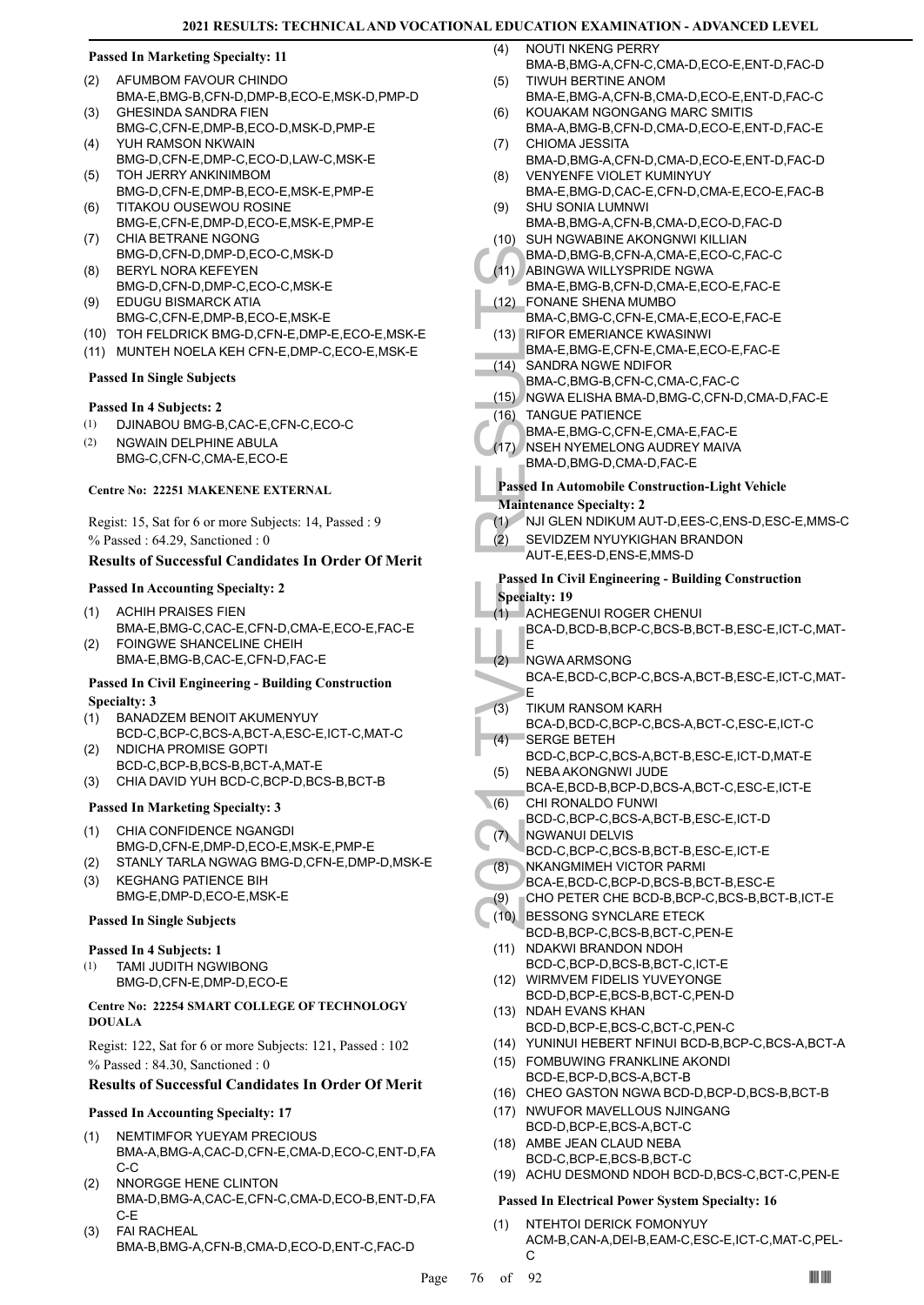#### Passed In Marketing Specialty: 11

(2) AFUMBOM FAVOUR CHINDO BMA-E,BMG-B,CFN-D,DMP-B,ECO-E,MSK-D,PMP-D
(3) GHESINDA SANDRA FIEN BMG-C,CFN-E,DMP-B,ECO-D,MSK-D,PMP-E
(4) YUH RAMSON NKWAIN BMG-D,CFN-E,DMP-C,ECO-D,LAW-C,MSK-E
(5) TOH JERRY ANKINIMBOM BMG-D,CFN-E,DMP-B,ECO-E,MSK-E,PMP-E
(6) TITAKOU OUSEWOU ROSINE BMG-E,CFN-E,DMP-D,ECO-E,MSK-E,PMP-E
(7) CHIA BETRANE NGONG BMG-D,CFN-D,DMP-D,ECO-C,MSK-D
(8) BERYL NORA KEFEYEN BMG-D,CFN-D,DMP-C,ECO-C,MSK-E
(9) EDUGU BISMARCK ATIA BMG-C,CFN-E,DMP-B,ECO-E,MSK-E
(10) TOH FELDRICK BMG-D,CFN-E,DMP-E,ECO-E,MSK-E
(11) MUNTEH NOELA KEH CFN-E,DMP-C,ECO-E,MSK-E

#### Passed In Single Subjects

#### Passed In 4 Subjects: 2

(1) DJINABOU BMG-B,CAC-E,CFN-C,ECO-C
(2) NGWAIN DELPHINE ABULA BMG-C,CFN-C,CMA-E,ECO-E

#### Centre No: 22251 MAKENENE EXTERNAL

Regist: 15, Sat for 6 or more Subjects: 14, Passed : 9
% Passed : 64.29, Sanctioned : 0

### Results of Successful Candidates In Order Of Merit

#### Passed In Accounting Specialty: 2

(1) ACHIH PRAISES FIEN BMA-E,BMG-C,CAC-E,CFN-D,CMA-E,ECO-E,FAC-E
(2) FOINGWE SHANCELINE CHEIH BMA-E,BMG-B,CAC-E,CFN-D,FAC-E

#### Passed In Civil Engineering - Building Construction Specialty: 3

(1) BANADZEM BENOIT AKUMENYUY BCD-C,BCP-C,BCS-A,BCT-A,ESC-E,ICT-C,MAT-C
(2) NDICHA PROMISE GOPTI BCD-C,BCP-B,BCS-B,BCT-A,MAT-E
(3) CHIA DAVID YUH BCD-C,BCP-D,BCS-B,BCT-B

#### Passed In Marketing Specialty: 3

(1) CHIA CONFIDENCE NGANGDI BMG-D,CFN-E,DMP-D,ECO-E,MSK-E,PMP-E
(2) STANLY TARLA NGWAG BMG-D,CFN-E,DMP-D,MSK-E
(3) KEGHANG PATIENCE BIH BMG-E,DMP-D,ECO-E,MSK-E

#### Passed In Single Subjects

#### Passed In 4 Subjects: 1

(1) TAMI JUDITH NGWIBONG BMG-D,CFN-E,DMP-D,ECO-E

#### Centre No: 22254 SMART COLLEGE OF TECHNOLOGY DOUALA

Regist: 122, Sat for 6 or more Subjects: 121, Passed : 102
% Passed : 84.30, Sanctioned : 0

### Results of Successful Candidates In Order Of Merit

#### Passed In Accounting Specialty: 17

(1) NEMTIMFOR YUEYAM PRECIOUS BMA-A,BMG-A,CAC-D,CFN-E,CMA-D,ECO-C,ENT-D,FAC-C
(2) NNORGGE HENE CLINTON BMA-D,BMG-A,CAC-E,CFN-C,CMA-D,ECO-B,ENT-D,FAC-E
(3) FAI RACHEAL BMA-B,BMG-A,CFN-B,CMA-D,ECO-D,ENT-C,FAC-D
(4) NOUTI NKENG PERRY BMA-B,BMG-A,CFN-C,CMA-D,ECO-E,ENT-D,FAC-D
(5) TIWUH BERTINE ANOM BMA-E,BMG-A,CFN-B,CMA-D,ECO-E,ENT-D,FAC-C
(6) KOUAKAM NGONGANG MARC SMITIS BMA-A,BMG-B,CFN-D,CMA-D,ECO-E,ENT-D,FAC-E
(7) CHIOMA JESSITA BMA-D,BMG-A,CFN-D,CMA-D,ECO-E,ENT-D,FAC-D
(8) VENYENFE VIOLET KUMINYUY BMA-E,BMG-D,CAC-E,CFN-D,CMA-E,ECO-E,FAC-B
(9) SHU SONIA LUMNWI BMA-B,BMG-A,CFN-B,CMA-D,ECO-D,FAC-D
(10) SUH NGWABINE AKONGNWI KILLIAN BMA-D,BMG-B,CFN-A,CMA-E,ECO-C,FAC-C
(11) ABINGWA WILLYSPRIDE NGWA BMA-E,BMG-B,CFN-D,CMA-E,ECO-E,FAC-E
(12) FONANE SHENA MUMBO BMA-C,BMG-C,CFN-E,CMA-E,ECO-E,FAC-E
(13) RIFOR EMERIANCE KWASINWI BMA-E,BMG-E,CFN-E,CMA-E,ECO-E,FAC-E
(14) SANDRA NGWE NDIFOR BMA-C,BMG-B,CFN-C,CMA-C,FAC-C
(15) NGWA ELISHA BMA-D,BMG-C,CFN-D,CMA-D,FAC-E
(16) TANGUE PATIENCE BMA-E,BMG-C,CFN-E,CMA-E,FAC-E
(17) NSEH NYEMELONG AUDREY MAIVA BMA-D,BMG-D,CMA-D,FAC-E

#### Passed In Automobile Construction-Light Vehicle Maintenance Specialty: 2

(1) NJI GLEN NDIKUM AUT-D,EES-C,ENS-D,ESC-E,MMS-C
(2) SEVIDZEM NYUYKIGHAN BRANDON AUT-E,EES-D,ENS-E,MMS-D

#### Passed In Civil Engineering - Building Construction Specialty: 19

(1) ACHEGENUI ROGER CHENUI BCA-D,BCD-B,BCP-C,BCS-B,BCT-B,ESC-E,ICT-C,MAT-E
(2) NGWA ARMSONG BCA-E,BCD-C,BCP-C,BCS-A,BCT-B,ESC-E,ICT-C,MAT-E
(3) TIKUM RANSOM KARH BCA-D,BCD-C,BCP-C,BCS-A,BCT-C,ESC-E,ICT-C
(4) SERGE BETEH BCD-C,BCP-C,BCS-A,BCT-B,ESC-E,ICT-D,MAT-E
(5) NEBA AKONGNWI JUDE BCA-E,BCD-B,BCP-D,BCS-A,BCT-C,ESC-E,ICT-E
(6) CHI RONALDO FUNWI BCD-C,BCP-C,BCS-A,BCT-B,ESC-E,ICT-D
(7) NGWANUI DELVIS BCD-C,BCP-C,BCS-B,BCT-B,ESC-E,ICT-E
(8) NKANGMIMEH VICTOR PARMI BCA-E,BCD-C,BCP-D,BCS-B,BCT-B,ESC-E
(9) CHO PETER CHE BCD-B,BCP-C,BCS-B,BCT-B,ICT-E
(10) BESSONG SYNCLARE ETECK BCD-B,BCP-C,BCS-B,BCT-C,PEN-E
(11) NDAKWI BRANDON NDOH BCD-C,BCP-D,BCS-B,BCT-C,ICT-E
(12) WIRMVEM FIDELIS YUVEYONGE BCD-D,BCP-E,BCS-B,BCT-C,PEN-D
(13) NDAH EVANS KHAN BCD-D,BCP-E,BCS-C,BCT-C,PEN-C
(14) YUNINUI HEBERT NFINUI BCD-B,BCP-C,BCS-A,BCT-A
(15) FOMBUWING FRANKLINE AKONDI BCD-E,BCP-D,BCS-A,BCT-B
(16) CHEO GASTON NGWA BCD-D,BCP-D,BCS-B,BCT-B
(17) NWUFOR MAVELLOUS NJINGANG BCD-D,BCP-E,BCS-A,BCT-C
(18) AMBE JEAN CLAUD NEBA BCD-C,BCP-E,BCS-B,BCT-C
(19) ACHU DESMOND NDOH BCD-D,BCS-C,BCT-C,PEN-E

#### Passed In Electrical Power System Specialty: 16

(1) NTEHTOI DERICK FOMONYUY ACM-B,CAN-A,DEI-B,EAM-C,ESC-E,ICT-C,MAT-C,PEL-C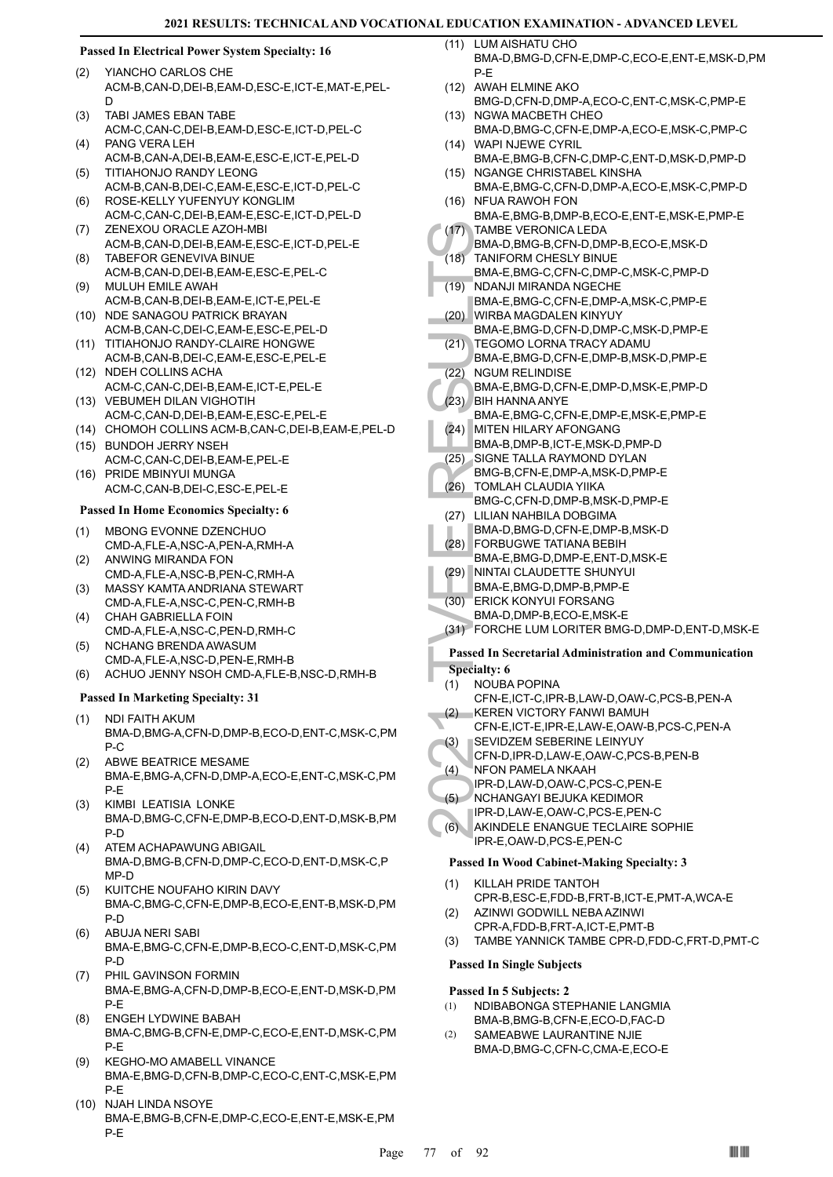### Passed In Electrical Power System Specialty: 16

(2) YIANCHO CARLOS CHE ACM-B,CAN-D,DEI-B,EAM-D,ESC-E,ICT-E,MAT-E,PEL-D
(3) TABI JAMES EBAN TABE ACM-C,CAN-C,DEI-B,EAM-D,ESC-E,ICT-D,PEL-C
(4) PANG VERA LEH ACM-B,CAN-A,DEI-B,EAM-E,ESC-E,ICT-E,PEL-D
(5) TITIAHONJO RANDY LEONG ACM-B,CAN-B,DEI-C,EAM-E,ESC-E,ICT-D,PEL-C
(6) ROSE-KELLY YUFENYUY KONGLIM ACM-C,CAN-C,DEI-B,EAM-E,ESC-E,ICT-D,PEL-D
(7) ZENEXOU ORACLE AZOH-MBI ACM-B,CAN-D,DEI-B,EAM-E,ESC-E,ICT-D,PEL-E
(8) TABEFOR GENEVIVA BINUE ACM-B,CAN-D,DEI-B,EAM-E,ESC-E,PEL-C
(9) MULUH EMILE AWAH ACM-B,CAN-B,DEI-B,EAM-E,ICT-E,PEL-E
(10) NDE SANAGOU PATRICK BRAYAN ACM-B,CAN-C,DEI-C,EAM-E,ESC-E,PEL-D
(11) TITIAHONJO RANDY-CLAIRE HONGWE ACM-B,CAN-B,DEI-C,EAM-E,ESC-E,PEL-E
(12) NDEH COLLINS ACHA ACM-C,CAN-C,DEI-B,EAM-E,ICT-E,PEL-E
(13) VEBUMEH DILAN VIGHOTIH ACM-C,CAN-D,DEI-B,EAM-E,ESC-E,PEL-E
(14) CHOMOH COLLINS ACM-B,CAN-C,DEI-B,EAM-E,PEL-D
(15) BUNDOH JERRY NSEH ACM-C,CAN-C,DEI-B,EAM-E,PEL-E
(16) PRIDE MBINYUI MUNGA ACM-C,CAN-B,DEI-C,ESC-E,PEL-E

### Passed In Home Economics Specialty: 6

(1) MBONG EVONNE DZENCHUO CMD-A,FLE-A,NSC-A,PEN-A,RMH-A
(2) ANWING MIRANDA FON CMD-A,FLE-A,NSC-B,PEN-C,RMH-A
(3) MASSY KAMTA ANDRIANA STEWART CMD-A,FLE-A,NSC-C,PEN-C,RMH-B
(4) CHAH GABRIELLA FOIN CMD-A,FLE-A,NSC-C,PEN-D,RMH-C
(5) NCHANG BRENDA AWASUM CMD-A,FLE-A,NSC-D,PEN-E,RMH-B
(6) ACHUO JENNY NSOH CMD-A,FLE-B,NSC-D,RMH-B

### Passed In Marketing Specialty: 31

(1) NDI FAITH AKUM BMA-D,BMG-A,CFN-D,DMP-B,ECO-D,ENT-C,MSK-C,PMP-C
(2) ABWE BEATRICE MESAME BMA-E,BMG-A,CFN-D,DMP-A,ECO-E,ENT-C,MSK-C,PMP-E
(3) KIMBI LEATISIA LONKE BMA-D,BMG-C,CFN-E,DMP-B,ECO-D,ENT-D,MSK-B,PMP-D
(4) ATEM ACHAPAWUNG ABIGAIL BMA-D,BMG-B,CFN-D,DMP-C,ECO-D,ENT-D,MSK-C,PMP-D
(5) KUITCHE NOUFAHO KIRIN DAVY BMA-C,BMG-C,CFN-E,DMP-B,ECO-E,ENT-B,MSK-D,PMP-D
(6) ABUJA NERI SABI BMA-E,BMG-C,CFN-E,DMP-B,ECO-C,ENT-D,MSK-C,PMP-D
(7) PHIL GAVINSON FORMIN BMA-E,BMG-A,CFN-D,DMP-B,ECO-E,ENT-D,MSK-D,PMP-E
(8) ENGEH LYDWINE BABAH BMA-C,BMG-B,CFN-E,DMP-C,ECO-E,ENT-D,MSK-C,PMP-E
(9) KEGHO-MO AMABELL VINANCE BMA-E,BMG-D,CFN-B,DMP-C,ECO-C,ENT-C,MSK-E,PMP-E
(10) NJAH LINDA NSOYE BMA-E,BMG-B,CFN-E,DMP-C,ECO-E,ENT-E,MSK-E,PMP-E
(11) LUM AISHATU CHO BMA-D,BMG-D,CFN-E,DMP-C,ECO-E,ENT-E,MSK-D,PMP-E
(12) AWAH ELMINE AKO BMG-D,CFN-D,DMP-A,ECO-C,ENT-C,MSK-C,PMP-E
(13) NGWA MACBETH CHEO BMA-D,BMG-C,CFN-E,DMP-A,ECO-E,MSK-C,PMP-C
(14) WAPI NJEWE CYRIL BMA-E,BMG-B,CFN-C,DMP-C,ENT-D,MSK-D,PMP-D
(15) NGANGE CHRISTABEL KINSHA BMA-E,BMG-C,CFN-D,DMP-A,ECO-E,MSK-C,PMP-D
(16) NFUA RAWOH FON BMA-E,BMG-B,DMP-B,ECO-E,ENT-E,MSK-E,PMP-E
(17) TAMBE VERONICA LEDA BMA-D,BMG-B,CFN-D,DMP-B,ECO-E,MSK-D
(18) TANIFORM CHESLY BINUE BMA-E,BMG-C,CFN-C,DMP-C,MSK-C,PMP-D
(19) NDANJI MIRANDA NGECHE BMA-E,BMG-C,CFN-E,DMP-A,MSK-C,PMP-E
(20) WIRBA MAGDALEN KINYUY BMA-E,BMG-D,CFN-D,DMP-C,MSK-D,PMP-E
(21) TEGOMO LORNA TRACY ADAMU BMA-E,BMG-D,CFN-E,DMP-B,MSK-D,PMP-E
(22) NGUM RELINDISE BMA-E,BMG-D,CFN-E,DMP-D,MSK-E,PMP-D
(23) BIH HANNA ANYE BMA-E,BMG-C,CFN-E,DMP-E,MSK-E,PMP-E
(24) MITEN HILARY AFONGANG BMA-B,DMP-B,ICT-E,MSK-D,PMP-D
(25) SIGNE TALLA RAYMOND DYLAN BMG-B,CFN-E,DMP-A,MSK-D,PMP-E
(26) TOMLAH CLAUDIA YIIKA BMG-C,CFN-D,DMP-B,MSK-D,PMP-E
(27) LILIAN NAHBILA DOBGIMA BMA-D,BMG-D,CFN-E,DMP-B,MSK-D
(28) FORBUGWE TATIANA BEBIH BMA-E,BMG-D,DMP-E,ENT-D,MSK-E
(29) NINTAI CLAUDETTE SHUNYUI BMA-E,BMG-D,DMP-B,PMP-E
(30) ERICK KONYUI FORSANG BMA-D,DMP-B,ECO-E,MSK-E
(31) FORCHE LUM LORITER BMG-D,DMP-D,ENT-D,MSK-E

### Passed In Secretarial Administration and Communication Specialty: 6

(1) NOUBA POPINA CFN-E,ICT-C,IPR-B,LAW-D,OAW-C,PCS-B,PEN-A
(2) KEREN VICTORY FANWI BAMUH CFN-E,ICT-E,IPR-E,LAW-E,OAW-B,PCS-C,PEN-A
(3) SEVIDZEM SEBERINE LEINYUY CFN-D,IPR-D,LAW-E,OAW-C,PCS-B,PEN-B
(4) NFON PAMELA NKAAH IPR-D,LAW-D,OAW-C,PCS-C,PEN-E
(5) NCHANGAYI BEJUKA KEDIMOR IPR-D,LAW-E,OAW-C,PCS-E,PEN-C
(6) AKINDELE ENANGUE TECLAIRE SOPHIE IPR-E,OAW-D,PCS-E,PEN-C

### Passed In Wood Cabinet-Making Specialty: 3

(1) KILLAH PRIDE TANTOH CPR-B,ESC-E,FDD-B,FRT-B,ICT-E,PMT-A,WCA-E
(2) AZINWI GODWILL NEBA AZINWI CPR-A,FDD-B,FRT-A,ICT-E,PMT-B
(3) TAMBE YANNICK TAMBE CPR-D,FDD-C,FRT-D,PMT-C

### Passed In Single Subjects

### Passed In 5 Subjects: 2

(1) NDIBABONGA STEPHANIE LANGMIA BMA-B,BMG-B,CFN-E,ECO-D,FAC-D
(2) SAMEABWE LAURANTINE NJIE BMA-D,BMG-C,CFN-C,CMA-E,ECO-E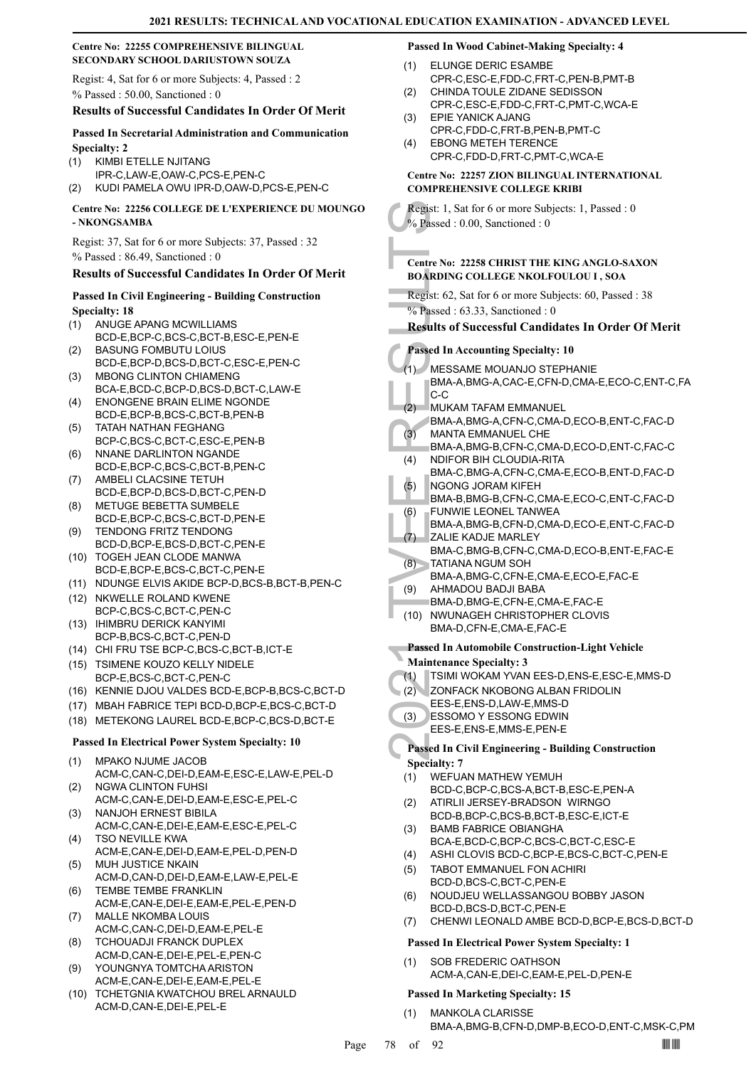**Centre No: 22255 COMPREHENSIVE BILINGUAL SECONDARY SCHOOL DARIUSTOWN SOUZA**

Regist: 4, Sat for 6 or more Subjects: 4, Passed : 2

% Passed : 50.00, Sanctioned : 0

### Results of Successful Candidates In Order Of Merit

#### Passed In Secretarial Administration and Communication Specialty: 2

(1) KIMBI ETELLE NJITANG IPR-C,LAW-E,OAW-C,PCS-E,PEN-C
(2) KUDI PAMELA OWU IPR-D,OAW-D,PCS-E,PEN-C

**Centre No: 22256 COLLEGE DE L'EXPERIENCE DU MOUNGO - NKONGSAMBA**

Regist: 37, Sat for 6 or more Subjects: 37, Passed : 32

% Passed : 86.49, Sanctioned : 0

### Results of Successful Candidates In Order Of Merit

#### Passed In Civil Engineering - Building Construction Specialty: 18

(1) ANUGE APANG MCWILLIAMS BCD-E,BCP-C,BCS-C,BCT-B,ESC-E,PEN-E
(2) BASUNG FOMBUTU LOIUS BCD-E,BCP-D,BCS-D,BCT-C,ESC-E,PEN-C
(3) MBONG CLINTON CHIAMENG BCA-E,BCD-C,BCP-D,BCS-D,BCT-C,LAW-E
(4) ENONGENE BRAIN ELIME NGONDE BCD-E,BCP-B,BCS-C,BCT-B,PEN-B
(5) TATAH NATHAN FEGHANG BCP-C,BCS-C,BCT-C,ESC-E,PEN-B
(6) NNANE DARLINTON NGANDE BCD-E,BCP-C,BCS-C,BCT-B,PEN-C
(7) AMBELI CLACSINE TETUH BCD-E,BCP-D,BCS-D,BCT-C,PEN-D
(8) METUGE BEBETTA SUMBELE BCD-E,BCP-C,BCS-C,BCT-D,PEN-E
(9) TENDONG FRITZ TENDONG BCD-D,BCP-E,BCS-D,BCT-C,PEN-E
(10) TOGEH JEAN CLODE MANWA BCD-E,BCP-E,BCS-C,BCT-C,PEN-E
(11) NDUNGE ELVIS AKIDE BCP-D,BCS-B,BCT-B,PEN-C
(12) NKWELLE ROLAND KWENE BCP-C,BCS-C,BCT-C,PEN-C
(13) IHIMBRU DERICK KANYIMI BCP-B,BCS-C,BCT-C,PEN-D
(14) CHI FRU TSE BCP-C,BCS-C,BCT-B,ICT-E
(15) TSIMENE KOUZO KELLY NIDELE BCP-E,BCS-C,BCT-C,PEN-C
(16) KENNIE DJOU VALDES BCD-E,BCP-B,BCS-C,BCT-D
(17) MBAH FABRICE TEPI BCD-D,BCP-E,BCS-C,BCT-D
(18) METEKONG LAUREL BCD-E,BCP-C,BCS-D,BCT-E

#### Passed In Electrical Power System Specialty: 10

(1) MPAKO NJUME JACOB ACM-C,CAN-C,DEI-D,EAM-E,ESC-E,LAW-E,PEL-D
(2) NGWA CLINTON FUHSI ACM-C,CAN-E,DEI-D,EAM-E,ESC-E,PEL-C
(3) NANJOH ERNEST BIBILA ACM-C,CAN-E,DEI-E,EAM-E,ESC-E,PEL-C
(4) TSO NEVILLE KWA ACM-E,CAN-E,DEI-D,EAM-E,PEL-D,PEN-D
(5) MUH JUSTICE NKAIN ACM-D,CAN-D,DEI-D,EAM-E,LAW-E,PEL-E
(6) TEMBE TEMBE FRANKLIN ACM-E,CAN-E,DEI-E,EAM-E,PEL-E,PEN-D
(7) MALLE NKOMBA LOUIS ACM-C,CAN-C,DEI-D,EAM-E,PEL-E
(8) TCHOUADJI FRANCK DUPLEX ACM-D,CAN-E,DEI-E,PEL-E,PEN-C
(9) YOUNGNYA TOMTCHA ARISTON ACM-E,CAN-E,DEI-E,EAM-E,PEL-E
(10) TCHETGNIA KWATCHOU BREL ARNAULD ACM-D,CAN-E,DEI-E,PEL-E

#### Passed In Wood Cabinet-Making Specialty: 4

(1) ELUNGE DERIC ESAMBE CPR-C,ESC-E,FDD-C,FRT-C,PEN-B,PMT-B
(2) CHINDA TOULE ZIDANE SEDISSON CPR-C,ESC-E,FDD-C,FRT-C,PMT-C,WCA-E
(3) EPIE YANICK AJANG CPR-C,FDD-C,FRT-B,PEN-B,PMT-C
(4) EBONG METEH TERENCE CPR-C,FDD-D,FRT-C,PMT-C,WCA-E

**Centre No: 22257 ZION BILINGUAL INTERNATIONAL COMPREHENSIVE COLLEGE KRIBI**

Regist: 1, Sat for 6 or more Subjects: 1, Passed : 0

% Passed : 0.00, Sanctioned : 0

**Centre No: 22258 CHRIST THE KING ANGLO-SAXON BOARDING COLLEGE NKOLFOULOU I , SOA**

Regist: 62, Sat for 6 or more Subjects: 60, Passed : 38

% Passed : 63.33, Sanctioned : 0

### Results of Successful Candidates In Order Of Merit

#### Passed In Accounting Specialty: 10

(1) MESSAME MOUANJO STEPHANIE BMA-A,BMG-A,CAC-E,CFN-D,CMA-E,ECO-C,ENT-C,FAC-C
(2) MUKAM TAFAM EMMANUEL BMA-A,BMG-A,CFN-C,CMA-D,ECO-B,ENT-C,FAC-D
(3) MANTA EMMANUEL CHE BMA-A,BMG-B,CFN-C,CMA-D,ECO-D,ENT-C,FAC-C
(4) NDIFOR BIH CLOUDIA-RITA BMA-C,BMG-A,CFN-C,CMA-E,ECO-B,ENT-D,FAC-D
(5) NGONG JORAM KIFEH BMA-B,BMG-B,CFN-C,CMA-E,ECO-C,ENT-C,FAC-D
(6) FUNWIE LEONEL TANWEA BMA-A,BMG-B,CFN-D,CMA-D,ECO-E,ENT-C,FAC-D
(7) ZALIE KADJE MARLEY BMA-C,BMG-B,CFN-C,CMA-D,ECO-B,ENT-E,FAC-E
(8) TATIANA NGUM SOH BMA-A,BMG-C,CFN-E,CMA-E,ECO-E,FAC-E
(9) AHMADOU BADJI BABA BMA-D,BMG-E,CFN-E,CMA-E,FAC-E
(10) NWUNAGEH CHRISTOPHER CLOVIS BMA-D,CFN-E,CMA-E,FAC-E

#### Passed In Automobile Construction-Light Vehicle Maintenance Specialty: 3

(1) TSIMI WOKAM YVAN EES-D,ENS-E,ESC-E,MMS-D
(2) ZONFACK NKOBONG ALBAN FRIDOLIN EES-E,ENS-D,LAW-E,MMS-D
(3) ESSOMO Y ESSONG EDWIN EES-E,ENS-E,MMS-E,PEN-E

#### Passed In Civil Engineering - Building Construction Specialty: 7

(1) WEFUAN MATHEW YEMUH BCD-C,BCP-C,BCS-A,BCT-B,ESC-E,PEN-A
(2) ATIRLII JERSEY-BRADSON WIRNGO BCD-B,BCP-C,BCS-B,BCT-B,ESC-E,ICT-E
(3) BAMB FABRICE OBIANGHA BCA-E,BCD-C,BCP-C,BCS-C,BCT-C,ESC-E
(4) ASHI CLOVIS BCD-C,BCP-E,BCS-C,BCT-C,PEN-E
(5) TABOT EMMANUEL FON ACHIRI BCD-D,BCS-C,BCT-C,PEN-E
(6) NOUDJEU WELLASSANGOU BOBBY JASON BCD-D,BCS-D,BCT-C,PEN-E
(7) CHENWI LEONALD AMBE BCD-D,BCP-E,BCS-D,BCT-D

#### Passed In Electrical Power System Specialty: 1

(1) SOB FREDERIC OATHSON ACM-A,CAN-E,DEI-C,EAM-E,PEL-D,PEN-E

#### Passed In Marketing Specialty: 15

(1) MANKOLA CLARISSE BMA-A,BMG-B,CFN-D,DMP-B,ECO-D,ENT-C,MSK-C,PM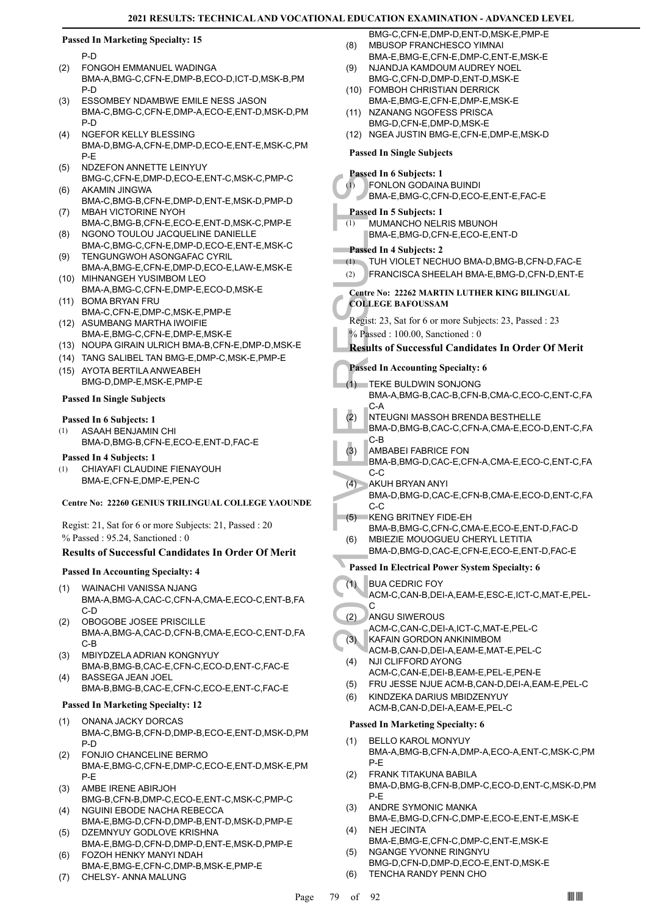### Passed In Marketing Specialty: 15

P-D

(2) FONGOH EMMANUEL WADINGA
BMA-A,BMG-C,CFN-E,DMP-B,ECO-D,ICT-D,MSK-B,PMP-D
(3) ESSOMBEY NDAMBWE EMILE NESS JASON
BMA-C,BMG-C,CFN-E,DMP-A,ECO-E,ENT-D,MSK-D,PMP-D
(4) NGEFOR KELLY BLESSING
BMA-D,BMG-A,CFN-E,DMP-D,ECO-E,ENT-E,MSK-C,PMP-E
(5) NDZEFON ANNETTE LEINYUY
BMG-C,CFN-E,DMP-D,ECO-E,ENT-C,MSK-C,PMP-C
(6) AKAMIN JINGWA
BMA-C,BMG-B,CFN-E,DMP-D,ENT-E,MSK-D,PMP-D
(7) MBAH VICTORINE NYOH
BMA-C,BMG-B,CFN-E,ECO-E,ENT-D,MSK-C,PMP-E
(8) NGONO TOULOU JACQUELINE DANIELLE
BMA-C,BMG-C,CFN-E,DMP-D,ECO-E,ENT-E,MSK-C
(9) TENGUNGWOH ASONGAFAC CYRIL
BMA-A,BMG-E,CFN-E,DMP-D,ECO-E,LAW-E,MSK-E
(10) MIHNANGEH YUSIMBOM LEO
BMA-A,BMG-C,CFN-E,DMP-E,ECO-D,MSK-E
(11) BOMA BRYAN FRU
BMA-C,CFN-E,DMP-C,MSK-E,PMP-E
(12) ASUMBANG MARTHA IWOIFIE
BMA-E,BMG-C,CFN-E,DMP-E,MSK-E
(13) NOUPA GIRAIN ULRICH BMA-B,CFN-E,DMP-D,MSK-E
(14) TANG SALIBEL TAN BMG-E,DMP-C,MSK-E,PMP-E
(15) AYOTA BERTILA ANWEABEH
BMG-D,DMP-E,MSK-E,PMP-E

### Passed In Single Subjects

#### Passed In 6 Subjects: 1

(1) ASAAH BENJAMIN CHI
BMA-D,BMG-B,CFN-E,ECO-E,ENT-D,FAC-E

#### Passed In 4 Subjects: 1

(1) CHIAYAFI CLAUDINE FIENAYOUH
BMA-E,CFN-E,DMP-E,PEN-C

## Centre No: 22260 GENIUS TRILINGUAL COLLEGE YAOUNDE

Regist: 21, Sat for 6 or more Subjects: 21, Passed : 20
% Passed : 95.24, Sanctioned : 0

### Results of Successful Candidates In Order Of Merit

#### Passed In Accounting Specialty: 4

(1) WAINACHI VANISSA NJANG
BMA-A,BMG-A,CAC-C,CFN-A,CMA-E,ECO-C,ENT-B,FAC-D
(2) OBOGOBE JOSEE PRISCILLE
BMA-A,BMG-A,CAC-D,CFN-B,CMA-E,ECO-C,ENT-D,FAC-B
(3) MBIYDZELA ADRIAN KONGNYUY
BMA-B,BMG-B,CAC-E,CFN-C,ECO-D,ENT-C,FAC-E
(4) BASSEGA JEAN JOEL
BMA-B,BMG-B,CAC-E,CFN-C,ECO-E,ENT-C,FAC-E

#### Passed In Marketing Specialty: 12

(1) ONANA JACKY DORCAS
BMA-C,BMG-B,CFN-D,DMP-B,ECO-E,ENT-D,MSK-D,PMP-D
(2) FONJIO CHANCELINE BERMO
BMA-E,BMG-C,CFN-E,DMP-C,ECO-E,ENT-D,MSK-E,PMP-E
(3) AMBE IRENE ABIRJOH
BMG-B,CFN-B,DMP-C,ECO-E,ENT-C,MSK-C,PMP-C
(4) NGUINI EBODE NACHA REBECCA
BMA-E,BMG-D,CFN-D,DMP-B,ENT-D,MSK-D,PMP-E
(5) DZEMNYUY GODLOVE KRISHNA
BMA-E,BMG-D,CFN-D,DMP-D,ENT-E,MSK-D,PMP-E
(6) FOZOH HENKY MANYI NDAH
BMA-E,BMG-E,CFN-C,DMP-B,MSK-E,PMP-E
(7) CHELSY- ANNA MALUNG
BMG-C,CFN-E,DMP-D,ENT-D,MSK-E,PMP-E
(8) MBUSOP FRANCHESCO YIMNAI
BMA-E,BMG-E,CFN-E,DMP-C,ENT-E,MSK-E
(9) NJANDJA KAMDOUM AUDREY NOEL
BMG-C,CFN-D,DMP-D,ENT-D,MSK-E
(10) FOMBOH CHRISTIAN DERRICK
BMA-E,BMG-E,CFN-E,DMP-E,MSK-E
(11) NZANANG NGOFESS PRISCA
BMG-D,CFN-E,DMP-D,MSK-E
(12) NGEA JUSTIN BMG-E,CFN-E,DMP-E,MSK-D

### Passed In Single Subjects

#### Passed In 6 Subjects: 1

(1) FONLON GODAINA BUINDI
BMA-E,BMG-C,CFN-D,ECO-E,ENT-E,FAC-E

#### Passed In 5 Subjects: 1

(1) MUMANCHO NELRIS MBUNOH
BMA-E,BMG-D,CFN-E,ECO-E,ENT-D

#### Passed In 4 Subjects: 2

(1) TUH VIOLET NECHUO BMA-D,BMG-B,CFN-D,FAC-E
(2) FRANCISCA SHEELAH BMA-E,BMG-D,CFN-D,ENT-E

## Centre No: 22262 MARTIN LUTHER KING BILINGUAL COLLEGE BAFOUSSAM

Regist: 23, Sat for 6 or more Subjects: 23, Passed : 23
% Passed : 100.00, Sanctioned : 0

### Results of Successful Candidates In Order Of Merit

#### Passed In Accounting Specialty: 6

(1) TEKE BULDWIN SONJONG
BMA-A,BMG-B,CAC-B,CFN-B,CMA-C,ECO-C,ENT-C,FAC-A
(2) NTEUGNI MASSOH BRENDA BESTHELLE
BMA-D,BMG-B,CAC-C,CFN-A,CMA-E,ECO-D,ENT-C,FAC-B
(3) AMBABEI FABRICE FON
BMA-B,BMG-D,CAC-E,CFN-A,CMA-E,ECO-C,ENT-C,FAC-C
(4) AKUH BRYAN ANYI
BMA-D,BMG-D,CAC-E,CFN-B,CMA-E,ECO-D,ENT-C,FAC-C
(5) KENG BRITNEY FIDE-EH
BMA-B,BMG-C,CFN-C,CMA-E,ECO-E,ENT-D,FAC-D
(6) MBIEZIE MOUOGUEU CHERYL LETITIA
BMA-D,BMG-D,CAC-E,CFN-E,ECO-E,ENT-D,FAC-E

#### Passed In Electrical Power System Specialty: 6

(1) BUA CEDRIC FOY
ACM-C,CAN-B,DEI-A,EAM-E,ESC-E,ICT-C,MAT-E,PEL-C
(2) ANGU SIWEROUS
ACM-C,CAN-C,DEI-A,ICT-C,MAT-E,PEL-C
(3) KAFAIN GORDON ANKINIMBOM
ACM-B,CAN-D,DEI-A,EAM-E,MAT-E,PEL-C
(4) NJI CLIFFORD AYONG
ACM-C,CAN-E,DEI-B,EAM-E,PEL-E,PEN-E
(5) FRU JESSE NJUE ACM-B,CAN-D,DEI-A,EAM-E,PEL-C
(6) KINDZEKA DARIUS MBIDZENYUY
ACM-B,CAN-D,DEI-A,EAM-E,PEL-C

#### Passed In Marketing Specialty: 6

(1) BELLO KAROL MONYUY
BMA-A,BMG-B,CFN-A,DMP-A,ECO-A,ENT-C,MSK-C,PMP-E
(2) FRANK TITAKUNA BABILA
BMA-D,BMG-B,CFN-B,DMP-C,ECO-D,ENT-C,MSK-D,PMP-E
(3) ANDRE SYMONIC MANKA
BMA-E,BMG-D,CFN-C,DMP-E,ECO-E,ENT-E,MSK-E
(4) NEH JECINTA
BMA-E,BMG-E,CFN-C,DMP-C,ENT-E,MSK-E
(5) NGANGE YVONNE RINGNYU
BMG-D,CFN-D,DMP-D,ECO-E,ENT-D,MSK-E
(6) TENCHA RANDY PENN CHO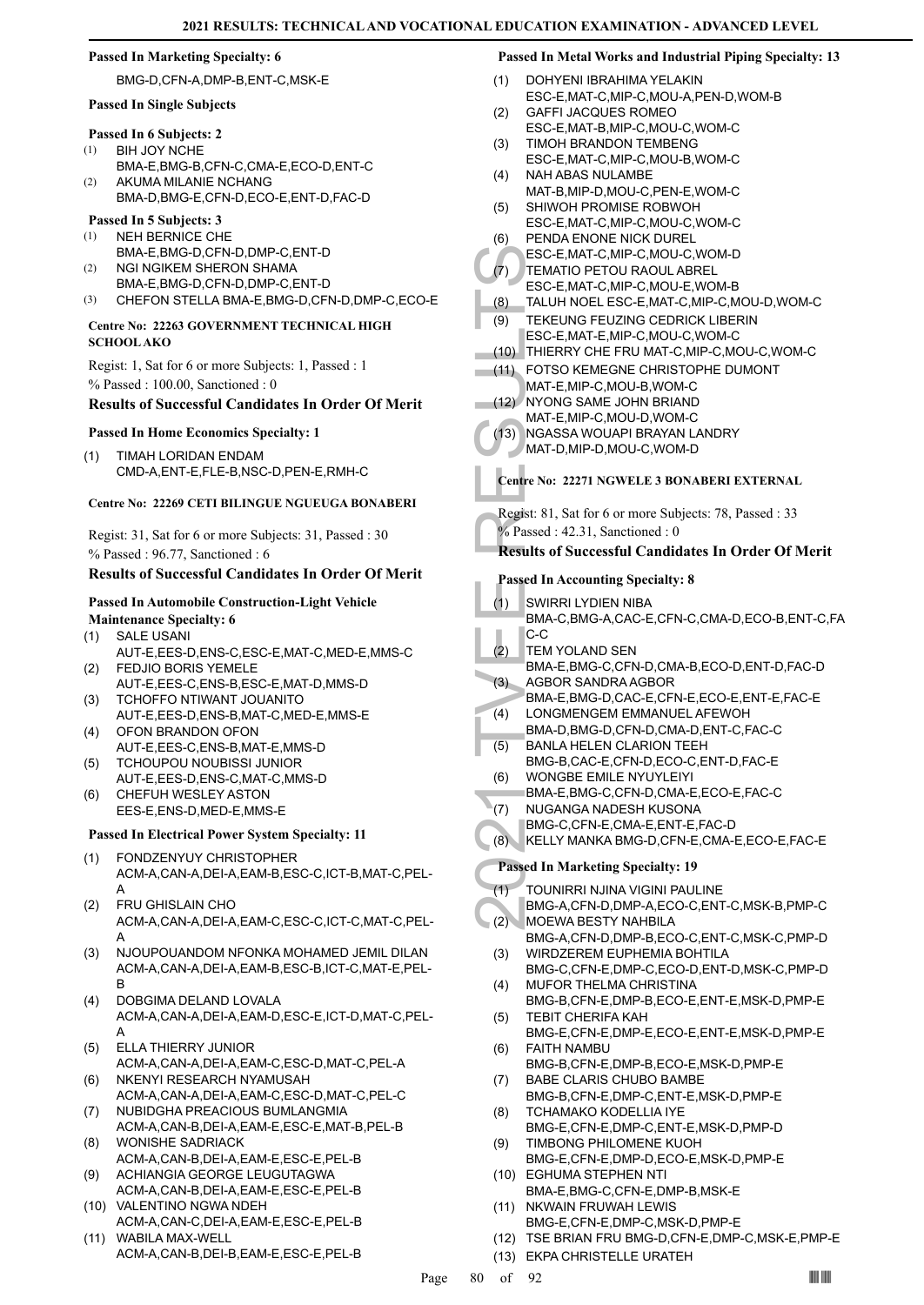**Passed In Marketing Specialty: 6**

BMG-D,CFN-A,DMP-B,ENT-C,MSK-E

**Passed In Single Subjects**

**Passed In 6 Subjects: 2**

(1) BIH JOY NCHE
BMA-E,BMG-B,CFN-C,CMA-E,ECO-D,ENT-C
(2) AKUMA MILANIE NCHANG
BMA-D,BMG-E,CFN-D,ECO-E,ENT-D,FAC-D

**Passed In 5 Subjects: 3**

(1) NEH BERNICE CHE
BMA-E,BMG-D,CFN-D,DMP-C,ENT-D
(2) NGI NGIKEM SHERON SHAMA
BMA-E,BMG-D,CFN-D,DMP-C,ENT-D
(3) CHEFON STELLA BMA-E,BMG-D,CFN-D,DMP-C,ECO-E

**Centre No: 22263 GOVERNMENT TECHNICAL HIGH SCHOOL AKO**

Regist: 1, Sat for 6 or more Subjects: 1, Passed : 1

% Passed : 100.00, Sanctioned : 0

**Results of Successful Candidates In Order Of Merit**

**Passed In Home Economics Specialty: 1**

(1) TIMAH LORIDAN ENDAM
CMD-A,ENT-E,FLE-B,NSC-D,PEN-E,RMH-C

**Centre No: 22269 CETI BILINGUE NGUEUGA BONABERI**

Regist: 31, Sat for 6 or more Subjects: 31, Passed : 30

% Passed : 96.77, Sanctioned : 6

**Results of Successful Candidates In Order Of Merit**

**Passed In Automobile Construction-Light Vehicle Maintenance Specialty: 6**

(1) SALE USANI
AUT-E,EES-D,ENS-C,ESC-E,MAT-C,MED-E,MMS-C
(2) FEDJIO BORIS YEMELE
AUT-E,EES-C,ENS-B,ESC-E,MAT-D,MMS-D
(3) TCHOFFO NTIWANT JOUANITO
AUT-E,EES-D,ENS-B,MAT-C,MED-E,MMS-E
(4) OFON BRANDON OFON
AUT-E,EES-C,ENS-B,MAT-E,MMS-D
(5) TCHOUPOU NOUBISSI JUNIOR
AUT-E,EES-D,ENS-C,MAT-C,MMS-D
(6) CHEFUH WESLEY ASTON
EES-E,ENS-D,MED-E,MMS-E

**Passed In Electrical Power System Specialty: 11**

(1) FONDZENYUY CHRISTOPHER
ACM-A,CAN-A,DEI-A,EAM-B,ESC-C,ICT-B,MAT-C,PEL-A
(2) FRU GHISLAIN CHO
ACM-A,CAN-A,DEI-A,EAM-C,ESC-C,ICT-C,MAT-C,PEL-A
(3) NJOUPOUANDOM NFONKA MOHAMED JEMIL DILAN
ACM-A,CAN-A,DEI-A,EAM-B,ESC-B,ICT-C,MAT-E,PEL-B
(4) DOBGIMA DELAND LOVALA
ACM-A,CAN-A,DEI-A,EAM-D,ESC-E,ICT-D,MAT-C,PEL-A
(5) ELLA THIERRY JUNIOR
ACM-A,CAN-A,DEI-A,EAM-C,ESC-D,MAT-C,PEL-A
(6) NKENYI RESEARCH NYAMUSAH
ACM-A,CAN-A,DEI-A,EAM-C,ESC-D,MAT-C,PEL-C
(7) NUBIDGHA PREACIOUS BUMLANGMIA
ACM-A,CAN-B,DEI-A,EAM-E,ESC-E,MAT-B,PEL-B
(8) WONISHE SADRIACK
ACM-A,CAN-B,DEI-A,EAM-E,ESC-E,PEL-B
(9) ACHIANGIA GEORGE LEUGUTAGWA
ACM-A,CAN-B,DEI-A,EAM-E,ESC-E,PEL-B
(10) VALENTINO NGWA NDEH
ACM-A,CAN-C,DEI-A,EAM-E,ESC-E,PEL-B
(11) WABILA MAX-WELL
ACM-A,CAN-B,DEI-B,EAM-E,ESC-E,PEL-B

**Passed In Metal Works and Industrial Piping Specialty: 13**

(1) DOHYENI IBRAHIMA YELAKIN
ESC-E,MAT-C,MIP-C,MOU-A,PEN-D,WOM-B
(2) GAFFI JACQUES ROMEO
ESC-E,MAT-B,MIP-C,MOU-C,WOM-C
(3) TIMOH BRANDON TEMBENG
ESC-E,MAT-C,MIP-C,MOU-B,WOM-C
(4) NAH ABAS NULAMBE
MAT-B,MIP-D,MOU-C,PEN-E,WOM-C
(5) SHIWOH PROMISE ROBWOH
ESC-E,MAT-C,MIP-C,MOU-C,WOM-C
(6) PENDA ENONE NICK DUREL
ESC-E,MAT-C,MIP-C,MOU-C,WOM-D
(7) TEMATIO PETOU RAOUL ABREL
ESC-E,MAT-C,MIP-C,MOU-E,WOM-B
(8) TALUH NOEL ESC-E,MAT-C,MIP-C,MOU-D,WOM-C
(9) TEKEUNG FEUZING CEDRICK LIBERIN
ESC-E,MAT-E,MIP-C,MOU-C,WOM-C
(10) THIERRY CHE FRU MAT-C,MIP-C,MOU-C,WOM-C
(11) FOTSO KEMEGNE CHRISTOPHE DUMONT
MAT-E,MIP-C,MOU-B,WOM-C
(12) NYONG SAME JOHN BRIAND
MAT-E,MIP-C,MOU-D,WOM-C
(13) NGASSA WOUAPI BRAYAN LANDRY
MAT-D,MIP-D,MOU-C,WOM-D

**Centre No: 22271 NGWELE 3 BONABERI EXTERNAL**

Regist: 81, Sat for 6 or more Subjects: 78, Passed : 33

% Passed : 42.31, Sanctioned : 0

**Results of Successful Candidates In Order Of Merit**

**Passed In Accounting Specialty: 8**

(1) SWIRRI LYDIEN NIBA
BMA-C,BMG-A,CAC-E,CFN-C,CMA-D,ECO-B,ENT-C,FAC-C
(2) TEM YOLAND SEN
BMA-E,BMG-C,CFN-D,CMA-B,ECO-D,ENT-D,FAC-D
(3) AGBOR SANDRA AGBOR
BMA-E,BMG-D,CAC-E,CFN-E,ECO-E,ENT-E,FAC-E
(4) LONGMENGEM EMMANUEL AFEWOH
BMA-D,BMG-D,CFN-D,CMA-D,ENT-C,FAC-C
(5) BANLA HELEN CLARION TEEH
BMG-B,CAC-E,CFN-D,ECO-C,ENT-D,FAC-E
(6) WONGBE EMILE NYUYLEIYI
BMA-E,BMG-C,CFN-D,CMA-E,ECO-E,FAC-C
(7) NUGANGA NADESH KUSONA
BMG-C,CFN-E,CMA-E,ENT-E,FAC-D
(8) KELLY MANKA BMG-D,CFN-E,CMA-E,ECO-E,FAC-E

**Passed In Marketing Specialty: 19**

(1) TOUNIRRI NJINA VIGINI PAULINE
BMG-A,CFN-D,DMP-A,ECO-C,ENT-C,MSK-B,PMP-C
(2) MOEWA BESTY NAHBILA
BMG-A,CFN-D,DMP-B,ECO-C,ENT-C,MSK-C,PMP-D
(3) WIRDZEREM EUPHEMIA BOHTILA
BMG-C,CFN-E,DMP-C,ECO-D,ENT-D,MSK-C,PMP-D
(4) MUFOR THELMA CHRISTINA
BMG-B,CFN-E,DMP-B,ECO-E,ENT-E,MSK-D,PMP-E
(5) TEBIT CHERIFA KAH
BMG-E,CFN-E,DMP-E,ECO-E,ENT-E,MSK-D,PMP-E
(6) FAITH NAMBU
BMG-B,CFN-E,DMP-B,ECO-E,MSK-D,PMP-E
(7) BABE CLARIS CHUBO BAMBE
BMG-B,CFN-E,DMP-C,ENT-E,MSK-D,PMP-E
(8) TCHAMAKO KODELLIA IYE
BMG-E,CFN-E,DMP-C,ENT-E,MSK-D,PMP-D
(9) TIMBONG PHILOMENE KUOH
BMG-E,CFN-E,DMP-D,ECO-E,MSK-D,PMP-E
(10) EGHUMA STEPHEN NTI
BMA-E,BMG-C,CFN-E,DMP-B,MSK-E
(11) NKWAIN FRUWAH LEWIS
BMG-E,CFN-E,DMP-C,MSK-D,PMP-E
(12) TSE BRIAN FRU BMG-D,CFN-E,DMP-C,MSK-E,PMP-E
(13) EKPA CHRISTELLE URATEH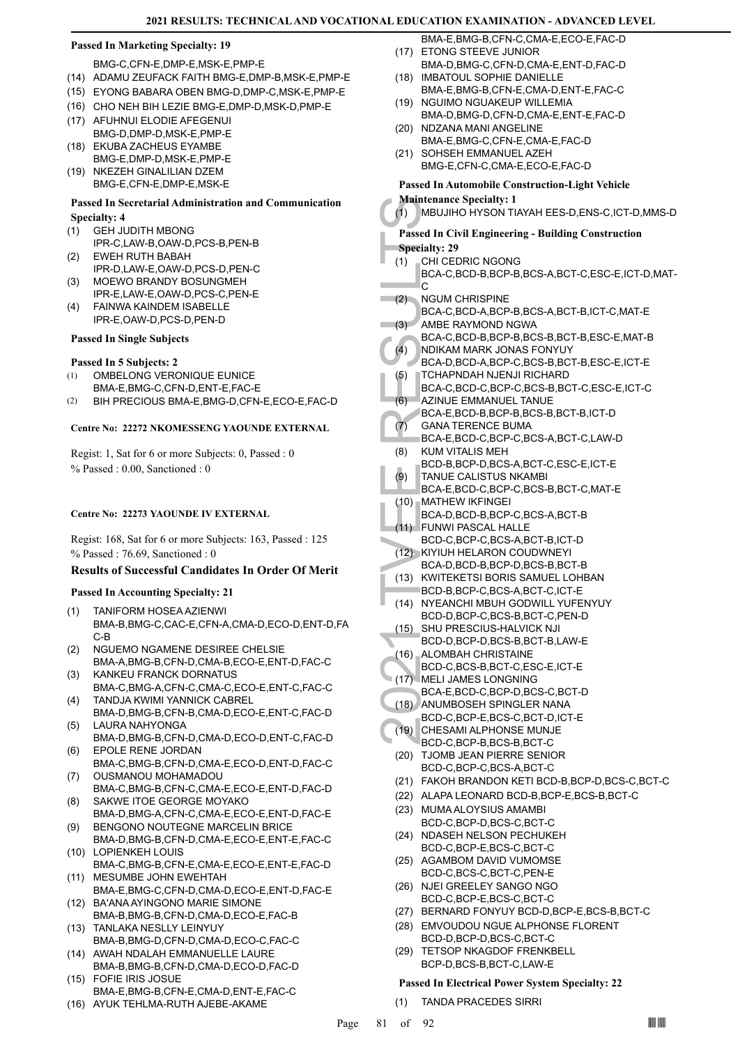#### Passed In Marketing Specialty: 19

BMG-C,CFN-E,DMP-E,MSK-E,PMP-E

(14) ADAMU ZEUFACK FAITH BMG-E,DMP-B,MSK-E,PMP-E
(15) EYONG BABARA OBEN BMG-D,DMP-C,MSK-E,PMP-E
(16) CHO NEH BIH LEZIE BMG-E,DMP-D,MSK-D,PMP-E
(17) AFUHNUI ELODIE AFEGENUI BMG-D,DMP-D,MSK-E,PMP-E
(18) EKUBA ZACHEUS EYAMBE BMG-E,DMP-D,MSK-E,PMP-E
(19) NKEZEH GINALILIAN DZEM BMG-E,CFN-E,DMP-E,MSK-E

#### Passed In Secretarial Administration and Communication Specialty: 4

(1) GEH JUDITH MBONG IPR-C,LAW-B,OAW-D,PCS-B,PEN-B
(2) EWEH RUTH BABAH IPR-D,LAW-E,OAW-D,PCS-D,PEN-C
(3) MOEWO BRANDY BOSUNGMEH IPR-E,LAW-E,OAW-D,PCS-C,PEN-E
(4) FAINWA KAINDEM ISABELLE IPR-E,OAW-D,PCS-D,PEN-D

#### Passed In Single Subjects

#### Passed In 5 Subjects: 2

(1) OMBELONG VERONIQUE EUNICE BMA-E,BMG-C,CFN-D,ENT-E,FAC-E
(2) BIH PRECIOUS BMA-E,BMG-D,CFN-E,ECO-E,FAC-D

#### Centre No: 22272 NKOMESSENG YAOUNDE EXTERNAL

Regist: 1, Sat for 6 or more Subjects: 0, Passed : 0

% Passed : 0.00, Sanctioned : 0

#### Centre No: 22273 YAOUNDE IV EXTERNAL

Regist: 168, Sat for 6 or more Subjects: 163, Passed : 125

% Passed : 76.69, Sanctioned : 0

### Results of Successful Candidates In Order Of Merit

#### Passed In Accounting Specialty: 21

(1) TANIFORM HOSEA AZIENWI BMA-B,BMG-C,CAC-E,CFN-A,CMA-D,ECO-D,ENT-D,FAC-B
(2) NGUEMO NGAMENE DESIREE CHELSIE BMA-A,BMG-B,CFN-D,CMA-B,ECO-E,ENT-D,FAC-C
(3) KANKEU FRANCK DORNATUS BMA-C,BMG-A,CFN-C,CMA-C,ECO-E,ENT-C,FAC-C
(4) TANDJA KWIMI YANNICK CABREL BMA-D,BMG-B,CFN-B,CMA-D,ECO-E,ENT-C,FAC-D
(5) LAURA NAHYONGA BMA-D,BMG-B,CFN-D,CMA-D,ECO-D,ENT-C,FAC-D
(6) EPOLE RENE JORDAN BMA-C,BMG-B,CFN-D,CMA-E,ECO-D,ENT-D,FAC-C
(7) OUSMANOU MOHAMADOU BMA-C,BMG-B,CFN-C,CMA-E,ECO-E,ENT-D,FAC-D
(8) SAKWE ITOE GEORGE MOYAKO BMA-D,BMG-A,CFN-C,CMA-E,ECO-E,ENT-D,FAC-E
(9) BENGONO NOUTEGNE MARCELIN BRICE BMA-D,BMG-B,CFN-D,CMA-E,ECO-E,ENT-E,FAC-C
(10) LOPIENKEH LOUIS BMA-C,BMG-B,CFN-E,CMA-E,ECO-E,ENT-E,FAC-D
(11) MESUMBE JOHN EWEHTAH BMA-E,BMG-C,CFN-D,CMA-D,ECO-E,ENT-D,FAC-E
(12) BA'ANA AYINGONO MARIE SIMONE BMA-B,BMG-B,CFN-D,CMA-D,ECO-E,FAC-B
(13) TANLAKA NESLLY LEINYUY BMA-B,BMG-D,CFN-D,CMA-D,ECO-C,FAC-C
(14) AWAH NDALAH EMMANUELLE LAURE BMA-B,BMG-B,CFN-D,CMA-D,ECO-D,FAC-D
(15) FOFIE IRIS JOSUE BMA-E,BMG-B,CFN-E,CMA-D,ENT-E,FAC-C
(16) AYUK TEHLMA-RUTH AJEBE-AKAME BMA-E,BMG-B,CFN-C,CMA-E,ECO-E,FAC-D
(17) ETONG STEEVE JUNIOR BMA-D,BMG-C,CFN-D,CMA-E,ENT-D,FAC-D
(18) IMBATOUL SOPHIE DANIELLE BMA-E,BMG-B,CFN-E,CMA-D,ENT-E,FAC-C
(19) NGUIMO NGUAKEUP WILLEMIA BMA-D,BMG-D,CFN-D,CMA-E,ENT-E,FAC-D
(20) NDZANA MANI ANGELINE BMA-E,BMG-C,CFN-E,CMA-E,FAC-D
(21) SOHSEH EMMANUEL AZEH BMG-E,CFN-C,CMA-E,ECO-E,FAC-D

#### Passed In Automobile Construction-Light Vehicle Maintenance Specialty: 1

(1) MBUJIHO HYSON TIAYAH EES-D,ENS-C,ICT-D,MMS-D

#### Passed In Civil Engineering - Building Construction Specialty: 29

(1) CHI CEDRIC NGONG BCA-C,BCD-B,BCP-B,BCS-A,BCT-C,ESC-E,ICT-D,MAT-C
(2) NGUM CHRISPINE BCA-C,BCD-A,BCP-B,BCS-A,BCT-B,ICT-C,MAT-E
(3) AMBE RAYMOND NGWA BCA-C,BCD-B,BCP-B,BCS-B,BCT-B,ESC-E,MAT-B
(4) NDIKAM MARK JONAS FONYUY BCA-D,BCD-A,BCP-C,BCS-B,BCT-B,ESC-E,ICT-E
(5) TCHAPNDAH NJENJI RICHARD BCA-C,BCD-C,BCP-C,BCS-B,BCT-C,ESC-E,ICT-C
(6) AZINUE EMMANUEL TANUE BCA-E,BCD-B,BCP-B,BCS-B,BCT-B,ICT-D
(7) GANA TERENCE BUMA BCA-E,BCD-C,BCP-C,BCS-A,BCT-C,LAW-D
(8) KUM VITALIS MEH BCD-B,BCP-D,BCS-A,BCT-C,ESC-E,ICT-E
(9) TANUE CALISTUS NKAMBI BCA-E,BCD-C,BCP-C,BCS-B,BCT-C,MAT-E
(10) MATHEW IKFINGEI BCA-D,BCD-B,BCP-C,BCS-A,BCT-B
(11) FUNWI PASCAL HALLE BCD-C,BCP-C,BCS-A,BCT-B,ICT-D
(12) KIYIUH HELARON COUDWNEYI BCA-D,BCD-B,BCP-D,BCS-B,BCT-B
(13) KWITEKETSI BORIS SAMUEL LOHBAN BCD-B,BCP-C,BCS-A,BCT-C,ICT-E
(14) NYEANCHI MBUH GODWILL YUFENYUY BCD-D,BCP-C,BCS-B,BCT-C,PEN-D
(15) SHU PRESCIUS-HALVICK NJI BCD-D,BCP-D,BCS-B,BCT-B,LAW-E
(16) ALOMBAH CHRISTAINE BCD-C,BCS-B,BCT-C,ESC-E,ICT-E
(17) MELI JAMES LONGNING BCA-E,BCD-C,BCP-D,BCS-C,BCT-D
(18) ANUMBOSEH SPINGLER NANA BCD-C,BCP-E,BCS-C,BCT-D,ICT-E
(19) CHESAMI ALPHONSE MUNJE BCD-C,BCP-B,BCS-B,BCT-C
(20) TJOMB JEAN PIERRE SENIOR BCD-C,BCP-C,BCS-A,BCT-C
(21) FAKOH BRANDON KETI BCD-B,BCP-D,BCS-C,BCT-C
(22) ALAPA LEONARD BCD-B,BCP-E,BCS-B,BCT-C
(23) MUMA ALOYSIUS AMAMBI BCD-C,BCP-D,BCS-C,BCT-C
(24) NDASEH NELSON PECHUKEH BCD-C,BCP-E,BCS-C,BCT-C
(25) AGAMBOM DAVID VUMOMSE BCD-C,BCS-C,BCT-C,PEN-E
(26) NJEI GREELEY SANGO NGO BCD-C,BCP-E,BCS-C,BCT-C
(27) BERNARD FONYUY BCD-D,BCP-E,BCS-B,BCT-C
(28) EMVOUDOU NGUE ALPHONSE FLORENT BCD-D,BCP-D,BCS-C,BCT-C
(29) TETSOP NKAGDOF FRENKBELL BCP-D,BCS-B,BCT-C,LAW-E

#### Passed In Electrical Power System Specialty: 22

(1) TANDA PRACEDES SIRRI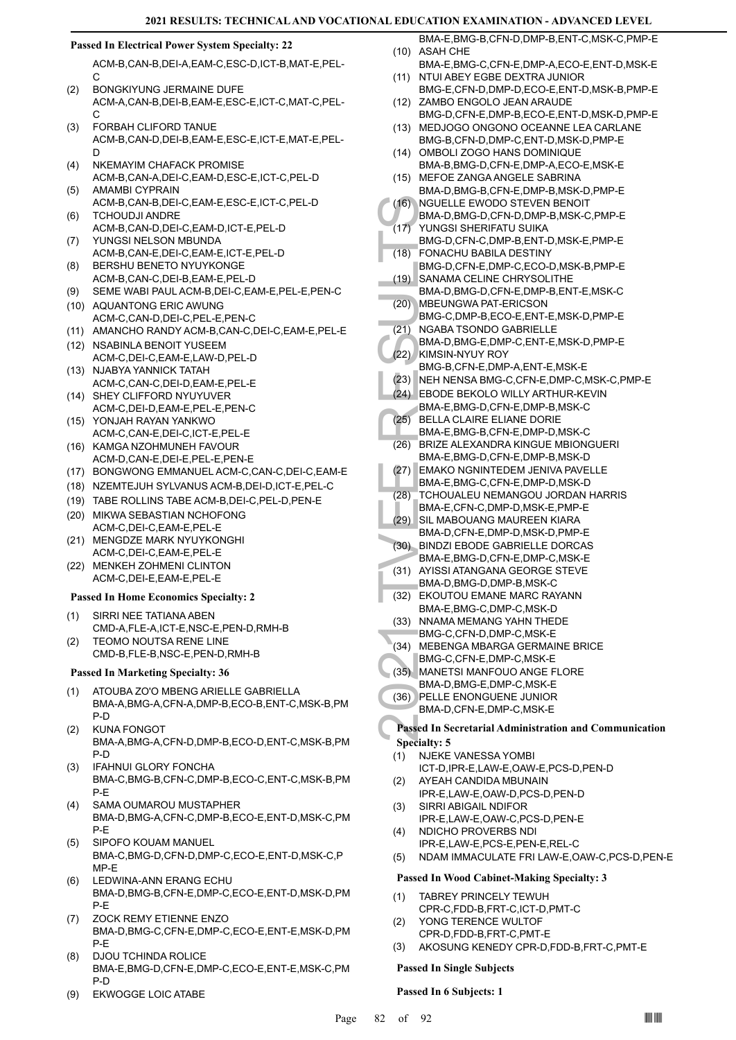### Passed In Electrical Power System Specialty: 22

ACM-B,CAN-B,DEI-A,EAM-C,ESC-D,ICT-B,MAT-E,PEL-C

(2) BONGKIYUNG JERMAINE DUFE ACM-A,CAN-B,DEI-B,EAM-E,ESC-E,ICT-C,MAT-C,PEL-C
(3) FORBAH CLIFORD TANUE ACM-B,CAN-D,DEI-B,EAM-E,ESC-E,ICT-E,MAT-E,PEL-D
(4) NKEMAYIM CHAFACK PROMISE ACM-B,CAN-A,DEI-C,EAM-D,ESC-E,ICT-C,PEL-D
(5) AMAMBI CYPRAIN ACM-B,CAN-B,DEI-C,EAM-E,ESC-E,ICT-C,PEL-D
(6) TCHOUDJI ANDRE ACM-B,CAN-D,DEI-C,EAM-D,ICT-E,PEL-D
(7) YUNGSI NELSON MBUNDA ACM-B,CAN-E,DEI-C,EAM-E,ICT-E,PEL-D
(8) BERSHU BENETO NYUYKONGE ACM-B,CAN-C,DEI-B,EAM-E,PEL-D
(9) SEME WABI PAUL ACM-B,DEI-C,EAM-E,PEL-E,PEN-C
(10) AQUANTONG ERIC AWUNG ACM-C,CAN-D,DEI-C,PEL-E,PEN-C
(11) AMANCHO RANDY ACM-B,CAN-C,DEI-C,EAM-E,PEL-E
(12) NSABINLA BENOIT YUSEEM ACM-C,DEI-C,EAM-E,LAW-D,PEL-D
(13) NJABYA YANNICK TATAH ACM-C,CAN-C,DEI-D,EAM-E,PEL-E
(14) SHEY CLIFFORD NYUYUVER ACM-C,DEI-D,EAM-E,PEL-E,PEN-C
(15) YONJAH RAYAN YANKWO ACM-C,CAN-E,DEI-C,ICT-E,PEL-E
(16) KAMGA NZOHMUNEH FAVOUR ACM-D,CAN-E,DEI-E,PEL-E,PEN-E
(17) BONGWONG EMMANUEL ACM-C,CAN-C,DEI-C,EAM-E
(18) NZEMTEJUH SYLVANUS ACM-B,DEI-D,ICT-E,PEL-C
(19) TABE ROLLINS TABE ACM-B,DEI-C,PEL-D,PEN-E
(20) MIKWA SEBASTIAN NCHOFONG ACM-C,DEI-C,EAM-E,PEL-E
(21) MENGDZE MARK NYUYKONGHI ACM-C,DEI-C,EAM-E,PEL-E
(22) MENKEH ZOHMENI CLINTON ACM-C,DEI-E,EAM-E,PEL-E

### Passed In Home Economics Specialty: 2

(1) SIRRI NEE TATIANA ABEN CMD-A,FLE-A,ICT-E,NSC-E,PEN-D,RMH-B
(2) TEOMO NOUTSA RENE LINE CMD-B,FLE-B,NSC-E,PEN-D,RMH-B

### Passed In Marketing Specialty: 36

(1) ATOUBA ZO'O MBENG ARIELLE GABRIELLA BMA-A,BMG-A,CFN-A,DMP-B,ECO-B,ENT-C,MSK-B,PMP-D
(2) KUNA FONGOT BMA-A,BMG-A,CFN-D,DMP-B,ECO-D,ENT-C,MSK-B,PMP-D
(3) IFAHNUI GLORY FONCHA BMA-C,BMG-B,CFN-C,DMP-B,ECO-C,ENT-C,MSK-B,PMP-E
(4) SAMA OUMAROU MUSTAPHER BMA-D,BMG-A,CFN-C,DMP-B,ECO-E,ENT-D,MSK-C,PMP-E
(5) SIPOFO KOUAM MANUEL BMA-C,BMG-D,CFN-D,DMP-C,ECO-E,ENT-D,MSK-C,PMP-E
(6) LEDWINA-ANN ERANG ECHU BMA-D,BMG-B,CFN-E,DMP-C,ECO-E,ENT-D,MSK-D,PMP-E
(7) ZOCK REMY ETIENNE ENZO BMA-D,BMG-C,CFN-E,DMP-C,ECO-E,ENT-E,MSK-D,PMP-E
(8) DJOU TCHINDA ROLICE BMA-E,BMG-D,CFN-E,DMP-C,ECO-E,ENT-E,MSK-C,PMP-D
(9) EKWOGGE LOIC ATABE BMA-E,BMG-B,CFN-D,DMP-B,ENT-C,MSK-C,PMP-E
(10) ASAH CHE BMA-E,BMG-C,CFN-E,DMP-A,ECO-E,ENT-D,MSK-E
(11) NTUI ABEY EGBE DEXTRA JUNIOR BMG-E,CFN-D,DMP-D,ECO-E,ENT-D,MSK-B,PMP-E
(12) ZAMBO ENGOLO JEAN ARAUDE BMG-D,CFN-E,DMP-B,ECO-E,ENT-D,MSK-D,PMP-E
(13) MEDJOGO ONGONO OCEANNE LEA CARLANE BMG-B,CFN-D,DMP-C,ENT-D,MSK-D,PMP-E
(14) OMBOLI ZOGO HANS DOMINIQUE BMA-B,BMG-D,CFN-E,DMP-A,ECO-E,MSK-E
(15) MEFOE ZANGA ANGELE SABRINA BMA-D,BMG-B,CFN-E,DMP-B,MSK-D,PMP-E
(16) NGUELLE EWODO STEVEN BENOIT BMA-D,BMG-D,CFN-D,DMP-B,MSK-C,PMP-E
(17) YUNGSI SHERIFATU SUIKA BMG-D,CFN-C,DMP-B,ENT-D,MSK-E,PMP-E
(18) FONACHU BABILA DESTINY BMG-D,CFN-E,DMP-C,ECO-D,MSK-B,PMP-E
(19) SANAMA CELINE CHRYSOLITHE BMA-D,BMG-D,CFN-E,DMP-B,ENT-E,MSK-C
(20) MBEUNGWA PAT-ERICSON BMG-C,DMP-B,ECO-E,ENT-E,MSK-D,PMP-E
(21) NGABA TSONDO GABRIELLE BMA-D,BMG-E,DMP-C,ENT-E,MSK-D,PMP-E
(22) KIMSIN-NYUY ROY BMG-B,CFN-E,DMP-A,ENT-E,MSK-E
(23) NEH NENSA BMG-C,CFN-E,DMP-C,MSK-C,PMP-E
(24) EBODE BEKOLO WILLY ARTHUR-KEVIN BMA-E,BMG-D,CFN-E,DMP-B,MSK-C
(25) BELLA CLAIRE ELIANE DORIE BMA-E,BMG-B,CFN-E,DMP-D,MSK-C
(26) BRIZE ALEXANDRA KINGUE MBIONGUERI BMA-E,BMG-D,CFN-E,DMP-B,MSK-D
(27) EMAKO NGNINTEDEM JENIVA PAVELLE BMA-E,BMG-C,CFN-E,DMP-D,MSK-D
(28) TCHOUALEU NEMANGOU JORDAN HARRIS BMA-E,CFN-C,DMP-D,MSK-E,PMP-E
(29) SIL MABOUANG MAUREEN KIARA BMA-D,CFN-E,DMP-D,MSK-D,PMP-E
(30) BINDZI EBODE GABRIELLE DORCAS BMA-E,BMG-D,CFN-E,DMP-C,MSK-E
(31) AYISSI ATANGANA GEORGE STEVE BMA-D,BMG-D,DMP-B,MSK-C
(32) EKOUTOU EMANE MARC RAYANN BMA-E,BMG-C,DMP-C,MSK-D
(33) NNAMA MEMANG YAHN THEDE BMG-C,CFN-D,DMP-C,MSK-E
(34) MEBENGA MBARGA GERMAINE BRICE BMG-C,CFN-E,DMP-C,MSK-E
(35) MANETSI MANFOUO ANGE FLORE BMA-D,BMG-E,DMP-C,MSK-E
(36) PELLE ENONGUENE JUNIOR BMA-D,CFN-E,DMP-C,MSK-E

### Passed In Secretarial Administration and Communication Specialty: 5

(1) NJEKE VANESSA YOMBI ICT-D,IPR-E,LAW-E,OAW-E,PCS-D,PEN-D
(2) AYEAH CANDIDA MBUNAIN IPR-E,LAW-E,OAW-D,PCS-D,PEN-D
(3) SIRRI ABIGAIL NDIFOR IPR-E,LAW-E,OAW-C,PCS-D,PEN-E
(4) NDICHO PROVERBS NDI IPR-E,LAW-E,PCS-E,PEN-E,REL-C
(5) NDAM IMMACULATE FRI LAW-E,OAW-C,PCS-D,PEN-E

### Passed In Wood Cabinet-Making Specialty: 3

(1) TABREY PRINCELY TEWUH CPR-C,FDD-B,FRT-C,ICT-D,PMT-C
(2) YONG TERENCE WULTOF CPR-D,FDD-B,FRT-C,PMT-E
(3) AKOSUNG KENEDY CPR-D,FDD-B,FRT-C,PMT-E

### Passed In Single Subjects

### Passed In 6 Subjects: 1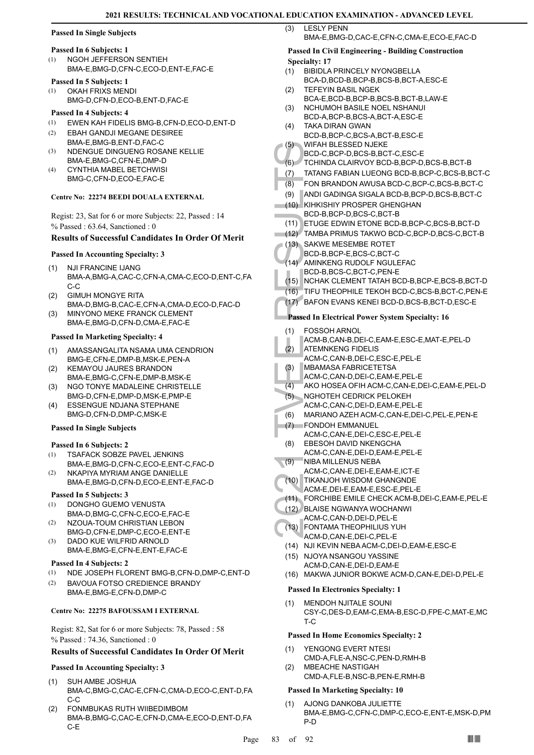#### Passed In Single Subjects

**Passed In 6 Subjects: 1**

(1) NGOH JEFFERSON SENTIEH BMA-E,BMG-D,CFN-C,ECO-D,ENT-E,FAC-E

**Passed In 5 Subjects: 1**

(1) OKAH FRIXS MENDI BMG-D,CFN-D,ECO-B,ENT-D,FAC-E

**Passed In 4 Subjects: 4**

(1) EWEN KAH FIDELIS BMG-B,CFN-D,ECO-D,ENT-D
(2) EBAH GANDJI MEGANE DESIREE BMA-E,BMG-B,ENT-D,FAC-C
(3) NDENGUE DINGUENG ROSANE KELLIE BMA-E,BMG-C,CFN-E,DMP-D
(4) CYNTHIA MABEL BETCHWISI BMG-C,CFN-D,ECO-E,FAC-E

#### Centre No: 22274 BEEDI DOUALA EXTERNAL

Regist: 23, Sat for 6 or more Subjects: 22, Passed : 14
% Passed : 63.64, Sanctioned : 0

### Results of Successful Candidates In Order Of Merit

#### Passed In Accounting Specialty: 3

(1) NJI FRANCINE IJANG BMA-A,BMG-A,CAC-C,CFN-A,CMA-C,ECO-D,ENT-C,FAC-C
(2) GIMUH MONGYE RITA BMA-D,BMG-B,CAC-E,CFN-A,CMA-D,ECO-D,FAC-D
(3) MINYONO MEKE FRANCK CLEMENT BMA-E,BMG-D,CFN-D,CMA-E,FAC-E

#### Passed In Marketing Specialty: 4

(1) AMASSANGALITA NSAMA UMA CENDRION BMG-E,CFN-E,DMP-B,MSK-E,PEN-A
(2) KEMAYOU JAURES BRANDON BMA-E,BMG-C,CFN-E,DMP-B,MSK-E
(3) NGO TONYE MADALEINE CHRISTELLE BMG-D,CFN-E,DMP-D,MSK-E,PMP-E
(4) ESSENGUE NDJANA STEPHANE BMG-D,CFN-D,DMP-C,MSK-E

#### Passed In Single Subjects

**Passed In 6 Subjects: 2**

(1) TSAFACK SOBZE PAVEL JENKINS BMA-E,BMG-D,CFN-C,ECO-E,ENT-C,FAC-D
(2) NKAPIYA MYRIAM ANGE DANIELLE BMA-E,BMG-D,CFN-D,ECO-E,ENT-E,FAC-D

**Passed In 5 Subjects: 3**

(1) DONGHO GUEMO VENUSTA BMA-D,BMG-C,CFN-C,ECO-E,FAC-E
(2) NZOUA-TOUM CHRISTIAN LEBON BMG-D,CFN-E,DMP-C,ECO-E,ENT-E
(3) DADO KUE WILFRID ARNOLD BMA-E,BMG-E,CFN-E,ENT-E,FAC-E

**Passed In 4 Subjects: 2**

(1) NDE JOSEPH FLORENT BMG-B,CFN-D,DMP-C,ENT-D
(2) BAVOUA FOTSO CREDIENCE BRANDY BMA-E,BMG-E,CFN-D,DMP-C

#### Centre No: 22275 BAFOUSSAM I EXTERNAL

Regist: 82, Sat for 6 or more Subjects: 78, Passed : 58
% Passed : 74.36, Sanctioned : 0

### Results of Successful Candidates In Order Of Merit

#### Passed In Accounting Specialty: 3

(1) SUH AMBE JOSHUA BMA-C,BMG-C,CAC-E,CFN-C,CMA-D,ECO-C,ENT-D,FAC-C
(2) FONMBUKAS RUTH WIIBEDIMBOM BMA-B,BMG-C,CAC-E,CFN-D,CMA-E,ECO-D,ENT-D,FAC-E
(3) LESLY PENN BMA-E,BMG-D,CAC-E,CFN-C,CMA-E,ECO-E,FAC-D

#### Passed In Civil Engineering - Building Construction Specialty: 17

(1) BIBIDLA PRINCELY NYONGBELLA BCA-D,BCD-B,BCP-B,BCS-B,BCT-A,ESC-E
(2) TEFEYIN BASIL NGEK BCA-E,BCD-B,BCP-B,BCS-B,BCT-B,LAW-E
(3) NCHUMOH BASILE NOEL NSHANUI BCD-A,BCP-B,BCS-A,BCT-A,ESC-E
(4) TAKA DIRAN GWAN BCD-B,BCP-C,BCS-A,BCT-B,ESC-E
(5) WIFAH BLESSED NJEKE BCD-C,BCP-D,BCS-B,BCT-C,ESC-E
(6) TCHINDA CLAIRVOY BCD-B,BCP-D,BCS-B,BCT-B
(7) TATANG FABIAN LUEONG BCD-B,BCP-C,BCS-B,BCT-C
(8) FON BRANDON AWUSA BCD-C,BCP-C,BCS-B,BCT-C
(9) ANDI GADINGA SIGALA BCD-B,BCP-D,BCS-B,BCT-C
(10) KIHKISHIY PROSPER GHENGHAN BCD-B,BCP-D,BCS-C,BCT-B
(11) ETUGE EDWIN ETONE BCD-B,BCP-C,BCS-B,BCT-D
(12) TAMBA PRIMUS TAKWO BCD-C,BCP-D,BCS-C,BCT-B
(13) SAKWE MESEMBE ROTET BCD-B,BCP-E,BCS-C,BCT-C
(14) AMINKENG RUDOLF NGULEFAC BCD-B,BCS-C,BCT-C,PEN-E
(15) NCHAK CLEMENT TATAH BCD-B,BCP-E,BCS-B,BCT-D
(16) TIFU THEOPHILE TEKOH BCD-C,BCS-B,BCT-C,PEN-E
(17) BAFON EVANS KENEI BCD-D,BCS-B,BCT-D,ESC-E

#### Passed In Electrical Power System Specialty: 16

(1) FOSSOH ARNOL ACM-B,CAN-B,DEI-E,EAM-E,ESC-E,MAT-E,PEL-D
(2) ATEMNKENG FIDELIS ACM-C,CAN-B,DEI-C,ESC-E,PEL-E
(3) MBAMASA FABRICETETSA ACM-C,CAN-D,DEI-C,EAM-E,PEL-E
(4) AKO HOSEA OFIH ACM-C,CAN-E,DEI-C,EAM-E,PEL-D
(5) NGHOTEH CEDRICK PELOKEH ACM-C,CAN-C,DEI-D,EAM-E,PEL-E
(6) MARIANO AZEH ACM-C,CAN-E,DEI-C,PEL-E,PEN-E
(7) FONDOH EMMANUEL ACM-C,CAN-E,DEI-C,ESC-E,PEL-E
(8) EBESOH DAVID NKENGCHA ACM-C,CAN-E,DEI-D,EAM-E,PEL-E
(9) NIBA MILLENUS NEBA ACM-C,CAN-E,DEI-E,EAM-E,ICT-E
(10) TIKANJOH WISDOM GHANGNDE ACM-E,DEI-E,EAM-E,ESC-E,PEL-E
(11) FORCHIBE EMILE CHECK ACM-B,DEI-C,EAM-E,PEL-E
(12) BLAISE NGWANYA WOCHANWI ACM-C,CAN-D,DEI-D,PEL-E
(13) FONTAMA THEOPHILIUS YUH ACM-D,CAN-E,DEI-C,PEL-E
(14) NJI KEVIN NEBA ACM-C,DEI-D,EAM-E,ESC-E
(15) NJOYA NSANGOU YASSINE ACM-D,CAN-E,DEI-D,EAM-E
(16) MAKWA JUNIOR BOKWE ACM-D,CAN-E,DEI-D,PEL-E

#### Passed In Electronics Specialty: 1

(1) MENDOH NJITALE SOUNI CSY-C,DES-D,EAM-C,EMA-B,ESC-D,FPE-C,MAT-E,MCT-C

#### Passed In Home Economics Specialty: 2

(1) YENGONG EVERT NTESI CMD-A,FLE-A,NSC-C,PEN-D,RMH-B
(2) MBEACHE NASTIGAH CMD-A,FLE-B,NSC-B,PEN-E,RMH-B

#### Passed In Marketing Specialty: 10

(1) AJONG DANKOBA JULIETTE BMA-E,BMG-C,CFN-C,DMP-C,ECO-E,ENT-E,MSK-D,PMP-D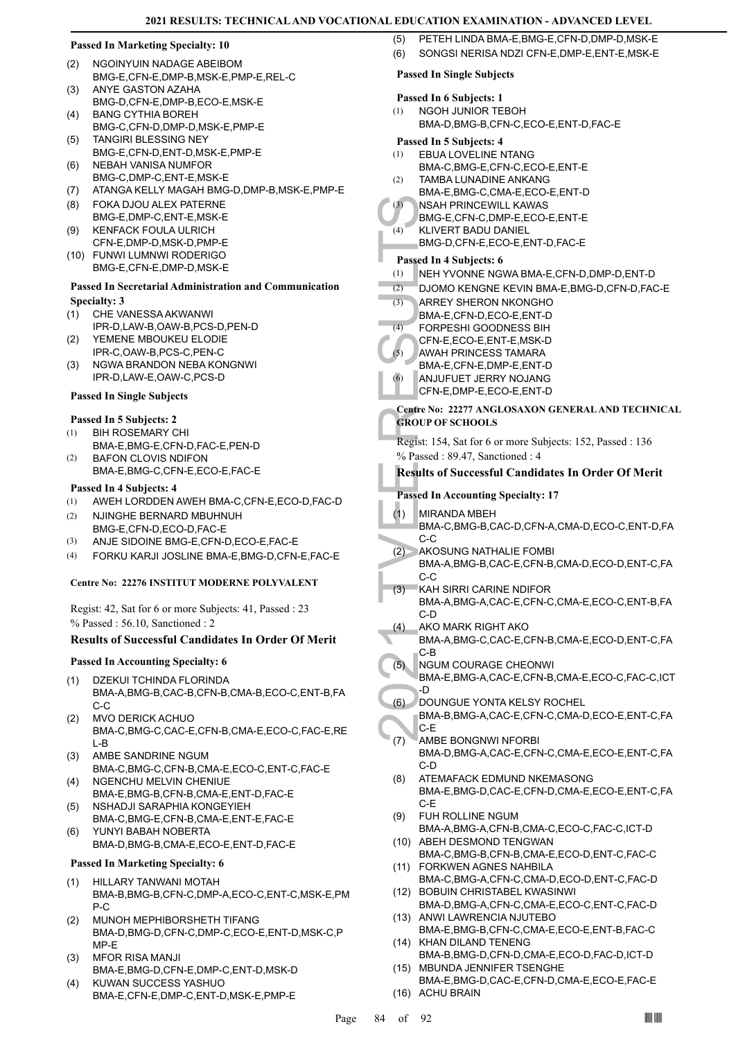### Passed In Marketing Specialty: 10

(2) NGOINYUIN NADAGE ABEIBOM BMG-E,CFN-E,DMP-B,MSK-E,PMP-E,REL-C
(3) ANYE GASTON AZAHA BMG-D,CFN-E,DMP-B,ECO-E,MSK-E
(4) BANG CYTHIA BOREH BMG-C,CFN-D,DMP-D,MSK-E,PMP-E
(5) TANGIRI BLESSING NEY BMG-E,CFN-D,ENT-D,MSK-E,PMP-E
(6) NEBAH VANISA NUMFOR BMG-C,DMP-C,ENT-E,MSK-E
(7) ATANGA KELLY MAGAH BMG-D,DMP-B,MSK-E,PMP-E
(8) FOKA DJOU ALEX PATERNE BMG-E,DMP-C,ENT-E,MSK-E
(9) KENFACK FOULA ULRICH CFN-E,DMP-D,MSK-D,PMP-E
(10) FUNWI LUMNWI RODERIGO BMG-E,CFN-E,DMP-D,MSK-E

### Passed In Secretarial Administration and Communication Specialty: 3

(1) CHE VANESSA AKWANWI IPR-D,LAW-B,OAW-B,PCS-D,PEN-D
(2) YEMENE MBOUKEU ELODIE IPR-C,OAW-B,PCS-C,PEN-C
(3) NGWA BRANDON NEBA KONGNWI IPR-D,LAW-E,OAW-C,PCS-D

### Passed In Single Subjects

#### Passed In 5 Subjects: 2

(1) BIH ROSEMARY CHI BMA-E,BMG-E,CFN-D,FAC-E,PEN-D
(2) BAFON CLOVIS NDIFON BMA-E,BMG-C,CFN-E,ECO-E,FAC-E

#### Passed In 4 Subjects: 4

(1) AWEH LORDDEN AWEH BMA-C,CFN-E,ECO-D,FAC-D
(2) NJINGHE BERNARD MBUHNUH BMG-E,CFN-D,ECO-D,FAC-E
(3) ANJE SIDOINE BMG-E,CFN-D,ECO-E,FAC-E
(4) FORKU KARJI JOSLINE BMA-E,BMG-D,CFN-E,FAC-E

## Centre No: 22276 INSTITUT MODERNE POLYVALENT

Regist: 42, Sat for 6 or more Subjects: 41, Passed : 23
% Passed : 56.10, Sanctioned : 2

### Results of Successful Candidates In Order Of Merit

### Passed In Accounting Specialty: 6

(1) DZEKUI TCHINDA FLORINDA BMA-A,BMG-B,CAC-B,CFN-B,CMA-B,ECO-C,ENT-B,FAC-C
(2) MVO DERICK ACHUO BMA-C,BMG-C,CAC-E,CFN-B,CMA-E,ECO-C,FAC-E,REL-B
(3) AMBE SANDRINE NGUM BMA-C,BMG-C,CFN-B,CMA-E,ECO-C,ENT-C,FAC-E
(4) NGENCHU MELVIN CHENIUE BMA-E,BMG-B,CFN-B,CMA-E,ENT-D,FAC-E
(5) NSHADJI SARAPHIA KONGEYIEH BMA-C,BMG-E,CFN-B,CMA-E,ENT-E,FAC-E
(6) YUNYI BABAH NOBERTA BMA-D,BMG-B,CMA-E,ECO-E,ENT-D,FAC-E

### Passed In Marketing Specialty: 6

(1) HILLARY TANWANI MOTAH BMA-B,BMG-B,CFN-C,DMP-A,ECO-C,ENT-C,MSK-E,PMP-C
(2) MUNOH MEPHIBORSHETH TIFANG BMA-D,BMG-D,CFN-C,DMP-C,ECO-E,ENT-D,MSK-C,PMP-E
(3) MFOR RISA MANJI BMA-E,BMG-D,CFN-E,DMP-C,ENT-D,MSK-D
(4) KUWAN SUCCESS YASHUO BMA-E,CFN-E,DMP-C,ENT-D,MSK-E,PMP-E
(5) PETEH LINDA BMA-E,BMG-E,CFN-D,DMP-D,MSK-E
(6) SONGSI NERISA NDZI CFN-E,DMP-E,ENT-E,MSK-E

### Passed In Single Subjects

#### Passed In 6 Subjects: 1

(1) NGOH JUNIOR TEBOH BMA-D,BMG-B,CFN-C,ECO-E,ENT-D,FAC-E

#### Passed In 5 Subjects: 4

(1) EBUA LOVELINE NTANG BMA-C,BMG-E,CFN-C,ECO-E,ENT-E
(2) TAMBA LUNADINE ANKANG BMA-E,BMG-C,CMA-E,ECO-E,ENT-D
(3) NSAH PRINCEWILL KAWAS BMG-E,CFN-C,DMP-E,ECO-E,ENT-E
(4) KLIVERT BADU DANIEL BMG-D,CFN-E,ECO-E,ENT-D,FAC-E

#### Passed In 4 Subjects: 6

(1) NEH YVONNE NGWA BMA-E,CFN-D,DMP-D,ENT-D
(2) DJOMO KENGNE KEVIN BMA-E,BMG-D,CFN-D,FAC-E
(3) ARREY SHERON NKONGHO BMA-E,CFN-D,ECO-E,ENT-D
(4) FORPESHI GOODNESS BIH CFN-E,ECO-E,ENT-E,MSK-D
(5) AWAH PRINCESS TAMARA BMA-E,CFN-E,DMP-E,ENT-D
(6) ANJUFUET JERRY NOJANG CFN-E,DMP-E,ECO-E,ENT-D

## Centre No: 22277 ANGLOSAXON GENERAL AND TECHNICAL GROUP OF SCHOOLS

Regist: 154, Sat for 6 or more Subjects: 152, Passed : 136
% Passed : 89.47, Sanctioned : 4

### Results of Successful Candidates In Order Of Merit

### Passed In Accounting Specialty: 17

(1) MIRANDA MBEH BMA-C,BMG-B,CAC-D,CFN-A,CMA-D,ECO-C,ENT-D,FAC-C
(2) AKOSUNG NATHALIE FOMBI BMA-A,BMG-B,CAC-E,CFN-B,CMA-D,ECO-D,ENT-C,FAC-C
(3) KAH SIRRI CARINE NDIFOR BMA-A,BMG-A,CAC-E,CFN-C,CMA-E,ECO-C,ENT-B,FAC-D
(4) AKO MARK RIGHT AKO BMA-A,BMG-C,CAC-E,CFN-B,CMA-E,ECO-D,ENT-C,FAC-B
(5) NGUM COURAGE CHEONWI BMA-E,BMG-A,CAC-E,CFN-B,CMA-E,ECO-C,FAC-C,ICT-D
(6) DOUNGUE YONTA KELSY ROCHEL BMA-B,BMG-A,CAC-E,CFN-C,CMA-D,ECO-E,ENT-C,FAC-E
(7) AMBE BONGNWI NFORBI BMA-D,BMG-A,CAC-E,CFN-C,CMA-E,ECO-E,ENT-C,FAC-D
(8) ATEMAFACK EDMUND NKEMASONG BMA-E,BMG-D,CAC-E,CFN-D,CMA-E,ECO-E,ENT-C,FAC-E
(9) FUH ROLLINE NGUM BMA-A,BMG-A,CFN-B,CMA-C,ECO-C,FAC-C,ICT-D
(10) ABEH DESMOND TENGWAN BMA-C,BMG-B,CFN-B,CMA-E,ECO-D,ENT-C,FAC-C
(11) FORKWEN AGNES NAHBILA BMA-C,BMG-A,CFN-C,CMA-D,ECO-D,ENT-C,FAC-D
(12) BOBUIN CHRISTABEL KWASINWI BMA-D,BMG-A,CFN-C,CMA-E,ECO-C,ENT-C,FAC-D
(13) ANWI LAWRENCIA NJUTEBO BMA-E,BMG-B,CFN-C,CMA-E,ECO-E,ENT-B,FAC-C
(14) KHAN DILAND TENENG BMA-B,BMG-D,CFN-D,CMA-E,ECO-D,FAC-D,ICT-D
(15) MBUNDA JENNIFER TSENGHE BMA-E,BMG-D,CAC-E,CFN-D,CMA-E,ECO-E,FAC-E
(16) ACHU BRAIN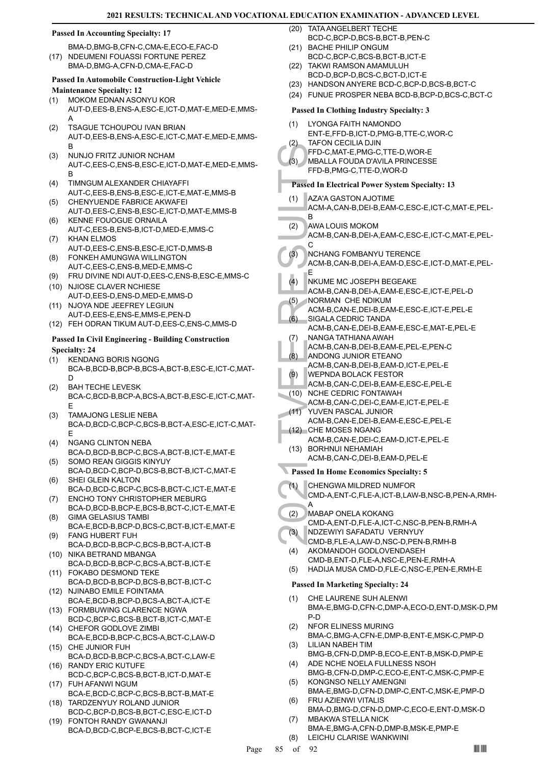## Passed In Accounting Specialty: 17

BMA-D,BMG-B,CFN-C,CMA-E,ECO-E,FAC-D

(17) NDEUMENI FOUASSI FORTUNE PEREZ BMA-D,BMG-A,CFN-D,CMA-E,FAC-D

## Passed In Automobile Construction-Light Vehicle Maintenance Specialty: 12

(1) MOKOM EDNAN ASONYU KOR AUT-D,EES-B,ENS-A,ESC-E,ICT-D,MAT-E,MED-E,MMS-A
(2) TSAGUE TCHOUPOU IVAN BRIAN AUT-D,EES-B,ENS-A,ESC-E,ICT-C,MAT-E,MED-E,MMS-B
(3) NUNJO FRITZ JUNIOR NCHAM AUT-C,EES-C,ENS-B,ESC-E,ICT-D,MAT-E,MED-E,MMS-B
(4) TIMNGUM ALEXANDER CHIAYAFFI AUT-C,EES-B,ENS-B,ESC-E,ICT-E,MAT-E,MMS-B
(5) CHENYUENDE FABRICE AKWAFEI AUT-D,EES-C,ENS-B,ESC-E,ICT-D,MAT-E,MMS-B
(6) KENNE FOUOGUE ORNAILA AUT-C,EES-B,ENS-B,ICT-D,MED-E,MMS-C
(7) KHAN ELMOS AUT-D,EES-C,ENS-B,ESC-E,ICT-D,MMS-B
(8) FONKEH AMUNGWA WILLINGTON AUT-C,EES-C,ENS-B,MED-E,MMS-C
(9) FRU DIVINE NDI AUT-D,EES-C,ENS-B,ESC-E,MMS-C
(10) NJIOSE CLAVER NCHIESE AUT-D,EES-D,ENS-D,MED-E,MMS-D
(11) NJOYA NDE JEEFREY LEGIUN AUT-D,EES-E,ENS-E,MMS-E,PEN-D
(12) FEH ODRAN TIKUM AUT-D,EES-C,ENS-C,MMS-D

## Passed In Civil Engineering - Building Construction Specialty: 24

(1) KENDANG BORIS NGONG BCA-B,BCD-B,BCP-B,BCS-A,BCT-B,ESC-E,ICT-C,MAT-D
(2) BAH TECHE LEVESK BCA-C,BCD-B,BCP-A,BCS-A,BCT-B,ESC-E,ICT-C,MAT-E
(3) TAMAJONG LESLIE NEBA BCA-D,BCD-C,BCP-C,BCS-B,BCT-A,ESC-E,ICT-C,MAT-E
(4) NGANG CLINTON NEBA BCA-D,BCD-B,BCP-C,BCS-A,BCT-B,ICT-E,MAT-E
(5) SOMO REAN GIGGIS KINYUY BCA-D,BCD-C,BCP-D,BCS-B,BCT-B,ICT-C,MAT-E
(6) SHEI GLEIN KALTON BCA-D,BCD-C,BCP-C,BCS-B,BCT-C,ICT-E,MAT-E
(7) ENCHO TONY CHRISTOPHER MEBURG BCA-D,BCD-B,BCP-E,BCS-B,BCT-C,ICT-E,MAT-E
(8) GIMA GELASIUS TAMBI BCA-E,BCD-B,BCP-D,BCS-C,BCT-B,ICT-E,MAT-E
(9) FANG HUBERT FUH BCA-D,BCD-B,BCP-C,BCS-B,BCT-A,ICT-B
(10) NIKA BETRAND MBANGA BCA-D,BCD-B,BCP-C,BCS-A,BCT-B,ICT-E
(11) FOKABO DESMOND TEKE BCA-D,BCD-B,BCP-D,BCS-B,BCT-B,ICT-C
(12) NJINABO EMILE FOINTAMA BCA-E,BCD-B,BCP-D,BCS-A,BCT-A,ICT-E
(13) FORMBUWING CLARENCE NGWA BCD-C,BCP-C,BCS-B,BCT-B,ICT-C,MAT-E
(14) CHEFOR GODLOVE ZIMBI BCA-E,BCD-B,BCP-C,BCS-A,BCT-C,LAW-D
(15) CHE JUNIOR FUH BCA-D,BCD-B,BCP-C,BCS-A,BCT-C,LAW-E
(16) RANDY ERIC KUTUFE BCD-C,BCP-C,BCS-B,BCT-B,ICT-D,MAT-E
(17) FUH AFANWI NGUM BCA-E,BCD-C,BCP-C,BCS-B,BCT-B,MAT-E
(18) TARDZENYUY ROLAND JUNIOR BCD-C,BCP-D,BCS-B,BCT-C,ESC-E,ICT-D
(19) FONTOH RANDY GWANANJI BCA-D,BCD-C,BCP-E,BCS-B,BCT-C,ICT-E
(20) TATA ANGELBERT TECHE BCD-C,BCP-D,BCS-B,BCT-B,PEN-C
(21) BACHE PHILIP ONGUM BCD-C,BCP-C,BCS-B,BCT-B,ICT-E
(22) TAKWI RAMSON AMAMULUH BCD-D,BCP-D,BCS-C,BCT-D,ICT-E
(23) HANDSON ANYERE BCD-C,BCP-D,BCS-B,BCT-C
(24) FUNUE PROSPER NEBA BCD-B,BCP-D,BCS-C,BCT-C

## Passed In Clothing Industry Specialty: 3

(1) LYONGA FAITH NAMONDO ENT-E,FFD-B,ICT-D,PMG-B,TTE-C,WOR-C
(2) TAFON CECILIA DJIN FFD-C,MAT-E,PMG-C,TTE-D,WOR-E
(3) MBALLA FOUDA D'AVILA PRINCESSE FFD-B,PMG-C,TTE-D,WOR-D

## Passed In Electrical Power System Specialty: 13

(1) AZA'A GASTON AJOTIME ACM-A,CAN-B,DEI-B,EAM-C,ESC-E,ICT-C,MAT-E,PEL-B
(2) AWA LOUIS MOKOM ACM-B,CAN-B,DEI-A,EAM-C,ESC-E,ICT-C,MAT-E,PEL-C
(3) NCHANG FOMBANYU TERENCE ACM-B,CAN-B,DEI-A,EAM-D,ESC-E,ICT-D,MAT-E,PEL-E
(4) NKUME MC JOSEPH BEGEAKE ACM-B,CAN-B,DEI-A,EAM-E,ESC-E,ICT-E,PEL-D
(5) NORMAN CHE NDIKUM ACM-B,CAN-E,DEI-B,EAM-E,ESC-E,ICT-E,PEL-E
(6) SIGALA CEDRIC TANDA ACM-B,CAN-E,DEI-B,EAM-E,ESC-E,MAT-E,PEL-E
(7) NANGA TATHIANA AWAH ACM-B,CAN-B,DEI-B,EAM-E,PEL-E,PEN-C
(8) ANDONG JUNIOR ETEANO ACM-B,CAN-B,DEI-B,EAM-D,ICT-E,PEL-E
(9) WEPNDA BOLACK FESTOR ACM-B,CAN-C,DEI-B,EAM-E,ESC-E,PEL-E
(10) NCHE CEDRIC FONTAWAH ACM-B,CAN-C,DEI-C,EAM-E,ICT-E,PEL-E
(11) YUVEN PASCAL JUNIOR ACM-B,CAN-E,DEI-B,EAM-E,ESC-E,PEL-E
(12) CHE MOSES NGANG ACM-B,CAN-E,DEI-C,EAM-D,ICT-E,PEL-E
(13) BORHNUI NEHAMIAH ACM-B,CAN-C,DEI-B,EAM-D,PEL-E

## Passed In Home Economics Specialty: 5

(1) CHENGWA MILDRED NUMFOR CMD-A,ENT-C,FLE-A,ICT-B,LAW-B,NSC-B,PEN-A,RMH-A
(2) MABAP ONELA KOKANG CMD-A,ENT-D,FLE-A,ICT-C,NSC-B,PEN-B,RMH-A
(3) NDZEWIYI SAFADATU VERNYUY CMD-B,FLE-A,LAW-D,NSC-D,PEN-B,RMH-B
(4) AKOMANDOH GODLOVENDASEH CMD-B,ENT-D,FLE-A,NSC-E,PEN-E,RMH-A
(5) HADIJA MUSA CMD-D,FLE-C,NSC-E,PEN-E,RMH-E

## Passed In Marketing Specialty: 24

(1) CHE LAURENE SUH ALENWI BMA-E,BMG-D,CFN-C,DMP-A,ECO-D,ENT-D,MSK-D,PMP-D
(2) NFOR ELINESS MURING BMA-C,BMG-A,CFN-E,DMP-B,ENT-E,MSK-C,PMP-D
(3) LILIAN NABEH TIM BMG-B,CFN-D,DMP-B,ECO-E,ENT-B,MSK-D,PMP-E
(4) ADE NCHE NOELA FULLNESS NSOH BMG-B,CFN-D,DMP-C,ECO-E,ENT-C,MSK-C,PMP-E
(5) KONGNSO NELLY AMENGNI BMA-E,BMG-D,CFN-D,DMP-C,ENT-C,MSK-E,PMP-D
(6) FRU AZIENWI VITALIS BMA-D,BMG-D,CFN-D,DMP-C,ECO-E,ENT-D,MSK-D
(7) MBAKWA STELLA NICK BMA-E,BMG-A,CFN-D,DMP-B,MSK-E,PMP-E
(8) LEICHU CLARISE WANKWINI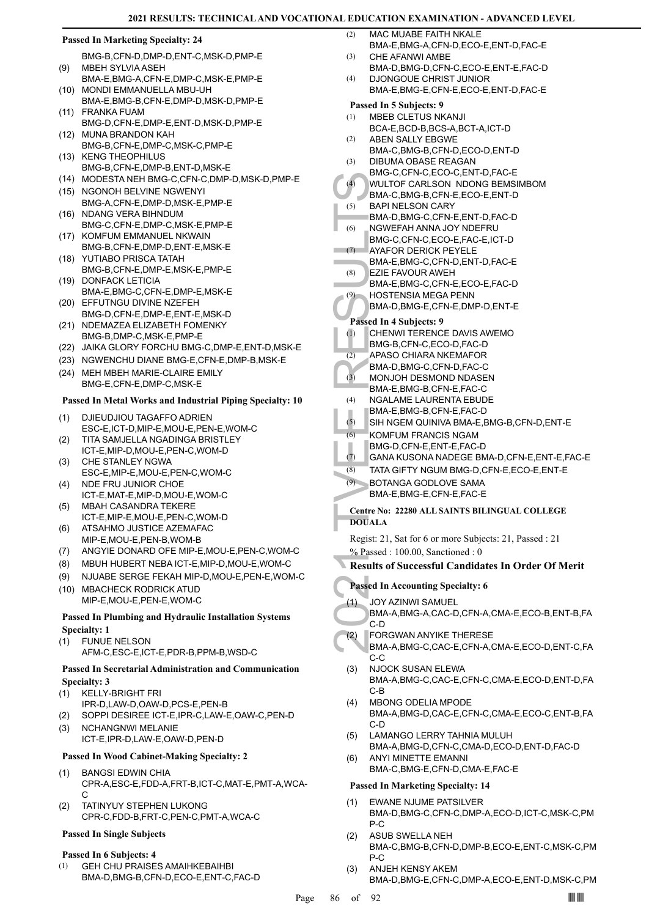### Passed In Marketing Specialty: 24

BMG-B,CFN-D,DMP-D,ENT-C,MSK-D,PMP-E

(9) MBEH SYLVIA ASEH
BMA-E,BMG-A,CFN-E,DMP-C,MSK-E,PMP-E
(10) MONDI EMMANUELLA MBU-UH
BMA-E,BMG-B,CFN-E,DMP-D,MSK-D,PMP-E
(11) FRANKA FUAM
BMG-D,CFN-E,DMP-E,ENT-D,MSK-D,PMP-E
(12) MUNA BRANDON KAH
BMG-B,CFN-E,DMP-C,MSK-C,PMP-E
(13) KENG THEOPHILUS
BMG-B,CFN-E,DMP-B,ENT-D,MSK-E
(14) MODESTA NEH BMG-C,CFN-C,DMP-D,MSK-D,PMP-E
(15) NGONOH BELVINE NGWENYI
BMG-A,CFN-E,DMP-D,MSK-E,PMP-E
(16) NDANG VERA BIHNDUM
BMG-C,CFN-E,DMP-C,MSK-E,PMP-E
(17) KOMFUM EMMANUEL NKWAIN
BMG-B,CFN-E,DMP-D,ENT-E,MSK-E
(18) YUTIABO PRISCA TATAH
BMG-B,CFN-E,DMP-E,MSK-E,PMP-E
(19) DONFACK LETICIA
BMA-E,BMG-C,CFN-E,DMP-E,MSK-E
(20) EFFUTNGU DIVINE NZEFEH
BMG-D,CFN-E,DMP-E,ENT-E,MSK-D
(21) NDEMAZEA ELIZABETH FOMENKY
BMG-B,DMP-C,MSK-E,PMP-E
(22) JAIKA GLORY FORCHU BMG-C,CFN-C,DMP-E,ENT-D,MSK-E
(23) NGWENCHU DIANE BMG-E,CFN-E,DMP-B,MSK-E
(24) MEH MBEH MARIE-CLAIRE EMILY
BMG-E,CFN-E,DMP-C,MSK-E

### Passed In Metal Works and Industrial Piping Specialty: 10

(1) DJIEUDJIOU TAGAFFO ADRIEN
ESC-E,ICT-D,MIP-E,MOU-E,PEN-E,WOM-C
(2) TITA SAMJELLA NGADINGA BRISTLEY
ICT-E,MIP-D,MOU-E,PEN-C,WOM-D
(3) CHE STANLEY NGWA
ESC-E,MIP-E,MOU-E,PEN-C,WOM-C
(4) NDE FRU JUNIOR CHOE
ICT-E,MAT-E,MIP-D,MOU-E,WOM-C
(5) MBAH CASANDRA TEKERE
ICT-E,MIP-E,MOU-E,PEN-C,WOM-D
(6) ATSAHMO JUSTICE AZEMAFAC
MIP-E,MOU-E,PEN-B,WOM-B
(7) ANGYIE DONARD OFE MIP-E,MOU-E,PEN-C,WOM-C
(8) MBUH HUBERT NEBA ICT-E,MIP-D,MOU-E,WOM-C
(9) NJUABE SERGE FEKAH MIP-D,MOU-E,PEN-E,WOM-C
(10) MBACHECK RODRICK ATUD
MIP-E,MOU-E,PEN-E,WOM-C

### Passed In Plumbing and Hydraulic Installation Systems Specialty: 1

(1) FUNUE NELSON
AFM-C,ESC-E,ICT-E,PDR-B,PPM-B,WSD-C

### Passed In Secretarial Administration and Communication Specialty: 3

(1) KELLY-BRIGHT FRI
IPR-D,LAW-D,OAW-D,PCS-E,PEN-B
(2) SOPPI DESIREE ICT-E,IPR-C,LAW-E,OAW-C,PEN-D
(3) NCHANGNWI MELANIE
ICT-E,IPR-D,LAW-E,OAW-D,PEN-D

### Passed In Wood Cabinet-Making Specialty: 2

(1) BANGSI EDWIN CHIA
CPR-A,ESC-E,FDD-A,FRT-B,ICT-C,MAT-E,PMT-A,WCA-C
(2) TATINYUY STEPHEN LUKONG
CPR-C,FDD-B,FRT-C,PEN-C,PMT-A,WCA-C

### Passed In Single Subjects

### Passed In 6 Subjects: 4

(1) GEH CHU PRAISES AMAIHKEBAIHBI
BMA-D,BMG-B,CFN-D,ECO-E,ENT-C,FAC-D
(2) MAC MUABE FAITH NKALE
BMA-E,BMG-A,CFN-D,ECO-E,ENT-D,FAC-E
(3) CHE AFANWI AMBE
BMA-D,BMG-D,CFN-C,ECO-E,ENT-E,FAC-D
(4) DJONGOUE CHRIST JUNIOR
BMA-E,BMG-E,CFN-E,ECO-E,ENT-D,FAC-E

### Passed In 5 Subjects: 9

(1) MBEB CLETUS NKANJI
BCA-E,BCD-B,BCS-A,BCT-A,ICT-D
(2) ABEN SALLY EBGWE
BMA-C,BMG-B,CFN-D,ECO-D,ENT-D
(3) DIBUMA OBASE REAGAN
BMG-C,CFN-C,ECO-C,ENT-D,FAC-E
(4) WULTOF CARLSON NDONG BEMSIMBOM
BMA-C,BMG-B,CFN-E,ECO-E,ENT-D
(5) BAPI NELSON CARY
BMA-D,BMG-C,CFN-E,ENT-D,FAC-D
(6) NGWEFAH ANNA JOY NDEFRU
BMG-C,CFN-C,ECO-E,FAC-E,ICT-D
(7) AYAFOR DERICK PEYELE
BMA-E,BMG-C,CFN-D,ENT-D,FAC-E
(8) EZIE FAVOUR AWEH
BMA-E,BMG-C,CFN-E,ECO-E,FAC-D
(9) HOSTENSIA MEGA PENN
BMA-D,BMG-E,CFN-E,DMP-D,ENT-E

### Passed In 4 Subjects: 9

(1) CHENWI TERENCE DAVIS AWEMO
BMG-B,CFN-C,ECO-D,FAC-D
(2) APASO CHIARA NKEMAFOR
BMA-D,BMG-C,CFN-D,FAC-C
(3) MONJOH DESMOND NDASEN
BMA-E,BMG-B,CFN-E,FAC-C
(4) NGALAME LAURENTA EBUDE
BMA-E,BMG-B,CFN-E,FAC-D
(5) SIH NGEM QUINIVA BMA-E,BMG-B,CFN-D,ENT-E
(6) KOMFUM FRANCIS NGAM
BMG-D,CFN-E,ENT-E,FAC-D
(7) GANA KUSONA NADEGE BMA-D,CFN-E,ENT-E,FAC-E
(8) TATA GIFTY NGUM BMG-D,CFN-E,ECO-E,ENT-E
(9) BOTANGA GODLOVE SAMA
BMA-E,BMG-E,CFN-E,FAC-E

**Centre No: 22280 ALL SAINTS BILINGUAL COLLEGE DOUALA**

Regist: 21, Sat for 6 or more Subjects: 21, Passed : 21
% Passed : 100.00, Sanctioned : 0

## Results of Successful Candidates In Order Of Merit

### Passed In Accounting Specialty: 6

(1) JOY AZINWI SAMUEL
BMA-A,BMG-A,CAC-D,CFN-A,CMA-E,ECO-B,ENT-B,FAC-D
(2) FORGWAN ANYIKE THERESE
BMA-A,BMG-C,CAC-E,CFN-A,CMA-E,ECO-D,ENT-C,FAC-C
(3) NJOCK SUSAN ELEWA
BMA-A,BMG-C,CAC-E,CFN-C,CMA-E,ECO-D,ENT-D,FAC-B
(4) MBONG ODELIA MPODE
BMA-A,BMG-D,CAC-E,CFN-C,CMA-E,ECO-C,ENT-B,FAC-D
(5) LAMANGO LERRY TAHNIA MULUH
BMA-A,BMG-D,CFN-C,CMA-D,ECO-D,ENT-D,FAC-D
(6) ANYI MINETTE EMANNI
BMA-C,BMG-E,CFN-D,CMA-E,FAC-E

### Passed In Marketing Specialty: 14

(1) EWANE NJUME PATSILVER
BMA-D,BMG-C,CFN-C,DMP-A,ECO-D,ICT-C,MSK-C,PMP-C
(2) ASUB SWELLA NEH
BMA-C,BMG-B,CFN-D,DMP-B,ECO-E,ENT-C,MSK-C,PMP-C
(3) ANJEH KENSY AKEM
BMA-D,BMG-E,CFN-C,DMP-A,ECO-E,ENT-D,MSK-C,PM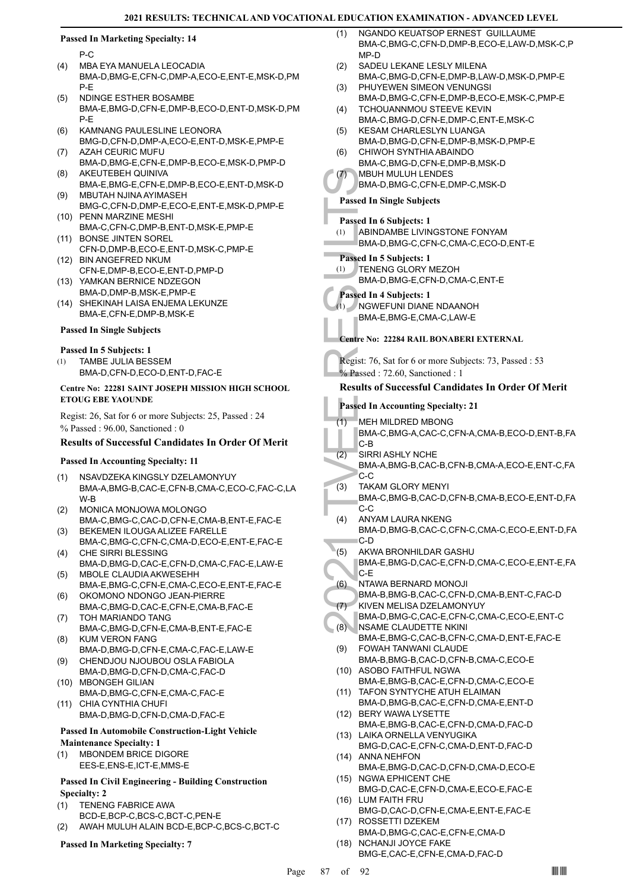**Passed In Marketing Specialty: 14**

P-C

(4) MBA EYA MANUELA LEOCADIA
BMA-D,BMG-E,CFN-C,DMP-A,ECO-E,ENT-E,MSK-D,PMP-E

(5) NDINGE ESTHER BOSAMBE
BMA-E,BMG-D,CFN-E,DMP-B,ECO-D,ENT-D,MSK-D,PMP-E

(6) KAMNANG PAULESLINE LEONORA
BMG-D,CFN-D,DMP-A,ECO-E,ENT-D,MSK-E,PMP-E

(7) AZAH CEURIC MUFU
BMA-D,BMG-E,CFN-E,DMP-B,ECO-E,MSK-D,PMP-D

(8) AKEUTEBEH QUINIVA
BMA-E,BMG-E,CFN-E,DMP-B,ECO-E,ENT-D,MSK-D

(9) MBUTAH NJINA AYIMASEH
BMG-C,CFN-D,DMP-E,ECO-E,ENT-E,MSK-D,PMP-E

(10) PENN MARZINE MESHI
BMA-C,CFN-C,DMP-B,ENT-D,MSK-E,PMP-E

(11) BONSE JINTEN SOREL
CFN-D,DMP-B,ECO-E,ENT-D,MSK-C,PMP-E

(12) BIN ANGEFRED NKUM
CFN-E,DMP-B,ECO-E,ENT-D,PMP-D

(13) YAMKAN BERNICE NDZEGON
BMA-D,DMP-B,MSK-E,PMP-E

(14) SHEKINAH LAISA ENJEMA LEKUNZE
BMA-E,CFN-E,DMP-B,MSK-E

**Passed In Single Subjects**

**Passed In 5 Subjects: 1**

(1) TAMBE JULIA BESSEM
BMA-D,CFN-D,ECO-D,ENT-D,FAC-E

**Centre No: 22281 SAINT JOSEPH MISSION HIGH SCHOOL ETOUG EBE YAOUNDE**

Regist: 26, Sat for 6 or more Subjects: 25, Passed : 24
% Passed : 96.00, Sanctioned : 0

### Results of Successful Candidates In Order Of Merit

**Passed In Accounting Specialty: 11**

(1) NSAVDZEKA KINGSLY DZELAMONYUY
BMA-A,BMG-B,CAC-E,CFN-B,CMA-C,ECO-C,FAC-C,LAW-B

(2) MONICA MONJOWA MOLONGO
BMA-C,BMG-C,CAC-D,CFN-E,CMA-B,ENT-E,FAC-E

(3) BEKEMEN ILOUGA ALIZEE FARELLE
BMA-C,BMG-C,CFN-C,CMA-D,ECO-E,ENT-E,FAC-E

(4) CHE SIRRI BLESSING
BMA-D,BMG-D,CAC-E,CFN-D,CMA-C,FAC-E,LAW-E

(5) MBOLE CLAUDIA AKWESEHH
BMA-E,BMG-C,CFN-E,CMA-C,ECO-E,ENT-E,FAC-E

(6) OKOMONO NDONGO JEAN-PIERRE
BMA-C,BMG-D,CAC-E,CFN-E,CMA-B,FAC-E

(7) TOH MARIANDO TANG
BMA-C,BMG-D,CFN-E,CMA-B,ENT-E,FAC-E

(8) KUM VERON FANG
BMA-D,BMG-D,CFN-E,CMA-C,FAC-E,LAW-E

(9) CHENDJOU NJOUBOU OSLA FABIOLA
BMA-D,BMG-D,CFN-D,CMA-C,FAC-D

(10) MBONGEH GILIAN
BMA-D,BMG-C,CFN-E,CMA-C,FAC-E

(11) CHIA CYNTHIA CHUFI
BMA-D,BMG-D,CFN-D,CMA-D,FAC-E

**Passed In Automobile Construction-Light Vehicle Maintenance Specialty: 1**

(1) MBONDEM BRICE DIGORE
EES-E,ENS-E,ICT-E,MMS-E

**Passed In Civil Engineering - Building Construction Specialty: 2**

(1) TENENG FABRICE AWA
BCD-E,BCP-C,BCS-C,BCT-C,PEN-E

(2) AWAH MULUH ALAIN BCD-E,BCP-C,BCS-C,BCT-C

**Passed In Marketing Specialty: 7**

(1) NGANDO KEUATSOP ERNEST GUILLAUME
BMA-C,BMG-C,CFN-D,DMP-B,ECO-E,LAW-D,MSK-C,PMP-D

(2) SADEU LEKANE LESLY MILENA
BMA-C,BMG-D,CFN-E,DMP-B,LAW-D,MSK-D,PMP-E

(3) PHUYEWEN SIMEON VENUNGSI
BMA-D,BMG-C,CFN-E,DMP-B,ECO-E,MSK-C,PMP-E

(4) TCHOUANNMOU STEEVE KEVIN
BMA-C,BMG-D,CFN-E,DMP-C,ENT-E,MSK-C

(5) KESAM CHARLESLYN LUANGA
BMA-D,BMG-D,CFN-E,DMP-B,MSK-D,PMP-E

(6) CHIWOH SYNTHIA ABAINDO
BMA-C,BMG-D,CFN-E,DMP-B,MSK-D

(7) MBUH MULUH LENDES
BMA-D,BMG-C,CFN-E,DMP-C,MSK-D

**Passed In Single Subjects**

**Passed In 6 Subjects: 1**

(1) ABINDAMBE LIVINGSTONE FONYAM
BMA-D,BMG-C,CFN-C,CMA-C,ECO-D,ENT-E

**Passed In 5 Subjects: 1**

(1) TENENG GLORY MEZOH
BMA-D,BMG-E,CFN-D,CMA-C,ENT-E

**Passed In 4 Subjects: 1**

(1) NGWEFUNI DIANE NDAANOH
BMA-E,BMG-E,CMA-C,LAW-E

**Centre No: 22284 RAIL BONABERI EXTERNAL**

Regist: 76, Sat for 6 or more Subjects: 73, Passed : 53
% Passed : 72.60, Sanctioned : 1

### Results of Successful Candidates In Order Of Merit

**Passed In Accounting Specialty: 21**

(1) MEH MILDRED MBONG
BMA-C,BMG-A,CAC-C,CFN-A,CMA-B,ECO-D,ENT-B,FAC-B

(2) SIRRI ASHLY NCHE
BMA-A,BMG-B,CAC-B,CFN-B,CMA-A,ECO-E,ENT-C,FAC-C

(3) TAKAM GLORY MENYI
BMA-C,BMG-B,CAC-D,CFN-B,CMA-B,ECO-E,ENT-D,FAC-C

(4) ANYAM LAURA NKENG
BMA-D,BMG-B,CAC-C,CFN-C,CMA-C,ECO-E,ENT-D,FAC-D

(5) AKWA BRONHILDAR GASHU
BMA-E,BMG-D,CAC-E,CFN-D,CMA-C,ECO-E,ENT-E,FAC-E

(6) NTAWA BERNARD MONOJI
BMA-B,BMG-B,CAC-C,CFN-D,CMA-B,ENT-C,FAC-D

(7) KIVEN MELISA DZELAMONYUY
BMA-D,BMG-C,CAC-E,CFN-C,CMA-C,ECO-E,ENT-C

(8) NSAME CLAUDETTE NKINI
BMA-E,BMG-C,CAC-B,CFN-C,CMA-D,ENT-E,FAC-E

(9) FOWAH TANWANI CLAUDE
BMA-B,BMG-B,CAC-D,CFN-B,CMA-C,ECO-E

(10) ASOBO FAITHFUL NGWA
BMA-E,BMG-B,CAC-E,CFN-D,CMA-C,ECO-E

(11) TAFON SYNTYCHE ATUH ELAIMAN
BMA-D,BMG-B,CAC-E,CFN-D,CMA-E,ENT-D

(12) BERY WAWA LYSETTE
BMA-E,BMG-B,CAC-E,CFN-D,CMA-D,FAC-D

(13) LAIKA ORNELLA VENYUGIKA
BMG-D,CAC-E,CFN-C,CMA-D,ENT-D,FAC-D

(14) ANNA NEHFON
BMA-E,BMG-D,CAC-D,CFN-D,CMA-D,ECO-E

(15) NGWA EPHICENT CHE
BMG-D,CAC-E,CFN-D,CMA-E,ECO-E,FAC-E

(16) LUM FAITH FRU
BMG-D,CAC-D,CFN-E,CMA-E,ENT-E,FAC-E

(17) ROSSETTI DZEKEM
BMA-D,BMG-C,CAC-E,CFN-E,CMA-D

(18) NCHANJI JOYCE FAKE
BMG-E,CAC-E,CFN-E,CMA-D,FAC-D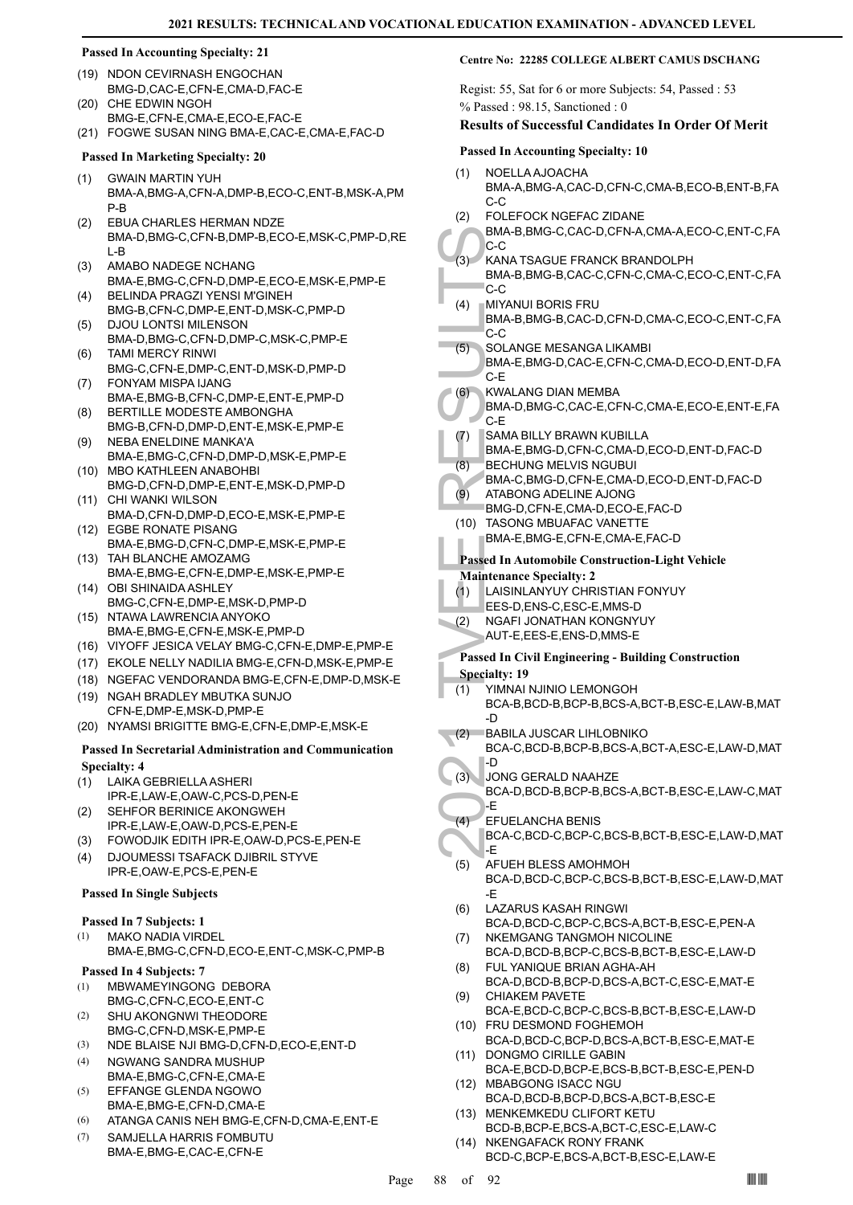#### Passed In Accounting Specialty: 21

(19) NDON CEVIRNASH ENGOCHAN
BMG-D,CAC-E,CFN-E,CMA-D,FAC-E

(20) CHE EDWIN NGOH
BMG-E,CFN-E,CMA-E,ECO-E,FAC-E

(21) FOGWE SUSAN NING BMA-E,CAC-E,CMA-E,FAC-D

#### Passed In Marketing Specialty: 20

(1) GWAIN MARTIN YUH
BMA-A,BMG-A,CFN-A,DMP-B,ECO-C,ENT-B,MSK-A,PMP-B

(2) EBUA CHARLES HERMAN NDZE
BMA-D,BMG-C,CFN-B,DMP-B,ECO-E,MSK-C,PMP-D,REL-B

(3) AMABO NADEGE NCHANG
BMA-E,BMG-C,CFN-D,DMP-E,ECO-E,MSK-E,PMP-E

(4) BELINDA PRAGZI YENSI M'GINEH
BMG-B,CFN-C,DMP-E,ENT-D,MSK-C,PMP-D

(5) DJOU LONTSI MILENSON
BMA-D,BMG-C,CFN-D,DMP-C,MSK-C,PMP-E

(6) TAMI MERCY RINWI
BMG-C,CFN-E,DMP-C,ENT-D,MSK-D,PMP-D

(7) FONYAM MISPA IJANG
BMA-E,BMG-B,CFN-C,DMP-E,ENT-E,PMP-D

(8) BERTILLE MODESTE AMBONGHA
BMG-B,CFN-D,DMP-D,ENT-E,MSK-E,PMP-E

(9) NEBA ENELDINE MANKA'A
BMA-E,BMG-C,CFN-D,DMP-D,MSK-E,PMP-E

(10) MBO KATHLEEN ANABOHBI
BMG-D,CFN-D,DMP-E,ENT-E,MSK-D,PMP-D

(11) CHI WANKI WILSON
BMA-D,CFN-D,DMP-D,ECO-E,MSK-E,PMP-E

(12) EGBE RONATE PISANG
BMA-E,BMG-D,CFN-C,DMP-E,MSK-E,PMP-E

(13) TAH BLANCHE AMOZAMG
BMA-E,BMG-E,CFN-E,DMP-E,MSK-E,PMP-E

(14) OBI SHINAIDA ASHLEY
BMG-C,CFN-E,DMP-E,MSK-D,PMP-D

(15) NTAWA LAWRENCIA ANYOKO
BMA-E,BMG-E,CFN-E,MSK-E,PMP-D

(16) VIYOFF JESICA VELAY BMG-C,CFN-E,DMP-E,PMP-E

(17) EKOLE NELLY NADILIA BMG-E,CFN-D,MSK-E,PMP-E

(18) NGEFAC VENDORANDA BMG-E,CFN-E,DMP-D,MSK-E

(19) NGAH BRADLEY MBUTKA SUNJO
CFN-E,DMP-E,MSK-D,PMP-D

(20) NYAMSI BRIGITTE BMG-E,CFN-E,DMP-E,MSK-E

#### Passed In Secretarial Administration and Communication Specialty: 4

(1) LAIKA GEBRIELLA ASHERI
IPR-E,LAW-E,OAW-C,PCS-D,PEN-E

(2) SEHFOR BERINICE AKONGWEH
IPR-E,LAW-E,OAW-D,PCS-E,PEN-E

(3) FOWODJIK EDITH IPR-E,OAW-D,PCS-E,PEN-E

(4) DJOUMESSI TSAFACK DJIBRIL STYVE
IPR-E,OAW-E,PCS-E,PEN-E

#### Passed In Single Subjects

#### Passed In 7 Subjects: 1

(1) MAKO NADIA VIRDEL
BMA-E,BMG-C,CFN-D,ECO-E,ENT-C,MSK-C,PMP-B

#### Passed In 4 Subjects: 7

(1) MBWAMEYINGONG DEBORA
BMG-C,CFN-C,ECO-E,ENT-C

(2) SHU AKONGNWI THEODORE
BMG-C,CFN-D,MSK-E,PMP-E

(3) NDE BLAISE NJI BMG-D,CFN-D,ECO-E,ENT-D

(4) NGWANG SANDRA MUSHUP
BMA-E,BMG-C,CFN-E,CMA-E

(5) EFFANGE GLENDA NGOWO
BMA-E,BMG-E,CFN-D,CMA-E

(6) ATANGA CANIS NEH BMG-E,CFN-D,CMA-E,ENT-E

(7) SAMJELLA HARRIS FOMBUTU
BMA-E,BMG-E,CAC-E,CFN-E

### Centre No: 22285 COLLEGE ALBERT CAMUS DSCHANG

Regist: 55, Sat for 6 or more Subjects: 54, Passed : 53
% Passed : 98.15, Sanctioned : 0

### Results of Successful Candidates In Order Of Merit

#### Passed In Accounting Specialty: 10

(1) NOELLA AJOACHA
BMA-A,BMG-A,CAC-D,CFN-C,CMA-B,ECO-B,ENT-B,FAC-C

(2) FOLEFOCK NGEFAC ZIDANE
BMA-B,BMG-C,CAC-D,CFN-A,CMA-A,ECO-C,ENT-C,FAC-C

(3) KANA TSAGUE FRANCK BRANDOLPH
BMA-B,BMG-B,CAC-C,CFN-C,CMA-C,ECO-C,ENT-C,FAC-C

(4) MIYANUI BORIS FRU
BMA-B,BMG-B,CAC-D,CFN-D,CMA-C,ECO-C,ENT-C,FAC-C

(5) SOLANGE MESANGA LIKAMBI
BMA-E,BMG-D,CAC-E,CFN-C,CMA-D,ECO-D,ENT-D,FAC-E

(6) KWALANG DIAN MEMBA
BMA-D,BMG-C,CAC-E,CFN-C,CMA-E,ECO-E,ENT-E,FAC-E

(7) SAMA BILLY BRAWN KUBILLA
BMA-E,BMG-D,CFN-C,CMA-D,ECO-D,ENT-D,FAC-D

(8) BECHUNG MELVIS NGUBUI
BMA-C,BMG-D,CFN-E,CMA-D,ECO-D,ENT-D,FAC-D

(9) ATABONG ADELINE AJONG
BMG-D,CFN-E,CMA-D,ECO-E,FAC-D

(10) TASONG MBUAFAC VANETTE
BMA-E,BMG-E,CFN-E,CMA-E,FAC-D

#### Passed In Automobile Construction-Light Vehicle Maintenance Specialty: 2

(1) LAISINLANYUY CHRISTIAN FONYUY
EES-D,ENS-C,ESC-E,MMS-D

(2) NGAFI JONATHAN KONGNYUY
AUT-E,EES-E,ENS-D,MMS-E

#### Passed In Civil Engineering - Building Construction Specialty: 19

(1) YIMNAI NJINIO LEMONGOH
BCA-B,BCD-B,BCP-B,BCS-A,BCT-B,ESC-E,LAW-B,MAT-D

(2) BABILA JUSCAR LIHLOBNIKO
BCA-C,BCD-B,BCP-B,BCS-A,BCT-A,ESC-E,LAW-D,MAT-D

(3) JONG GERALD NAAHZE
BCA-D,BCD-B,BCP-B,BCS-A,BCT-B,ESC-E,LAW-C,MAT-E

(4) EFUELANCHA BENIS
BCA-C,BCD-C,BCP-C,BCS-B,BCT-B,ESC-E,LAW-D,MAT-E

(5) AFUEH BLESS AMOHMOH
BCA-D,BCD-C,BCP-C,BCS-B,BCT-B,ESC-E,LAW-D,MAT-E

(6) LAZARUS KASAH RINGWI
BCA-D,BCD-C,BCP-C,BCS-A,BCT-B,ESC-E,PEN-A

(7) NKEMGANG TANGMOH NICOLINE
BCA-D,BCD-B,BCP-C,BCS-B,BCT-B,ESC-E,LAW-D

(8) FUL YANIQUE BRIAN AGHA-AH
BCA-D,BCD-B,BCP-D,BCS-A,BCT-C,ESC-E,MAT-E

(9) CHIAKEM PAVETE
BCA-E,BCD-C,BCP-C,BCS-B,BCT-B,ESC-E,LAW-D

(10) FRU DESMOND FOGHEMOH
BCA-D,BCD-C,BCP-D,BCS-A,BCT-B,ESC-E,MAT-E

(11) DONGMO CIRILLE GABIN
BCA-E,BCD-D,BCP-E,BCS-B,BCT-B,ESC-E,PEN-D

(12) MBABGONG ISACC NGU
BCA-D,BCD-B,BCP-D,BCS-A,BCT-B,ESC-E

(13) MENKEMKEDU CLIFORT KETU
BCD-B,BCP-E,BCS-A,BCT-C,ESC-E,LAW-C

(14) NKENGAFACK RONY FRANK
BCD-C,BCP-E,BCS-A,BCT-B,ESC-E,LAW-E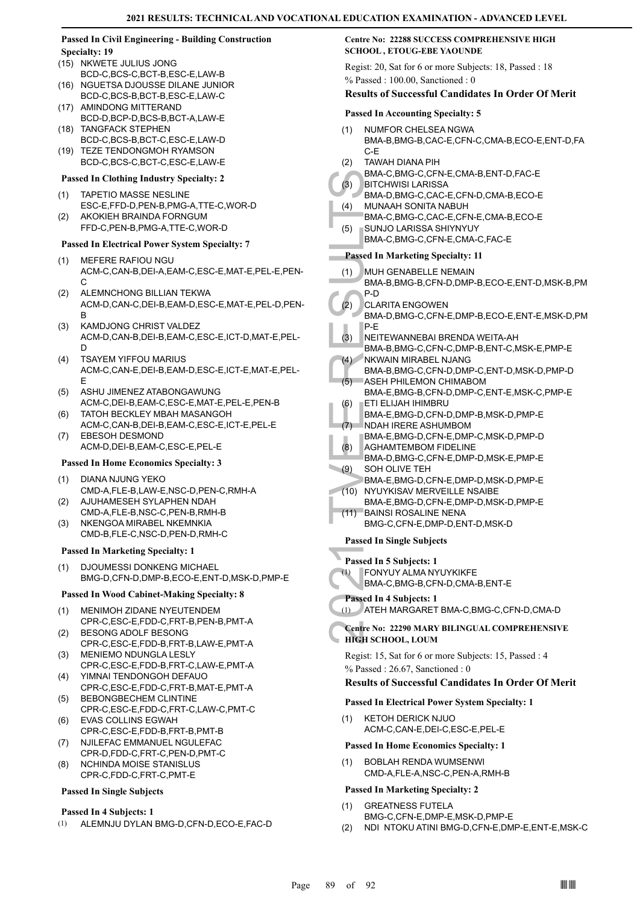### Passed In Civil Engineering - Building Construction Specialty: 19

(15) NKWETE JULIUS JONG
BCD-C,BCS-C,BCT-B,ESC-E,LAW-B
(16) NGUETSA DJOUSSE DILANE JUNIOR
BCD-C,BCS-B,BCT-B,ESC-E,LAW-C
(17) AMINDONG MITTERAND
BCD-D,BCP-D,BCS-B,BCT-A,LAW-E
(18) TANGFACK STEPHEN
BCD-C,BCS-B,BCT-C,ESC-E,LAW-D
(19) TEZE TENDONGMOH RYAMSON
BCD-C,BCS-C,BCT-C,ESC-E,LAW-E

### Passed In Clothing Industry Specialty: 2

(1) TAPETIO MASSE NESLINE
ESC-E,FFD-D,PEN-B,PMG-A,TTE-C,WOR-D
(2) AKOKIEH BRAINDA FORNGUM
FFD-C,PEN-B,PMG-A,TTE-C,WOR-D

### Passed In Electrical Power System Specialty: 7

(1) MEFERE RAFIOU NGU
ACM-C,CAN-B,DEI-A,EAM-C,ESC-E,MAT-E,PEL-E,PEN-C
(2) ALEMNCHONG BILLIAN TEKWA
ACM-D,CAN-C,DEI-B,EAM-D,ESC-E,MAT-E,PEL-D,PEN-B
(3) KAMDJONG CHRIST VALDEZ
ACM-D,CAN-B,DEI-B,EAM-C,ESC-E,ICT-D,MAT-E,PEL-D
(4) TSAYEM YIFFOU MARIUS
ACM-C,CAN-E,DEI-B,EAM-D,ESC-E,ICT-E,MAT-E,PEL-E
(5) ASHU JIMENEZ ATABONGAWUNG
ACM-C,DEI-B,EAM-C,ESC-E,MAT-E,PEL-E,PEN-B
(6) TATOH BECKLEY MBAH MASANGOH
ACM-C,CAN-B,DEI-B,EAM-C,ESC-E,ICT-E,PEL-E
(7) EBESOH DESMOND
ACM-D,DEI-B,EAM-C,ESC-E,PEL-E

### Passed In Home Economics Specialty: 3

(1) DIANA NJUNG YEKO
CMD-A,FLE-B,LAW-E,NSC-D,PEN-C,RMH-A
(2) AJUHAMESEH SYLAPHEN NDAH
CMD-A,FLE-B,NSC-C,PEN-B,RMH-B
(3) NKENGOA MIRABEL NKEMNKIA
CMD-B,FLE-C,NSC-D,PEN-D,RMH-C

### Passed In Marketing Specialty: 1

(1) DJOUMESSI DONKENG MICHAEL
BMG-D,CFN-D,DMP-B,ECO-E,ENT-D,MSK-D,PMP-E

### Passed In Wood Cabinet-Making Specialty: 8

(1) MENIMOH ZIDANE NYEUTENDEM
CPR-C,ESC-E,FDD-C,FRT-B,PEN-B,PMT-A
(2) BESONG ADOLF BESONG
CPR-C,ESC-E,FDD-B,FRT-B,LAW-E,PMT-A
(3) MENIEMO NDUNGLA LESLY
CPR-C,ESC-E,FDD-B,FRT-C,LAW-E,PMT-A
(4) YIMNAI TENDONGOH DEFAUO
CPR-C,ESC-E,FDD-C,FRT-B,MAT-E,PMT-A
(5) BEBONGBECHEM CLINTINE
CPR-C,ESC-E,FDD-C,FRT-C,LAW-C,PMT-C
(6) EVAS COLLINS EGWAH
CPR-C,ESC-E,FDD-B,FRT-B,PMT-B
(7) NJILEFAC EMMANUEL NGULEFAC
CPR-D,FDD-C,FRT-C,PEN-D,PMT-C
(8) NCHINDA MOISE STANISLUS
CPR-C,FDD-C,FRT-C,PMT-E

### Passed In Single Subjects

#### Passed In 4 Subjects: 1

(1) ALEMNJU DYLAN BMG-D,CFN-D,ECO-E,FAC-D

## Centre No: 22288 SUCCESS COMPREHENSIVE HIGH SCHOOL , ETOUG-EBE YAOUNDE

Regist: 20, Sat for 6 or more Subjects: 18, Passed : 18

% Passed : 100.00, Sanctioned : 0

### Results of Successful Candidates In Order Of Merit

### Passed In Accounting Specialty: 5

(1) NUMFOR CHELSEA NGWA
BMA-B,BMG-B,CAC-E,CFN-C,CMA-B,ECO-E,ENT-D,FAC-E
(2) TAWAH DIANA PIH
BMA-C,BMG-C,CFN-E,CMA-B,ENT-D,FAC-E
(3) BITCHWISI LARISSA
BMA-D,BMG-C,CAC-E,CFN-D,CMA-B,ECO-E
(4) MUNAAH SONITA NABUH
BMA-C,BMG-C,CAC-E,CFN-E,CMA-B,ECO-E
(5) SUNJO LARISSA SHIYNYUY
BMA-C,BMG-C,CFN-E,CMA-C,FAC-E

### Passed In Marketing Specialty: 11

(1) MUH GENABELLE NEMAIN
BMA-B,BMG-B,CFN-D,DMP-B,ECO-E,ENT-D,MSK-B,PMP-D
(2) CLARITA ENGOWEN
BMA-D,BMG-C,CFN-E,DMP-B,ECO-E,ENT-E,MSK-D,PMP-E
(3) NEITEWANNEBAI BRENDA WEITA-AH
BMA-B,BMG-C,CFN-C,DMP-B,ENT-C,MSK-E,PMP-E
(4) NKWAIN MIRABEL NJANG
BMA-B,BMG-C,CFN-D,DMP-C,ENT-D,MSK-D,PMP-D
(5) ASEH PHILEMON CHIMABOM
BMA-E,BMG-B,CFN-D,DMP-C,ENT-E,MSK-C,PMP-E
(6) ETI ELIJAH IHIMBRU
BMA-E,BMG-D,CFN-D,DMP-B,MSK-D,PMP-E
(7) NDAH IRERE ASHUMBOM
BMA-E,BMG-D,CFN-E,DMP-C,MSK-D,PMP-D
(8) AGHAMTEMBOM FIDELINE
BMA-D,BMG-C,CFN-E,DMP-D,MSK-E,PMP-E
(9) SOH OLIVE TEH
BMA-E,BMG-D,CFN-E,DMP-D,MSK-D,PMP-E
(10) NYUYKISAV MERVEILLE NSAIBE
BMA-E,BMG-D,CFN-E,DMP-D,MSK-D,PMP-E
(11) BAINSI ROSALINE NENA
BMG-C,CFN-E,DMP-D,ENT-D,MSK-D

### Passed In Single Subjects

#### Passed In 5 Subjects: 1

(1) FONYUY ALMA NYUYKIKFE
BMA-C,BMG-B,CFN-D,CMA-B,ENT-E

#### Passed In 4 Subjects: 1

(1) ATEH MARGARET BMA-C,BMG-C,CFN-D,CMA-D

## Centre No: 22290 MARY BILINGUAL COMPREHENSIVE HIGH SCHOOL, LOUM

Regist: 15, Sat for 6 or more Subjects: 15, Passed : 4

% Passed : 26.67, Sanctioned : 0

### Results of Successful Candidates In Order Of Merit

### Passed In Electrical Power System Specialty: 1

(1) KETOH DERICK NJUO
ACM-C,CAN-E,DEI-C,ESC-E,PEL-E

### Passed In Home Economics Specialty: 1

(1) BOBLAH RENDA WUMSENWI
CMD-A,FLE-A,NSC-C,PEN-A,RMH-B

### Passed In Marketing Specialty: 2

(1) GREATNESS FUTELA
BMG-C,CFN-E,DMP-E,MSK-D,PMP-E
(2) NDI NTOKU ATINI BMG-D,CFN-E,DMP-E,ENT-E,MSK-C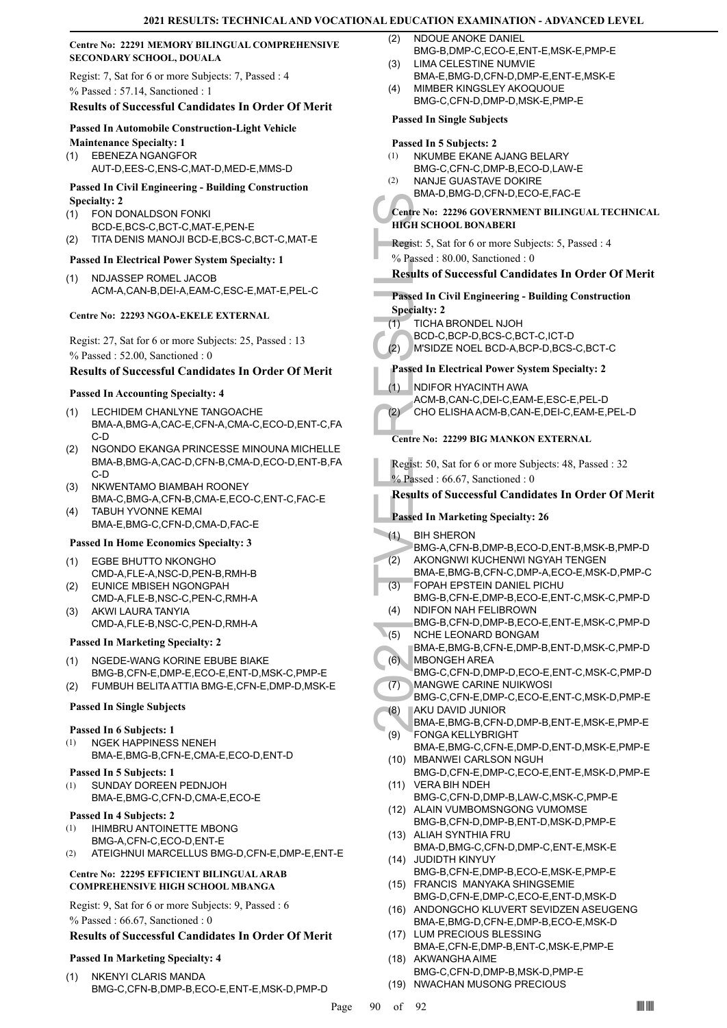**Centre No: 22291 MEMORY BILINGUAL COMPREHENSIVE SECONDARY SCHOOL, DOUALA**

Regist: 7, Sat for 6 or more Subjects: 7, Passed : 4

% Passed : 57.14, Sanctioned : 1

### Results of Successful Candidates In Order Of Merit

**Passed In Automobile Construction-Light Vehicle Maintenance Specialty: 1**

(1) EBENEZA NGANGFOR AUT-D,EES-C,ENS-C,MAT-D,MED-E,MMS-D

**Passed In Civil Engineering - Building Construction Specialty: 2**

(1) FON DONALDSON FONKI BCD-E,BCS-C,BCT-C,MAT-E,PEN-E
(2) TITA DENIS MANOJI BCD-E,BCS-C,BCT-C,MAT-E

**Passed In Electrical Power System Specialty: 1**

(1) NDJASSEP ROMEL JACOB ACM-A,CAN-B,DEI-A,EAM-C,ESC-E,MAT-E,PEL-C

**Centre No: 22293 NGOA-EKELE EXTERNAL**

Regist: 27, Sat for 6 or more Subjects: 25, Passed : 13

% Passed : 52.00, Sanctioned : 0

### Results of Successful Candidates In Order Of Merit

**Passed In Accounting Specialty: 4**

(1) LECHIDEM CHANLYNE TANGOACHE BMA-A,BMG-A,CAC-E,CFN-A,CMA-C,ECO-D,ENT-C,FAC-D
(2) NGONDO EKANGA PRINCESSE MINOUNA MICHELLE BMA-B,BMG-A,CAC-D,CFN-B,CMA-D,ECO-D,ENT-B,FAC-D
(3) NKWENTAMO BIAMBAH ROONEY BMA-C,BMG-A,CFN-B,CMA-E,ECO-C,ENT-C,FAC-E
(4) TABUH YVONNE KEMAI BMA-E,BMG-C,CFN-D,CMA-D,FAC-E

**Passed In Home Economics Specialty: 3**

(1) EGBE BHUTTO NKONGHO CMD-A,FLE-A,NSC-D,PEN-B,RMH-B
(2) EUNICE MBISEH NGONGPAH CMD-A,FLE-B,NSC-C,PEN-C,RMH-A
(3) AKWI LAURA TANYIA CMD-A,FLE-B,NSC-C,PEN-D,RMH-A

**Passed In Marketing Specialty: 2**

(1) NGEDE-WANG KORINE EBUBE BIAKE BMG-B,CFN-E,DMP-E,ECO-E,ENT-D,MSK-C,PMP-E
(2) FUMBUH BELITA ATTIA BMG-E,CFN-E,DMP-D,MSK-E

**Passed In Single Subjects**

**Passed In 6 Subjects: 1**

(1) NGEK HAPPINESS NENEH BMA-E,BMG-B,CFN-E,CMA-E,ECO-D,ENT-D

**Passed In 5 Subjects: 1**

(1) SUNDAY DOREEN PEDNJOH BMA-E,BMG-C,CFN-D,CMA-E,ECO-E

**Passed In 4 Subjects: 2**

(1) IHIMBRU ANTOINETTE MBONG BMG-A,CFN-C,ECO-D,ENT-E
(2) ATEIGHNUI MARCELLUS BMG-D,CFN-E,DMP-E,ENT-E

**Centre No: 22295 EFFICIENT BILINGUAL ARAB COMPREHENSIVE HIGH SCHOOL MBANGA**

Regist: 9, Sat for 6 or more Subjects: 9, Passed : 6

% Passed : 66.67, Sanctioned : 0

### Results of Successful Candidates In Order Of Merit

**Passed In Marketing Specialty: 4**

(1) NKENYI CLARIS MANDA BMG-C,CFN-B,DMP-B,ECO-E,ENT-E,MSK-D,PMP-D
(2) NDOUE ANOKE DANIEL BMG-B,DMP-C,ECO-E,ENT-E,MSK-E,PMP-E
(3) LIMA CELESTINE NUMVIE BMA-E,BMG-D,CFN-D,DMP-E,ENT-E,MSK-E
(4) MIMBER KINGSLEY AKOQUOUE BMG-C,CFN-D,DMP-D,MSK-E,PMP-E

**Passed In Single Subjects**

**Passed In 5 Subjects: 2**

(1) NKUMBE EKANE AJANG BELARY BMG-C,CFN-C,DMP-B,ECO-D,LAW-E
(2) NANJE GUASTAVE DOKIRE BMA-D,BMG-D,CFN-D,ECO-E,FAC-E

**Centre No: 22296 GOVERNMENT BILINGUAL TECHNICAL HIGH SCHOOL BONABERI**

Regist: 5, Sat for 6 or more Subjects: 5, Passed : 4

% Passed : 80.00, Sanctioned : 0

### Results of Successful Candidates In Order Of Merit

**Passed In Civil Engineering - Building Construction Specialty: 2**

(1) TICHA BRONDEL NJOH BCD-C,BCP-D,BCS-C,BCT-C,ICT-D
(2) M'SIDZE NOEL BCD-A,BCP-D,BCS-C,BCT-C

**Passed In Electrical Power System Specialty: 2**

(1) NDIFOR HYACINTH AWA ACM-B,CAN-C,DEI-C,EAM-E,ESC-E,PEL-D
(2) CHO ELISHA ACM-B,CAN-E,DEI-C,EAM-E,PEL-D

**Centre No: 22299 BIG MANKON EXTERNAL**

Regist: 50, Sat for 6 or more Subjects: 48, Passed : 32

% Passed : 66.67, Sanctioned : 0

### Results of Successful Candidates In Order Of Merit

**Passed In Marketing Specialty: 26**

(1) BIH SHERON BMG-A,CFN-B,DMP-B,ECO-D,ENT-B,MSK-B,PMP-D
(2) AKONGNWI KUCHENWI NGYAH TENGEN BMA-E,BMG-B,CFN-C,DMP-A,ECO-E,MSK-D,PMP-C
(3) FOPAH EPSTEIN DANIEL PICHU BMG-B,CFN-E,DMP-B,ECO-E,ENT-C,MSK-C,PMP-D
(4) NDIFON NAH FELIBROWN BMG-B,CFN-D,DMP-B,ECO-E,ENT-E,MSK-C,PMP-D
(5) NCHE LEONARD BONGAM BMA-E,BMG-B,CFN-E,DMP-B,ENT-D,MSK-C,PMP-D
(6) MBONGEH AREA BMG-C,CFN-D,DMP-D,ECO-E,ENT-C,MSK-C,PMP-D
(7) MANGWE CARINE NUIKWOSI BMG-C,CFN-E,DMP-C,ECO-E,ENT-C,MSK-D,PMP-E
(8) AKU DAVID JUNIOR BMA-E,BMG-B,CFN-D,DMP-B,ENT-E,MSK-E,PMP-E
(9) FONGA KELLYBRIGHT BMA-E,BMG-C,CFN-E,DMP-D,ENT-D,MSK-E,PMP-E
(10) MBANWEI CARLSON NGUH BMG-D,CFN-E,DMP-C,ECO-E,ENT-E,MSK-D,PMP-E
(11) VERA BIH NDEH BMG-C,CFN-D,DMP-B,LAW-C,MSK-C,PMP-E
(12) ALAIN VUMBOMSNGONG VUMOMSE BMG-B,CFN-D,DMP-B,ENT-D,MSK-D,PMP-E
(13) ALIAH SYNTHIA FRU BMA-D,BMG-C,CFN-D,DMP-C,ENT-E,MSK-E
(14) JUDIDTH KINYUY BMG-B,CFN-E,DMP-B,ECO-E,MSK-E,PMP-E
(15) FRANCIS MANYAKA SHINGSEMIE BMG-D,CFN-E,DMP-C,ECO-E,ENT-D,MSK-D
(16) ANDONGCHO KLUVERT SEVIDZEN ASEUGENG BMA-E,BMG-D,CFN-E,DMP-B,ECO-E,MSK-D
(17) LUM PRECIOUS BLESSING BMA-E,CFN-E,DMP-B,ENT-C,MSK-E,PMP-E
(18) AKWANGHA AIME BMG-C,CFN-D,DMP-B,MSK-D,PMP-E
(19) NWACHAN MUSONG PRECIOUS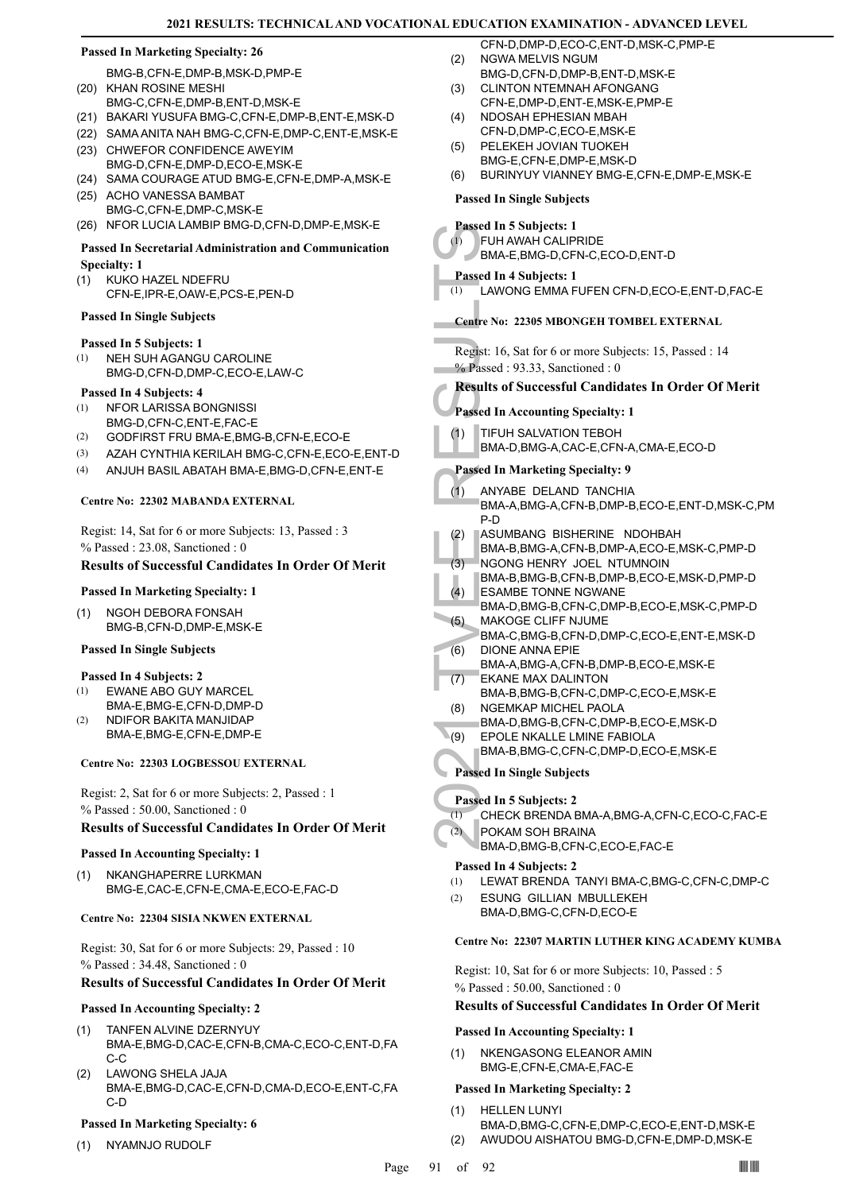**Passed In Marketing Specialty: 26**

BMG-B,CFN-E,DMP-B,MSK-D,PMP-E

(20) KHAN ROSINE MESHI
BMG-C,CFN-E,DMP-B,ENT-D,MSK-E

(21) BAKARI YUSUFA BMG-C,CFN-E,DMP-B,ENT-E,MSK-D

(22) SAMA ANITA NAH BMG-C,CFN-E,DMP-C,ENT-E,MSK-E

(23) CHWEFOR CONFIDENCE AWEYIM
BMG-D,CFN-E,DMP-D,ECO-E,MSK-E

(24) SAMA COURAGE ATUD BMG-E,CFN-E,DMP-A,MSK-E

(25) ACHO VANESSA BAMBAT
BMG-C,CFN-E,DMP-C,MSK-E

(26) NFOR LUCIA LAMBIP BMG-D,CFN-D,DMP-E,MSK-E

**Passed In Secretarial Administration and Communication Specialty: 1**

(1) KUKO HAZEL NDEFRU
CFN-E,IPR-E,OAW-E,PCS-E,PEN-D

**Passed In Single Subjects**

**Passed In 5 Subjects: 1**

(1) NEH SUH AGANGU CAROLINE
BMG-D,CFN-D,DMP-C,ECO-E,LAW-C

**Passed In 4 Subjects: 4**

(1) NFOR LARISSA BONGNISSI
BMG-D,CFN-C,ENT-E,FAC-E

(2) GODFIRST FRU BMA-E,BMG-B,CFN-E,ECO-E

(3) AZAH CYNTHIA KERILAH BMG-C,CFN-E,ECO-E,ENT-D

(4) ANJUH BASIL ABATAH BMA-E,BMG-D,CFN-E,ENT-E

**Centre No: 22302 MABANDA EXTERNAL**

Regist: 14, Sat for 6 or more Subjects: 13, Passed : 3
% Passed : 23.08, Sanctioned : 0

### Results of Successful Candidates In Order Of Merit

**Passed In Marketing Specialty: 1**

(1) NGOH DEBORA FONSAH
BMG-B,CFN-D,DMP-E,MSK-E

**Passed In Single Subjects**

**Passed In 4 Subjects: 2**

(1) EWANE ABO GUY MARCEL
BMA-E,BMG-E,CFN-D,DMP-D

(2) NDIFOR BAKITA MANJIDAP
BMA-E,BMG-E,CFN-E,DMP-E

**Centre No: 22303 LOGBESSOU EXTERNAL**

Regist: 2, Sat for 6 or more Subjects: 2, Passed : 1
% Passed : 50.00, Sanctioned : 0

### Results of Successful Candidates In Order Of Merit

**Passed In Accounting Specialty: 1**

(1) NKANGHAPERRE LURKMAN
BMG-E,CAC-E,CFN-E,CMA-E,ECO-E,FAC-D

**Centre No: 22304 SISIA NKWEN EXTERNAL**

Regist: 30, Sat for 6 or more Subjects: 29, Passed : 10
% Passed : 34.48, Sanctioned : 0

### Results of Successful Candidates In Order Of Merit

**Passed In Accounting Specialty: 2**

(1) TANFEN ALVINE DZERNYUY
BMA-E,BMG-D,CAC-E,CFN-B,CMA-C,ECO-C,ENT-D,FAC-C

(2) LAWONG SHELA JAJA
BMA-E,BMG-D,CAC-E,CFN-D,CMA-D,ECO-E,ENT-C,FAC-D

**Passed In Marketing Specialty: 6**

(1) NYAMNJO RUDOLF
CFN-D,DMP-D,ECO-E,ENT-D,MSK-C,PMP-E

(2) NGWA MELVIS NGUM
BMG-D,CFN-D,DMP-B,ENT-D,MSK-E

(3) CLINTON NTEMNAH AFONGANG
CFN-E,DMP-D,ENT-E,MSK-E,PMP-E

(4) NDOSAH EPHESIAN MBAH
CFN-D,DMP-C,ECO-E,MSK-E

(5) PELEKEH JOVIAN TUOKEH
BMG-E,CFN-E,DMP-E,MSK-D

(6) BURINYUY VIANNEY BMG-E,CFN-E,DMP-E,MSK-E

**Passed In Single Subjects**

**Passed In 5 Subjects: 1**

(1) FUH AWAH CALIPRIDE
BMA-E,BMG-D,CFN-C,ECO-D,ENT-D

**Passed In 4 Subjects: 1**

(1) LAWONG EMMA FUFEN CFN-D,ECO-E,ENT-D,FAC-E

**Centre No: 22305 MBONGEH TOMBEL EXTERNAL**

Regist: 16, Sat for 6 or more Subjects: 15, Passed : 14
% Passed : 93.33, Sanctioned : 0

### Results of Successful Candidates In Order Of Merit

**Passed In Accounting Specialty: 1**

(1) TIFUH SALVATION TEBOH
BMA-D,BMG-A,CAC-E,CFN-A,CMA-E,ECO-D

**Passed In Marketing Specialty: 9**

(1) ANYABE DELAND TANCHIA
BMA-A,BMG-A,CFN-B,DMP-B,ECO-E,ENT-D,MSK-C,PMP-D

(2) ASUMBANG BISHERINE NDOHBAH
BMA-B,BMG-A,CFN-B,DMP-A,ECO-E,MSK-C,PMP-D

(3) NGONG HENRY JOEL NTUMNOIN
BMA-B,BMG-B,CFN-B,DMP-B,ECO-E,MSK-D,PMP-D

(4) ESAMBE TONNE NGWANE
BMA-D,BMG-B,CFN-C,DMP-B,ECO-E,MSK-C,PMP-D

(5) MAKOGE CLIFF NJUME
BMA-C,BMG-B,CFN-D,DMP-C,ECO-E,ENT-E,MSK-D

(6) DIONE ANNA EPIE
BMA-A,BMG-A,CFN-B,DMP-B,ECO-E,MSK-E

(7) EKANE MAX DALINTON
BMA-B,BMG-B,CFN-C,DMP-C,ECO-E,MSK-E

(8) NGEMKAP MICHEL PAOLA
BMA-D,BMG-B,CFN-C,DMP-B,ECO-E,MSK-D

(9) EPOLE NKALLE LMINE FABIOLA
BMA-B,BMG-C,CFN-C,DMP-D,ECO-E,MSK-E

**Passed In Single Subjects**

**Passed In 5 Subjects: 2**

(1) CHECK BRENDA BMA-A,BMG-A,CFN-C,ECO-C,FAC-E

(2) POKAM SOH BRAINA
BMA-D,BMG-B,CFN-C,ECO-E,FAC-E

**Passed In 4 Subjects: 2**

(1) LEWAT BRENDA TANYI BMA-C,BMG-C,CFN-C,DMP-C

(2) ESUNG GILLIAN MBULLEKEH
BMA-D,BMG-C,CFN-D,ECO-E

**Centre No: 22307 MARTIN LUTHER KING ACADEMY KUMBA**

Regist: 10, Sat for 6 or more Subjects: 10, Passed : 5
% Passed : 50.00, Sanctioned : 0

### Results of Successful Candidates In Order Of Merit

**Passed In Accounting Specialty: 1**

(1) NKENGASONG ELEANOR AMIN
BMG-E,CFN-E,CMA-E,FAC-E

**Passed In Marketing Specialty: 2**

(1) HELLEN LUNYI
BMA-D,BMG-C,CFN-E,DMP-C,ECO-E,ENT-D,MSK-E

(2) AWUDOU AISHATOU BMG-D,CFN-E,DMP-D,MSK-E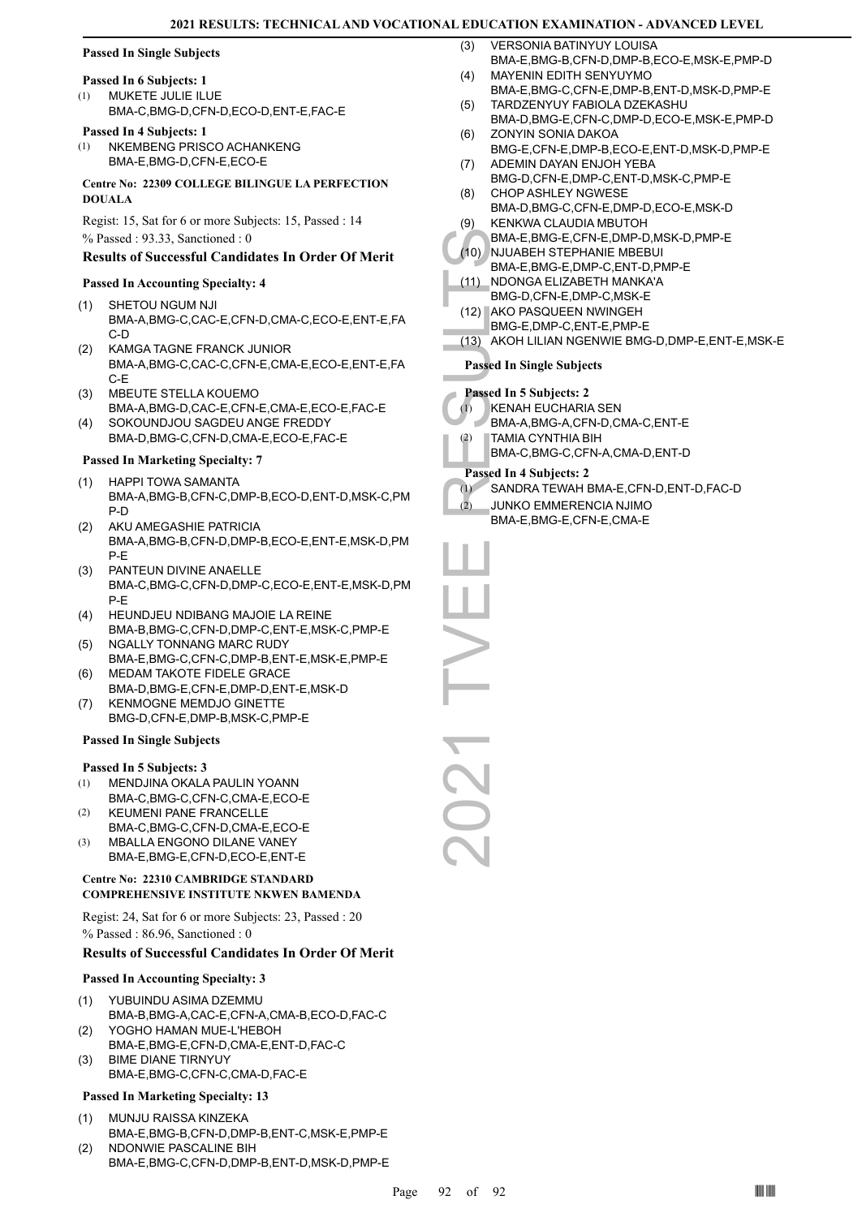### Passed In Single Subjects

#### Passed In 6 Subjects: 1

(1) MUKETE JULIE ILUE
BMA-C,BMG-D,CFN-D,ECO-D,ENT-E,FAC-E

#### Passed In 4 Subjects: 1

(1) NKEMBENG PRISCO ACHANKENG
BMA-E,BMG-D,CFN-E,ECO-E

### Centre No: 22309 COLLEGE BILINGUE LA PERFECTION DOUALA

Regist: 15, Sat for 6 or more Subjects: 15, Passed : 14
% Passed : 93.33, Sanctioned : 0

### Results of Successful Candidates In Order Of Merit

#### Passed In Accounting Specialty: 4

(1) SHETOU NGUM NJI
BMA-A,BMG-C,CAC-E,CFN-D,CMA-C,ECO-E,ENT-E,FAC-D
(2) KAMGA TAGNE FRANCK JUNIOR
BMA-A,BMG-C,CAC-C,CFN-E,CMA-E,ECO-E,ENT-E,FAC-E
(3) MBEUTE STELLA KOUEMO
BMA-A,BMG-D,CAC-E,CFN-E,CMA-E,ECO-E,FAC-E
(4) SOKOUNDJOU SAGDEU ANGE FREDDY
BMA-D,BMG-C,CFN-D,CMA-E,ECO-E,FAC-E

#### Passed In Marketing Specialty: 7

(1) HAPPI TOWA SAMANTA
BMA-A,BMG-B,CFN-C,DMP-B,ECO-D,ENT-D,MSK-C,PMP-D
(2) AKU AMEGASHIE PATRICIA
BMA-A,BMG-B,CFN-D,DMP-B,ECO-E,ENT-E,MSK-D,PMP-E
(3) PANTEUN DIVINE ANAELLE
BMA-C,BMG-C,CFN-D,DMP-C,ECO-E,ENT-E,MSK-D,PMP-E
(4) HEUNDJEU NDIBANG MAJOIE LA REINE
BMA-B,BMG-C,CFN-D,DMP-C,ENT-E,MSK-C,PMP-E
(5) NGALLY TONNANG MARC RUDY
BMA-E,BMG-C,CFN-C,DMP-B,ENT-E,MSK-E,PMP-E
(6) MEDAM TAKOTE FIDELE GRACE
BMA-D,BMG-E,CFN-E,DMP-D,ENT-E,MSK-D
(7) KENMOGNE MEMDJO GINETTE
BMG-D,CFN-E,DMP-B,MSK-C,PMP-E

### Passed In Single Subjects

#### Passed In 5 Subjects: 3

(1) MENDJINA OKALA PAULIN YOANN
BMA-C,BMG-C,CFN-C,CMA-E,ECO-E
(2) KEUMENI PANE FRANCELLE
BMA-C,BMG-C,CFN-D,CMA-E,ECO-E
(3) MBALLA ENGONO DILANE VANEY
BMA-E,BMG-E,CFN-D,ECO-E,ENT-E

### Centre No: 22310 CAMBRIDGE STANDARD COMPREHENSIVE INSTITUTE NKWEN BAMENDA

Regist: 24, Sat for 6 or more Subjects: 23, Passed : 20
% Passed : 86.96, Sanctioned : 0

### Results of Successful Candidates In Order Of Merit

#### Passed In Accounting Specialty: 3

(1) YUBUINDU ASIMA DZEMMU
BMA-B,BMG-A,CAC-E,CFN-A,CMA-B,ECO-D,FAC-C
(2) YOGHO HAMAN MUE-L'HEBOH
BMA-E,BMG-E,CFN-D,CMA-E,ENT-D,FAC-C
(3) BIME DIANE TIRNYUY
BMA-E,BMG-C,CFN-C,CMA-D,FAC-E

#### Passed In Marketing Specialty: 13

(1) MUNJU RAISSA KINZEKA
BMA-E,BMG-B,CFN-D,DMP-B,ENT-C,MSK-E,PMP-E
(2) NDONWIE PASCALINE BIH
BMA-E,BMG-C,CFN-D,DMP-B,ENT-D,MSK-D,PMP-E
(3) VERSONIA BATINYUY LOUISA
BMA-E,BMG-B,CFN-D,DMP-B,ECO-E,MSK-E,PMP-D
(4) MAYENIN EDITH SENYUYMO
BMA-E,BMG-C,CFN-E,DMP-B,ENT-D,MSK-D,PMP-E
(5) TARDZENYUY FABIOLA DZEKASHU
BMA-D,BMG-E,CFN-C,DMP-D,ECO-E,MSK-E,PMP-D
(6) ZONYIN SONIA DAKOA
BMG-E,CFN-E,DMP-B,ECO-E,ENT-D,MSK-D,PMP-E
(7) ADEMIN DAYAN ENJOH YEBA
BMG-D,CFN-E,DMP-C,ENT-D,MSK-C,PMP-E
(8) CHOP ASHLEY NGWESE
BMA-D,BMG-C,CFN-E,DMP-D,ECO-E,MSK-D
(9) KENKWA CLAUDIA MBUTOH
BMA-E,BMG-E,CFN-E,DMP-D,MSK-D,PMP-E
(10) NJUABEH STEPHANIE MBEBUI
BMA-E,BMG-E,DMP-C,ENT-D,PMP-E
(11) NDONGA ELIZABETH MANKA'A
BMG-D,CFN-E,DMP-C,MSK-E
(12) AKO PASQUEEN NWINGEH
BMG-E,DMP-C,ENT-E,PMP-E
(13) AKOH LILIAN NGENWIE BMG-D,DMP-E,ENT-E,MSK-E

### Passed In Single Subjects

#### Passed In 5 Subjects: 2

(1) KENAH EUCHARIA SEN
BMA-A,BMG-A,CFN-D,CMA-C,ENT-E
(2) TAMIA CYNTHIA BIH
BMA-C,BMG-C,CFN-A,CMA-D,ENT-D

#### Passed In 4 Subjects: 2

(1) SANDRA TEWAH BMA-E,CFN-D,ENT-D,FAC-D
(2) JUNKO EMMERENCIA NJIMO
BMA-E,BMG-E,CFN-E,CMA-E